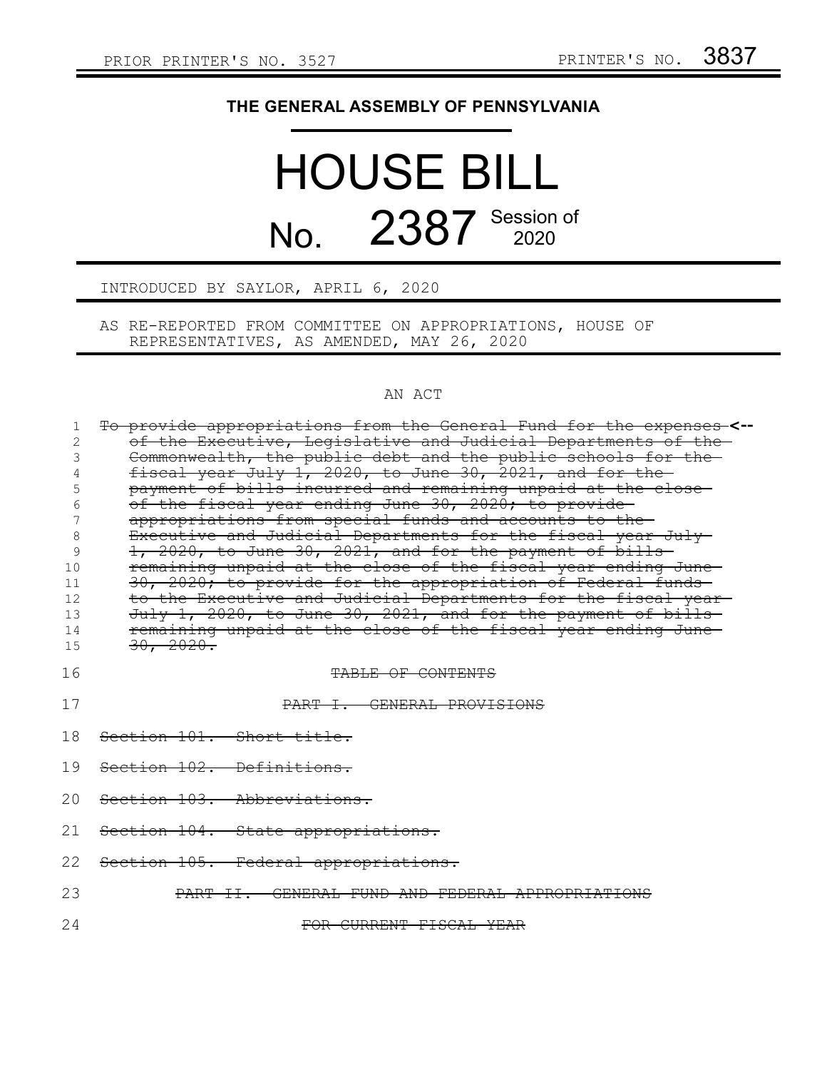PRIOR PRINTER'S NO. 3527 PRINTER'S NO. 3837

**THE GENERAL ASSEMBLY OF PENNSYLVANIA**

# HOUSE BILL
# No. 2387 Session of 2020

INTRODUCED BY SAYLOR, APRIL 6, 2020

AS RE-REPORTED FROM COMMITTEE ON APPROPRIATIONS, HOUSE OF REPRESENTATIVES, AS AMENDED, MAY 26, 2020

AN ACT

~~To provide appropriations from the General Fund for the expenses of the Executive, Legislative and Judicial Departments of the Commonwealth, the public debt and the public schools for the fiscal year July 1, 2020, to June 30, 2021, and for the payment of bills incurred and remaining unpaid at the close of the fiscal year ending June 30, 2020; to provide appropriations from special funds and accounts to the Executive and Judicial Departments for the fiscal year July 1, 2020, to June 30, 2021, and for the payment of bills remaining unpaid at the close of the fiscal year ending June 30, 2020; to provide for the appropriation of Federal funds to the Executive and Judicial Departments for the fiscal year July 1, 2020, to June 30, 2021, and for the payment of bills remaining unpaid at the close of the fiscal year ending June 30, 2020.~~ <--

~~TABLE OF CONTENTS~~

~~PART I. GENERAL PROVISIONS~~

~~Section 101. Short title.~~

~~Section 102. Definitions.~~

~~Section 103. Abbreviations.~~

~~Section 104. State appropriations.~~

~~Section 105. Federal appropriations.~~

~~PART II. GENERAL FUND AND FEDERAL APPROPRIATIONS~~

~~FOR CURRENT FISCAL YEAR~~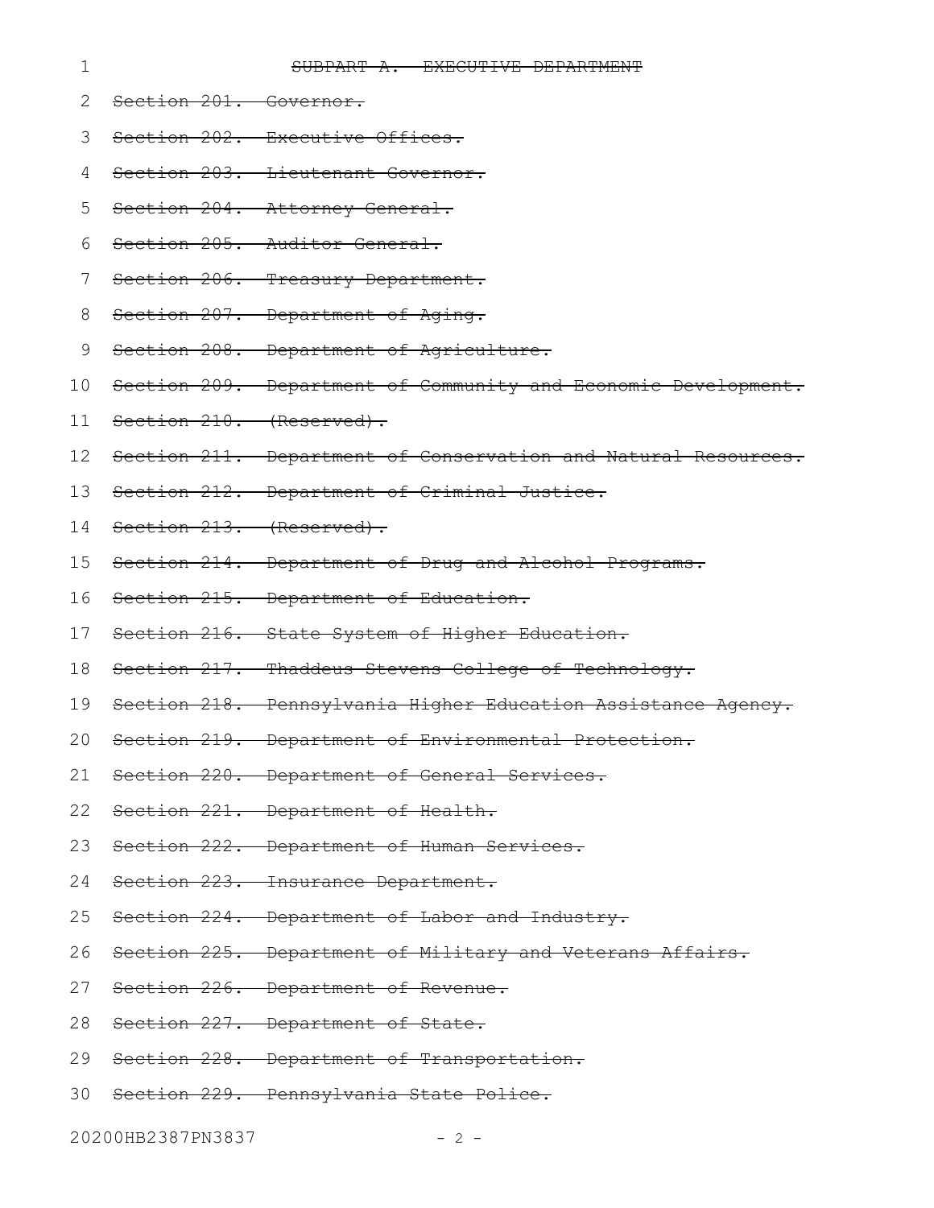~~SUBPART A. EXECUTIVE DEPARTMENT~~

~~Section 201. Governor.~~

~~Section 202. Executive Offices.~~

~~Section 203. Lieutenant Governor.~~

~~Section 204. Attorney General.~~

~~Section 205. Auditor General.~~

~~Section 206. Treasury Department.~~

~~Section 207. Department of Aging.~~

~~Section 208. Department of Agriculture.~~

~~Section 209. Department of Community and Economic Development.~~

~~Section 210. (Reserved).~~

~~Section 211. Department of Conservation and Natural Resources.~~

~~Section 212. Department of Criminal Justice.~~

~~Section 213. (Reserved).~~

~~Section 214. Department of Drug and Alcohol Programs.~~

~~Section 215. Department of Education.~~

~~Section 216. State System of Higher Education.~~

~~Section 217. Thaddeus Stevens College of Technology.~~

~~Section 218. Pennsylvania Higher Education Assistance Agency.~~

~~Section 219. Department of Environmental Protection.~~

~~Section 220. Department of General Services.~~

~~Section 221. Department of Health.~~

~~Section 222. Department of Human Services.~~

~~Section 223. Insurance Department.~~

~~Section 224. Department of Labor and Industry.~~

~~Section 225. Department of Military and Veterans Affairs.~~

~~Section 226. Department of Revenue.~~

~~Section 227. Department of State.~~

~~Section 228. Department of Transportation.~~

~~Section 229. Pennsylvania State Police.~~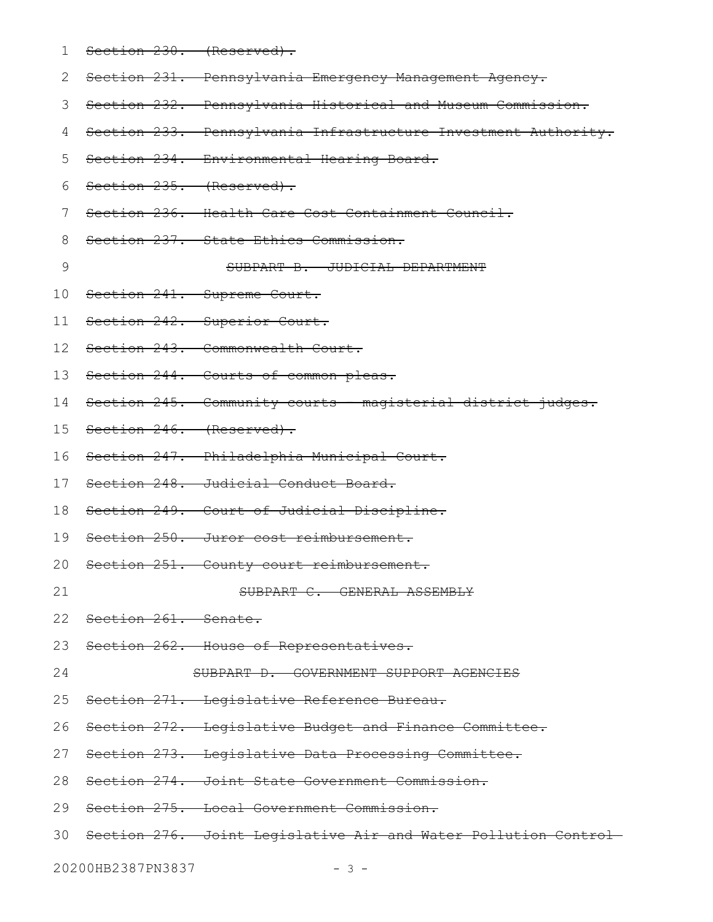~~Section 230. (Reserved).~~

~~Section 231. Pennsylvania Emergency Management Agency.~~

~~Section 232. Pennsylvania Historical and Museum Commission.~~

~~Section 233. Pennsylvania Infrastructure Investment Authority.~~

~~Section 234. Environmental Hearing Board.~~

~~Section 235. (Reserved).~~

~~Section 236. Health Care Cost Containment Council.~~

~~Section 237. State Ethics Commission.~~

~~SUBPART B. JUDICIAL DEPARTMENT~~

~~Section 241. Supreme Court.~~

~~Section 242. Superior Court.~~

~~Section 243. Commonwealth Court.~~

~~Section 244. Courts of common pleas.~~

~~Section 245. Community courts - magisterial district judges.~~

~~Section 246. (Reserved).~~

~~Section 247. Philadelphia Municipal Court.~~

~~Section 248. Judicial Conduct Board.~~

~~Section 249. Court of Judicial Discipline.~~

~~Section 250. Juror cost reimbursement.~~

~~Section 251. County court reimbursement.~~

~~SUBPART C. GENERAL ASSEMBLY~~

~~Section 261. Senate.~~

~~Section 262. House of Representatives.~~

~~SUBPART D. GOVERNMENT SUPPORT AGENCIES~~

~~Section 271. Legislative Reference Bureau.~~

~~Section 272. Legislative Budget and Finance Committee.~~

~~Section 273. Legislative Data Processing Committee.~~

~~Section 274. Joint State Government Commission.~~

~~Section 275. Local Government Commission.~~

~~Section 276. Joint Legislative Air and Water Pollution Control~~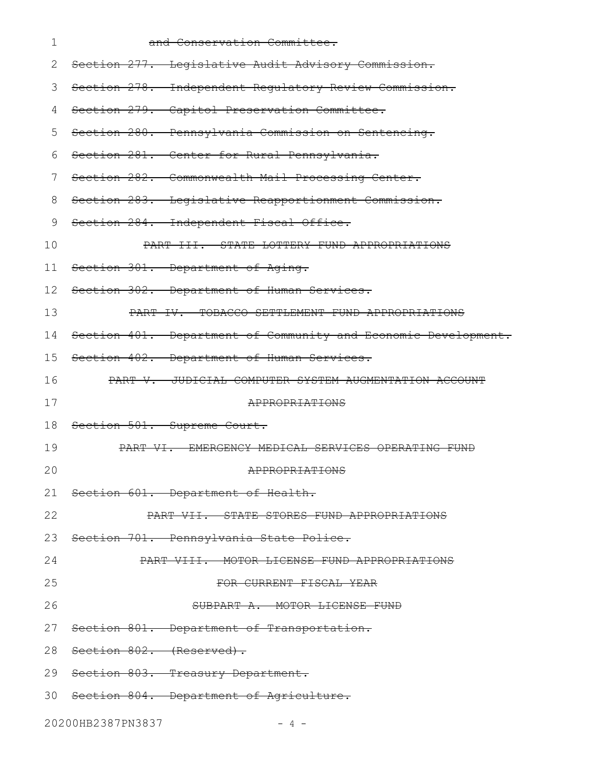~~and Conservation Committee.~~

~~Section 277. Legislative Audit Advisory Commission.~~

~~Section 278. Independent Regulatory Review Commission.~~

~~Section 279. Capitol Preservation Committee.~~

~~Section 280. Pennsylvania Commission on Sentencing.~~

~~Section 281. Center for Rural Pennsylvania.~~

~~Section 282. Commonwealth Mail Processing Center.~~

~~Section 283. Legislative Reapportionment Commission.~~

~~Section 284. Independent Fiscal Office.~~

~~PART III. STATE LOTTERY FUND APPROPRIATIONS~~

~~Section 301. Department of Aging.~~

~~Section 302. Department of Human Services.~~

~~PART IV. TOBACCO SETTLEMENT FUND APPROPRIATIONS~~

~~Section 401. Department of Community and Economic Development.~~

~~Section 402. Department of Human Services.~~

~~PART V. JUDICIAL COMPUTER SYSTEM AUGMENTATION ACCOUNT APPROPRIATIONS~~

~~Section 501. Supreme Court.~~

~~PART VI. EMERGENCY MEDICAL SERVICES OPERATING FUND APPROPRIATIONS~~

~~Section 601. Department of Health.~~

~~PART VII. STATE STORES FUND APPROPRIATIONS~~

~~Section 701. Pennsylvania State Police.~~

~~PART VIII. MOTOR LICENSE FUND APPROPRIATIONS FOR CURRENT FISCAL YEAR~~

~~SUBPART A. MOTOR LICENSE FUND~~

~~Section 801. Department of Transportation.~~

~~Section 802. (Reserved).~~

~~Section 803. Treasury Department.~~

~~Section 804. Department of Agriculture.~~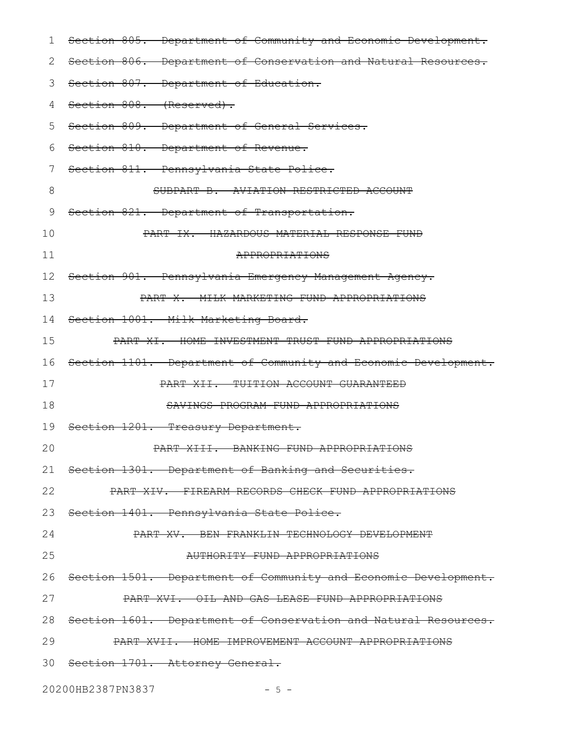~~Section 805. Department of Community and Economic Development.~~

~~Section 806. Department of Conservation and Natural Resources.~~

~~Section 807. Department of Education.~~

~~Section 808. (Reserved).~~

~~Section 809. Department of General Services.~~

~~Section 810. Department of Revenue.~~

~~Section 811. Pennsylvania State Police.~~

~~SUBPART B. AVIATION RESTRICTED ACCOUNT~~

~~Section 821. Department of Transportation.~~

~~PART IX. HAZARDOUS MATERIAL RESPONSE FUND APPROPRIATIONS~~

~~Section 901. Pennsylvania Emergency Management Agency.~~

~~PART X. MILK MARKETING FUND APPROPRIATIONS~~

~~Section 1001. Milk Marketing Board.~~

~~PART XI. HOME INVESTMENT TRUST FUND APPROPRIATIONS~~

~~Section 1101. Department of Community and Economic Development.~~

~~PART XII. TUITION ACCOUNT GUARANTEED SAVINGS PROGRAM FUND APPROPRIATIONS~~

~~Section 1201. Treasury Department.~~

~~PART XIII. BANKING FUND APPROPRIATIONS~~

~~Section 1301. Department of Banking and Securities.~~

~~PART XIV. FIREARM RECORDS CHECK FUND APPROPRIATIONS~~

~~Section 1401. Pennsylvania State Police.~~

~~PART XV. BEN FRANKLIN TECHNOLOGY DEVELOPMENT AUTHORITY FUND APPROPRIATIONS~~

~~Section 1501. Department of Community and Economic Development.~~

~~PART XVI. OIL AND GAS LEASE FUND APPROPRIATIONS~~

~~Section 1601. Department of Conservation and Natural Resources.~~

~~PART XVII. HOME IMPROVEMENT ACCOUNT APPROPRIATIONS~~

~~Section 1701. Attorney General.~~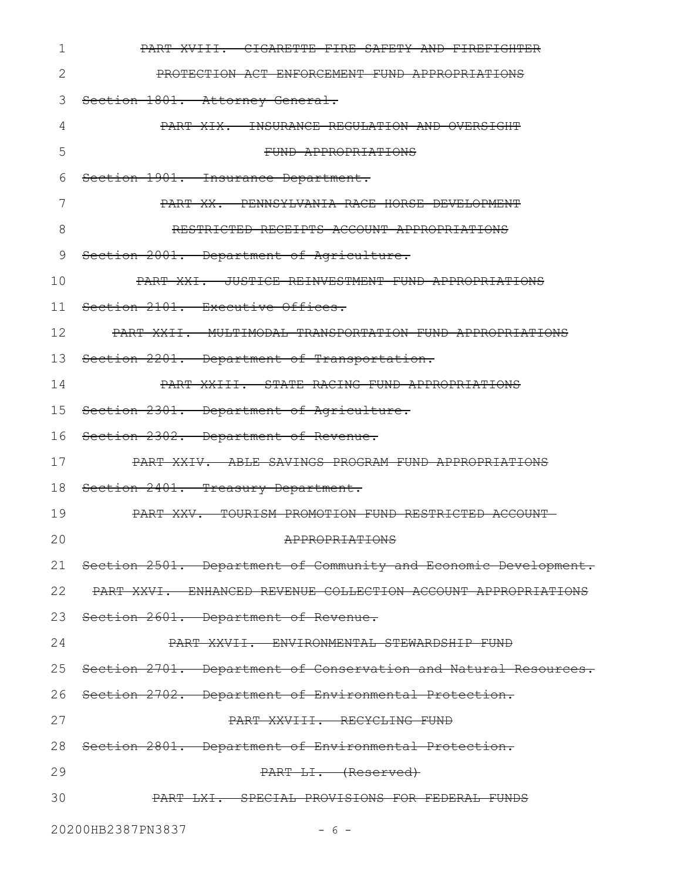~~PART XVIII. CIGARETTE FIRE SAFETY AND FIREFIGHTER PROTECTION ACT ENFORCEMENT FUND APPROPRIATIONS~~

~~Section 1801. Attorney General.~~

~~PART XIX. INSURANCE REGULATION AND OVERSIGHT FUND APPROPRIATIONS~~

~~Section 1901. Insurance Department.~~

~~PART XX. PENNSYLVANIA RACE HORSE DEVELOPMENT RESTRICTED RECEIPTS ACCOUNT APPROPRIATIONS~~

~~Section 2001. Department of Agriculture.~~

~~PART XXI. JUSTICE REINVESTMENT FUND APPROPRIATIONS~~

~~Section 2101. Executive Offices.~~

~~PART XXII. MULTIMODAL TRANSPORTATION FUND APPROPRIATIONS~~

~~Section 2201. Department of Transportation.~~

~~PART XXIII. STATE RACING FUND APPROPRIATIONS~~

~~Section 2301. Department of Agriculture.~~

~~Section 2302. Department of Revenue.~~

~~PART XXIV. ABLE SAVINGS PROGRAM FUND APPROPRIATIONS~~

~~Section 2401. Treasury Department.~~

~~PART XXV. TOURISM PROMOTION FUND RESTRICTED ACCOUNT APPROPRIATIONS~~

~~Section 2501. Department of Community and Economic Development.~~

~~PART XXVI. ENHANCED REVENUE COLLECTION ACCOUNT APPROPRIATIONS~~

~~Section 2601. Department of Revenue.~~

~~PART XXVII. ENVIRONMENTAL STEWARDSHIP FUND~~

~~Section 2701. Department of Conservation and Natural Resources.~~

~~Section 2702. Department of Environmental Protection.~~

~~PART XXVIII. RECYCLING FUND~~

~~Section 2801. Department of Environmental Protection.~~

~~PART LI. (Reserved)~~

~~PART LXI. SPECIAL PROVISIONS FOR FEDERAL FUNDS~~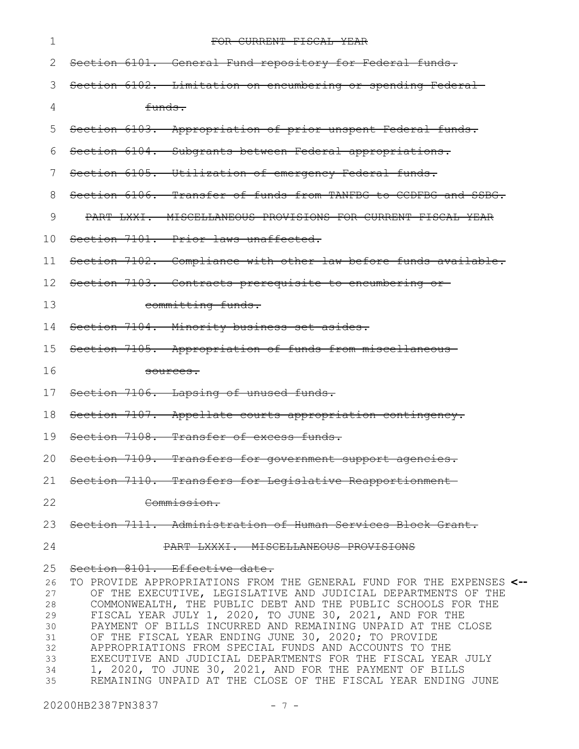~~FOR CURRENT FISCAL YEAR~~

~~Section 6101. General Fund repository for Federal funds.~~

~~Section 6102. Limitation on encumbering or spending Federal funds.~~

~~Section 6103. Appropriation of prior unspent Federal funds.~~

~~Section 6104. Subgrants between Federal appropriations.~~

~~Section 6105. Utilization of emergency Federal funds.~~

~~Section 6106. Transfer of funds from TANFBG to CCDFBG and SSBG.~~

~~PART LXXI. MISCELLANEOUS PROVISIONS FOR CURRENT FISCAL YEAR~~

~~Section 7101. Prior laws unaffected.~~

~~Section 7102. Compliance with other law before funds available.~~

~~Section 7103. Contracts prerequisite to encumbering or committing funds.~~

~~Section 7104. Minority business set asides.~~

~~Section 7105. Appropriation of funds from miscellaneous sources.~~

~~Section 7106. Lapsing of unused funds.~~

~~Section 7107. Appellate courts appropriation contingency.~~

~~Section 7108. Transfer of excess funds.~~

~~Section 7109. Transfers for government support agencies.~~

~~Section 7110. Transfers for Legislative Reapportionment Commission.~~

~~Section 7111. Administration of Human Services Block Grant.~~

~~PART LXXXI. MISCELLANEOUS PROVISIONS~~

~~Section 8101. Effective date.~~

TO PROVIDE APPROPRIATIONS FROM THE GENERAL FUND FOR THE EXPENSES OF THE EXECUTIVE, LEGISLATIVE AND JUDICIAL DEPARTMENTS OF THE COMMONWEALTH, THE PUBLIC DEBT AND THE PUBLIC SCHOOLS FOR THE FISCAL YEAR JULY 1, 2020, TO JUNE 30, 2021, AND FOR THE PAYMENT OF BILLS INCURRED AND REMAINING UNPAID AT THE CLOSE OF THE FISCAL YEAR ENDING JUNE 30, 2020; TO PROVIDE APPROPRIATIONS FROM SPECIAL FUNDS AND ACCOUNTS TO THE EXECUTIVE AND JUDICIAL DEPARTMENTS FOR THE FISCAL YEAR JULY 1, 2020, TO JUNE 30, 2021, AND FOR THE PAYMENT OF BILLS REMAINING UNPAID AT THE CLOSE OF THE FISCAL YEAR ENDING JUNE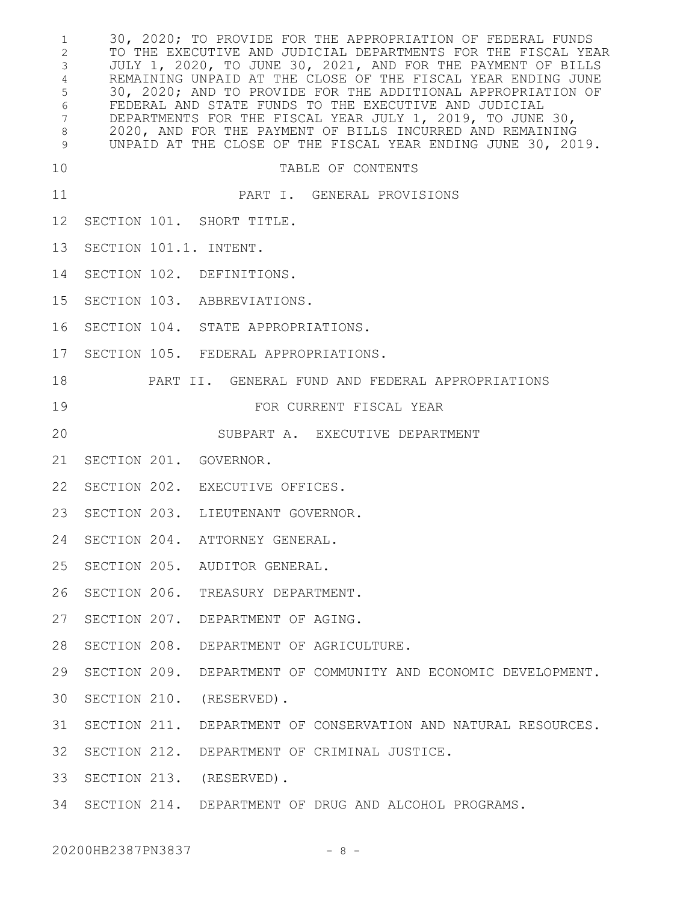30, 2020; TO PROVIDE FOR THE APPROPRIATION OF FEDERAL FUNDS TO THE EXECUTIVE AND JUDICIAL DEPARTMENTS FOR THE FISCAL YEAR JULY 1, 2020, TO JUNE 30, 2021, AND FOR THE PAYMENT OF BILLS REMAINING UNPAID AT THE CLOSE OF THE FISCAL YEAR ENDING JUNE 30, 2020; AND TO PROVIDE FOR THE ADDITIONAL APPROPRIATION OF FEDERAL AND STATE FUNDS TO THE EXECUTIVE AND JUDICIAL DEPARTMENTS FOR THE FISCAL YEAR JULY 1, 2019, TO JUNE 30, 2020, AND FOR THE PAYMENT OF BILLS INCURRED AND REMAINING UNPAID AT THE CLOSE OF THE FISCAL YEAR ENDING JUNE 30, 2019.

TABLE OF CONTENTS

PART I. GENERAL PROVISIONS

SECTION 101. SHORT TITLE.

SECTION 101.1. INTENT.

SECTION 102. DEFINITIONS.

SECTION 103. ABBREVIATIONS.

SECTION 104. STATE APPROPRIATIONS.

SECTION 105. FEDERAL APPROPRIATIONS.

PART II. GENERAL FUND AND FEDERAL APPROPRIATIONS FOR CURRENT FISCAL YEAR

SUBPART A. EXECUTIVE DEPARTMENT

SECTION 201. GOVERNOR.

SECTION 202. EXECUTIVE OFFICES.

SECTION 203. LIEUTENANT GOVERNOR.

SECTION 204. ATTORNEY GENERAL.

SECTION 205. AUDITOR GENERAL.

SECTION 206. TREASURY DEPARTMENT.

SECTION 207. DEPARTMENT OF AGING.

SECTION 208. DEPARTMENT OF AGRICULTURE.

SECTION 209. DEPARTMENT OF COMMUNITY AND ECONOMIC DEVELOPMENT.

SECTION 210. (RESERVED).

SECTION 211. DEPARTMENT OF CONSERVATION AND NATURAL RESOURCES.

SECTION 212. DEPARTMENT OF CRIMINAL JUSTICE.

SECTION 213. (RESERVED).

SECTION 214. DEPARTMENT OF DRUG AND ALCOHOL PROGRAMS.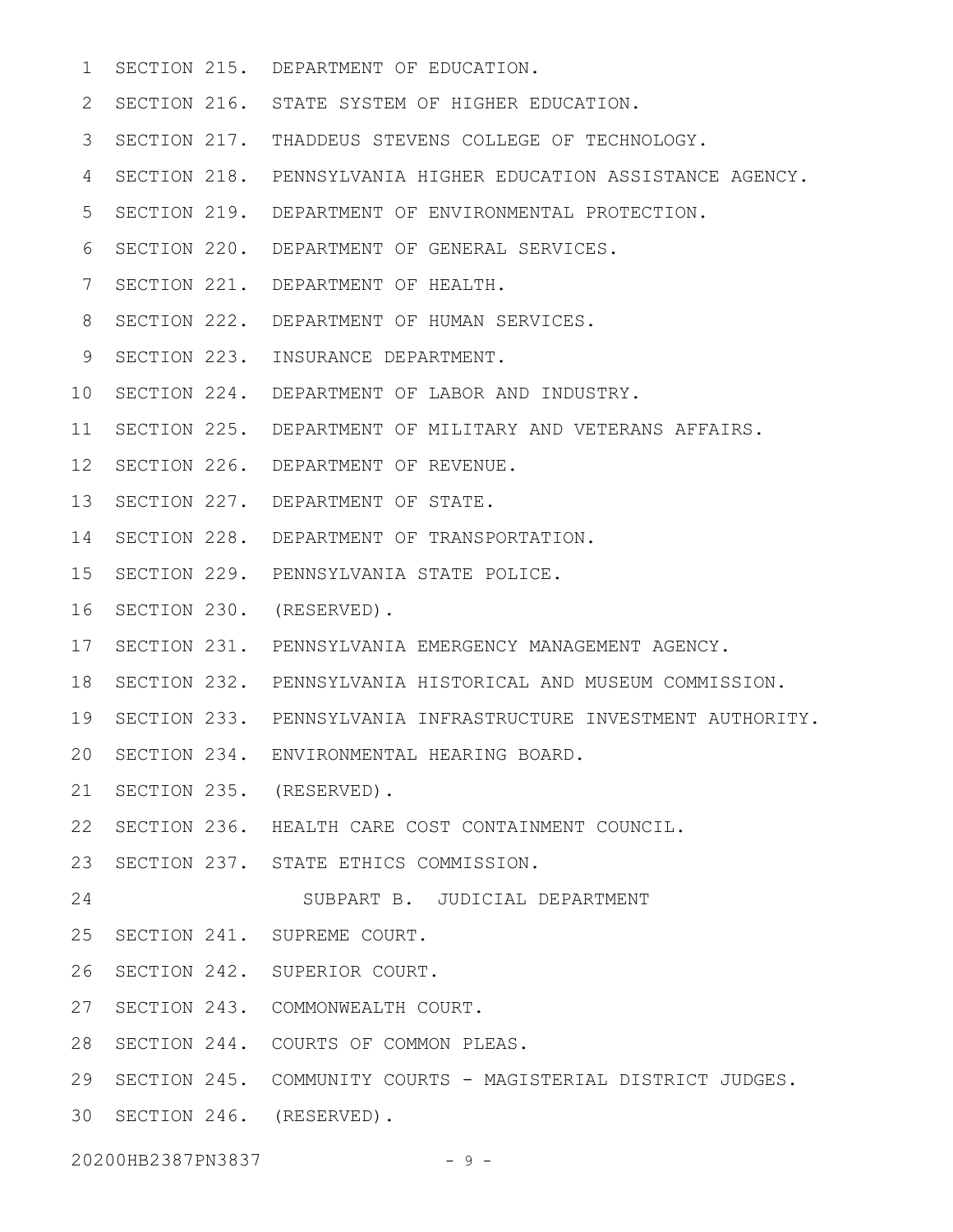SECTION 215. DEPARTMENT OF EDUCATION.

SECTION 216. STATE SYSTEM OF HIGHER EDUCATION.

SECTION 217. THADDEUS STEVENS COLLEGE OF TECHNOLOGY.

SECTION 218. PENNSYLVANIA HIGHER EDUCATION ASSISTANCE AGENCY.

SECTION 219. DEPARTMENT OF ENVIRONMENTAL PROTECTION.

SECTION 220. DEPARTMENT OF GENERAL SERVICES.

SECTION 221. DEPARTMENT OF HEALTH.

SECTION 222. DEPARTMENT OF HUMAN SERVICES.

SECTION 223. INSURANCE DEPARTMENT.

SECTION 224. DEPARTMENT OF LABOR AND INDUSTRY.

SECTION 225. DEPARTMENT OF MILITARY AND VETERANS AFFAIRS.

SECTION 226. DEPARTMENT OF REVENUE.

SECTION 227. DEPARTMENT OF STATE.

SECTION 228. DEPARTMENT OF TRANSPORTATION.

SECTION 229. PENNSYLVANIA STATE POLICE.

SECTION 230. (RESERVED).

SECTION 231. PENNSYLVANIA EMERGENCY MANAGEMENT AGENCY.

SECTION 232. PENNSYLVANIA HISTORICAL AND MUSEUM COMMISSION.

SECTION 233. PENNSYLVANIA INFRASTRUCTURE INVESTMENT AUTHORITY.

SECTION 234. ENVIRONMENTAL HEARING BOARD.

SECTION 235. (RESERVED).

SECTION 236. HEALTH CARE COST CONTAINMENT COUNCIL.

SECTION 237. STATE ETHICS COMMISSION.

SUBPART B. JUDICIAL DEPARTMENT

SECTION 241. SUPREME COURT.

SECTION 242. SUPERIOR COURT.

SECTION 243. COMMONWEALTH COURT.

SECTION 244. COURTS OF COMMON PLEAS.

SECTION 245. COMMUNITY COURTS - MAGISTERIAL DISTRICT JUDGES.

SECTION 246. (RESERVED).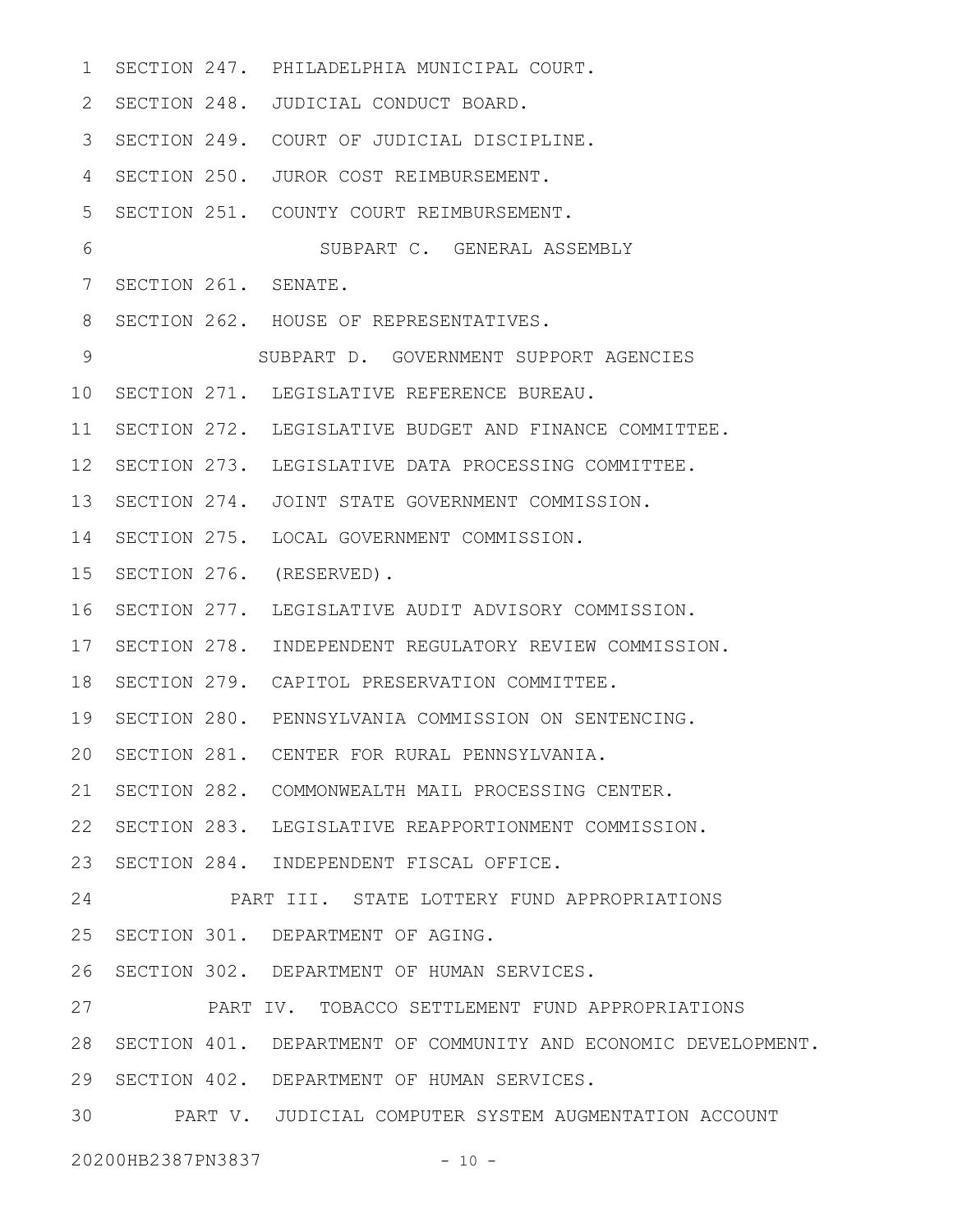SECTION 247. PHILADELPHIA MUNICIPAL COURT.

SECTION 248. JUDICIAL CONDUCT BOARD.

SECTION 249. COURT OF JUDICIAL DISCIPLINE.

SECTION 250. JUROR COST REIMBURSEMENT.

SECTION 251. COUNTY COURT REIMBURSEMENT.

SUBPART C. GENERAL ASSEMBLY

SECTION 261. SENATE.

SECTION 262. HOUSE OF REPRESENTATIVES.

SUBPART D. GOVERNMENT SUPPORT AGENCIES

SECTION 271. LEGISLATIVE REFERENCE BUREAU.

SECTION 272. LEGISLATIVE BUDGET AND FINANCE COMMITTEE.

SECTION 273. LEGISLATIVE DATA PROCESSING COMMITTEE.

SECTION 274. JOINT STATE GOVERNMENT COMMISSION.

SECTION 275. LOCAL GOVERNMENT COMMISSION.

SECTION 276. (RESERVED).

SECTION 277. LEGISLATIVE AUDIT ADVISORY COMMISSION.

SECTION 278. INDEPENDENT REGULATORY REVIEW COMMISSION.

SECTION 279. CAPITOL PRESERVATION COMMITTEE.

SECTION 280. PENNSYLVANIA COMMISSION ON SENTENCING.

SECTION 281. CENTER FOR RURAL PENNSYLVANIA.

SECTION 282. COMMONWEALTH MAIL PROCESSING CENTER.

SECTION 283. LEGISLATIVE REAPPORTIONMENT COMMISSION.

SECTION 284. INDEPENDENT FISCAL OFFICE.

PART III. STATE LOTTERY FUND APPROPRIATIONS

SECTION 301. DEPARTMENT OF AGING.

SECTION 302. DEPARTMENT OF HUMAN SERVICES.

PART IV. TOBACCO SETTLEMENT FUND APPROPRIATIONS

SECTION 401. DEPARTMENT OF COMMUNITY AND ECONOMIC DEVELOPMENT.

SECTION 402. DEPARTMENT OF HUMAN SERVICES.

PART V. JUDICIAL COMPUTER SYSTEM AUGMENTATION ACCOUNT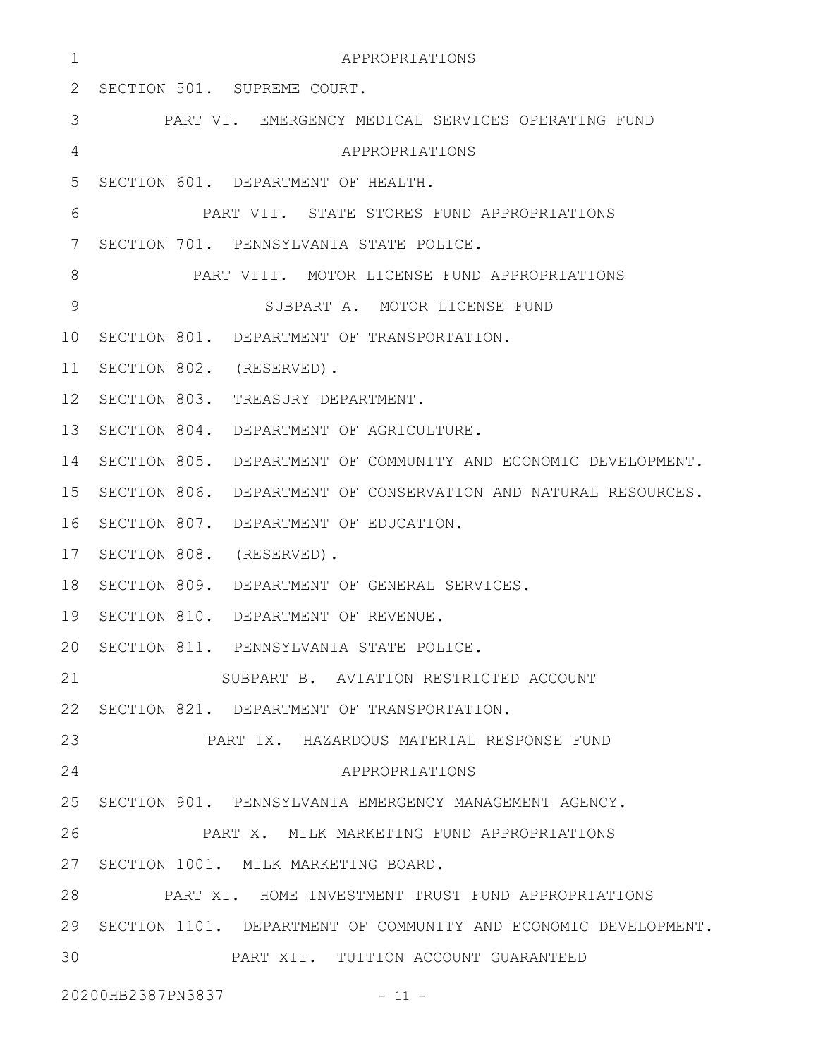APPROPRIATIONS

SECTION 501. SUPREME COURT.

PART VI. EMERGENCY MEDICAL SERVICES OPERATING FUND APPROPRIATIONS

SECTION 601. DEPARTMENT OF HEALTH.

PART VII. STATE STORES FUND APPROPRIATIONS

SECTION 701. PENNSYLVANIA STATE POLICE.

PART VIII. MOTOR LICENSE FUND APPROPRIATIONS

SUBPART A. MOTOR LICENSE FUND

SECTION 801. DEPARTMENT OF TRANSPORTATION.

SECTION 802. (RESERVED).

SECTION 803. TREASURY DEPARTMENT.

SECTION 804. DEPARTMENT OF AGRICULTURE.

SECTION 805. DEPARTMENT OF COMMUNITY AND ECONOMIC DEVELOPMENT.

SECTION 806. DEPARTMENT OF CONSERVATION AND NATURAL RESOURCES.

SECTION 807. DEPARTMENT OF EDUCATION.

SECTION 808. (RESERVED).

SECTION 809. DEPARTMENT OF GENERAL SERVICES.

SECTION 810. DEPARTMENT OF REVENUE.

SECTION 811. PENNSYLVANIA STATE POLICE.

SUBPART B. AVIATION RESTRICTED ACCOUNT

SECTION 821. DEPARTMENT OF TRANSPORTATION.

PART IX. HAZARDOUS MATERIAL RESPONSE FUND APPROPRIATIONS

SECTION 901. PENNSYLVANIA EMERGENCY MANAGEMENT AGENCY.

PART X. MILK MARKETING FUND APPROPRIATIONS

SECTION 1001. MILK MARKETING BOARD.

PART XI. HOME INVESTMENT TRUST FUND APPROPRIATIONS

SECTION 1101. DEPARTMENT OF COMMUNITY AND ECONOMIC DEVELOPMENT.

PART XII. TUITION ACCOUNT GUARANTEED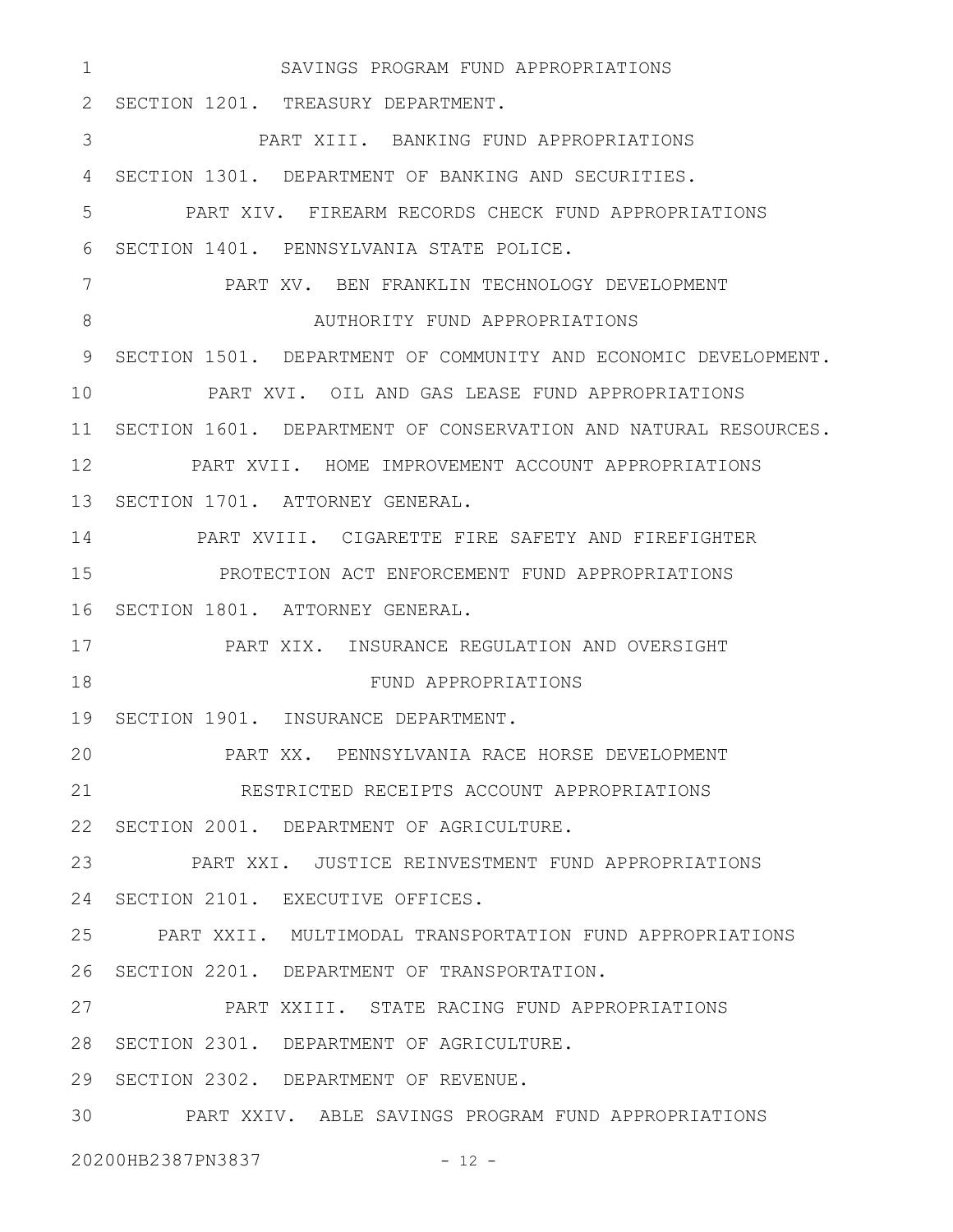SAVINGS PROGRAM FUND APPROPRIATIONS

SECTION 1201. TREASURY DEPARTMENT.

PART XIII. BANKING FUND APPROPRIATIONS

SECTION 1301. DEPARTMENT OF BANKING AND SECURITIES.

PART XIV. FIREARM RECORDS CHECK FUND APPROPRIATIONS

SECTION 1401. PENNSYLVANIA STATE POLICE.

PART XV. BEN FRANKLIN TECHNOLOGY DEVELOPMENT AUTHORITY FUND APPROPRIATIONS

SECTION 1501. DEPARTMENT OF COMMUNITY AND ECONOMIC DEVELOPMENT.

PART XVI. OIL AND GAS LEASE FUND APPROPRIATIONS

SECTION 1601. DEPARTMENT OF CONSERVATION AND NATURAL RESOURCES.

PART XVII. HOME IMPROVEMENT ACCOUNT APPROPRIATIONS

SECTION 1701. ATTORNEY GENERAL.

PART XVIII. CIGARETTE FIRE SAFETY AND FIREFIGHTER PROTECTION ACT ENFORCEMENT FUND APPROPRIATIONS

SECTION 1801. ATTORNEY GENERAL.

PART XIX. INSURANCE REGULATION AND OVERSIGHT FUND APPROPRIATIONS

SECTION 1901. INSURANCE DEPARTMENT.

PART XX. PENNSYLVANIA RACE HORSE DEVELOPMENT RESTRICTED RECEIPTS ACCOUNT APPROPRIATIONS

SECTION 2001. DEPARTMENT OF AGRICULTURE.

PART XXI. JUSTICE REINVESTMENT FUND APPROPRIATIONS

SECTION 2101. EXECUTIVE OFFICES.

PART XXII. MULTIMODAL TRANSPORTATION FUND APPROPRIATIONS

SECTION 2201. DEPARTMENT OF TRANSPORTATION.

PART XXIII. STATE RACING FUND APPROPRIATIONS

SECTION 2301. DEPARTMENT OF AGRICULTURE.

SECTION 2302. DEPARTMENT OF REVENUE.

PART XXIV. ABLE SAVINGS PROGRAM FUND APPROPRIATIONS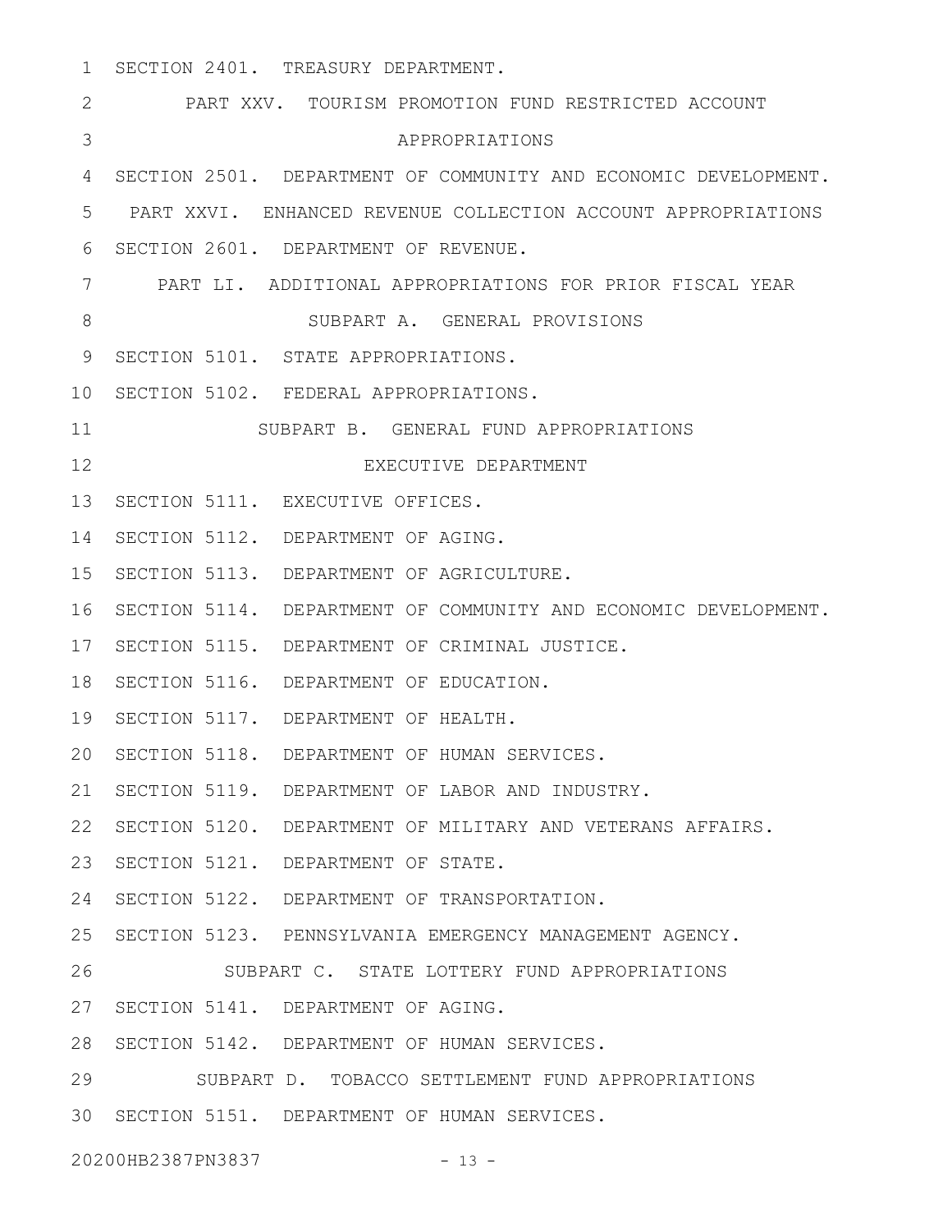SECTION 2401. TREASURY DEPARTMENT.

PART XXV. TOURISM PROMOTION FUND RESTRICTED ACCOUNT APPROPRIATIONS

SECTION 2501. DEPARTMENT OF COMMUNITY AND ECONOMIC DEVELOPMENT.

PART XXVI. ENHANCED REVENUE COLLECTION ACCOUNT APPROPRIATIONS

SECTION 2601. DEPARTMENT OF REVENUE.

PART LI. ADDITIONAL APPROPRIATIONS FOR PRIOR FISCAL YEAR

SUBPART A. GENERAL PROVISIONS

SECTION 5101. STATE APPROPRIATIONS.

SECTION 5102. FEDERAL APPROPRIATIONS.

SUBPART B. GENERAL FUND APPROPRIATIONS

EXECUTIVE DEPARTMENT

SECTION 5111. EXECUTIVE OFFICES.

SECTION 5112. DEPARTMENT OF AGING.

SECTION 5113. DEPARTMENT OF AGRICULTURE.

SECTION 5114. DEPARTMENT OF COMMUNITY AND ECONOMIC DEVELOPMENT.

SECTION 5115. DEPARTMENT OF CRIMINAL JUSTICE.

SECTION 5116. DEPARTMENT OF EDUCATION.

SECTION 5117. DEPARTMENT OF HEALTH.

SECTION 5118. DEPARTMENT OF HUMAN SERVICES.

SECTION 5119. DEPARTMENT OF LABOR AND INDUSTRY.

SECTION 5120. DEPARTMENT OF MILITARY AND VETERANS AFFAIRS.

SECTION 5121. DEPARTMENT OF STATE.

SECTION 5122. DEPARTMENT OF TRANSPORTATION.

SECTION 5123. PENNSYLVANIA EMERGENCY MANAGEMENT AGENCY.

SUBPART C. STATE LOTTERY FUND APPROPRIATIONS

SECTION 5141. DEPARTMENT OF AGING.

SECTION 5142. DEPARTMENT OF HUMAN SERVICES.

SUBPART D. TOBACCO SETTLEMENT FUND APPROPRIATIONS

SECTION 5151. DEPARTMENT OF HUMAN SERVICES.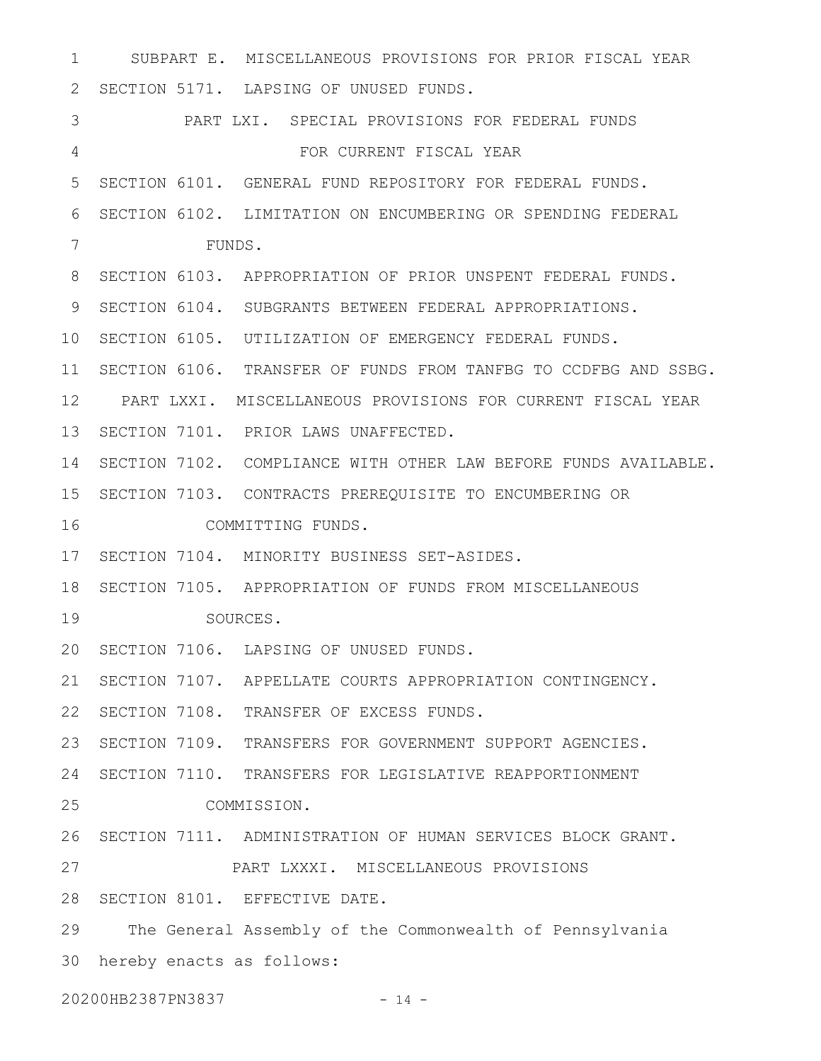SUBPART E. MISCELLANEOUS PROVISIONS FOR PRIOR FISCAL YEAR

SECTION 5171. LAPSING OF UNUSED FUNDS.

PART LXI. SPECIAL PROVISIONS FOR FEDERAL FUNDS FOR CURRENT FISCAL YEAR

SECTION 6101. GENERAL FUND REPOSITORY FOR FEDERAL FUNDS.

SECTION 6102. LIMITATION ON ENCUMBERING OR SPENDING FEDERAL FUNDS.

SECTION 6103. APPROPRIATION OF PRIOR UNSPENT FEDERAL FUNDS.

SECTION 6104. SUBGRANTS BETWEEN FEDERAL APPROPRIATIONS.

SECTION 6105. UTILIZATION OF EMERGENCY FEDERAL FUNDS.

SECTION 6106. TRANSFER OF FUNDS FROM TANFBG TO CCDFBG AND SSBG.

PART LXXI. MISCELLANEOUS PROVISIONS FOR CURRENT FISCAL YEAR

SECTION 7101. PRIOR LAWS UNAFFECTED.

SECTION 7102. COMPLIANCE WITH OTHER LAW BEFORE FUNDS AVAILABLE.

SECTION 7103. CONTRACTS PREREQUISITE TO ENCUMBERING OR COMMITTING FUNDS.

SECTION 7104. MINORITY BUSINESS SET-ASIDES.

SECTION 7105. APPROPRIATION OF FUNDS FROM MISCELLANEOUS SOURCES.

SECTION 7106. LAPSING OF UNUSED FUNDS.

SECTION 7107. APPELLATE COURTS APPROPRIATION CONTINGENCY.

SECTION 7108. TRANSFER OF EXCESS FUNDS.

SECTION 7109. TRANSFERS FOR GOVERNMENT SUPPORT AGENCIES.

SECTION 7110. TRANSFERS FOR LEGISLATIVE REAPPORTIONMENT COMMISSION.

SECTION 7111. ADMINISTRATION OF HUMAN SERVICES BLOCK GRANT.

PART LXXXI. MISCELLANEOUS PROVISIONS

SECTION 8101. EFFECTIVE DATE.

The General Assembly of the Commonwealth of Pennsylvania hereby enacts as follows: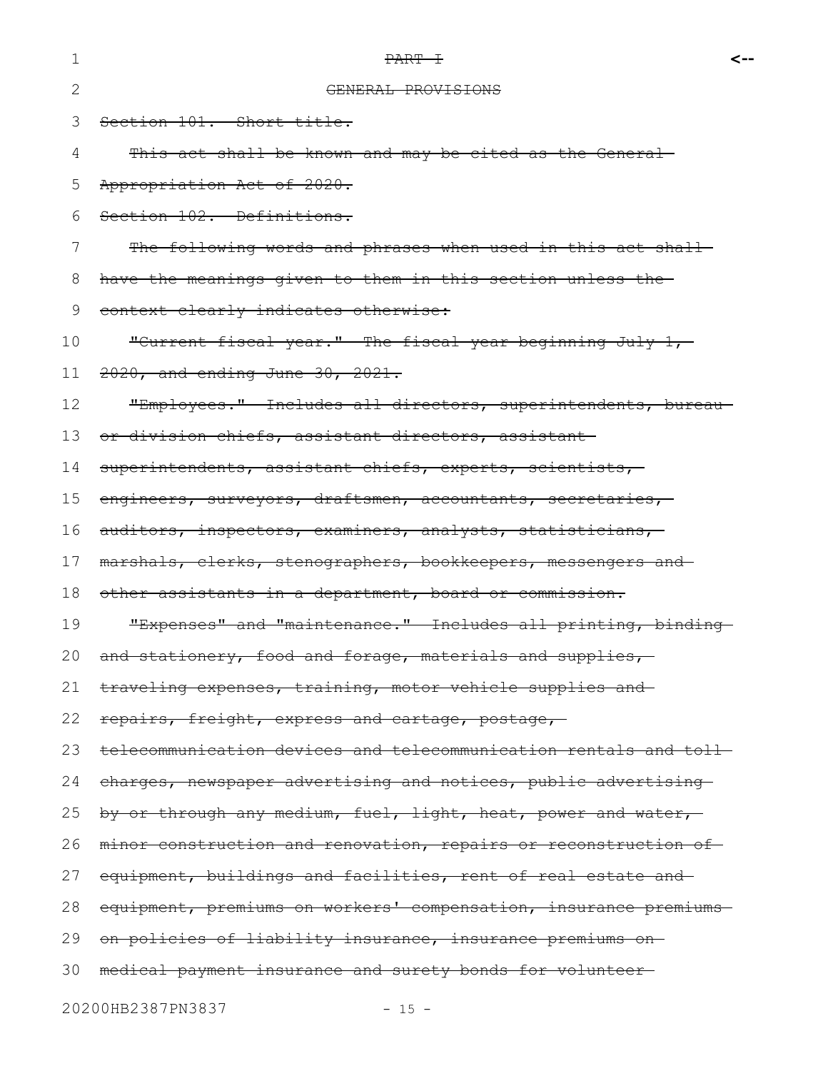~~PART I~~

~~GENERAL PROVISIONS~~

~~Section 101. Short title.~~

~~This act shall be known and may be cited as the General Appropriation Act of 2020.~~

~~Section 102. Definitions.~~

~~The following words and phrases when used in this act shall have the meanings given to them in this section unless the context clearly indicates otherwise:~~

~~"Current fiscal year." The fiscal year beginning July 1, 2020, and ending June 30, 2021.~~

~~"Employees." Includes all directors, superintendents, bureau or division chiefs, assistant directors, assistant superintendents, assistant chiefs, experts, scientists, engineers, surveyors, draftsmen, accountants, secretaries, auditors, inspectors, examiners, analysts, statisticians, marshals, clerks, stenographers, bookkeepers, messengers and other assistants in a department, board or commission.~~

~~"Expenses" and "maintenance." Includes all printing, binding and stationery, food and forage, materials and supplies, traveling expenses, training, motor vehicle supplies and repairs, freight, express and cartage, postage, telecommunication devices and telecommunication rentals and toll charges, newspaper advertising and notices, public advertising by or through any medium, fuel, light, heat, power and water, minor construction and renovation, repairs or reconstruction of equipment, buildings and facilities, rent of real estate and equipment, premiums on workers' compensation, insurance premiums on policies of liability insurance, insurance premiums on medical payment insurance and surety bonds for volunteer~~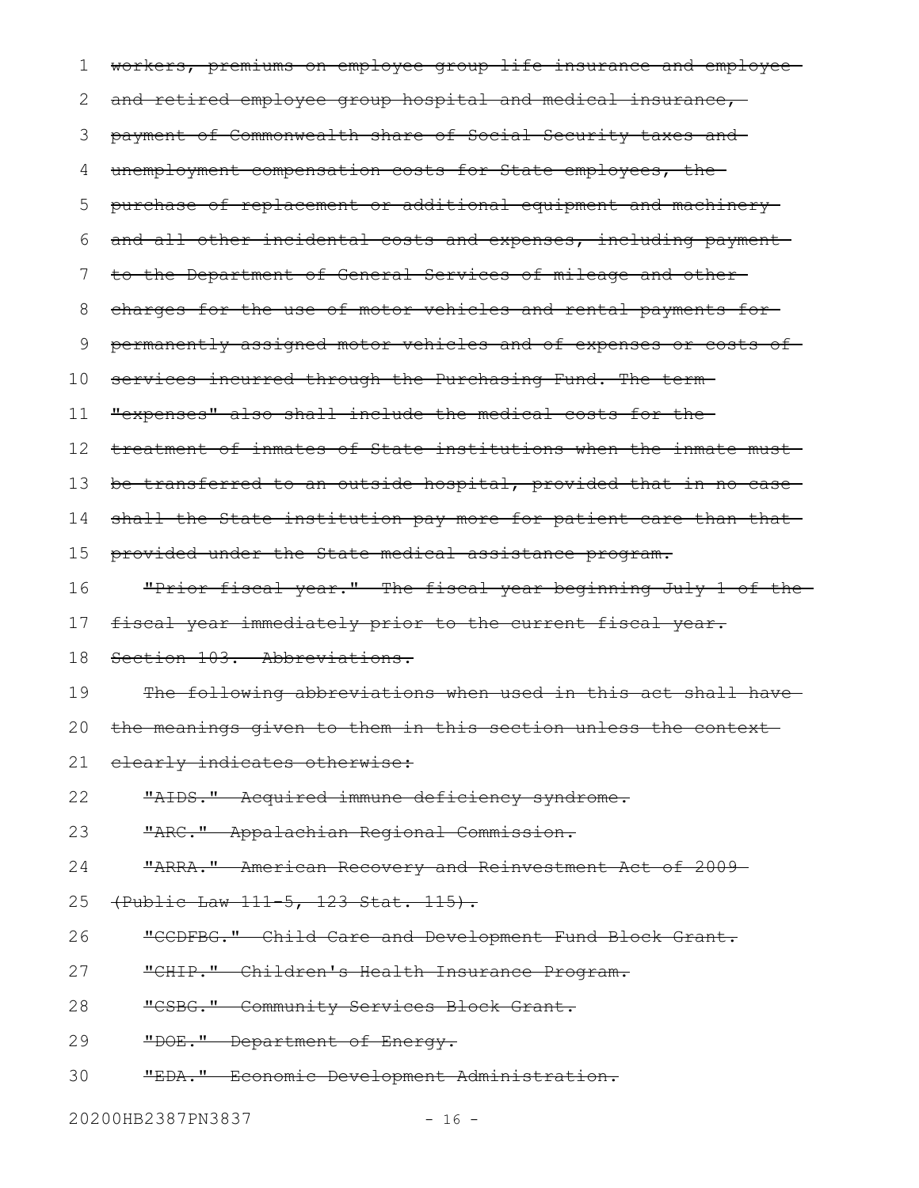workers, premiums on employee group life insurance and employee and retired employee group hospital and medical insurance, payment of Commonwealth share of Social Security taxes and unemployment compensation costs for State employees, the purchase of replacement or additional equipment and machinery and all other incidental costs and expenses, including payment to the Department of General Services of mileage and other charges for the use of motor vehicles and rental payments for permanently assigned motor vehicles and of expenses or costs of services incurred through the Purchasing Fund. The term "expenses" also shall include the medical costs for the treatment of inmates of State institutions when the inmate must be transferred to an outside hospital, provided that in no case shall the State institution pay more for patient care than that provided under the State medical assistance program.

"Prior fiscal year." The fiscal year beginning July 1 of the fiscal year immediately prior to the current fiscal year.

Section 103. Abbreviations.

The following abbreviations when used in this act shall have the meanings given to them in this section unless the context clearly indicates otherwise:

"AIDS." Acquired immune deficiency syndrome.

"ARC." Appalachian Regional Commission.

"ARRA." American Recovery and Reinvestment Act of 2009 (Public Law 111-5, 123 Stat. 115).

"CCDFBG." Child Care and Development Fund Block Grant.

"CHIP." Children's Health Insurance Program.

"CSBG." Community Services Block Grant.

"DOE." Department of Energy.

"EDA." Economic Development Administration.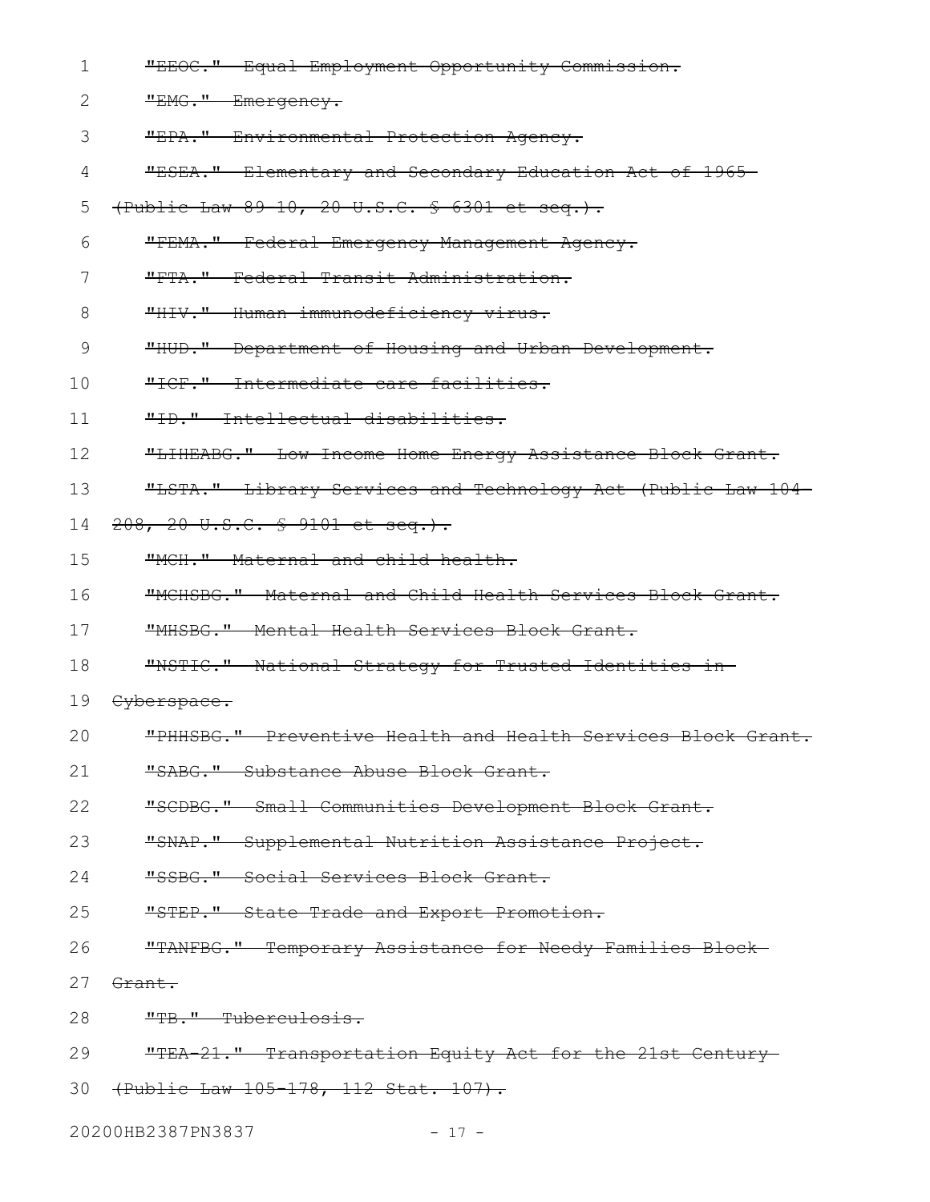~~"EEOC." Equal Employment Opportunity Commission.~~

~~"EMG." Emergency.~~

~~"EPA." Environmental Protection Agency.~~

~~"ESEA." Elementary and Secondary Education Act of 1965 (Public Law 89-10, 20 U.S.C. § 6301 et seq.).~~

~~"FEMA." Federal Emergency Management Agency.~~

~~"FTA." Federal Transit Administration.~~

~~"HIV." Human immunodeficiency virus.~~

~~"HUD." Department of Housing and Urban Development.~~

~~"ICF." Intermediate care facilities.~~

~~"ID." Intellectual disabilities.~~

~~"LIHEABG." Low-Income Home Energy Assistance Block Grant.~~

~~"LSTA." Library Services and Technology Act (Public Law 104-208, 20 U.S.C. § 9101 et seq.).~~

~~"MCH." Maternal and child health.~~

~~"MCHSBG." Maternal and Child Health Services Block Grant.~~

~~"MHSBG." Mental Health Services Block Grant.~~

~~"NSTIC." National Strategy for Trusted Identities in Cyberspace.~~

~~"PHHSBG." Preventive Health and Health Services Block Grant.~~

~~"SABG." Substance Abuse Block Grant.~~

~~"SCDBG." Small Communities Development Block Grant.~~

~~"SNAP." Supplemental Nutrition Assistance Project.~~

~~"SSBG." Social Services Block Grant.~~

~~"STEP." State Trade and Export Promotion.~~

~~"TANFBG." Temporary Assistance for Needy Families Block Grant.~~

~~"TB." Tuberculosis.~~

~~"TEA-21." Transportation Equity Act for the 21st Century (Public Law 105-178, 112 Stat. 107).~~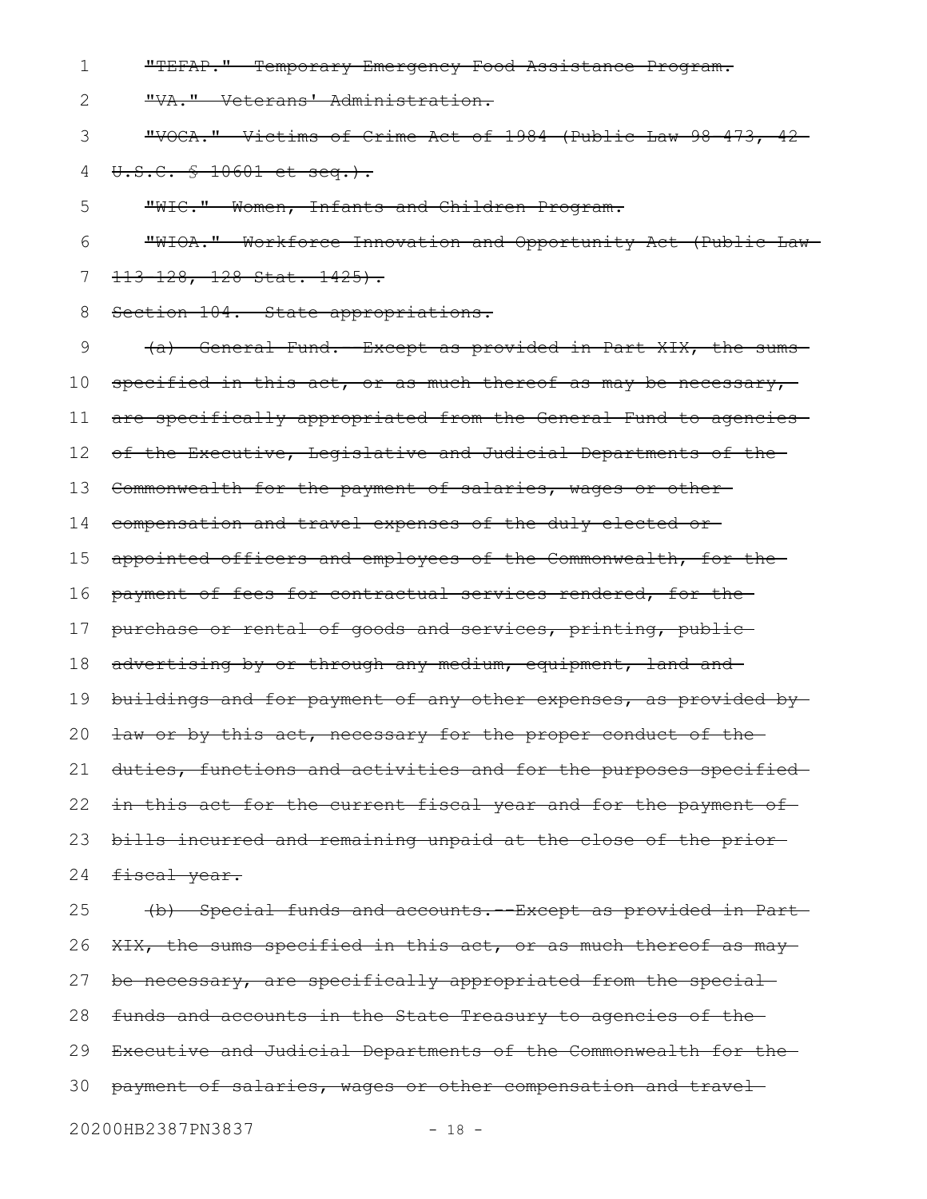"TEFAP." Temporary Emergency Food Assistance Program.

"VA." Veterans' Administration.

"VOCA." Victims of Crime Act of 1984 (Public Law 98-473, 42 U.S.C. § 10601 et seq.).

"WIC." Women, Infants and Children Program.

"WIOA." Workforce Innovation and Opportunity Act (Public Law 113-128, 128 Stat. 1425).

Section 104. State appropriations.

(a) General Fund. Except as provided in Part XIX, the sums specified in this act, or as much thereof as may be necessary, are specifically appropriated from the General Fund to agencies of the Executive, Legislative and Judicial Departments of the Commonwealth for the payment of salaries, wages or other compensation and travel expenses of the duly elected or appointed officers and employees of the Commonwealth, for the payment of fees for contractual services rendered, for the purchase or rental of goods and services, printing, public advertising by or through any medium, equipment, land and buildings and for payment of any other expenses, as provided by law or by this act, necessary for the proper conduct of the duties, functions and activities and for the purposes specified in this act for the current fiscal year and for the payment of bills incurred and remaining unpaid at the close of the prior fiscal year.

(b) Special funds and accounts.--Except as provided in Part XIX, the sums specified in this act, or as much thereof as may be necessary, are specifically appropriated from the special funds and accounts in the State Treasury to agencies of the Executive and Judicial Departments of the Commonwealth for the payment of salaries, wages or other compensation and travel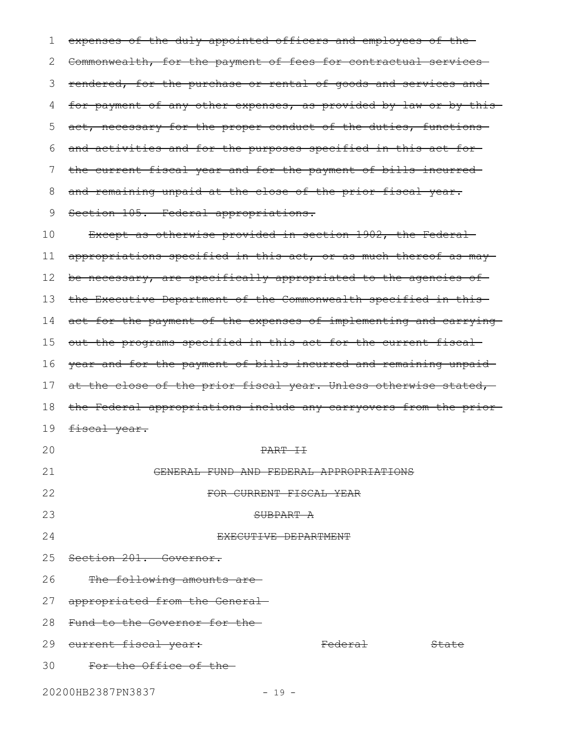~~expenses of the duly appointed officers and employees of the Commonwealth, for the payment of fees for contractual services rendered, for the purchase or rental of goods and services and for payment of any other expenses, as provided by law or by this act, necessary for the proper conduct of the duties, functions and activities and for the purposes specified in this act for the current fiscal year and for the payment of bills incurred and remaining unpaid at the close of the prior fiscal year.~~

~~Section 105. Federal appropriations.~~

~~Except as otherwise provided in section 1902, the Federal appropriations specified in this act, or as much thereof as may be necessary, are specifically appropriated to the agencies of the Executive Department of the Commonwealth specified in this act for the payment of the expenses of implementing and carrying out the programs specified in this act for the current fiscal year and for the payment of bills incurred and remaining unpaid at the close of the prior fiscal year. Unless otherwise stated, the Federal appropriations include any carryovers from the prior fiscal year.~~

~~PART II~~

~~GENERAL FUND AND FEDERAL APPROPRIATIONS~~

~~FOR CURRENT FISCAL YEAR~~

~~SUBPART A~~

~~EXECUTIVE DEPARTMENT~~

~~Section 201. Governor.~~

| ~~The following amounts are appropriated from the General Fund to the Governor for the current fiscal year:~~ | ~~Federal~~ | ~~State~~ |
|---|---|---|
| ~~For the Office of the~~ | | |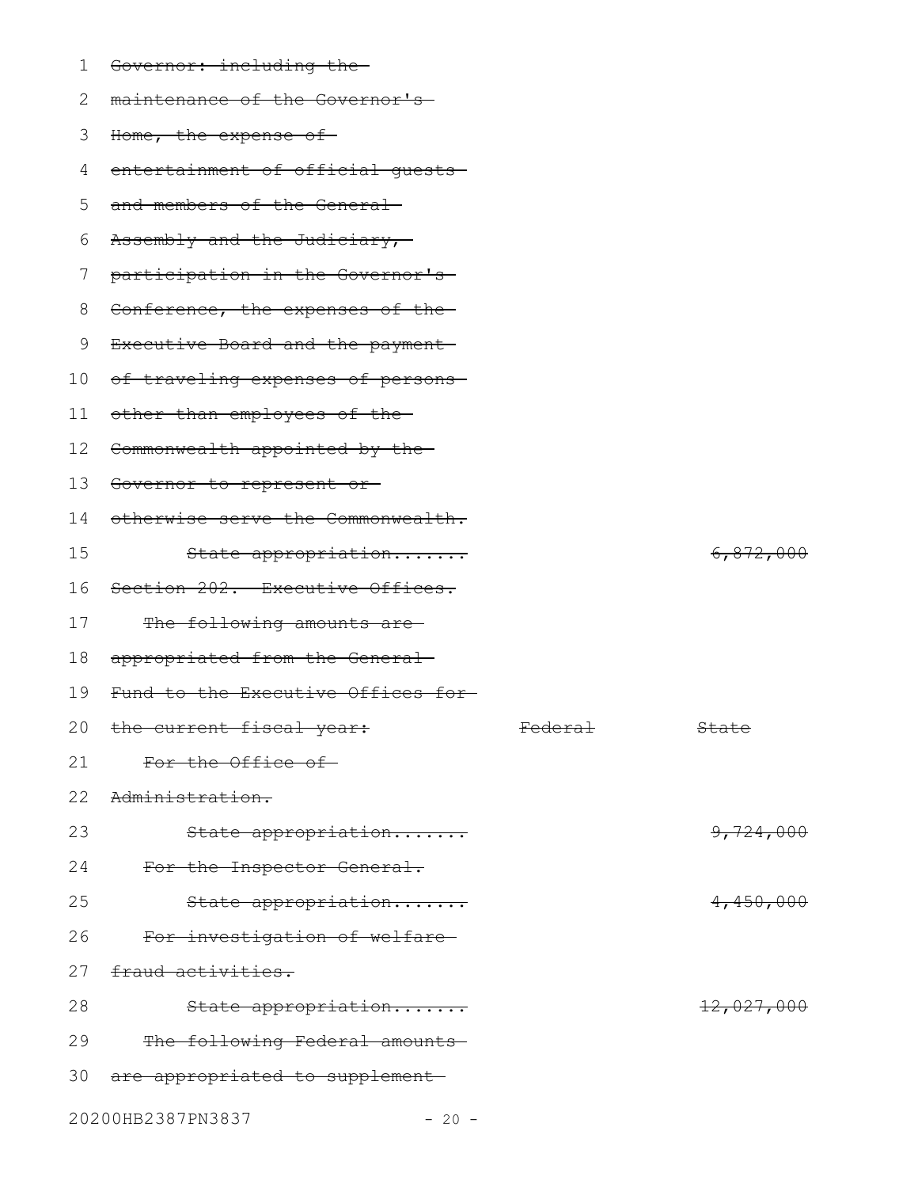~~Governor: including the maintenance of the Governor's Home, the expense of entertainment of official guests and members of the General Assembly and the Judiciary, participation in the Governor's Conference, the expenses of the Executive Board and the payment of traveling expenses of persons other than employees of the Commonwealth appointed by the Governor to represent or otherwise serve the Commonwealth.~~

| | Federal | State |
|---|---|---|
| ~~State appropriation.......~~ | | ~~6,872,000~~ |

~~Section 202. Executive Offices.~~

~~The following amounts are appropriated from the General Fund to the Executive Offices for the current fiscal year:~~

| | ~~Federal~~ | ~~State~~ |
|---|---|---|
| ~~For the Office of Administration.~~ | | |
| ~~State appropriation.......~~ | | ~~9,724,000~~ |
| ~~For the Inspector General.~~ | | |
| ~~State appropriation.......~~ | | ~~4,450,000~~ |
| ~~For investigation of welfare fraud activities.~~ | | |
| ~~State appropriation.......~~ | | ~~12,027,000~~ |

~~The following Federal amounts are appropriated to supplement~~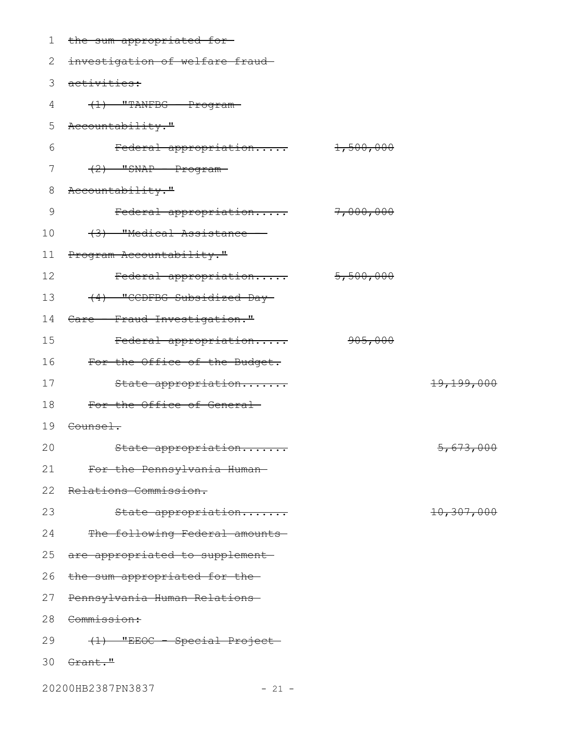~~the sum appropriated for investigation of welfare fraud activities:~~

~~(1) "TANFBG - Program Accountability."~~

~~Federal appropriation..... 1,500,000~~

~~(2) "SNAP - Program Accountability."~~

~~Federal appropriation..... 7,000,000~~

~~(3) "Medical Assistance - Program Accountability."~~

~~Federal appropriation..... 5,500,000~~

~~(4) "CCDFBG Subsidized Day Care - Fraud Investigation."~~

~~Federal appropriation..... 905,000~~

~~For the Office of the Budget.~~

~~State appropriation....... 19,199,000~~

~~For the Office of General Counsel.~~

~~State appropriation....... 5,673,000~~

~~For the Pennsylvania Human Relations Commission.~~

~~State appropriation....... 10,307,000~~

~~The following Federal amounts are appropriated to supplement the sum appropriated for the Pennsylvania Human Relations Commission:~~

~~(1) "EEOC - Special Project Grant."~~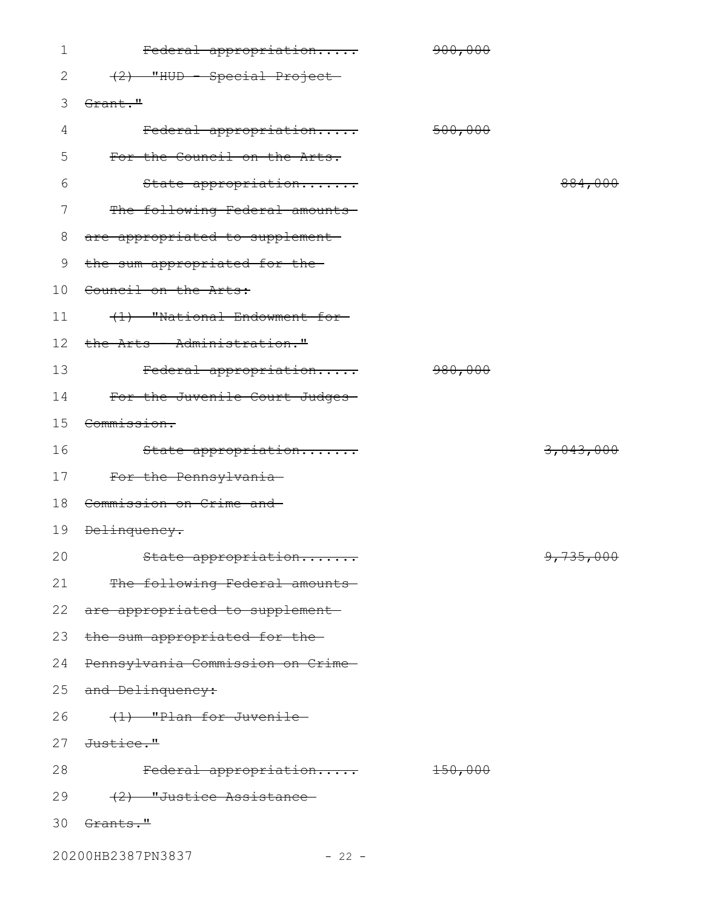~~Federal appropriation.....~~ ~~900,000~~

~~(2) "HUD - Special Project Grant."~~

~~Federal appropriation.....~~ ~~500,000~~

~~For the Council on the Arts.~~

~~State appropriation.......~~ ~~884,000~~

~~The following Federal amounts are appropriated to supplement the sum appropriated for the Council on the Arts:~~

~~(1) "National Endowment for the Arts - Administration."~~

~~Federal appropriation.....~~ ~~980,000~~

~~For the Juvenile Court Judges Commission.~~

~~State appropriation.......~~ ~~3,043,000~~

~~For the Pennsylvania Commission on Crime and Delinquency.~~

~~State appropriation.......~~ ~~9,735,000~~

~~The following Federal amounts are appropriated to supplement the sum appropriated for the Pennsylvania Commission on Crime and Delinquency:~~

~~(1) "Plan for Juvenile Justice."~~

~~Federal appropriation.....~~ ~~150,000~~

~~(2) "Justice Assistance Grants."~~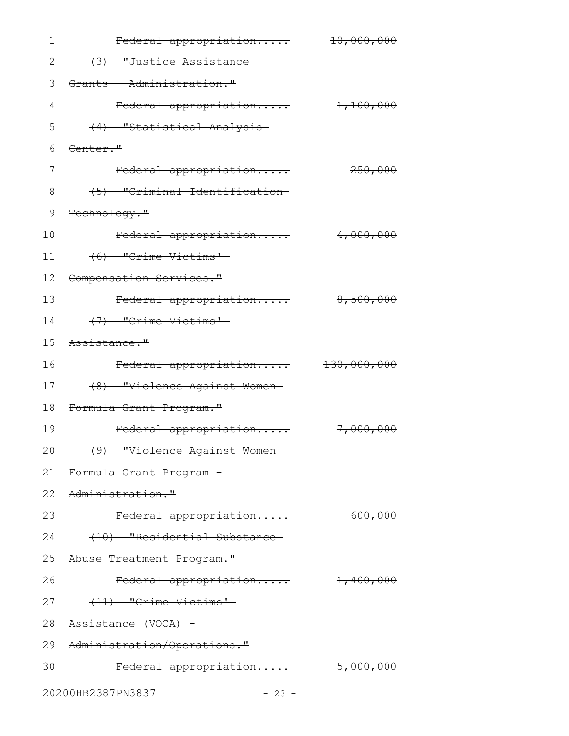~~Federal appropriation..... 10,000,000~~

~~(3) "Justice Assistance Grants - Administration."~~

~~Federal appropriation..... 1,100,000~~

~~(4) "Statistical Analysis Center."~~

~~Federal appropriation..... 250,000~~

~~(5) "Criminal Identification Technology."~~

~~Federal appropriation..... 4,000,000~~

~~(6) "Crime Victims' Compensation Services."~~

~~Federal appropriation..... 8,500,000~~

~~(7) "Crime Victims' Assistance."~~

~~Federal appropriation..... 130,000,000~~

~~(8) "Violence Against Women Formula Grant Program."~~

~~Federal appropriation..... 7,000,000~~

~~(9) "Violence Against Women Formula Grant Program - Administration."~~

~~Federal appropriation..... 600,000~~

~~(10) "Residential Substance Abuse Treatment Program."~~

~~Federal appropriation..... 1,400,000~~

~~(11) "Crime Victims' Assistance (VOCA) - Administration/Operations."~~

~~Federal appropriation..... 5,000,000~~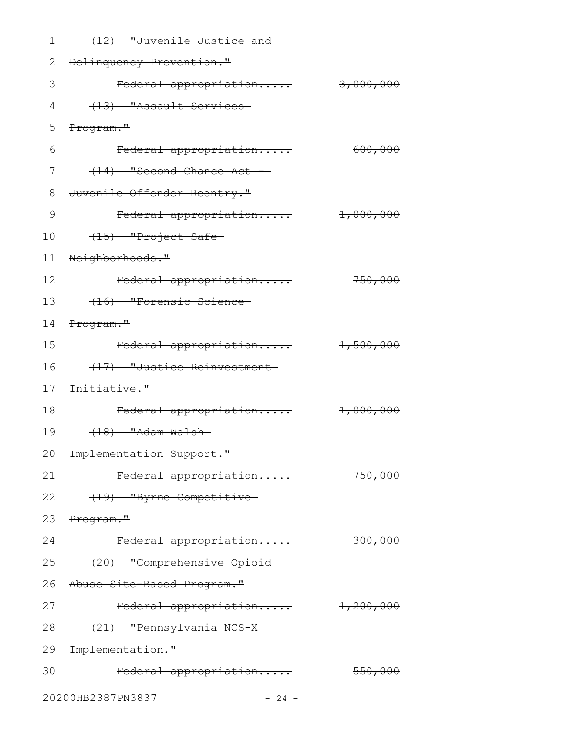~~(12) "Juvenile Justice and Delinquency Prevention."~~

~~Federal appropriation..... 3,000,000~~

~~(13) "Assault Services Program."~~

~~Federal appropriation..... 600,000~~

~~(14) "Second Chance Act - Juvenile Offender Reentry."~~

~~Federal appropriation..... 1,000,000~~

~~(15) "Project Safe Neighborhoods."~~

~~Federal appropriation..... 750,000~~

~~(16) "Forensic Science Program."~~

~~Federal appropriation..... 1,500,000~~

~~(17) "Justice Reinvestment Initiative."~~

~~Federal appropriation..... 1,000,000~~

~~(18) "Adam Walsh Implementation Support."~~

~~Federal appropriation..... 750,000~~

~~(19) "Byrne Competitive Program."~~

~~Federal appropriation..... 300,000~~

~~(20) "Comprehensive Opioid Abuse Site-Based Program."~~

~~Federal appropriation..... 1,200,000~~

~~(21) "Pennsylvania NCS-X Implementation."~~

~~Federal appropriation..... 550,000~~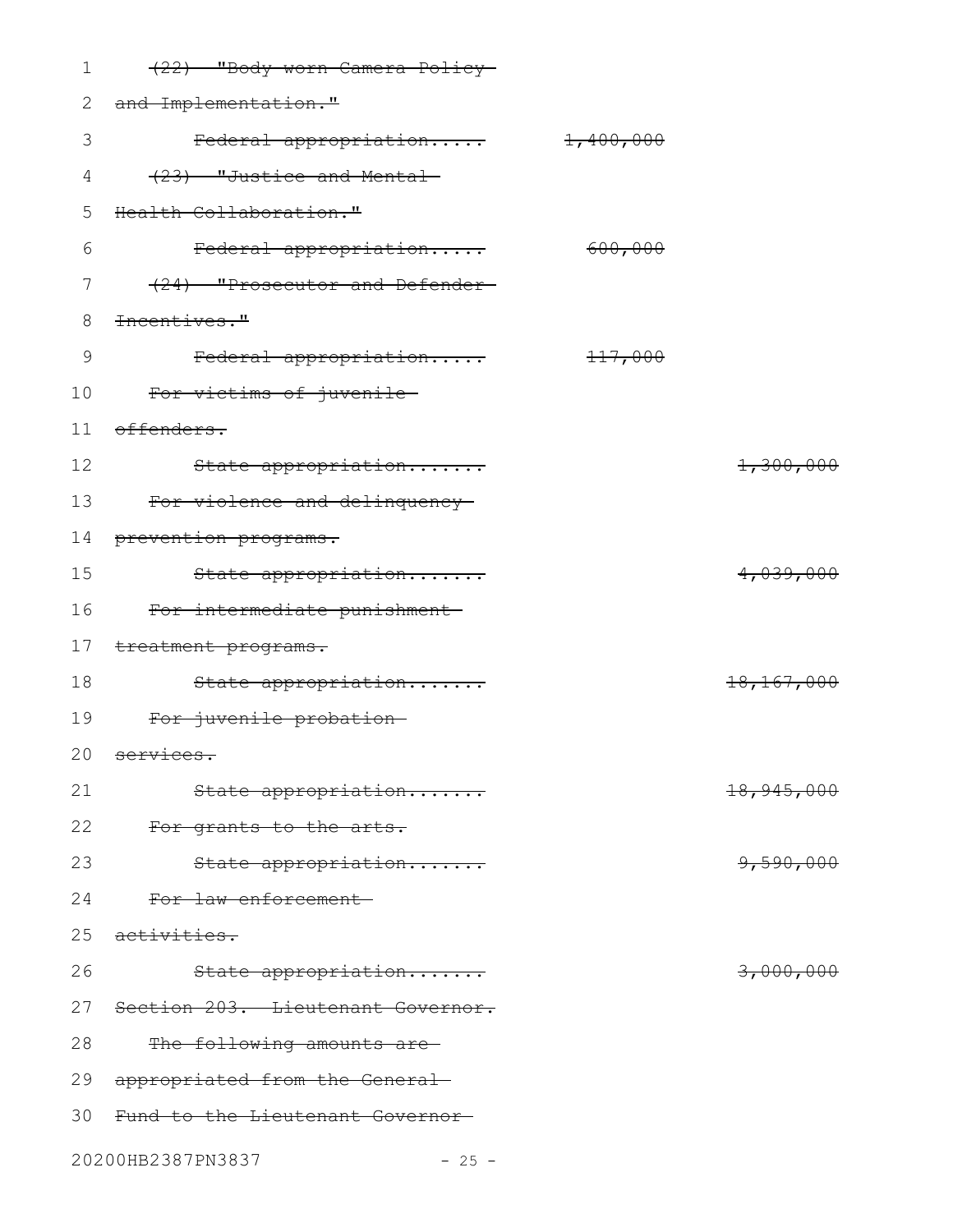~~(22) "Body-worn Camera Policy and Implementation."~~

~~Federal appropriation..... 1,400,000~~

~~(23) "Justice and Mental Health Collaboration."~~

~~Federal appropriation..... 600,000~~

~~(24) "Prosecutor and Defender Incentives."~~

~~Federal appropriation..... 117,000~~

~~For victims of juvenile offenders.~~

~~State appropriation....... 1,300,000~~

~~For violence and delinquency prevention programs.~~

~~State appropriation....... 4,039,000~~

~~For intermediate punishment treatment programs.~~

~~State appropriation....... 18,167,000~~

~~For juvenile probation services.~~

~~State appropriation....... 18,945,000~~

~~For grants to the arts.~~

~~State appropriation....... 9,590,000~~

~~For law enforcement activities.~~

~~State appropriation....... 3,000,000~~

~~Section 203. Lieutenant Governor.~~

~~The following amounts are appropriated from the General Fund to the Lieutenant Governor~~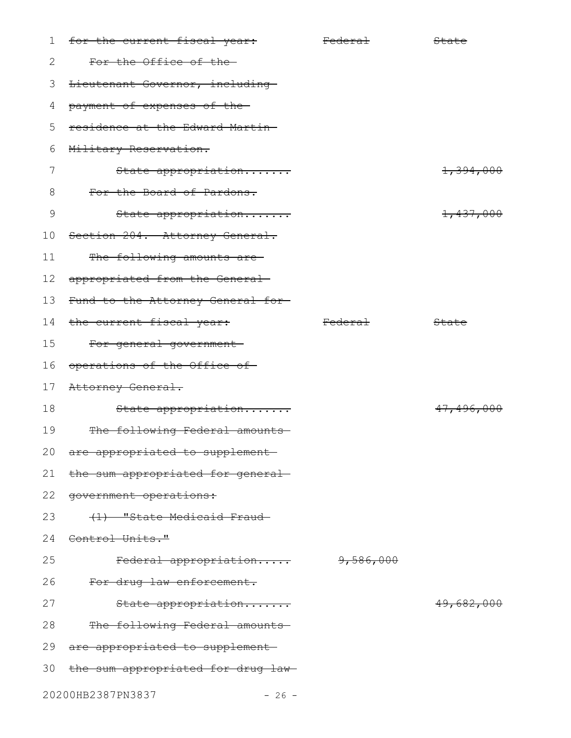~~for the current fiscal year: Federal State~~

~~For the Office of the Lieutenant Governor, including payment of expenses of the residence at the Edward Martin Military Reservation.~~

| | Federal | State |
|---|---|---|
| ~~State appropriation.......~~ | | ~~1,394,000~~ |

~~For the Board of Pardons.~~

| | Federal | State |
|---|---|---|
| ~~State appropriation.......~~ | | ~~1,437,000~~ |

~~Section 204. Attorney General.~~

~~The following amounts are appropriated from the General Fund to the Attorney General for the current fiscal year:~~

| | ~~Federal~~ | ~~State~~ |
|---|---|---|
| ~~For general government operations of the Office of Attorney General.~~ | | |
| ~~State appropriation.......~~ | | ~~47,496,000~~ |
| ~~The following Federal amounts are appropriated to supplement the sum appropriated for general government operations:~~ | | |
| ~~(1) "State Medicaid Fraud Control Units."~~ | | |
| ~~Federal appropriation.....~~ | ~~9,586,000~~ | |
| ~~For drug law enforcement.~~ | | |
| ~~State appropriation.......~~ | | ~~49,682,000~~ |
| ~~The following Federal amounts are appropriated to supplement the sum appropriated for drug law~~ | | |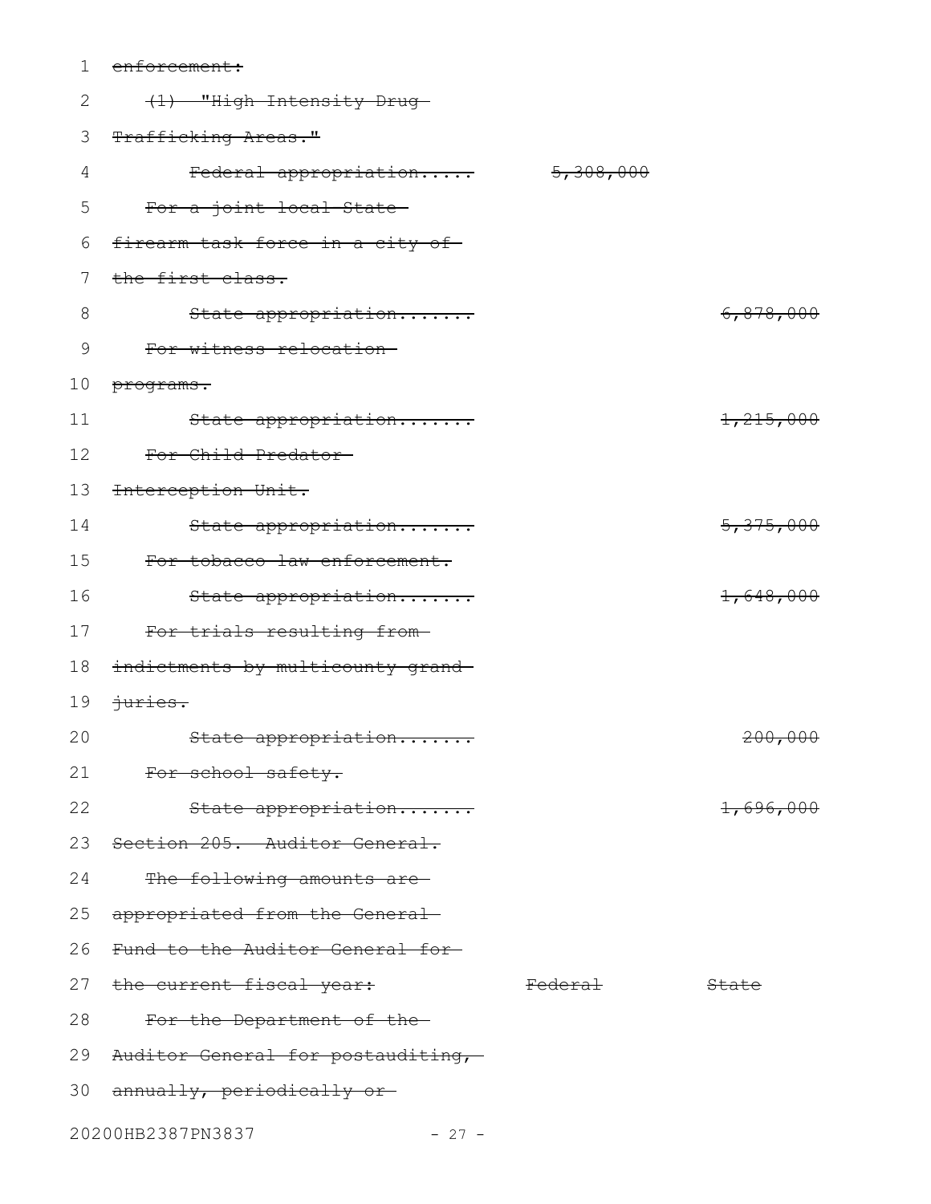~~enforcement:~~

~~(1) "High Intensity Drug Trafficking Areas."~~

| | Federal | State |
|---|---|---|
| ~~Federal appropriation.....~~ | ~~5,308,000~~ | |

~~For a joint local State firearm task force in a city of the first class.~~

| | Federal | State |
|---|---|---|
| ~~State appropriation.......~~ | | ~~6,878,000~~ |

~~For witness relocation programs.~~

| | Federal | State |
|---|---|---|
| ~~State appropriation.......~~ | | ~~1,215,000~~ |

~~For Child Predator Interception Unit.~~

| | Federal | State |
|---|---|---|
| ~~State appropriation.......~~ | | ~~5,375,000~~ |

~~For tobacco law enforcement.~~

| | Federal | State |
|---|---|---|
| ~~State appropriation.......~~ | | ~~1,648,000~~ |

~~For trials resulting from indictments by multicounty grand juries.~~

| | Federal | State |
|---|---|---|
| ~~State appropriation.......~~ | | ~~200,000~~ |

~~For school safety.~~

| | Federal | State |
|---|---|---|
| ~~State appropriation.......~~ | | ~~1,696,000~~ |

~~Section 205. Auditor General.~~

~~The following amounts are appropriated from the General Fund to the Auditor General for the current fiscal year:~~ ~~Federal~~ ~~State~~

~~For the Department of the Auditor General for postauditing, annually, periodically or~~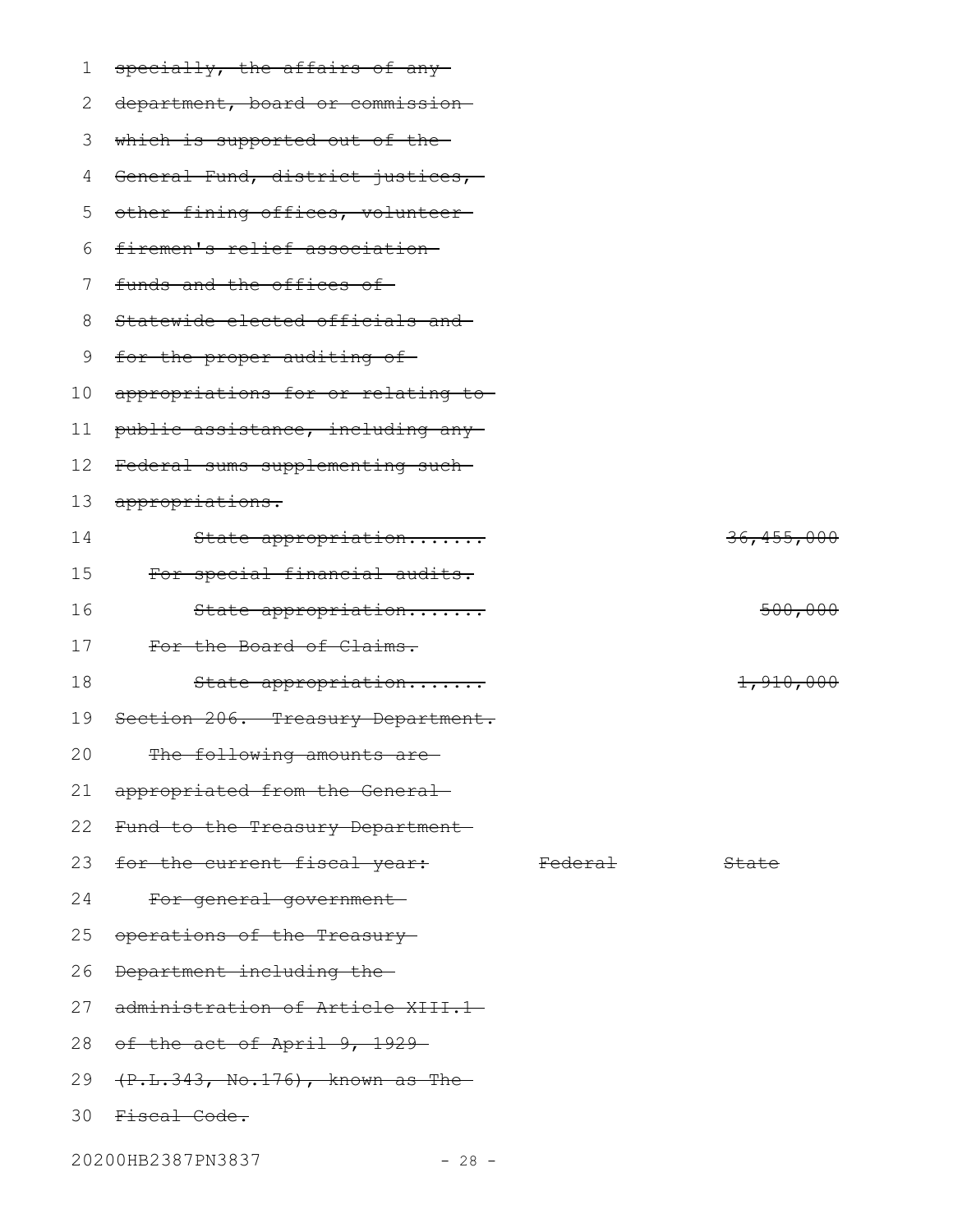~~specially, the affairs of any department, board or commission which is supported out of the General Fund, district justices, other fining offices, volunteer firemen's relief association funds and the offices of Statewide elected officials and for the proper auditing of appropriations for or relating to public assistance, including any Federal sums supplementing such appropriations.~~

| | | |
|---|---|---|
| ~~State appropriation.......~~ | | ~~36,455,000~~ |
| ~~For special financial audits.~~ | | |
| ~~State appropriation.......~~ | | ~~500,000~~ |
| ~~For the Board of Claims.~~ | | |
| ~~State appropriation.......~~ | | ~~1,910,000~~ |

~~Section 206. Treasury Department.~~

| | | |
|---|---|---|
| ~~The following amounts are appropriated from the General Fund to the Treasury Department for the current fiscal year:~~ | ~~Federal~~ | ~~State~~ |

~~For general government operations of the Treasury Department including the administration of Article XIII.1 of the act of April 9, 1929 (P.L.343, No.176), known as The Fiscal Code.~~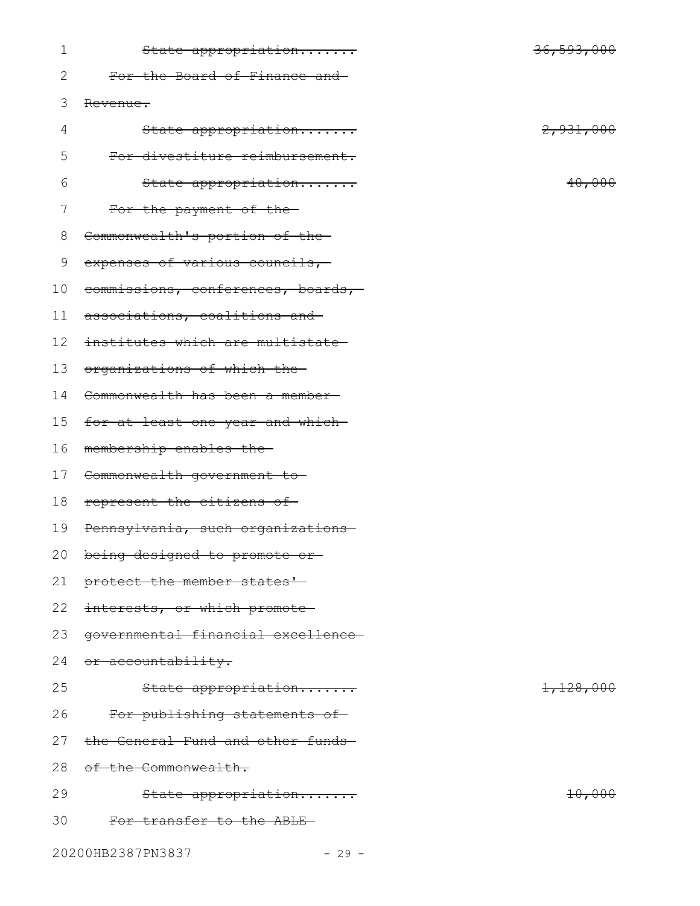~~State appropriation.......~~ ~~36,593,000~~

~~For the Board of Finance and Revenue.~~

~~State appropriation.......~~ ~~2,931,000~~

~~For divestiture reimbursement.~~

~~State appropriation.......~~ ~~40,000~~

~~For the payment of the Commonwealth's portion of the expenses of various councils, commissions, conferences, boards, associations, coalitions and institutes which are multistate organizations of which the Commonwealth has been a member for at least one year and which membership enables the Commonwealth government to represent the citizens of Pennsylvania, such organizations being designed to promote or protect the member states' interests, or which promote governmental financial excellence or accountability.~~

~~State appropriation.......~~ ~~1,128,000~~

~~For publishing statements of the General Fund and other funds of the Commonwealth.~~

~~State appropriation.......~~ ~~10,000~~

~~For transfer to the ABLE~~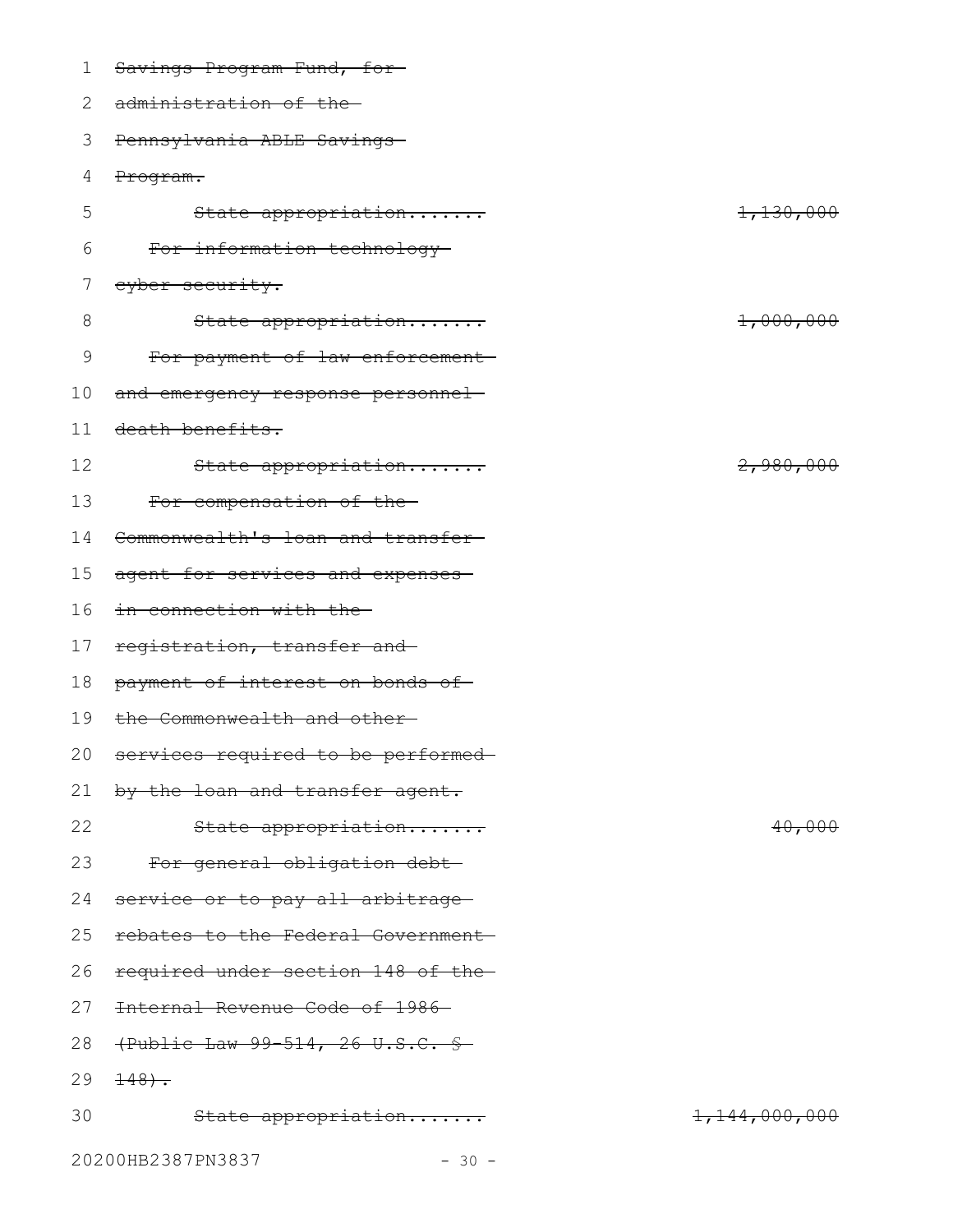~~Savings Program Fund, for administration of the Pennsylvania ABLE Savings Program.~~

~~State appropriation....... 1,130,000~~

~~For information technology cyber security.~~

~~State appropriation....... 1,000,000~~

~~For payment of law enforcement and emergency response personnel death benefits.~~

~~State appropriation....... 2,980,000~~

~~For compensation of the Commonwealth's loan and transfer agent for services and expenses in connection with the registration, transfer and payment of interest on bonds of the Commonwealth and other services required to be performed by the loan and transfer agent.~~

~~State appropriation....... 40,000~~

~~For general obligation debt service or to pay all arbitrage rebates to the Federal Government required under section 148 of the Internal Revenue Code of 1986 (Public Law 99-514, 26 U.S.C. § 148).~~

~~State appropriation....... 1,144,000,000~~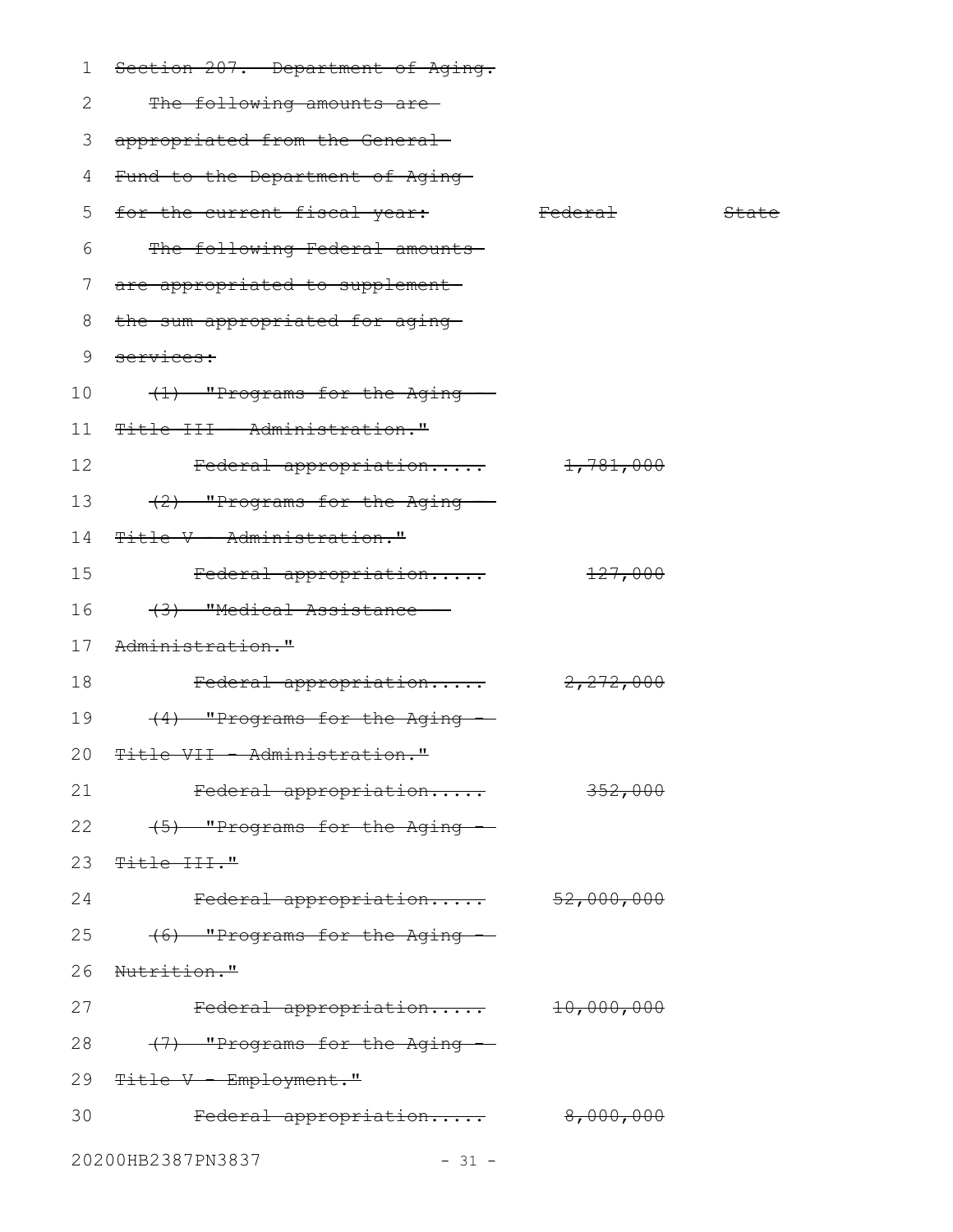~~Section 207. Department of Aging.~~

~~The following amounts are appropriated from the General Fund to the Department of Aging for the current fiscal year:~~

| | ~~Federal~~ | ~~State~~ |
|---|---|---|
| ~~The following Federal amounts are appropriated to supplement the sum appropriated for aging services:~~ | | |
| ~~(1) "Programs for the Aging - Title III - Administration."~~ | | |
| ~~Federal appropriation.....~~ | ~~1,781,000~~ | |
| ~~(2) "Programs for the Aging - Title V - Administration."~~ | | |
| ~~Federal appropriation.....~~ | ~~127,000~~ | |
| ~~(3) "Medical Assistance - Administration."~~ | | |
| ~~Federal appropriation.....~~ | ~~2,272,000~~ | |
| ~~(4) "Programs for the Aging - Title VII - Administration."~~ | | |
| ~~Federal appropriation.....~~ | ~~352,000~~ | |
| ~~(5) "Programs for the Aging - Title III."~~ | | |
| ~~Federal appropriation.....~~ | ~~52,000,000~~ | |
| ~~(6) "Programs for the Aging - Nutrition."~~ | | |
| ~~Federal appropriation.....~~ | ~~10,000,000~~ | |
| ~~(7) "Programs for the Aging - Title V - Employment."~~ | | |
| ~~Federal appropriation.....~~ | ~~8,000,000~~ | |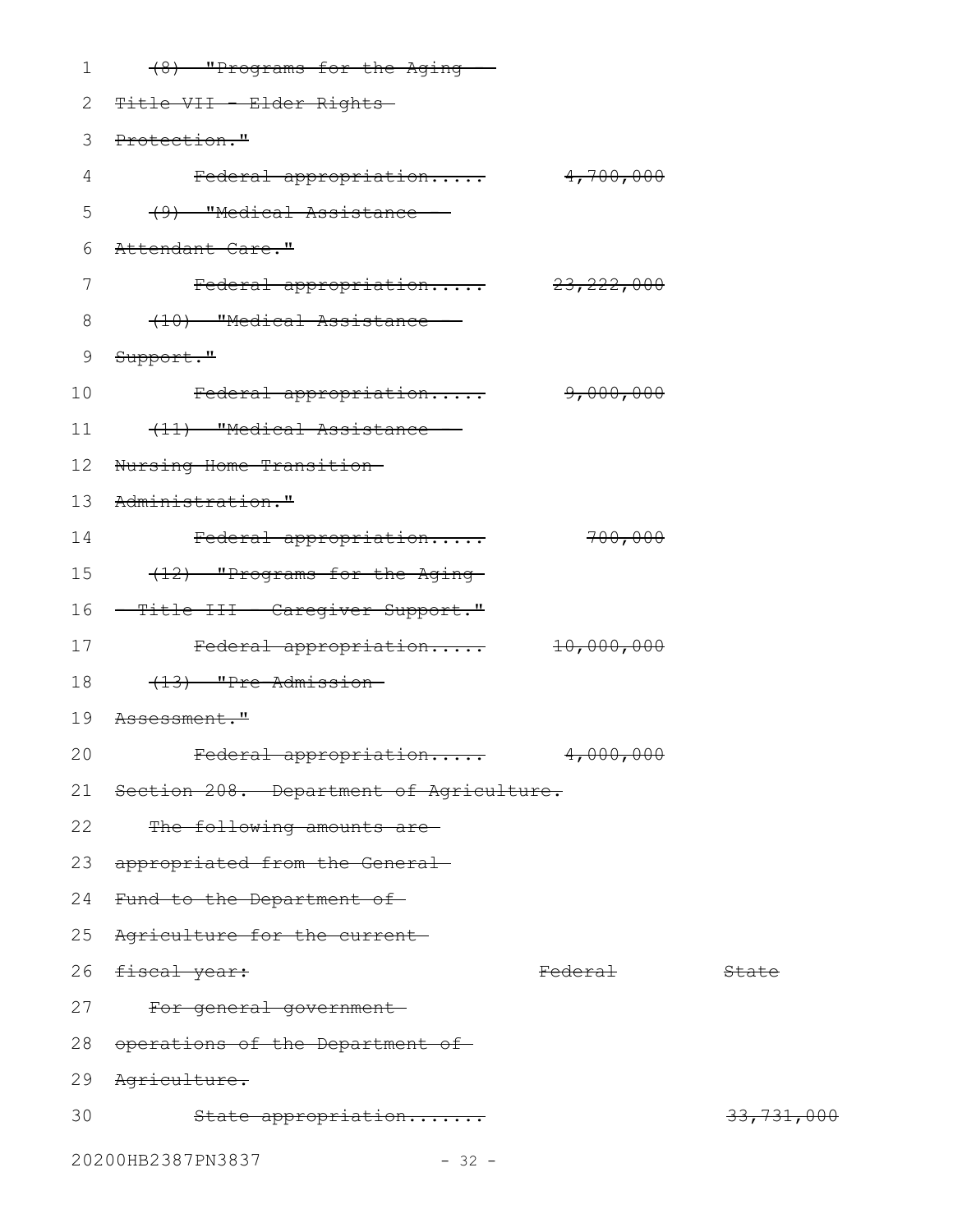~~(8) "Programs for the Aging - Title VII - Elder Rights Protection."~~

| | | |
|---|---|---|
| ~~Federal appropriation.....~~ | ~~4,700,000~~ | |

~~(9) "Medical Assistance - Attendant Care."~~

| | | |
|---|---|---|
| ~~Federal appropriation.....~~ | ~~23,222,000~~ | |

~~(10) "Medical Assistance - Support."~~

| | | |
|---|---|---|
| ~~Federal appropriation.....~~ | ~~9,000,000~~ | |

~~(11) "Medical Assistance - Nursing Home Transition Administration."~~

| | | |
|---|---|---|
| ~~Federal appropriation.....~~ | ~~700,000~~ | |

~~(12) "Programs for the Aging - Title III - Caregiver Support."~~

| | | |
|---|---|---|
| ~~Federal appropriation.....~~ | ~~10,000,000~~ | |

~~(13) "Pre-Admission Assessment."~~

| | | |
|---|---|---|
| ~~Federal appropriation.....~~ | ~~4,000,000~~ | |

~~Section 208. Department of Agriculture.~~

| ~~The following amounts are appropriated from the General Fund to the Department of Agriculture for the current fiscal year:~~ | ~~Federal~~ | ~~State~~ |
|---|---|---|
| ~~For general government operations of the Department of Agriculture.~~ | | |
| ~~State appropriation.......~~ | | ~~33,731,000~~ |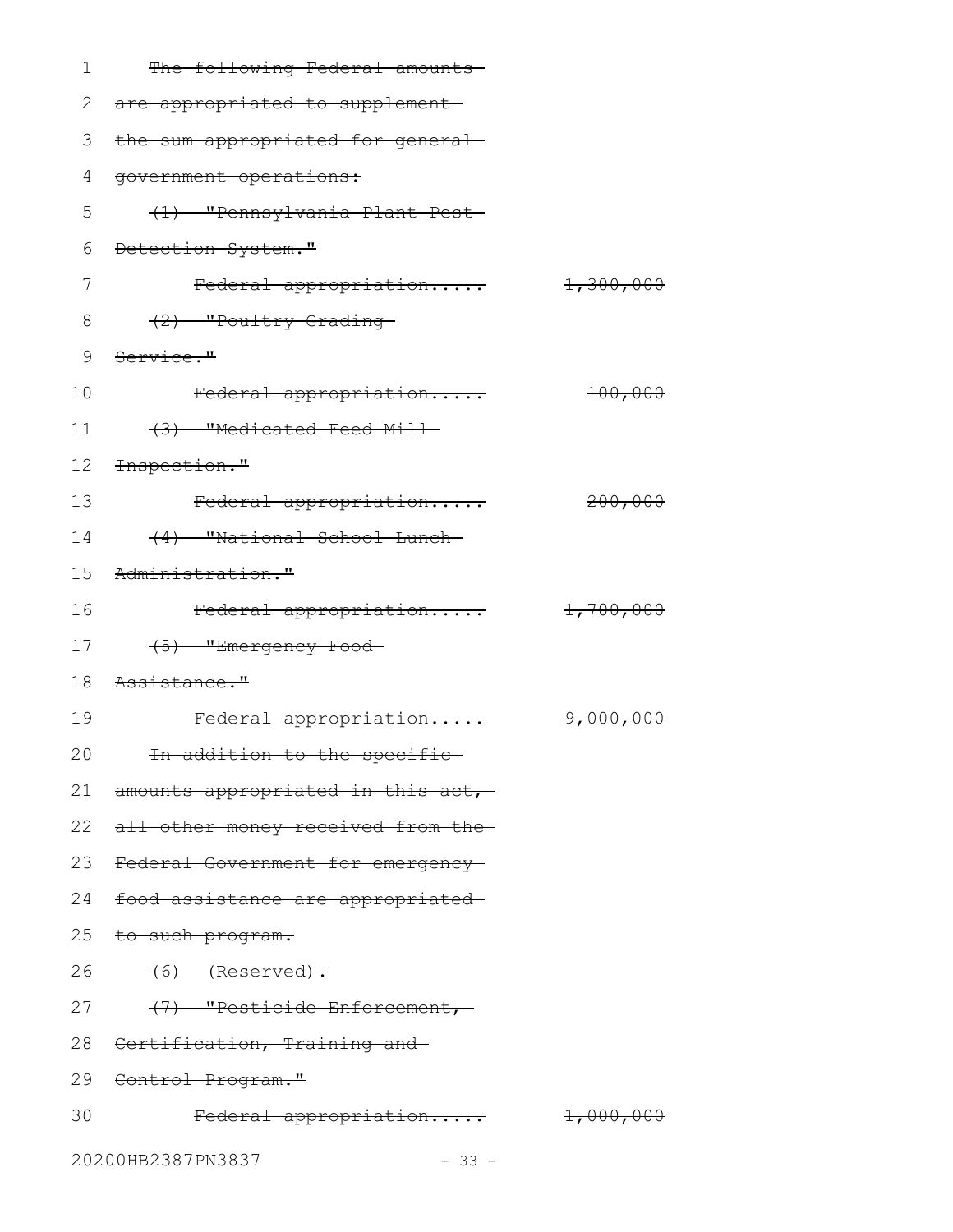~~The following Federal amounts are appropriated to supplement the sum appropriated for general government operations:~~

~~(1) "Pennsylvania Plant Pest Detection System."~~

~~Federal appropriation..... 1,300,000~~

~~(2) "Poultry Grading Service."~~

~~Federal appropriation..... 100,000~~

~~(3) "Medicated Feed Mill Inspection."~~

~~Federal appropriation..... 200,000~~

~~(4) "National School Lunch Administration."~~

~~Federal appropriation..... 1,700,000~~

~~(5) "Emergency Food Assistance."~~

~~Federal appropriation..... 9,000,000~~

~~In addition to the specific amounts appropriated in this act, all other money received from the Federal Government for emergency food assistance are appropriated to such program.~~

~~(6) (Reserved).~~

~~(7) "Pesticide Enforcement, Certification, Training and Control Program."~~

~~Federal appropriation..... 1,000,000~~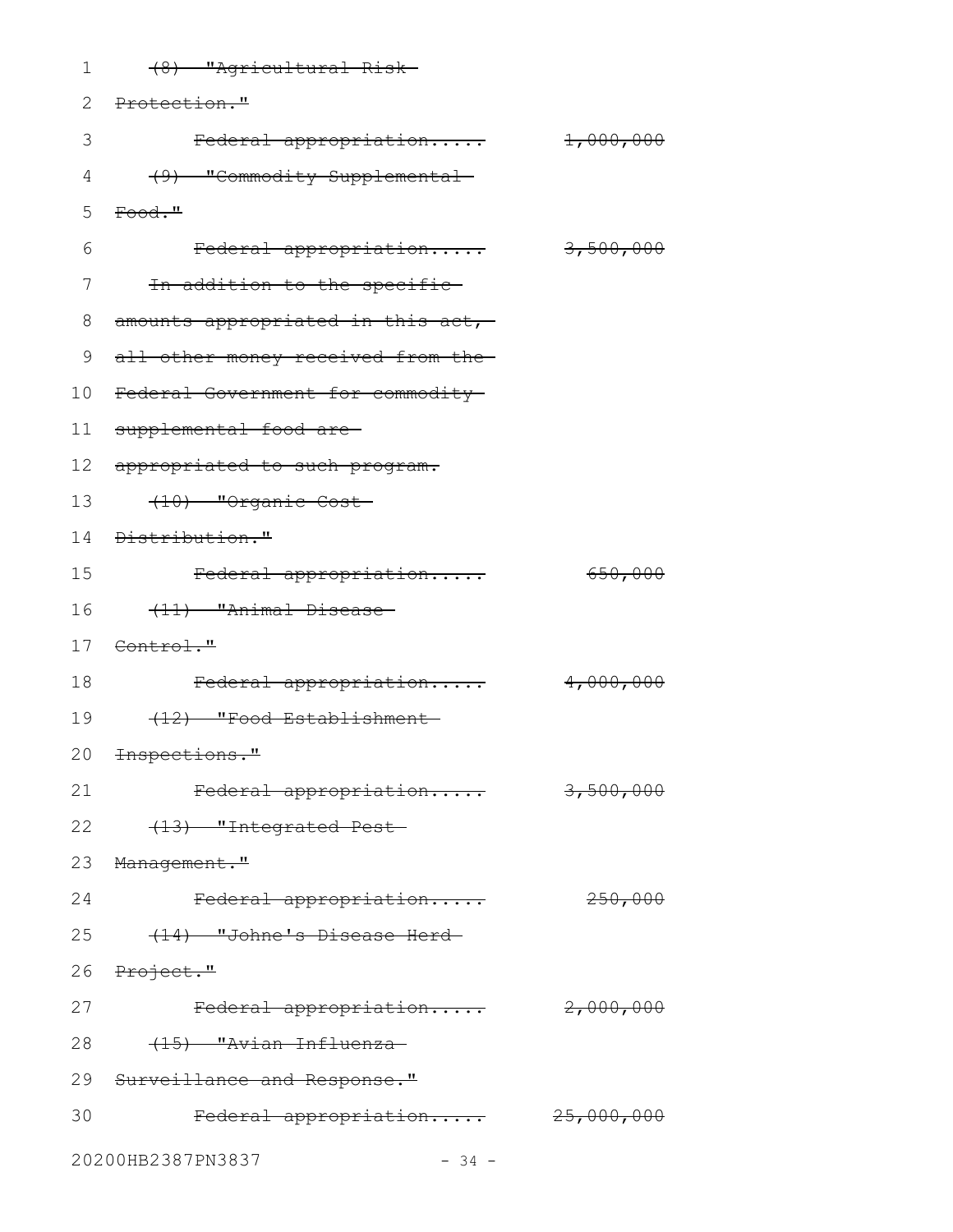~~(8) "Agricultural Risk Protection."~~

~~Federal appropriation..... 1,000,000~~

~~(9) "Commodity Supplemental Food."~~

~~Federal appropriation..... 3,500,000~~

~~In addition to the specific amounts appropriated in this act, all other money received from the Federal Government for commodity supplemental food are appropriated to such program.~~

~~(10) "Organic Cost Distribution."~~

~~Federal appropriation..... 650,000~~

~~(11) "Animal Disease Control."~~

~~Federal appropriation..... 4,000,000~~

~~(12) "Food Establishment Inspections."~~

~~Federal appropriation..... 3,500,000~~

~~(13) "Integrated Pest Management."~~

~~Federal appropriation..... 250,000~~

~~(14) "Johne's Disease Herd Project."~~

~~Federal appropriation..... 2,000,000~~

~~(15) "Avian Influenza Surveillance and Response."~~

~~Federal appropriation..... 25,000,000~~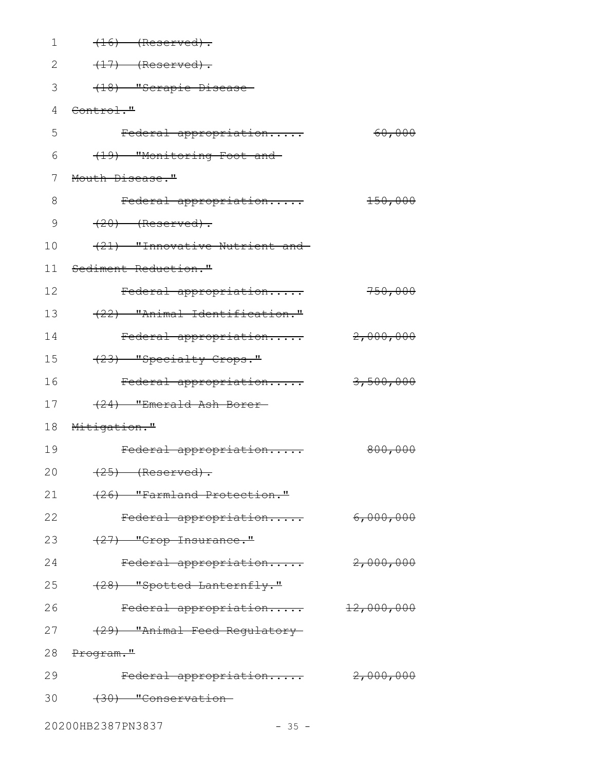~~(16) (Reserved).~~

~~(17) (Reserved).~~

~~(18) "Scrapie Disease Control."~~

~~Federal appropriation..... 60,000~~

~~(19) "Monitoring Foot and Mouth Disease."~~

~~Federal appropriation..... 150,000~~

~~(20) (Reserved).~~

~~(21) "Innovative Nutrient and Sediment Reduction."~~

~~Federal appropriation..... 750,000~~

~~(22) "Animal Identification."~~

~~Federal appropriation..... 2,000,000~~

~~(23) "Specialty Crops."~~

~~Federal appropriation..... 3,500,000~~

~~(24) "Emerald Ash Borer Mitigation."~~

~~Federal appropriation..... 800,000~~

~~(25) (Reserved).~~

~~(26) "Farmland Protection."~~

~~Federal appropriation..... 6,000,000~~

~~(27) "Crop Insurance."~~

~~Federal appropriation..... 2,000,000~~

~~(28) "Spotted Lanternfly."~~

~~Federal appropriation..... 12,000,000~~

~~(29) "Animal Feed Regulatory Program."~~

~~Federal appropriation..... 2,000,000~~

~~(30) "Conservation~~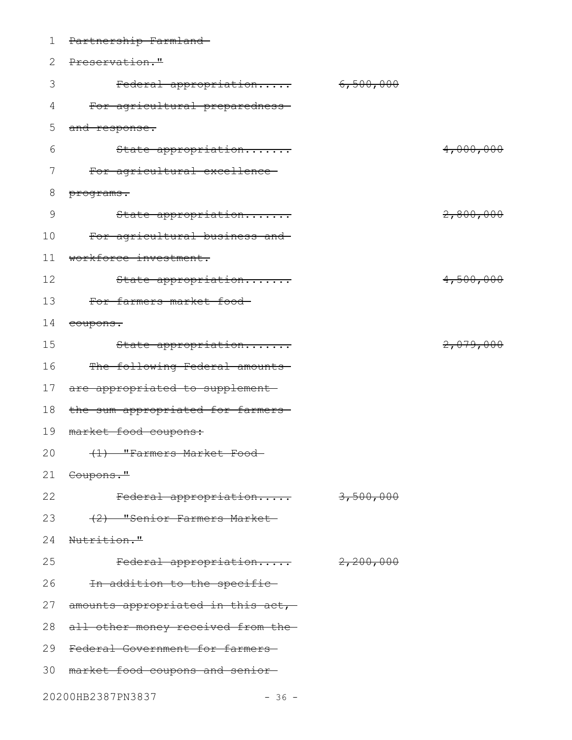~~Partnership Farmland Preservation."~~

~~Federal appropriation..... 6,500,000~~

~~For agricultural preparedness and response.~~

~~State appropriation....... 4,000,000~~

~~For agricultural excellence programs.~~

~~State appropriation....... 2,800,000~~

~~For agricultural business and workforce investment.~~

~~State appropriation....... 4,500,000~~

~~For farmers market food coupons.~~

~~State appropriation....... 2,079,000~~

~~The following Federal amounts are appropriated to supplement the sum appropriated for farmers market food coupons:~~

~~(1) "Farmers Market Food Coupons."~~

~~Federal appropriation..... 3,500,000~~

~~(2) "Senior Farmers Market Nutrition."~~

~~Federal appropriation..... 2,200,000~~

~~In addition to the specific amounts appropriated in this act, all other money received from the Federal Government for farmers market food coupons and senior~~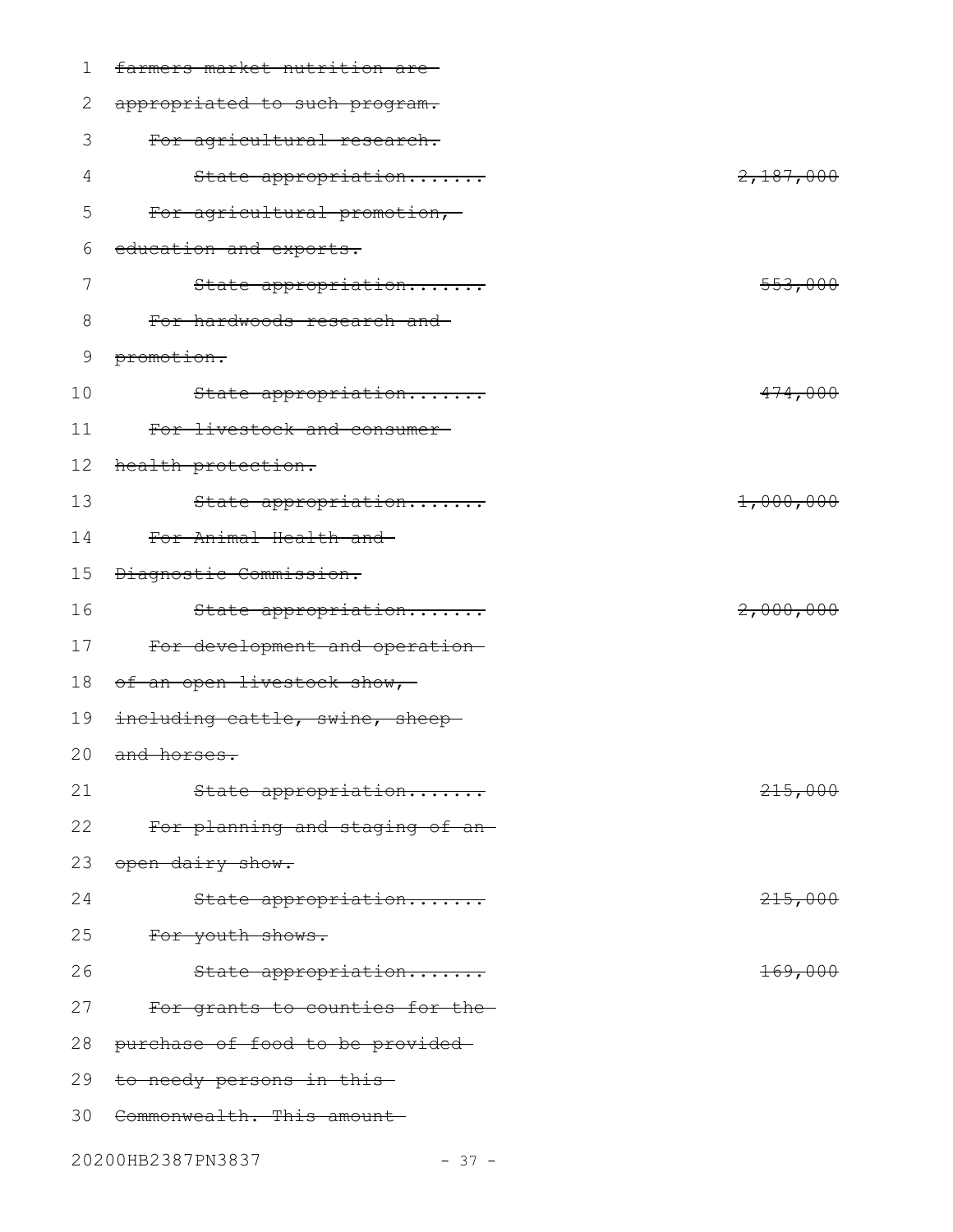~~farmers market nutrition are appropriated to such program.~~

~~For agricultural research.~~

~~State appropriation.......~~ ~~2,187,000~~

~~For agricultural promotion, education and exports.~~

~~State appropriation.......~~ ~~553,000~~

~~For hardwoods research and promotion.~~

~~State appropriation.......~~ ~~474,000~~

~~For livestock and consumer health protection.~~

~~State appropriation.......~~ ~~1,000,000~~

~~For Animal Health and Diagnostic Commission.~~

~~State appropriation.......~~ ~~2,000,000~~

~~For development and operation of an open livestock show, including cattle, swine, sheep and horses.~~

~~State appropriation.......~~ ~~215,000~~

~~For planning and staging of an open dairy show.~~

~~State appropriation.......~~ ~~215,000~~

~~For youth shows.~~

~~State appropriation.......~~ ~~169,000~~

~~For grants to counties for the purchase of food to be provided to needy persons in this Commonwealth. This amount~~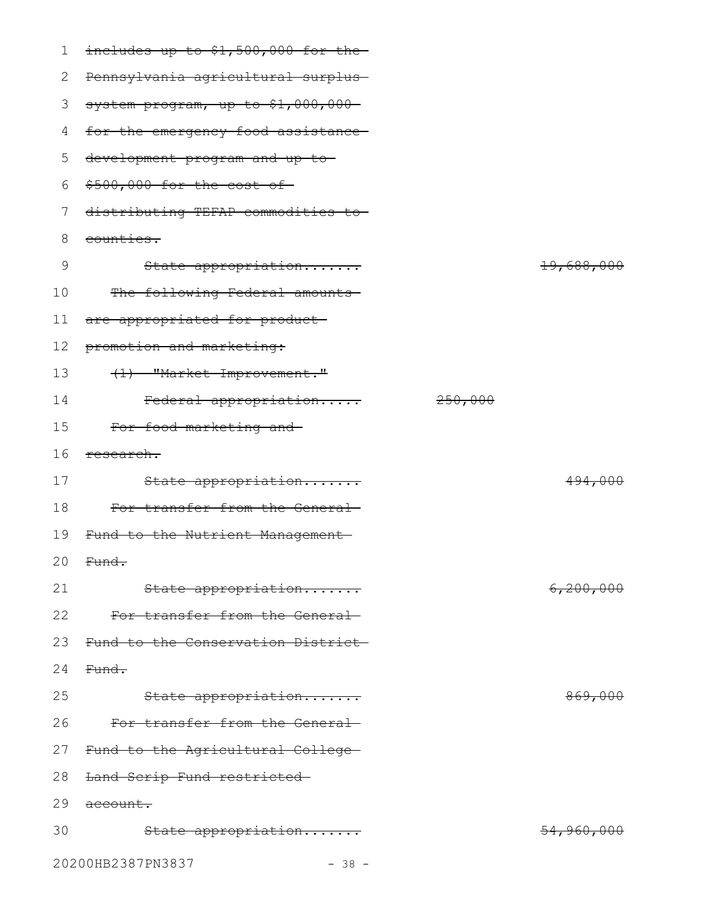~~includes up to $1,500,000 for the Pennsylvania agricultural surplus system program, up to $1,000,000 for the emergency food assistance development program and up to $500,000 for the cost of distributing TEFAP commodities to counties.~~

~~State appropriation.......~~ ~~19,688,000~~

~~The following Federal amounts are appropriated for product promotion and marketing:~~

~~(1) "Market Improvement."~~

~~Federal appropriation.....~~ ~~250,000~~

~~For food marketing and research.~~

~~State appropriation.......~~ ~~494,000~~

~~For transfer from the General Fund to the Nutrient Management Fund.~~

~~State appropriation.......~~ ~~6,200,000~~

~~For transfer from the General Fund to the Conservation District Fund.~~

~~State appropriation.......~~ ~~869,000~~

~~For transfer from the General Fund to the Agricultural College Land Scrip Fund restricted account.~~

~~State appropriation.......~~ ~~54,960,000~~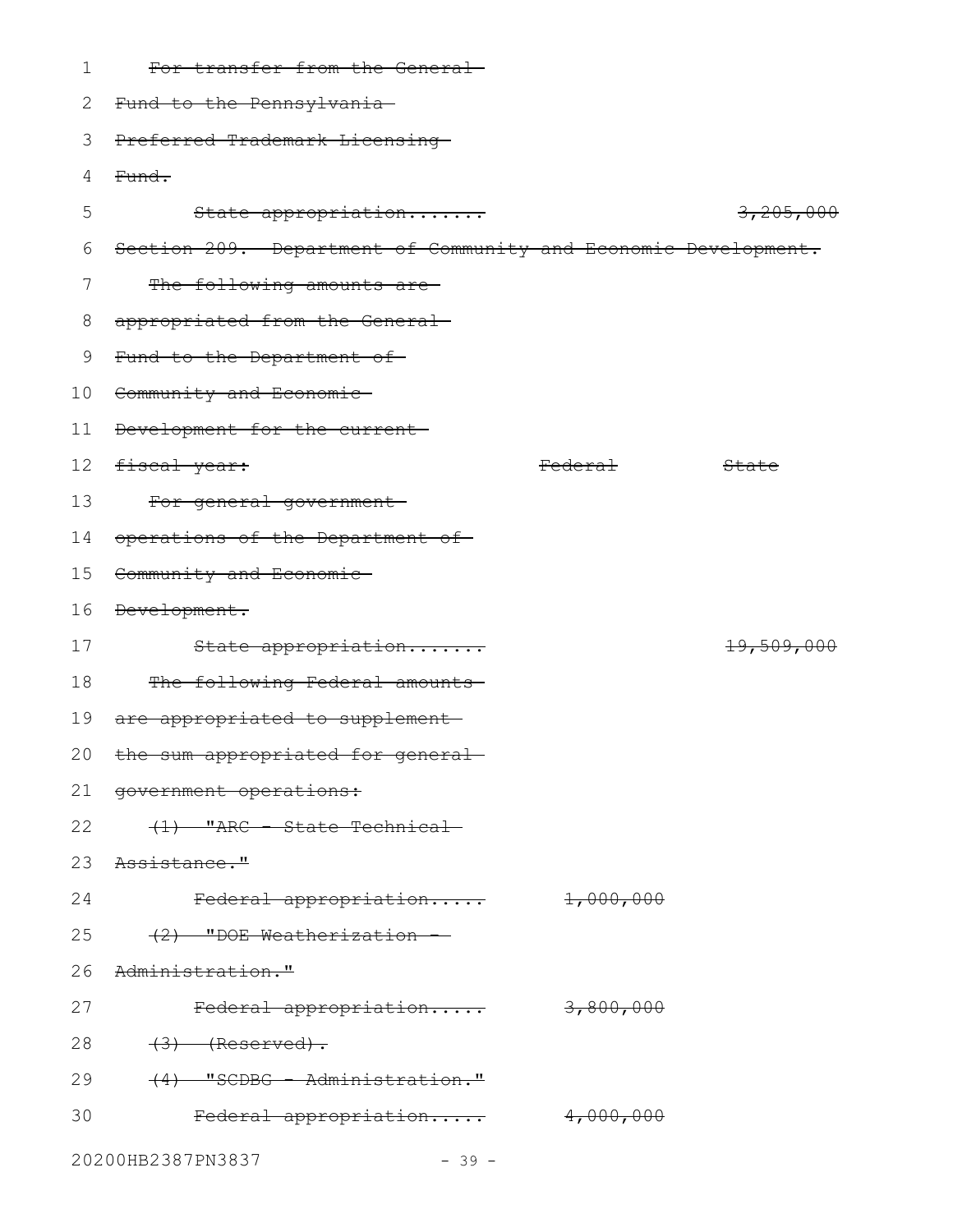~~For transfer from the General Fund to the Pennsylvania Preferred Trademark Licensing Fund.~~

| | Federal | State |
|---|---|---|
| ~~State appropriation.......~~ | | ~~3,205,000~~ |

~~Section 209. Department of Community and Economic Development.~~

| ~~The following amounts are appropriated from the General Fund to the Department of Community and Economic Development for the current fiscal year:~~ | ~~Federal~~ | ~~State~~ |
|---|---|---|
| ~~For general government operations of the Department of Community and Economic Development.~~ | | |
| ~~State appropriation.......~~ | | ~~19,509,000~~ |
| ~~The following Federal amounts are appropriated to supplement the sum appropriated for general government operations:~~ | | |
| ~~(1) "ARC - State Technical Assistance."~~ | | |
| ~~Federal appropriation.....~~ | ~~1,000,000~~ | |
| ~~(2) "DOE Weatherization - Administration."~~ | | |
| ~~Federal appropriation.....~~ | ~~3,800,000~~ | |
| ~~(3) (Reserved).~~ | | |
| ~~(4) "SCDBG - Administration."~~ | | |
| ~~Federal appropriation.....~~ | ~~4,000,000~~ | |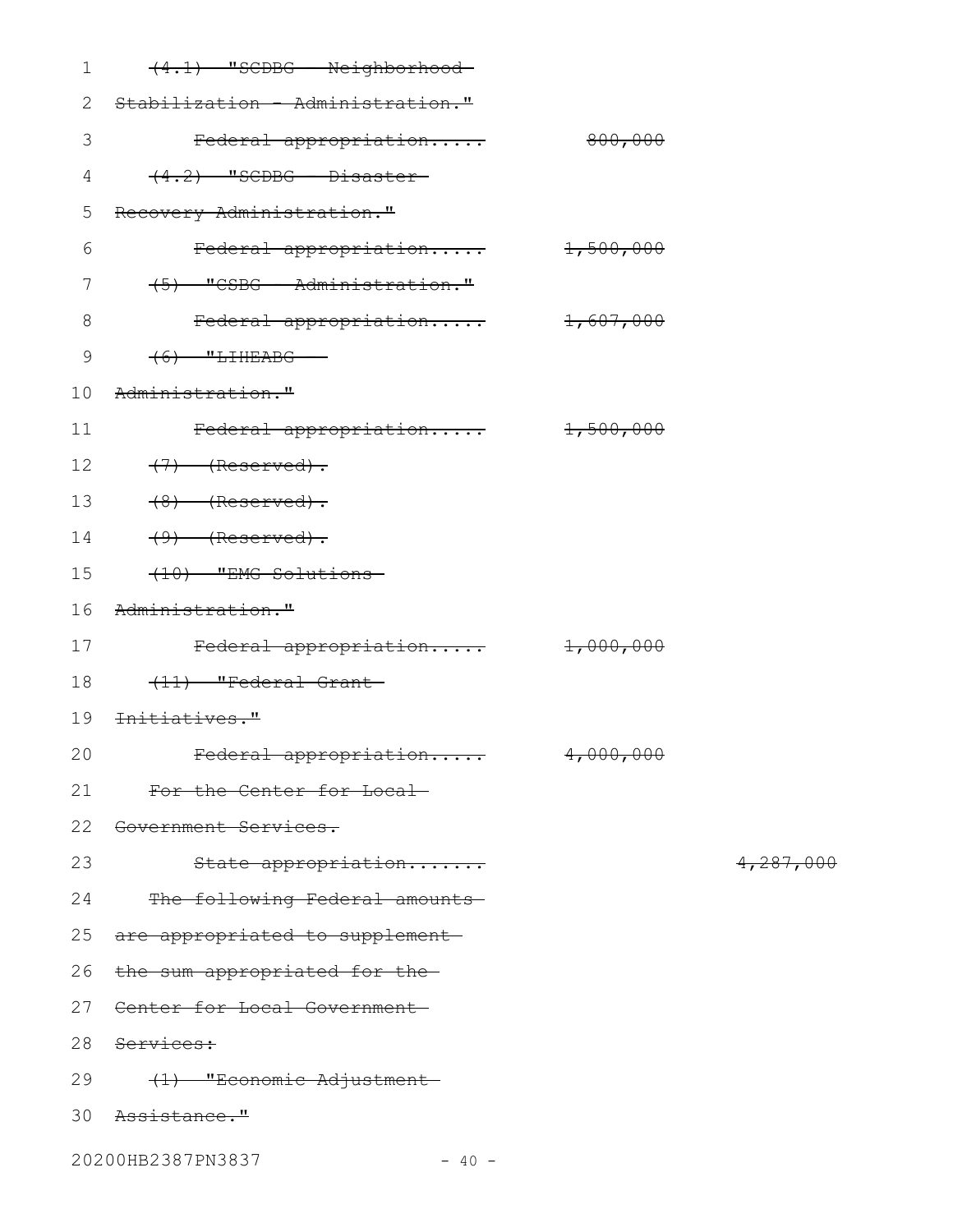~~(4.1) "SCDBG - Neighborhood Stabilization - Administration."~~

~~Federal appropriation..... 800,000~~

~~(4.2) "SCDBG - Disaster Recovery Administration."~~

~~Federal appropriation..... 1,500,000~~

~~(5) "CSBG - Administration."~~

~~Federal appropriation..... 1,607,000~~

~~(6) "LIHEABG - Administration."~~

~~Federal appropriation..... 1,500,000~~

~~(7) (Reserved).~~

~~(8) (Reserved).~~

~~(9) (Reserved).~~

~~(10) "EMG Solutions Administration."~~

~~Federal appropriation..... 1,000,000~~

~~(11) "Federal Grant Initiatives."~~

~~Federal appropriation..... 4,000,000~~

~~For the Center for Local Government Services.~~

~~State appropriation....... 4,287,000~~

~~The following Federal amounts are appropriated to supplement the sum appropriated for the Center for Local Government Services:~~

~~(1) "Economic Adjustment Assistance."~~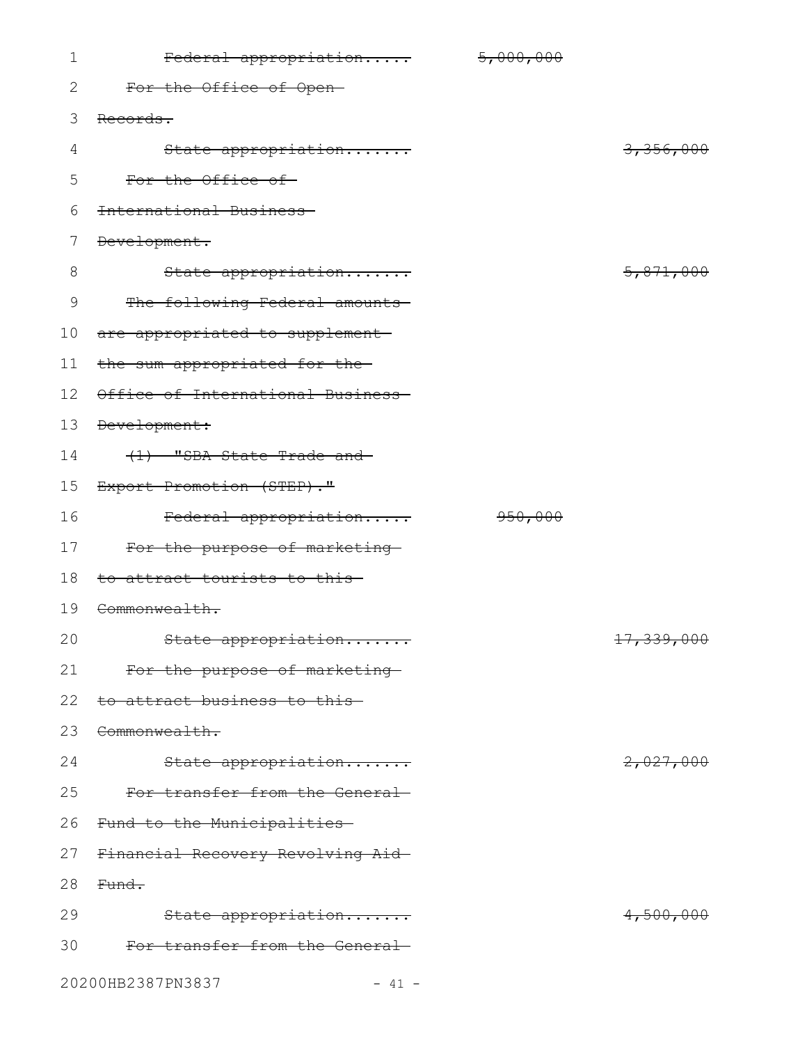~~Federal appropriation..... 5,000,000~~

~~For the Office of Open Records.~~

~~State appropriation....... 3,356,000~~

~~For the Office of International Business Development.~~

~~State appropriation....... 5,871,000~~

~~The following Federal amounts are appropriated to supplement the sum appropriated for the Office of International Business Development:~~

~~(1) "SBA State Trade and Export Promotion (STEP)."~~

~~Federal appropriation..... 950,000~~

~~For the purpose of marketing to attract tourists to this Commonwealth.~~

~~State appropriation....... 17,339,000~~

~~For the purpose of marketing to attract business to this Commonwealth.~~

~~State appropriation....... 2,027,000~~

~~For transfer from the General Fund to the Municipalities Financial Recovery Revolving Aid Fund.~~

~~State appropriation....... 4,500,000~~

~~For transfer from the General~~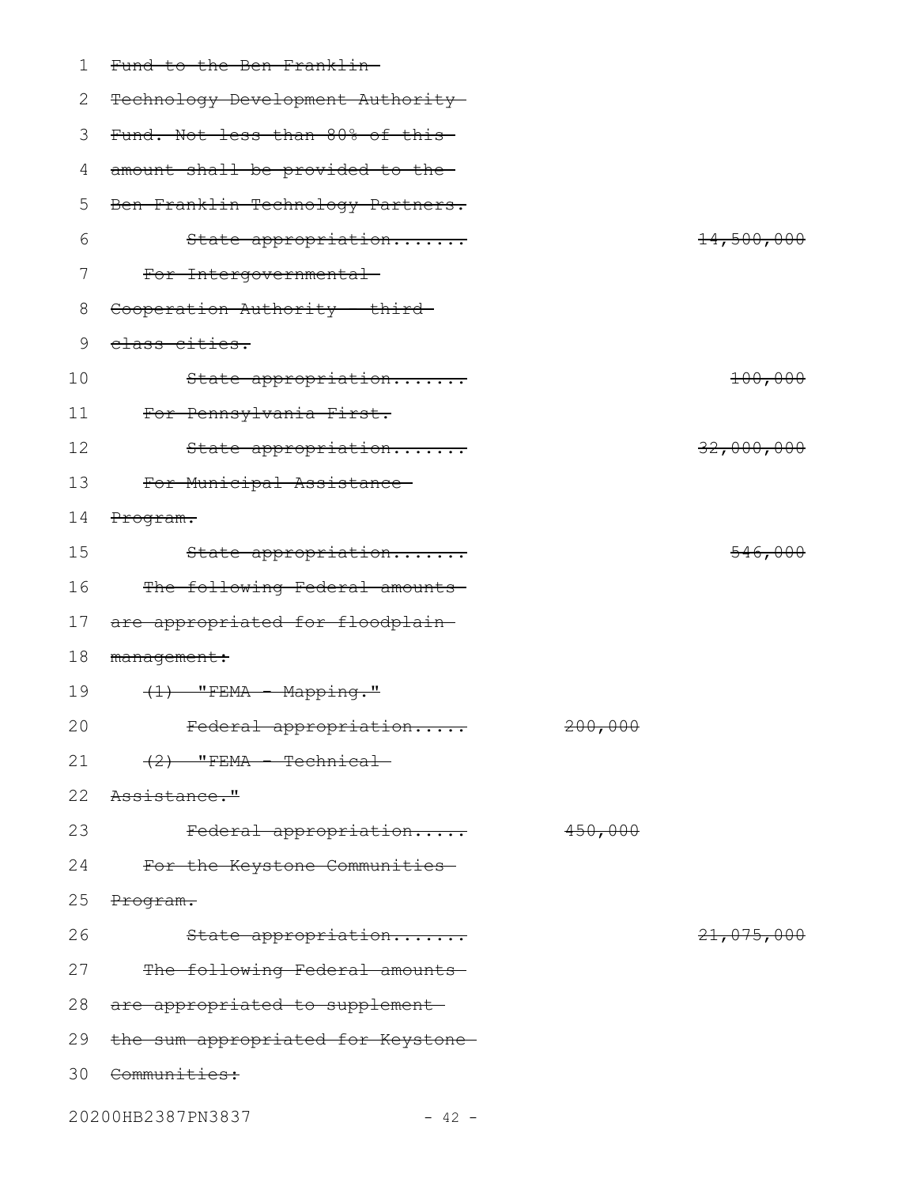~~Fund to the Ben Franklin Technology Development Authority Fund. Not less than 80% of this amount shall be provided to the Ben Franklin Technology Partners.~~

| | | |
|---|---|---|
| ~~State appropriation.......~~ | | ~~14,500,000~~ |

~~For Intergovernmental Cooperation Authority - third class cities.~~

| | | |
|---|---|---|
| ~~State appropriation.......~~ | | ~~100,000~~ |

~~For Pennsylvania First.~~

| | | |
|---|---|---|
| ~~State appropriation.......~~ | | ~~32,000,000~~ |

~~For Municipal Assistance Program.~~

| | | |
|---|---|---|
| ~~State appropriation.......~~ | | ~~546,000~~ |

~~The following Federal amounts are appropriated for floodplain management:~~

~~(1) "FEMA - Mapping."~~

| | | |
|---|---|---|
| ~~Federal appropriation.....~~ | ~~200,000~~ | |

~~(2) "FEMA - Technical Assistance."~~

| | | |
|---|---|---|
| ~~Federal appropriation.....~~ | ~~450,000~~ | |

~~For the Keystone Communities Program.~~

| | | |
|---|---|---|
| ~~State appropriation.......~~ | | ~~21,075,000~~ |

~~The following Federal amounts are appropriated to supplement the sum appropriated for Keystone Communities:~~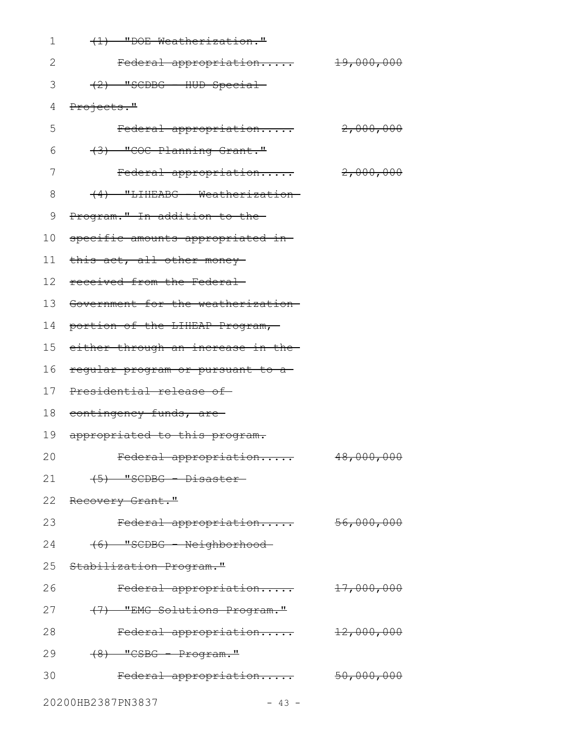~~(1) "DOE Weatherization."~~

~~Federal appropriation..... 19,000,000~~

~~(2) "SCDBG - HUD Special Projects."~~

~~Federal appropriation..... 2,000,000~~

~~(3) "COC Planning Grant."~~

~~Federal appropriation..... 2,000,000~~

~~(4) "LIHEABG - Weatherization Program." In addition to the specific amounts appropriated in this act, all other money received from the Federal Government for the weatherization portion of the LIHEAP Program, either through an increase in the regular program or pursuant to a Presidential release of contingency funds, are appropriated to this program.~~

~~Federal appropriation..... 48,000,000~~

~~(5) "SCDBG - Disaster Recovery Grant."~~

~~Federal appropriation..... 56,000,000~~

~~(6) "SCDBG - Neighborhood Stabilization Program."~~

~~Federal appropriation..... 17,000,000~~

~~(7) "EMG Solutions Program."~~

~~Federal appropriation..... 12,000,000~~

~~(8) "CSBG - Program."~~

~~Federal appropriation..... 50,000,000~~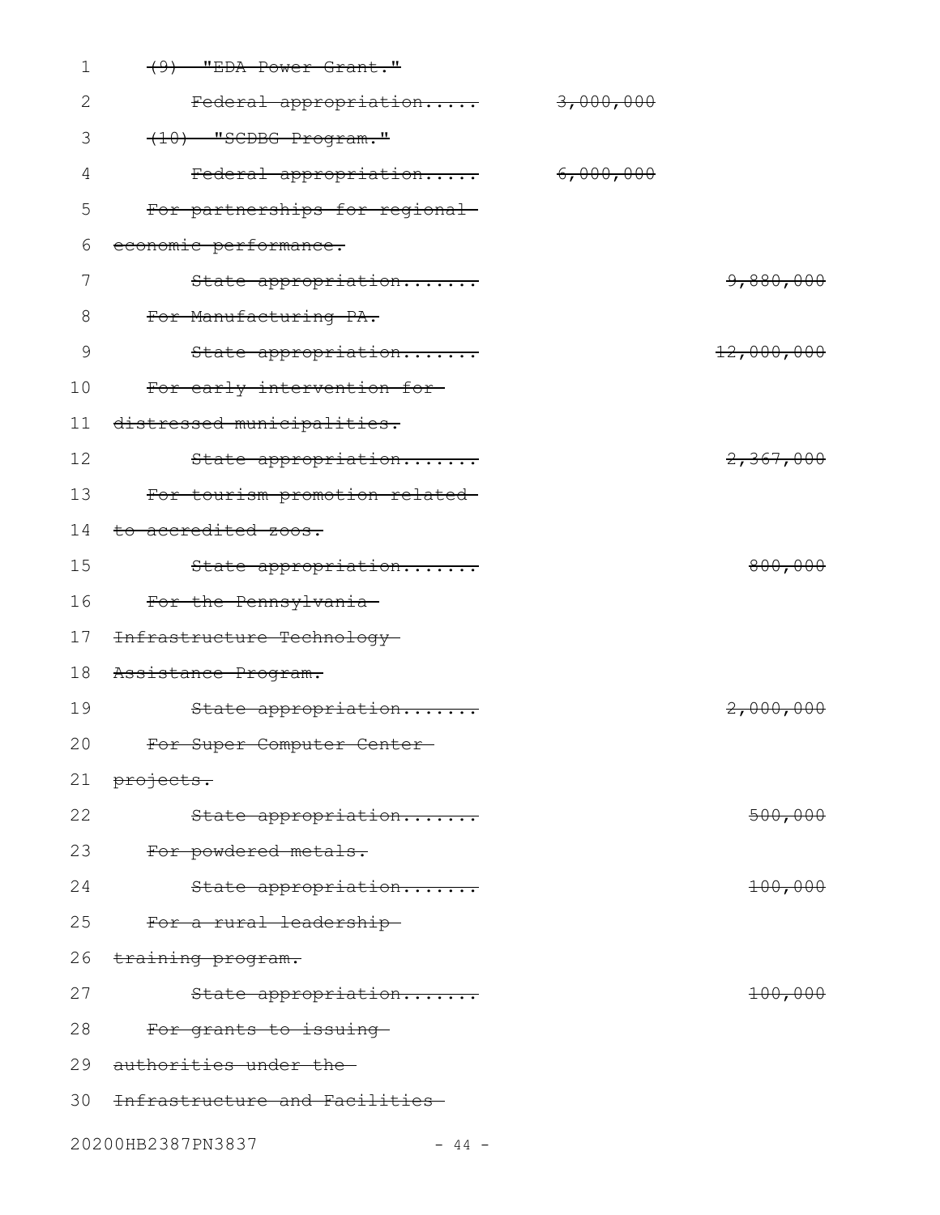~~(9) "EDA Power Grant."~~

~~Federal appropriation..... 3,000,000~~

~~(10) "SCDBG Program."~~

~~Federal appropriation..... 6,000,000~~

~~For partnerships for regional economic performance.~~

~~State appropriation....... 9,880,000~~

~~For Manufacturing PA.~~

~~State appropriation....... 12,000,000~~

~~For early intervention for distressed municipalities.~~

~~State appropriation....... 2,367,000~~

~~For tourism promotion related to accredited zoos.~~

~~State appropriation....... 800,000~~

~~For the Pennsylvania Infrastructure Technology Assistance Program.~~

~~State appropriation....... 2,000,000~~

~~For Super Computer Center projects.~~

~~State appropriation....... 500,000~~

~~For powdered metals.~~

~~State appropriation....... 100,000~~

~~For a rural leadership training program.~~

~~State appropriation....... 100,000~~

~~For grants to issuing authorities under the Infrastructure and Facilities~~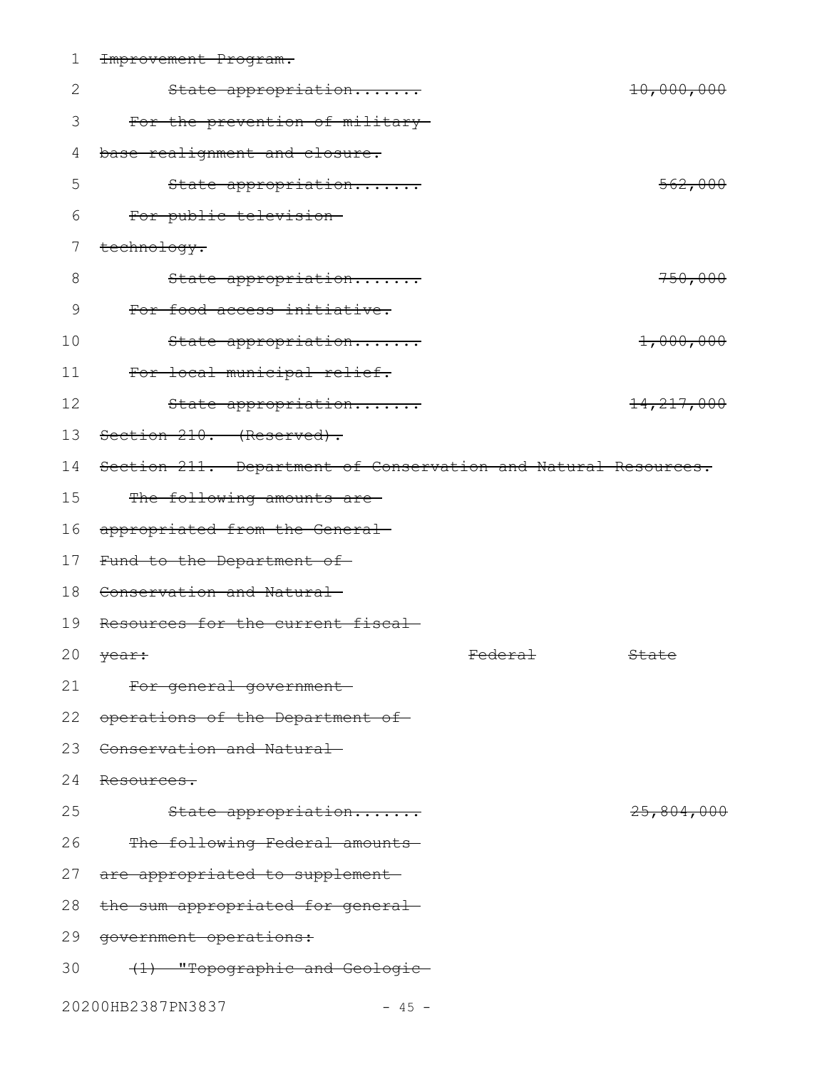~~Improvement Program.~~

~~State appropriation.......~~ ~~10,000,000~~

~~For the prevention of military base realignment and closure.~~

~~State appropriation.......~~ ~~562,000~~

~~For public television technology.~~

~~State appropriation.......~~ ~~750,000~~

~~For food access initiative.~~

~~State appropriation.......~~ ~~1,000,000~~

~~For local municipal relief.~~

~~State appropriation.......~~ ~~14,217,000~~

~~Section 210. (Reserved).~~

~~Section 211. Department of Conservation and Natural Resources.~~

~~The following amounts are appropriated from the General Fund to the Department of Conservation and Natural Resources for the current fiscal year:~~ ~~Federal~~ ~~State~~

~~For general government operations of the Department of Conservation and Natural Resources.~~

~~State appropriation.......~~ ~~25,804,000~~

~~The following Federal amounts are appropriated to supplement the sum appropriated for general government operations:~~

~~(1) "Topographic and Geologic~~

20200HB2387PN3837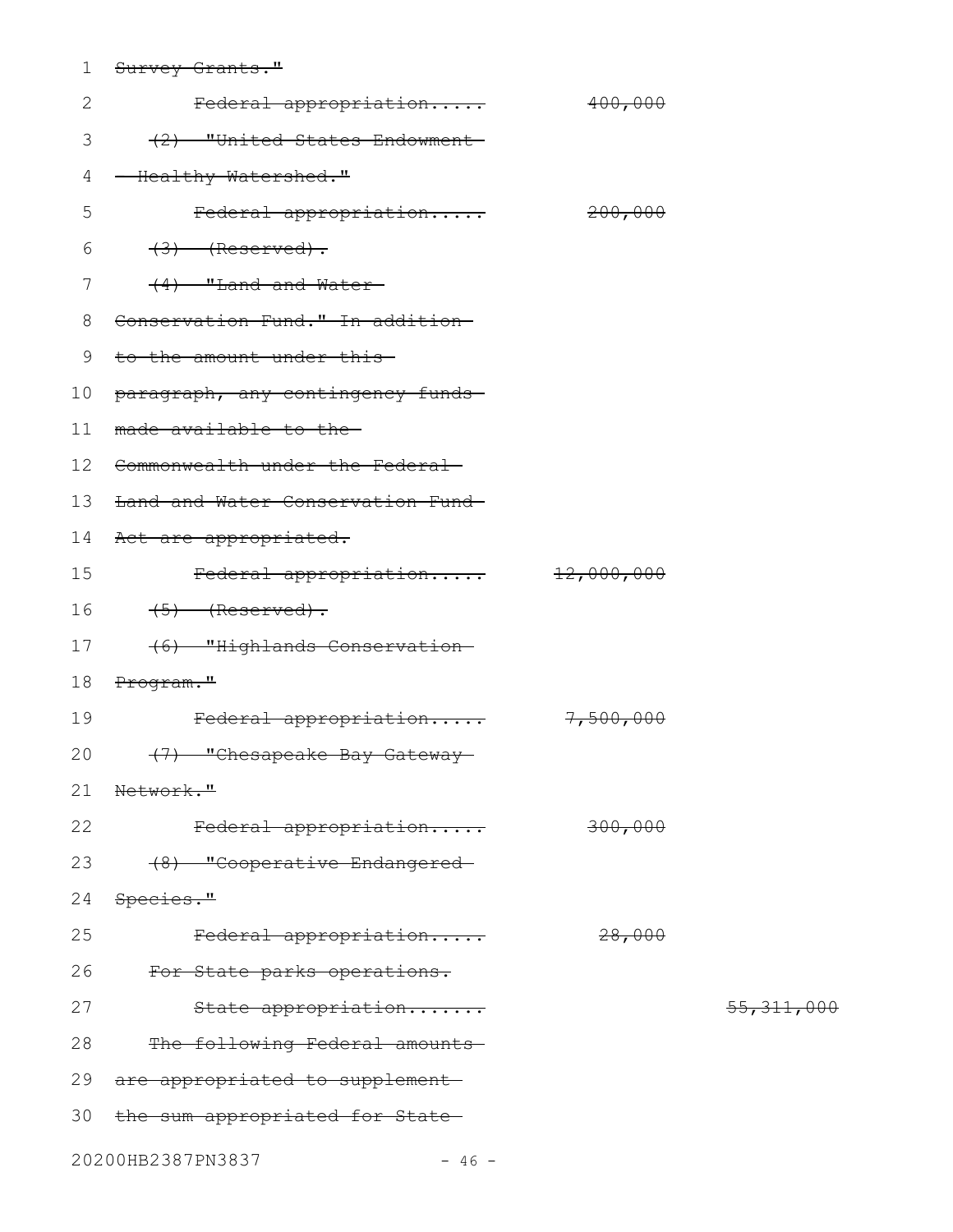~~Survey Grants."~~

~~Federal appropriation..... 400,000~~

~~(2) "United States Endowment - Healthy Watershed."~~

~~Federal appropriation..... 200,000~~

~~(3) (Reserved).~~

~~(4) "Land and Water Conservation Fund." In addition to the amount under this paragraph, any contingency funds made available to the Commonwealth under the Federal Land and Water Conservation Fund Act are appropriated.~~

~~Federal appropriation..... 12,000,000~~

~~(5) (Reserved).~~

~~(6) "Highlands Conservation Program."~~

~~Federal appropriation..... 7,500,000~~

~~(7) "Chesapeake Bay Gateway Network."~~

~~Federal appropriation..... 300,000~~

~~(8) "Cooperative Endangered Species."~~

~~Federal appropriation..... 28,000~~

~~For State parks operations.~~

~~State appropriation....... 55,311,000~~

~~The following Federal amounts are appropriated to supplement the sum appropriated for State~~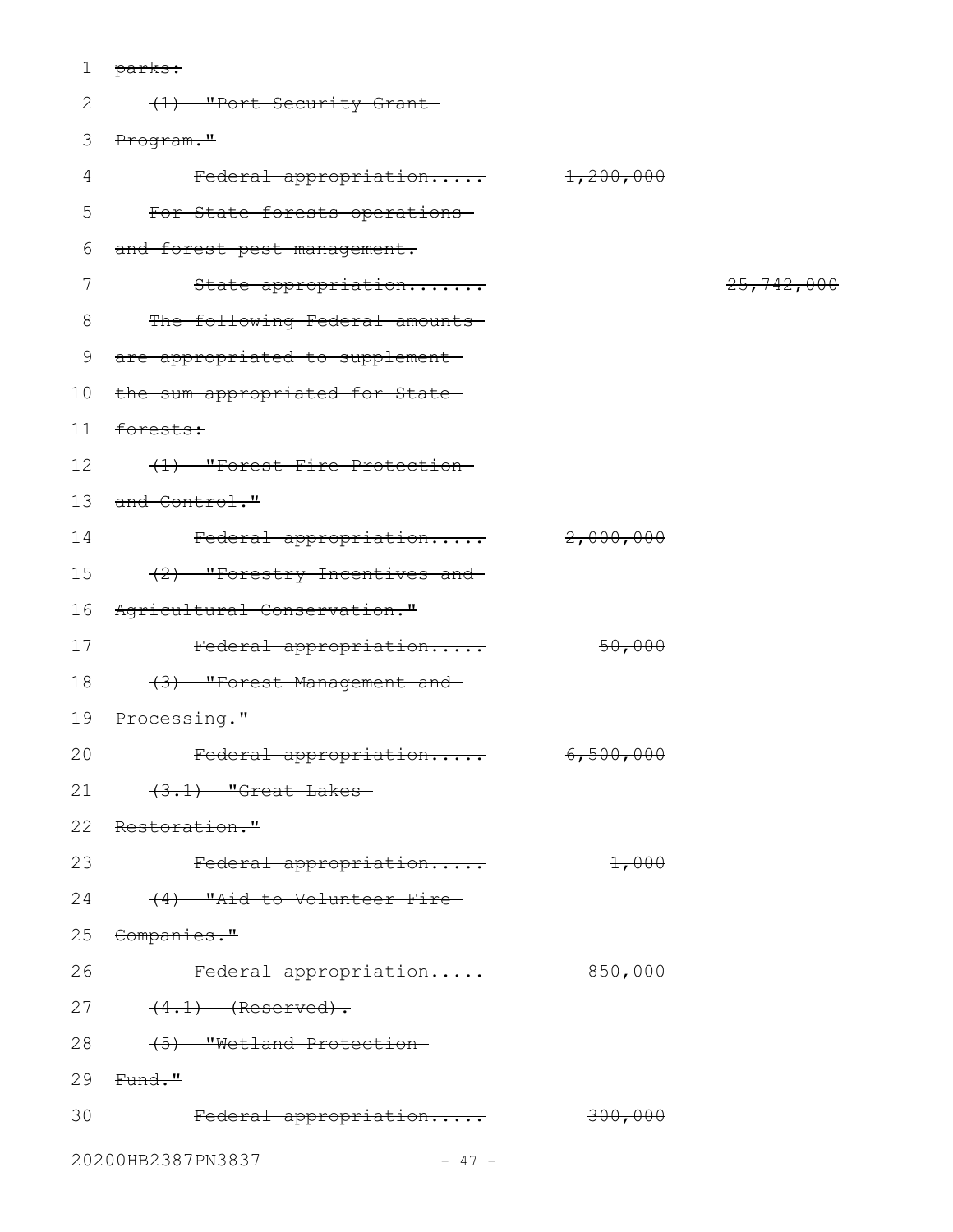~~parks:~~

~~(1) "Port Security Grant Program."~~

| | | |
|---|---|---|
| ~~Federal appropriation.....~~ | ~~1,200,000~~ | |

~~For State forests operations and forest pest management.~~

| | | |
|---|---|---|
| ~~State appropriation.......~~ | | ~~25,742,000~~ |

~~The following Federal amounts are appropriated to supplement the sum appropriated for State forests:~~

~~(1) "Forest Fire Protection and Control."~~

| | | |
|---|---|---|
| ~~Federal appropriation.....~~ | ~~2,000,000~~ | |

~~(2) "Forestry Incentives and Agricultural Conservation."~~

| | | |
|---|---|---|
| ~~Federal appropriation.....~~ | ~~50,000~~ | |

~~(3) "Forest Management and Processing."~~

| | | |
|---|---|---|
| ~~Federal appropriation.....~~ | ~~6,500,000~~ | |

~~(3.1) "Great Lakes Restoration."~~

| | | |
|---|---|---|
| ~~Federal appropriation.....~~ | ~~1,000~~ | |

~~(4) "Aid to Volunteer Fire Companies."~~

| | | |
|---|---|---|
| ~~Federal appropriation.....~~ | ~~850,000~~ | |

~~(4.1) (Reserved).~~

~~(5) "Wetland Protection Fund."~~

| | | |
|---|---|---|
| ~~Federal appropriation.....~~ | ~~300,000~~ | |

20200HB2387PN3837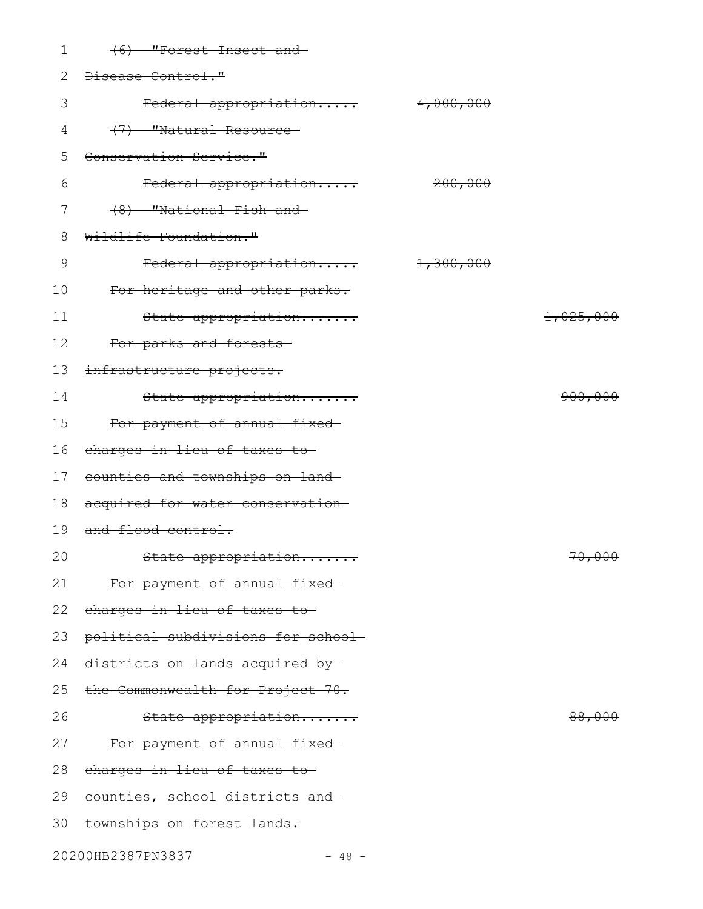~~(6) "Forest Insect and Disease Control."~~

~~Federal appropriation..... 4,000,000~~

~~(7) "Natural Resource Conservation Service."~~

~~Federal appropriation..... 200,000~~

~~(8) "National Fish and Wildlife Foundation."~~

~~Federal appropriation..... 1,300,000~~

~~For heritage and other parks.~~

~~State appropriation....... 1,025,000~~

~~For parks and forests infrastructure projects.~~

~~State appropriation....... 900,000~~

~~For payment of annual fixed charges in lieu of taxes to counties and townships on land acquired for water conservation and flood control.~~

~~State appropriation....... 70,000~~

~~For payment of annual fixed charges in lieu of taxes to political subdivisions for school districts on lands acquired by the Commonwealth for Project 70.~~

~~State appropriation....... 88,000~~

~~For payment of annual fixed charges in lieu of taxes to counties, school districts and townships on forest lands.~~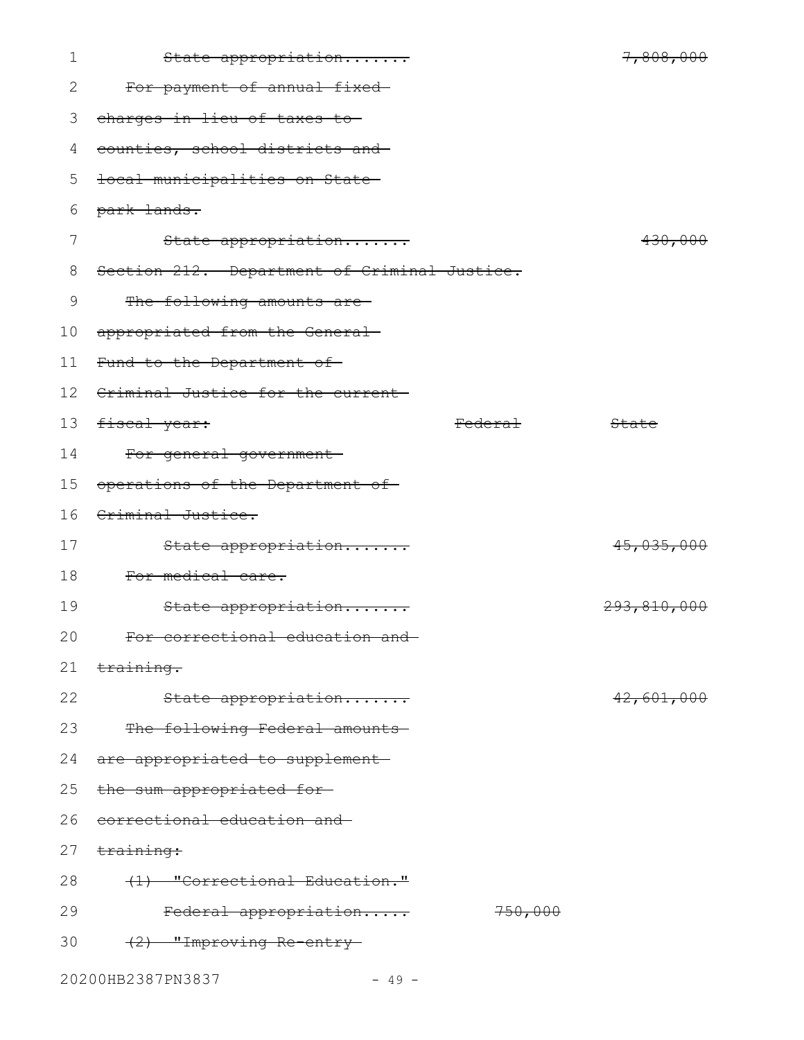~~State appropriation....... 7,808,000~~

~~For payment of annual fixed charges in lieu of taxes to counties, school districts and local municipalities on State park lands.~~

~~State appropriation....... 430,000~~

~~Section 212. Department of Criminal Justice.~~

| | Federal | State |
|---|---|---|
| ~~The following amounts are appropriated from the General Fund to the Department of Criminal Justice for the current fiscal year:~~ | | |
| ~~For general government operations of the Department of Criminal Justice.~~ | | |
| ~~State appropriation.......~~ | | ~~45,035,000~~ |
| ~~For medical care.~~ | | |
| ~~State appropriation.......~~ | | ~~293,810,000~~ |
| ~~For correctional education and training.~~ | | |
| ~~State appropriation.......~~ | | ~~42,601,000~~ |
| ~~The following Federal amounts are appropriated to supplement the sum appropriated for correctional education and training:~~ | | |
| ~~(1) "Correctional Education."~~ | | |
| ~~Federal appropriation.....~~ | ~~750,000~~ | |
| ~~(2) "Improving Re-entry~~ | | |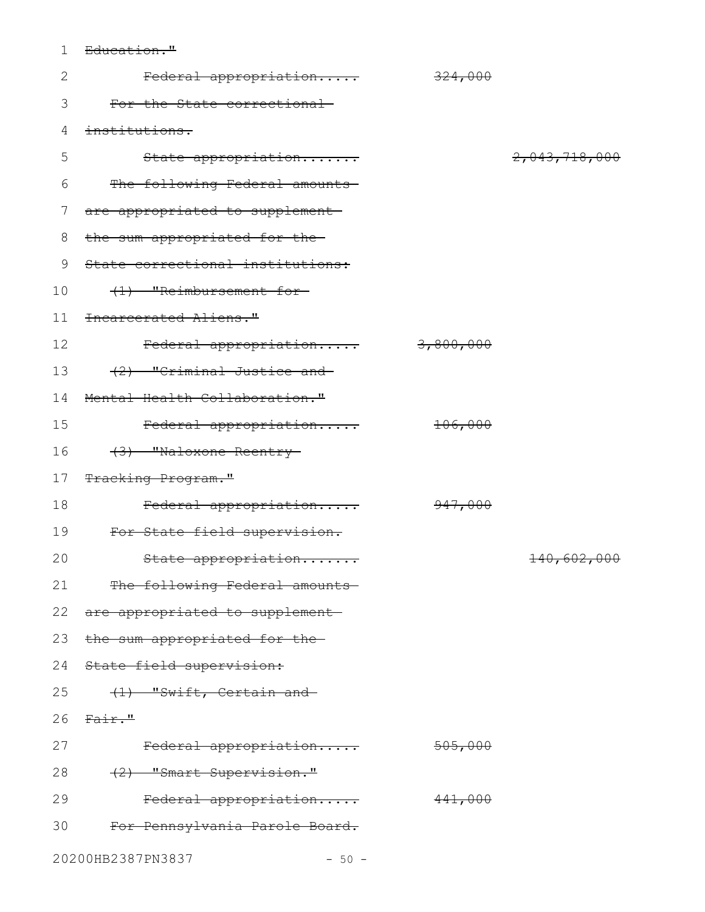~~Education."~~

~~Federal appropriation..... 324,000~~

~~For the State correctional institutions.~~

~~State appropriation....... 2,043,718,000~~

~~The following Federal amounts are appropriated to supplement the sum appropriated for the State correctional institutions:~~

~~(1) "Reimbursement for Incarcerated Aliens."~~

~~Federal appropriation..... 3,800,000~~

~~(2) "Criminal Justice and Mental Health Collaboration."~~

~~Federal appropriation..... 106,000~~

~~(3) "Naloxone Reentry Tracking Program."~~

~~Federal appropriation..... 947,000~~

~~For State field supervision.~~

~~State appropriation....... 140,602,000~~

~~The following Federal amounts are appropriated to supplement the sum appropriated for the State field supervision:~~

~~(1) "Swift, Certain and Fair."~~

~~Federal appropriation..... 505,000~~

~~(2) "Smart Supervision."~~

~~Federal appropriation..... 441,000~~

~~For Pennsylvania Parole Board.~~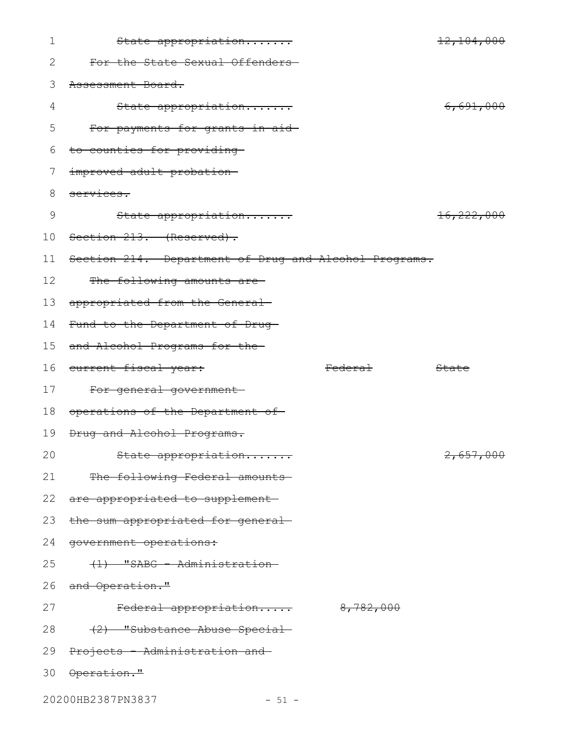~~State appropriation....... 12,104,000~~

~~For the State Sexual Offenders Assessment Board.~~

~~State appropriation....... 6,691,000~~

~~For payments for grants in aid to counties for providing improved adult probation services.~~

~~State appropriation....... 16,222,000~~

~~Section 213. (Reserved).~~

~~Section 214. Department of Drug and Alcohol Programs.~~

| | Federal | State |
|---|---|---|
| ~~The following amounts are appropriated from the General Fund to the Department of Drug and Alcohol Programs for the current fiscal year:~~ | | |
| ~~For general government operations of the Department of Drug and Alcohol Programs.~~ | | |
| ~~State appropriation.......~~ | | ~~2,657,000~~ |
| ~~The following Federal amounts are appropriated to supplement the sum appropriated for general government operations:~~ | | |
| ~~(1) "SABG - Administration and Operation."~~ | | |
| ~~Federal appropriation.....~~ | ~~8,782,000~~ | |
| ~~(2) "Substance Abuse Special Projects - Administration and Operation."~~ | | |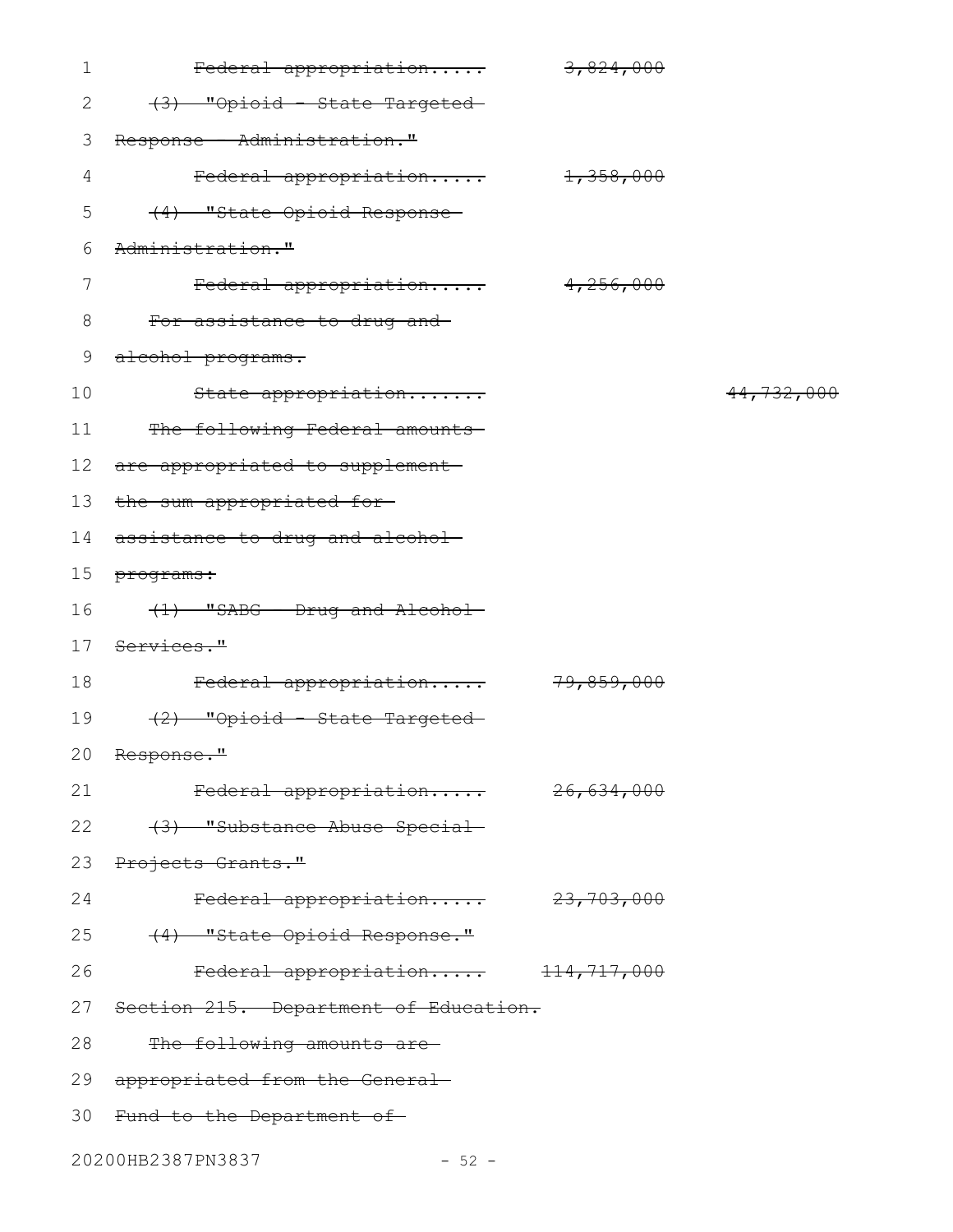~~Federal appropriation..... 3,824,000~~

~~(3) "Opioid - State Targeted Response - Administration."~~

~~Federal appropriation..... 1,358,000~~

~~(4) "State Opioid Response Administration."~~

~~Federal appropriation..... 4,256,000~~

~~For assistance to drug and alcohol programs.~~

~~State appropriation....... 44,732,000~~

~~The following Federal amounts are appropriated to supplement the sum appropriated for assistance to drug and alcohol programs:~~

~~(1) "SABG - Drug and Alcohol Services."~~

~~Federal appropriation..... 79,859,000~~

~~(2) "Opioid - State Targeted Response."~~

~~Federal appropriation..... 26,634,000~~

~~(3) "Substance Abuse Special Projects Grants."~~

~~Federal appropriation..... 23,703,000~~

~~(4) "State Opioid Response."~~

~~Federal appropriation..... 114,717,000~~

~~Section 215. Department of Education.~~

~~The following amounts are appropriated from the General Fund to the Department of~~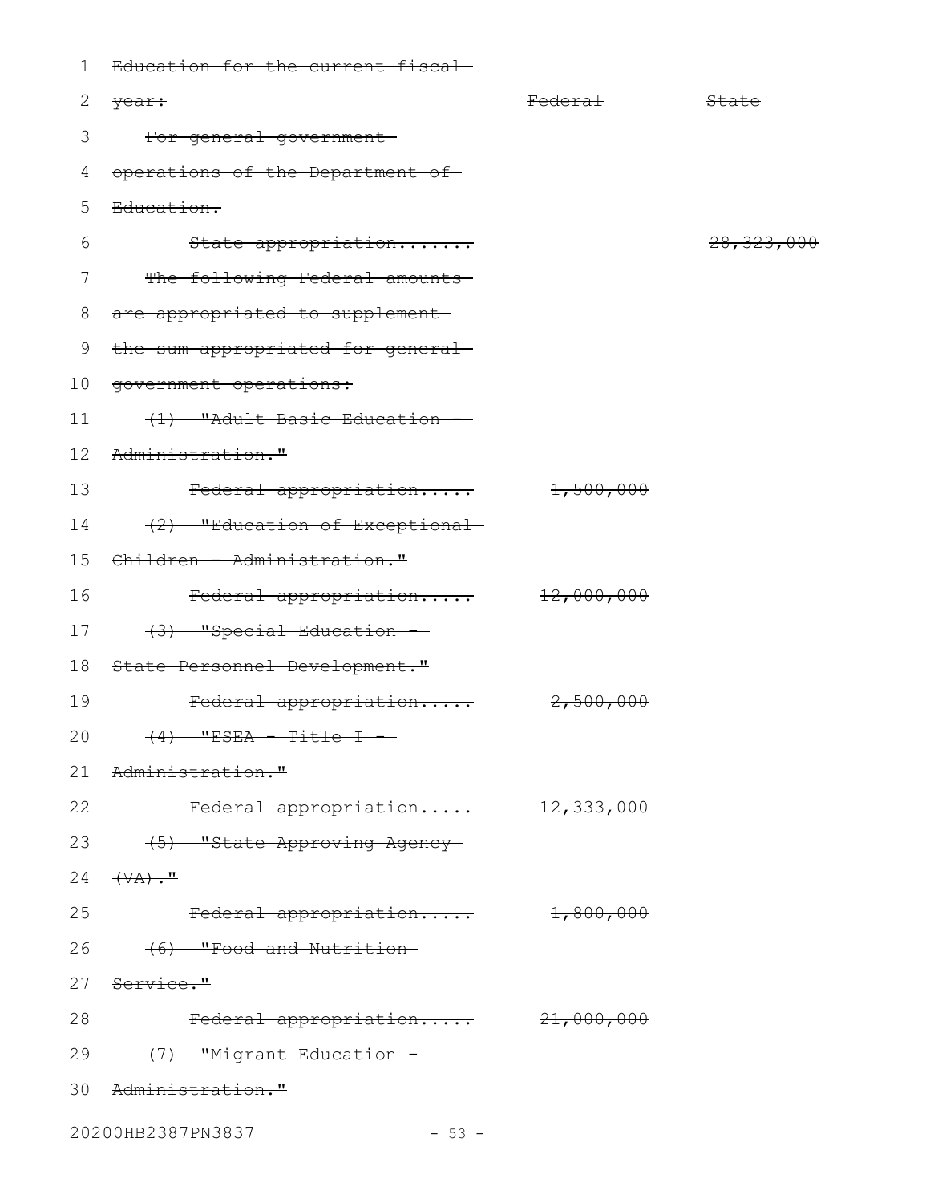~~Education for the current fiscal year:~~ ~~Federal~~ ~~State~~

~~For general government operations of the Department of Education.~~

| | Federal | State |
|---|---|---|
| ~~State appropriation.......~~ | | ~~28,323,000~~ |

~~The following Federal amounts are appropriated to supplement the sum appropriated for general government operations:~~

~~(1) "Adult Basic Education - Administration."~~

| | Federal | State |
|---|---|---|
| ~~Federal appropriation.....~~ | ~~1,500,000~~ | |

~~(2) "Education of Exceptional Children - Administration."~~

| | Federal | State |
|---|---|---|
| ~~Federal appropriation.....~~ | ~~12,000,000~~ | |

~~(3) "Special Education - State Personnel Development."~~

| | Federal | State |
|---|---|---|
| ~~Federal appropriation.....~~ | ~~2,500,000~~ | |

~~(4) "ESEA - Title I - Administration."~~

| | Federal | State |
|---|---|---|
| ~~Federal appropriation.....~~ | ~~12,333,000~~ | |

~~(5) "State Approving Agency (VA)."~~

| | Federal | State |
|---|---|---|
| ~~Federal appropriation.....~~ | ~~1,800,000~~ | |

~~(6) "Food and Nutrition Service."~~

| | Federal | State |
|---|---|---|
| ~~Federal appropriation.....~~ | ~~21,000,000~~ | |

~~(7) "Migrant Education - Administration."~~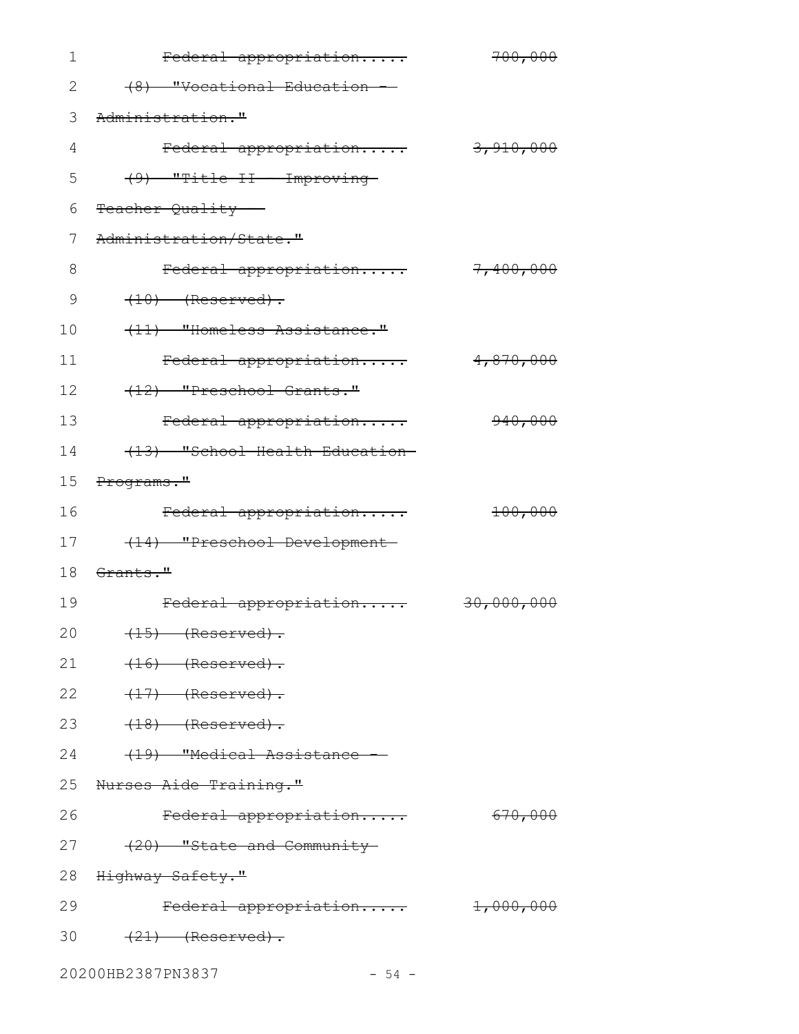~~Federal appropriation.....~~ ~~700,000~~

~~(8) "Vocational Education - Administration."~~

~~Federal appropriation.....~~ ~~3,910,000~~

~~(9) "Title II - Improving Teacher Quality - Administration/State."~~

~~Federal appropriation.....~~ ~~7,400,000~~

~~(10) (Reserved).~~

~~(11) "Homeless Assistance."~~

~~Federal appropriation.....~~ ~~4,870,000~~

~~(12) "Preschool Grants."~~

~~Federal appropriation.....~~ ~~940,000~~

~~(13) "School Health Education Programs."~~

~~Federal appropriation.....~~ ~~100,000~~

~~(14) "Preschool Development Grants."~~

~~Federal appropriation.....~~ ~~30,000,000~~

~~(15) (Reserved).~~

~~(16) (Reserved).~~

~~(17) (Reserved).~~

~~(18) (Reserved).~~

~~(19) "Medical Assistance - Nurses Aide Training."~~

~~Federal appropriation.....~~ ~~670,000~~

~~(20) "State and Community Highway Safety."~~

~~Federal appropriation.....~~ ~~1,000,000~~

~~(21) (Reserved).~~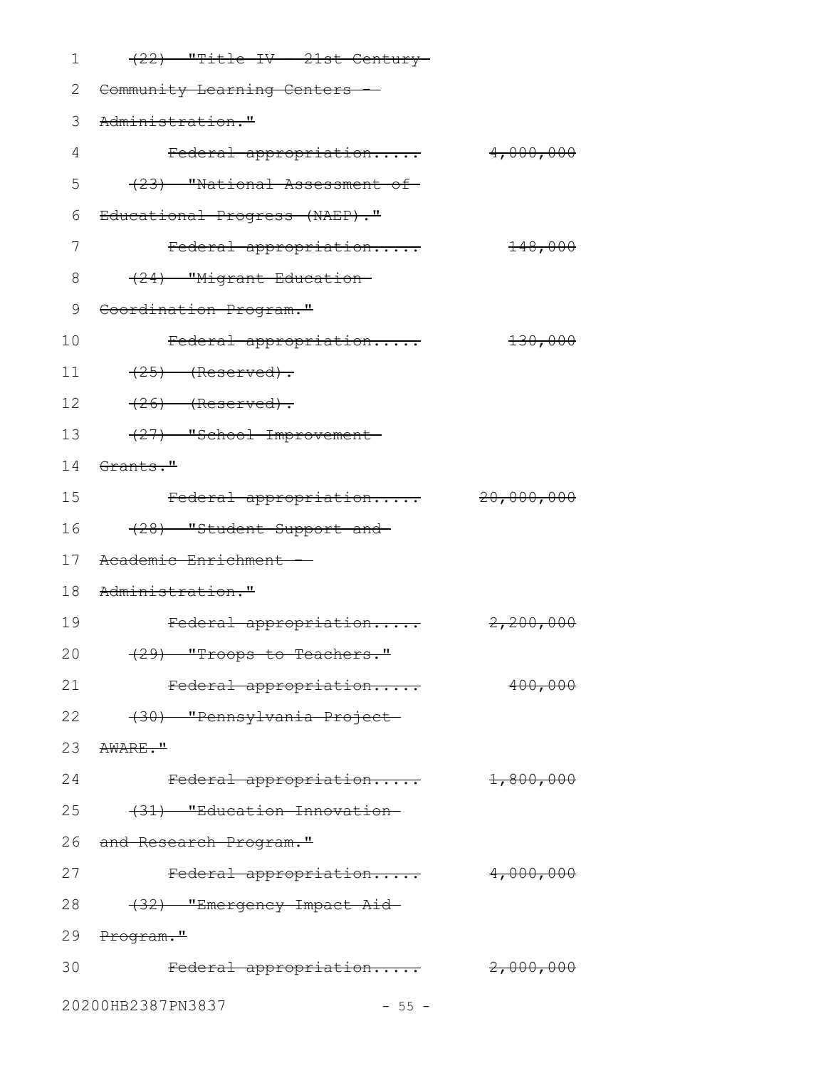~~(22) "Title IV - 21st Century Community Learning Centers - Administration."~~

~~Federal appropriation..... 4,000,000~~

~~(23) "National Assessment of Educational Progress (NAEP)."~~

~~Federal appropriation..... 148,000~~

~~(24) "Migrant Education Coordination Program."~~

~~Federal appropriation..... 130,000~~

~~(25) (Reserved).~~

~~(26) (Reserved).~~

~~(27) "School Improvement Grants."~~

~~Federal appropriation..... 20,000,000~~

~~(28) "Student Support and Academic Enrichment - Administration."~~

~~Federal appropriation..... 2,200,000~~

~~(29) "Troops to Teachers."~~

~~Federal appropriation..... 400,000~~

~~(30) "Pennsylvania Project AWARE."~~

~~Federal appropriation..... 1,800,000~~

~~(31) "Education Innovation and Research Program."~~

~~Federal appropriation..... 4,000,000~~

~~(32) "Emergency Impact Aid Program."~~

~~Federal appropriation..... 2,000,000~~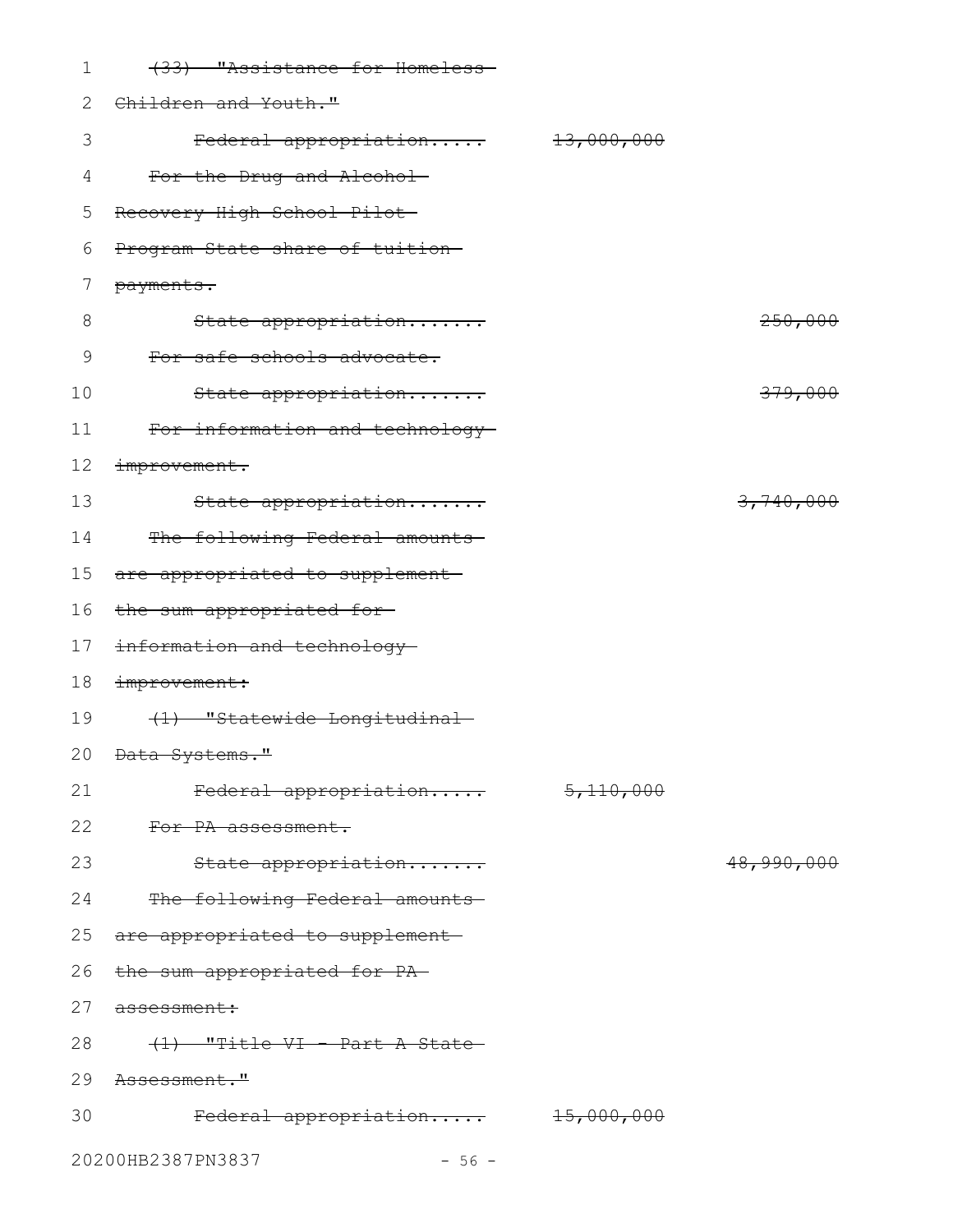~~(33) "Assistance for Homeless Children and Youth."~~

~~Federal appropriation..... 13,000,000~~

~~For the Drug and Alcohol Recovery High School Pilot Program State share of tuition payments.~~

~~State appropriation....... 250,000~~

~~For safe schools advocate.~~

~~State appropriation....... 379,000~~

~~For information and technology improvement.~~

~~State appropriation....... 3,740,000~~

~~The following Federal amounts are appropriated to supplement the sum appropriated for information and technology improvement:~~

~~(1) "Statewide Longitudinal Data Systems."~~

~~Federal appropriation..... 5,110,000~~

~~For PA assessment.~~

~~State appropriation....... 48,990,000~~

~~The following Federal amounts are appropriated to supplement the sum appropriated for PA assessment:~~

~~(1) "Title VI - Part A State Assessment."~~

~~Federal appropriation..... 15,000,000~~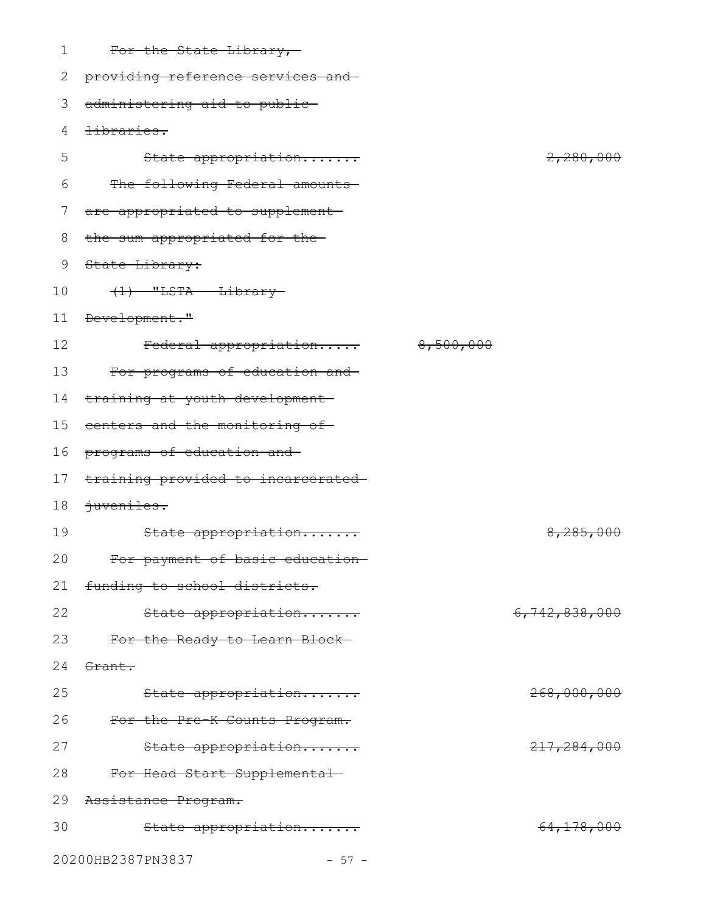~~For the State Library, providing reference services and administering aid to public libraries.~~

~~State appropriation.......~~ ~~2,280,000~~

~~The following Federal amounts are appropriated to supplement the sum appropriated for the State Library:~~

~~(1) "LSTA - Library Development."~~

~~Federal appropriation.....~~ ~~8,500,000~~

~~For programs of education and training at youth development centers and the monitoring of programs of education and training provided to incarcerated juveniles.~~

~~State appropriation.......~~ ~~8,285,000~~

~~For payment of basic education funding to school districts.~~

~~State appropriation.......~~ ~~6,742,838,000~~

~~For the Ready to Learn Block Grant.~~

~~State appropriation.......~~ ~~268,000,000~~

~~For the Pre-K Counts Program.~~

~~State appropriation.......~~ ~~217,284,000~~

~~For Head Start Supplemental Assistance Program.~~

~~State appropriation.......~~ ~~64,178,000~~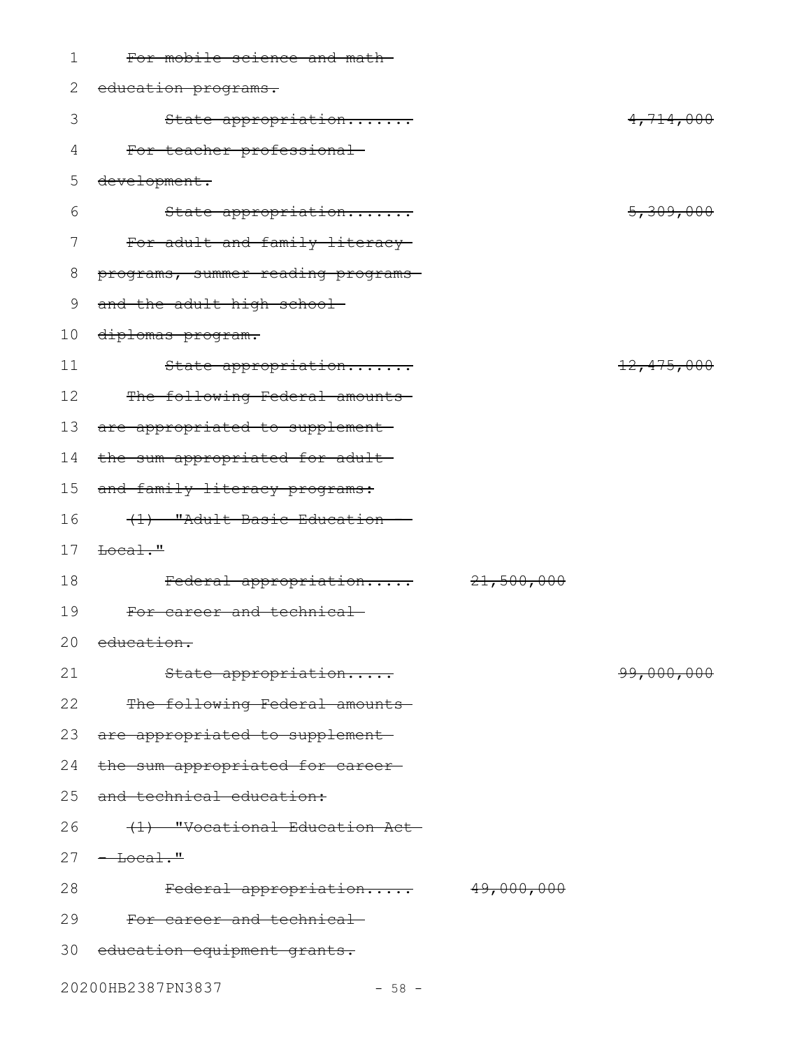~~For mobile science and math education programs.~~

| | | |
|---|---|---|
| ~~State appropriation.......~~ | | ~~4,714,000~~ |

~~For teacher professional development.~~

| | | |
|---|---|---|
| ~~State appropriation.......~~ | | ~~5,309,000~~ |

~~For adult and family literacy programs, summer reading programs and the adult high school diplomas program.~~

| | | |
|---|---|---|
| ~~State appropriation.......~~ | | ~~12,475,000~~ |

~~The following Federal amounts are appropriated to supplement the sum appropriated for adult and family literacy programs:~~

~~(1) "Adult Basic Education - Local."~~

| | | |
|---|---|---|
| ~~Federal appropriation.....~~ | ~~21,500,000~~ | |

~~For career and technical education.~~

| | | |
|---|---|---|
| ~~State appropriation.....~~ | | ~~99,000,000~~ |

~~The following Federal amounts are appropriated to supplement the sum appropriated for career and technical education:~~

~~(1) "Vocational Education Act - Local."~~

| | | |
|---|---|---|
| ~~Federal appropriation.....~~ | ~~49,000,000~~ | |

~~For career and technical education equipment grants.~~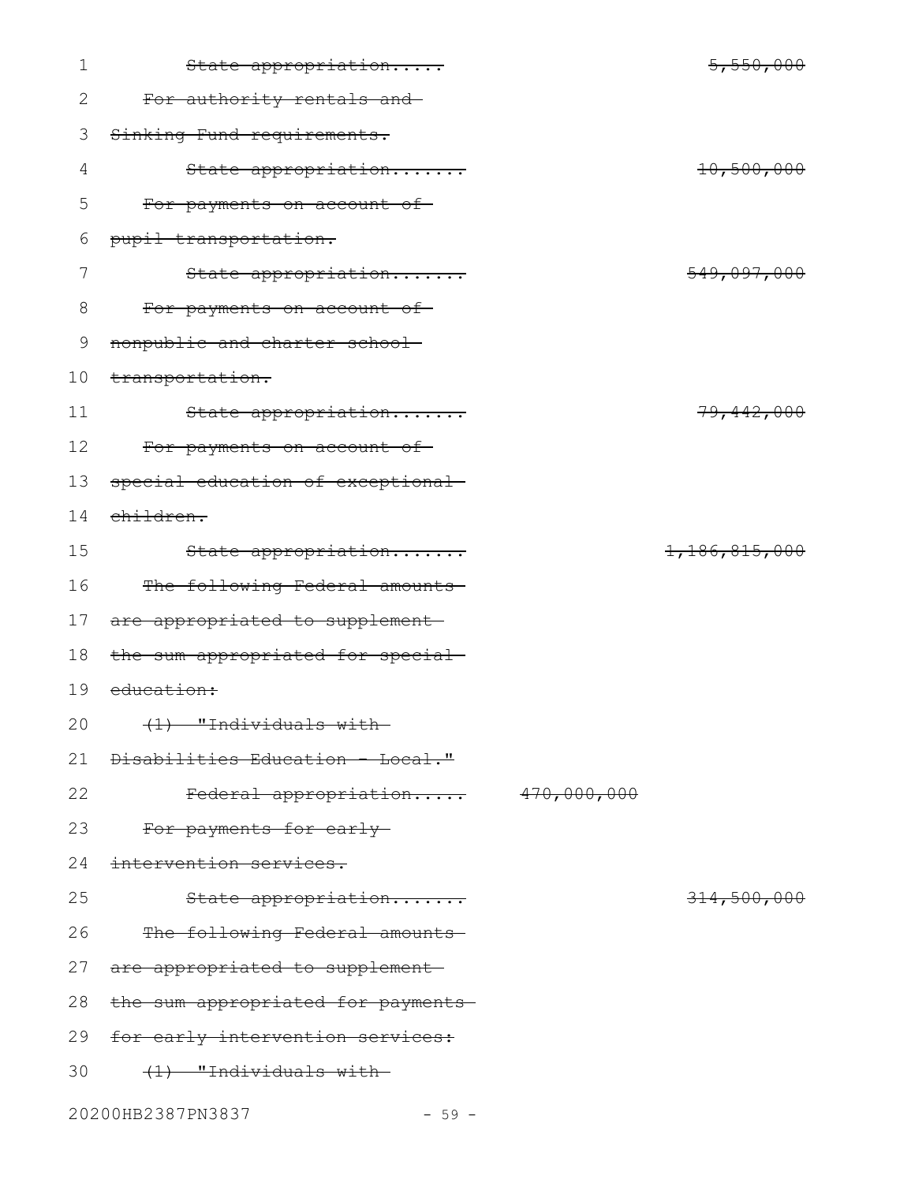~~State appropriation.....~~ ~~5,550,000~~

~~For authority rentals and Sinking Fund requirements.~~

~~State appropriation.......~~ ~~10,500,000~~

~~For payments on account of pupil transportation.~~

~~State appropriation.......~~ ~~549,097,000~~

~~For payments on account of nonpublic and charter school transportation.~~

~~State appropriation.......~~ ~~79,442,000~~

~~For payments on account of special education of exceptional children.~~

~~State appropriation.......~~ ~~1,186,815,000~~

~~The following Federal amounts are appropriated to supplement the sum appropriated for special education:~~

~~(1) "Individuals with Disabilities Education - Local."~~

~~Federal appropriation.....~~ ~~470,000,000~~

~~For payments for early intervention services.~~

~~State appropriation.......~~ ~~314,500,000~~

~~The following Federal amounts are appropriated to supplement the sum appropriated for payments for early intervention services:~~

~~(1) "Individuals with~~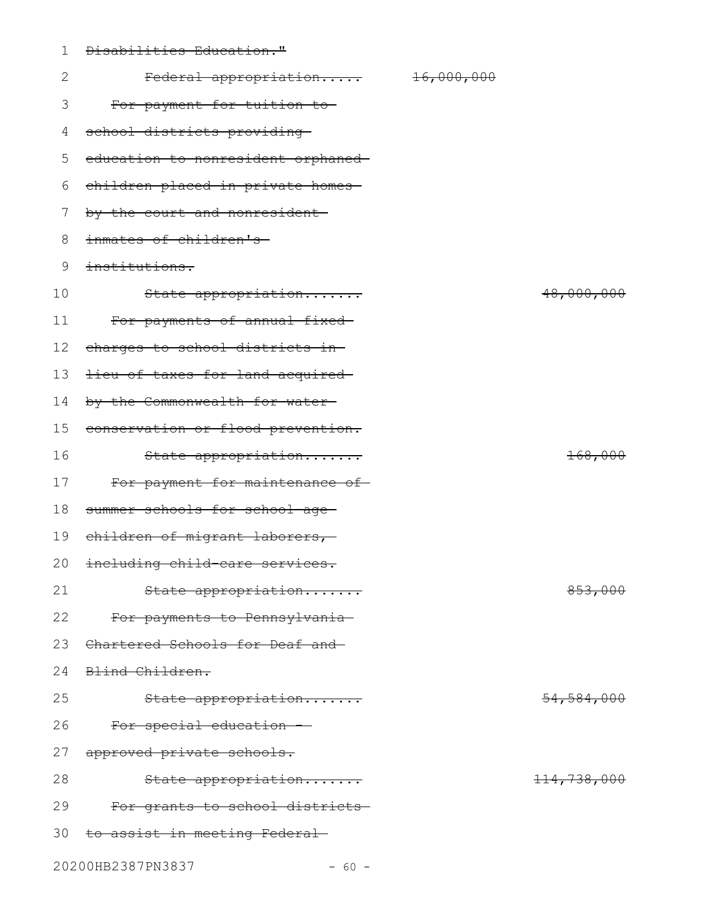~~Disabilities Education."~~

~~Federal appropriation..... 16,000,000~~

~~For payment for tuition to school districts providing education to nonresident orphaned children placed in private homes by the court and nonresident inmates of children's institutions.~~

~~State appropriation....... 48,000,000~~

~~For payments of annual fixed charges to school districts in lieu of taxes for land acquired by the Commonwealth for water conservation or flood prevention.~~

~~State appropriation....... 168,000~~

~~For payment for maintenance of summer schools for school age children of migrant laborers, including child-care services.~~

~~State appropriation....... 853,000~~

~~For payments to Pennsylvania Chartered Schools for Deaf and Blind Children.~~

~~State appropriation....... 54,584,000~~

~~For special education - approved private schools.~~

~~State appropriation....... 114,738,000~~

~~For grants to school districts to assist in meeting Federal~~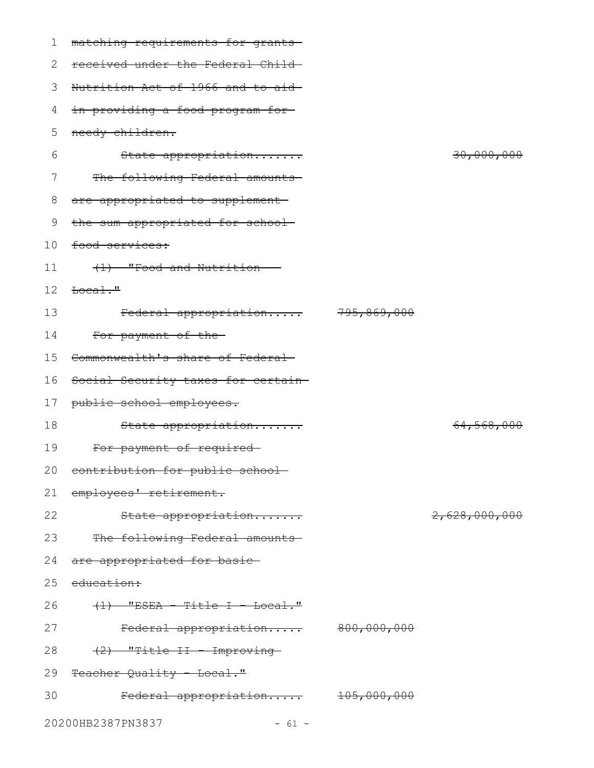~~matching requirements for grants received under the Federal Child Nutrition Act of 1966 and to aid in providing a food program for needy children.~~

~~State appropriation....... 30,000,000~~

~~The following Federal amounts are appropriated to supplement the sum appropriated for school food services:~~

~~(1) "Food and Nutrition - Local."~~

~~Federal appropriation..... 795,869,000~~

~~For payment of the Commonwealth's share of Federal Social Security taxes for certain public school employees.~~

~~State appropriation....... 64,568,000~~

~~For payment of required contribution for public school employees' retirement.~~

~~State appropriation....... 2,628,000,000~~

~~The following Federal amounts are appropriated for basic education:~~

~~(1) "ESEA - Title I - Local."~~

~~Federal appropriation..... 800,000,000~~

~~(2) "Title II - Improving Teacher Quality - Local."~~

~~Federal appropriation..... 105,000,000~~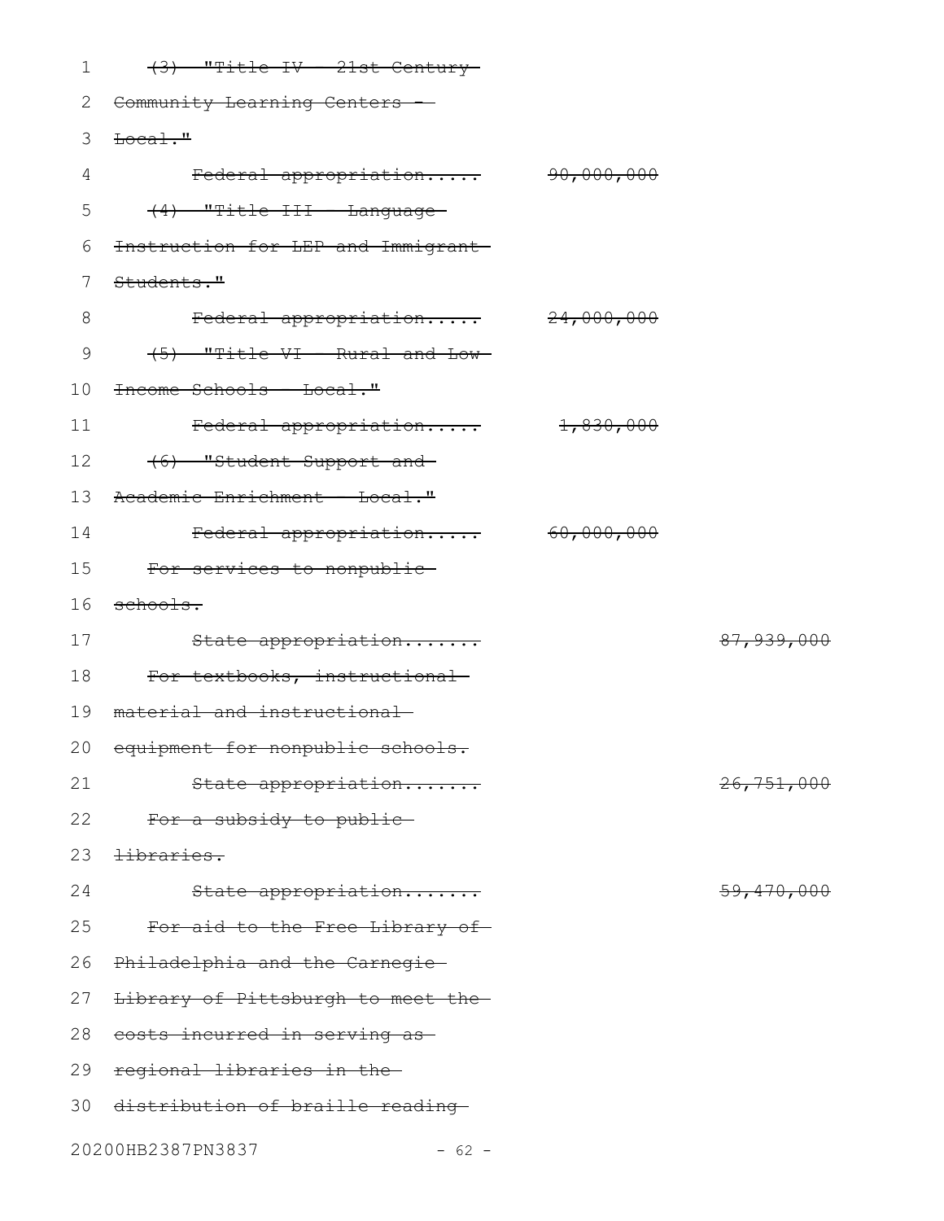~~(3) "Title IV - 21st Century Community Learning Centers - Local."~~

~~Federal appropriation..... 90,000,000~~

~~(4) "Title III - Language Instruction for LEP and Immigrant Students."~~

~~Federal appropriation..... 24,000,000~~

~~(5) "Title VI - Rural and Low-Income Schools - Local."~~

~~Federal appropriation..... 1,830,000~~

~~(6) "Student Support and Academic Enrichment - Local."~~

~~Federal appropriation..... 60,000,000~~

~~For services to nonpublic schools.~~

~~State appropriation....... 87,939,000~~

~~For textbooks, instructional material and instructional equipment for nonpublic schools.~~

~~State appropriation....... 26,751,000~~

~~For a subsidy to public libraries.~~

~~State appropriation....... 59,470,000~~

~~For aid to the Free Library of Philadelphia and the Carnegie Library of Pittsburgh to meet the costs incurred in serving as regional libraries in the distribution of braille reading~~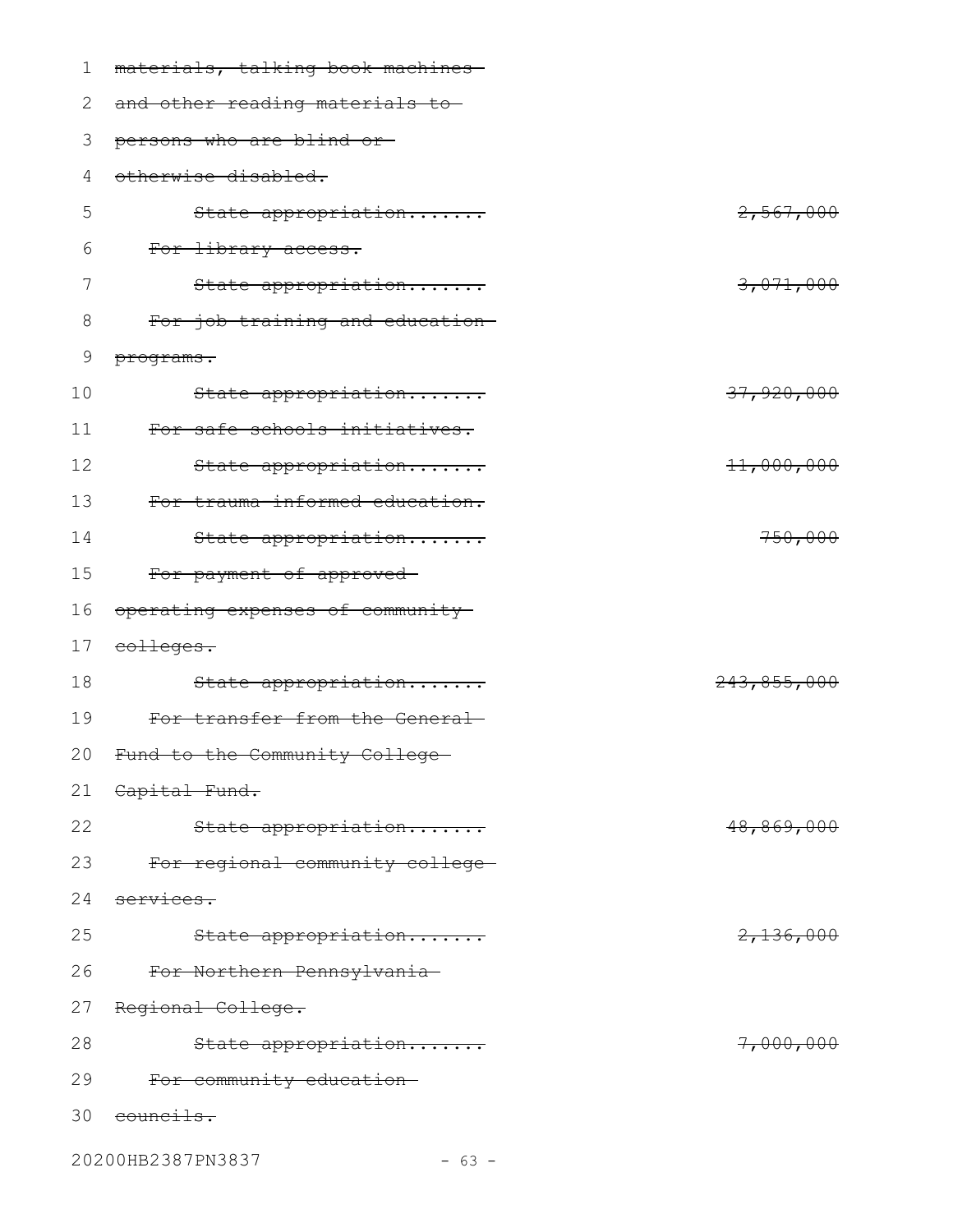~~materials, talking book machines and other reading materials to persons who are blind or otherwise disabled.~~

~~State appropriation....... 2,567,000~~

~~For library access.~~

~~State appropriation....... 3,071,000~~

~~For job training and education programs.~~

~~State appropriation....... 37,920,000~~

~~For safe schools initiatives.~~

~~State appropriation....... 11,000,000~~

~~For trauma informed education.~~

~~State appropriation....... 750,000~~

~~For payment of approved operating expenses of community colleges.~~

~~State appropriation....... 243,855,000~~

~~For transfer from the General Fund to the Community College Capital Fund.~~

~~State appropriation....... 48,869,000~~

~~For regional community college services.~~

~~State appropriation....... 2,136,000~~

~~For Northern Pennsylvania Regional College.~~

~~State appropriation....... 7,000,000~~

~~For community education councils.~~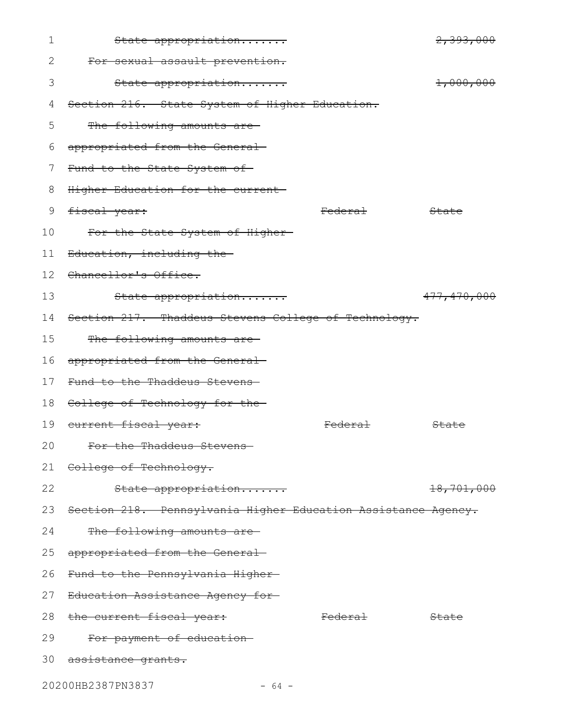~~State appropriation....... 2,393,000~~

~~For sexual assault prevention.~~

~~State appropriation....... 1,000,000~~

~~Section 216. State System of Higher Education.~~

~~The following amounts are appropriated from the General Fund to the State System of Higher Education for the current fiscal year:~~

| | ~~Federal~~ | ~~State~~ |
|---|---|---|
| ~~For the State System of Higher Education, including the Chancellor's Office.~~ | | |
| ~~State appropriation.......~~ | | ~~477,470,000~~ |

~~Section 217. Thaddeus Stevens College of Technology.~~

~~The following amounts are appropriated from the General Fund to the Thaddeus Stevens College of Technology for the current fiscal year:~~

| | ~~Federal~~ | ~~State~~ |
|---|---|---|
| ~~For the Thaddeus Stevens College of Technology.~~ | | |
| ~~State appropriation.......~~ | | ~~18,701,000~~ |

~~Section 218. Pennsylvania Higher Education Assistance Agency.~~

~~The following amounts are appropriated from the General Fund to the Pennsylvania Higher Education Assistance Agency for the current fiscal year:~~

| | ~~Federal~~ | ~~State~~ |
|---|---|---|
| ~~For payment of education assistance grants.~~ | | |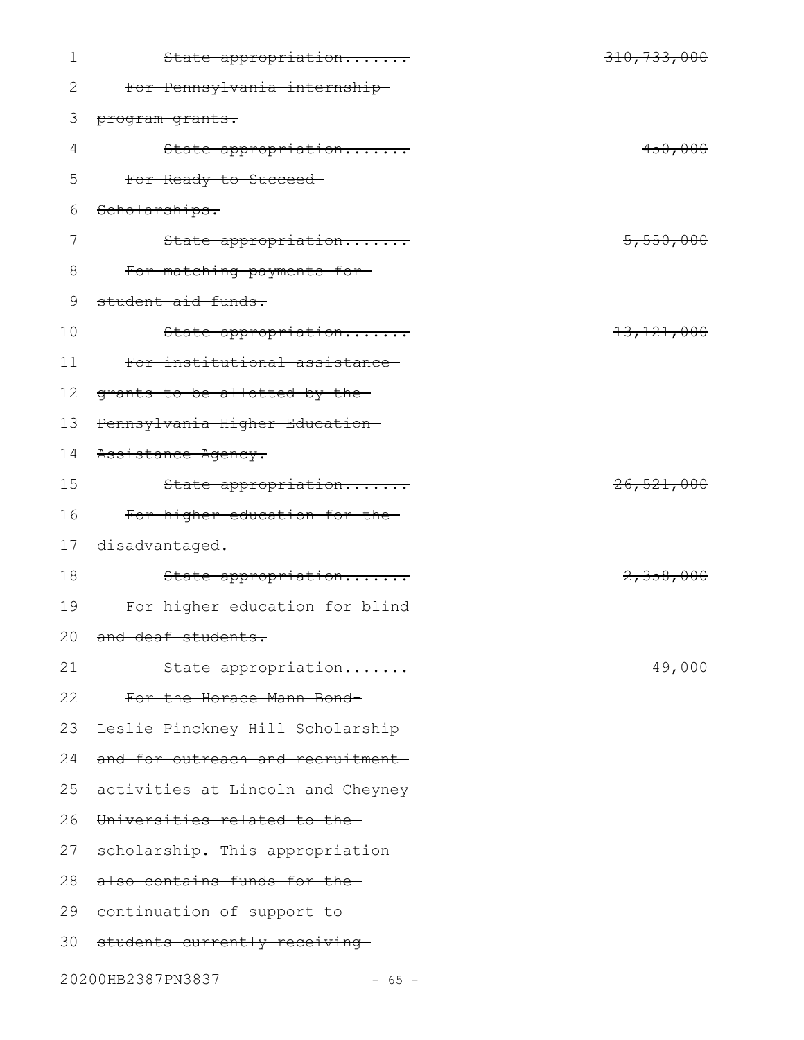~~State appropriation.......~~ ~~310,733,000~~

~~For Pennsylvania internship program grants.~~

~~State appropriation.......~~ ~~450,000~~

~~For Ready to Succeed Scholarships.~~

~~State appropriation.......~~ ~~5,550,000~~

~~For matching payments for student aid funds.~~

~~State appropriation.......~~ ~~13,121,000~~

~~For institutional assistance grants to be allotted by the Pennsylvania Higher Education Assistance Agency.~~

~~State appropriation.......~~ ~~26,521,000~~

~~For higher education for the disadvantaged.~~

~~State appropriation.......~~ ~~2,358,000~~

~~For higher education for blind and deaf students.~~

~~State appropriation.......~~ ~~49,000~~

~~For the Horace Mann Bond-Leslie Pinckney Hill Scholarship and for outreach and recruitment activities at Lincoln and Cheyney Universities related to the scholarship. This appropriation also contains funds for the continuation of support to students currently receiving~~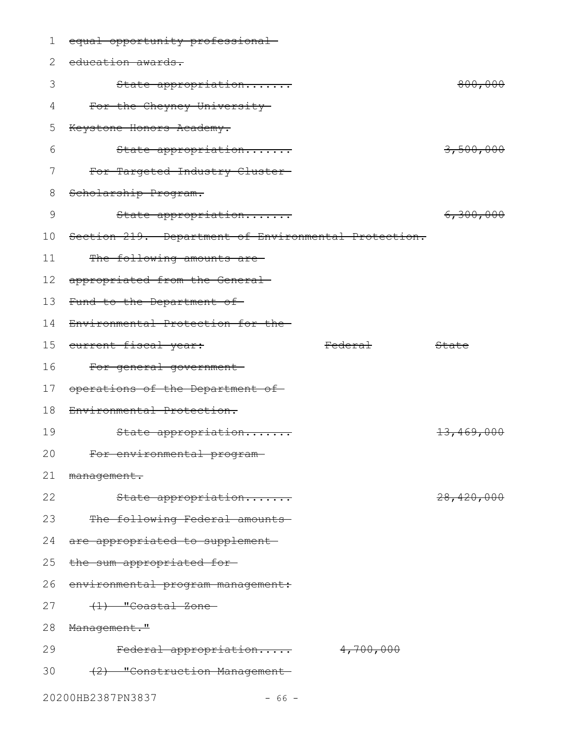~~equal opportunity professional education awards.~~

| | Federal | State |
|---|---|---|
| ~~State appropriation.......~~ | | ~~800,000~~ |
| ~~For the Cheyney University Keystone Honors Academy.~~ | | |
| ~~State appropriation.......~~ | | ~~3,500,000~~ |
| ~~For Targeted Industry Cluster Scholarship Program.~~ | | |
| ~~State appropriation.......~~ | | ~~6,300,000~~ |

~~Section 219. Department of Environmental Protection.~~

| ~~The following amounts are appropriated from the General Fund to the Department of Environmental Protection for the current fiscal year:~~ | ~~Federal~~ | ~~State~~ |
|---|---|---|
| ~~For general government operations of the Department of Environmental Protection.~~ | | |
| ~~State appropriation.......~~ | | ~~13,469,000~~ |
| ~~For environmental program management.~~ | | |
| ~~State appropriation.......~~ | | ~~28,420,000~~ |
| ~~The following Federal amounts are appropriated to supplement the sum appropriated for environmental program management:~~ | | |
| ~~(1) "Coastal Zone Management."~~ | | |
| ~~Federal appropriation.....~~ | ~~4,700,000~~ | |
| ~~(2) "Construction Management~~ | | |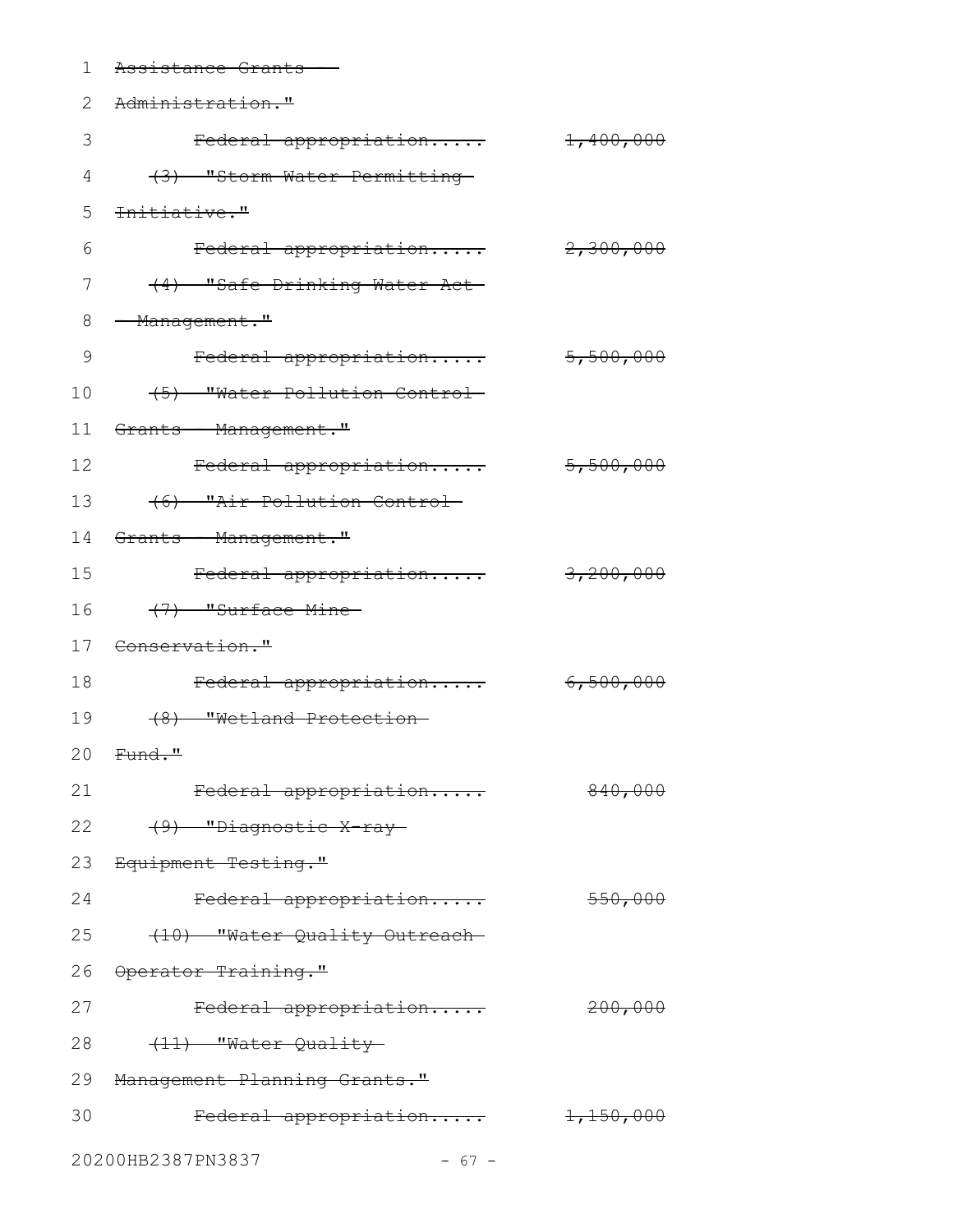~~Assistance Grants -~~
~~Administration."~~

~~Federal appropriation..... 1,400,000~~

~~(3) "Storm Water Permitting Initiative."~~

~~Federal appropriation..... 2,300,000~~

~~(4) "Safe Drinking Water Act - Management."~~

~~Federal appropriation..... 5,500,000~~

~~(5) "Water Pollution Control Grants - Management."~~

~~Federal appropriation..... 5,500,000~~

~~(6) "Air Pollution Control Grants - Management."~~

~~Federal appropriation..... 3,200,000~~

~~(7) "Surface Mine Conservation."~~

~~Federal appropriation..... 6,500,000~~

~~(8) "Wetland Protection Fund."~~

~~Federal appropriation..... 840,000~~

~~(9) "Diagnostic X-ray Equipment Testing."~~

~~Federal appropriation..... 550,000~~

~~(10) "Water Quality Outreach Operator Training."~~

~~Federal appropriation..... 200,000~~

~~(11) "Water Quality Management Planning Grants."~~

~~Federal appropriation..... 1,150,000~~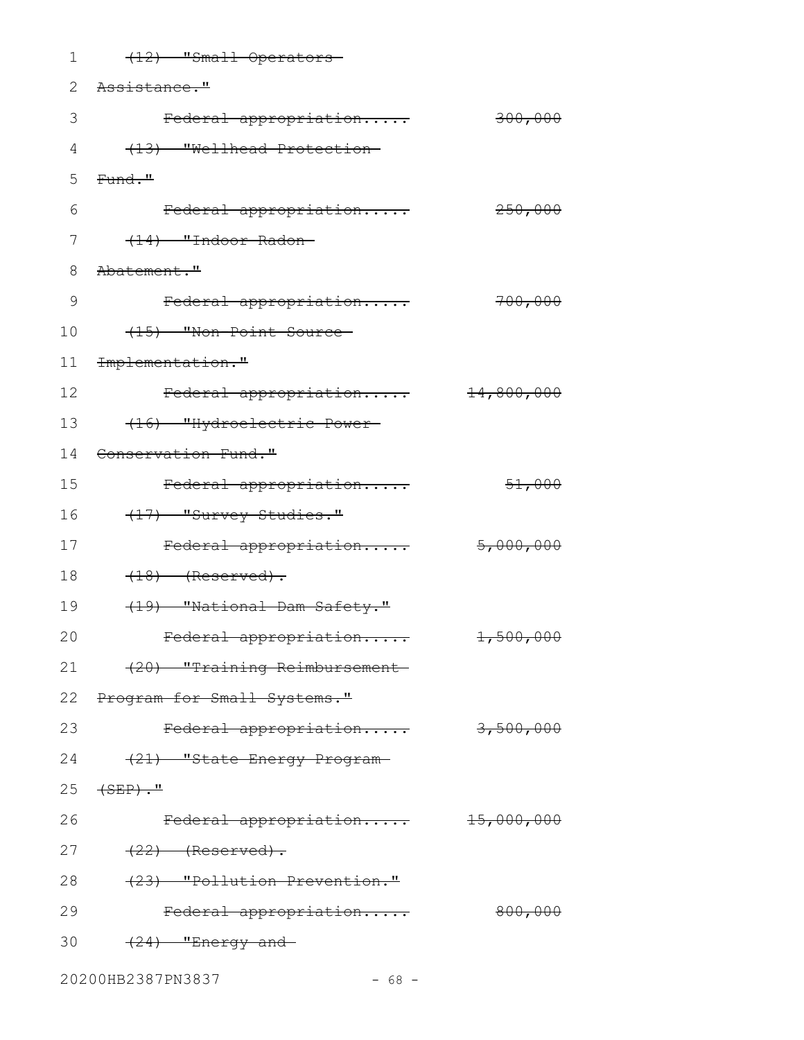~~(12) "Small Operators Assistance."~~

~~Federal appropriation..... 300,000~~

~~(13) "Wellhead Protection Fund."~~

~~Federal appropriation..... 250,000~~

~~(14) "Indoor Radon Abatement."~~

~~Federal appropriation..... 700,000~~

~~(15) "Non-Point Source Implementation."~~

~~Federal appropriation..... 14,800,000~~

~~(16) "Hydroelectric Power Conservation Fund."~~

~~Federal appropriation..... 51,000~~

~~(17) "Survey Studies."~~

~~Federal appropriation..... 5,000,000~~

~~(18) (Reserved).~~

~~(19) "National Dam Safety."~~

~~Federal appropriation..... 1,500,000~~

~~(20) "Training Reimbursement Program for Small Systems."~~

~~Federal appropriation..... 3,500,000~~

~~(21) "State Energy Program (SEP)."~~

~~Federal appropriation..... 15,000,000~~

~~(22) (Reserved).~~

~~(23) "Pollution Prevention."~~

~~Federal appropriation..... 800,000~~

~~(24) "Energy and~~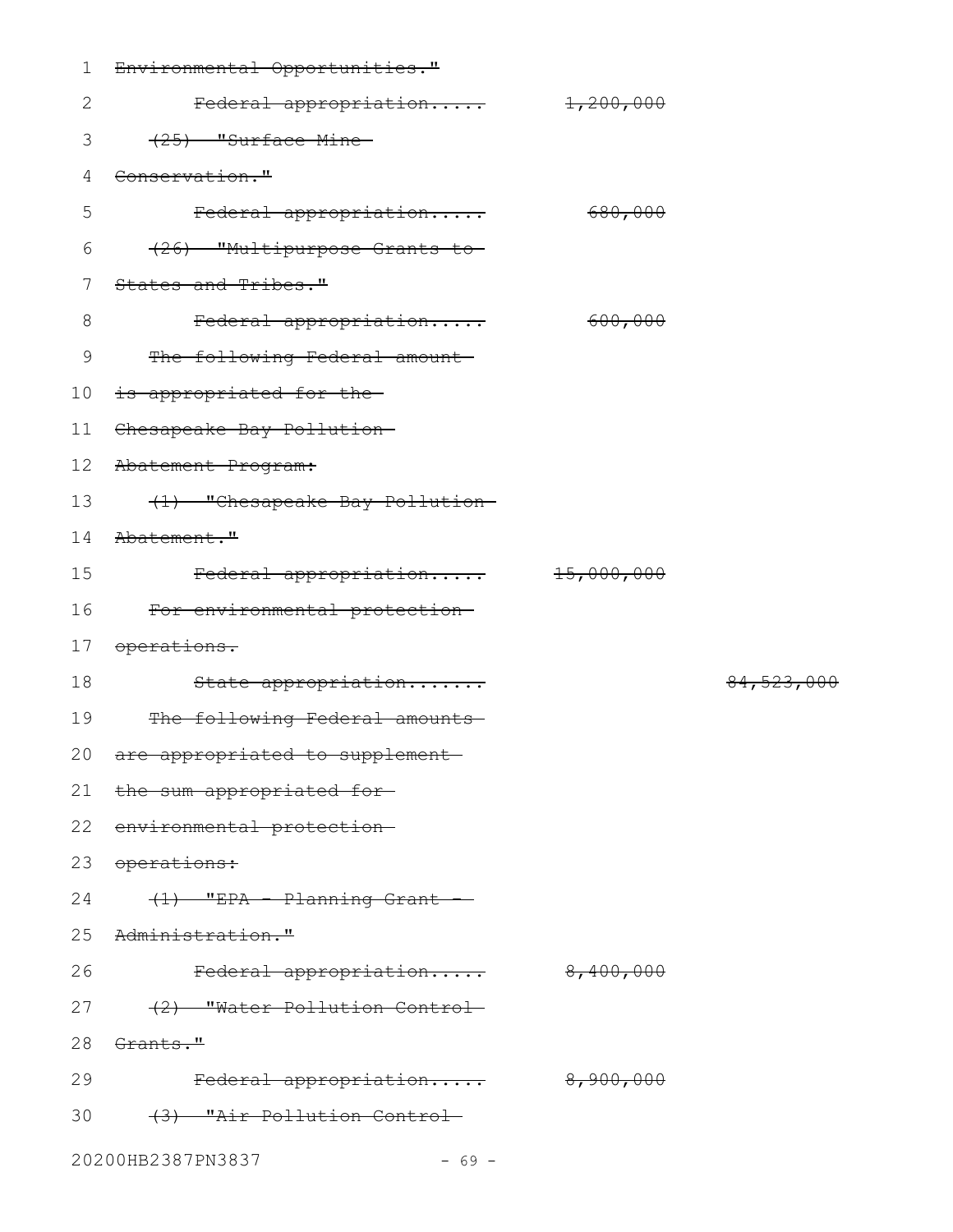~~Environmental Opportunities."~~

~~Federal appropriation..... 1,200,000~~

~~(25) "Surface Mine Conservation."~~

~~Federal appropriation..... 680,000~~

~~(26) "Multipurpose Grants to States and Tribes."~~

~~Federal appropriation..... 600,000~~

~~The following Federal amount is appropriated for the Chesapeake Bay Pollution Abatement Program:~~

~~(1) "Chesapeake Bay Pollution Abatement."~~

~~Federal appropriation..... 15,000,000~~

~~For environmental protection operations.~~

~~State appropriation....... 84,523,000~~

~~The following Federal amounts are appropriated to supplement the sum appropriated for environmental protection operations:~~

~~(1) "EPA - Planning Grant - Administration."~~

~~Federal appropriation..... 8,400,000~~

~~(2) "Water Pollution Control Grants."~~

~~Federal appropriation..... 8,900,000~~

~~(3) "Air Pollution Control~~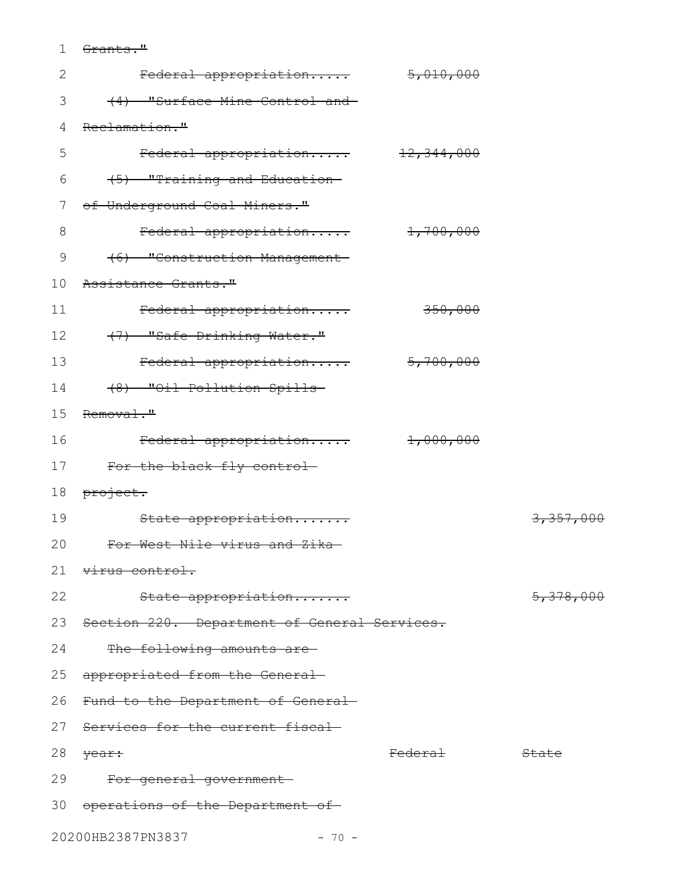~~Grants."~~

| | Federal | State |
|---|---|---|
| ~~Federal appropriation.....~~ | ~~5,010,000~~ | |
| ~~(4) "Surface Mine Control and Reclamation."~~ | | |
| ~~Federal appropriation.....~~ | ~~12,344,000~~ | |
| ~~(5) "Training and Education of Underground Coal Miners."~~ | | |
| ~~Federal appropriation.....~~ | ~~1,700,000~~ | |
| ~~(6) "Construction Management Assistance Grants."~~ | | |
| ~~Federal appropriation.....~~ | ~~350,000~~ | |
| ~~(7) "Safe Drinking Water."~~ | | |
| ~~Federal appropriation.....~~ | ~~5,700,000~~ | |
| ~~(8) "Oil Pollution Spills Removal."~~ | | |
| ~~Federal appropriation.....~~ | ~~1,000,000~~ | |
| ~~For the black fly control project.~~ | | |
| ~~State appropriation.......~~ | | ~~3,357,000~~ |
| ~~For West Nile virus and Zika virus control.~~ | | |
| ~~State appropriation.......~~ | | ~~5,378,000~~ |

~~Section 220. Department of General Services.~~

| ~~The following amounts are appropriated from the General Fund to the Department of General Services for the current fiscal year:~~ | ~~Federal~~ | ~~State~~ |
|---|---|---|
| ~~For general government operations of the Department of~~ | | |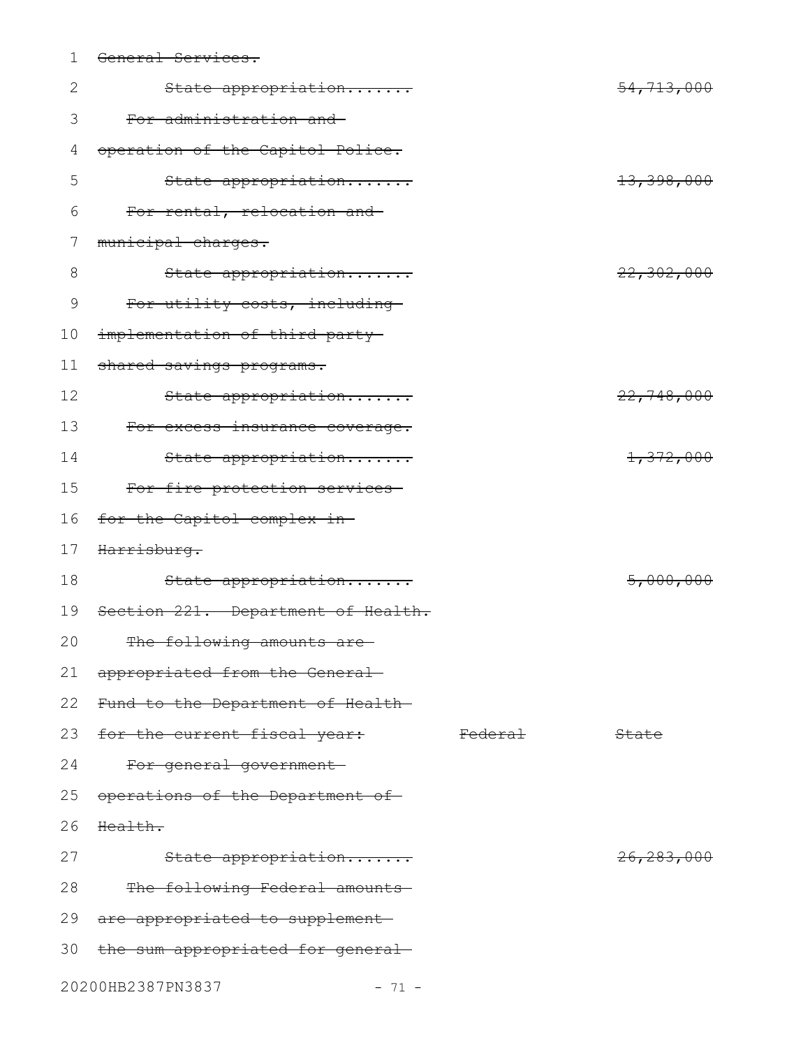~~General Services.~~

| | Federal | State |
|---|---|---|
| ~~State appropriation.......~~ | | ~~54,713,000~~ |
| ~~For administration and operation of the Capitol Police.~~ | | |
| ~~State appropriation.......~~ | | ~~13,398,000~~ |
| ~~For rental, relocation and municipal charges.~~ | | |
| ~~State appropriation.......~~ | | ~~22,302,000~~ |
| ~~For utility costs, including implementation of third party shared savings programs.~~ | | |
| ~~State appropriation.......~~ | | ~~22,748,000~~ |
| ~~For excess insurance coverage.~~ | | |
| ~~State appropriation.......~~ | | ~~1,372,000~~ |
| ~~For fire protection services for the Capitol complex in Harrisburg.~~ | | |
| ~~State appropriation.......~~ | | ~~5,000,000~~ |

~~Section 221. Department of Health.~~

| ~~The following amounts are appropriated from the General Fund to the Department of Health for the current fiscal year:~~ | ~~Federal~~ | ~~State~~ |
|---|---|---|
| ~~For general government operations of the Department of Health.~~ | | |
| ~~State appropriation.......~~ | | ~~26,283,000~~ |

~~The following Federal amounts are appropriated to supplement the sum appropriated for general~~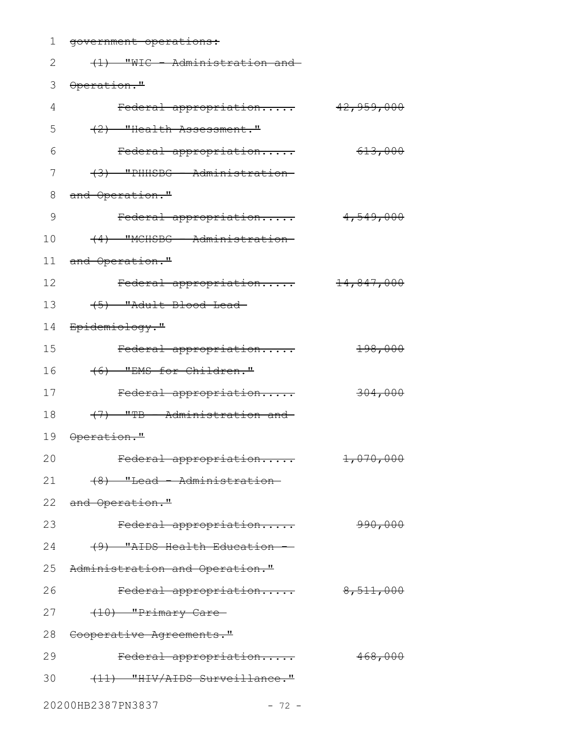~~government operations:~~

~~(1) "WIC - Administration and Operation."~~

~~Federal appropriation..... 42,959,000~~

~~(2) "Health Assessment."~~

~~Federal appropriation..... 613,000~~

~~(3) "PHHSBG - Administration and Operation."~~

~~Federal appropriation..... 4,549,000~~

~~(4) "MCHSBG - Administration and Operation."~~

~~Federal appropriation..... 14,847,000~~

~~(5) "Adult Blood Lead Epidemiology."~~

~~Federal appropriation..... 198,000~~

~~(6) "EMS for Children."~~

~~Federal appropriation..... 304,000~~

~~(7) "TB - Administration and Operation."~~

~~Federal appropriation..... 1,070,000~~

~~(8) "Lead - Administration and Operation."~~

~~Federal appropriation..... 990,000~~

~~(9) "AIDS Health Education - Administration and Operation."~~

~~Federal appropriation..... 8,511,000~~

~~(10) "Primary Care Cooperative Agreements."~~

~~Federal appropriation..... 468,000~~

~~(11) "HIV/AIDS Surveillance."~~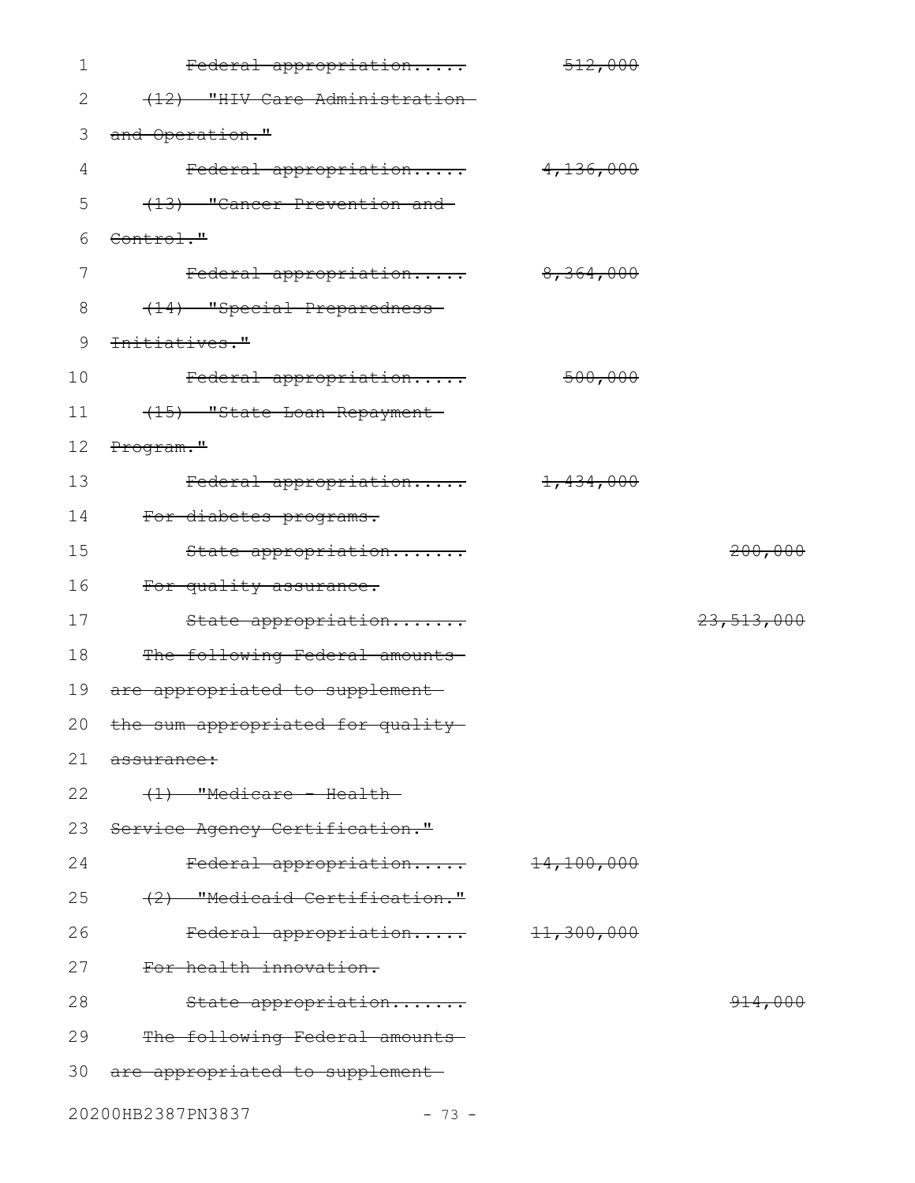~~Federal appropriation..... 512,000~~

~~(12) "HIV Care Administration and Operation."~~

~~Federal appropriation..... 4,136,000~~

~~(13) "Cancer Prevention and Control."~~

~~Federal appropriation..... 8,364,000~~

~~(14) "Special Preparedness Initiatives."~~

~~Federal appropriation..... 500,000~~

~~(15) "State Loan Repayment Program."~~

~~Federal appropriation..... 1,434,000~~

~~For diabetes programs.~~

~~State appropriation....... 200,000~~

~~For quality assurance.~~

~~State appropriation....... 23,513,000~~

~~The following Federal amounts are appropriated to supplement the sum appropriated for quality assurance:~~

~~(1) "Medicare - Health Service Agency Certification."~~

~~Federal appropriation..... 14,100,000~~

~~(2) "Medicaid Certification."~~

~~Federal appropriation..... 11,300,000~~

~~For health innovation.~~

~~State appropriation....... 914,000~~

~~The following Federal amounts are appropriated to supplement~~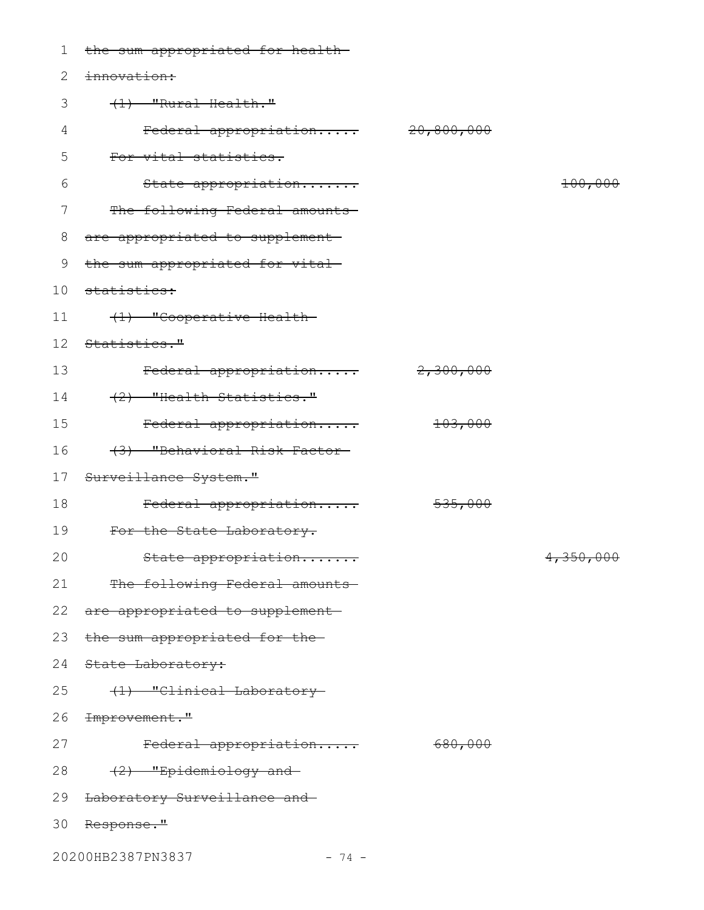~~the sum appropriated for health innovation:~~

~~(1) "Rural Health."~~

| | | |
|---|---|---|
| ~~Federal appropriation.....~~ | ~~20,800,000~~ | |

~~For vital statistics.~~

| | | |
|---|---|---|
| ~~State appropriation.......~~ | | ~~100,000~~ |

~~The following Federal amounts are appropriated to supplement the sum appropriated for vital statistics:~~

~~(1) "Cooperative Health Statistics."~~

| | | |
|---|---|---|
| ~~Federal appropriation.....~~ | ~~2,300,000~~ | |

~~(2) "Health Statistics."~~

| | | |
|---|---|---|
| ~~Federal appropriation.....~~ | ~~103,000~~ | |

~~(3) "Behavioral Risk Factor Surveillance System."~~

| | | |
|---|---|---|
| ~~Federal appropriation.....~~ | ~~535,000~~ | |

~~For the State Laboratory.~~

| | | |
|---|---|---|
| ~~State appropriation.......~~ | | ~~4,350,000~~ |

~~The following Federal amounts are appropriated to supplement the sum appropriated for the State Laboratory:~~

~~(1) "Clinical Laboratory Improvement."~~

| | | |
|---|---|---|
| ~~Federal appropriation.....~~ | ~~680,000~~ | |

~~(2) "Epidemiology and Laboratory Surveillance and Response."~~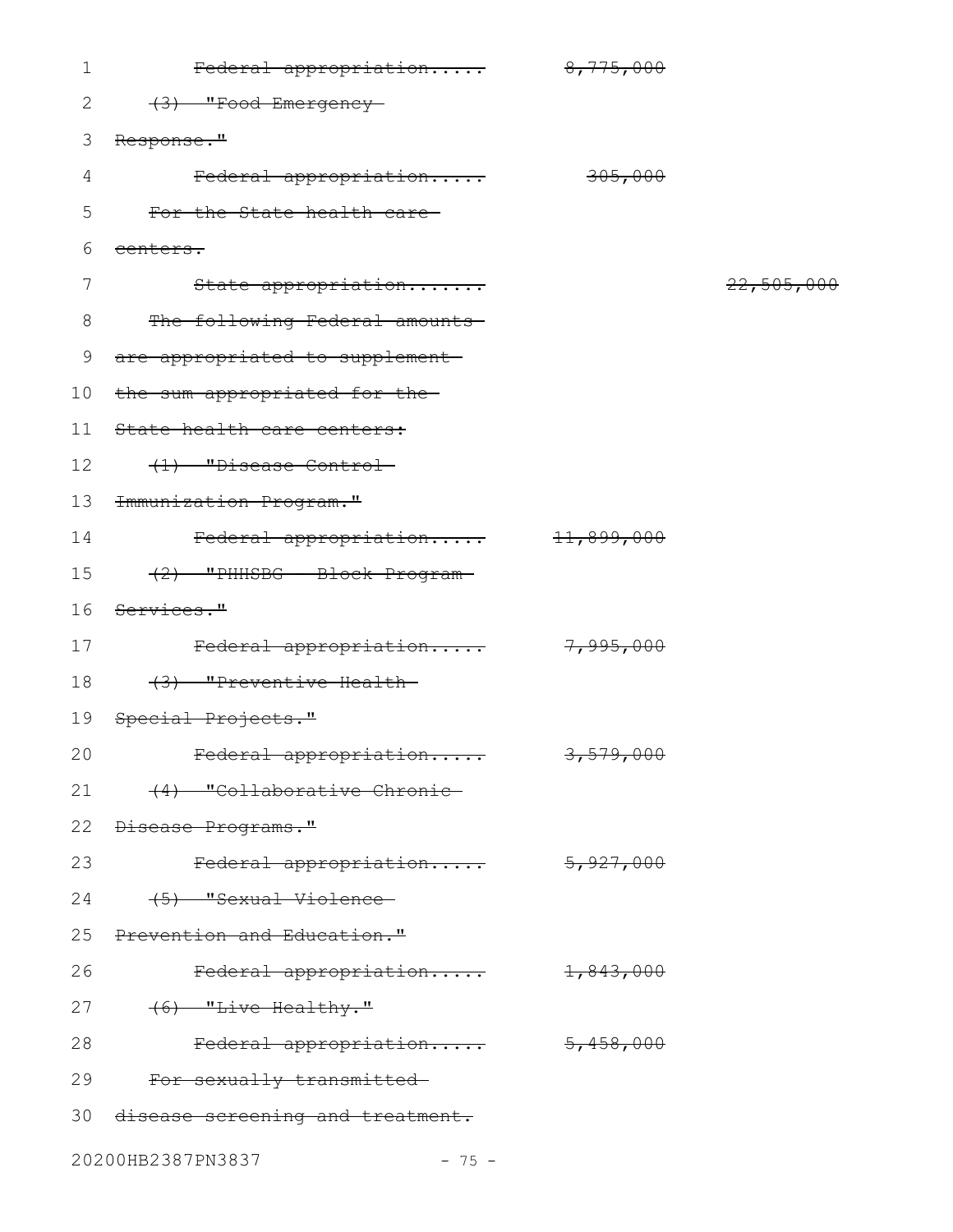~~Federal appropriation.....~~ ~~8,775,000~~

~~(3) "Food Emergency Response."~~

~~Federal appropriation.....~~ ~~305,000~~

~~For the State health care centers.~~

~~State appropriation.......~~ ~~22,505,000~~

~~The following Federal amounts are appropriated to supplement the sum appropriated for the State health care centers:~~

~~(1) "Disease Control Immunization Program."~~

~~Federal appropriation.....~~ ~~11,899,000~~

~~(2) "PHHSBG - Block Program Services."~~

~~Federal appropriation.....~~ ~~7,995,000~~

~~(3) "Preventive Health Special Projects."~~

~~Federal appropriation.....~~ ~~3,579,000~~

~~(4) "Collaborative Chronic Disease Programs."~~

~~Federal appropriation.....~~ ~~5,927,000~~

~~(5) "Sexual Violence Prevention and Education."~~

~~Federal appropriation.....~~ ~~1,843,000~~

~~(6) "Live Healthy."~~

~~Federal appropriation.....~~ ~~5,458,000~~

~~For sexually transmitted disease screening and treatment.~~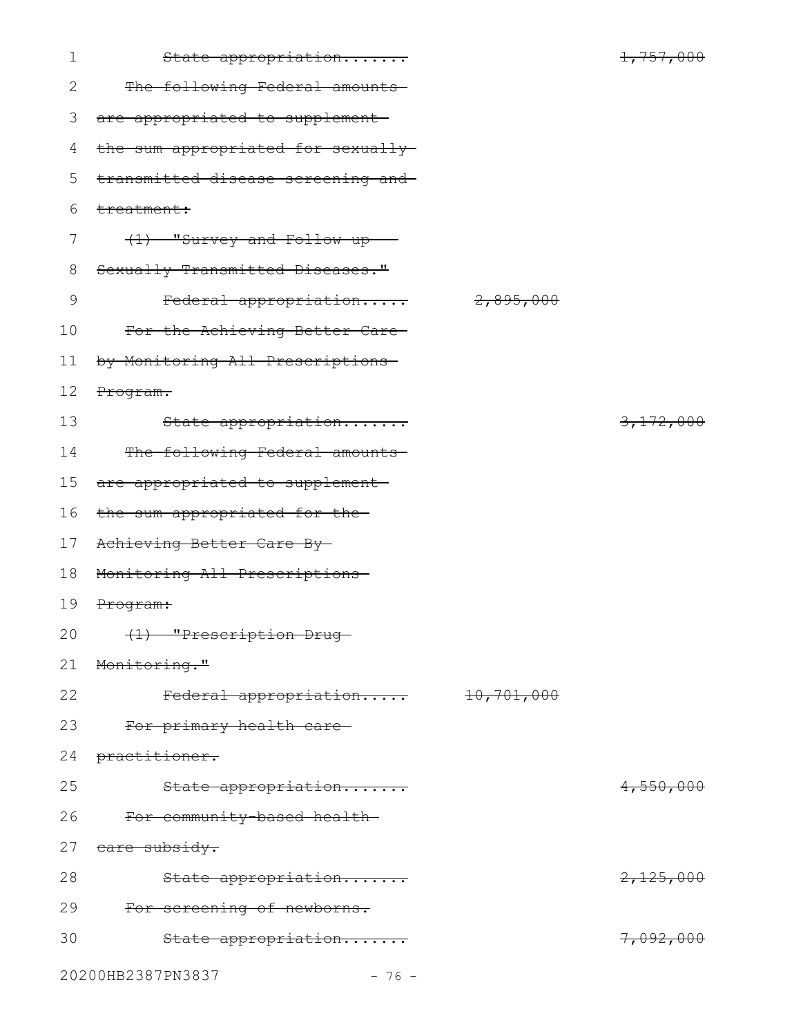~~State appropriation....... 1,757,000~~

~~The following Federal amounts are appropriated to supplement the sum appropriated for sexually transmitted disease screening and treatment:~~

~~(1) "Survey and Follow-up - Sexually Transmitted Diseases."~~

~~Federal appropriation..... 2,895,000~~

~~For the Achieving Better Care by Monitoring All Prescriptions Program.~~

~~State appropriation....... 3,172,000~~

~~The following Federal amounts are appropriated to supplement the sum appropriated for the Achieving Better Care By Monitoring All Prescriptions Program:~~

~~(1) "Prescription Drug Monitoring."~~

~~Federal appropriation..... 10,701,000~~

~~For primary health care practitioner.~~

~~State appropriation....... 4,550,000~~

~~For community-based health care subsidy.~~

~~State appropriation....... 2,125,000~~

~~For screening of newborns.~~

~~State appropriation....... 7,092,000~~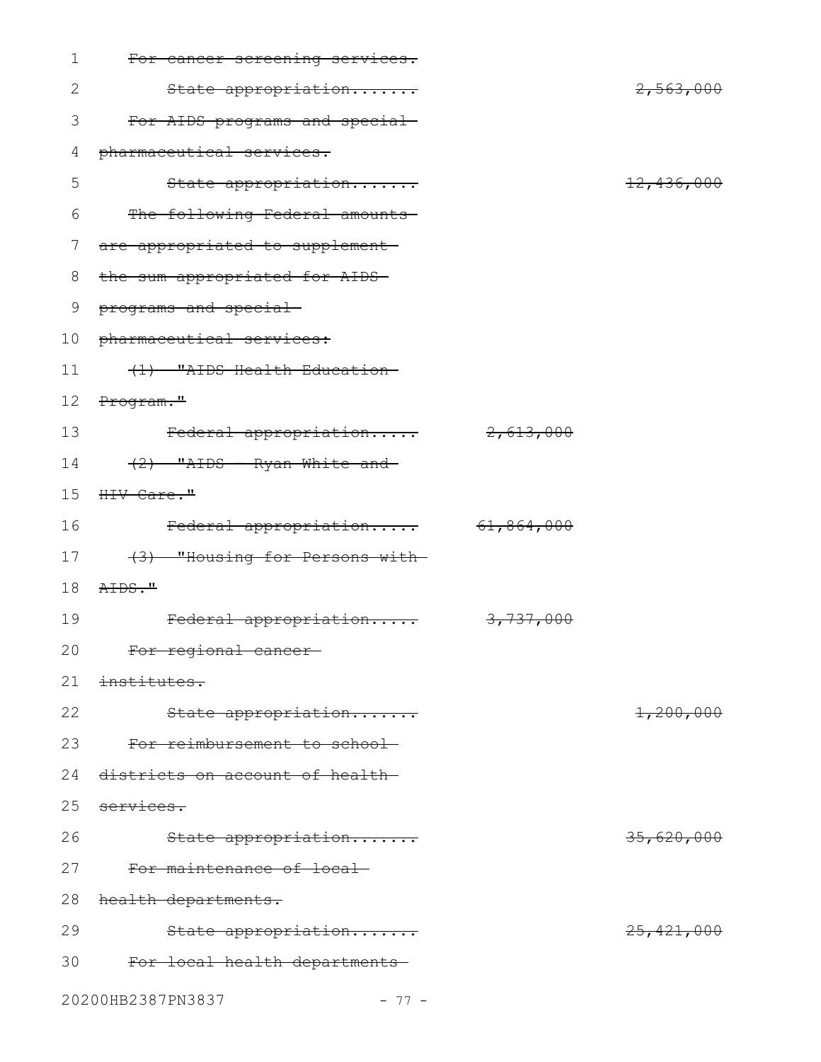~~For cancer screening services.~~

~~State appropriation....... 2,563,000~~

~~For AIDS programs and special pharmaceutical services.~~

~~State appropriation....... 12,436,000~~

~~The following Federal amounts are appropriated to supplement the sum appropriated for AIDS programs and special pharmaceutical services:~~

~~(1) "AIDS Health Education Program."~~

~~Federal appropriation..... 2,613,000~~

~~(2) "AIDS - Ryan White and HIV Care."~~

~~Federal appropriation..... 61,864,000~~

~~(3) "Housing for Persons with AIDS."~~

~~Federal appropriation..... 3,737,000~~

~~For regional cancer institutes.~~

~~State appropriation....... 1,200,000~~

~~For reimbursement to school districts on account of health services.~~

~~State appropriation....... 35,620,000~~

~~For maintenance of local health departments.~~

~~State appropriation....... 25,421,000~~

~~For local health departments~~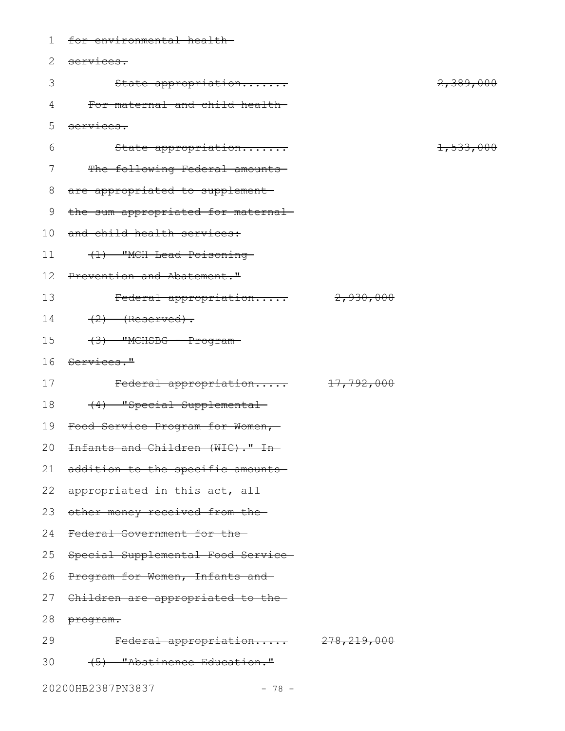~~for environmental health services.~~

~~State appropriation....... 2,389,000~~

~~For maternal and child health services.~~

~~State appropriation....... 1,533,000~~

~~The following Federal amounts are appropriated to supplement the sum appropriated for maternal and child health services:~~

~~(1) "MCH Lead Poisoning Prevention and Abatement."~~

~~Federal appropriation..... 2,930,000~~

~~(2) (Reserved).~~

~~(3) "MCHSBG - Program Services."~~

~~Federal appropriation..... 17,792,000~~

~~(4) "Special Supplemental Food Service Program for Women, Infants and Children (WIC)." In addition to the specific amounts appropriated in this act, all other money received from the Federal Government for the Special Supplemental Food Service Program for Women, Infants and Children are appropriated to the program.~~

~~Federal appropriation..... 278,219,000~~

~~(5) "Abstinence Education."~~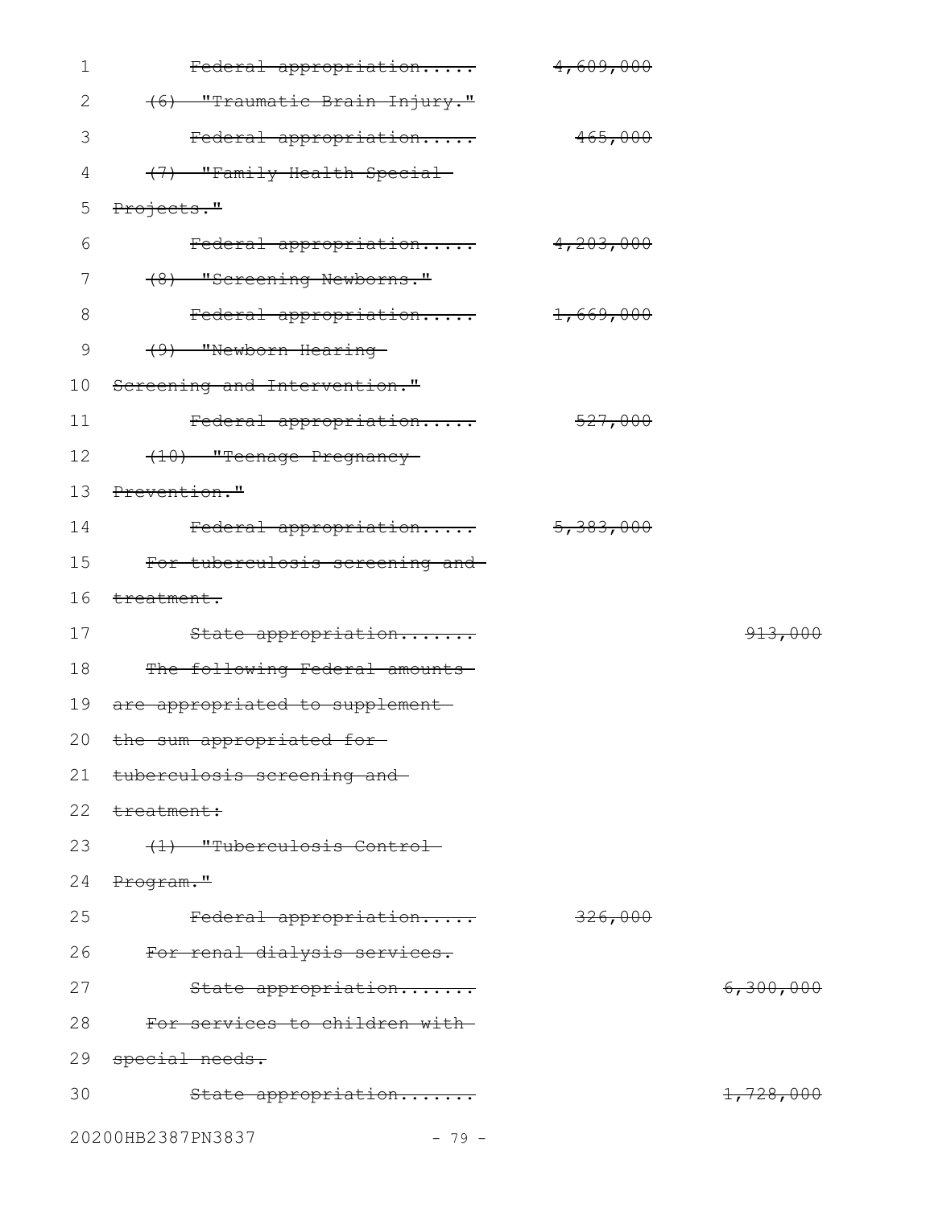~~Federal appropriation.....~~ ~~4,609,000~~

~~(6) "Traumatic Brain Injury."~~

~~Federal appropriation.....~~ ~~465,000~~

~~(7) "Family Health Special Projects."~~

~~Federal appropriation.....~~ ~~4,203,000~~

~~(8) "Screening Newborns."~~

~~Federal appropriation.....~~ ~~1,669,000~~

~~(9) "Newborn Hearing Screening and Intervention."~~

~~Federal appropriation.....~~ ~~527,000~~

~~(10) "Teenage Pregnancy Prevention."~~

~~Federal appropriation.....~~ ~~5,383,000~~

~~For tuberculosis screening and treatment.~~

~~State appropriation.......~~ ~~913,000~~

~~The following Federal amounts are appropriated to supplement the sum appropriated for tuberculosis screening and treatment:~~

~~(1) "Tuberculosis Control Program."~~

~~Federal appropriation.....~~ ~~326,000~~

~~For renal dialysis services.~~

~~State appropriation.......~~ ~~6,300,000~~

~~For services to children with special needs.~~

~~State appropriation.......~~ ~~1,728,000~~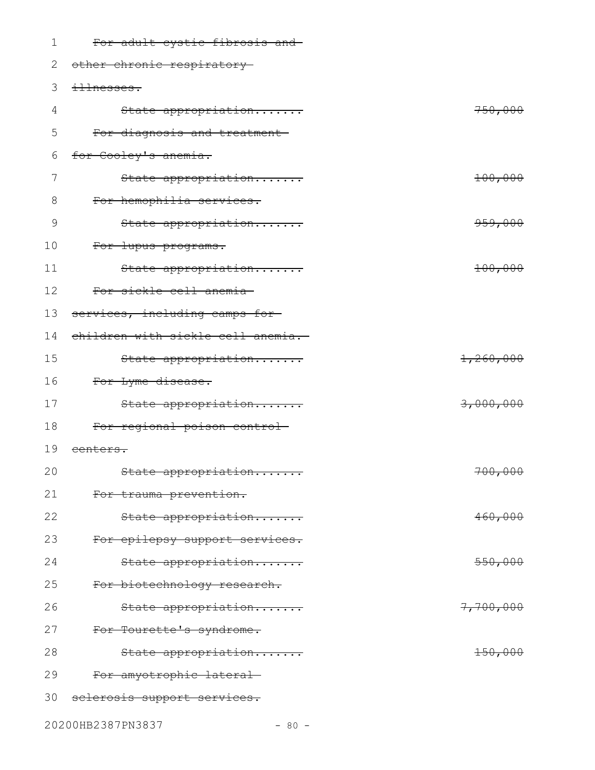~~For adult cystic fibrosis and other chronic respiratory illnesses.~~

~~State appropriation....... 750,000~~

~~For diagnosis and treatment for Cooley's anemia.~~

~~State appropriation....... 100,000~~

~~For hemophilia services.~~

~~State appropriation....... 959,000~~

~~For lupus programs.~~

~~State appropriation....... 100,000~~

~~For sickle cell anemia services, including camps for children with sickle cell anemia.~~

~~State appropriation....... 1,260,000~~

~~For Lyme disease.~~

~~State appropriation....... 3,000,000~~

~~For regional poison control centers.~~

~~State appropriation....... 700,000~~

~~For trauma prevention.~~

~~State appropriation....... 460,000~~

~~For epilepsy support services.~~

~~State appropriation....... 550,000~~

~~For biotechnology research.~~

~~State appropriation....... 7,700,000~~

~~For Tourette's syndrome.~~

~~State appropriation....... 150,000~~

~~For amyotrophic lateral sclerosis support services.~~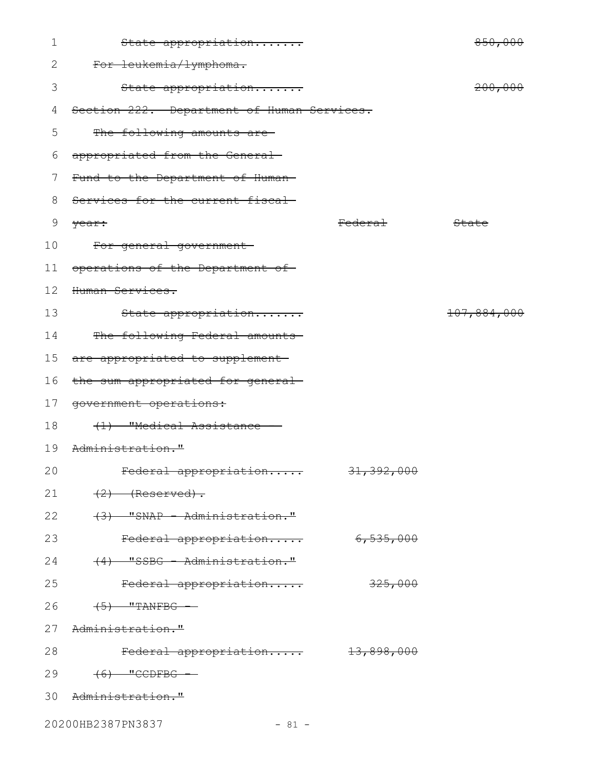~~State appropriation....... 850,000~~

~~For leukemia/lymphoma.~~

~~State appropriation....... 200,000~~

~~Section 222. Department of Human Services.~~

| ~~The following amounts are appropriated from the General Fund to the Department of Human Services for the current fiscal year:~~ | ~~Federal~~ | ~~State~~ |
|---|---|---|
| ~~For general government operations of the Department of Human Services.~~ | | |
| ~~State appropriation.......~~ | | ~~107,884,000~~ |
| ~~The following Federal amounts are appropriated to supplement the sum appropriated for general government operations:~~ | | |
| ~~(1) "Medical Assistance - Administration."~~ | | |
| ~~Federal appropriation.....~~ | ~~31,392,000~~ | |
| ~~(2) (Reserved).~~ | | |
| ~~(3) "SNAP - Administration."~~ | | |
| ~~Federal appropriation.....~~ | ~~6,535,000~~ | |
| ~~(4) "SSBG - Administration."~~ | | |
| ~~Federal appropriation.....~~ | ~~325,000~~ | |
| ~~(5) "TANFBG - Administration."~~ | | |
| ~~Federal appropriation.....~~ | ~~13,898,000~~ | |
| ~~(6) "CCDFBG - Administration."~~ | | |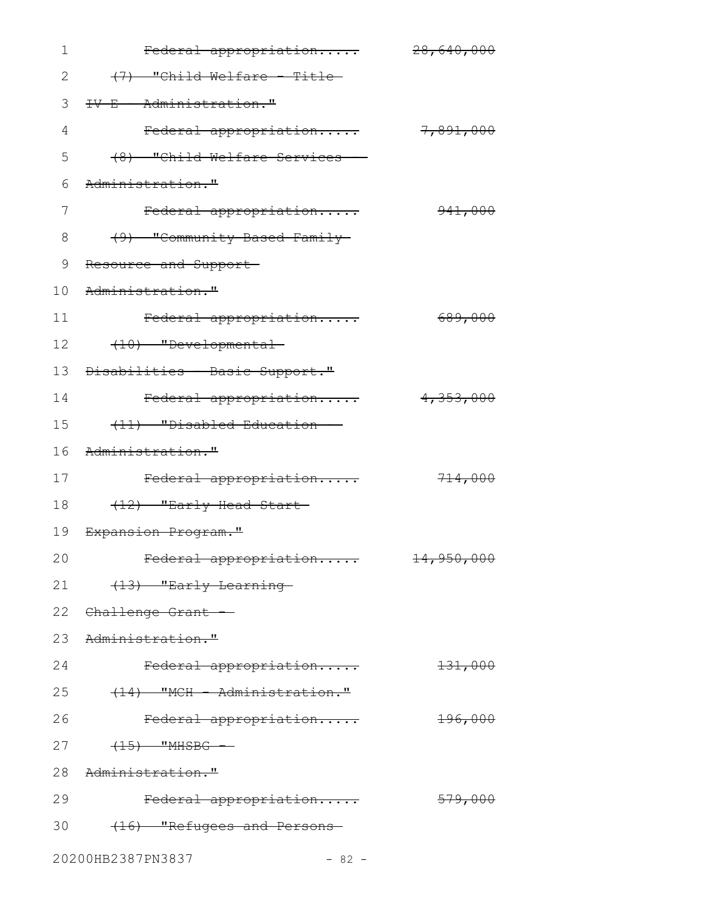~~Federal appropriation..... 28,640,000~~

~~(7) "Child Welfare - Title IV-E - Administration."~~

~~Federal appropriation..... 7,891,000~~

~~(8) "Child Welfare Services - Administration."~~

~~Federal appropriation..... 941,000~~

~~(9) "Community-Based Family Resource and Support - Administration."~~

~~Federal appropriation..... 689,000~~

~~(10) "Developmental Disabilities - Basic Support."~~

~~Federal appropriation..... 4,353,000~~

~~(11) "Disabled Education - Administration."~~

~~Federal appropriation..... 714,000~~

~~(12) "Early Head Start Expansion Program."~~

~~Federal appropriation..... 14,950,000~~

~~(13) "Early Learning Challenge Grant - Administration."~~

~~Federal appropriation..... 131,000~~

~~(14) "MCH - Administration."~~

~~Federal appropriation..... 196,000~~

~~(15) "MHSBG - Administration."~~

~~Federal appropriation..... 579,000~~

~~(16) "Refugees and Persons~~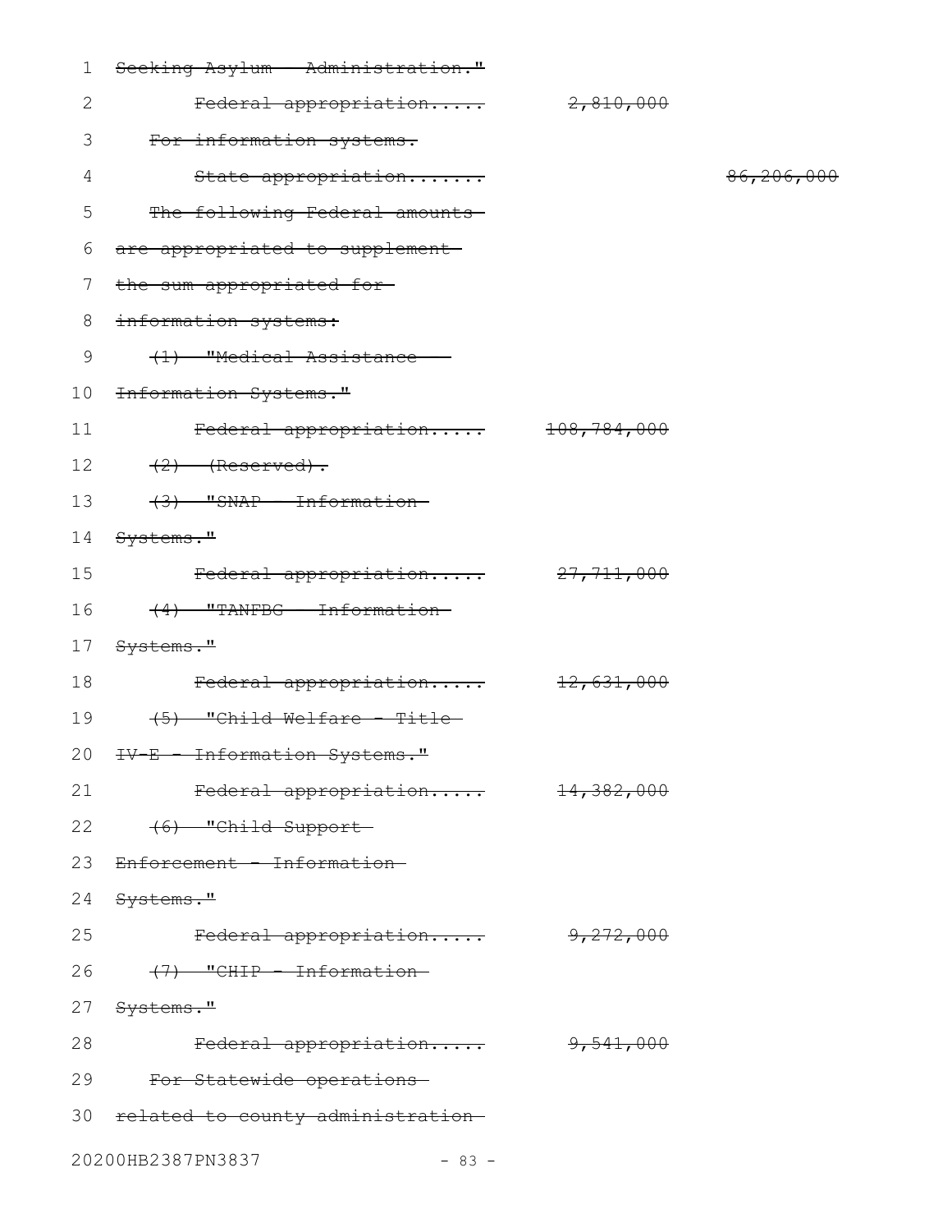~~Seeking Asylum - Administration."~~

~~Federal appropriation..... 2,810,000~~

~~For information systems.~~

~~State appropriation....... 86,206,000~~

~~The following Federal amounts are appropriated to supplement the sum appropriated for information systems:~~

~~(1) "Medical Assistance - Information Systems."~~

~~Federal appropriation..... 108,784,000~~

~~(2) (Reserved).~~

~~(3) "SNAP - Information Systems."~~

~~Federal appropriation..... 27,711,000~~

~~(4) "TANFBG - Information Systems."~~

~~Federal appropriation..... 12,631,000~~

~~(5) "Child Welfare - Title IV-E - Information Systems."~~

~~Federal appropriation..... 14,382,000~~

~~(6) "Child Support Enforcement - Information Systems."~~

~~Federal appropriation..... 9,272,000~~

~~(7) "CHIP - Information Systems."~~

~~Federal appropriation..... 9,541,000~~

~~For Statewide operations related to county administration~~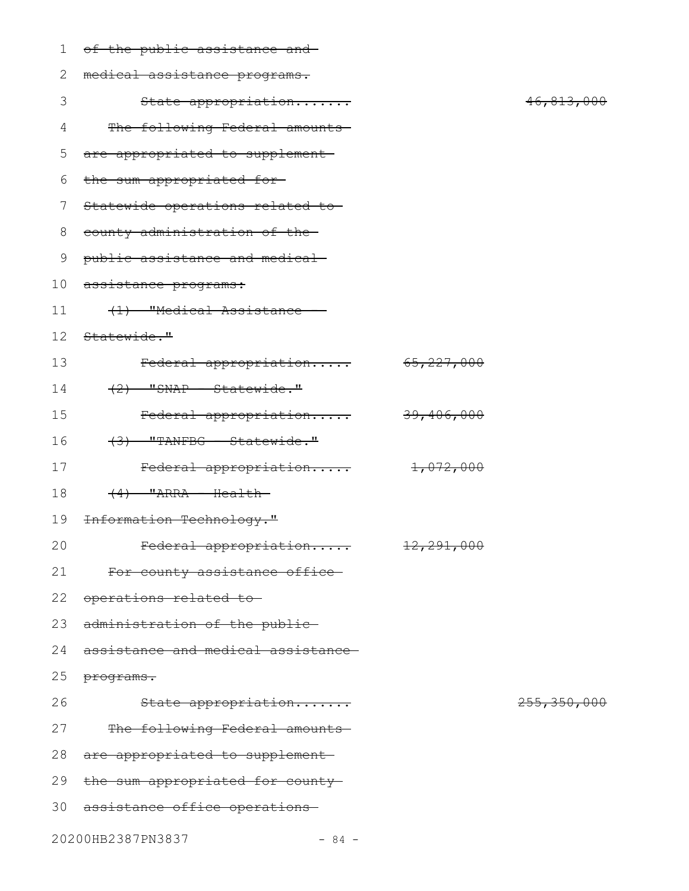~~of the public assistance and medical assistance programs.~~

~~State appropriation....... 46,813,000~~

~~The following Federal amounts are appropriated to supplement the sum appropriated for Statewide operations related to county administration of the public assistance and medical assistance programs:~~

~~(1) "Medical Assistance - Statewide."~~

~~Federal appropriation..... 65,227,000~~

~~(2) "SNAP - Statewide."~~

~~Federal appropriation..... 39,406,000~~

~~(3) "TANFBG - Statewide."~~

~~Federal appropriation..... 1,072,000~~

~~(4) "ARRA - Health Information Technology."~~

~~Federal appropriation..... 12,291,000~~

~~For county assistance office operations related to administration of the public assistance and medical assistance programs.~~

~~State appropriation....... 255,350,000~~

~~The following Federal amounts are appropriated to supplement the sum appropriated for county assistance office operations~~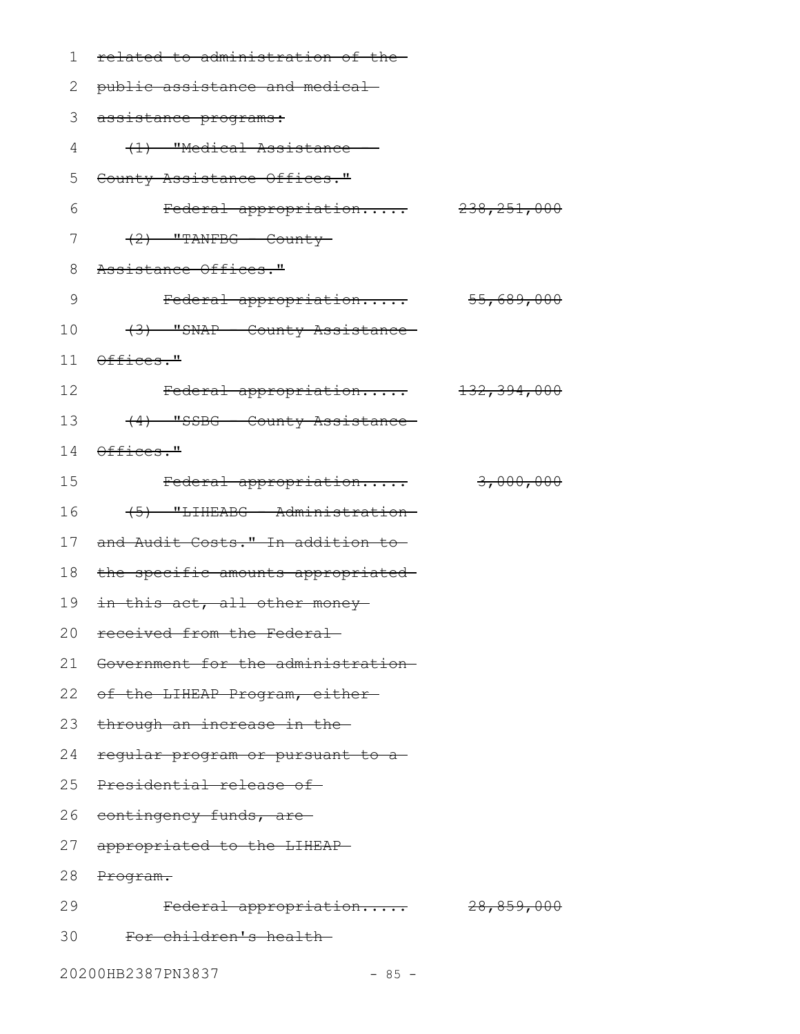~~related to administration of the public assistance and medical assistance programs:~~

~~(1) "Medical Assistance - County Assistance Offices."~~

~~Federal appropriation..... 238,251,000~~

~~(2) "TANFBG - County Assistance Offices."~~

~~Federal appropriation..... 55,689,000~~

~~(3) "SNAP - County Assistance Offices."~~

~~Federal appropriation..... 132,394,000~~

~~(4) "SSBG - County Assistance Offices."~~

~~Federal appropriation..... 3,000,000~~

~~(5) "LIHEABG - Administration and Audit Costs." In addition to the specific amounts appropriated in this act, all other money received from the Federal Government for the administration of the LIHEAP Program, either through an increase in the regular program or pursuant to a Presidential release of contingency funds, are appropriated to the LIHEAP Program.~~

~~Federal appropriation..... 28,859,000~~

~~For children's health~~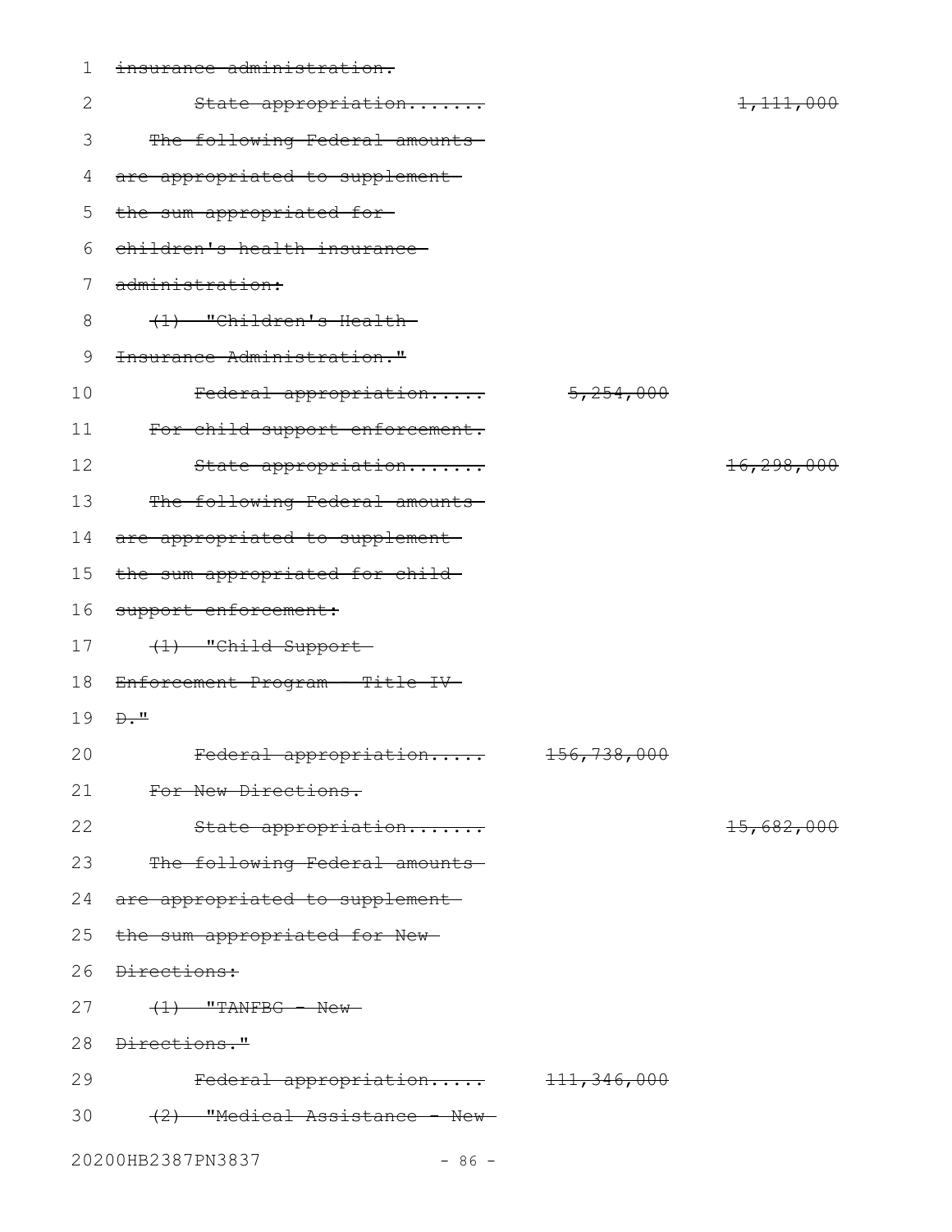~~insurance administration.~~

~~State appropriation....... 1,111,000~~

~~The following Federal amounts are appropriated to supplement the sum appropriated for children's health insurance administration:~~

~~(1) "Children's Health Insurance Administration."~~

~~Federal appropriation..... 5,254,000~~

~~For child support enforcement.~~

~~State appropriation....... 16,298,000~~

~~The following Federal amounts are appropriated to supplement the sum appropriated for child support enforcement:~~

~~(1) "Child Support Enforcement Program - Title IV-D."~~

~~Federal appropriation..... 156,738,000~~

~~For New Directions.~~

~~State appropriation....... 15,682,000~~

~~The following Federal amounts are appropriated to supplement the sum appropriated for New Directions:~~

~~(1) "TANFBG - New Directions."~~

~~Federal appropriation..... 111,346,000~~

~~(2) "Medical Assistance - New~~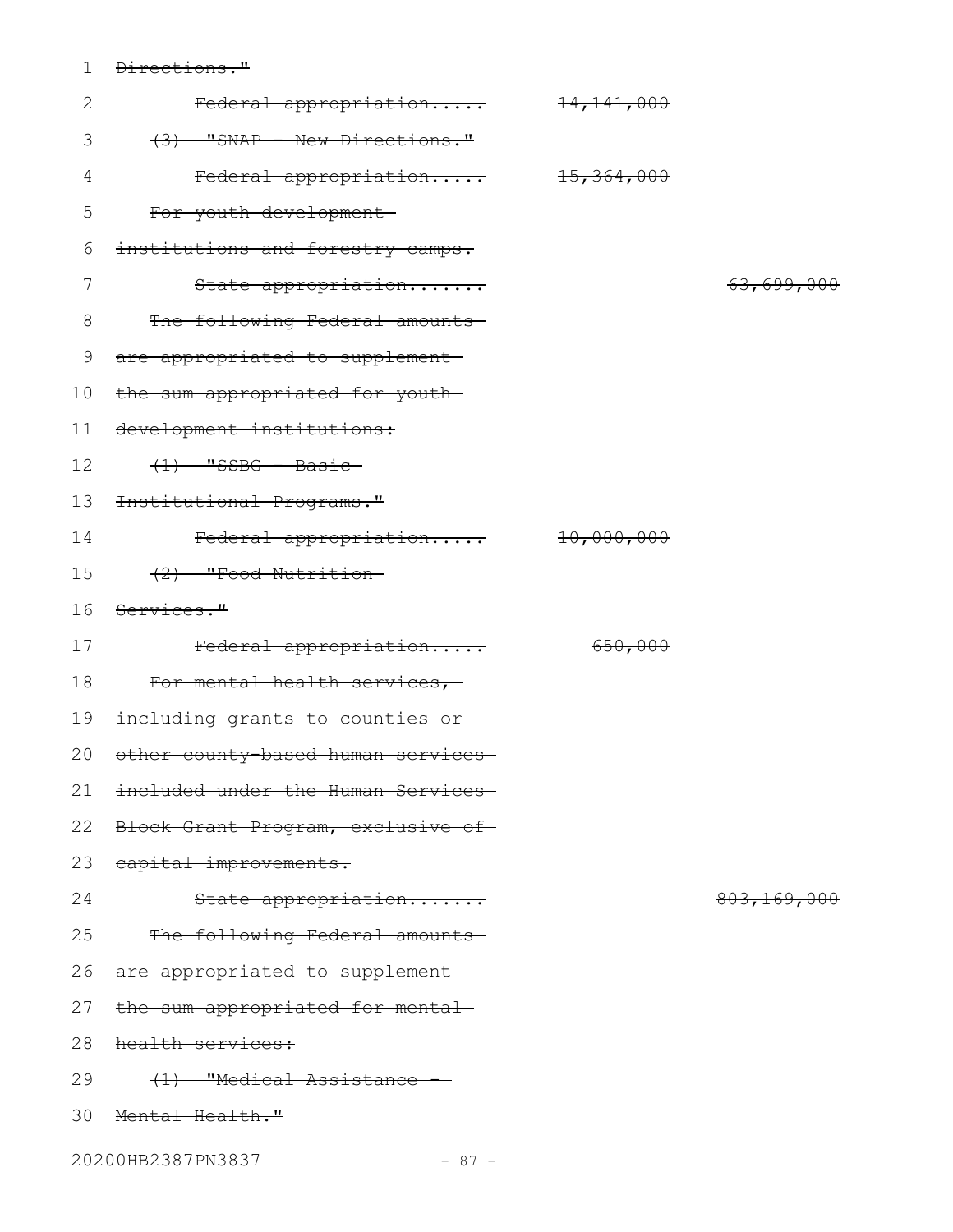~~Directions."~~

~~Federal appropriation.....~~ ~~14,141,000~~

~~(3) "SNAP - New Directions."~~

~~Federal appropriation.....~~ ~~15,364,000~~

~~For youth development institutions and forestry camps.~~

~~State appropriation.......~~ ~~63,699,000~~

~~The following Federal amounts are appropriated to supplement the sum appropriated for youth development institutions:~~

~~(1) "SSBG - Basic Institutional Programs."~~

~~Federal appropriation.....~~ ~~10,000,000~~

~~(2) "Food Nutrition Services."~~

~~Federal appropriation.....~~ ~~650,000~~

~~For mental health services, including grants to counties or other county-based human services included under the Human Services Block Grant Program, exclusive of capital improvements.~~

~~State appropriation.......~~ ~~803,169,000~~

~~The following Federal amounts are appropriated to supplement the sum appropriated for mental health services:~~

~~(1) "Medical Assistance - Mental Health."~~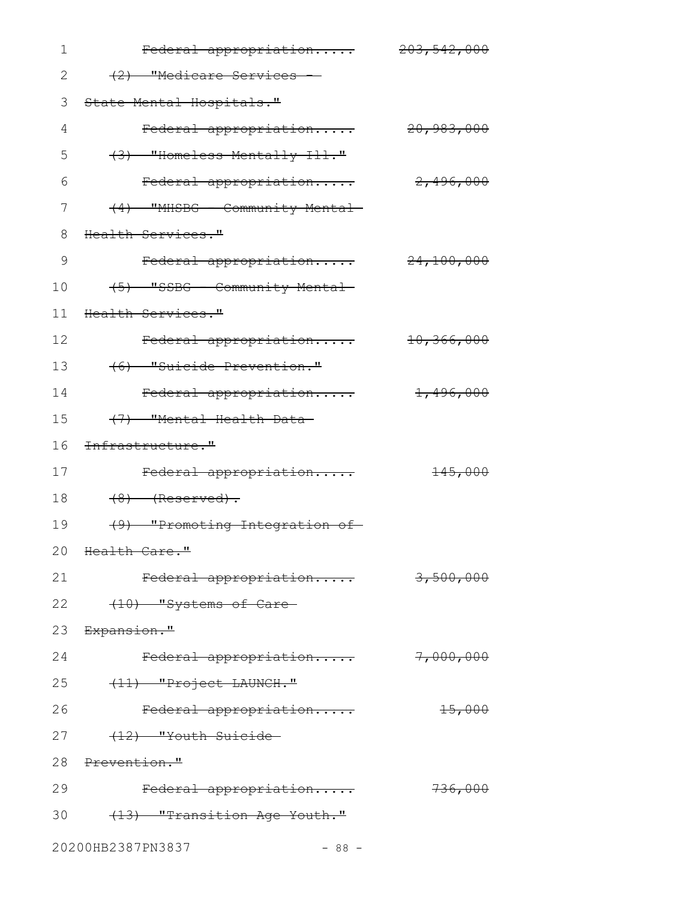~~Federal appropriation.....~~ ~~203,542,000~~

~~(2) "Medicare Services - State Mental Hospitals."~~

~~Federal appropriation.....~~ ~~20,983,000~~

~~(3) "Homeless Mentally Ill."~~

~~Federal appropriation.....~~ ~~2,496,000~~

~~(4) "MHSBG - Community Mental Health Services."~~

~~Federal appropriation.....~~ ~~24,100,000~~

~~(5) "SSBG - Community Mental Health Services."~~

~~Federal appropriation.....~~ ~~10,366,000~~

~~(6) "Suicide Prevention."~~

~~Federal appropriation.....~~ ~~1,496,000~~

~~(7) "Mental Health Data Infrastructure."~~

~~Federal appropriation.....~~ ~~145,000~~

~~(8) (Reserved).~~

~~(9) "Promoting Integration of Health Care."~~

~~Federal appropriation.....~~ ~~3,500,000~~

~~(10) "Systems of Care Expansion."~~

~~Federal appropriation.....~~ ~~7,000,000~~

~~(11) "Project LAUNCH."~~

~~Federal appropriation.....~~ ~~15,000~~

~~(12) "Youth Suicide Prevention."~~

~~Federal appropriation.....~~ ~~736,000~~

~~(13) "Transition Age Youth."~~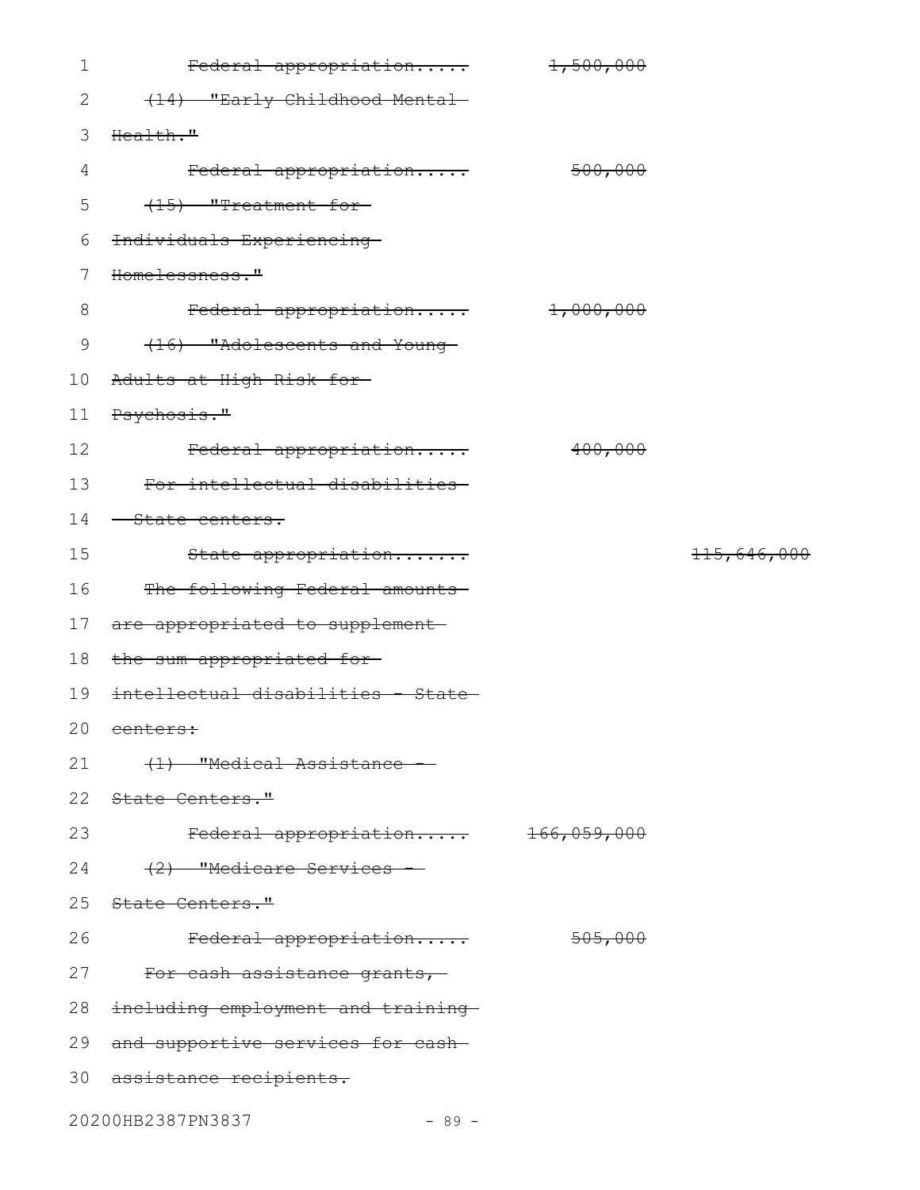~~Federal appropriation..... 1,500,000~~

~~(14) "Early Childhood Mental Health."~~

~~Federal appropriation..... 500,000~~

~~(15) "Treatment for Individuals Experiencing Homelessness."~~

~~Federal appropriation..... 1,000,000~~

~~(16) "Adolescents and Young Adults at High Risk for Psychosis."~~

~~Federal appropriation..... 400,000~~

~~For intellectual disabilities - State centers.~~

~~State appropriation....... 115,646,000~~

~~The following Federal amounts are appropriated to supplement the sum appropriated for intellectual disabilities - State centers:~~

~~(1) "Medical Assistance - State Centers."~~

~~Federal appropriation..... 166,059,000~~

~~(2) "Medicare Services - State Centers."~~

~~Federal appropriation..... 505,000~~

~~For cash assistance grants, including employment and training and supportive services for cash assistance recipients.~~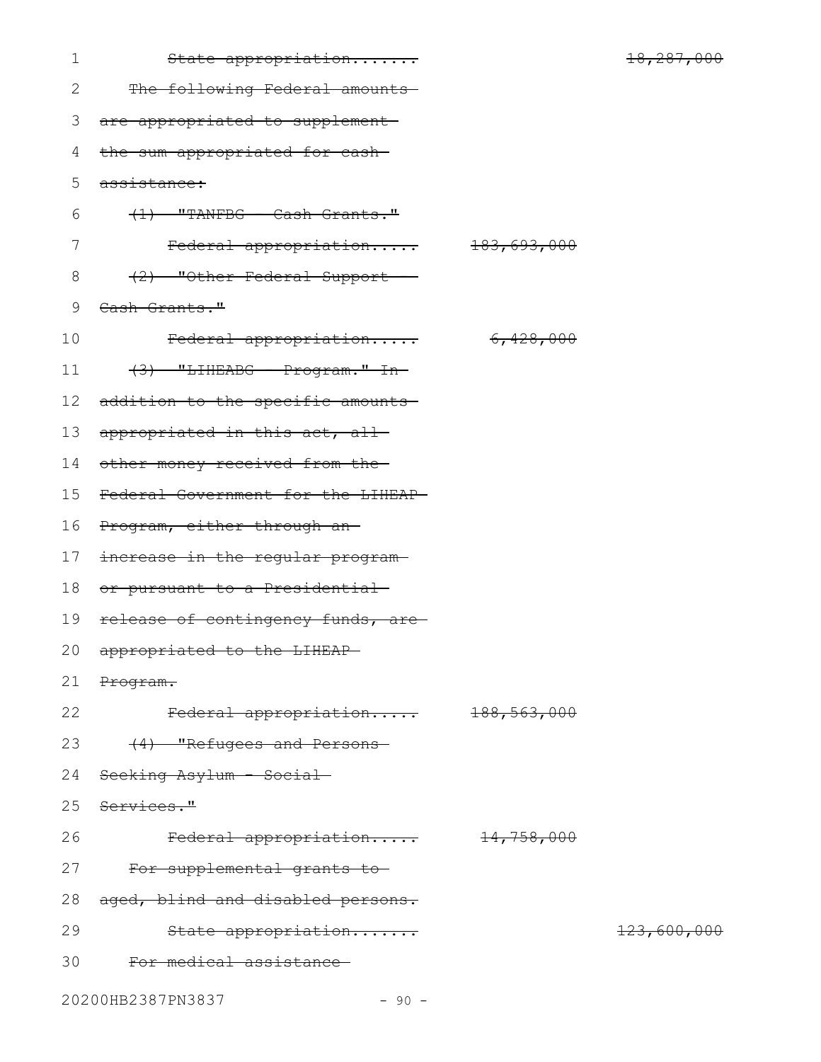~~State appropriation....... 18,287,000~~

~~The following Federal amounts are appropriated to supplement the sum appropriated for cash assistance:~~

~~(1) "TANFBG - Cash Grants."~~

~~Federal appropriation..... 183,693,000~~

~~(2) "Other Federal Support - Cash Grants."~~

~~Federal appropriation..... 6,428,000~~

~~(3) "LIHEABG - Program." In addition to the specific amounts appropriated in this act, all other money received from the Federal Government for the LIHEAP Program, either through an increase in the regular program or pursuant to a Presidential release of contingency funds, are appropriated to the LIHEAP Program.~~

~~Federal appropriation..... 188,563,000~~

~~(4) "Refugees and Persons Seeking Asylum - Social Services."~~

~~Federal appropriation..... 14,758,000~~

~~For supplemental grants to aged, blind and disabled persons.~~

~~State appropriation....... 123,600,000~~

~~For medical assistance~~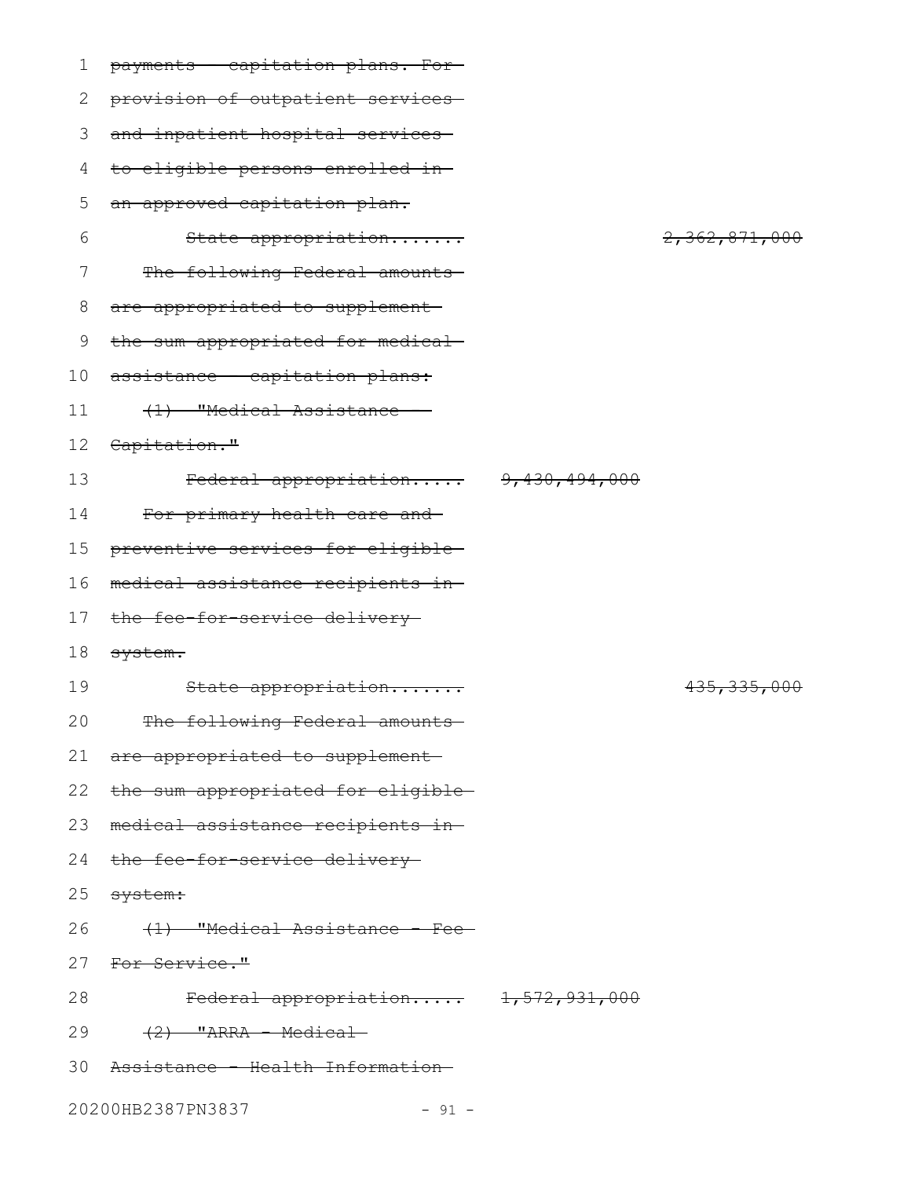~~payments - capitation plans. For provision of outpatient services and inpatient hospital services to eligible persons enrolled in an approved capitation plan.~~

~~State appropriation....... 2,362,871,000~~

~~The following Federal amounts are appropriated to supplement the sum appropriated for medical assistance - capitation plans:~~

~~(1) "Medical Assistance - Capitation."~~

~~Federal appropriation..... 9,430,494,000~~

~~For primary health care and preventive services for eligible medical assistance recipients in the fee-for-service delivery system.~~

~~State appropriation....... 435,335,000~~

~~The following Federal amounts are appropriated to supplement the sum appropriated for eligible medical assistance recipients in the fee-for-service delivery system:~~

~~(1) "Medical Assistance - Fee For Service."~~

~~Federal appropriation..... 1,572,931,000~~

~~(2) "ARRA - Medical Assistance - Health Information~~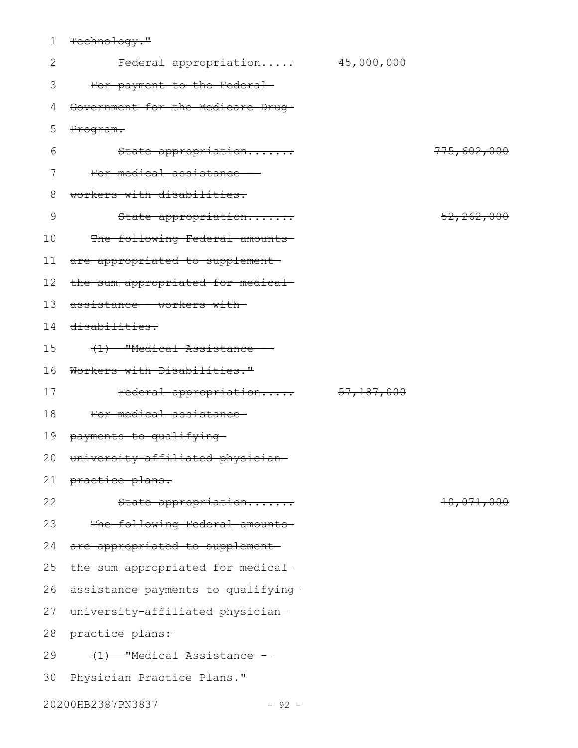~~Technology."~~

~~Federal appropriation..... 45,000,000~~

~~For payment to the Federal Government for the Medicare Drug Program.~~

~~State appropriation....... 775,602,000~~

~~For medical assistance - workers with disabilities.~~

~~State appropriation....... 52,262,000~~

~~The following Federal amounts are appropriated to supplement the sum appropriated for medical assistance - workers with disabilities.~~

~~(1) "Medical Assistance - Workers with Disabilities."~~

~~Federal appropriation..... 57,187,000~~

~~For medical assistance payments to qualifying university-affiliated physician practice plans.~~

~~State appropriation....... 10,071,000~~

~~The following Federal amounts are appropriated to supplement the sum appropriated for medical assistance payments to qualifying university-affiliated physician practice plans:~~

~~(1) "Medical Assistance - Physician Practice Plans."~~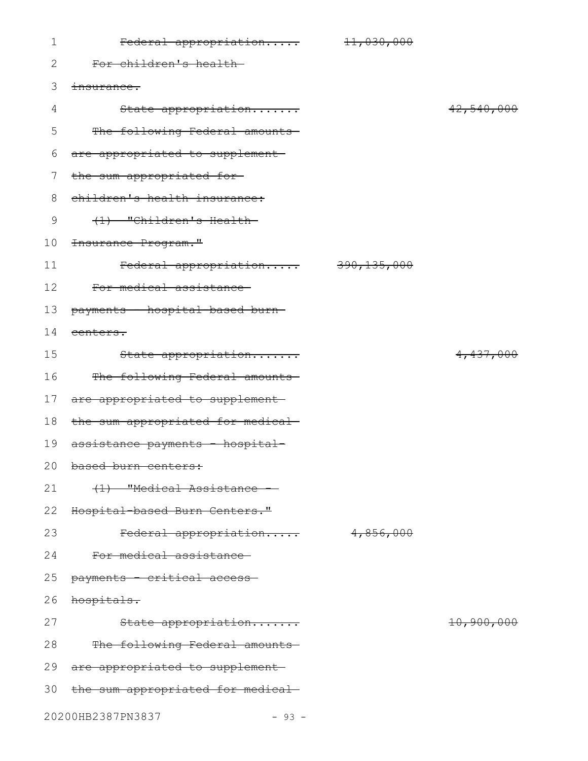~~Federal appropriation.....~~ ~~11,030,000~~

~~For children's health insurance.~~

~~State appropriation.......~~ ~~42,540,000~~

~~The following Federal amounts are appropriated to supplement the sum appropriated for children's health insurance:~~

~~(1) "Children's Health Insurance Program."~~

~~Federal appropriation.....~~ ~~390,135,000~~

~~For medical assistance payments - hospital-based burn centers.~~

~~State appropriation.......~~ ~~4,437,000~~

~~The following Federal amounts are appropriated to supplement the sum appropriated for medical assistance payments - hospital-based burn centers:~~

~~(1) "Medical Assistance - Hospital-based Burn Centers."~~

~~Federal appropriation.....~~ ~~4,856,000~~

~~For medical assistance payments - critical access hospitals.~~

~~State appropriation.......~~ ~~10,900,000~~

~~The following Federal amounts are appropriated to supplement the sum appropriated for medical~~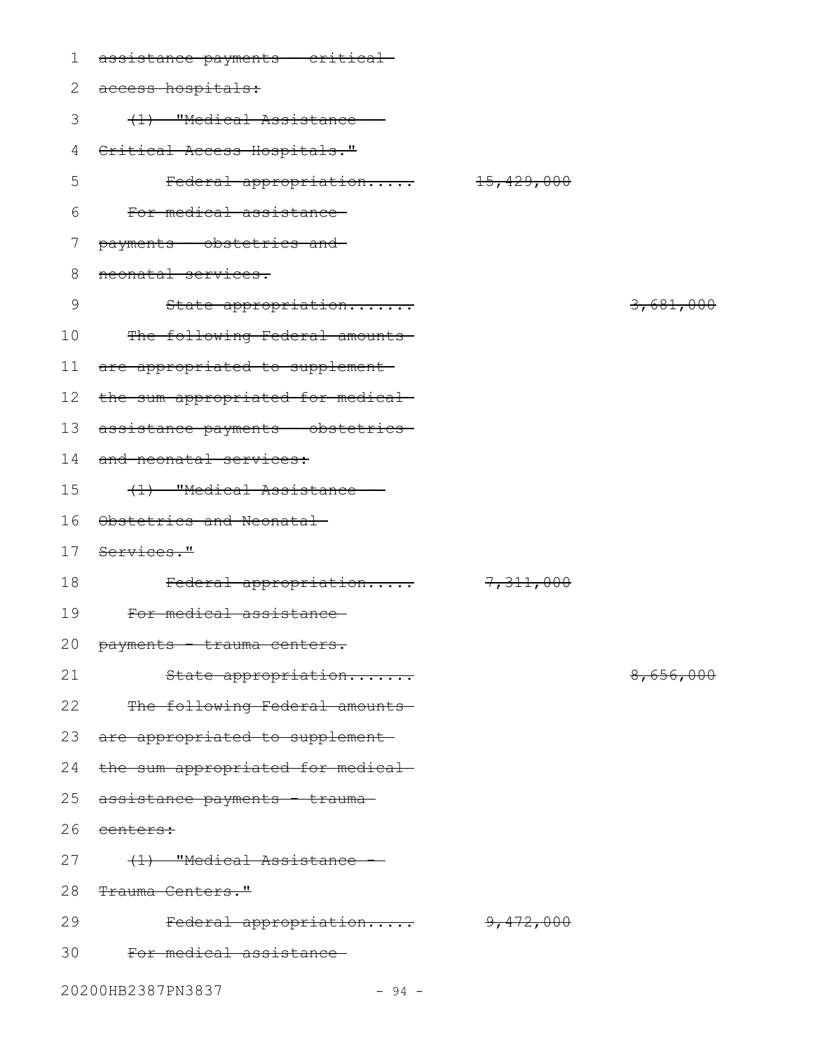~~assistance payments - critical access hospitals:~~

~~(1) "Medical Assistance - Critical Access Hospitals."~~

~~Federal appropriation..... 15,429,000~~

~~For medical assistance payments - obstetrics and neonatal services.~~

~~State appropriation....... 3,681,000~~

~~The following Federal amounts are appropriated to supplement the sum appropriated for medical assistance payments - obstetrics and neonatal services:~~

~~(1) "Medical Assistance - Obstetrics and Neonatal Services."~~

~~Federal appropriation..... 7,311,000~~

~~For medical assistance payments - trauma centers.~~

~~State appropriation....... 8,656,000~~

~~The following Federal amounts are appropriated to supplement the sum appropriated for medical assistance payments - trauma centers:~~

~~(1) "Medical Assistance - Trauma Centers."~~

~~Federal appropriation..... 9,472,000~~

~~For medical assistance~~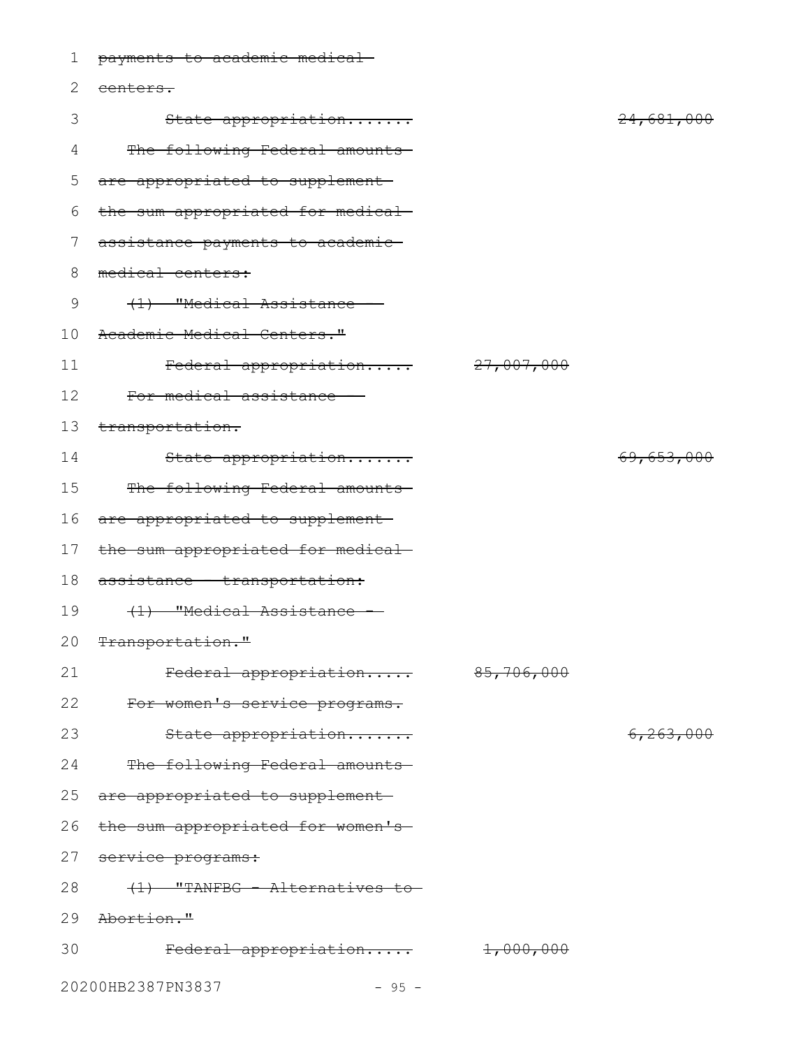~~payments to academic medical centers.~~

~~State appropriation.......~~ ~~24,681,000~~

~~The following Federal amounts are appropriated to supplement the sum appropriated for medical assistance payments to academic medical centers:~~

~~(1) "Medical Assistance - Academic Medical Centers."~~

~~Federal appropriation.....~~ ~~27,007,000~~

~~For medical assistance - transportation.~~

~~State appropriation.......~~ ~~69,653,000~~

~~The following Federal amounts are appropriated to supplement the sum appropriated for medical assistance - transportation:~~

~~(1) "Medical Assistance - Transportation."~~

~~Federal appropriation.....~~ ~~85,706,000~~

~~For women's service programs.~~

~~State appropriation.......~~ ~~6,263,000~~

~~The following Federal amounts are appropriated to supplement the sum appropriated for women's service programs:~~

~~(1) "TANFBG - Alternatives to Abortion."~~

~~Federal appropriation.....~~ ~~1,000,000~~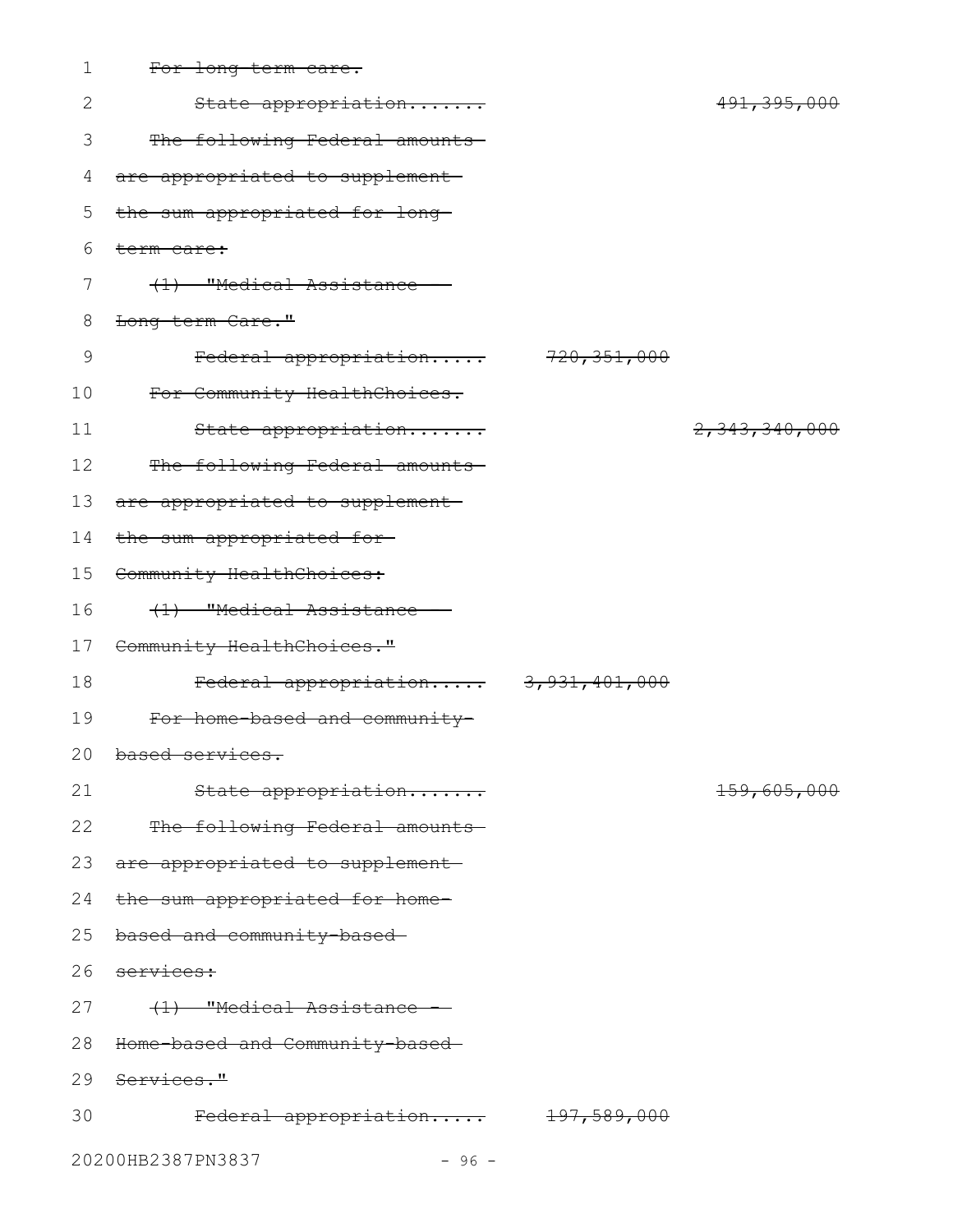~~For long-term care.~~

~~State appropriation....... 491,395,000~~

~~The following Federal amounts are appropriated to supplement the sum appropriated for long-term care:~~

~~(1) "Medical Assistance - Long-term Care."~~

~~Federal appropriation..... 720,351,000~~

~~For Community HealthChoices.~~

~~State appropriation....... 2,343,340,000~~

~~The following Federal amounts are appropriated to supplement the sum appropriated for Community HealthChoices:~~

~~(1) "Medical Assistance - Community HealthChoices."~~

~~Federal appropriation..... 3,931,401,000~~

~~For home-based and community-based services.~~

~~State appropriation....... 159,605,000~~

~~The following Federal amounts are appropriated to supplement the sum appropriated for home-based and community-based services:~~

~~(1) "Medical Assistance - Home-based and Community-based Services."~~

~~Federal appropriation..... 197,589,000~~

20200HB2387PN3837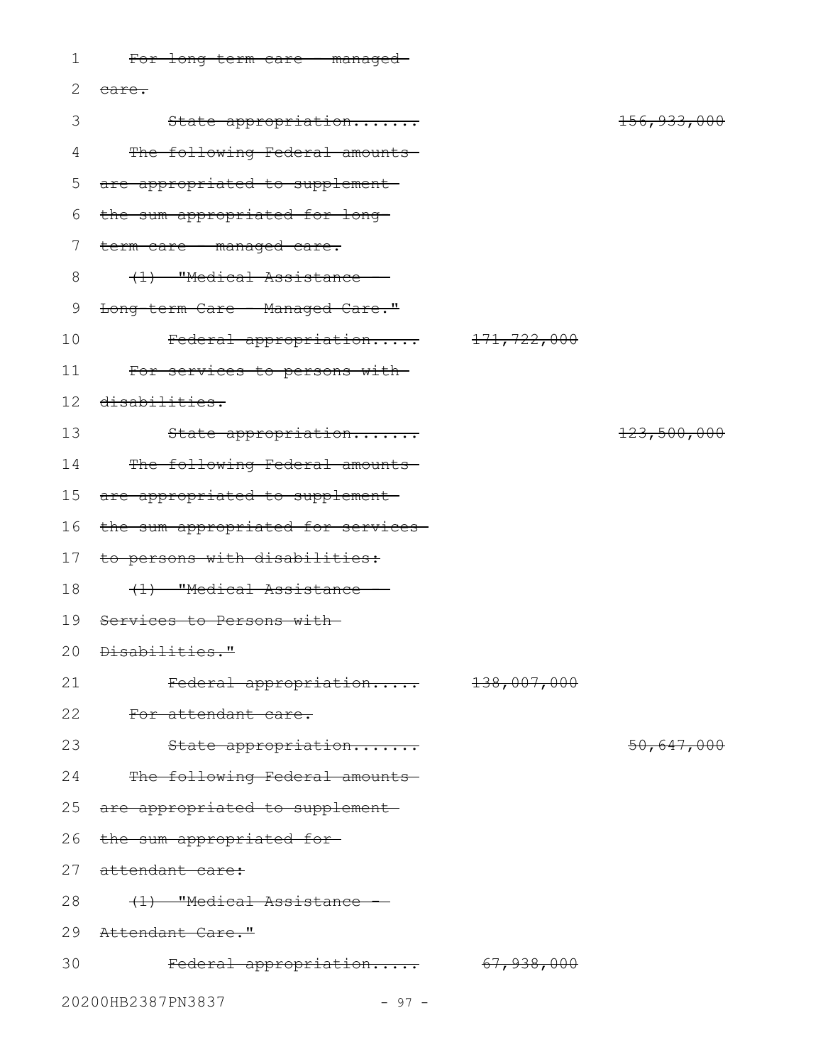~~For long-term care - managed care.~~

~~State appropriation.......~~ ~~156,933,000~~

~~The following Federal amounts are appropriated to supplement the sum appropriated for long-term care - managed care.~~

~~(1) "Medical Assistance - Long-term Care - Managed Care."~~

~~Federal appropriation.....~~ ~~171,722,000~~

~~For services to persons with disabilities.~~

~~State appropriation.......~~ ~~123,500,000~~

~~The following Federal amounts are appropriated to supplement the sum appropriated for services to persons with disabilities:~~

~~(1) "Medical Assistance - Services to Persons with Disabilities."~~

~~Federal appropriation.....~~ ~~138,007,000~~

~~For attendant care.~~

~~State appropriation.......~~ ~~50,647,000~~

~~The following Federal amounts are appropriated to supplement the sum appropriated for attendant care:~~

~~(1) "Medical Assistance - Attendant Care."~~

~~Federal appropriation.....~~ ~~67,938,000~~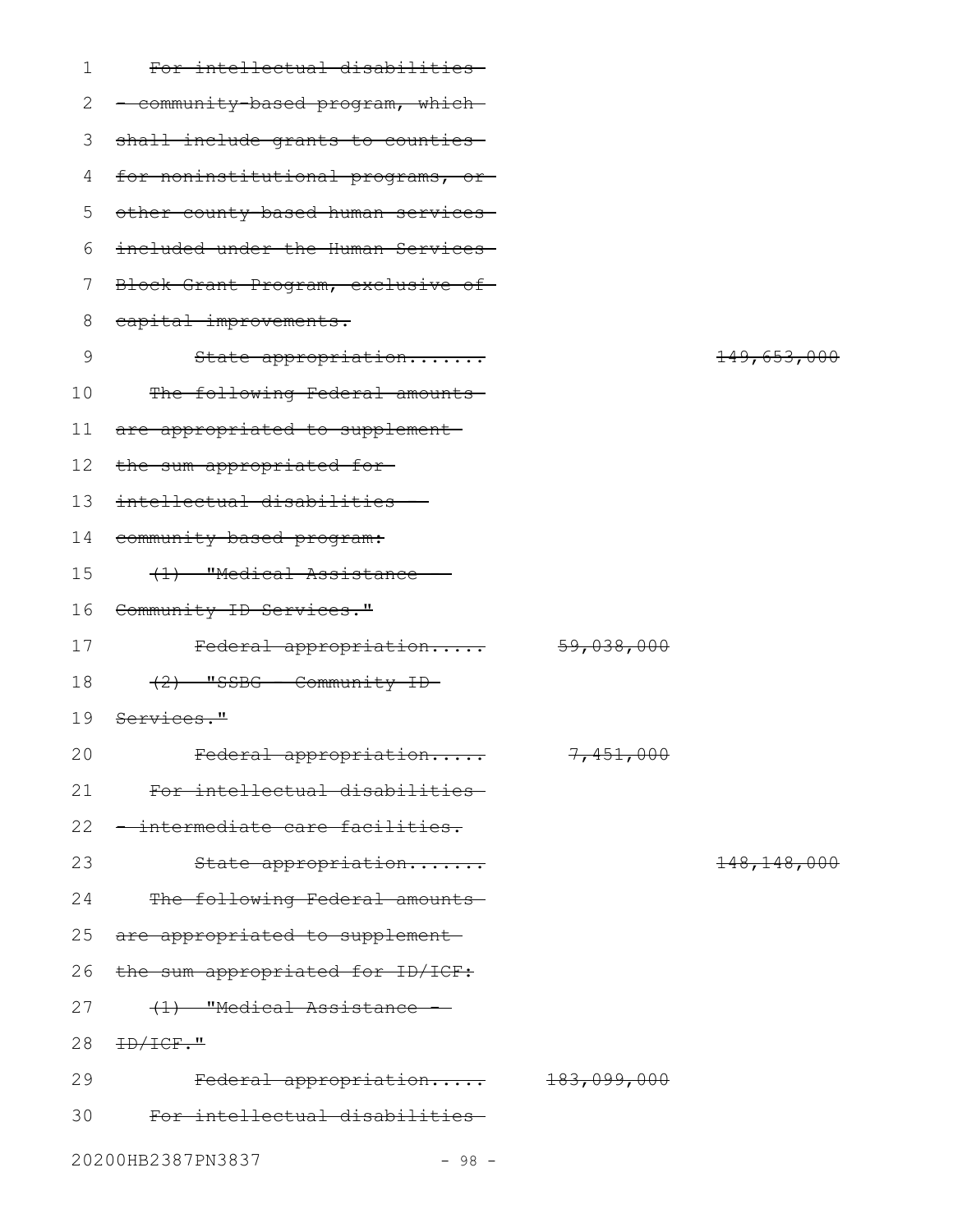~~For intellectual disabilities - community-based program, which shall include grants to counties for noninstitutional programs, or other county based human services included under the Human Services Block Grant Program, exclusive of capital improvements.~~

~~State appropriation....... 149,653,000~~

~~The following Federal amounts are appropriated to supplement the sum appropriated for intellectual disabilities - community based program:~~

~~(1) "Medical Assistance - Community ID Services."~~

~~Federal appropriation..... 59,038,000~~

~~(2) "SSBG - Community ID Services."~~

~~Federal appropriation..... 7,451,000~~

~~For intellectual disabilities - intermediate care facilities.~~

~~State appropriation....... 148,148,000~~

~~The following Federal amounts are appropriated to supplement the sum appropriated for ID/ICF:~~

~~(1) "Medical Assistance - ID/ICF."~~

~~Federal appropriation..... 183,099,000~~

~~For intellectual disabilities~~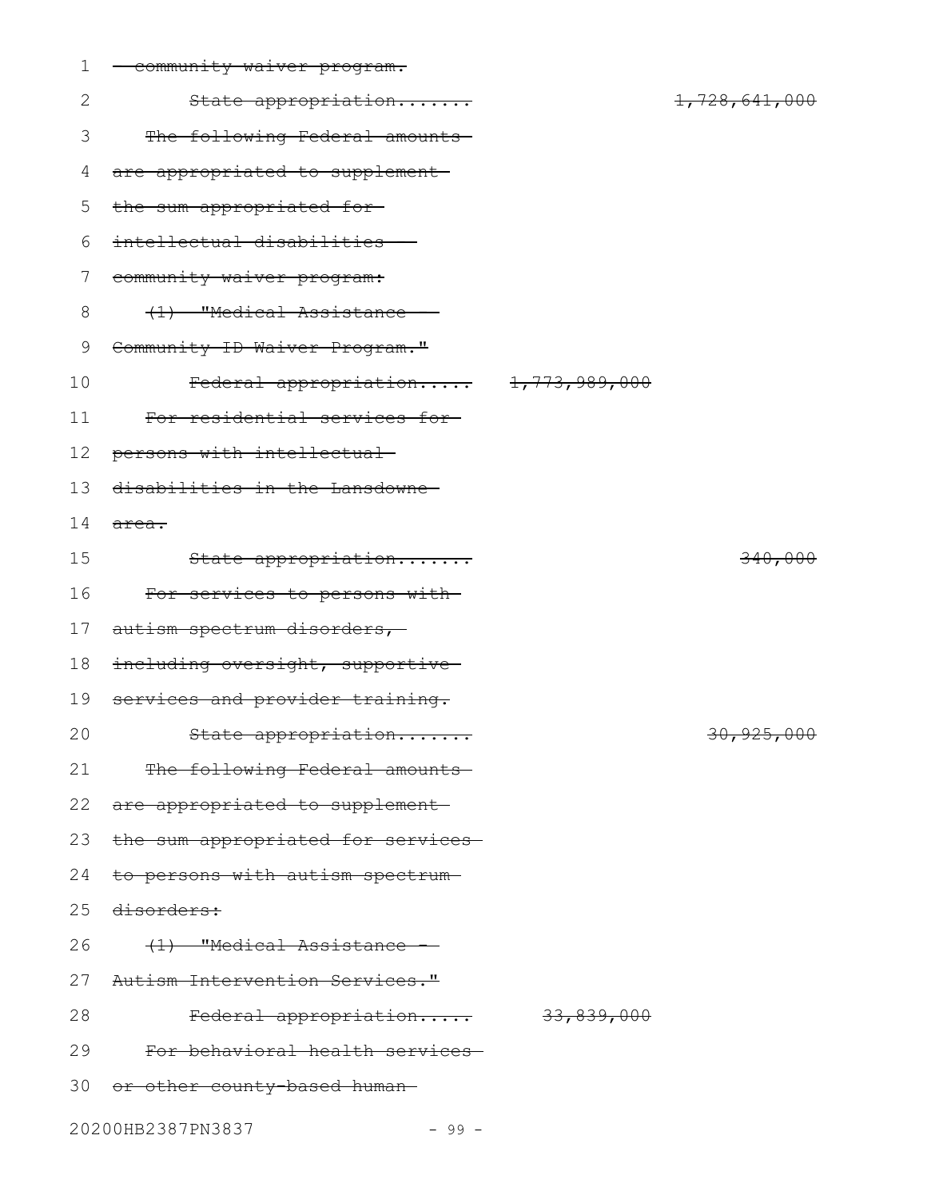~~community waiver program.~~

~~State appropriation....... 1,728,641,000~~

~~The following Federal amounts are appropriated to supplement the sum appropriated for intellectual disabilities - community waiver program:~~

~~(1) "Medical Assistance - Community ID Waiver Program."~~

~~Federal appropriation..... 1,773,989,000~~

~~For residential services for persons with intellectual disabilities in the Lansdowne area.~~

~~State appropriation....... 340,000~~

~~For services to persons with autism spectrum disorders, including oversight, supportive services and provider training.~~

~~State appropriation....... 30,925,000~~

~~The following Federal amounts are appropriated to supplement the sum appropriated for services to persons with autism spectrum disorders:~~

~~(1) "Medical Assistance - Autism Intervention Services."~~

~~Federal appropriation..... 33,839,000~~

~~For behavioral health services or other county-based human~~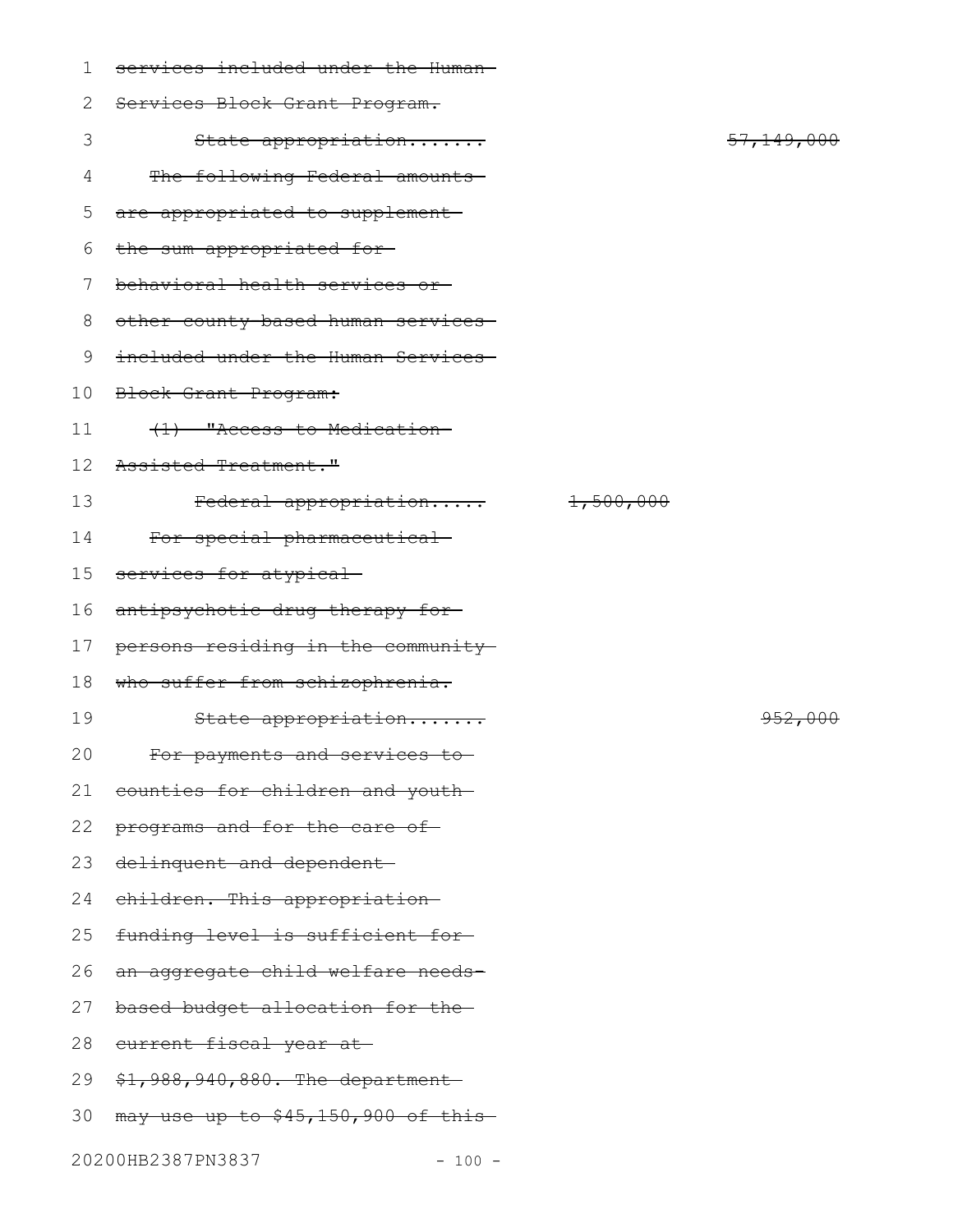~~services included under the Human Services Block Grant Program.~~

~~State appropriation.......~~ ~~57,149,000~~

~~The following Federal amounts are appropriated to supplement the sum appropriated for behavioral health services or other county-based human services included under the Human Services Block Grant Program:~~

~~(1) "Access to Medication Assisted Treatment."~~

~~Federal appropriation.....~~ ~~1,500,000~~

~~For special pharmaceutical services for atypical antipsychotic drug therapy for persons residing in the community who suffer from schizophrenia.~~

~~State appropriation.......~~ ~~952,000~~

~~For payments and services to counties for children and youth programs and for the care of delinquent and dependent children. This appropriation funding level is sufficient for an aggregate child welfare needs-based budget allocation for the current fiscal year at $1,988,940,880. The department may use up to $45,150,900 of this~~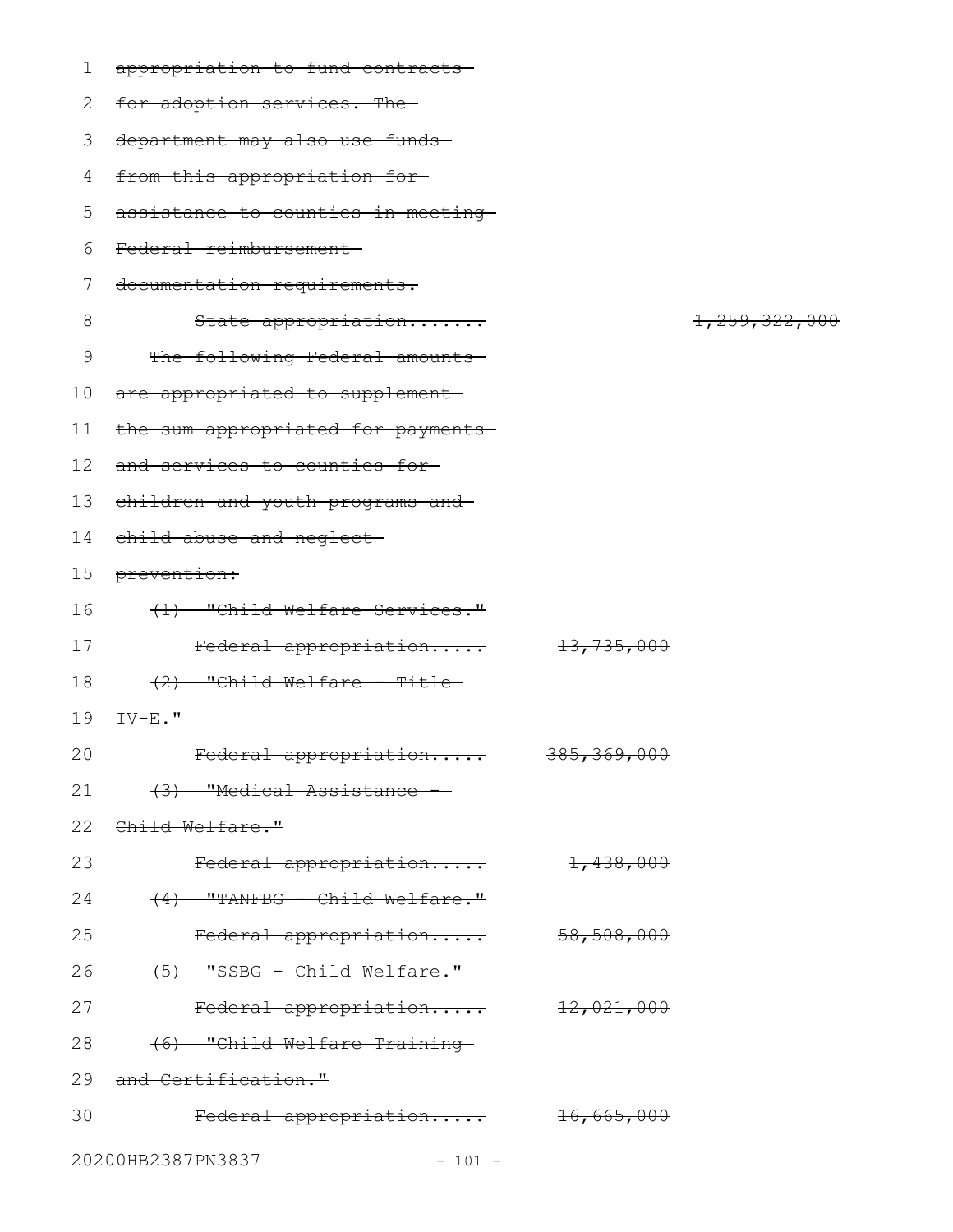~~appropriation to fund contracts for adoption services. The department may also use funds from this appropriation for assistance to counties in meeting Federal reimbursement documentation requirements.~~

~~State appropriation....... 1,259,322,000~~

~~The following Federal amounts are appropriated to supplement the sum appropriated for payments and services to counties for children and youth programs and child abuse and neglect prevention:~~

~~(1) "Child Welfare Services."~~

~~Federal appropriation..... 13,735,000~~

~~(2) "Child Welfare - Title IV-E."~~

~~Federal appropriation..... 385,369,000~~

~~(3) "Medical Assistance - Child Welfare."~~

~~Federal appropriation..... 1,438,000~~

~~(4) "TANFBG - Child Welfare."~~

~~Federal appropriation..... 58,508,000~~

~~(5) "SSBG - Child Welfare."~~

~~Federal appropriation..... 12,021,000~~

~~(6) "Child Welfare Training and Certification."~~

~~Federal appropriation..... 16,665,000~~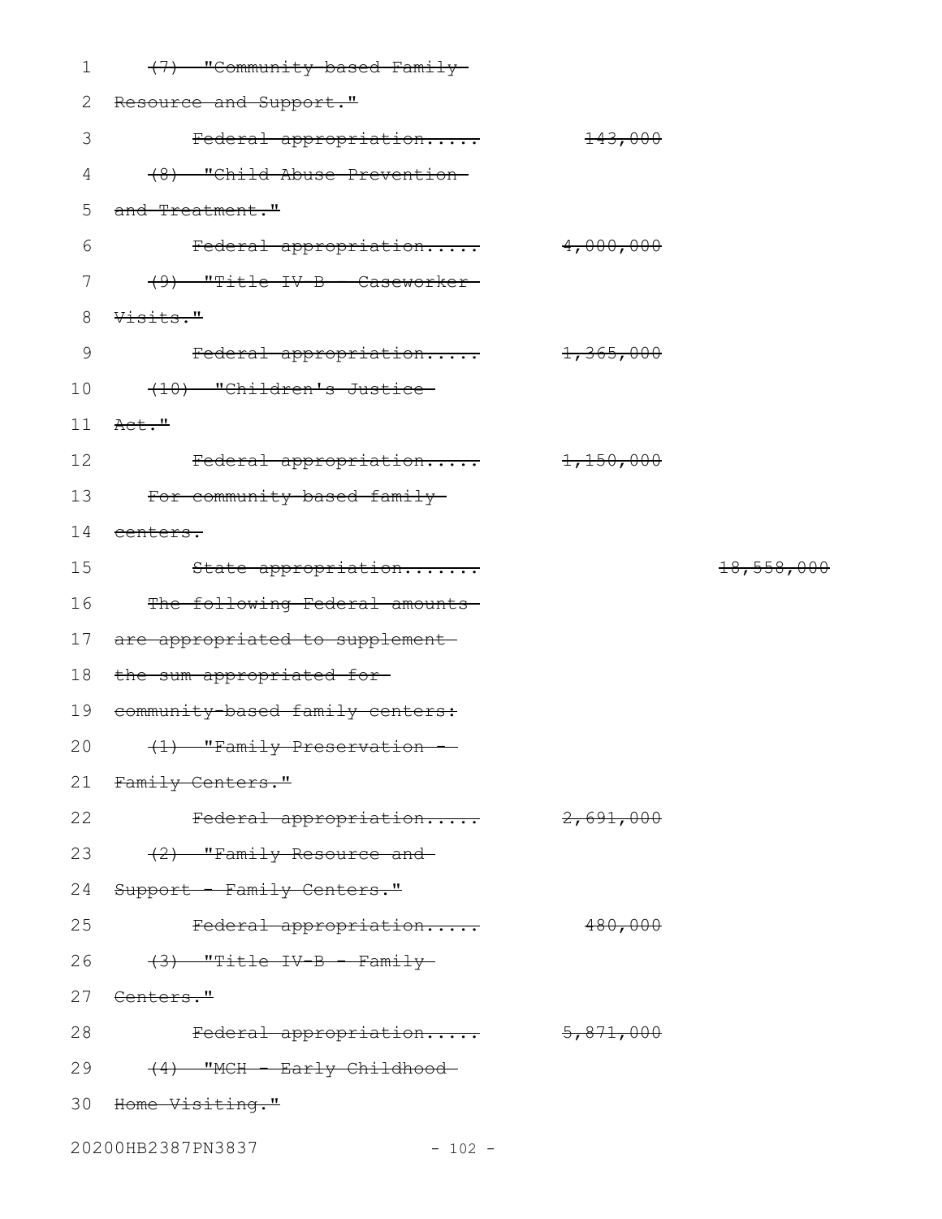~~(7) "Community-based Family Resource and Support."~~

~~Federal appropriation..... 143,000~~

~~(8) "Child Abuse Prevention and Treatment."~~

~~Federal appropriation..... 4,000,000~~

~~(9) "Title IV-B - Caseworker Visits."~~

~~Federal appropriation..... 1,365,000~~

~~(10) "Children's Justice Act."~~

~~Federal appropriation..... 1,150,000~~

~~For community-based family centers.~~

~~State appropriation....... 18,558,000~~

~~The following Federal amounts are appropriated to supplement the sum appropriated for community-based family centers:~~

~~(1) "Family Preservation - Family Centers."~~

~~Federal appropriation..... 2,691,000~~

~~(2) "Family Resource and Support - Family Centers."~~

~~Federal appropriation..... 480,000~~

~~(3) "Title IV-B - Family Centers."~~

~~Federal appropriation..... 5,871,000~~

~~(4) "MCH - Early Childhood Home Visiting."~~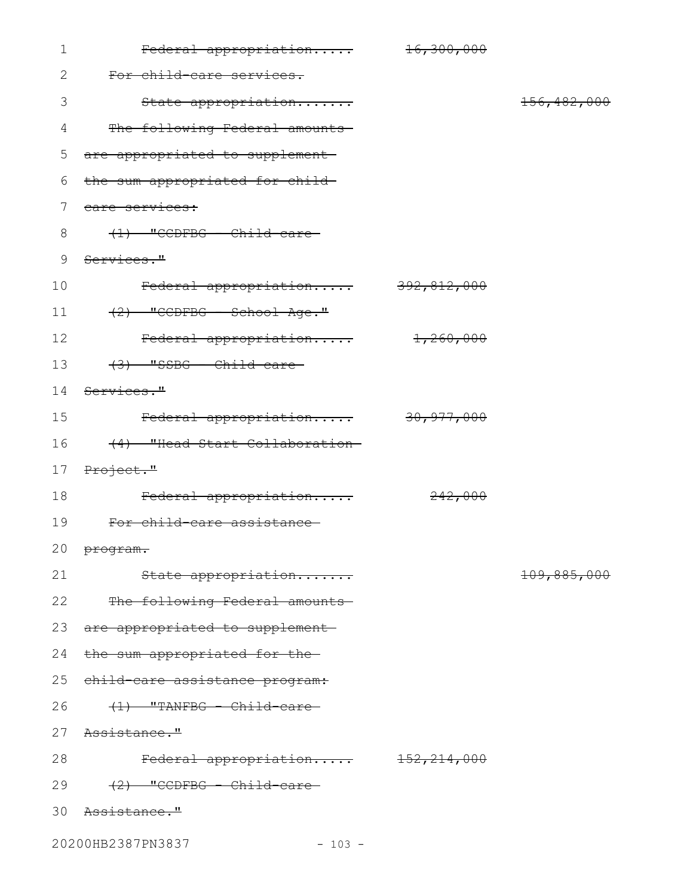~~Federal appropriation.....~~ ~~16,300,000~~

~~For child-care services.~~

~~State appropriation.......~~ ~~156,482,000~~

~~The following Federal amounts are appropriated to supplement the sum appropriated for child care services:~~

~~(1) "CCDFBG - Child care Services."~~

~~Federal appropriation.....~~ ~~392,812,000~~

~~(2) "CCDFBG - School Age."~~

~~Federal appropriation.....~~ ~~1,260,000~~

~~(3) "SSBG - Child care Services."~~

~~Federal appropriation.....~~ ~~30,977,000~~

~~(4) "Head Start Collaboration Project."~~

~~Federal appropriation.....~~ ~~242,000~~

~~For child-care assistance program.~~

~~State appropriation.......~~ ~~109,885,000~~

~~The following Federal amounts are appropriated to supplement the sum appropriated for the child-care assistance program:~~

~~(1) "TANFBG - Child-care Assistance."~~

~~Federal appropriation.....~~ ~~152,214,000~~

~~(2) "CCDFBG - Child-care Assistance."~~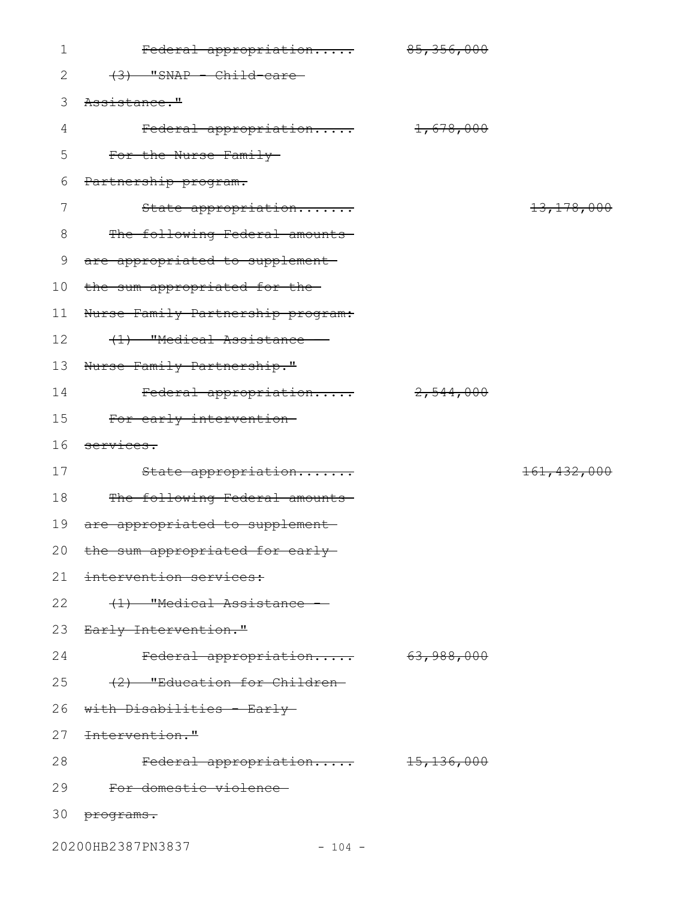~~Federal appropriation.....~~ ~~85,356,000~~

~~(3) "SNAP - Child-care Assistance."~~

~~Federal appropriation.....~~ ~~1,678,000~~

~~For the Nurse Family Partnership program.~~

~~State appropriation.......~~ ~~13,178,000~~

~~The following Federal amounts are appropriated to supplement the sum appropriated for the Nurse Family Partnership program:~~

~~(1) "Medical Assistance - Nurse Family Partnership."~~

~~Federal appropriation.....~~ ~~2,544,000~~

~~For early intervention services.~~

~~State appropriation.......~~ ~~161,432,000~~

~~The following Federal amounts are appropriated to supplement the sum appropriated for early intervention services:~~

~~(1) "Medical Assistance - Early Intervention."~~

~~Federal appropriation.....~~ ~~63,988,000~~

~~(2) "Education for Children with Disabilities - Early Intervention."~~

~~Federal appropriation.....~~ ~~15,136,000~~

~~For domestic violence programs.~~

20200HB2387PN3837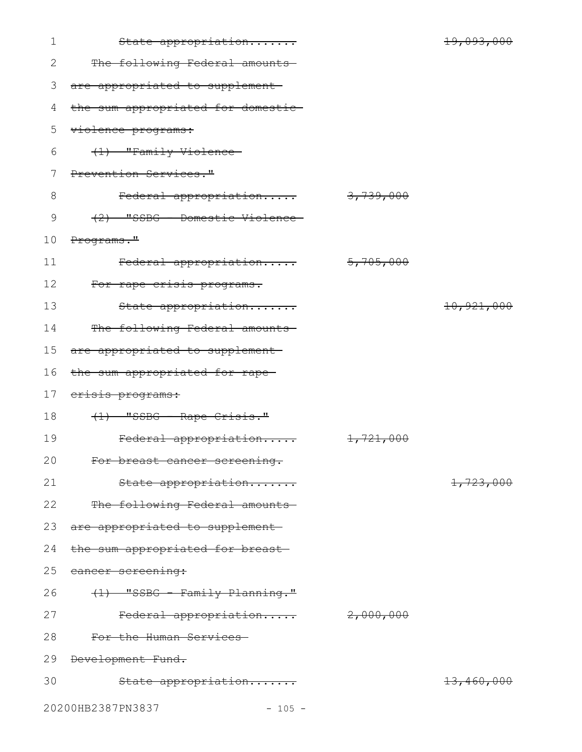~~State appropriation.......~~ ~~19,093,000~~

~~The following Federal amounts are appropriated to supplement the sum appropriated for domestic violence programs:~~

~~(1) "Family Violence Prevention Services."~~

~~Federal appropriation..... 3,739,000~~

~~(2) "SSBG - Domestic Violence Programs."~~

~~Federal appropriation..... 5,705,000~~

~~For rape crisis programs.~~

~~State appropriation.......~~ ~~10,921,000~~

~~The following Federal amounts are appropriated to supplement the sum appropriated for rape crisis programs:~~

~~(1) "SSBG - Rape Crisis."~~

~~Federal appropriation..... 1,721,000~~

~~For breast cancer screening.~~

~~State appropriation.......~~ ~~1,723,000~~

~~The following Federal amounts are appropriated to supplement the sum appropriated for breast cancer screening:~~

~~(1) "SSBG - Family Planning."~~

~~Federal appropriation..... 2,000,000~~

~~For the Human Services Development Fund.~~

~~State appropriation.......~~ ~~13,460,000~~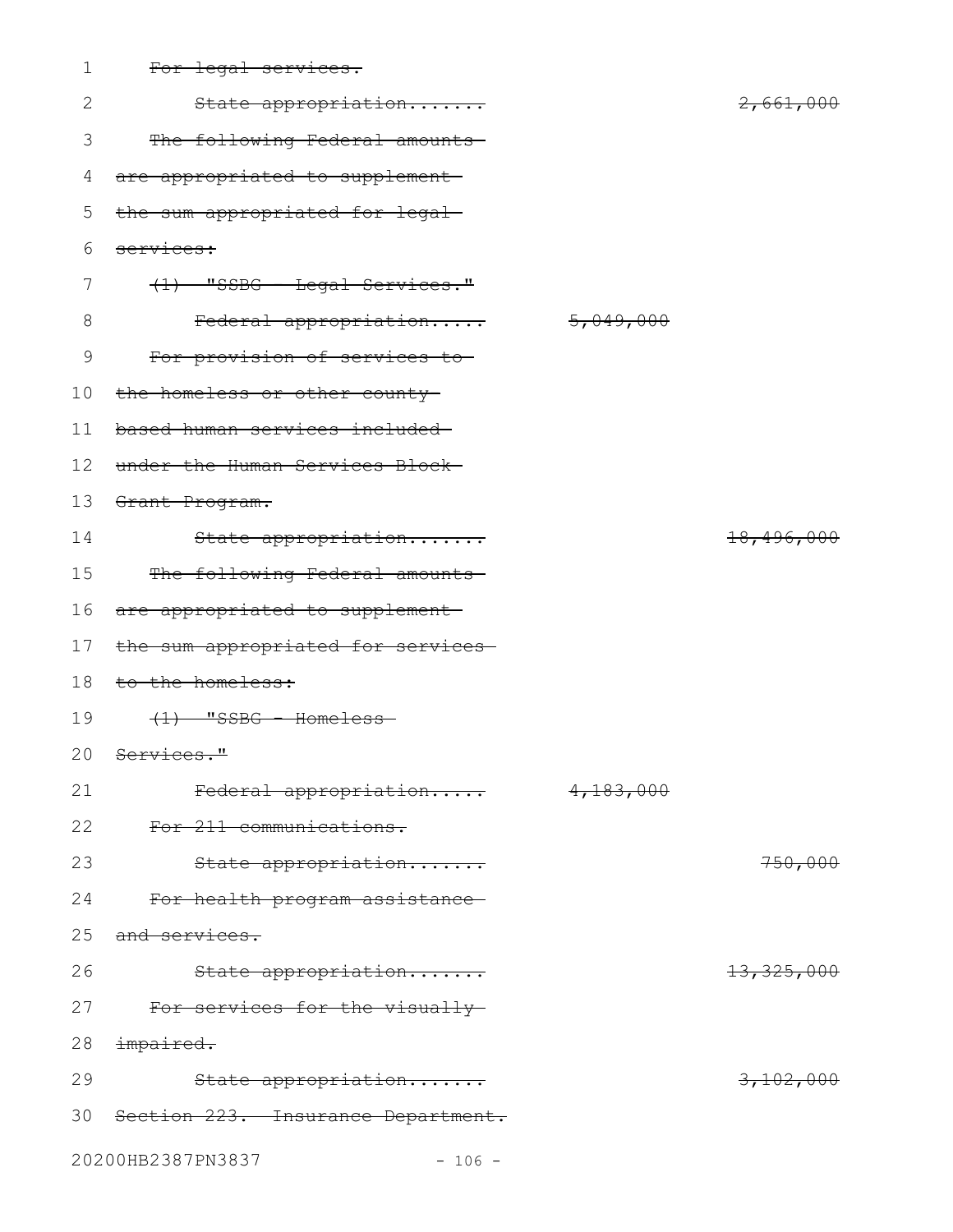~~For legal services.~~

| | | |
|---|---|---|
| ~~State appropriation.......~~ | | ~~2,661,000~~ |

~~The following Federal amounts are appropriated to supplement the sum appropriated for legal services:~~

~~(1) "SSBG - Legal Services."~~

| | | |
|---|---|---|
| ~~Federal appropriation.....~~ | ~~5,049,000~~ | |

~~For provision of services to the homeless or other county-based human services included under the Human Services Block Grant Program.~~

| | | |
|---|---|---|
| ~~State appropriation.......~~ | | ~~18,496,000~~ |

~~The following Federal amounts are appropriated to supplement the sum appropriated for services to the homeless:~~

~~(1) "SSBG - Homeless Services."~~

| | | |
|---|---|---|
| ~~Federal appropriation.....~~ | ~~4,183,000~~ | |

~~For 211 communications.~~

| | | |
|---|---|---|
| ~~State appropriation.......~~ | | ~~750,000~~ |

~~For health program assistance and services.~~

| | | |
|---|---|---|
| ~~State appropriation.......~~ | | ~~13,325,000~~ |

~~For services for the visually impaired.~~

| | | |
|---|---|---|
| ~~State appropriation.......~~ | | ~~3,102,000~~ |

~~Section 223. Insurance Department.~~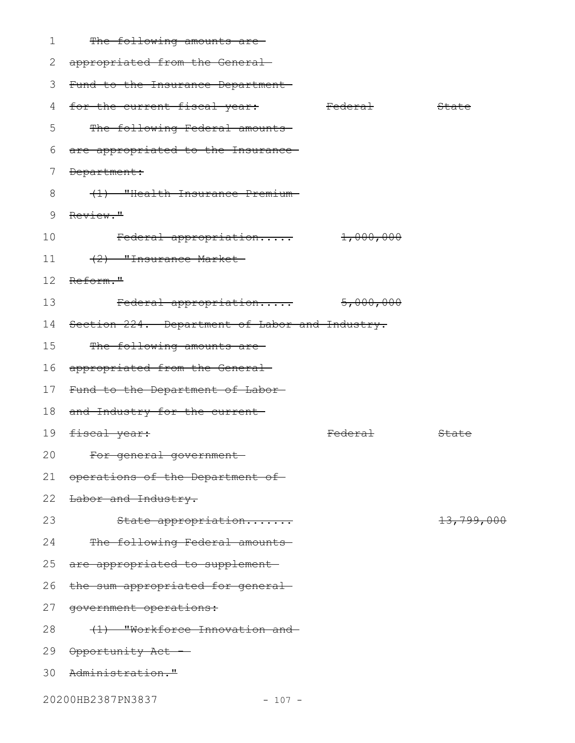~~The following amounts are appropriated from the General Fund to the Insurance Department for the current fiscal year:~~ ~~Federal~~ ~~State~~

~~The following Federal amounts are appropriated to the Insurance Department:~~

~~(1) "Health Insurance Premium Review."~~

| | Federal | State |
|---|---|---|
| ~~Federal appropriation.....~~ | ~~1,000,000~~ | |

~~(2) "Insurance Market Reform."~~

| | Federal | State |
|---|---|---|
| ~~Federal appropriation.....~~ | ~~5,000,000~~ | |

~~Section 224. Department of Labor and Industry.~~

~~The following amounts are appropriated from the General Fund to the Department of Labor and Industry for the current fiscal year:~~ ~~Federal~~ ~~State~~

~~For general government operations of the Department of Labor and Industry.~~

| | Federal | State |
|---|---|---|
| ~~State appropriation.......~~ | | ~~13,799,000~~ |

~~The following Federal amounts are appropriated to supplement the sum appropriated for general government operations:~~

~~(1) "Workforce Innovation and Opportunity Act - Administration."~~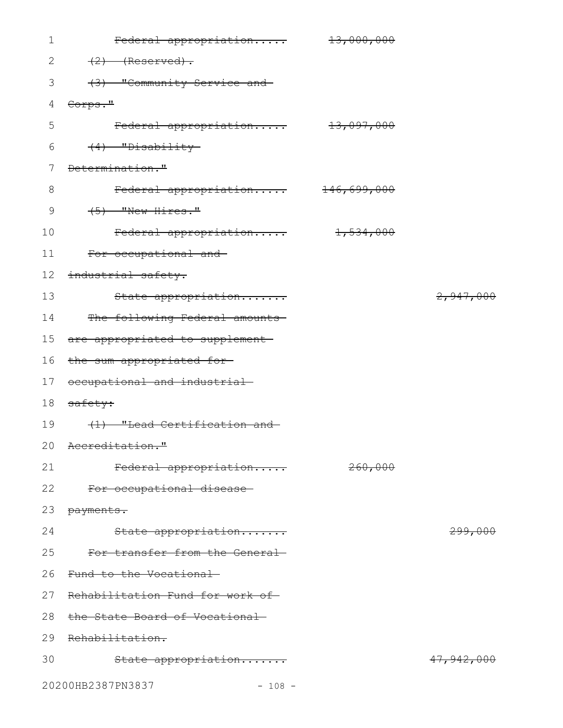~~Federal appropriation..... 13,000,000~~

~~(2) (Reserved).~~

~~(3) "Community Service and Corps."~~

~~Federal appropriation..... 13,097,000~~

~~(4) "Disability Determination."~~

~~Federal appropriation..... 146,699,000~~

~~(5) "New Hires."~~

~~Federal appropriation..... 1,534,000~~

~~For occupational and industrial safety.~~

~~State appropriation....... 2,947,000~~

~~The following Federal amounts are appropriated to supplement the sum appropriated for occupational and industrial safety:~~

~~(1) "Lead Certification and Accreditation."~~

~~Federal appropriation..... 260,000~~

~~For occupational disease payments.~~

~~State appropriation....... 299,000~~

~~For transfer from the General Fund to the Vocational Rehabilitation Fund for work of the State Board of Vocational Rehabilitation.~~

~~State appropriation....... 47,942,000~~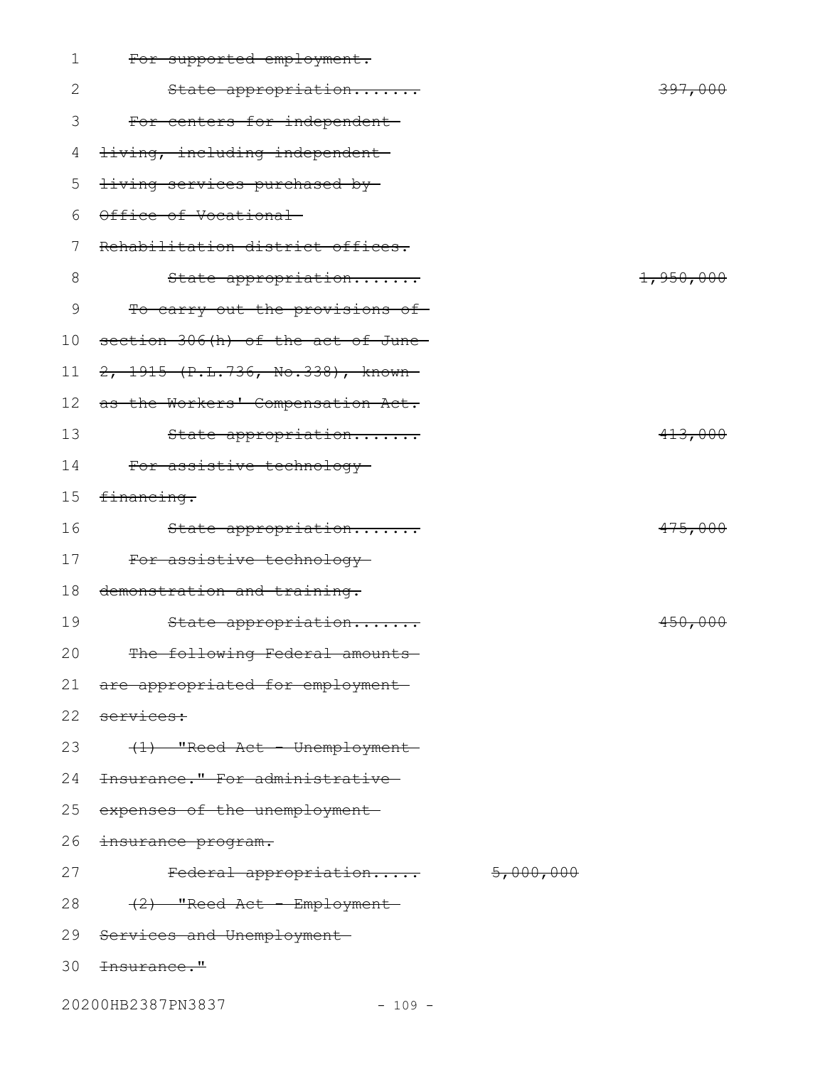~~For supported employment.~~

~~State appropriation....... 397,000~~

~~For centers for independent living, including independent living services purchased by Office of Vocational Rehabilitation district offices.~~

~~State appropriation....... 1,950,000~~

~~To carry out the provisions of section 306(h) of the act of June 2, 1915 (P.L.736, No.338), known as the Workers' Compensation Act.~~

~~State appropriation....... 413,000~~

~~For assistive technology financing.~~

~~State appropriation....... 475,000~~

~~For assistive technology demonstration and training.~~

~~State appropriation....... 450,000~~

~~The following Federal amounts are appropriated for employment services:~~

~~(1) "Reed Act - Unemployment Insurance." For administrative expenses of the unemployment insurance program.~~

~~Federal appropriation..... 5,000,000~~

~~(2) "Reed Act - Employment Services and Unemployment Insurance."~~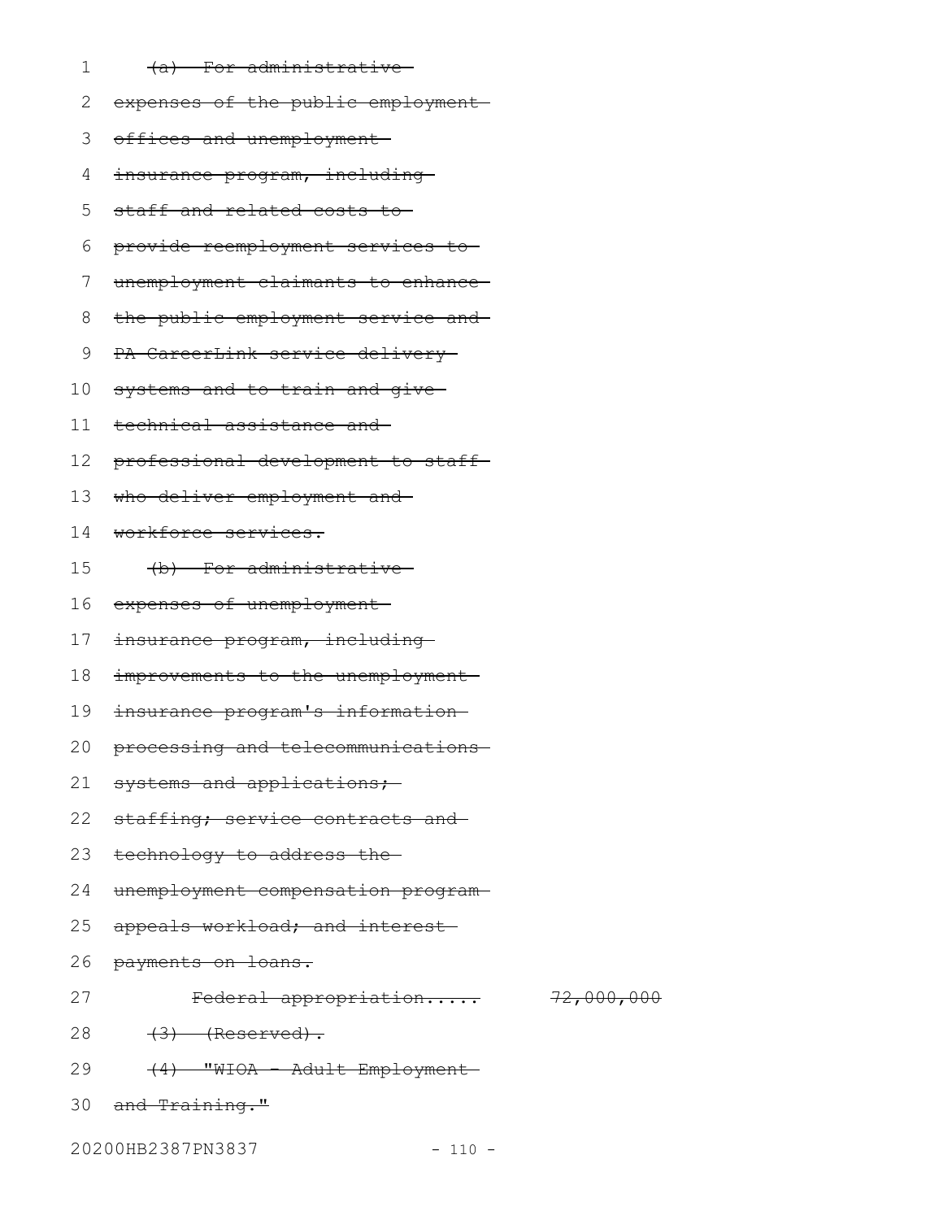~~(a) For administrative expenses of the public employment offices and unemployment insurance program, including staff and related costs to provide reemployment services to unemployment claimants to enhance the public employment service and PA CareerLink service delivery systems and to train and give technical assistance and professional development to staff who deliver employment and workforce services.~~

~~(b) For administrative expenses of unemployment insurance program, including improvements to the unemployment insurance program's information processing and telecommunications systems and applications; staffing; service contracts and technology to address the unemployment compensation program appeals workload; and interest payments on loans.~~

~~Federal appropriation..... 72,000,000~~

~~(3) (Reserved).~~

~~(4) "WIOA - Adult Employment and Training."~~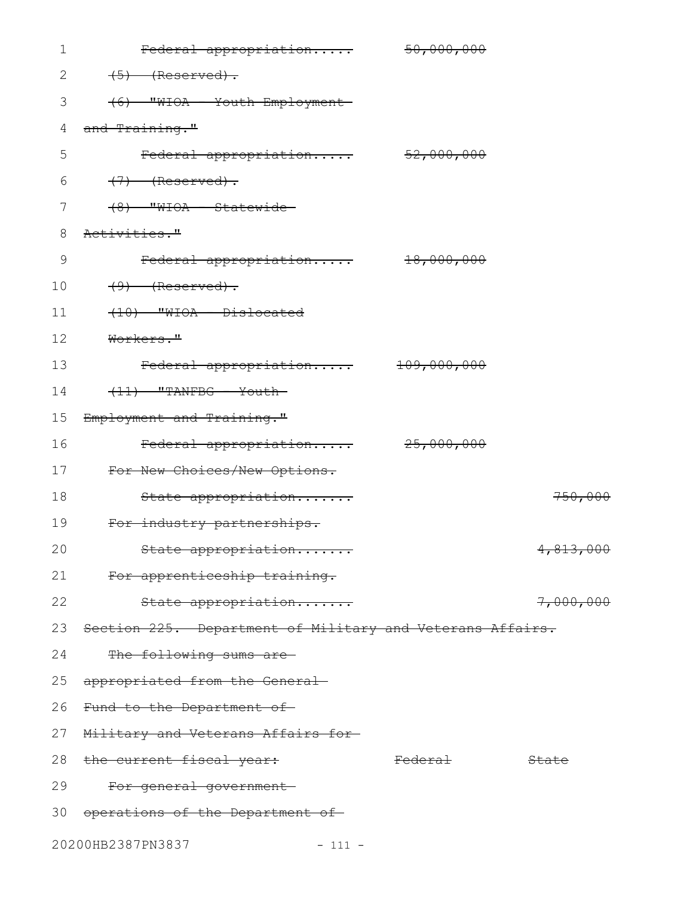~~Federal appropriation..... 50,000,000~~

~~(5) (Reserved).~~

~~(6) "WIOA - Youth Employment and Training."~~

~~Federal appropriation..... 52,000,000~~

~~(7) (Reserved).~~

~~(8) "WIOA - Statewide Activities."~~

~~Federal appropriation..... 18,000,000~~

~~(9) (Reserved).~~

~~(10) "WIOA - Dislocated Workers."~~

~~Federal appropriation..... 109,000,000~~

~~(11) "TANFBG - Youth Employment and Training."~~

~~Federal appropriation..... 25,000,000~~

~~For New Choices/New Options.~~

~~State appropriation....... 750,000~~

~~For industry partnerships.~~

~~State appropriation....... 4,813,000~~

~~For apprenticeship training.~~

~~State appropriation....... 7,000,000~~

~~Section 225. Department of Military and Veterans Affairs.~~

~~The following sums are appropriated from the General Fund to the Department of Military and Veterans Affairs for the current fiscal year: Federal State~~

~~For general government operations of the Department of~~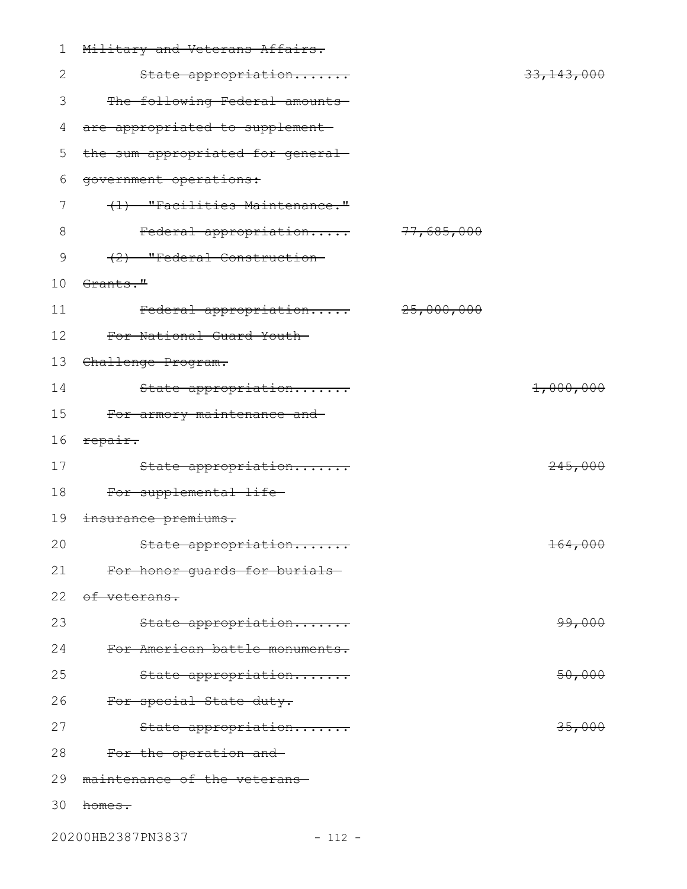~~Military and Veterans Affairs.~~

| | | |
|---|---|---|
| ~~State appropriation.......~~ | | ~~33,143,000~~ |
| ~~The following Federal amounts are appropriated to supplement the sum appropriated for general government operations:~~ | | |
| ~~(1) "Facilities Maintenance."~~ | | |
| ~~Federal appropriation.....~~ | ~~77,685,000~~ | |
| ~~(2) "Federal Construction Grants."~~ | | |
| ~~Federal appropriation.....~~ | ~~25,000,000~~ | |
| ~~For National Guard Youth Challenge Program.~~ | | |
| ~~State appropriation.......~~ | | ~~1,000,000~~ |
| ~~For armory maintenance and repair.~~ | | |
| ~~State appropriation.......~~ | | ~~245,000~~ |
| ~~For supplemental life insurance premiums.~~ | | |
| ~~State appropriation.......~~ | | ~~164,000~~ |
| ~~For honor guards for burials of veterans.~~ | | |
| ~~State appropriation.......~~ | | ~~99,000~~ |
| ~~For American battle monuments.~~ | | |
| ~~State appropriation.......~~ | | ~~50,000~~ |
| ~~For special State duty.~~ | | |
| ~~State appropriation.......~~ | | ~~35,000~~ |
| ~~For the operation and maintenance of the veterans homes.~~ | | |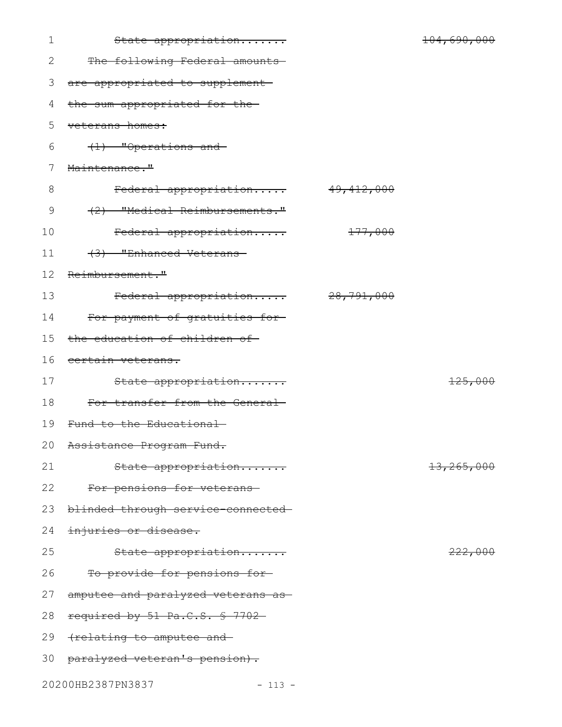~~State appropriation.......~~ ~~104,690,000~~

~~The following Federal amounts are appropriated to supplement the sum appropriated for the veterans homes:~~

~~(1) "Operations and Maintenance."~~

~~Federal appropriation.....~~ ~~49,412,000~~

~~(2) "Medical Reimbursements."~~

~~Federal appropriation.....~~ ~~177,000~~

~~(3) "Enhanced Veterans Reimbursement."~~

~~Federal appropriation.....~~ ~~28,791,000~~

~~For payment of gratuities for the education of children of certain veterans.~~

~~State appropriation.......~~ ~~125,000~~

~~For transfer from the General Fund to the Educational Assistance Program Fund.~~

~~State appropriation.......~~ ~~13,265,000~~

~~For pensions for veterans blinded through service-connected injuries or disease.~~

~~State appropriation.......~~ ~~222,000~~

~~To provide for pensions for amputee and paralyzed veterans as required by 51 Pa.C.S. § 7702 (relating to amputee and paralyzed veteran's pension).~~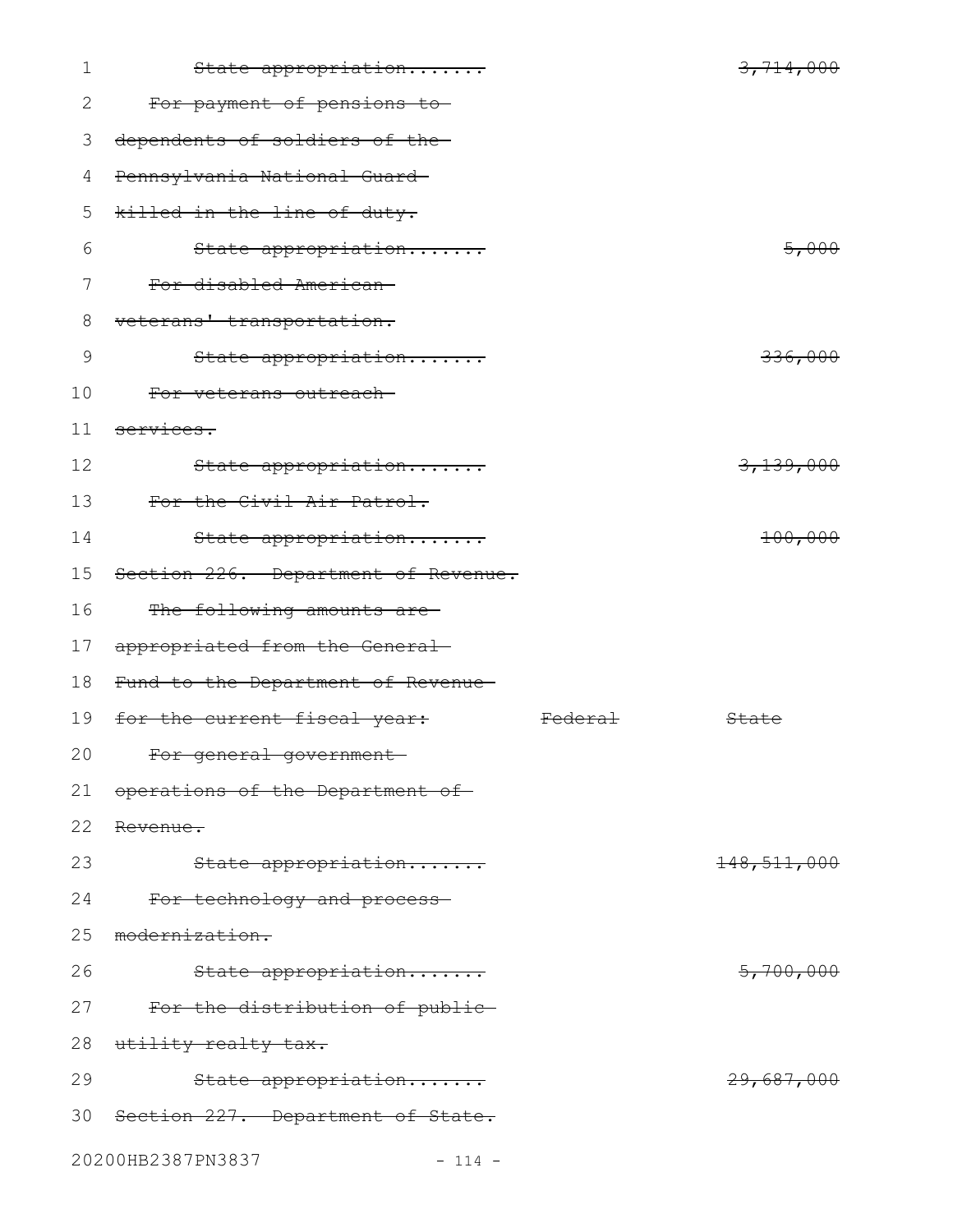~~State appropriation.......~~ ~~3,714,000~~

~~For payment of pensions to dependents of soldiers of the Pennsylvania National Guard killed in the line of duty.~~

~~State appropriation.......~~ ~~5,000~~

~~For disabled American veterans' transportation.~~

~~State appropriation.......~~ ~~336,000~~

~~For veterans outreach services.~~

~~State appropriation.......~~ ~~3,139,000~~

~~For the Civil Air Patrol.~~

~~State appropriation.......~~ ~~100,000~~

~~Section 226. Department of Revenue.~~

~~The following amounts are appropriated from the General Fund to the Department of Revenue for the current fiscal year:~~ ~~Federal~~ ~~State~~

~~For general government operations of the Department of Revenue.~~

~~State appropriation.......~~ ~~148,511,000~~

~~For technology and process modernization.~~

~~State appropriation.......~~ ~~5,700,000~~

~~For the distribution of public utility realty tax.~~

~~State appropriation.......~~ ~~29,687,000~~

~~Section 227. Department of State.~~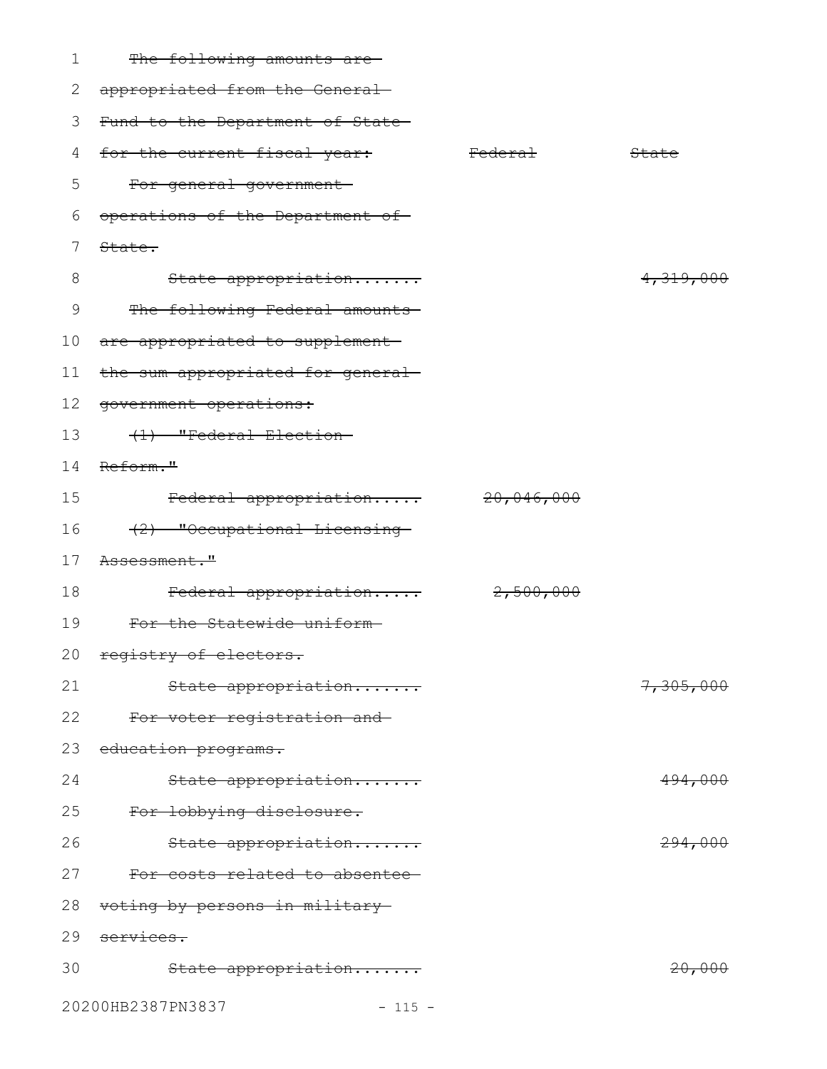~~The following amounts are appropriated from the General Fund to the Department of State for the current fiscal year:~~

| | ~~Federal~~ | ~~State~~ |
|---|---|---|
| ~~For general government operations of the Department of State.~~ | | |
| ~~State appropriation.......~~ | | ~~4,319,000~~ |
| ~~The following Federal amounts are appropriated to supplement the sum appropriated for general government operations:~~ | | |
| ~~(1) "Federal Election Reform."~~ | | |
| ~~Federal appropriation.....~~ | ~~20,046,000~~ | |
| ~~(2) "Occupational Licensing Assessment."~~ | | |
| ~~Federal appropriation.....~~ | ~~2,500,000~~ | |
| ~~For the Statewide uniform registry of electors.~~ | | |
| ~~State appropriation.......~~ | | ~~7,305,000~~ |
| ~~For voter registration and education programs.~~ | | |
| ~~State appropriation.......~~ | | ~~494,000~~ |
| ~~For lobbying disclosure.~~ | | |
| ~~State appropriation.......~~ | | ~~294,000~~ |
| ~~For costs related to absentee voting by persons in military services.~~ | | |
| ~~State appropriation.......~~ | | ~~20,000~~ |

20200HB2387PN3837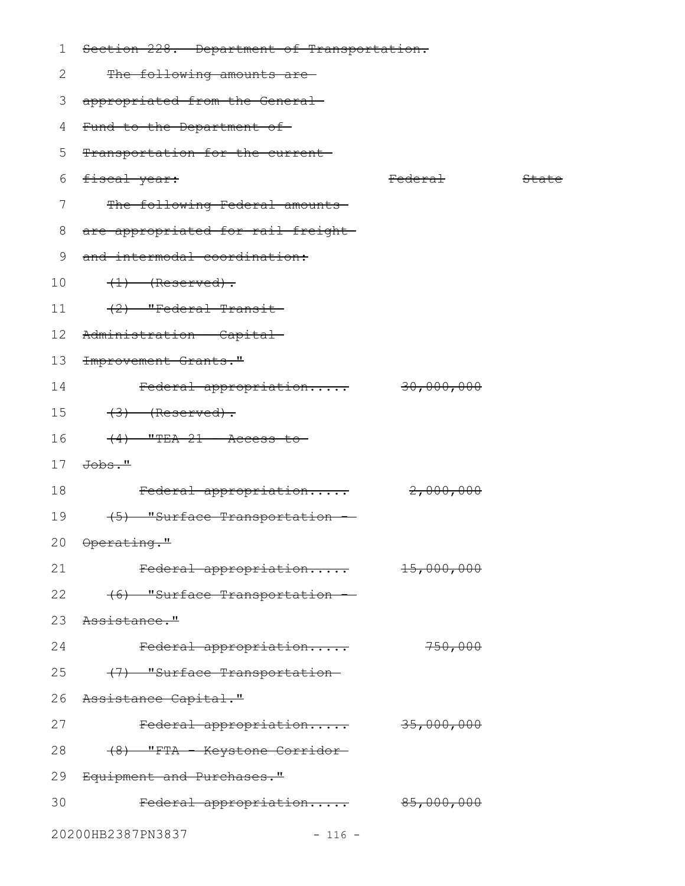~~Section 228. Department of Transportation.~~

~~The following amounts are appropriated from the General Fund to the Department of Transportation for the current fiscal year:~~

| | ~~Federal~~ | ~~State~~ |
|---|---|---|
| ~~The following Federal amounts are appropriated for rail freight and intermodal coordination:~~ | | |
| ~~(1) (Reserved).~~ | | |
| ~~(2) "Federal Transit Administration - Capital Improvement Grants."~~ | | |
| ~~Federal appropriation.....~~ | ~~30,000,000~~ | |
| ~~(3) (Reserved).~~ | | |
| ~~(4) "TEA 21 - Access to Jobs."~~ | | |
| ~~Federal appropriation.....~~ | ~~2,000,000~~ | |
| ~~(5) "Surface Transportation - Operating."~~ | | |
| ~~Federal appropriation.....~~ | ~~15,000,000~~ | |
| ~~(6) "Surface Transportation - Assistance."~~ | | |
| ~~Federal appropriation.....~~ | ~~750,000~~ | |
| ~~(7) "Surface Transportation Assistance Capital."~~ | | |
| ~~Federal appropriation.....~~ | ~~35,000,000~~ | |
| ~~(8) "FTA - Keystone Corridor Equipment and Purchases."~~ | | |
| ~~Federal appropriation.....~~ | ~~85,000,000~~ | |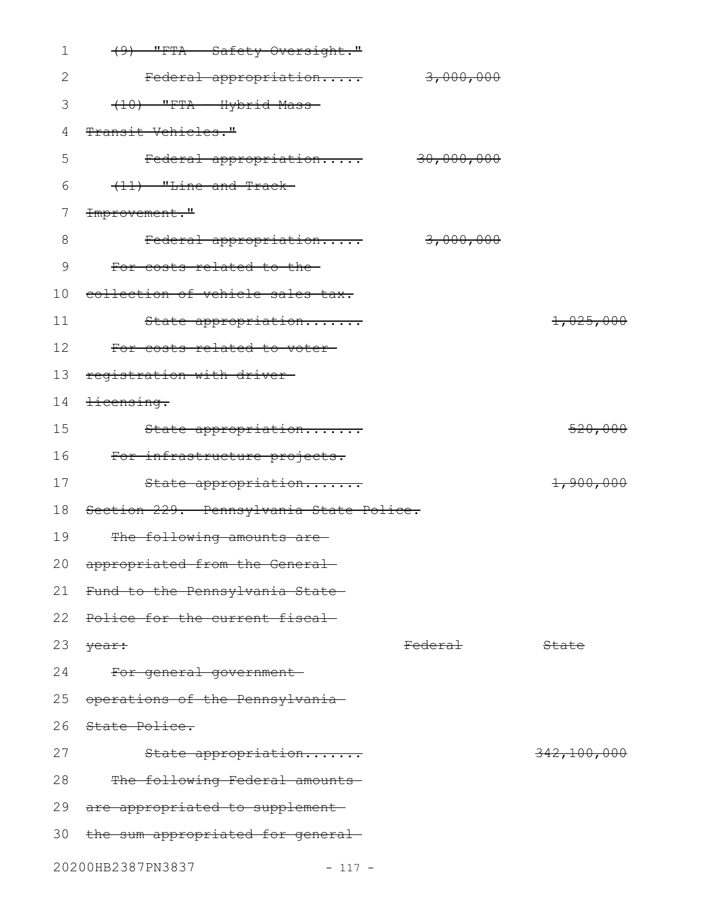~~(9) "FTA - Safety Oversight."~~

| | | |
|---|---|---|
| ~~Federal appropriation.....~~ | ~~3,000,000~~ | |

~~(10) "FTA - Hybrid Mass Transit Vehicles."~~

| | | |
|---|---|---|
| ~~Federal appropriation.....~~ | ~~30,000,000~~ | |

~~(11) "Line and Track Improvement."~~

| | | |
|---|---|---|
| ~~Federal appropriation.....~~ | ~~3,000,000~~ | |

~~For costs related to the collection of vehicle sales tax.~~

| | | |
|---|---|---|
| ~~State appropriation.......~~ | | ~~1,025,000~~ |

~~For costs related to voter registration with driver licensing.~~

| | | |
|---|---|---|
| ~~State appropriation.......~~ | | ~~520,000~~ |

~~For infrastructure projects.~~

| | | |
|---|---|---|
| ~~State appropriation.......~~ | | ~~1,900,000~~ |

~~Section 229. Pennsylvania State Police.~~

~~The following amounts are appropriated from the General Fund to the Pennsylvania State Police for the current fiscal year:~~

| | ~~Federal~~ | ~~State~~ |
|---|---|---|

~~For general government operations of the Pennsylvania State Police.~~

| | | |
|---|---|---|
| ~~State appropriation.......~~ | | ~~342,100,000~~ |

~~The following Federal amounts are appropriated to supplement the sum appropriated for general~~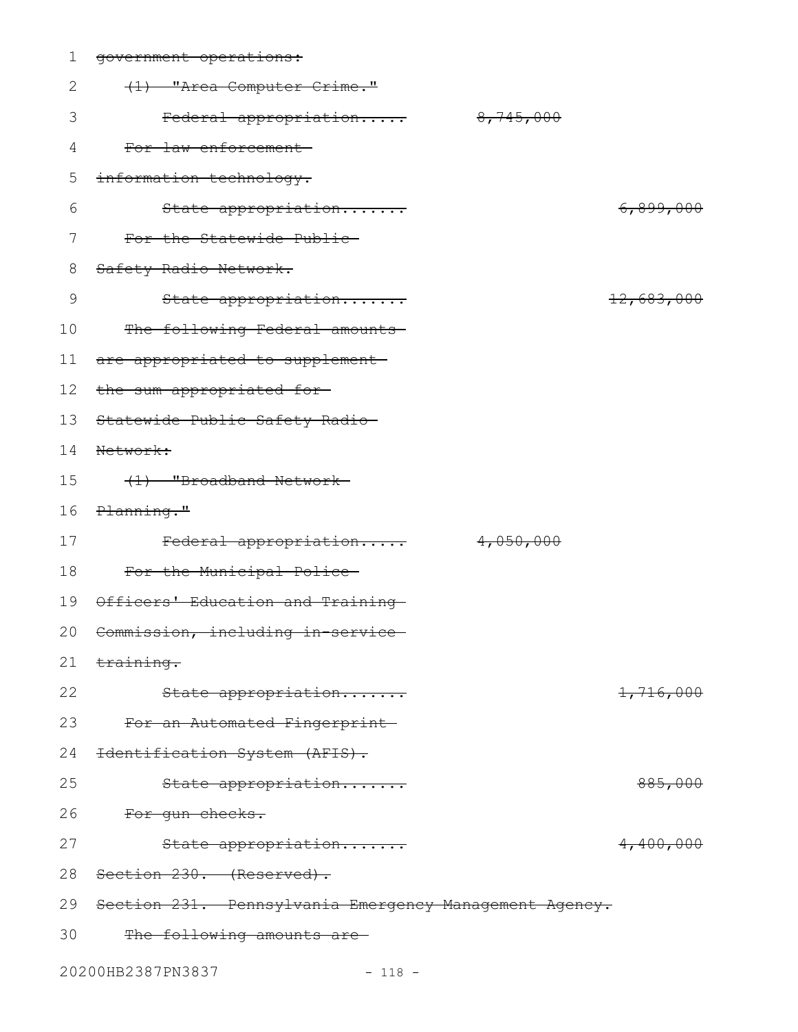~~government operations:~~

~~(1) "Area Computer Crime."~~

~~Federal appropriation..... 8,745,000~~

~~For law enforcement information technology.~~

~~State appropriation....... 6,899,000~~

~~For the Statewide Public Safety Radio Network.~~

~~State appropriation....... 12,683,000~~

~~The following Federal amounts are appropriated to supplement the sum appropriated for Statewide Public Safety Radio Network:~~

~~(1) "Broadband Network Planning."~~

~~Federal appropriation..... 4,050,000~~

~~For the Municipal Police Officers' Education and Training Commission, including in-service training.~~

~~State appropriation....... 1,716,000~~

~~For an Automated Fingerprint Identification System (AFIS).~~

~~State appropriation....... 885,000~~

~~For gun checks.~~

~~State appropriation....... 4,400,000~~

~~Section 230. (Reserved).~~

~~Section 231. Pennsylvania Emergency Management Agency.~~

~~The following amounts are~~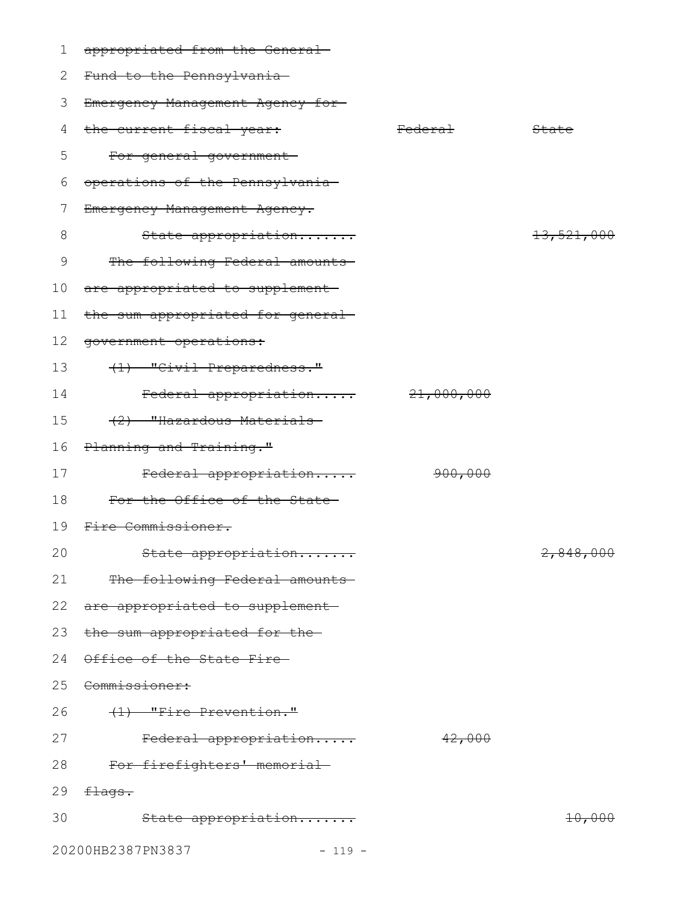~~appropriated from the General Fund to the Pennsylvania Emergency Management Agency for the current fiscal year:~~

| | ~~Federal~~ | ~~State~~ |
|---|---|---|
| ~~For general government operations of the Pennsylvania Emergency Management Agency.~~ | | |
| ~~State appropriation.......~~ | | ~~13,521,000~~ |
| ~~The following Federal amounts are appropriated to supplement the sum appropriated for general government operations:~~ | | |
| ~~(1) "Civil Preparedness."~~ | | |
| ~~Federal appropriation.....~~ | ~~21,000,000~~ | |
| ~~(2) "Hazardous Materials Planning and Training."~~ | | |
| ~~Federal appropriation.....~~ | ~~900,000~~ | |
| ~~For the Office of the State Fire Commissioner.~~ | | |
| ~~State appropriation.......~~ | | ~~2,848,000~~ |
| ~~The following Federal amounts are appropriated to supplement the sum appropriated for the Office of the State Fire Commissioner:~~ | | |
| ~~(1) "Fire Prevention."~~ | | |
| ~~Federal appropriation.....~~ | ~~42,000~~ | |
| ~~For firefighters' memorial flags.~~ | | |
| ~~State appropriation.......~~ | | ~~10,000~~ |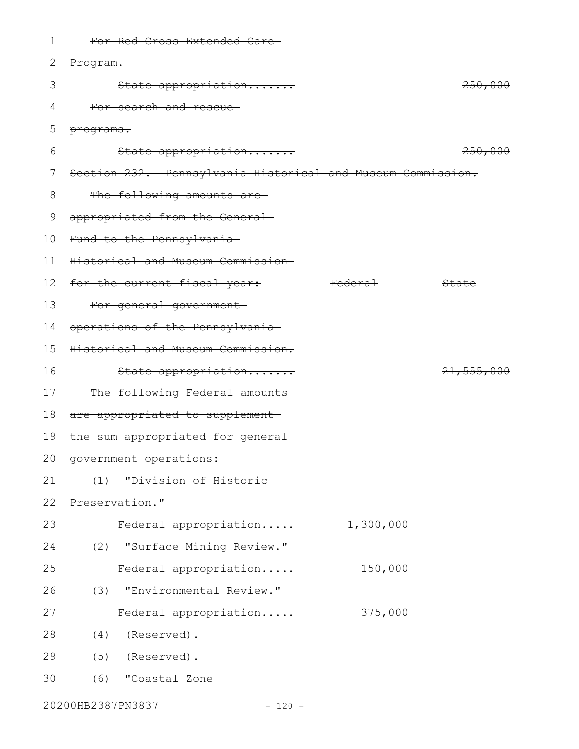~~For Red Cross Extended Care Program.~~

| | Federal | State |
|---|---|---|
| ~~State appropriation.......~~ | | ~~250,000~~ |

~~For search and rescue programs.~~

| | Federal | State |
|---|---|---|
| ~~State appropriation.......~~ | | ~~250,000~~ |

~~Section 232. Pennsylvania Historical and Museum Commission.~~

~~The following amounts are appropriated from the General Fund to the Pennsylvania Historical and Museum Commission for the current fiscal year:~~

| | ~~Federal~~ | ~~State~~ |
|---|---|---|
| ~~For general government operations of the Pennsylvania Historical and Museum Commission.~~ | | |
| ~~State appropriation.......~~ | | ~~21,555,000~~ |
| ~~The following Federal amounts are appropriated to supplement the sum appropriated for general government operations:~~ | | |
| ~~(1) "Division of Historic Preservation."~~ | | |
| ~~Federal appropriation.....~~ | ~~1,300,000~~ | |
| ~~(2) "Surface Mining Review."~~ | | |
| ~~Federal appropriation.....~~ | ~~150,000~~ | |
| ~~(3) "Environmental Review."~~ | | |
| ~~Federal appropriation.....~~ | ~~375,000~~ | |
| ~~(4) (Reserved).~~ | | |
| ~~(5) (Reserved).~~ | | |
| ~~(6) "Coastal Zone~~ | | |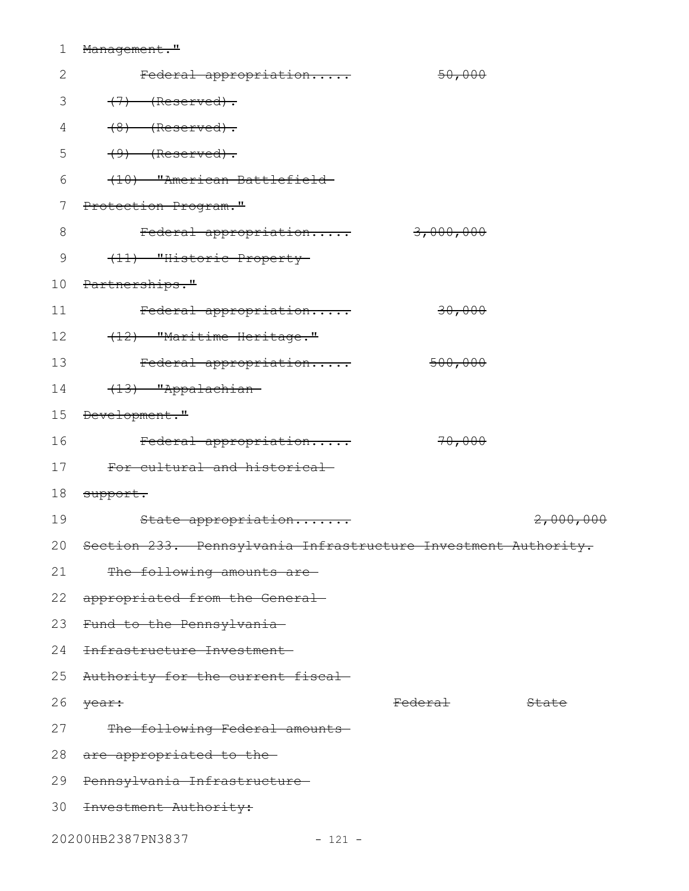~~Management."~~

~~Federal appropriation.....~~ ~~50,000~~

~~(7) (Reserved).~~

~~(8) (Reserved).~~

~~(9) (Reserved).~~

~~(10) "American Battlefield Protection Program."~~

~~Federal appropriation.....~~ ~~3,000,000~~

~~(11) "Historic Property Partnerships."~~

~~Federal appropriation.....~~ ~~30,000~~

~~(12) "Maritime Heritage."~~

~~Federal appropriation.....~~ ~~500,000~~

~~(13) "Appalachian Development."~~

~~Federal appropriation.....~~ ~~70,000~~

~~For cultural and historical support.~~

~~State appropriation.......~~ ~~2,000,000~~

~~Section 233. Pennsylvania Infrastructure Investment Authority.~~

~~The following amounts are appropriated from the General Fund to the Pennsylvania Infrastructure Investment Authority for the current fiscal year:~~ ~~Federal~~ ~~State~~

~~The following Federal amounts are appropriated to the Pennsylvania Infrastructure Investment Authority:~~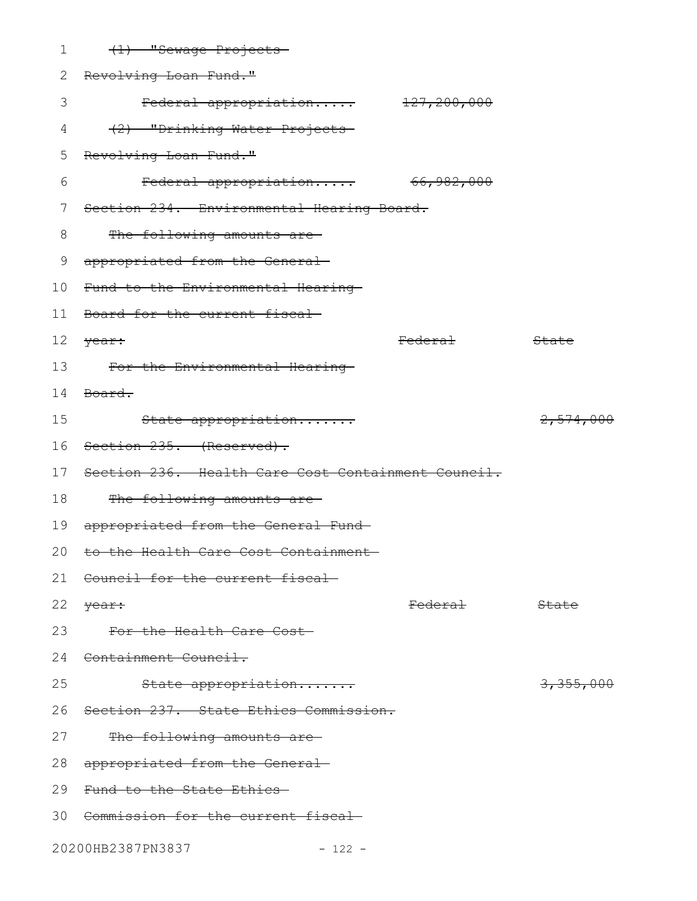~~(1) "Sewage Projects Revolving Loan Fund."~~

~~Federal appropriation..... 127,200,000~~

~~(2) "Drinking Water Projects Revolving Loan Fund."~~

~~Federal appropriation..... 66,982,000~~

~~Section 234. Environmental Hearing Board.~~

~~The following amounts are appropriated from the General Fund to the Environmental Hearing Board for the current fiscal year:~~

| | ~~Federal~~ | ~~State~~ |
|---|---|---|
| ~~For the Environmental Hearing Board.~~ | | |
| ~~State appropriation.......~~ | | ~~2,574,000~~ |

~~Section 235. (Reserved).~~

~~Section 236. Health Care Cost Containment Council.~~

~~The following amounts are appropriated from the General Fund to the Health Care Cost Containment Council for the current fiscal year:~~

| | ~~Federal~~ | ~~State~~ |
|---|---|---|
| ~~For the Health Care Cost Containment Council.~~ | | |
| ~~State appropriation.......~~ | | ~~3,355,000~~ |

~~Section 237. State Ethics Commission.~~

~~The following amounts are appropriated from the General Fund to the State Ethics Commission for the current fiscal~~

20200HB2387PN3837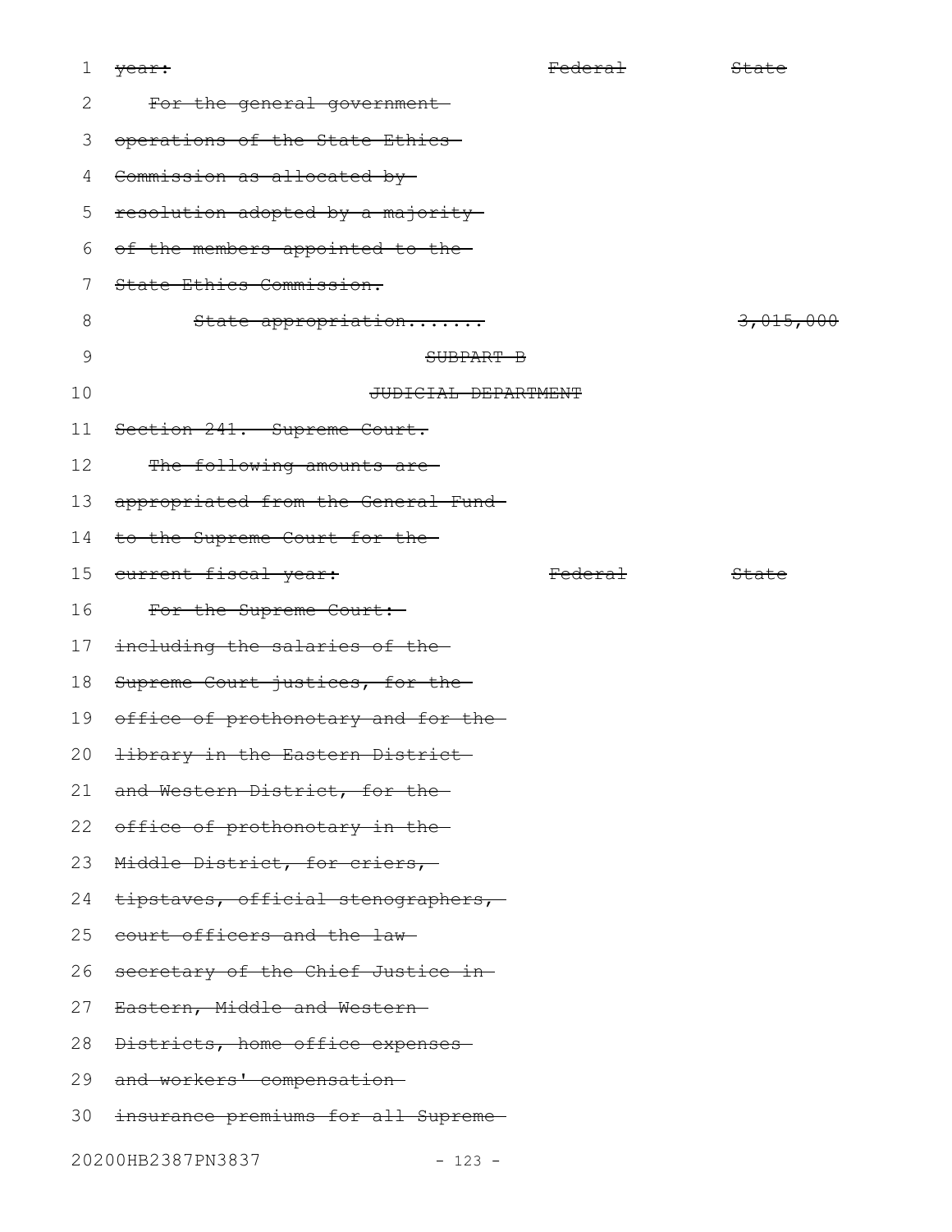~~year:~~ ~~Federal~~ ~~State~~

~~For the general government operations of the State Ethics Commission as allocated by resolution adopted by a majority of the members appointed to the State Ethics Commission.~~

~~State appropriation.......~~ ~~3,015,000~~

~~SUBPART B~~

~~JUDICIAL DEPARTMENT~~

~~Section 241. Supreme Court.~~

~~The following amounts are appropriated from the General Fund to the Supreme Court for the current fiscal year:~~ ~~Federal~~ ~~State~~

~~For the Supreme Court: including the salaries of the Supreme Court justices, for the office of prothonotary and for the library in the Eastern District and Western District, for the office of prothonotary in the Middle District, for criers, tipstaves, official stenographers, court officers and the law secretary of the Chief Justice in Eastern, Middle and Western Districts, home office expenses and workers' compensation insurance premiums for all Supreme~~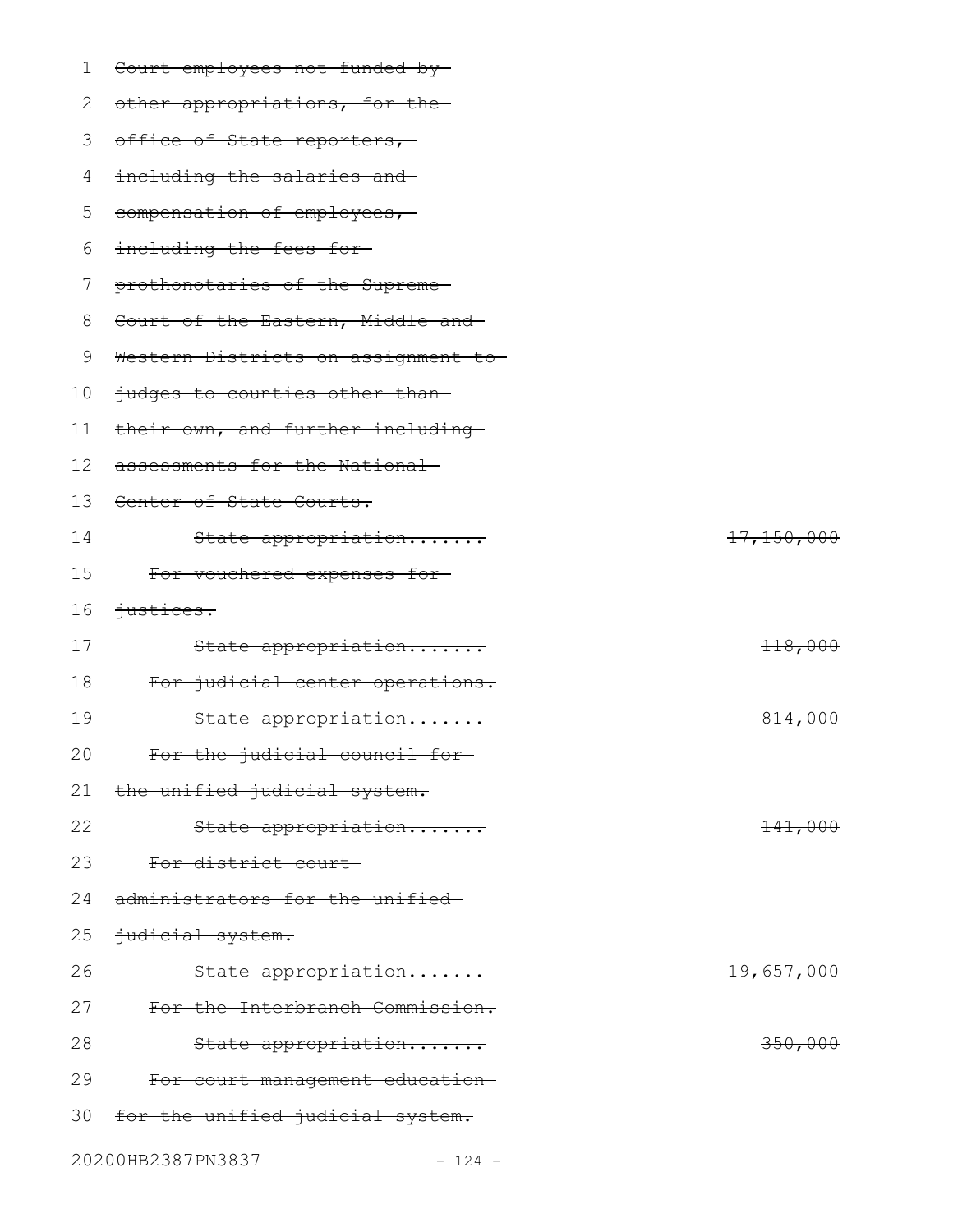~~Court employees not funded by other appropriations, for the office of State reporters, including the salaries and compensation of employees, including the fees for prothonotaries of the Supreme Court of the Eastern, Middle and Western Districts on assignment to judges to counties other than their own, and further including assessments for the National Center of State Courts.~~

~~State appropriation.......~~ ~~17,150,000~~

~~For vouchered expenses for justices.~~

~~State appropriation.......~~ ~~118,000~~

~~For judicial center operations.~~

~~State appropriation.......~~ ~~814,000~~

~~For the judicial council for the unified judicial system.~~

~~State appropriation.......~~ ~~141,000~~

~~For district court administrators for the unified judicial system.~~

~~State appropriation.......~~ ~~19,657,000~~

~~For the Interbranch Commission.~~

~~State appropriation.......~~ ~~350,000~~

~~For court management education for the unified judicial system.~~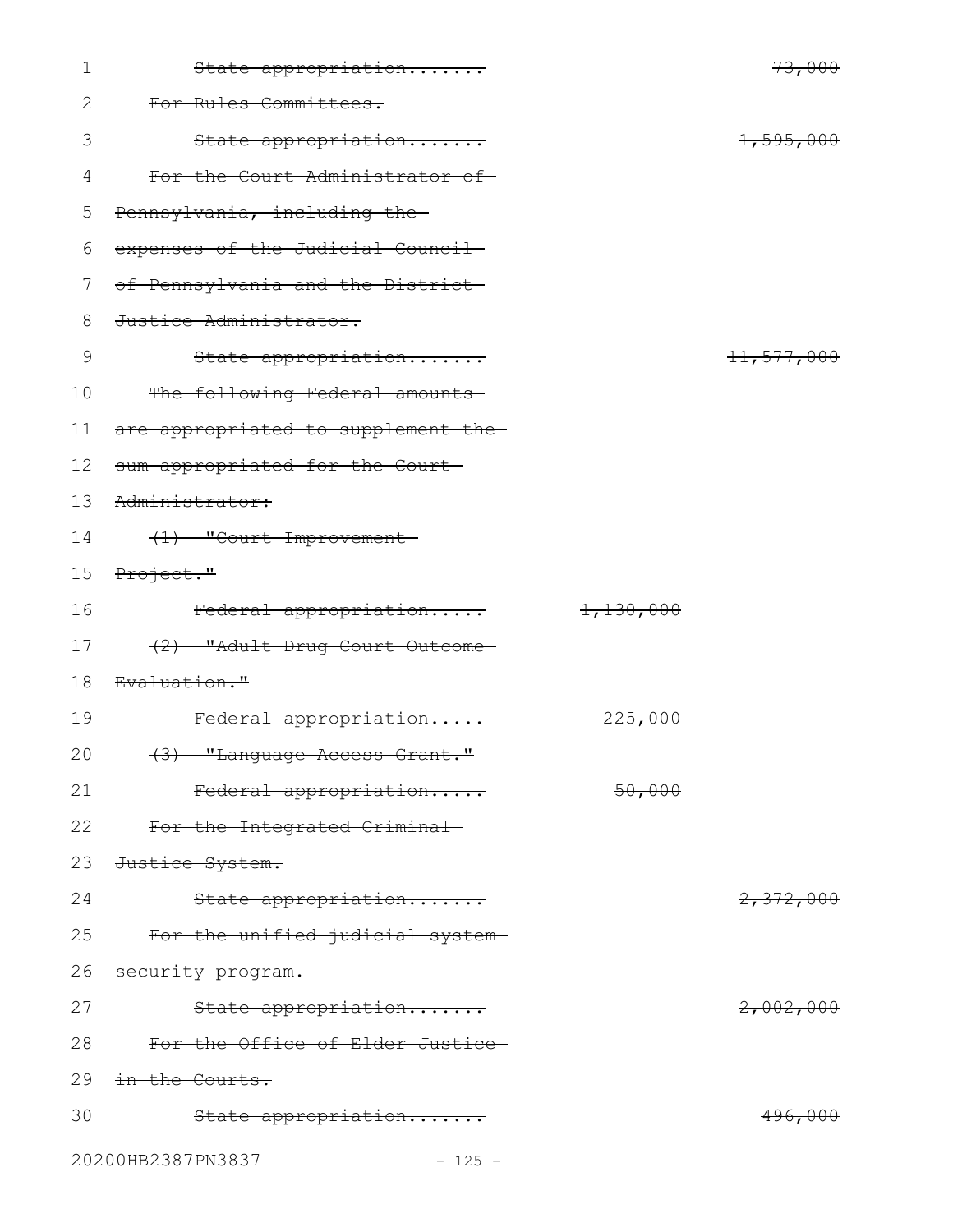~~State appropriation.......~~ ~~73,000~~

~~For Rules Committees.~~

~~State appropriation.......~~ ~~1,595,000~~

~~For the Court Administrator of Pennsylvania, including the expenses of the Judicial Council of Pennsylvania and the District Justice Administrator.~~

~~State appropriation.......~~ ~~11,577,000~~

~~The following Federal amounts are appropriated to supplement the sum appropriated for the Court Administrator:~~

~~(1) "Court Improvement Project."~~

~~Federal appropriation.....~~ ~~1,130,000~~

~~(2) "Adult Drug Court Outcome Evaluation."~~

~~Federal appropriation.....~~ ~~225,000~~

~~(3) "Language Access Grant."~~

~~Federal appropriation.....~~ ~~50,000~~

~~For the Integrated Criminal Justice System.~~

~~State appropriation.......~~ ~~2,372,000~~

~~For the unified judicial system security program.~~

~~State appropriation.......~~ ~~2,002,000~~

~~For the Office of Elder Justice in the Courts.~~

~~State appropriation.......~~ ~~496,000~~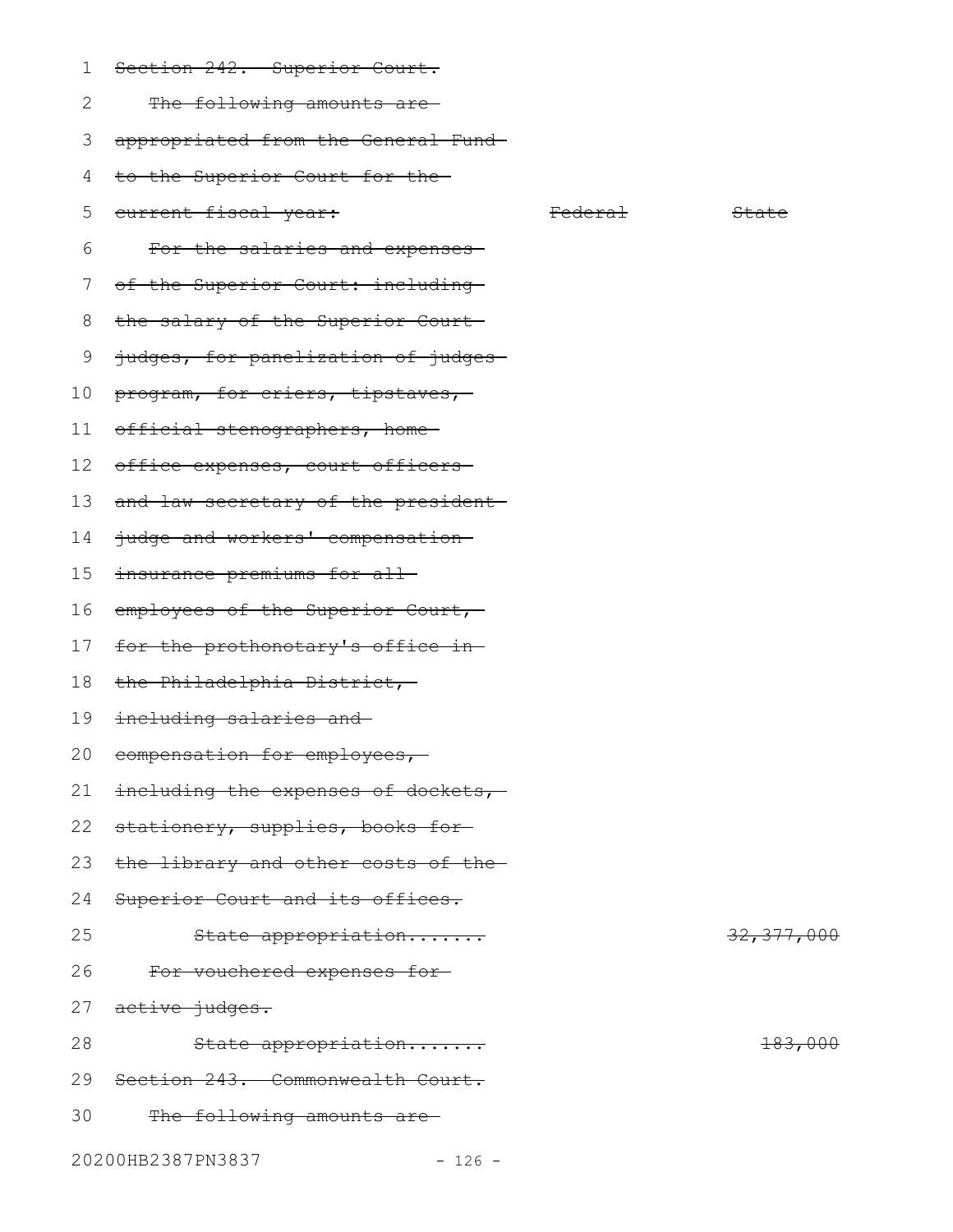~~Section 242. Superior Court.~~

~~The following amounts are appropriated from the General Fund to the Superior Court for the current fiscal year:~~

| | ~~Federal~~ | ~~State~~ |
|---|---|---|
| ~~For the salaries and expenses of the Superior Court: including the salary of the Superior Court judges, for panelization of judges program, for criers, tipstaves, official stenographers, home office expenses, court officers and law secretary of the president judge and workers' compensation insurance premiums for all employees of the Superior Court, for the prothonotary's office in the Philadelphia District, including salaries and compensation for employees, including the expenses of dockets, stationery, supplies, books for the library and other costs of the Superior Court and its offices.~~ | | |
| ~~State appropriation.......~~ | | ~~32,377,000~~ |
| ~~For vouchered expenses for active judges.~~ | | |
| ~~State appropriation.......~~ | | ~~183,000~~ |

~~Section 243. Commonwealth Court.~~

~~The following amounts are~~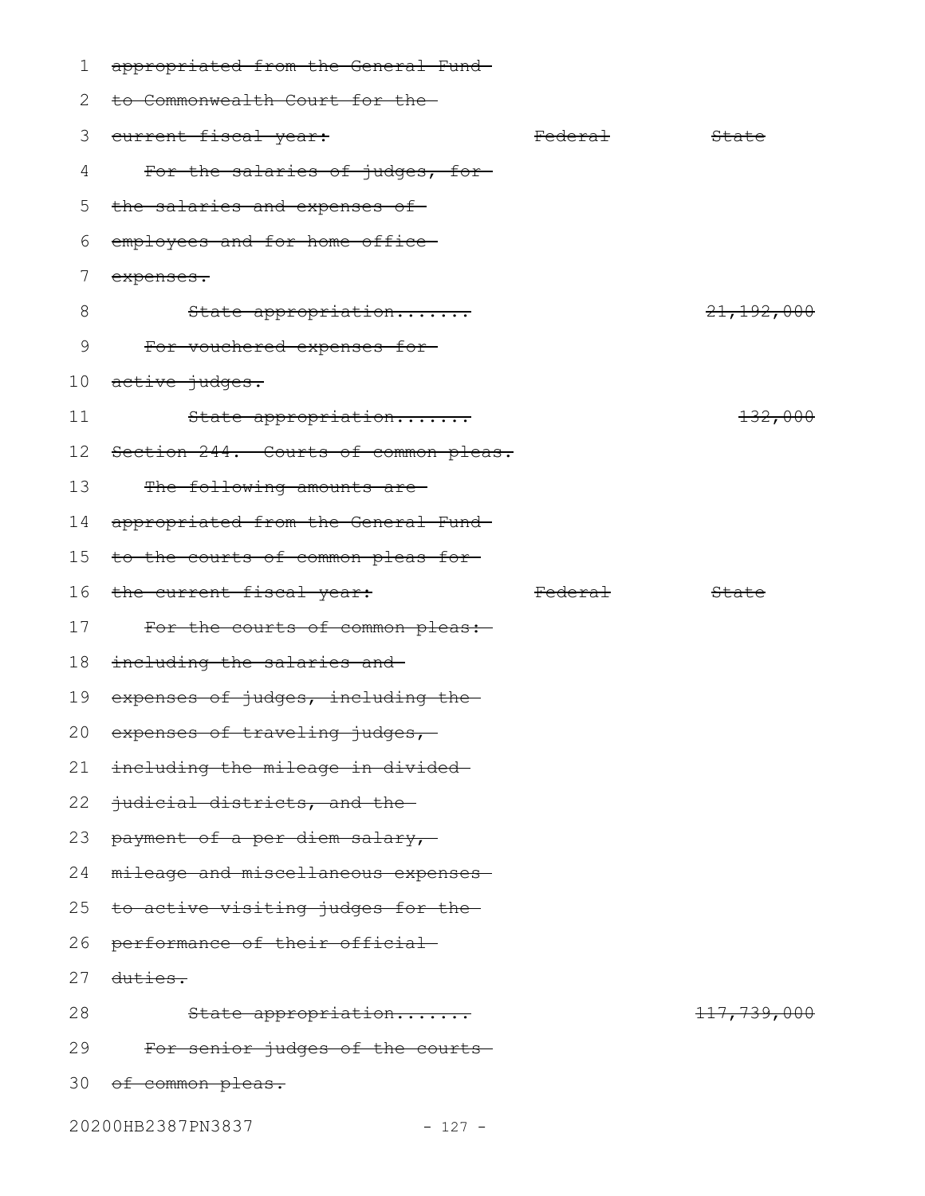~~appropriated from the General Fund to Commonwealth Court for the current fiscal year:~~

| | ~~Federal~~ | ~~State~~ |
|---|---|---|
| ~~For the salaries of judges, for the salaries and expenses of employees and for home office expenses.~~ | | |
| ~~State appropriation.......~~ | | ~~21,192,000~~ |
| ~~For vouchered expenses for active judges.~~ | | |
| ~~State appropriation.......~~ | | ~~132,000~~ |

~~Section 244. Courts of common pleas.~~

~~The following amounts are appropriated from the General Fund to the courts of common pleas for the current fiscal year:~~

| | ~~Federal~~ | ~~State~~ |
|---|---|---|
| ~~For the courts of common pleas: including the salaries and expenses of judges, including the expenses of traveling judges, including the mileage in divided judicial districts, and the payment of a per diem salary, mileage and miscellaneous expenses to active visiting judges for the performance of their official duties.~~ | | |
| ~~State appropriation.......~~ | | ~~117,739,000~~ |
| ~~For senior judges of the courts of common pleas.~~ | | |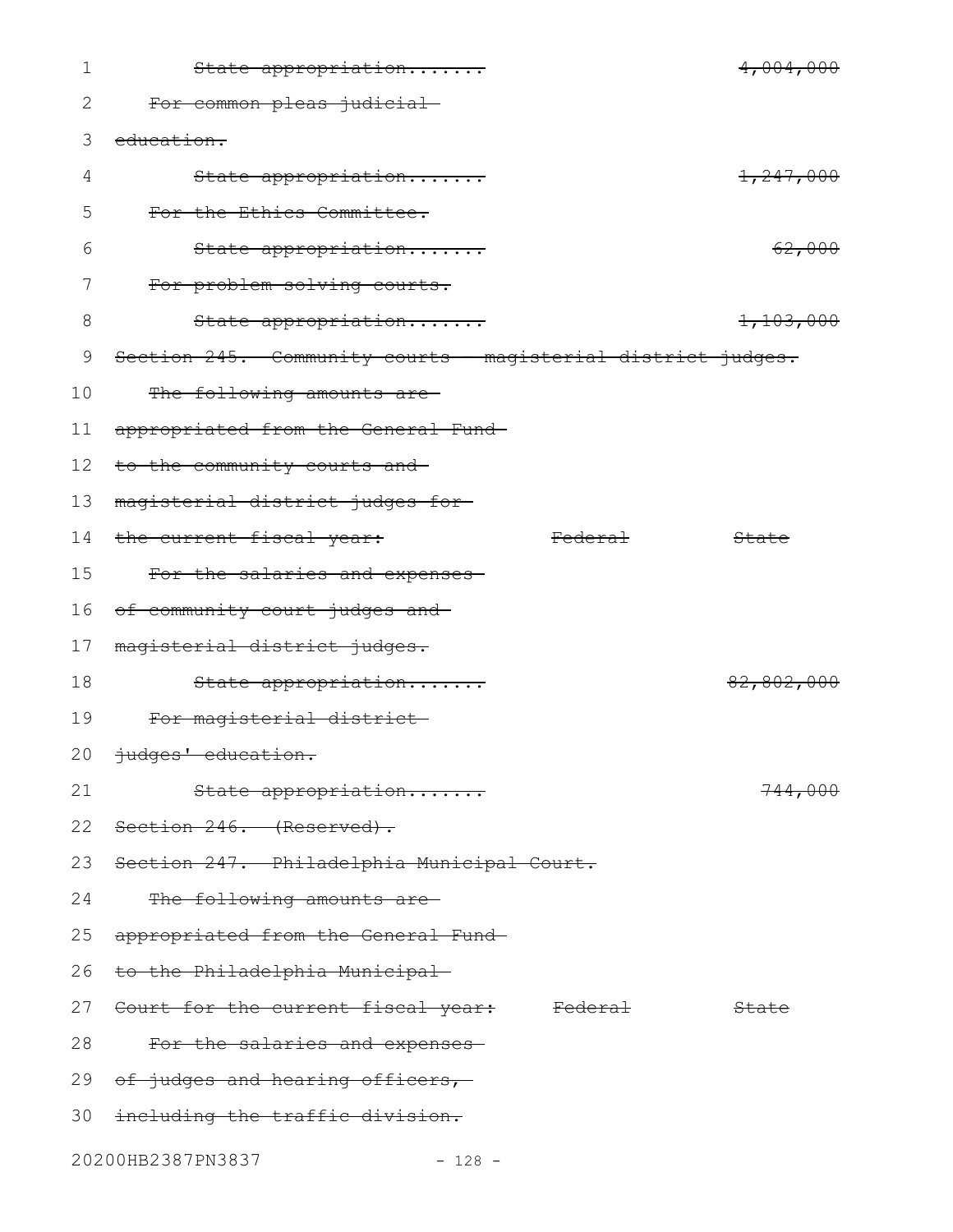~~State appropriation.......~~ ~~4,004,000~~

~~For common pleas judicial education.~~

~~State appropriation.......~~ ~~1,247,000~~

~~For the Ethics Committee.~~

~~State appropriation.......~~ ~~62,000~~

~~For problem-solving courts.~~

~~State appropriation.......~~ ~~1,103,000~~

~~Section 245. Community courts - magisterial district judges.~~

~~The following amounts are appropriated from the General Fund to the community courts and magisterial district judges for the current fiscal year:~~ ~~Federal~~ ~~State~~

~~For the salaries and expenses of community court judges and magisterial district judges.~~

~~State appropriation.......~~ ~~82,802,000~~

~~For magisterial district judges' education.~~

~~State appropriation.......~~ ~~744,000~~

~~Section 246. (Reserved).~~

~~Section 247. Philadelphia Municipal Court.~~

~~The following amounts are appropriated from the General Fund to the Philadelphia Municipal Court for the current fiscal year:~~ ~~Federal~~ ~~State~~

~~For the salaries and expenses of judges and hearing officers, including the traffic division.~~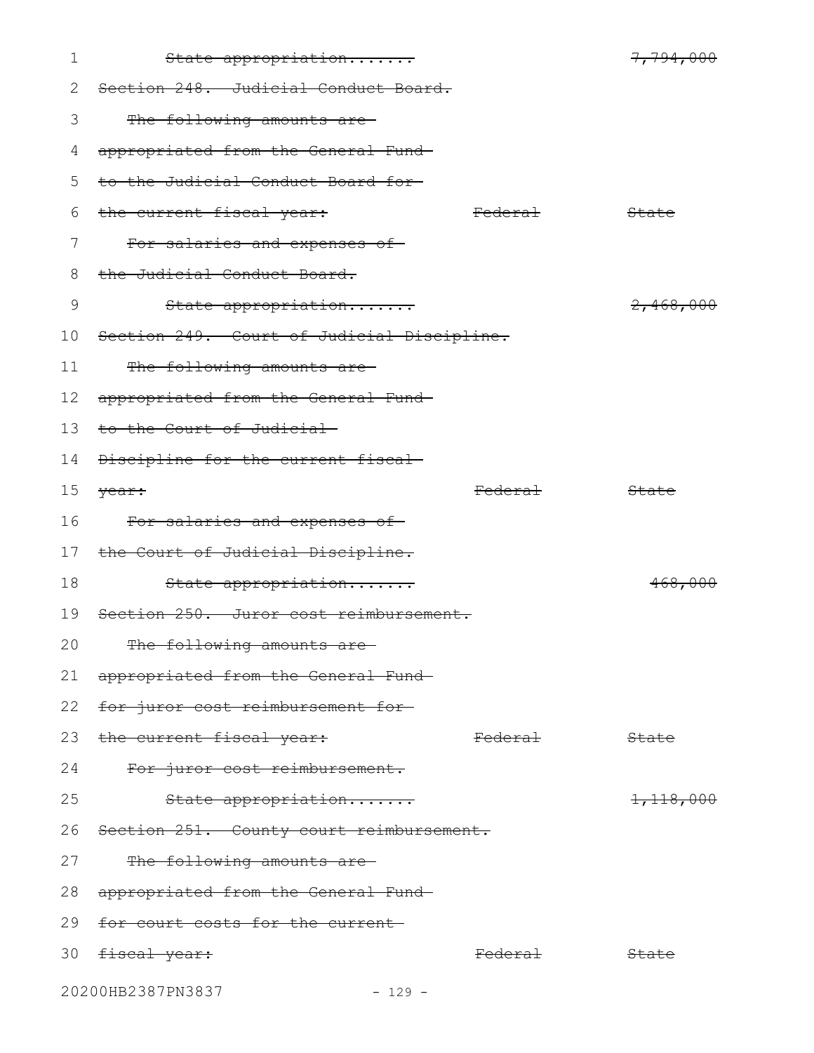~~State appropriation....... 7,794,000~~

~~Section 248. Judicial Conduct Board.~~

~~The following amounts are appropriated from the General Fund to the Judicial Conduct Board for the current fiscal year: Federal State~~

~~For salaries and expenses of the Judicial Conduct Board.~~

~~State appropriation....... 2,468,000~~

~~Section 249. Court of Judicial Discipline.~~

~~The following amounts are appropriated from the General Fund to the Court of Judicial Discipline for the current fiscal year: Federal State~~

~~For salaries and expenses of the Court of Judicial Discipline.~~

~~State appropriation....... 468,000~~

~~Section 250. Juror cost reimbursement.~~

~~The following amounts are appropriated from the General Fund for juror cost reimbursement for the current fiscal year: Federal State~~

~~For juror cost reimbursement.~~

~~State appropriation....... 1,118,000~~

~~Section 251. County court reimbursement.~~

~~The following amounts are appropriated from the General Fund for court costs for the current fiscal year: Federal State~~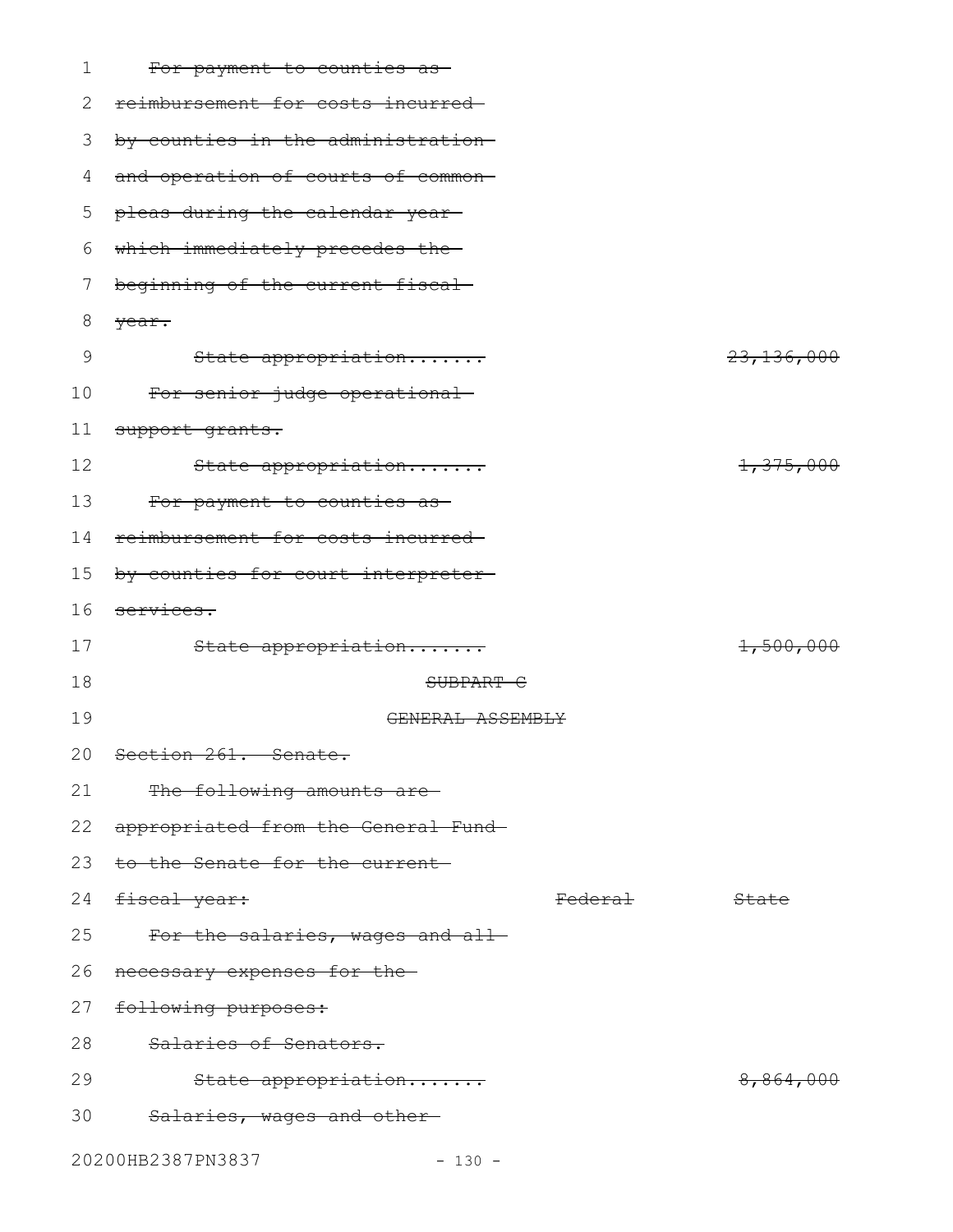~~For payment to counties as reimbursement for costs incurred by counties in the administration and operation of courts of common pleas during the calendar year which immediately precedes the beginning of the current fiscal year.~~

~~State appropriation....... 23,136,000~~

~~For senior judge operational support grants.~~

~~State appropriation....... 1,375,000~~

~~For payment to counties as reimbursement for costs incurred by counties for court interpreter services.~~

~~State appropriation....... 1,500,000~~

~~SUBPART C~~

~~GENERAL ASSEMBLY~~

~~Section 261. Senate.~~

~~The following amounts are appropriated from the General Fund to the Senate for the current fiscal year:~~ ~~Federal~~ ~~State~~

~~For the salaries, wages and all necessary expenses for the following purposes:~~

~~Salaries of Senators.~~

~~State appropriation....... 8,864,000~~

~~Salaries, wages and other~~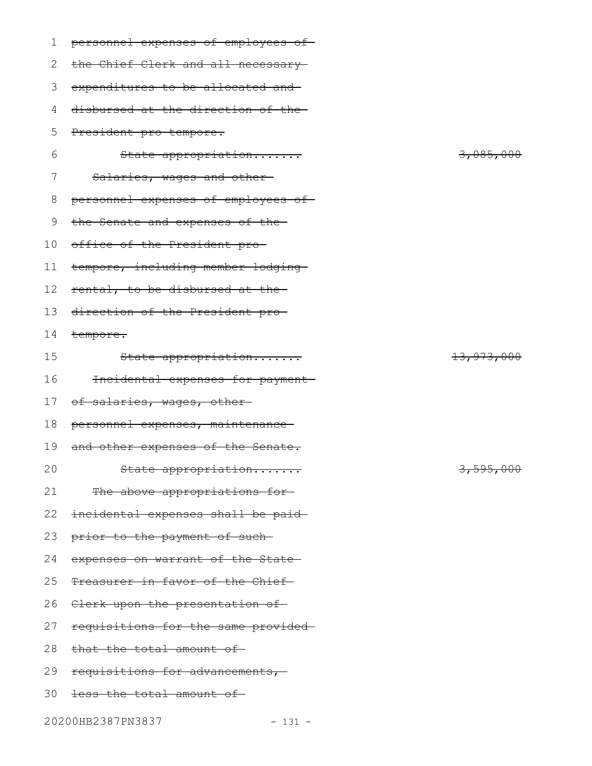~~personnel expenses of employees of the Chief Clerk and all necessary expenditures to be allocated and disbursed at the direction of the President pro tempore.~~

~~State appropriation.......~~ ~~3,085,000~~

~~Salaries, wages and other personnel expenses of employees of the Senate and expenses of the office of the President pro tempore, including member lodging rental, to be disbursed at the direction of the President pro tempore.~~

~~State appropriation.......~~ ~~13,973,000~~

~~Incidental expenses for payment of salaries, wages, other personnel expenses, maintenance and other expenses of the Senate.~~

~~State appropriation.......~~ ~~3,595,000~~

~~The above appropriations for incidental expenses shall be paid prior to the payment of such expenses on warrant of the State Treasurer in favor of the Chief Clerk upon the presentation of requisitions for the same provided that the total amount of requisitions for advancements, less the total amount of~~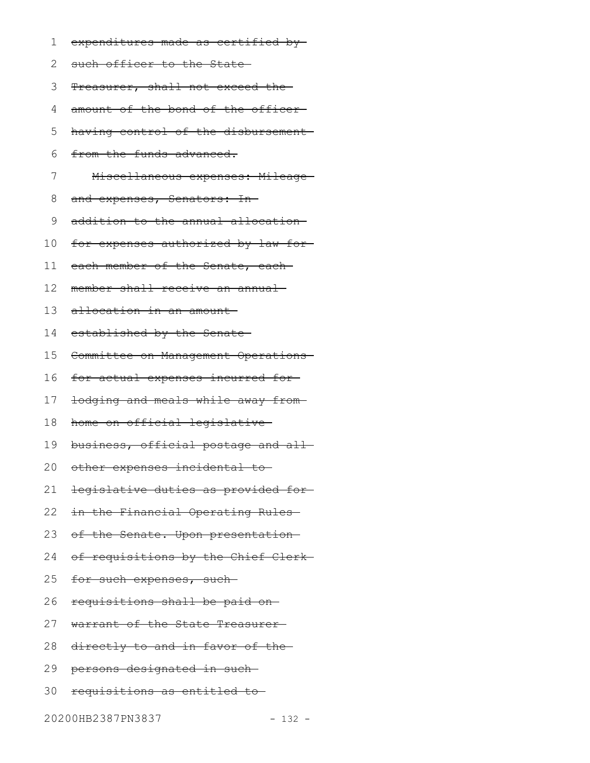~~expenditures made as certified by such officer to the State Treasurer, shall not exceed the amount of the bond of the officer having control of the disbursement from the funds advanced.~~

~~Miscellaneous expenses: Mileage and expenses, Senators: In addition to the annual allocation for expenses authorized by law for each member of the Senate, each member shall receive an annual allocation in an amount established by the Senate Committee on Management Operations for actual expenses incurred for lodging and meals while away from home on official legislative business, official postage and all other expenses incidental to legislative duties as provided for in the Financial Operating Rules of the Senate. Upon presentation of requisitions by the Chief Clerk for such expenses, such requisitions shall be paid on warrant of the State Treasurer directly to and in favor of the persons designated in such requisitions as entitled to~~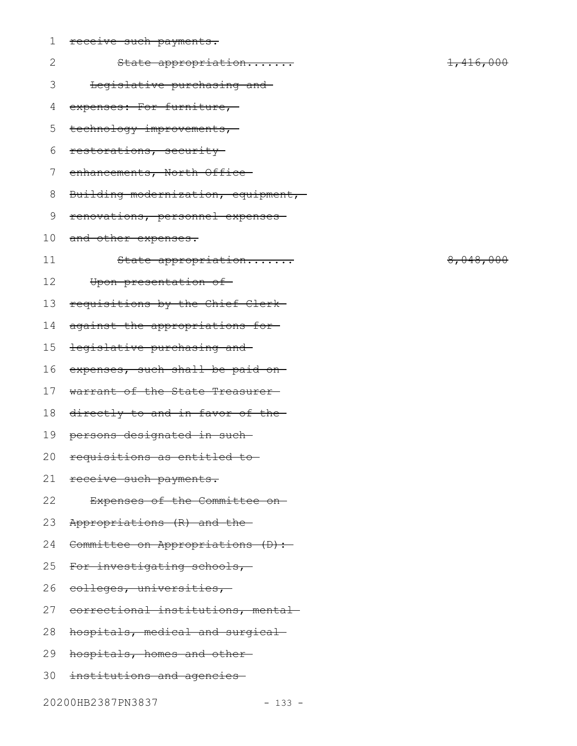~~receive such payments.~~

~~State appropriation.......~~ ~~1,416,000~~

~~Legislative purchasing and expenses: For furniture, technology improvements, restorations, security enhancements, North Office Building modernization, equipment, renovations, personnel expenses and other expenses.~~

~~State appropriation.......~~ ~~8,048,000~~

~~Upon presentation of requisitions by the Chief Clerk against the appropriations for legislative purchasing and expenses, such shall be paid on warrant of the State Treasurer directly to and in favor of the persons designated in such requisitions as entitled to receive such payments.~~

~~Expenses of the Committee on Appropriations (R) and the Committee on Appropriations (D): For investigating schools, colleges, universities, correctional institutions, mental hospitals, medical and surgical hospitals, homes and other institutions and agencies~~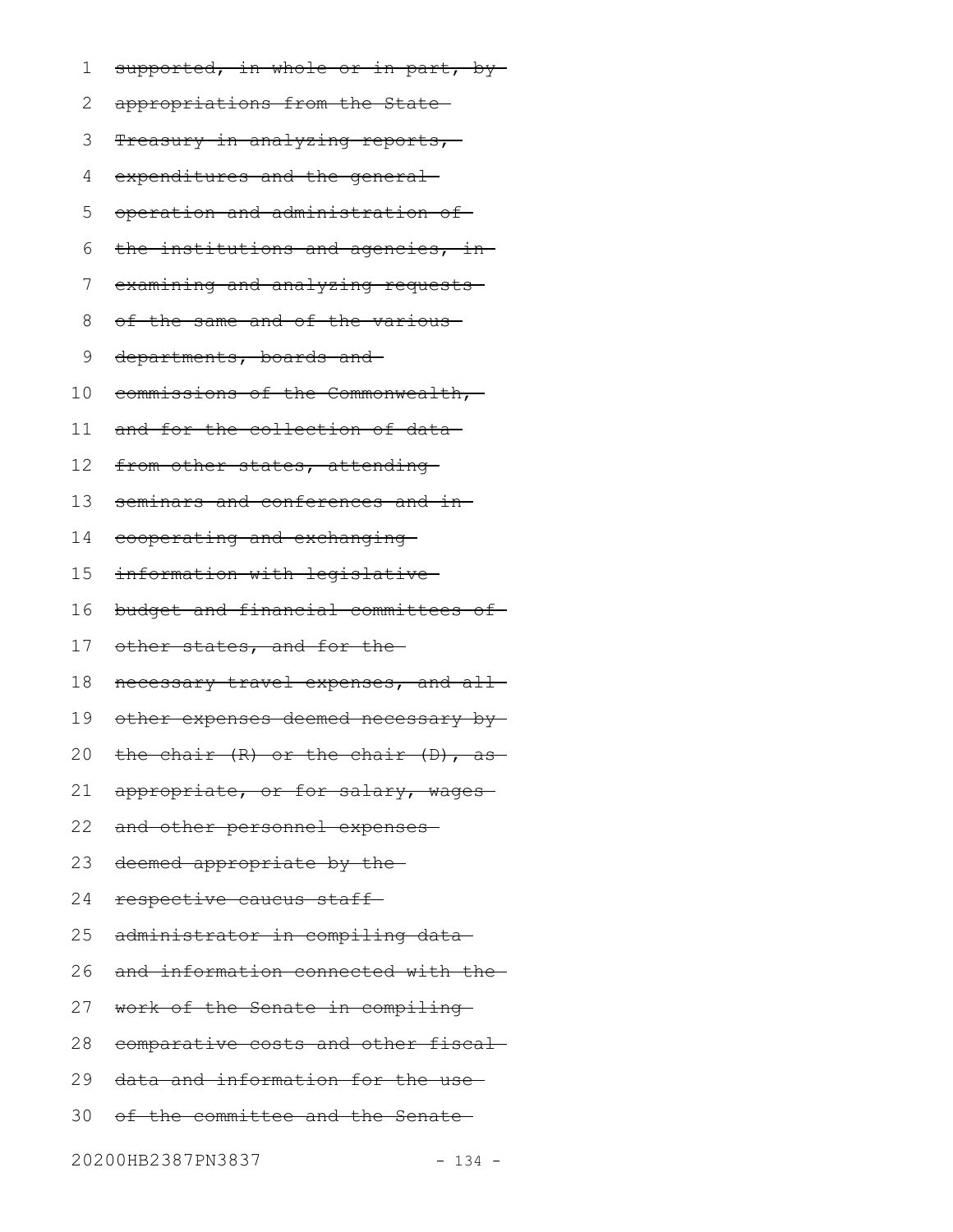~~supported, in whole or in part, by appropriations from the State Treasury in analyzing reports, expenditures and the general operation and administration of the institutions and agencies, in examining and analyzing requests of the same and of the various departments, boards and commissions of the Commonwealth, and for the collection of data from other states, attending seminars and conferences and in cooperating and exchanging information with legislative budget and financial committees of other states, and for the necessary travel expenses, and all other expenses deemed necessary by the chair (R) or the chair (D), as appropriate, or for salary, wages and other personnel expenses deemed appropriate by the respective caucus staff administrator in compiling data and information connected with the work of the Senate in compiling comparative costs and other fiscal data and information for the use of the committee and the Senate~~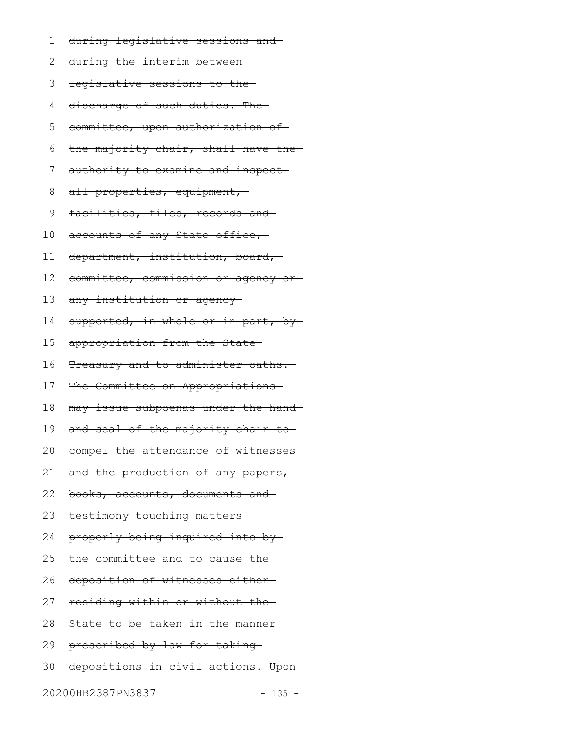~~during legislative sessions and during the interim between legislative sessions to the discharge of such duties. The committee, upon authorization of the majority chair, shall have the authority to examine and inspect all properties, equipment, facilities, files, records and accounts of any State office, department, institution, board, committee, commission or agency or any institution or agency supported, in whole or in part, by appropriation from the State Treasury and to administer oaths. The Committee on Appropriations may issue subpoenas under the hand and seal of the majority chair to compel the attendance of witnesses and the production of any papers, books, accounts, documents and testimony touching matters properly being inquired into by the committee and to cause the deposition of witnesses either residing within or without the State to be taken in the manner prescribed by law for taking depositions in civil actions. Upon~~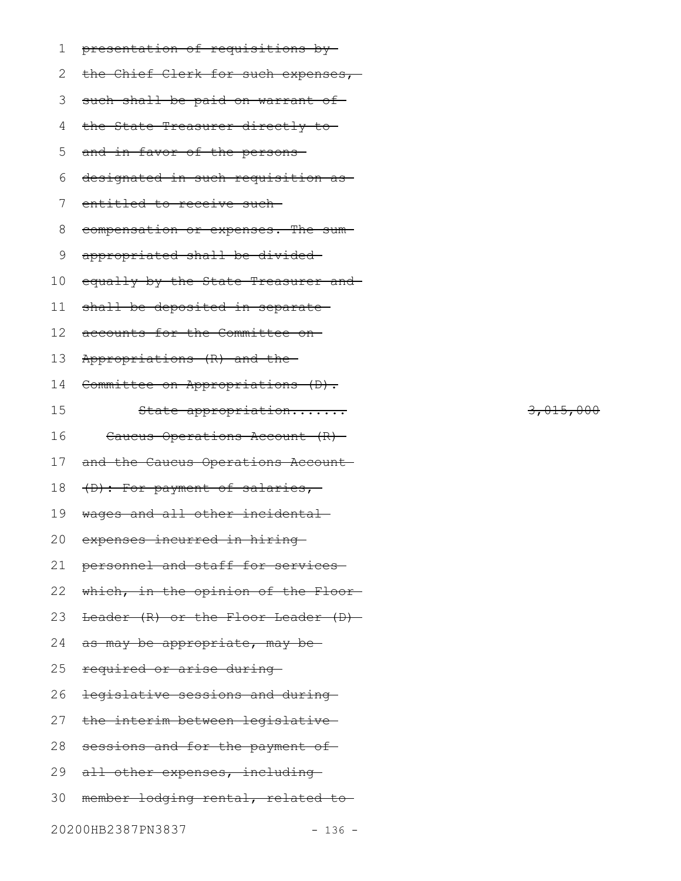~~presentation of requisitions by the Chief Clerk for such expenses, such shall be paid on warrant of the State Treasurer directly to and in favor of the persons designated in such requisition as entitled to receive such compensation or expenses. The sum appropriated shall be divided equally by the State Treasurer and shall be deposited in separate accounts for the Committee on Appropriations (R) and the Committee on Appropriations (D).~~

~~State appropriation.......~~ ~~3,015,000~~

~~Caucus Operations Account (R) and the Caucus Operations Account (D): For payment of salaries, wages and all other incidental expenses incurred in hiring personnel and staff for services which, in the opinion of the Floor Leader (R) or the Floor Leader (D) as may be appropriate, may be required or arise during legislative sessions and during the interim between legislative sessions and for the payment of all other expenses, including member lodging rental, related to~~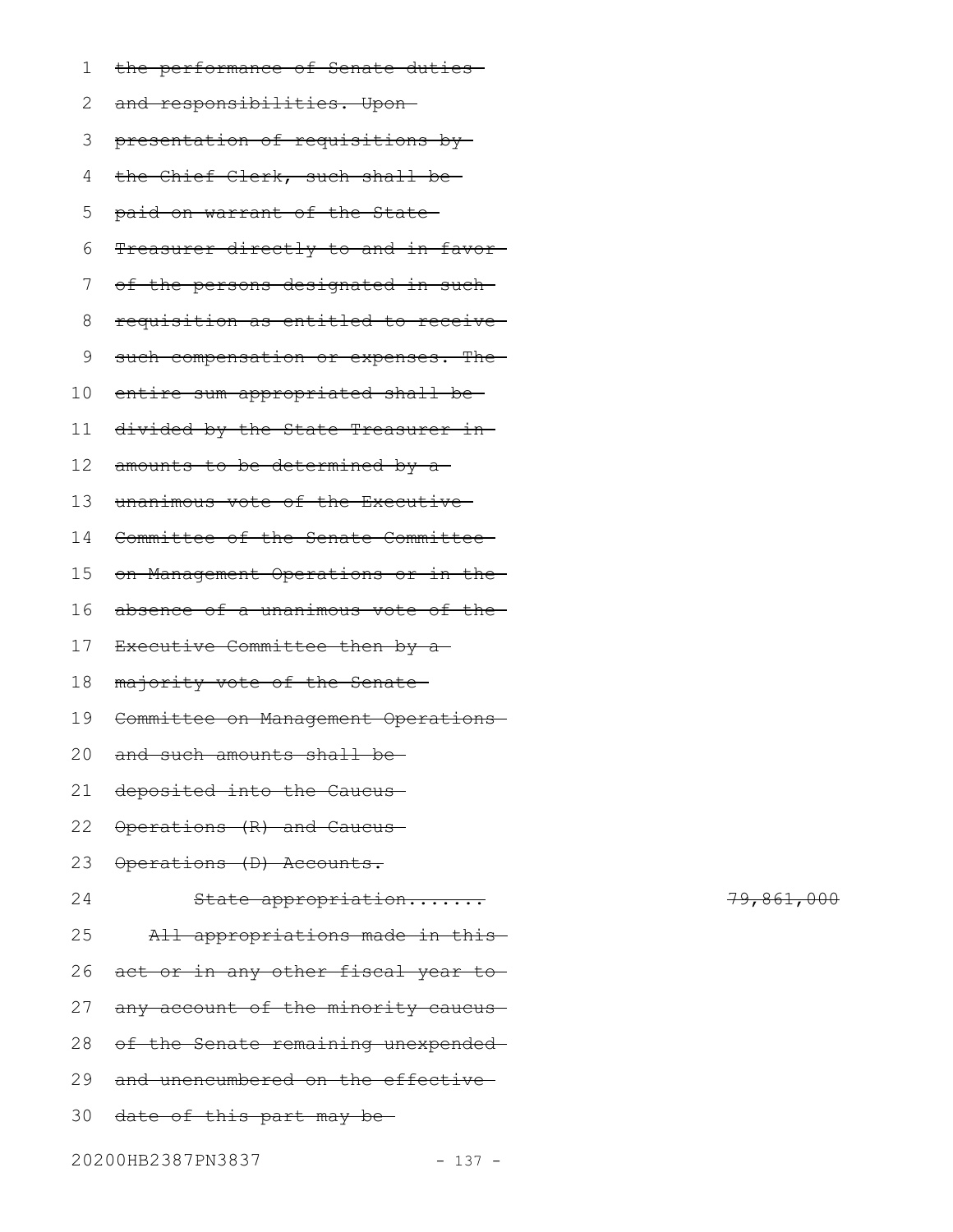~~the performance of Senate duties and responsibilities. Upon presentation of requisitions by the Chief Clerk, such shall be paid on warrant of the State Treasurer directly to and in favor of the persons designated in such requisition as entitled to receive such compensation or expenses. The entire sum appropriated shall be divided by the State Treasurer in amounts to be determined by a unanimous vote of the Executive Committee of the Senate Committee on Management Operations or in the absence of a unanimous vote of the Executive Committee then by a majority vote of the Senate Committee on Management Operations and such amounts shall be deposited into the Caucus Operations (R) and Caucus Operations (D) Accounts.~~

~~State appropriation.......~~ ~~79,861,000~~

~~All appropriations made in this act or in any other fiscal year to any account of the minority caucus of the Senate remaining unexpended and unencumbered on the effective date of this part may be~~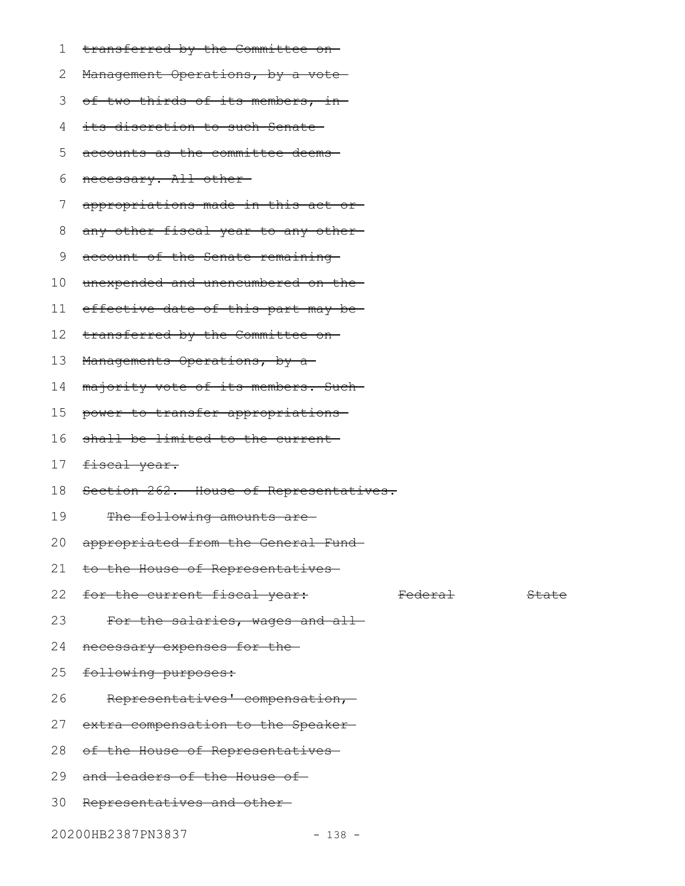~~transferred by the Committee on Management Operations, by a vote of two-thirds of its members, in its discretion to such Senate accounts as the committee deems necessary. All other appropriations made in this act or any other fiscal year to any other account of the Senate remaining unexpended and unencumbered on the effective date of this part may be transferred by the Committee on Managements Operations, by a majority vote of its members. Such power to transfer appropriations shall be limited to the current fiscal year.~~

~~Section 262. House of Representatives.~~

~~The following amounts are appropriated from the General Fund to the House of Representatives for the current fiscal year:~~ ~~Federal~~ ~~State~~

~~For the salaries, wages and all necessary expenses for the following purposes:~~

~~Representatives' compensation, extra compensation to the Speaker of the House of Representatives and leaders of the House of Representatives and other~~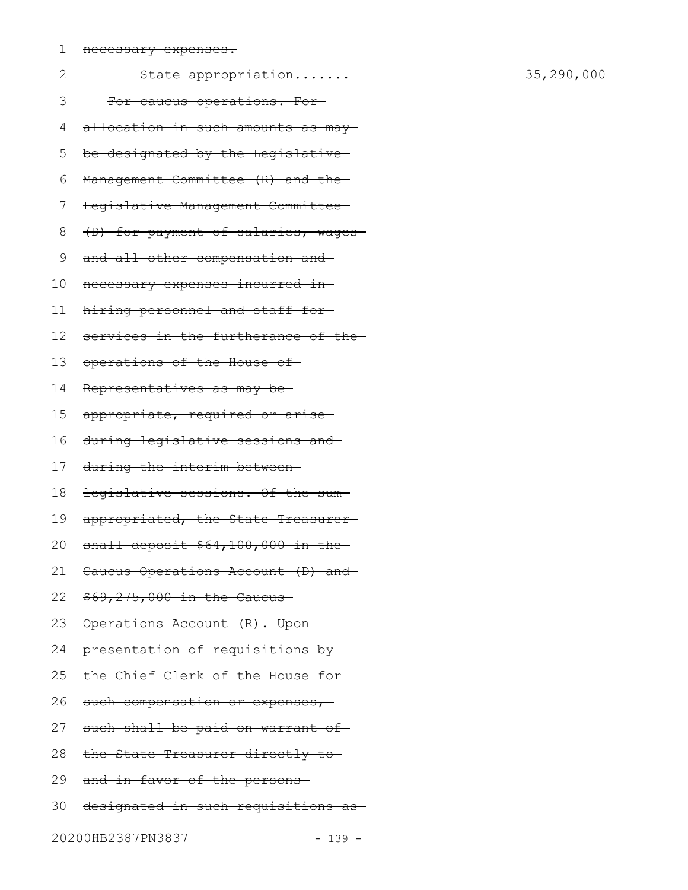~~necessary expenses.~~

~~State appropriation....... 35,290,000~~

~~For caucus operations. For allocation in such amounts as may be designated by the Legislative Management Committee (R) and the Legislative Management Committee (D) for payment of salaries, wages and all other compensation and necessary expenses incurred in hiring personnel and staff for services in the furtherance of the operations of the House of Representatives as may be appropriate, required or arise during legislative sessions and during the interim between legislative sessions. Of the sum appropriated, the State Treasurer shall deposit $64,100,000 in the Caucus Operations Account (D) and $69,275,000 in the Caucus Operations Account (R). Upon presentation of requisitions by the Chief Clerk of the House for such compensation or expenses, such shall be paid on warrant of the State Treasurer directly to and in favor of the persons designated in such requisitions as~~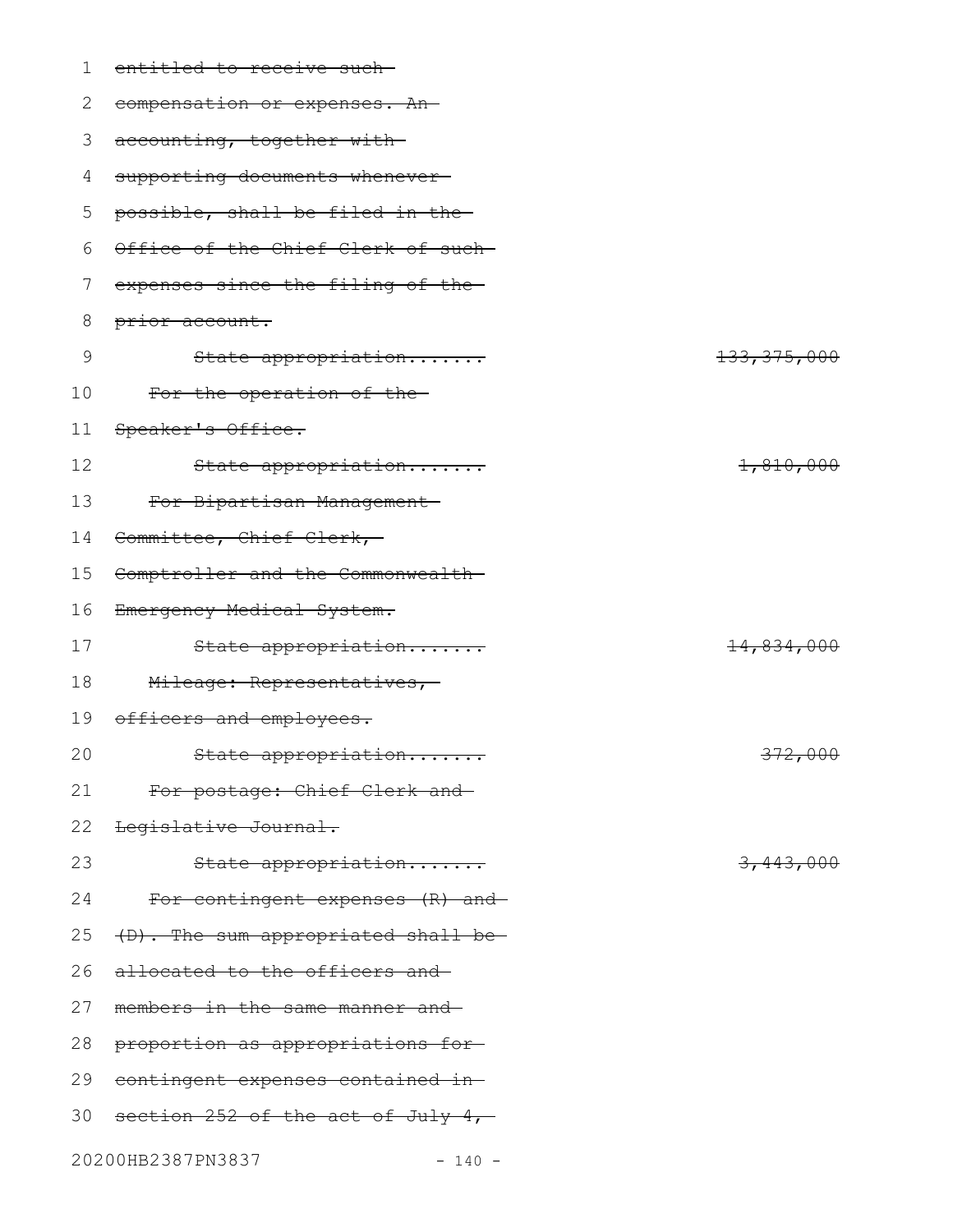~~entitled to receive such compensation or expenses. An accounting, together with supporting documents whenever possible, shall be filed in the Office of the Chief Clerk of such expenses since the filing of the prior account.~~

~~State appropriation....... 133,375,000~~

~~For the operation of the Speaker's Office.~~

~~State appropriation....... 1,810,000~~

~~For Bipartisan Management Committee, Chief Clerk, Comptroller and the Commonwealth Emergency Medical System.~~

~~State appropriation....... 14,834,000~~

~~Mileage: Representatives, officers and employees.~~

~~State appropriation....... 372,000~~

~~For postage: Chief Clerk and Legislative Journal.~~

~~State appropriation....... 3,443,000~~

~~For contingent expenses (R) and (D). The sum appropriated shall be allocated to the officers and members in the same manner and proportion as appropriations for contingent expenses contained in section 252 of the act of July 4,~~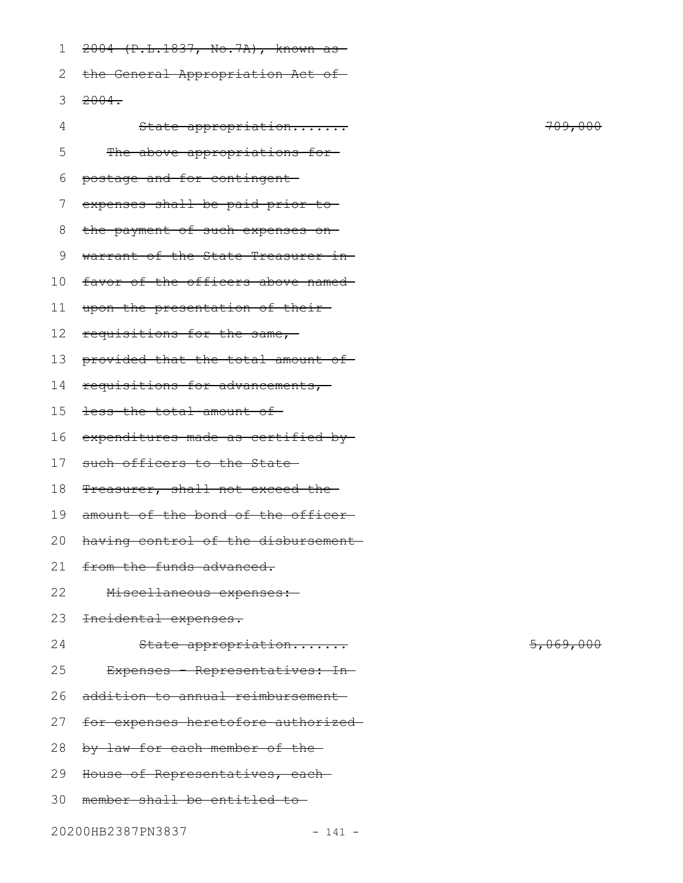~~2004 (P.L.1837, No.7A), known as the General Appropriation Act of 2004.~~

~~State appropriation....... 709,000~~

~~The above appropriations for postage and for contingent expenses shall be paid prior to the payment of such expenses on warrant of the State Treasurer in favor of the officers above named upon the presentation of their requisitions for the same, provided that the total amount of requisitions for advancements, less the total amount of expenditures made as certified by such officers to the State Treasurer, shall not exceed the amount of the bond of the officer having control of the disbursement from the funds advanced.~~

~~Miscellaneous expenses: Incidental expenses.~~

~~State appropriation....... 5,069,000~~

~~Expenses - Representatives: In addition to annual reimbursement for expenses heretofore authorized by law for each member of the House of Representatives, each member shall be entitled to~~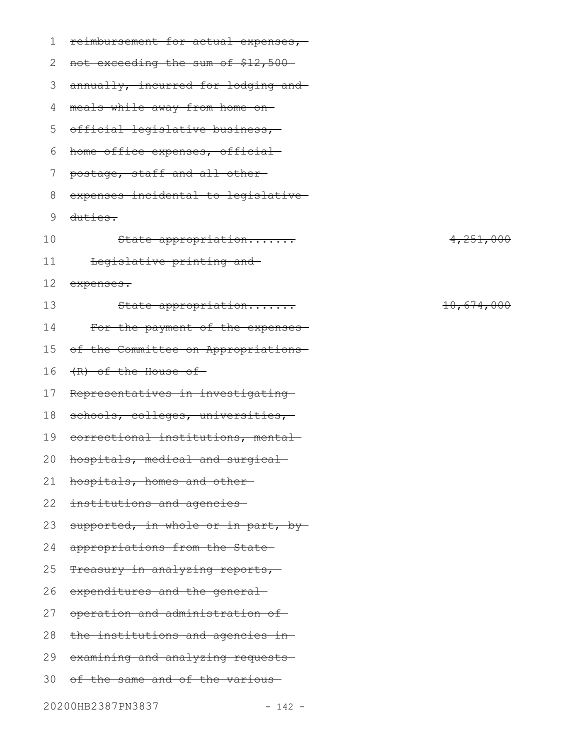~~reimbursement for actual expenses, not exceeding the sum of $12,500 annually, incurred for lodging and meals while away from home on official legislative business, home office expenses, official postage, staff and all other expenses incidental to legislative duties.~~

~~State appropriation....... 4,251,000~~

~~Legislative printing and expenses.~~

~~State appropriation....... 10,674,000~~

~~For the payment of the expenses of the Committee on Appropriations (R) of the House of Representatives in investigating schools, colleges, universities, correctional institutions, mental hospitals, medical and surgical hospitals, homes and other institutions and agencies supported, in whole or in part, by appropriations from the State Treasury in analyzing reports, expenditures and the general operation and administration of the institutions and agencies in examining and analyzing requests of the same and of the various~~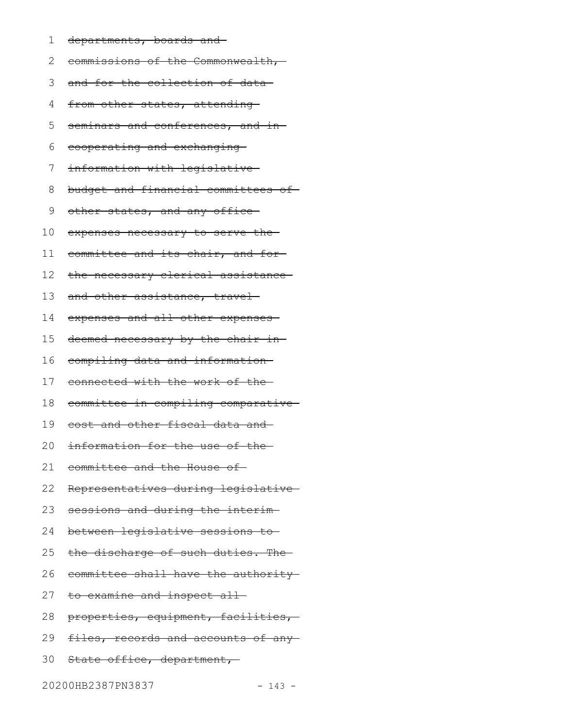~~departments, boards and commissions of the Commonwealth, and for the collection of data from other states, attending seminars and conferences, and in cooperating and exchanging information with legislative budget and financial committees of other states, and any office expenses necessary to serve the committee and its chair, and for the necessary clerical assistance and other assistance, travel expenses and all other expenses deemed necessary by the chair in compiling data and information connected with the work of the committee in compiling comparative cost and other fiscal data and information for the use of the committee and the House of Representatives during legislative sessions and during the interim between legislative sessions to the discharge of such duties. The committee shall have the authority to examine and inspect all properties, equipment, facilities, files, records and accounts of any State office, department,~~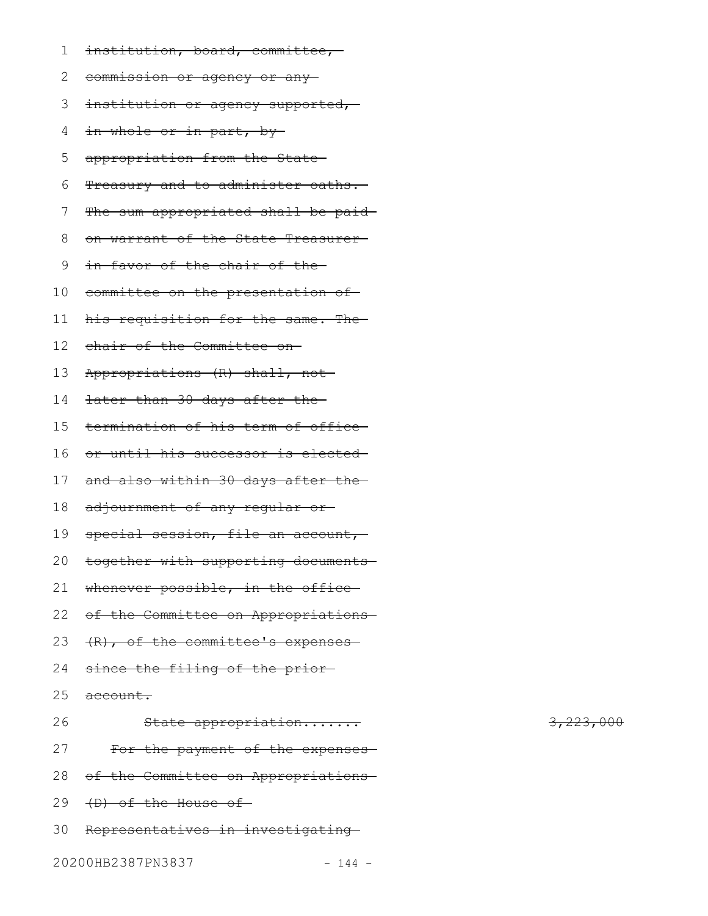~~institution, board, committee, commission or agency or any institution or agency supported, in whole or in part, by appropriation from the State Treasury and to administer oaths. The sum appropriated shall be paid on warrant of the State Treasurer in favor of the chair of the committee on the presentation of his requisition for the same. The chair of the Committee on Appropriations (R) shall, not later than 30 days after the termination of his term of office or until his successor is elected and also within 30 days after the adjournment of any regular or special session, file an account, together with supporting documents whenever possible, in the office of the Committee on Appropriations (R), of the committee's expenses since the filing of the prior account.~~

~~State appropriation....... 3,223,000~~

~~For the payment of the expenses of the Committee on Appropriations (D) of the House of Representatives in investigating~~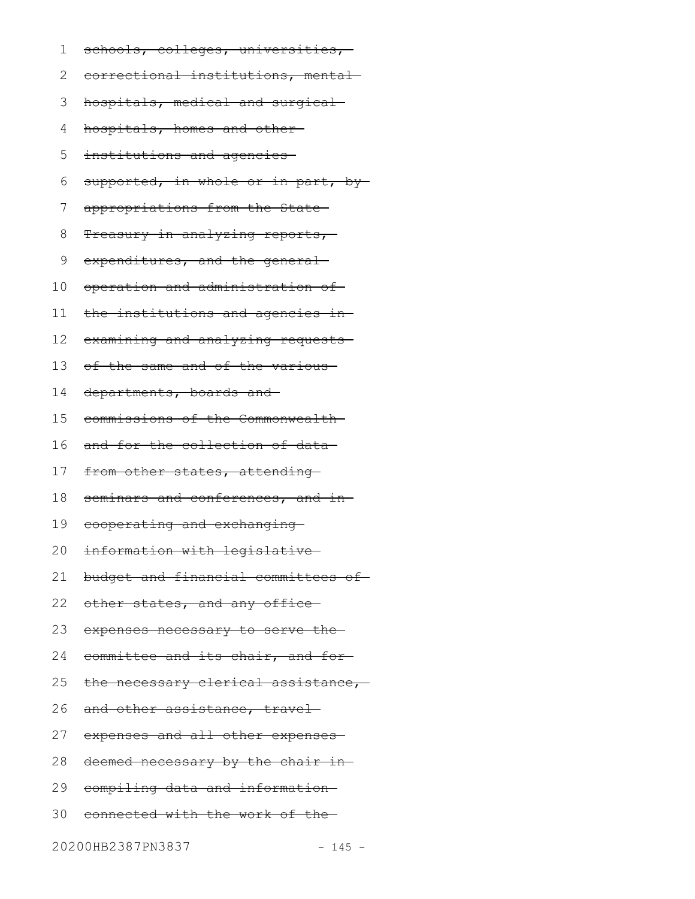~~schools, colleges, universities, correctional institutions, mental hospitals, medical and surgical hospitals, homes and other institutions and agencies supported, in whole or in part, by appropriations from the State Treasury in analyzing reports, expenditures, and the general operation and administration of the institutions and agencies in examining and analyzing requests of the same and of the various departments, boards and commissions of the Commonwealth and for the collection of data from other states, attending seminars and conferences, and in cooperating and exchanging information with legislative budget and financial committees of other states, and any office expenses necessary to serve the committee and its chair, and for the necessary clerical assistance, and other assistance, travel expenses and all other expenses deemed necessary by the chair in compiling data and information connected with the work of the~~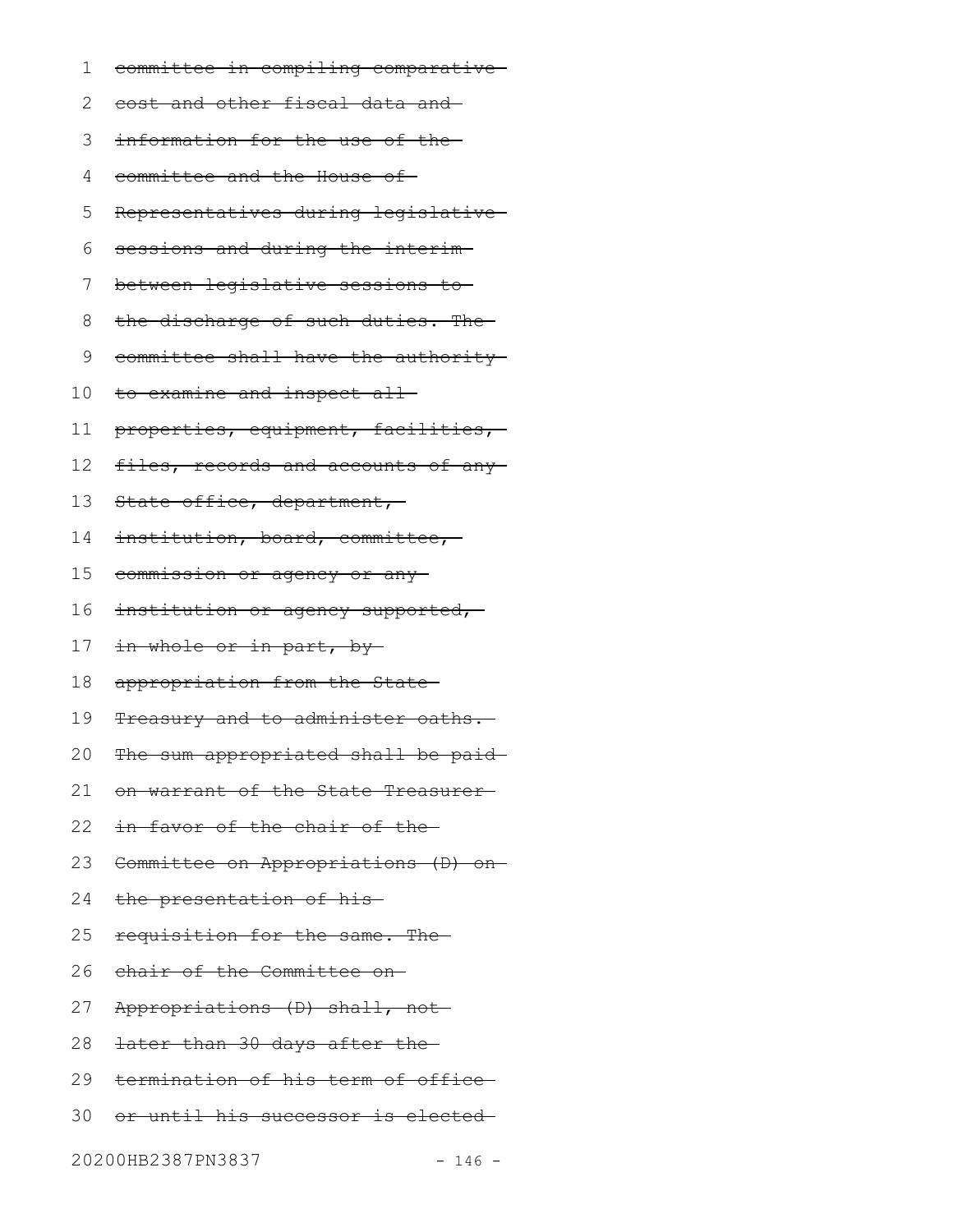~~committee in compiling comparative cost and other fiscal data and information for the use of the committee and the House of Representatives during legislative sessions and during the interim between legislative sessions to the discharge of such duties. The committee shall have the authority to examine and inspect all properties, equipment, facilities, files, records and accounts of any State office, department, institution, board, committee, commission or agency or any institution or agency supported, in whole or in part, by appropriation from the State Treasury and to administer oaths. The sum appropriated shall be paid on warrant of the State Treasurer in favor of the chair of the Committee on Appropriations (D) on the presentation of his requisition for the same. The chair of the Committee on Appropriations (D) shall, not later than 30 days after the termination of his term of office or until his successor is elected~~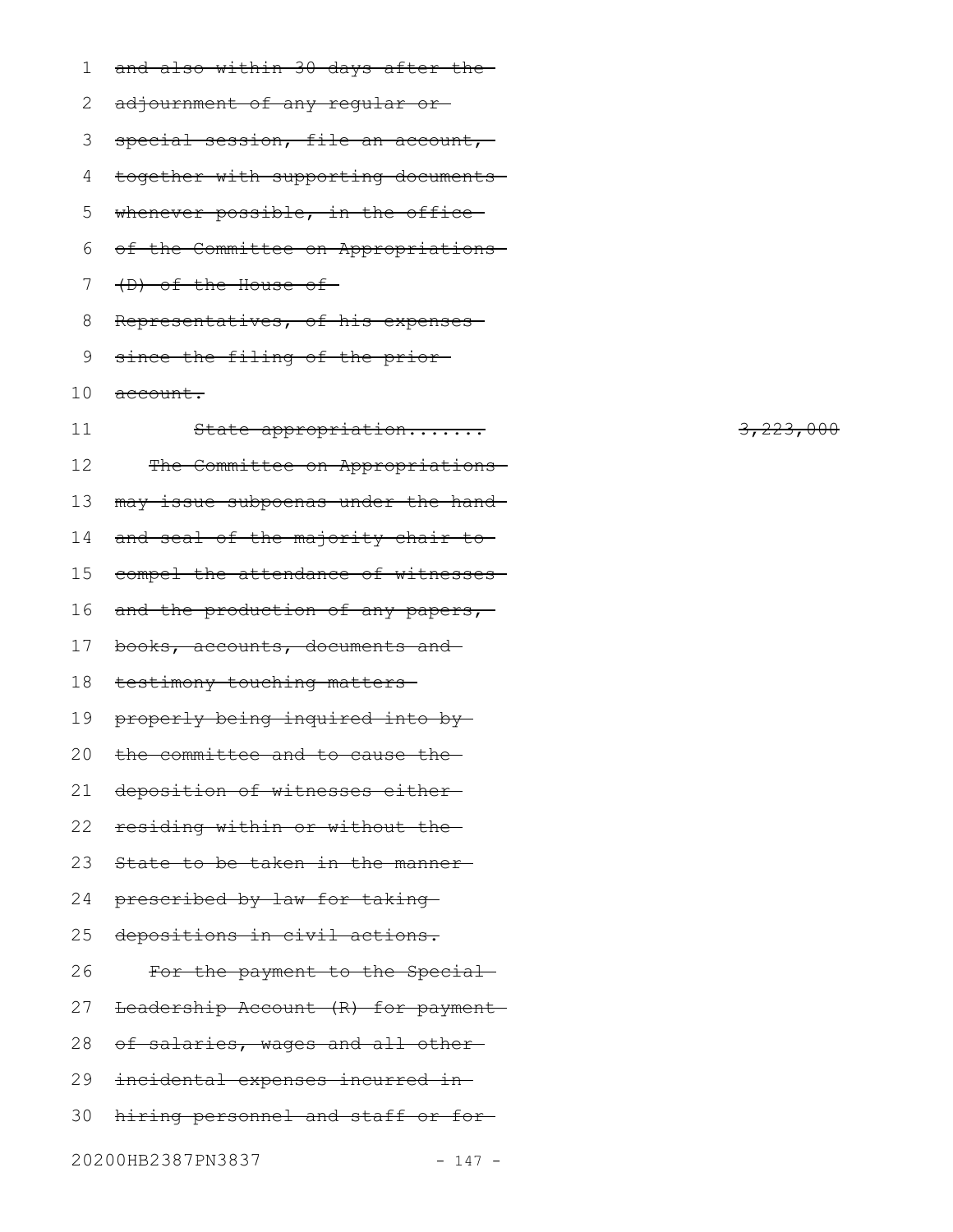~~and also within 30 days after the adjournment of any regular or special session, file an account, together with supporting documents whenever possible, in the office of the Committee on Appropriations (D) of the House of Representatives, of his expenses since the filing of the prior account.~~

~~State appropriation.......~~ ~~3,223,000~~

~~The Committee on Appropriations may issue subpoenas under the hand and seal of the majority chair to compel the attendance of witnesses and the production of any papers, books, accounts, documents and testimony touching matters properly being inquired into by the committee and to cause the deposition of witnesses either residing within or without the State to be taken in the manner prescribed by law for taking depositions in civil actions.~~

~~For the payment to the Special Leadership Account (R) for payment of salaries, wages and all other incidental expenses incurred in hiring personnel and staff or for~~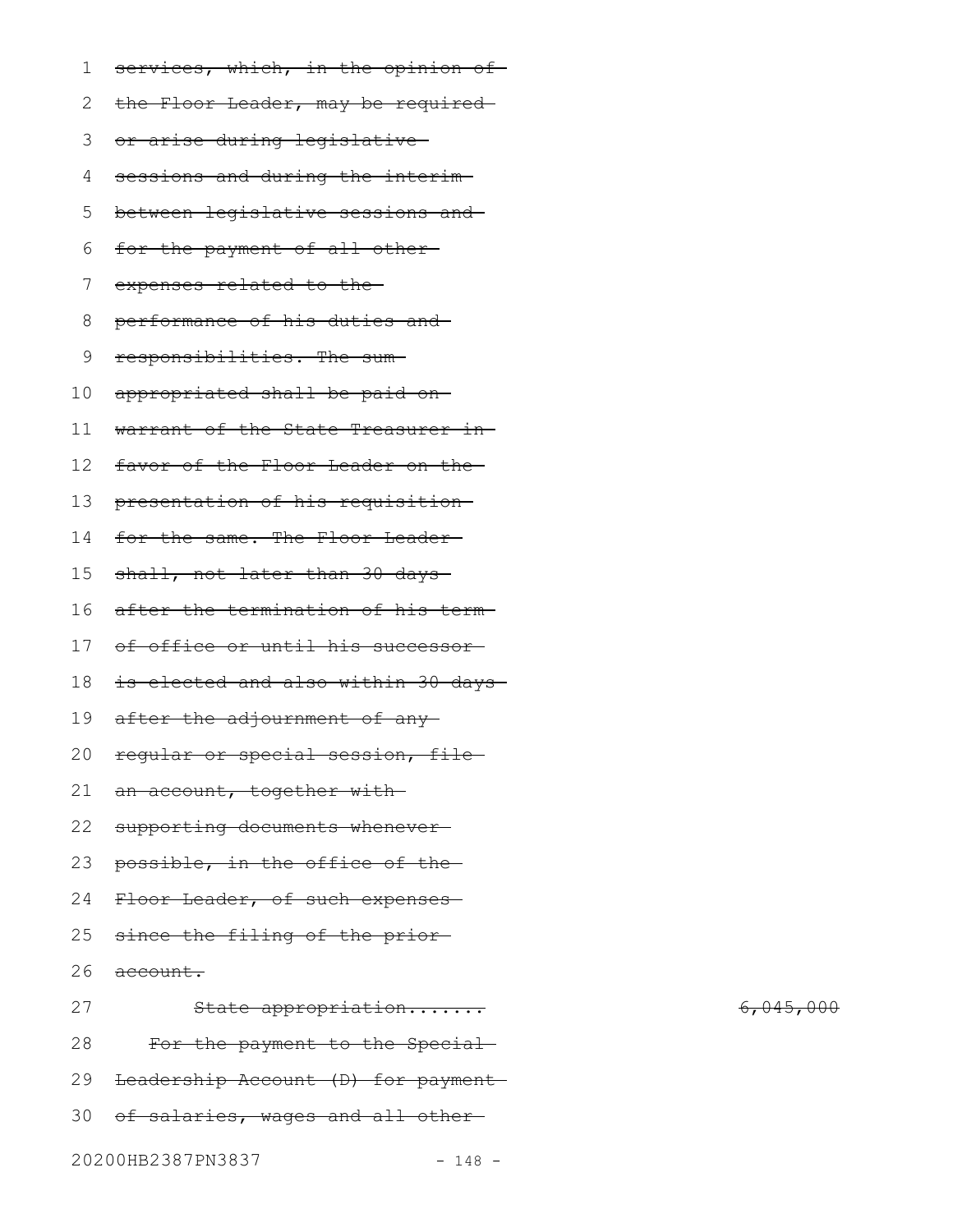~~services, which, in the opinion of the Floor Leader, may be required or arise during legislative sessions and during the interim between legislative sessions and for the payment of all other expenses related to the performance of his duties and responsibilities. The sum appropriated shall be paid on warrant of the State Treasurer in favor of the Floor Leader on the presentation of his requisition for the same. The Floor Leader shall, not later than 30 days after the termination of his term of office or until his successor is elected and also within 30 days after the adjournment of any regular or special session, file an account, together with supporting documents whenever possible, in the office of the Floor Leader, of such expenses since the filing of the prior account.~~

~~State appropriation.......~~ ~~6,045,000~~

~~For the payment to the Special Leadership Account (D) for payment of salaries, wages and all other~~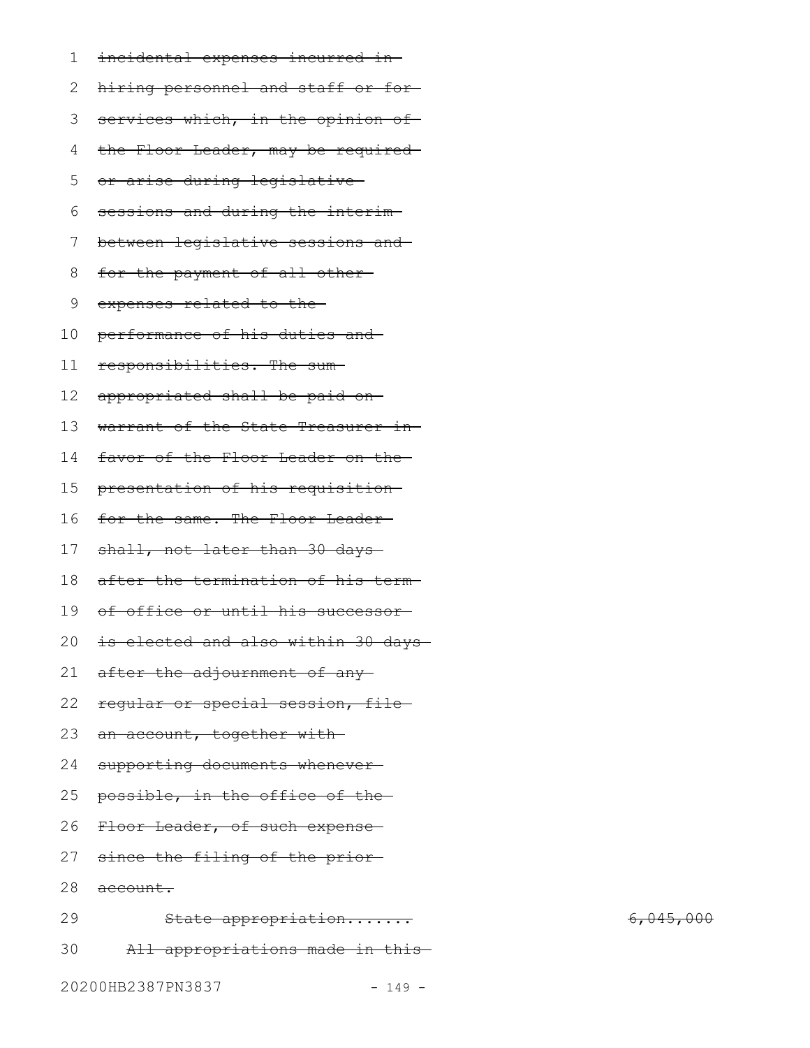~~incidental expenses incurred in hiring personnel and staff or for services which, in the opinion of the Floor Leader, may be required or arise during legislative sessions and during the interim between legislative sessions and for the payment of all other expenses related to the performance of his duties and responsibilities. The sum appropriated shall be paid on warrant of the State Treasurer in favor of the Floor Leader on the presentation of his requisition for the same. The Floor Leader shall, not later than 30 days after the termination of his term of office or until his successor is elected and also within 30 days after the adjournment of any regular or special session, file an account, together with supporting documents whenever possible, in the office of the Floor Leader, of such expense since the filing of the prior account.~~

~~State appropriation....... 6,045,000~~

~~All appropriations made in this~~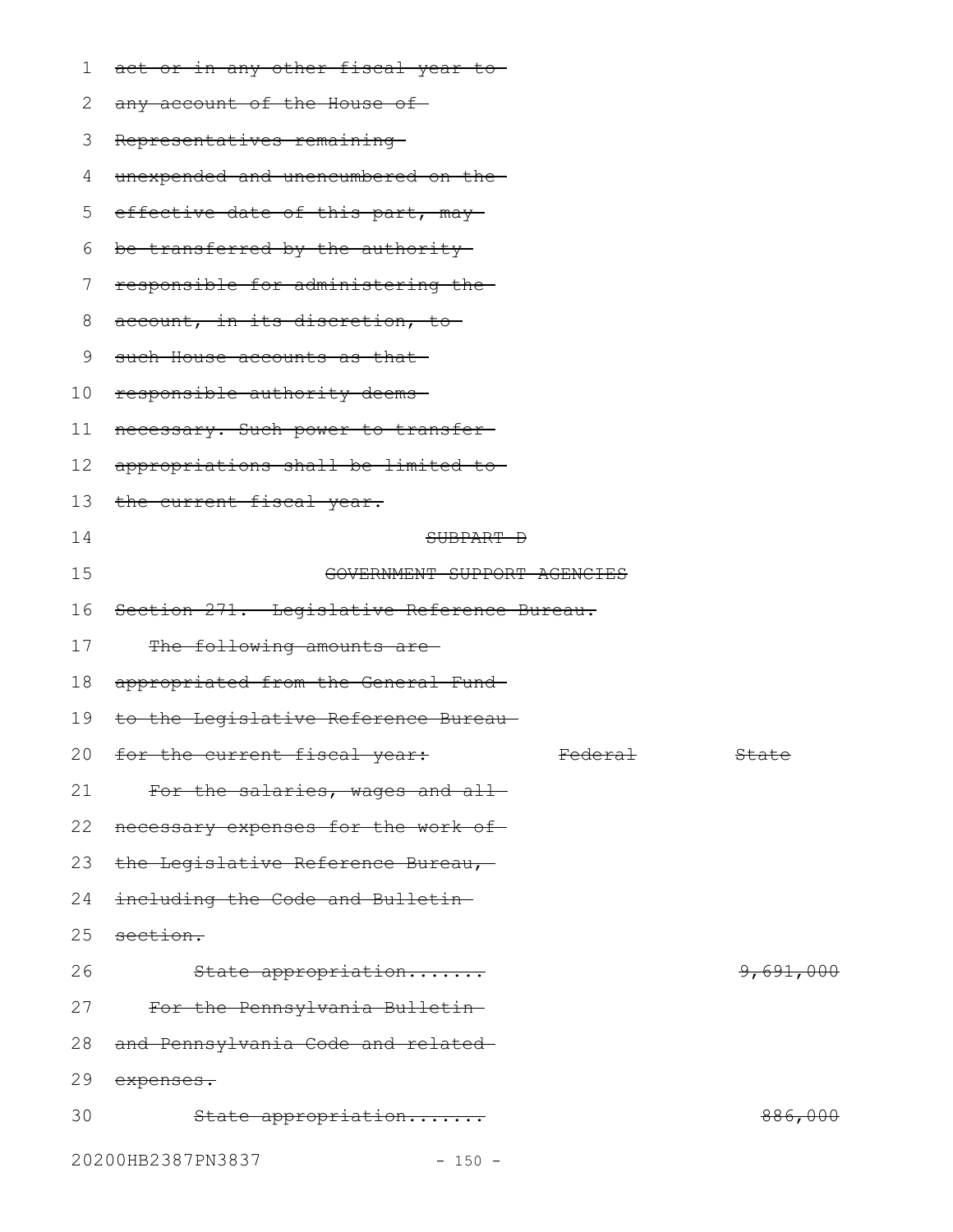~~act or in any other fiscal year to any account of the House of Representatives remaining unexpended and unencumbered on the effective date of this part, may be transferred by the authority responsible for administering the account, in its discretion, to such House accounts as that responsible authority deems necessary. Such power to transfer appropriations shall be limited to the current fiscal year.~~

~~SUBPART D~~

~~GOVERNMENT SUPPORT AGENCIES~~

~~Section 271. Legislative Reference Bureau.~~

~~The following amounts are appropriated from the General Fund to the Legislative Reference Bureau for the current fiscal year:~~

| | ~~Federal~~ | ~~State~~ |
|---|---|---|
| ~~For the salaries, wages and all necessary expenses for the work of the Legislative Reference Bureau, including the Code and Bulletin section.~~ | | |
| ~~State appropriation.......~~ | | ~~9,691,000~~ |
| ~~For the Pennsylvania Bulletin and Pennsylvania Code and related expenses.~~ | | |
| ~~State appropriation.......~~ | | ~~886,000~~ |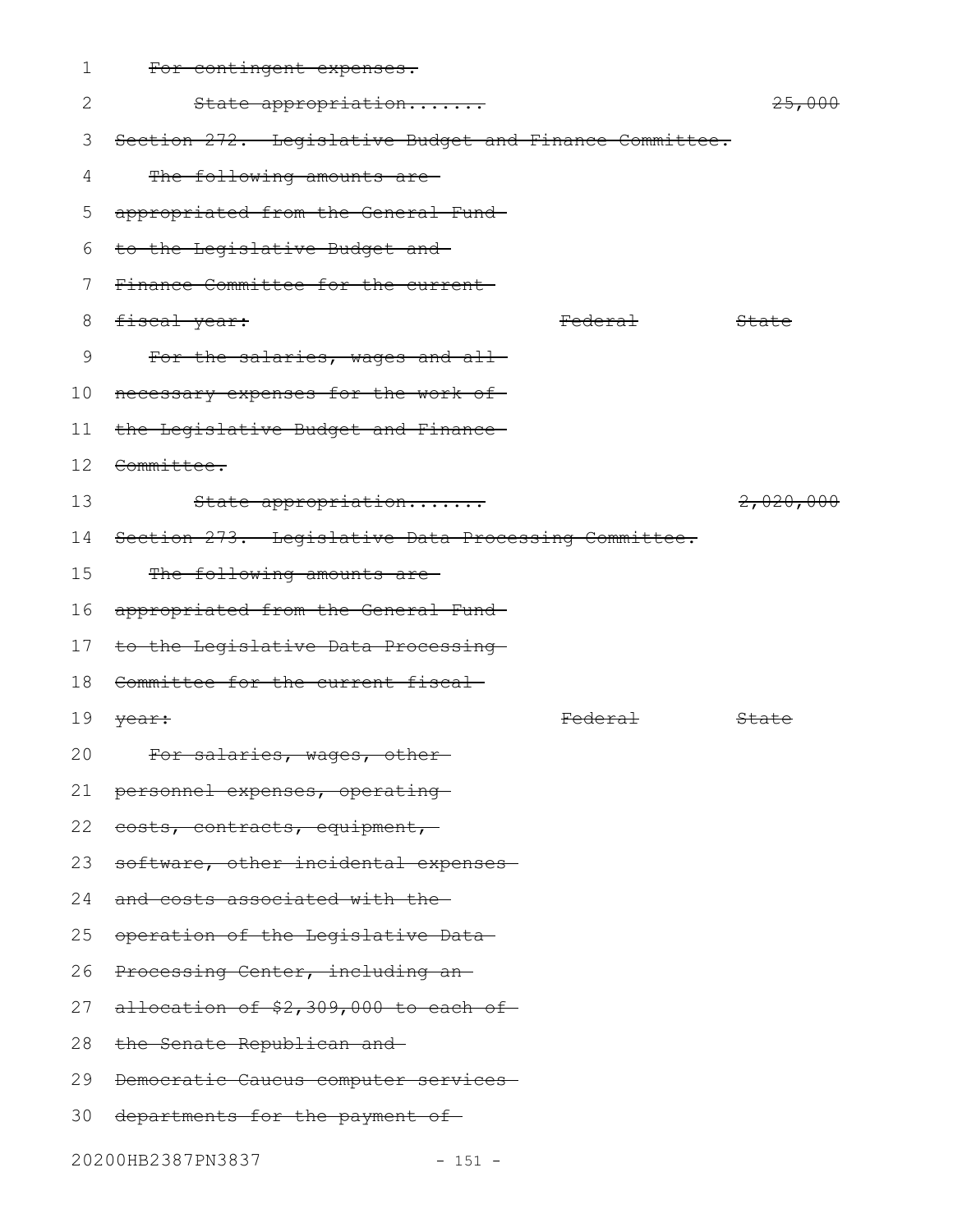~~For contingent expenses.~~

~~State appropriation....... 25,000~~

~~Section 272. Legislative Budget and Finance Committee.~~

~~The following amounts are appropriated from the General Fund to the Legislative Budget and Finance Committee for the current fiscal year:~~

| | ~~Federal~~ | ~~State~~ |
|---|---|---|
| ~~For the salaries, wages and all necessary expenses for the work of the Legislative Budget and Finance Committee.~~ | | |
| ~~State appropriation.......~~ | | ~~2,020,000~~ |

~~Section 273. Legislative Data Processing Committee.~~

~~The following amounts are appropriated from the General Fund to the Legislative Data Processing Committee for the current fiscal year:~~

| | ~~Federal~~ | ~~State~~ |
|---|---|---|
| ~~For salaries, wages, other personnel expenses, operating costs, contracts, equipment, software, other incidental expenses and costs associated with the operation of the Legislative Data Processing Center, including an allocation of $2,309,000 to each of the Senate Republican and Democratic Caucus computer services departments for the payment of~~ | | |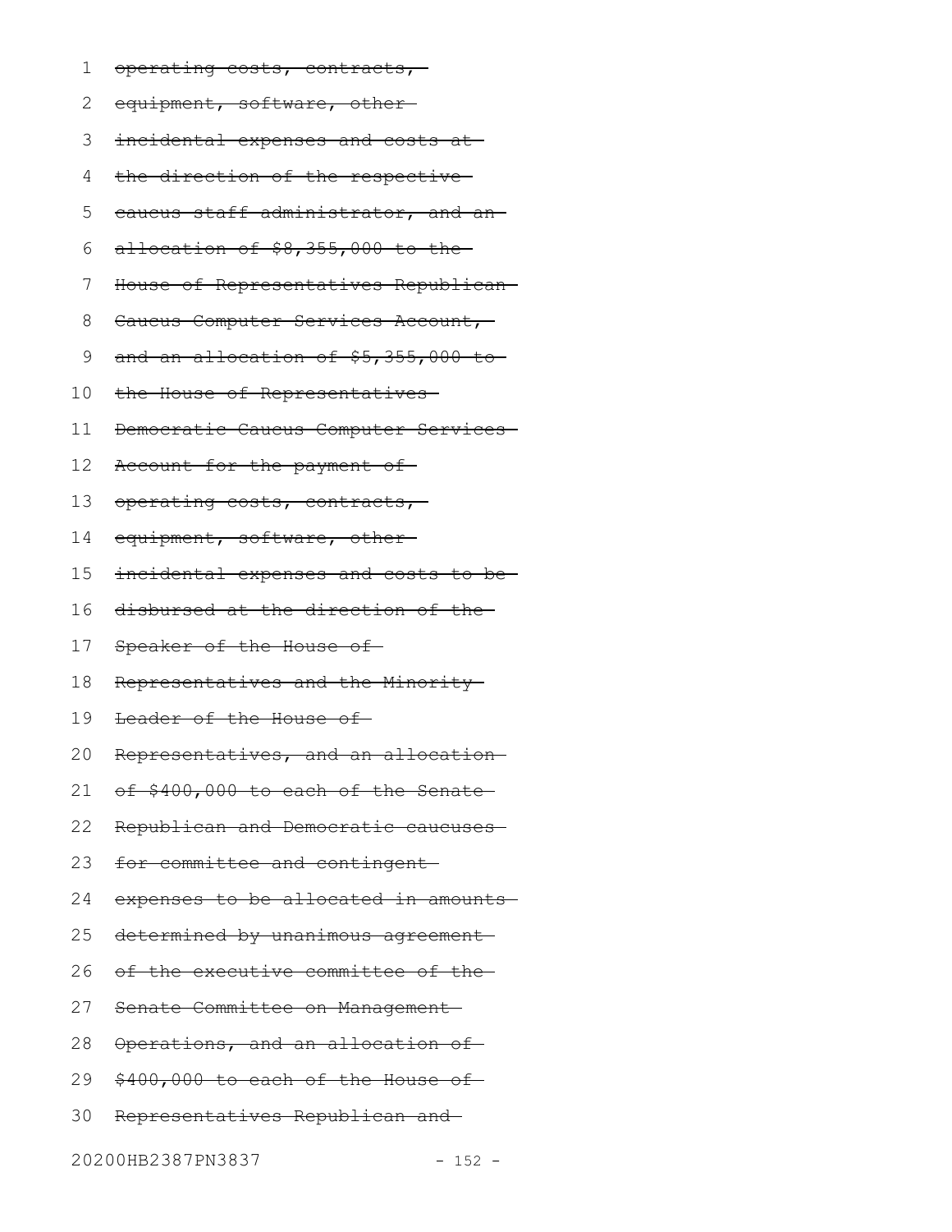~~operating costs, contracts, equipment, software, other incidental expenses and costs at the direction of the respective caucus staff administrator, and an allocation of $8,355,000 to the House of Representatives Republican Caucus Computer Services Account, and an allocation of $5,355,000 to the House of Representatives Democratic Caucus Computer Services Account for the payment of operating costs, contracts, equipment, software, other incidental expenses and costs to be disbursed at the direction of the Speaker of the House of Representatives and the Minority Leader of the House of Representatives, and an allocation of $400,000 to each of the Senate Republican and Democratic caucuses for committee and contingent expenses to be allocated in amounts determined by unanimous agreement of the executive committee of the Senate Committee on Management Operations, and an allocation of $400,000 to each of the House of Representatives Republican and~~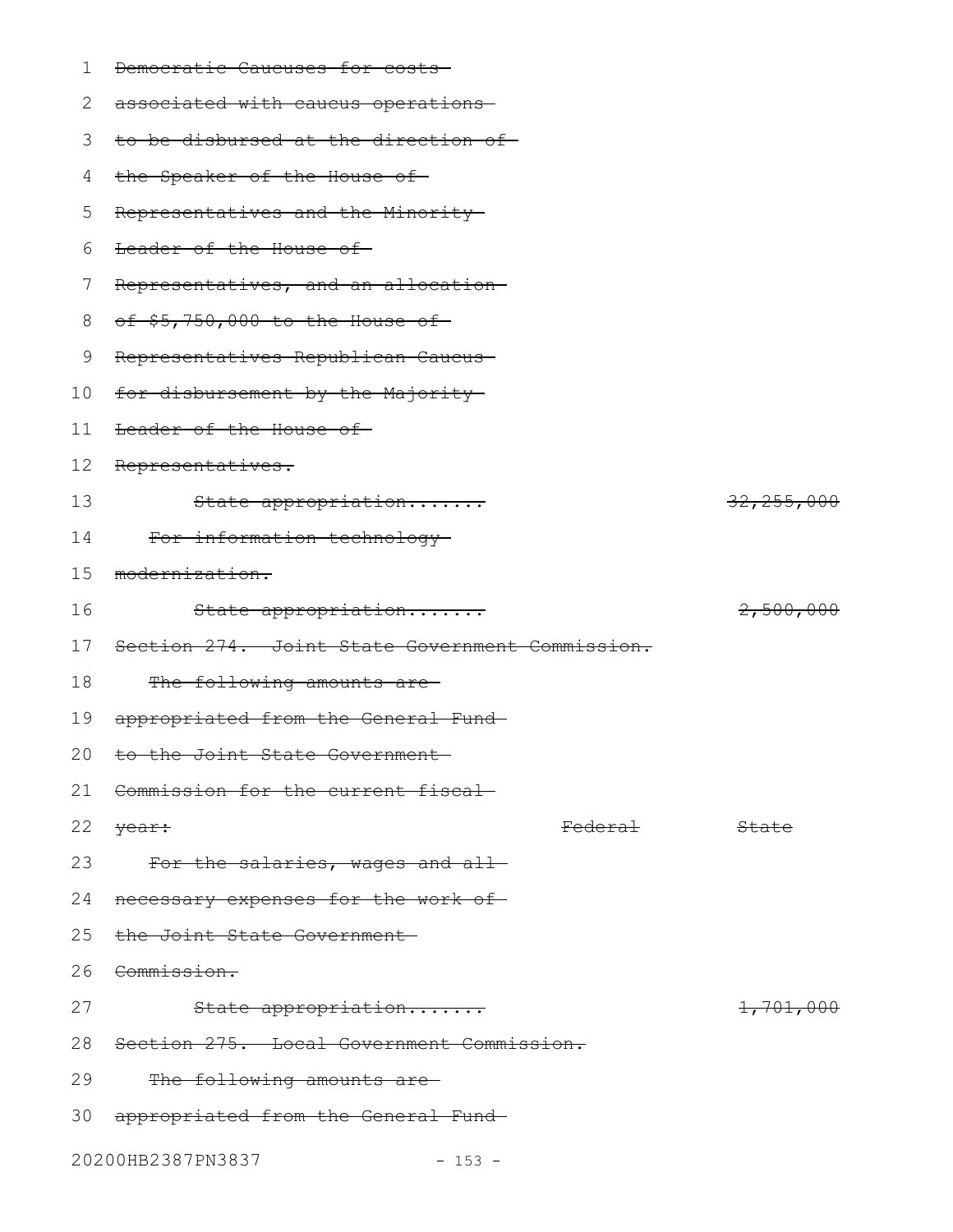~~Democratic Caucuses for costs associated with caucus operations to be disbursed at the direction of the Speaker of the House of Representatives and the Minority Leader of the House of Representatives, and an allocation of $5,750,000 to the House of Representatives Republican Caucus for disbursement by the Majority Leader of the House of Representatives.~~

| | | |
|---|---|---|
| ~~State appropriation.......~~ | | ~~32,255,000~~ |

~~For information technology modernization.~~

| | | |
|---|---|---|
| ~~State appropriation.......~~ | | ~~2,500,000~~ |

~~Section 274. Joint State Government Commission.~~

~~The following amounts are appropriated from the General Fund to the Joint State Government Commission for the current fiscal year:~~

| | ~~Federal~~ | ~~State~~ |
|---|---|---|
| ~~For the salaries, wages and all necessary expenses for the work of the Joint State Government Commission.~~ | | |
| ~~State appropriation.......~~ | | ~~1,701,000~~ |

~~Section 275. Local Government Commission.~~

~~The following amounts are appropriated from the General Fund~~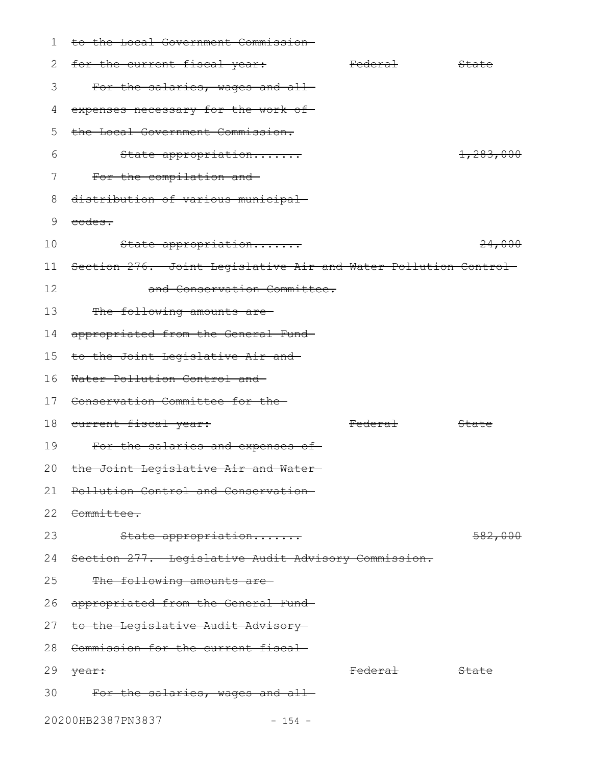~~to the Local Government Commission for the current fiscal year:~~ ~~Federal~~ ~~State~~

~~For the salaries, wages and all expenses necessary for the work of the Local Government Commission.~~

~~State appropriation.......~~ ~~1,283,000~~

~~For the compilation and distribution of various municipal codes.~~

~~State appropriation.......~~ ~~24,000~~

~~Section 276. Joint Legislative Air and Water Pollution Control and Conservation Committee.~~

~~The following amounts are appropriated from the General Fund to the Joint Legislative Air and Water Pollution Control and Conservation Committee for the current fiscal year:~~ ~~Federal~~ ~~State~~

~~For the salaries and expenses of the Joint Legislative Air and Water Pollution Control and Conservation Committee.~~

~~State appropriation.......~~ ~~582,000~~

~~Section 277. Legislative Audit Advisory Commission.~~

~~The following amounts are appropriated from the General Fund to the Legislative Audit Advisory Commission for the current fiscal year:~~ ~~Federal~~ ~~State~~

~~For the salaries, wages and all~~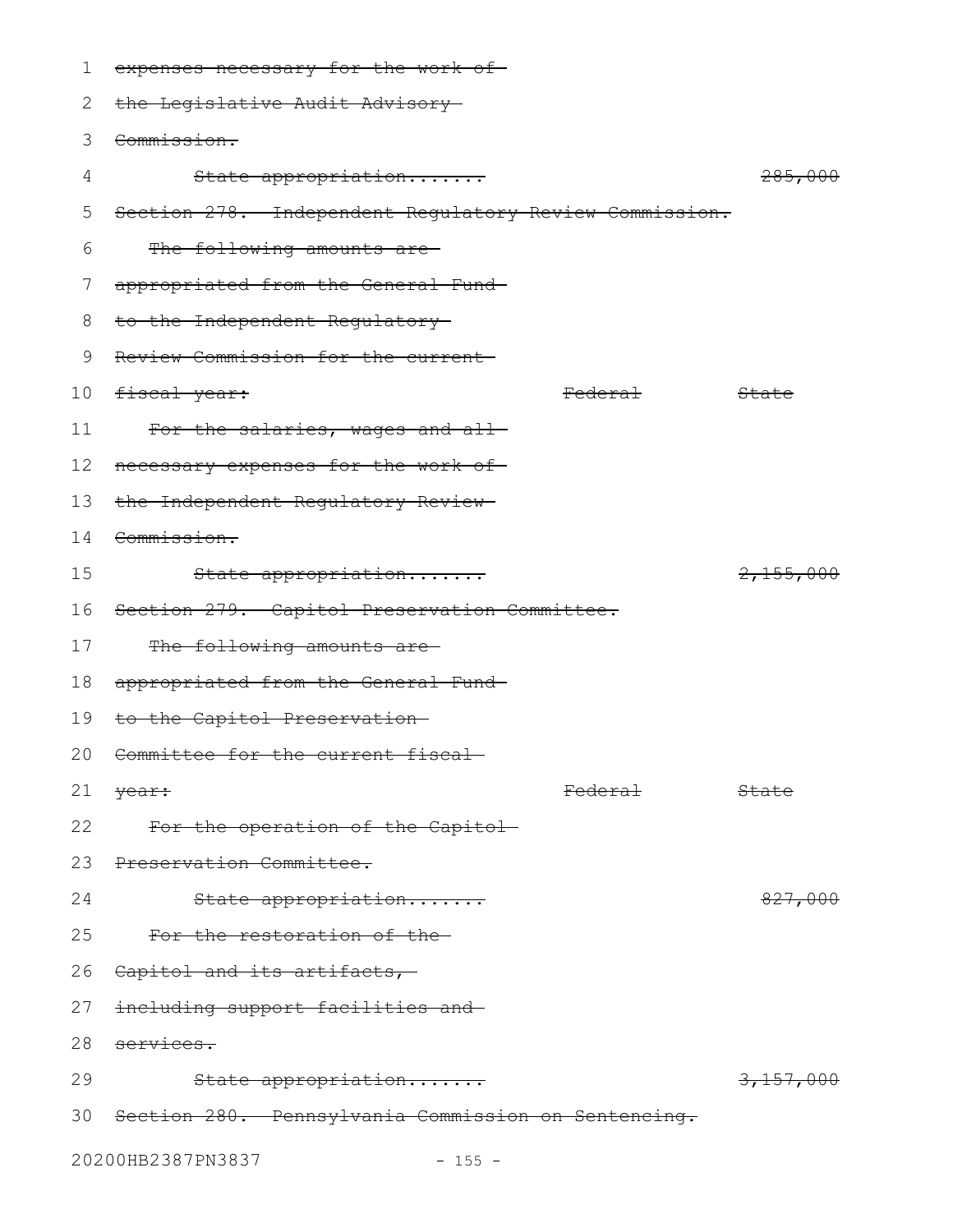~~expenses necessary for the work of the Legislative Audit Advisory Commission.~~

| | Federal | State |
|---|---|---|
| ~~State appropriation.......~~ | | ~~285,000~~ |

~~Section 278. Independent Regulatory Review Commission.~~

| ~~The following amounts are appropriated from the General Fund to the Independent Regulatory Review Commission for the current fiscal year:~~ | ~~Federal~~ | ~~State~~ |
|---|---|---|
| ~~For the salaries, wages and all necessary expenses for the work of the Independent Regulatory Review Commission.~~ | | |
| ~~State appropriation.......~~ | | ~~2,155,000~~ |

~~Section 279. Capitol Preservation Committee.~~

| ~~The following amounts are appropriated from the General Fund to the Capitol Preservation Committee for the current fiscal year:~~ | ~~Federal~~ | ~~State~~ |
|---|---|---|
| ~~For the operation of the Capitol Preservation Committee.~~ | | |
| ~~State appropriation.......~~ | | ~~827,000~~ |
| ~~For the restoration of the Capitol and its artifacts, including support facilities and services.~~ | | |
| ~~State appropriation.......~~ | | ~~3,157,000~~ |

~~Section 280. Pennsylvania Commission on Sentencing.~~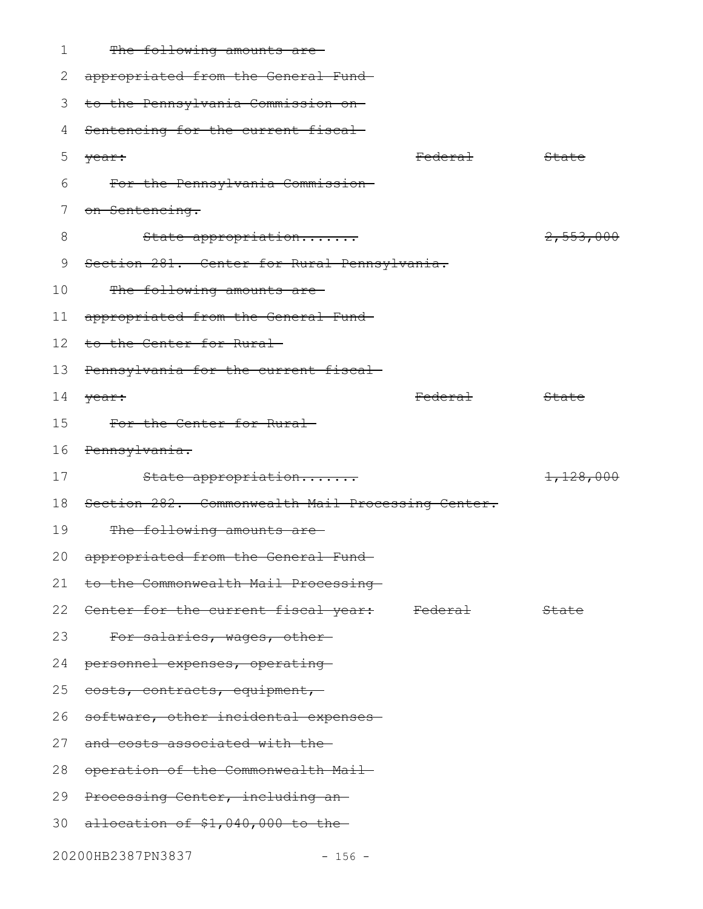~~The following amounts are appropriated from the General Fund to the Pennsylvania Commission on Sentencing for the current fiscal year:~~ ~~Federal~~ ~~State~~

~~For the Pennsylvania Commission on Sentencing.~~

~~State appropriation.......~~ ~~2,553,000~~

~~Section 281. Center for Rural Pennsylvania.~~

~~The following amounts are appropriated from the General Fund to the Center for Rural Pennsylvania for the current fiscal year:~~ ~~Federal~~ ~~State~~

~~For the Center for Rural Pennsylvania.~~

~~State appropriation.......~~ ~~1,128,000~~

~~Section 282. Commonwealth Mail Processing Center.~~

~~The following amounts are appropriated from the General Fund to the Commonwealth Mail Processing Center for the current fiscal year:~~ ~~Federal~~ ~~State~~

~~For salaries, wages, other personnel expenses, operating costs, contracts, equipment, software, other incidental expenses and costs associated with the operation of the Commonwealth Mail Processing Center, including an allocation of $1,040,000 to the~~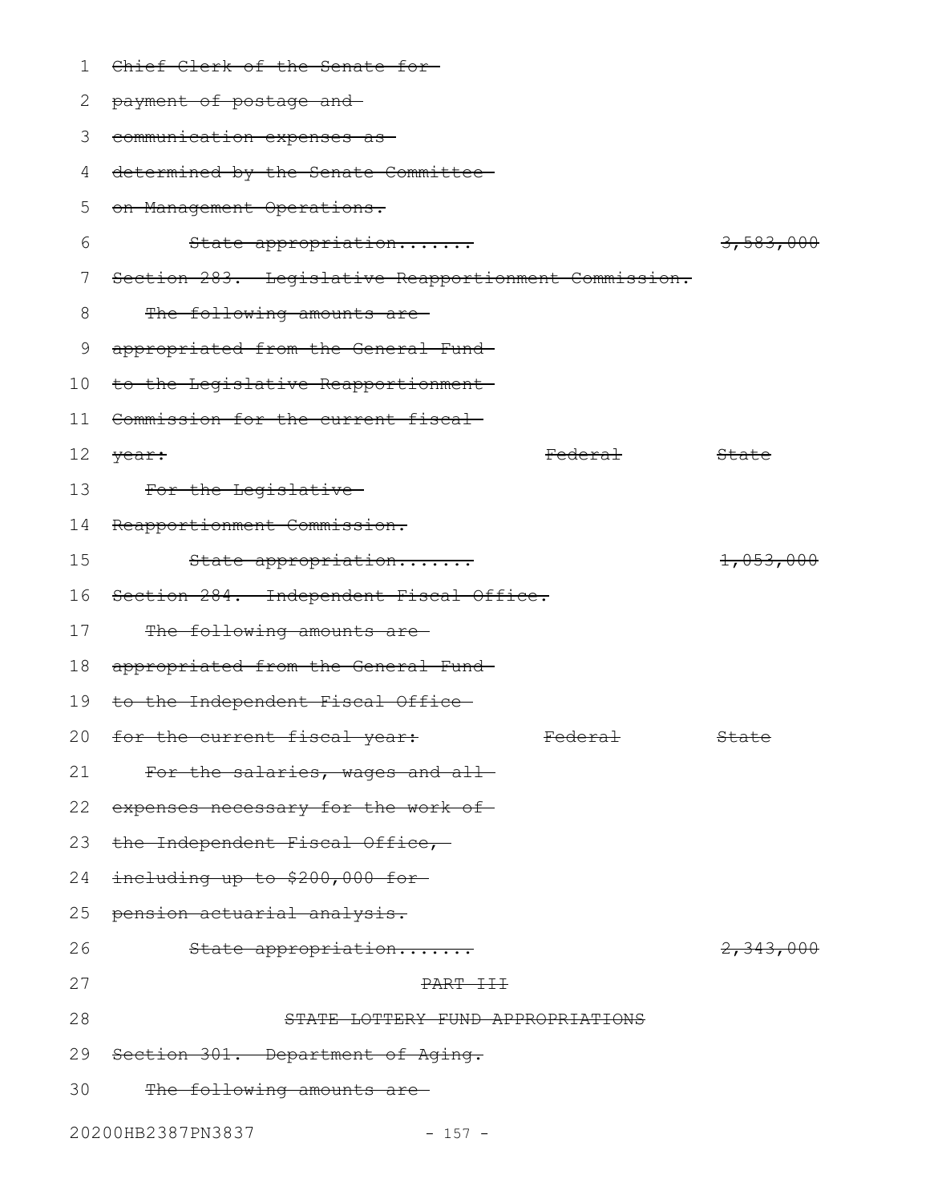~~Chief Clerk of the Senate for payment of postage and communication expenses as determined by the Senate Committee on Management Operations.~~

~~State appropriation....... 3,583,000~~

~~Section 283. Legislative Reapportionment Commission.~~

~~The following amounts are appropriated from the General Fund to the Legislative Reapportionment Commission for the current fiscal year:~~

| | ~~Federal~~ | ~~State~~ |
|---|---|---|
| ~~For the Legislative Reapportionment Commission.~~ | | |
| ~~State appropriation.......~~ | | ~~1,053,000~~ |

~~Section 284. Independent Fiscal Office.~~

~~The following amounts are appropriated from the General Fund to the Independent Fiscal Office for the current fiscal year:~~

| | ~~Federal~~ | ~~State~~ |
|---|---|---|
| ~~For the salaries, wages and all expenses necessary for the work of the Independent Fiscal Office, including up to $200,000 for pension actuarial analysis.~~ | | |
| ~~State appropriation.......~~ | | ~~2,343,000~~ |

~~PART III~~

~~STATE LOTTERY FUND APPROPRIATIONS~~

~~Section 301. Department of Aging.~~

~~The following amounts are~~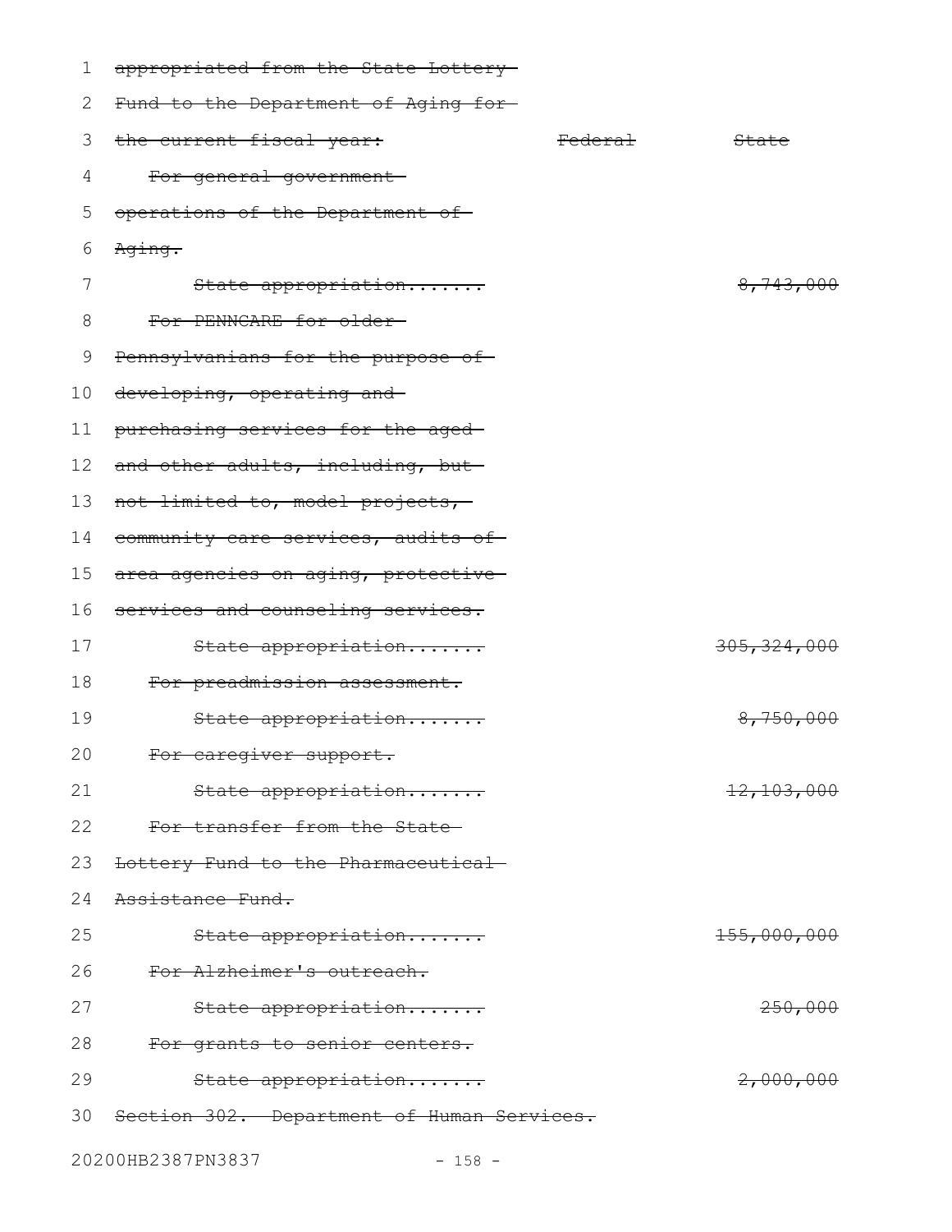~~appropriated from the State Lottery Fund to the Department of Aging for the current fiscal year:~~

| | ~~Federal~~ | ~~State~~ |
|---|---|---|
| ~~For general government operations of the Department of Aging.~~ | | |
| ~~State appropriation.......~~ | | ~~8,743,000~~ |
| ~~For PENNCARE for older Pennsylvanians for the purpose of developing, operating and purchasing services for the aged and other adults, including, but not limited to, model projects, community care services, audits of area agencies on aging, protective services and counseling services.~~ | | |
| ~~State appropriation.......~~ | | ~~305,324,000~~ |
| ~~For preadmission assessment.~~ | | |
| ~~State appropriation.......~~ | | ~~8,750,000~~ |
| ~~For caregiver support.~~ | | |
| ~~State appropriation.......~~ | | ~~12,103,000~~ |
| ~~For transfer from the State Lottery Fund to the Pharmaceutical Assistance Fund.~~ | | |
| ~~State appropriation.......~~ | | ~~155,000,000~~ |
| ~~For Alzheimer's outreach.~~ | | |
| ~~State appropriation.......~~ | | ~~250,000~~ |
| ~~For grants to senior centers.~~ | | |
| ~~State appropriation.......~~ | | ~~2,000,000~~ |

~~Section 302. Department of Human Services.~~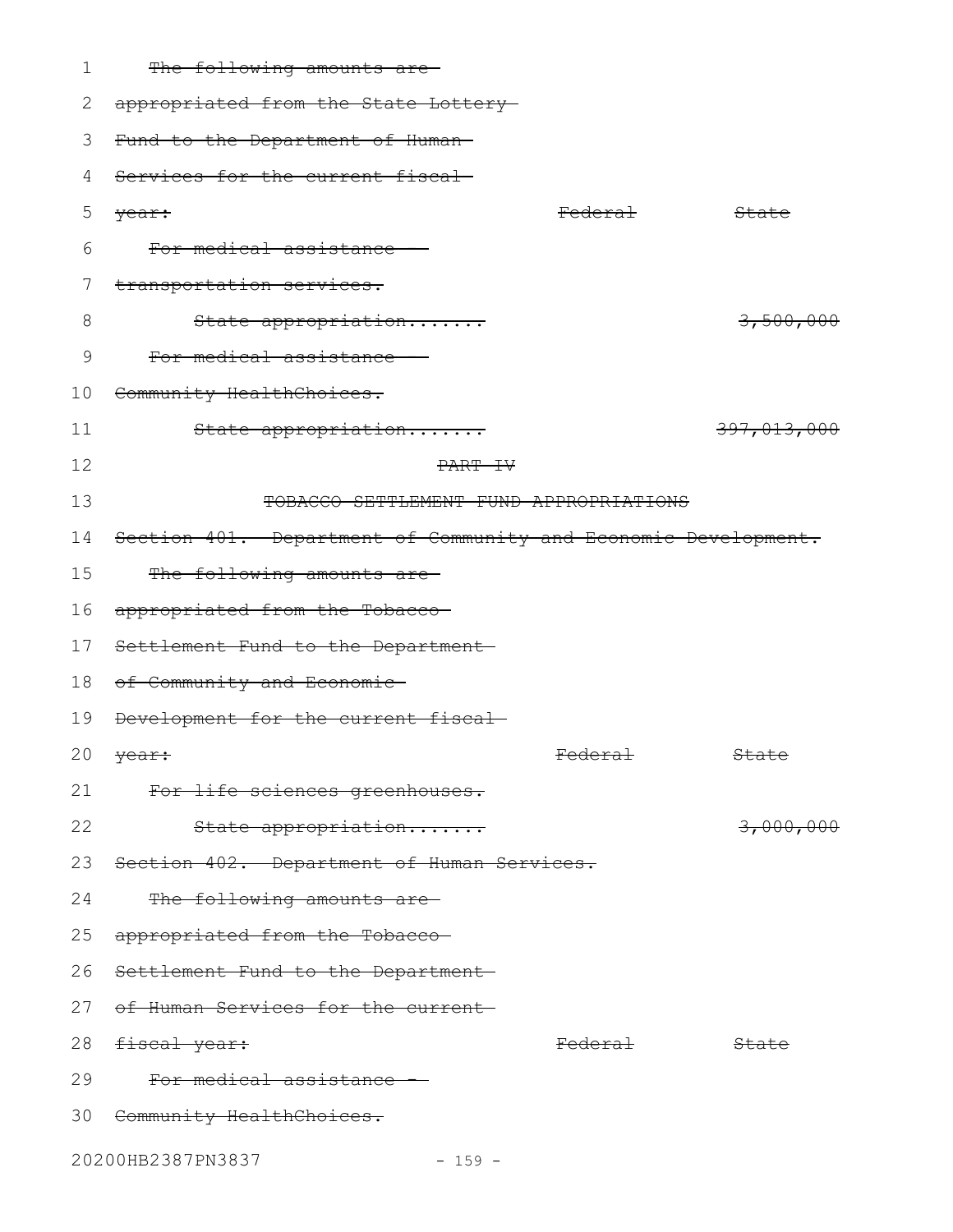~~The following amounts are appropriated from the State Lottery Fund to the Department of Human Services for the current fiscal year:~~

| | ~~Federal~~ | ~~State~~ |
|---|---|---|
| ~~For medical assistance - transportation services.~~ | | |
| ~~State appropriation.......~~ | | ~~3,500,000~~ |
| ~~For medical assistance - Community HealthChoices.~~ | | |
| ~~State appropriation.......~~ | | ~~397,013,000~~ |

## ~~PART IV~~

## ~~TOBACCO SETTLEMENT FUND APPROPRIATIONS~~

~~Section 401. Department of Community and Economic Development.~~

~~The following amounts are appropriated from the Tobacco Settlement Fund to the Department of Community and Economic Development for the current fiscal year:~~

| | ~~Federal~~ | ~~State~~ |
|---|---|---|
| ~~For life sciences greenhouses.~~ | | |
| ~~State appropriation.......~~ | | ~~3,000,000~~ |

~~Section 402. Department of Human Services.~~

~~The following amounts are appropriated from the Tobacco Settlement Fund to the Department of Human Services for the current fiscal year:~~

| | ~~Federal~~ | ~~State~~ |
|---|---|---|
| ~~For medical assistance - Community HealthChoices.~~ | | |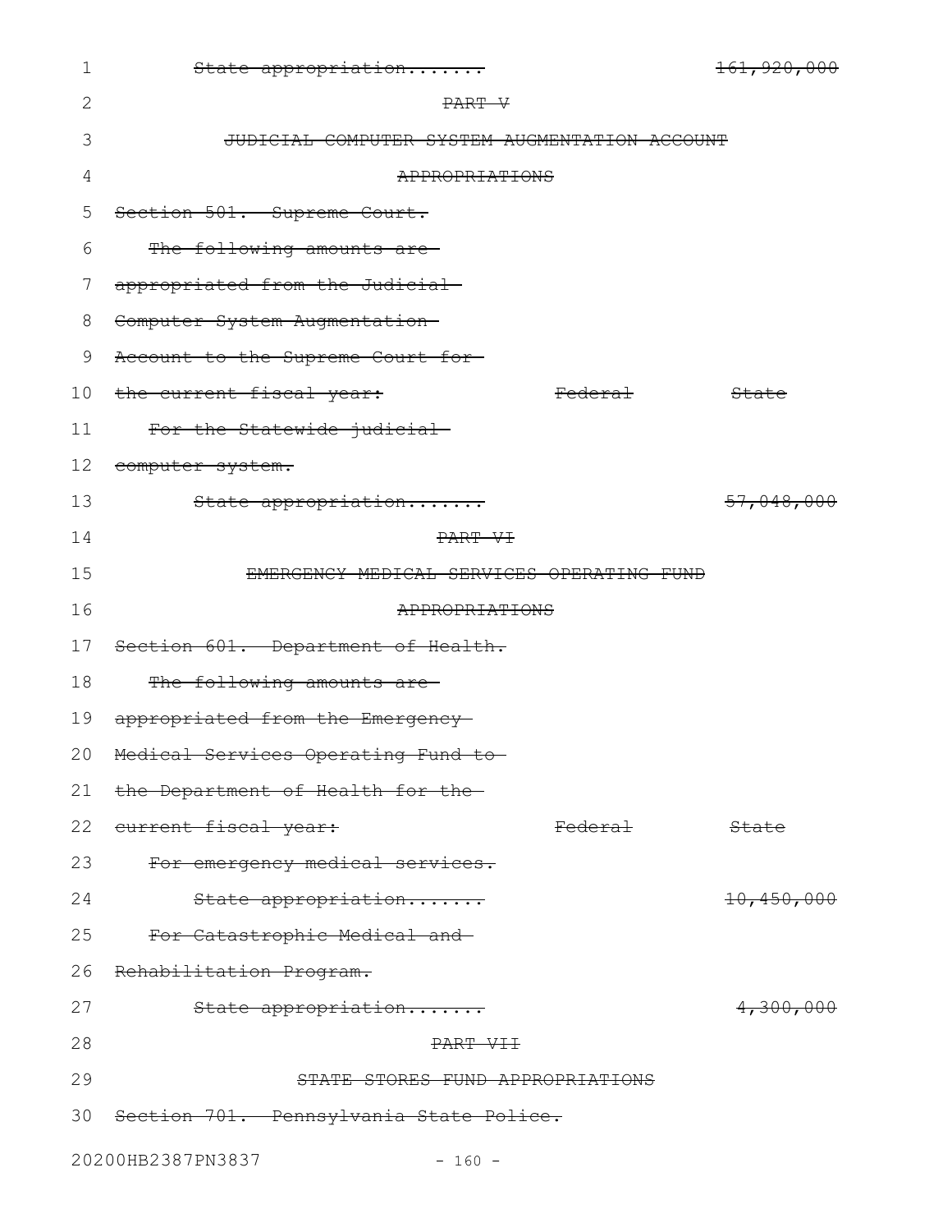~~State appropriation.......~~ ~~161,920,000~~

~~PART V~~

~~JUDICIAL COMPUTER SYSTEM AUGMENTATION ACCOUNT~~

~~APPROPRIATIONS~~

~~Section 501. Supreme Court.~~

~~The following amounts are appropriated from the Judicial Computer System Augmentation Account to the Supreme Court for the current fiscal year:~~

| | ~~Federal~~ | ~~State~~ |
|---|---|---|
| ~~For the Statewide judicial computer system.~~ | | |
| ~~State appropriation.......~~ | | ~~57,048,000~~ |

~~PART VI~~

~~EMERGENCY MEDICAL SERVICES OPERATING FUND~~

~~APPROPRIATIONS~~

~~Section 601. Department of Health.~~

~~The following amounts are appropriated from the Emergency Medical Services Operating Fund to the Department of Health for the current fiscal year:~~

| | ~~Federal~~ | ~~State~~ |
|---|---|---|
| ~~For emergency medical services.~~ | | |
| ~~State appropriation.......~~ | | ~~10,450,000~~ |
| ~~For Catastrophic Medical and Rehabilitation Program.~~ | | |
| ~~State appropriation.......~~ | | ~~4,300,000~~ |

~~PART VII~~

~~STATE STORES FUND APPROPRIATIONS~~

~~Section 701. Pennsylvania State Police.~~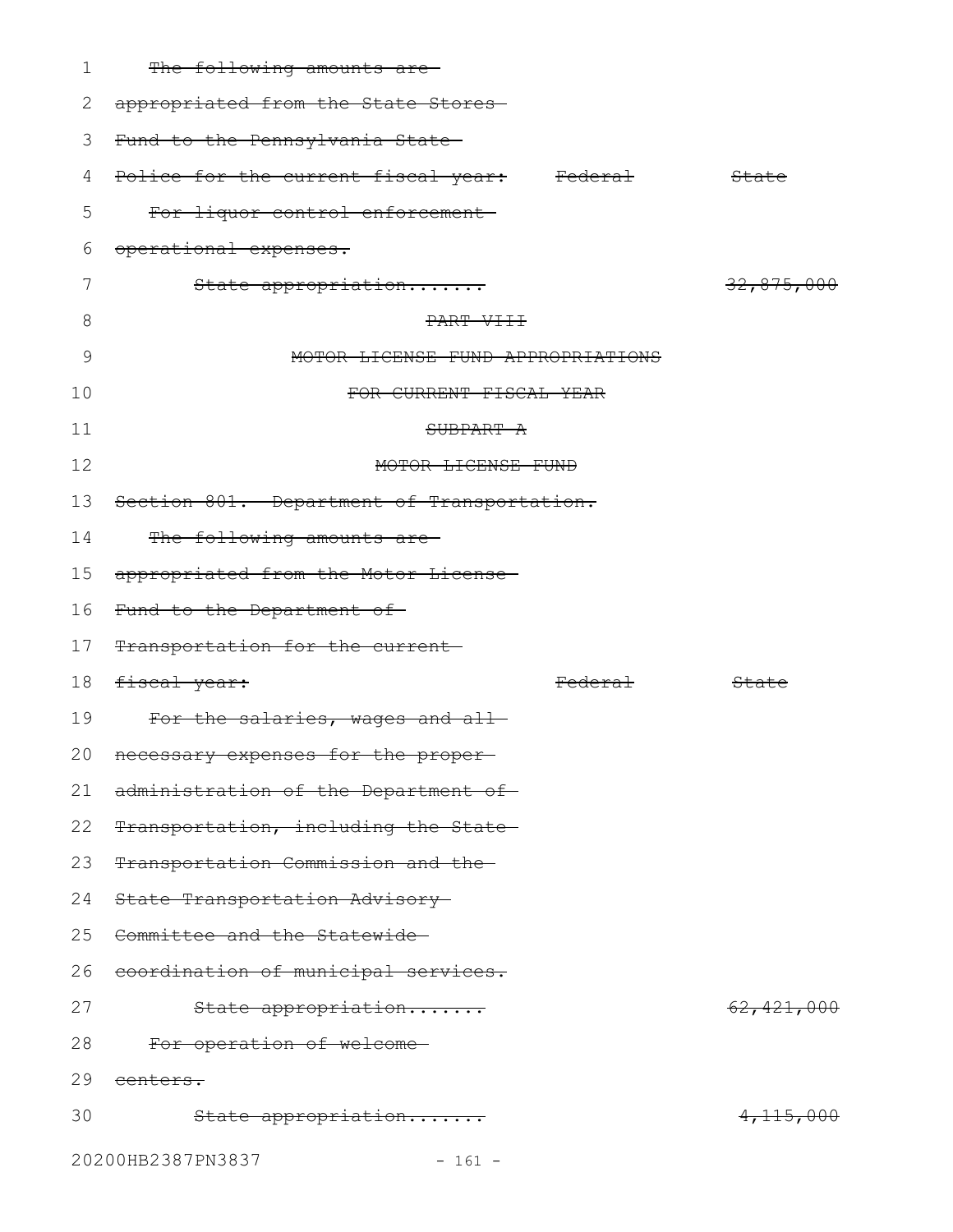~~The following amounts are appropriated from the State Stores Fund to the Pennsylvania State Police for the current fiscal year:~~

| | ~~Federal~~ | ~~State~~ |
|---|---|---|
| ~~For liquor control enforcement operational expenses.~~ | | |
| ~~State appropriation.......~~ | | ~~32,875,000~~ |

~~PART VIII~~

~~MOTOR LICENSE FUND APPROPRIATIONS~~

~~FOR CURRENT FISCAL YEAR~~

~~SUBPART A~~

~~MOTOR LICENSE FUND~~

~~Section 801. Department of Transportation.~~

~~The following amounts are appropriated from the Motor License Fund to the Department of Transportation for the current fiscal year:~~

| | ~~Federal~~ | ~~State~~ |
|---|---|---|
| ~~For the salaries, wages and all necessary expenses for the proper administration of the Department of Transportation, including the State Transportation Commission and the State Transportation Advisory Committee and the Statewide coordination of municipal services.~~ | | |
| ~~State appropriation.......~~ | | ~~62,421,000~~ |
| ~~For operation of welcome centers.~~ | | |
| ~~State appropriation.......~~ | | ~~4,115,000~~ |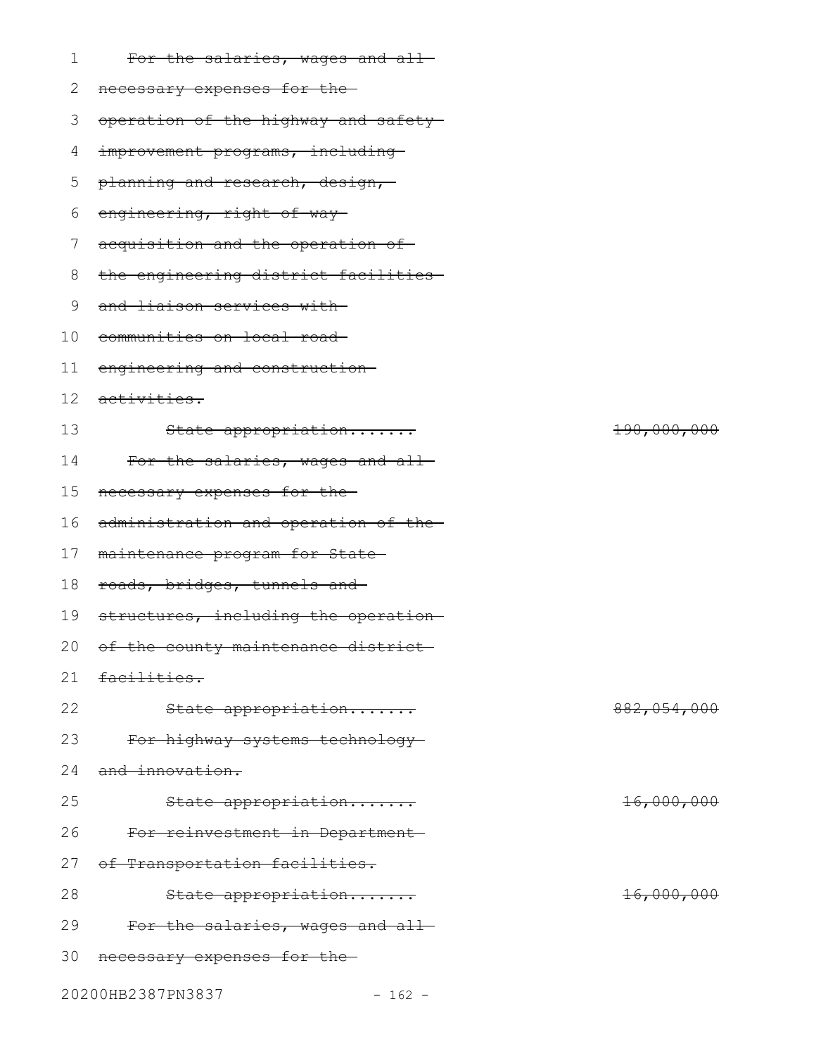~~For the salaries, wages and all necessary expenses for the operation of the highway and safety improvement programs, including planning and research, design, engineering, right of way acquisition and the operation of the engineering district facilities and liaison services with communities on local road engineering and construction activities.~~

~~State appropriation.......~~ ~~190,000,000~~

~~For the salaries, wages and all necessary expenses for the administration and operation of the maintenance program for State roads, bridges, tunnels and structures, including the operation of the county maintenance district facilities.~~

~~State appropriation.......~~ ~~882,054,000~~

~~For highway systems technology and innovation.~~

~~State appropriation.......~~ ~~16,000,000~~

~~For reinvestment in Department of Transportation facilities.~~

~~State appropriation.......~~ ~~16,000,000~~

~~For the salaries, wages and all necessary expenses for the~~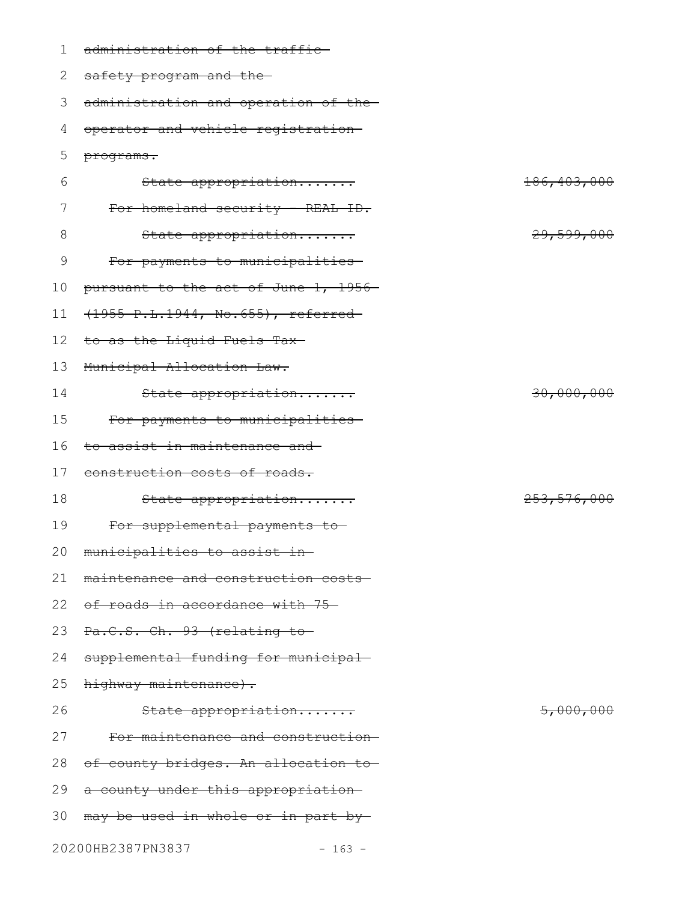~~administration of the traffic safety program and the administration and operation of the operator and vehicle registration programs.~~

~~State appropriation.......~~ ~~186,403,000~~

~~For homeland security - REAL ID.~~

~~State appropriation.......~~ ~~29,599,000~~

~~For payments to municipalities pursuant to the act of June 1, 1956 (1955 P.L.1944, No.655), referred to as the Liquid Fuels Tax Municipal Allocation Law.~~

~~State appropriation.......~~ ~~30,000,000~~

~~For payments to municipalities to assist in maintenance and construction costs of roads.~~

~~State appropriation.......~~ ~~253,576,000~~

~~For supplemental payments to municipalities to assist in maintenance and construction costs of roads in accordance with 75 Pa.C.S. Ch. 93 (relating to supplemental funding for municipal highway maintenance).~~

~~State appropriation.......~~ ~~5,000,000~~

~~For maintenance and construction of county bridges. An allocation to a county under this appropriation may be used in whole or in part by~~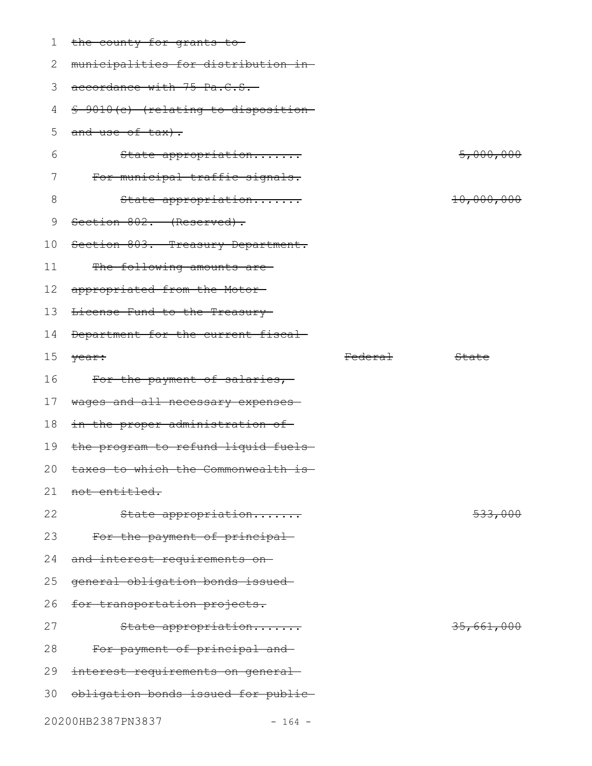~~the county for grants to municipalities for distribution in accordance with 75 Pa.C.S. § 9010(c) (relating to disposition and use of tax).~~

| | Federal | State |
|---|---|---|
| ~~State appropriation.......~~ | | ~~5,000,000~~ |
| ~~For municipal traffic signals.~~ | | |
| ~~State appropriation.......~~ | | ~~10,000,000~~ |

~~Section 802. (Reserved).~~

~~Section 803. Treasury Department.~~

~~The following amounts are appropriated from the Motor License Fund to the Treasury Department for the current fiscal year:~~

| | ~~Federal~~ | ~~State~~ |
|---|---|---|
| ~~For the payment of salaries, wages and all necessary expenses in the proper administration of the program to refund liquid fuels taxes to which the Commonwealth is not entitled.~~ | | |
| ~~State appropriation.......~~ | | ~~533,000~~ |
| ~~For the payment of principal and interest requirements on general obligation bonds issued for transportation projects.~~ | | |
| ~~State appropriation.......~~ | | ~~35,661,000~~ |
| ~~For payment of principal and interest requirements on general obligation bonds issued for public~~ | | |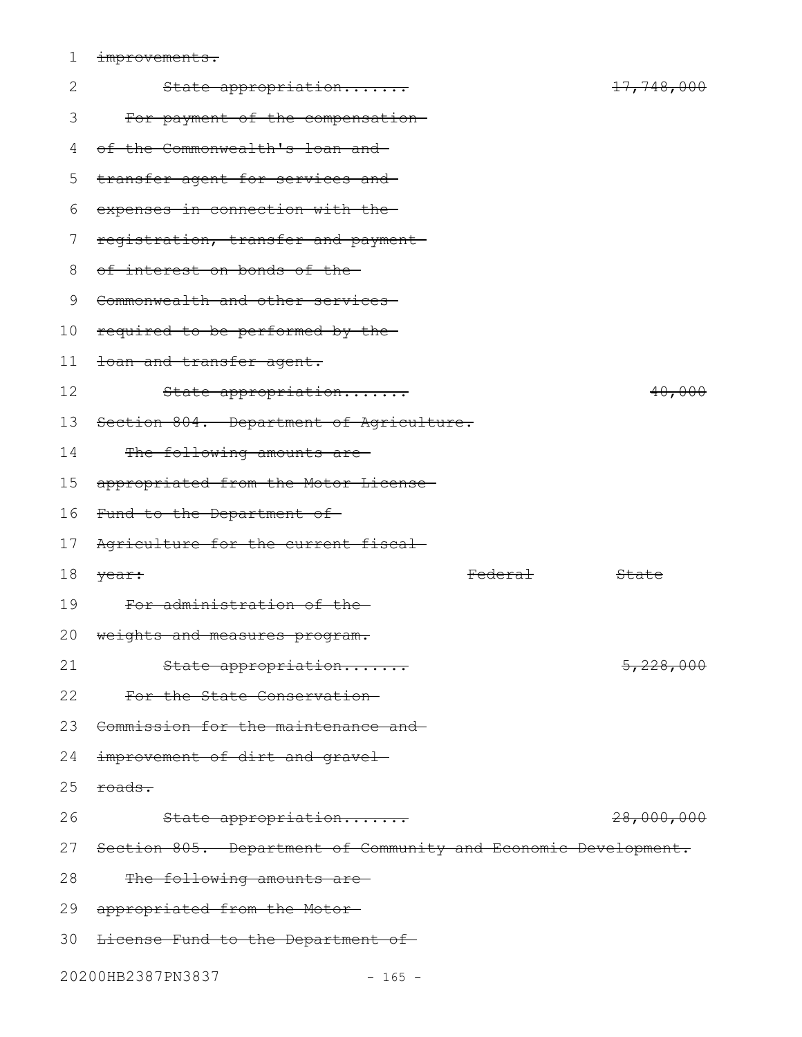~~improvements.~~

~~State appropriation.......~~ ~~17,748,000~~

~~For payment of the compensation of the Commonwealth's loan and transfer agent for services and expenses in connection with the registration, transfer and payment of interest on bonds of the Commonwealth and other services required to be performed by the loan and transfer agent.~~

~~State appropriation.......~~ ~~40,000~~

~~Section 804. Department of Agriculture.~~

~~The following amounts are appropriated from the Motor License Fund to the Department of Agriculture for the current fiscal year:~~

| | ~~Federal~~ | ~~State~~ |
|---|---|---|
| ~~For administration of the weights and measures program.~~ | | |
| ~~State appropriation.......~~ | | ~~5,228,000~~ |
| ~~For the State Conservation Commission for the maintenance and improvement of dirt and gravel roads.~~ | | |
| ~~State appropriation.......~~ | | ~~28,000,000~~ |

~~Section 805. Department of Community and Economic Development.~~

~~The following amounts are appropriated from the Motor License Fund to the Department of~~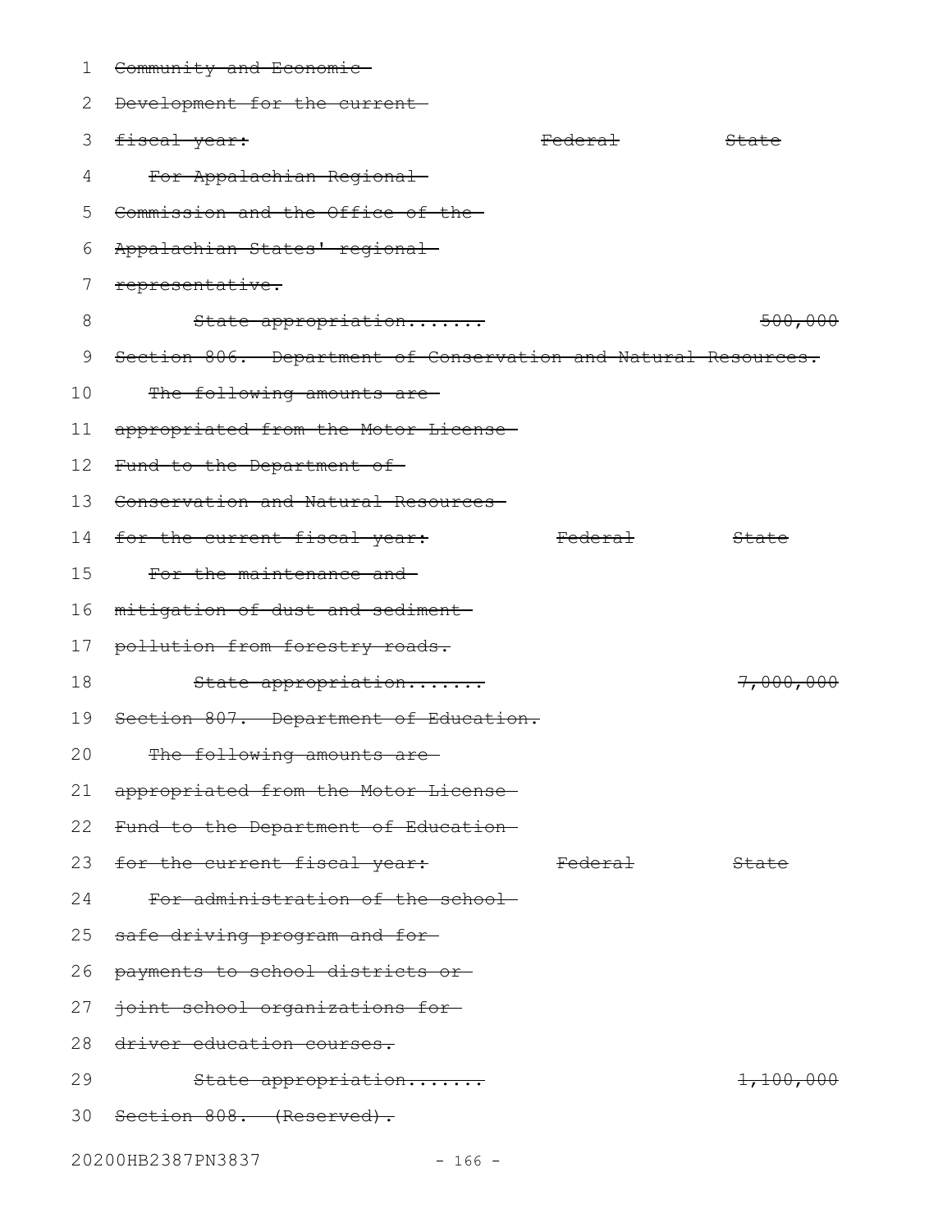~~Community and Economic Development for the current fiscal year:~~ ~~Federal~~ ~~State~~

~~For Appalachian Regional Commission and the Office of the Appalachian States' regional representative.~~

~~State appropriation.......~~ ~~500,000~~

~~Section 806. Department of Conservation and Natural Resources.~~

~~The following amounts are appropriated from the Motor License Fund to the Department of Conservation and Natural Resources for the current fiscal year:~~ ~~Federal~~ ~~State~~

~~For the maintenance and mitigation of dust and sediment pollution from forestry roads.~~

~~State appropriation.......~~ ~~7,000,000~~

~~Section 807. Department of Education.~~

~~The following amounts are appropriated from the Motor License Fund to the Department of Education for the current fiscal year:~~ ~~Federal~~ ~~State~~

~~For administration of the school safe driving program and for payments to school districts or joint school organizations for driver education courses.~~

~~State appropriation.......~~ ~~1,100,000~~

~~Section 808. (Reserved).~~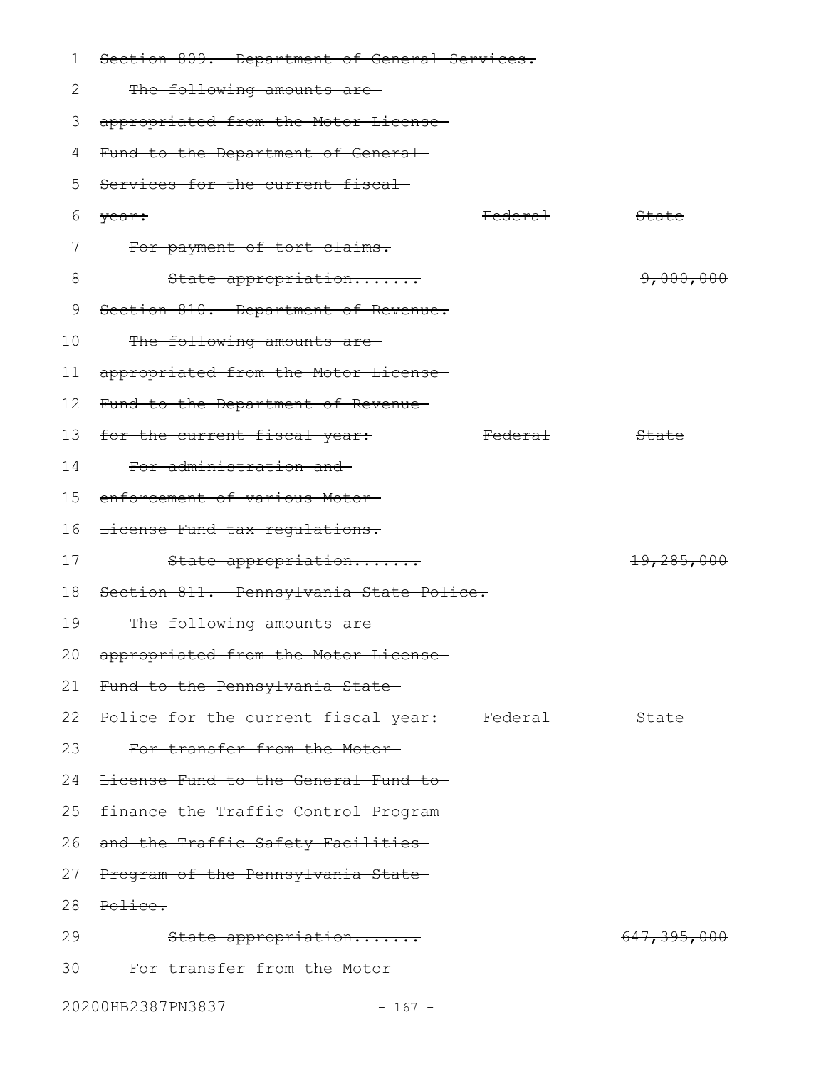~~Section 809. Department of General Services.~~

~~The following amounts are appropriated from the Motor License Fund to the Department of General Services for the current fiscal year:~~

| | ~~Federal~~ | ~~State~~ |
|---|---|---|
| ~~For payment of tort claims.~~ | | |
| ~~State appropriation.......~~ | | ~~9,000,000~~ |

~~Section 810. Department of Revenue.~~

~~The following amounts are appropriated from the Motor License Fund to the Department of Revenue for the current fiscal year:~~

| | ~~Federal~~ | ~~State~~ |
|---|---|---|
| ~~For administration and enforcement of various Motor License Fund tax regulations.~~ | | |
| ~~State appropriation.......~~ | | ~~19,285,000~~ |

~~Section 811. Pennsylvania State Police.~~

~~The following amounts are appropriated from the Motor License Fund to the Pennsylvania State Police for the current fiscal year:~~

| | ~~Federal~~ | ~~State~~ |
|---|---|---|
| ~~For transfer from the Motor License Fund to the General Fund to finance the Traffic Control Program and the Traffic Safety Facilities Program of the Pennsylvania State Police.~~ | | |
| ~~State appropriation.......~~ | | ~~647,395,000~~ |

~~For transfer from the Motor~~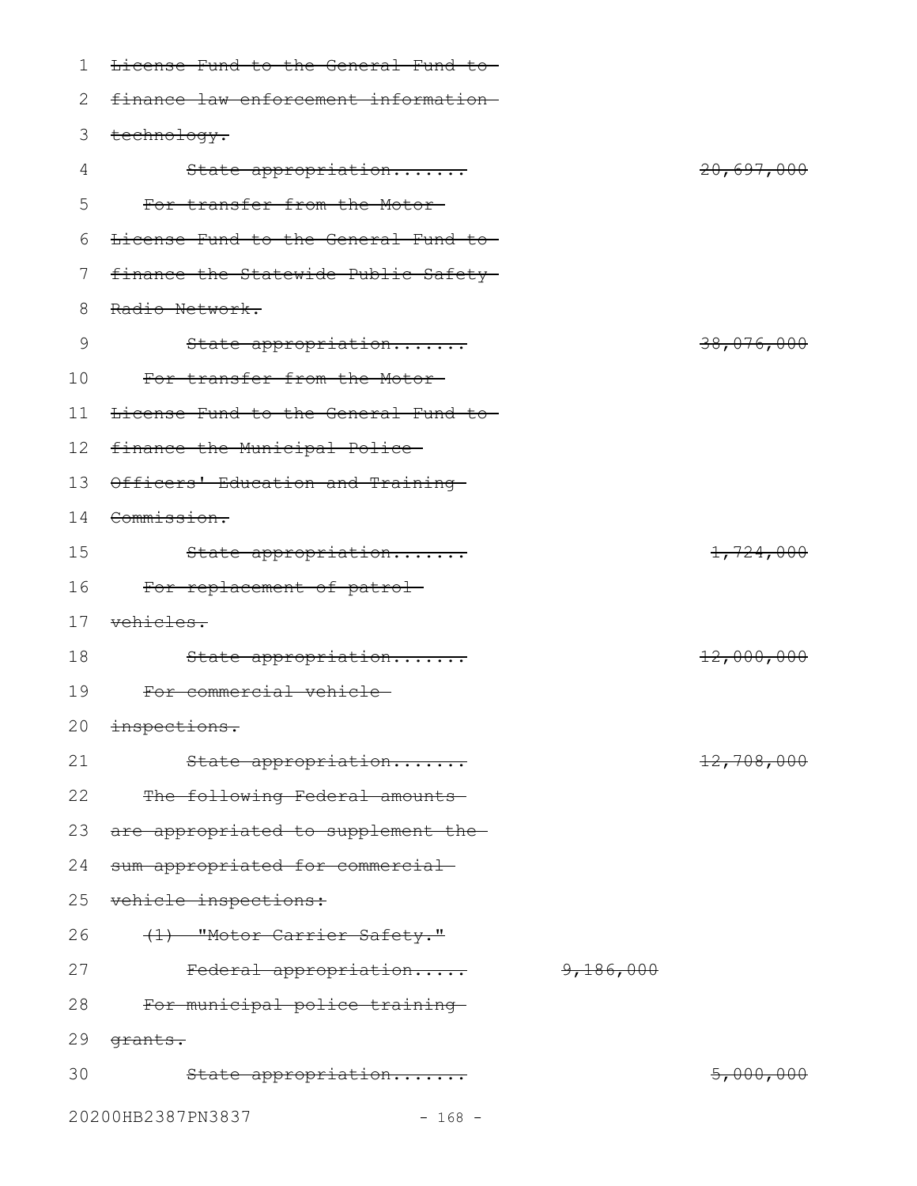~~License Fund to the General Fund to finance law enforcement information technology.~~

~~State appropriation....... 20,697,000~~

~~For transfer from the Motor License Fund to the General Fund to finance the Statewide Public Safety Radio Network.~~

~~State appropriation....... 38,076,000~~

~~For transfer from the Motor License Fund to the General Fund to finance the Municipal Police Officers' Education and Training Commission.~~

~~State appropriation....... 1,724,000~~

~~For replacement of patrol vehicles.~~

~~State appropriation....... 12,000,000~~

~~For commercial vehicle inspections.~~

~~State appropriation....... 12,708,000~~

~~The following Federal amounts are appropriated to supplement the sum appropriated for commercial vehicle inspections:~~

~~(1) "Motor Carrier Safety."~~

~~Federal appropriation..... 9,186,000~~

~~For municipal police training grants.~~

~~State appropriation....... 5,000,000~~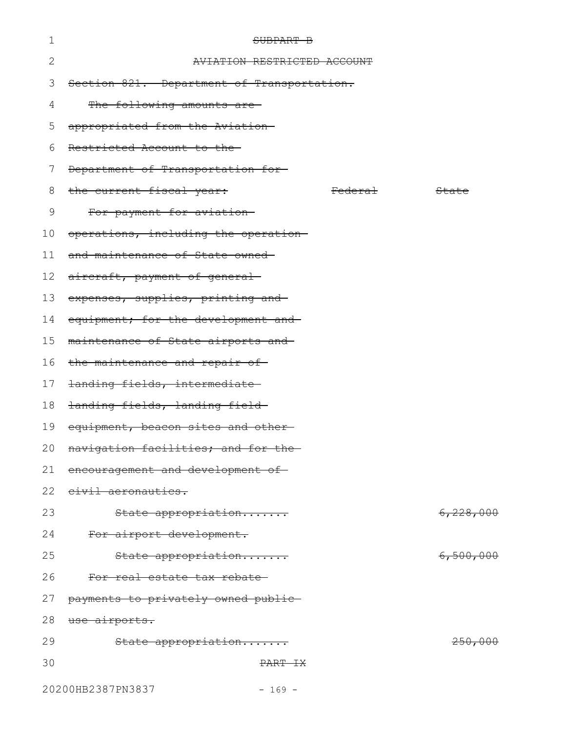~~SUBPART B~~

~~AVIATION RESTRICTED ACCOUNT~~

~~Section 821. Department of Transportation.~~

~~The following amounts are appropriated from the Aviation Restricted Account to the Department of Transportation for the current fiscal year:~~

| | ~~Federal~~ | ~~State~~ |
|---|---|---|
| ~~For payment for aviation operations, including the operation and maintenance of State owned aircraft, payment of general expenses, supplies, printing and equipment; for the development and maintenance of State airports and the maintenance and repair of landing fields, intermediate landing fields, landing field equipment, beacon sites and other navigation facilities; and for the encouragement and development of civil aeronautics.~~ | | |
| ~~State appropriation.......~~ | | ~~6,228,000~~ |
| ~~For airport development.~~ | | |
| ~~State appropriation.......~~ | | ~~6,500,000~~ |
| ~~For real estate tax rebate payments to privately owned public use airports.~~ | | |
| ~~State appropriation.......~~ | | ~~250,000~~ |

~~PART IX~~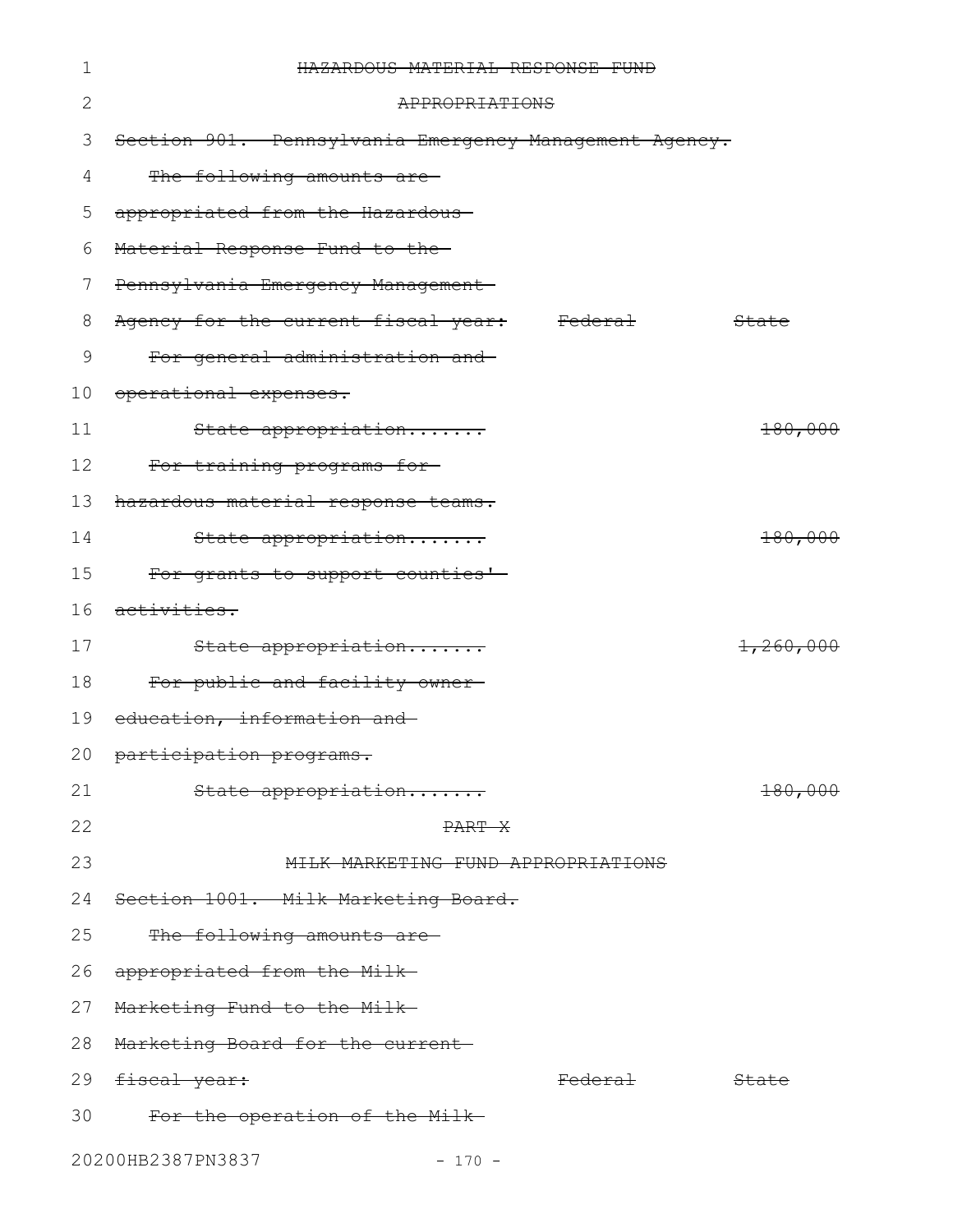~~HAZARDOUS MATERIAL RESPONSE FUND~~

~~APPROPRIATIONS~~

~~Section 901. Pennsylvania Emergency Management Agency.~~

| ~~The following amounts are appropriated from the Hazardous Material Response Fund to the Pennsylvania Emergency Management Agency for the current fiscal year:~~ | ~~Federal~~ | ~~State~~ |
|---|---|---|
| ~~For general administration and operational expenses.~~ | | |
| ~~State appropriation.......~~ | | ~~180,000~~ |
| ~~For training programs for hazardous material response teams.~~ | | |
| ~~State appropriation.......~~ | | ~~180,000~~ |
| ~~For grants to support counties' activities.~~ | | |
| ~~State appropriation.......~~ | | ~~1,260,000~~ |
| ~~For public and facility owner education, information and participation programs.~~ | | |
| ~~State appropriation.......~~ | | ~~180,000~~ |

~~PART X~~

~~MILK MARKETING FUND APPROPRIATIONS~~

~~Section 1001. Milk Marketing Board.~~

| ~~The following amounts are appropriated from the Milk Marketing Fund to the Milk Marketing Board for the current fiscal year:~~ | ~~Federal~~ | ~~State~~ |
|---|---|---|
| ~~For the operation of the Milk~~ | | |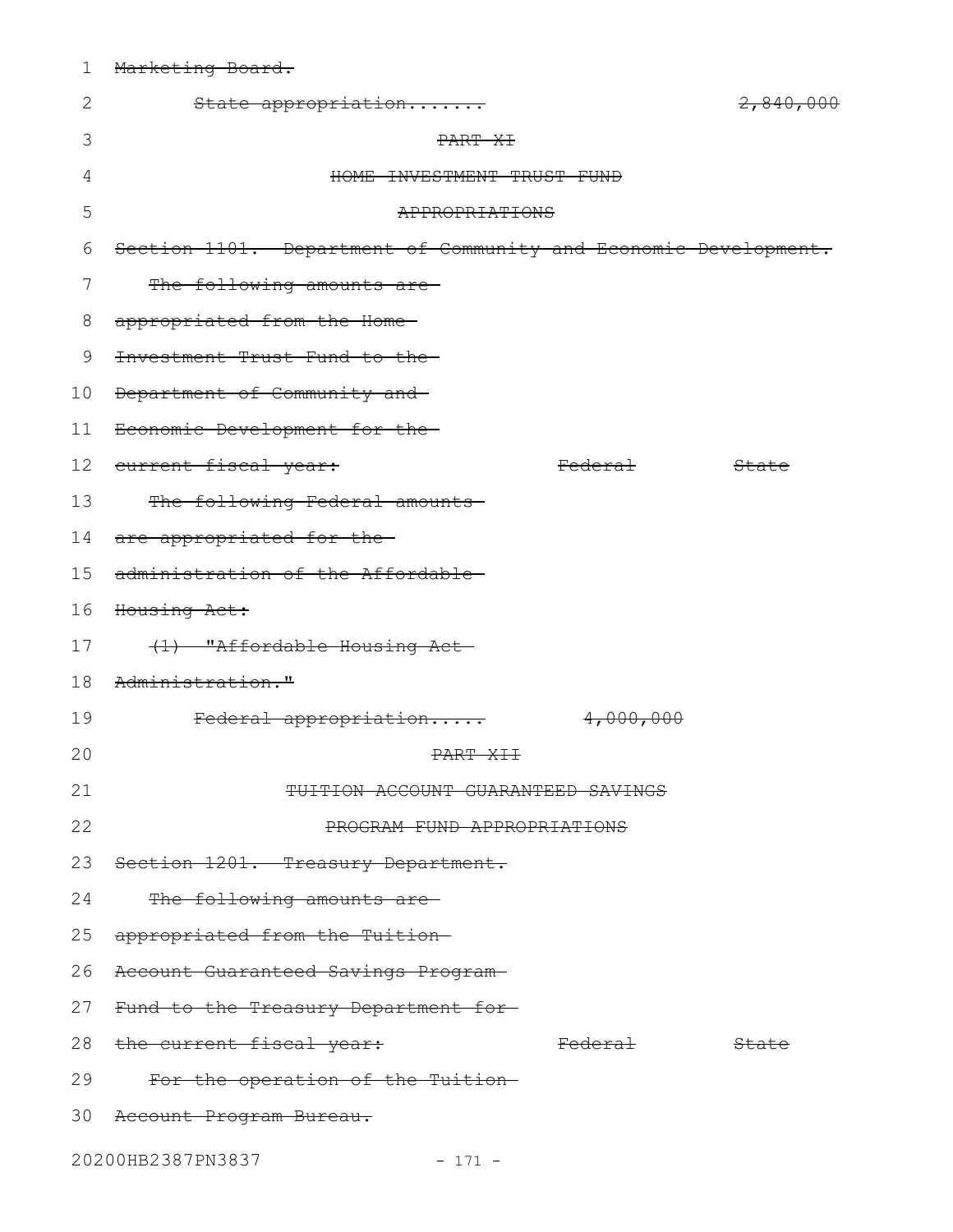~~Marketing Board.~~

~~State appropriation.......~~ ~~2,840,000~~

~~PART XI~~

~~HOME INVESTMENT TRUST FUND~~

~~APPROPRIATIONS~~

~~Section 1101. Department of Community and Economic Development.~~

~~The following amounts are appropriated from the Home Investment Trust Fund to the Department of Community and Economic Development for the current fiscal year:~~ ~~Federal~~ ~~State~~

~~The following Federal amounts are appropriated for the administration of the Affordable Housing Act:~~

~~(1) "Affordable Housing Act Administration."~~

~~Federal appropriation.....~~ ~~4,000,000~~

~~PART XII~~

~~TUITION ACCOUNT GUARANTEED SAVINGS~~

~~PROGRAM FUND APPROPRIATIONS~~

~~Section 1201. Treasury Department.~~

~~The following amounts are appropriated from the Tuition Account Guaranteed Savings Program Fund to the Treasury Department for the current fiscal year:~~ ~~Federal~~ ~~State~~

~~For the operation of the Tuition Account Program Bureau.~~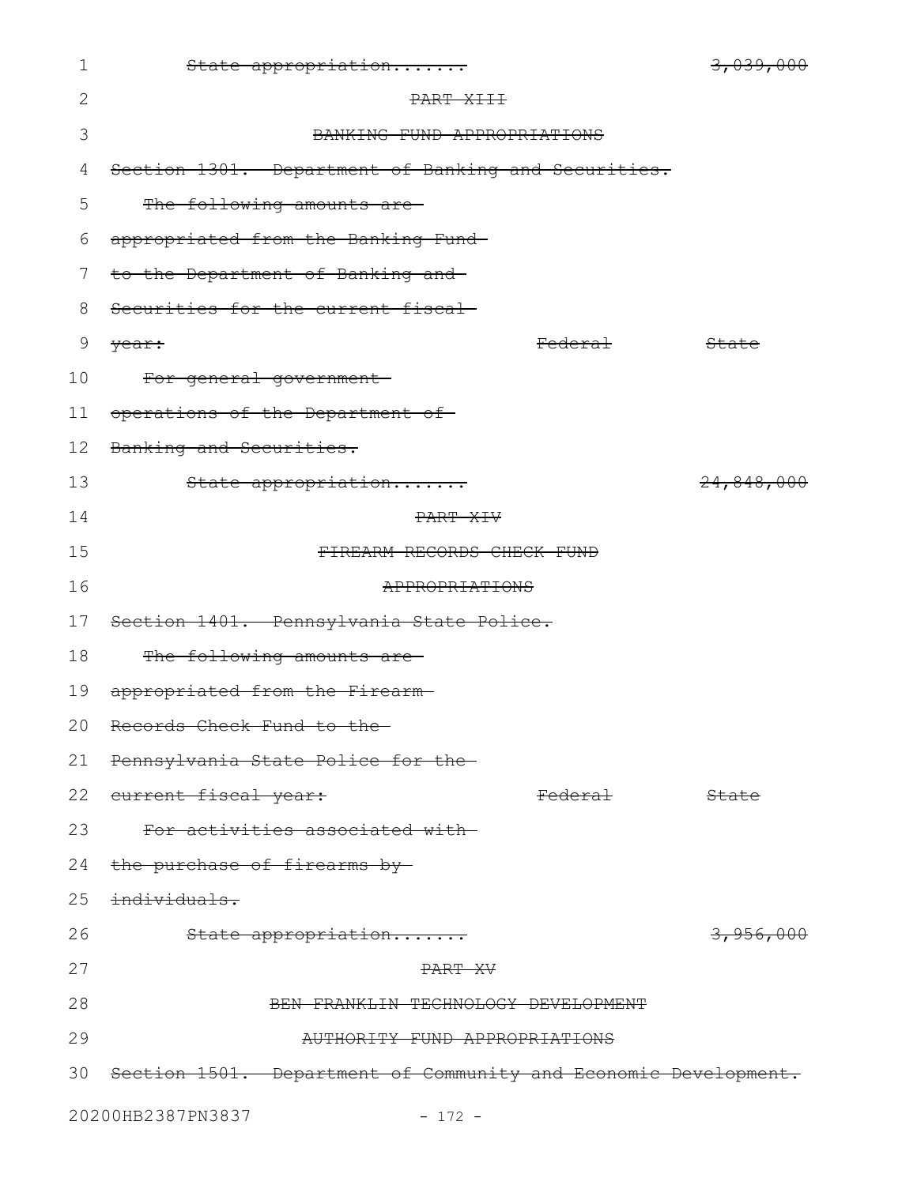~~State appropriation.......~~ ~~3,039,000~~

~~PART XIII~~

~~BANKING FUND APPROPRIATIONS~~

~~Section 1301. Department of Banking and Securities.~~

~~The following amounts are appropriated from the Banking Fund to the Department of Banking and Securities for the current fiscal year:~~

| | ~~Federal~~ | ~~State~~ |
|---|---|---|
| ~~For general government operations of the Department of Banking and Securities.~~ | | |
| ~~State appropriation.......~~ | | ~~24,848,000~~ |

~~PART XIV~~

~~FIREARM RECORDS CHECK FUND APPROPRIATIONS~~

~~Section 1401. Pennsylvania State Police.~~

~~The following amounts are appropriated from the Firearm Records Check Fund to the Pennsylvania State Police for the current fiscal year:~~

| | ~~Federal~~ | ~~State~~ |
|---|---|---|
| ~~For activities associated with the purchase of firearms by individuals.~~ | | |
| ~~State appropriation.......~~ | | ~~3,956,000~~ |

~~PART XV~~

~~BEN FRANKLIN TECHNOLOGY DEVELOPMENT AUTHORITY FUND APPROPRIATIONS~~

~~Section 1501. Department of Community and Economic Development.~~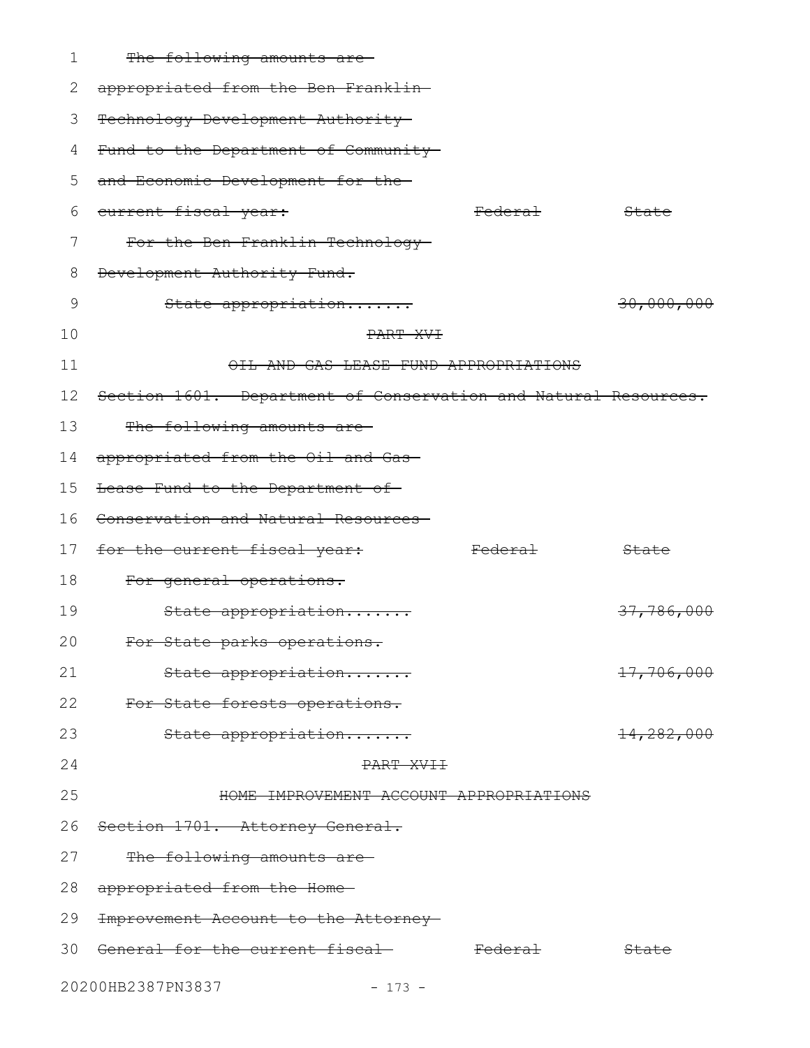~~The following amounts are appropriated from the Ben Franklin Technology Development Authority Fund to the Department of Community and Economic Development for the current fiscal year:~~

| | ~~Federal~~ | ~~State~~ |
|---|---|---|
| ~~For the Ben Franklin Technology Development Authority Fund.~~ | | |
| ~~State appropriation.......~~ | | ~~30,000,000~~ |

~~PART XVI~~

~~OIL AND GAS LEASE FUND APPROPRIATIONS~~

~~Section 1601. Department of Conservation and Natural Resources.~~

~~The following amounts are appropriated from the Oil and Gas Lease Fund to the Department of Conservation and Natural Resources for the current fiscal year:~~

| | ~~Federal~~ | ~~State~~ |
|---|---|---|
| ~~For general operations.~~ | | |
| ~~State appropriation.......~~ | | ~~37,786,000~~ |
| ~~For State parks operations.~~ | | |
| ~~State appropriation.......~~ | | ~~17,706,000~~ |
| ~~For State forests operations.~~ | | |
| ~~State appropriation.......~~ | | ~~14,282,000~~ |

~~PART XVII~~

~~HOME IMPROVEMENT ACCOUNT APPROPRIATIONS~~

~~Section 1701. Attorney General.~~

~~The following amounts are appropriated from the Home Improvement Account to the Attorney General for the current fiscal~~ ~~Federal~~ ~~State~~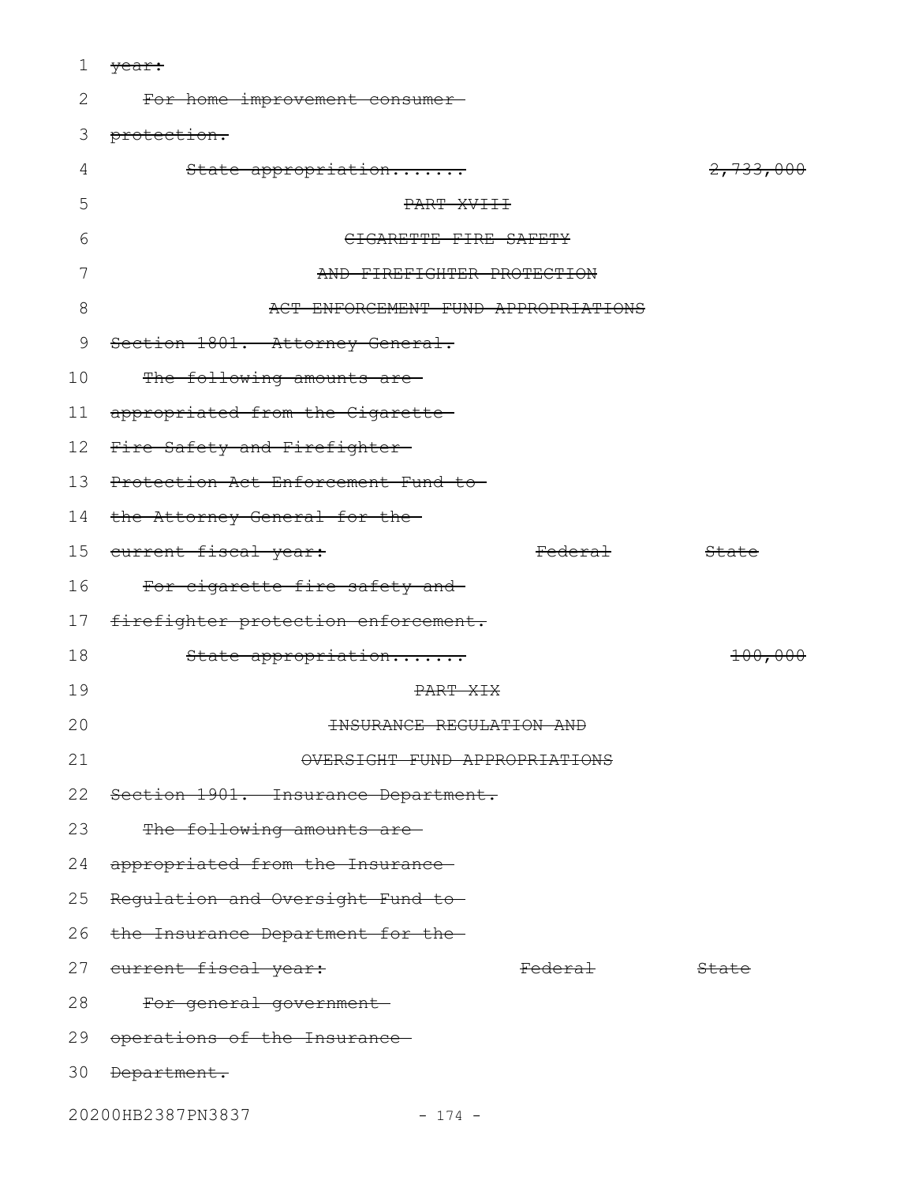~~year:~~

~~For home improvement consumer protection.~~

| | | |
|---|---|---|
| ~~State appropriation.......~~ | | ~~2,733,000~~ |

~~PART XVIII~~

~~CIGARETTE FIRE SAFETY AND FIREFIGHTER PROTECTION ACT ENFORCEMENT FUND APPROPRIATIONS~~

~~Section 1801. Attorney General.~~

| | ~~Federal~~ | ~~State~~ |
|---|---|---|
| ~~The following amounts are appropriated from the Cigarette Fire Safety and Firefighter Protection Act Enforcement Fund to the Attorney General for the current fiscal year:~~ | | |
| ~~For cigarette fire safety and firefighter protection enforcement.~~ | | |
| ~~State appropriation.......~~ | | ~~100,000~~ |

~~PART XIX~~

~~INSURANCE REGULATION AND OVERSIGHT FUND APPROPRIATIONS~~

~~Section 1901. Insurance Department.~~

| | ~~Federal~~ | ~~State~~ |
|---|---|---|
| ~~The following amounts are appropriated from the Insurance Regulation and Oversight Fund to the Insurance Department for the current fiscal year:~~ | | |
| ~~For general government operations of the Insurance Department.~~ | | |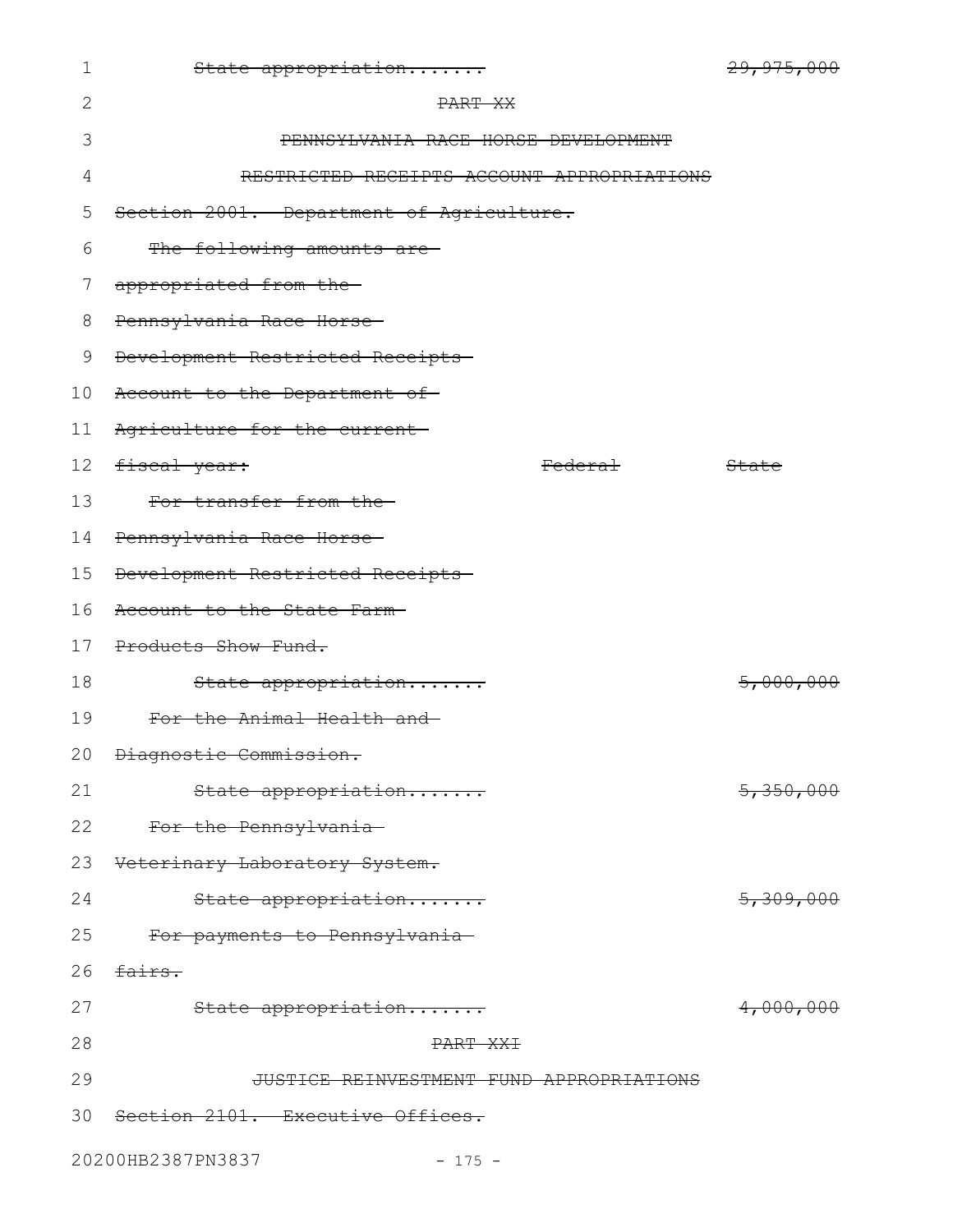~~State appropriation....... 29,975,000~~

~~PART XX~~

~~PENNSYLVANIA RACE HORSE DEVELOPMENT~~

~~RESTRICTED RECEIPTS ACCOUNT APPROPRIATIONS~~

~~Section 2001. Department of Agriculture.~~

~~The following amounts are appropriated from the Pennsylvania Race Horse Development Restricted Receipts Account to the Department of Agriculture for the current fiscal year:~~

| | ~~Federal~~ | ~~State~~ |
|---|---|---|
| ~~For transfer from the Pennsylvania Race Horse Development Restricted Receipts Account to the State Farm Products Show Fund.~~ | | |
| ~~State appropriation.......~~ | | ~~5,000,000~~ |
| ~~For the Animal Health and Diagnostic Commission.~~ | | |
| ~~State appropriation.......~~ | | ~~5,350,000~~ |
| ~~For the Pennsylvania Veterinary Laboratory System.~~ | | |
| ~~State appropriation.......~~ | | ~~5,309,000~~ |
| ~~For payments to Pennsylvania fairs.~~ | | |
| ~~State appropriation.......~~ | | ~~4,000,000~~ |

~~PART XXI~~

~~JUSTICE REINVESTMENT FUND APPROPRIATIONS~~

~~Section 2101. Executive Offices.~~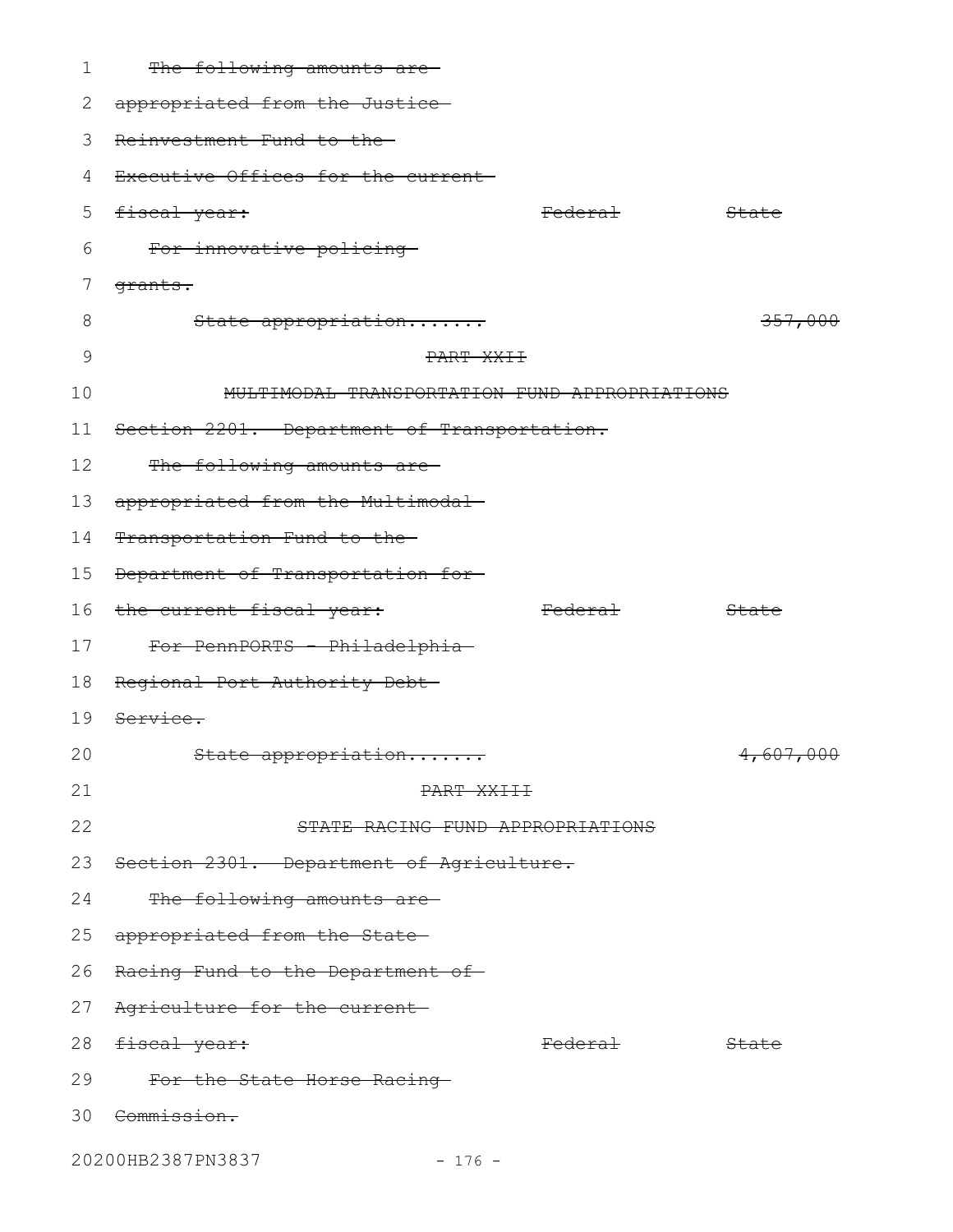~~The following amounts are appropriated from the Justice Reinvestment Fund to the Executive Offices for the current fiscal year:~~

| | ~~Federal~~ | ~~State~~ |
|---|---|---|
| ~~For innovative policing grants.~~ | | |
| ~~State appropriation.......~~ | | ~~357,000~~ |

~~PART XXII~~

~~MULTIMODAL TRANSPORTATION FUND APPROPRIATIONS~~

~~Section 2201. Department of Transportation.~~

~~The following amounts are appropriated from the Multimodal Transportation Fund to the Department of Transportation for the current fiscal year:~~

| | ~~Federal~~ | ~~State~~ |
|---|---|---|
| ~~For PennPORTS - Philadelphia Regional Port Authority Debt Service.~~ | | |
| ~~State appropriation.......~~ | | ~~4,607,000~~ |

~~PART XXIII~~

~~STATE RACING FUND APPROPRIATIONS~~

~~Section 2301. Department of Agriculture.~~

~~The following amounts are appropriated from the State Racing Fund to the Department of Agriculture for the current fiscal year:~~

| | ~~Federal~~ | ~~State~~ |
|---|---|---|
| ~~For the State Horse Racing Commission.~~ | | |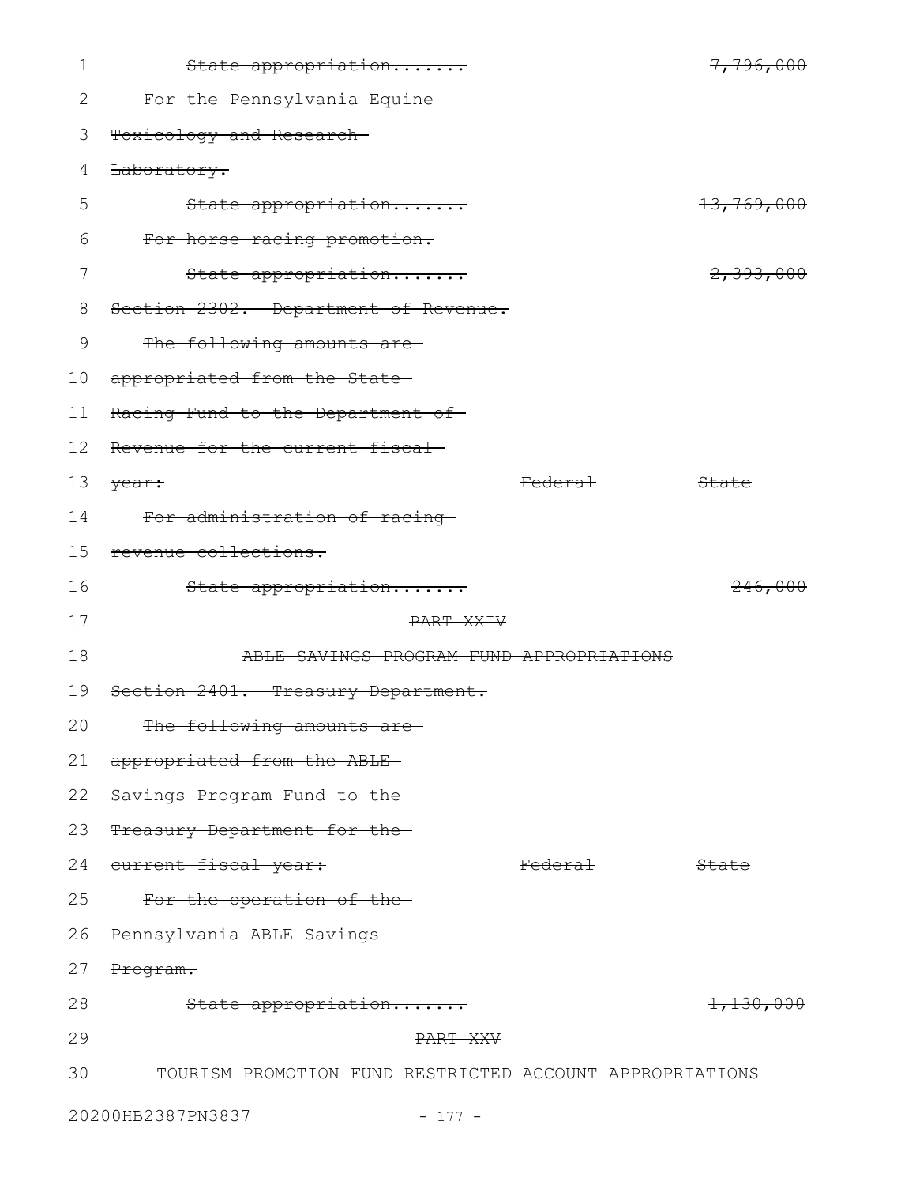~~State appropriation.......~~ ~~7,796,000~~

~~For the Pennsylvania Equine Toxicology and Research Laboratory.~~

~~State appropriation.......~~ ~~13,769,000~~

~~For horse racing promotion.~~

~~State appropriation.......~~ ~~2,393,000~~

~~Section 2302. Department of Revenue.~~

~~The following amounts are appropriated from the State Racing Fund to the Department of Revenue for the current fiscal year:~~ ~~Federal~~ ~~State~~

~~For administration of racing revenue collections.~~

~~State appropriation.......~~ ~~246,000~~

~~PART XXIV~~

~~ABLE SAVINGS PROGRAM FUND APPROPRIATIONS~~

~~Section 2401. Treasury Department.~~

~~The following amounts are appropriated from the ABLE Savings Program Fund to the Treasury Department for the current fiscal year:~~ ~~Federal~~ ~~State~~

~~For the operation of the Pennsylvania ABLE Savings Program.~~

~~State appropriation.......~~ ~~1,130,000~~

~~PART XXV~~

~~TOURISM PROMOTION FUND RESTRICTED ACCOUNT APPROPRIATIONS~~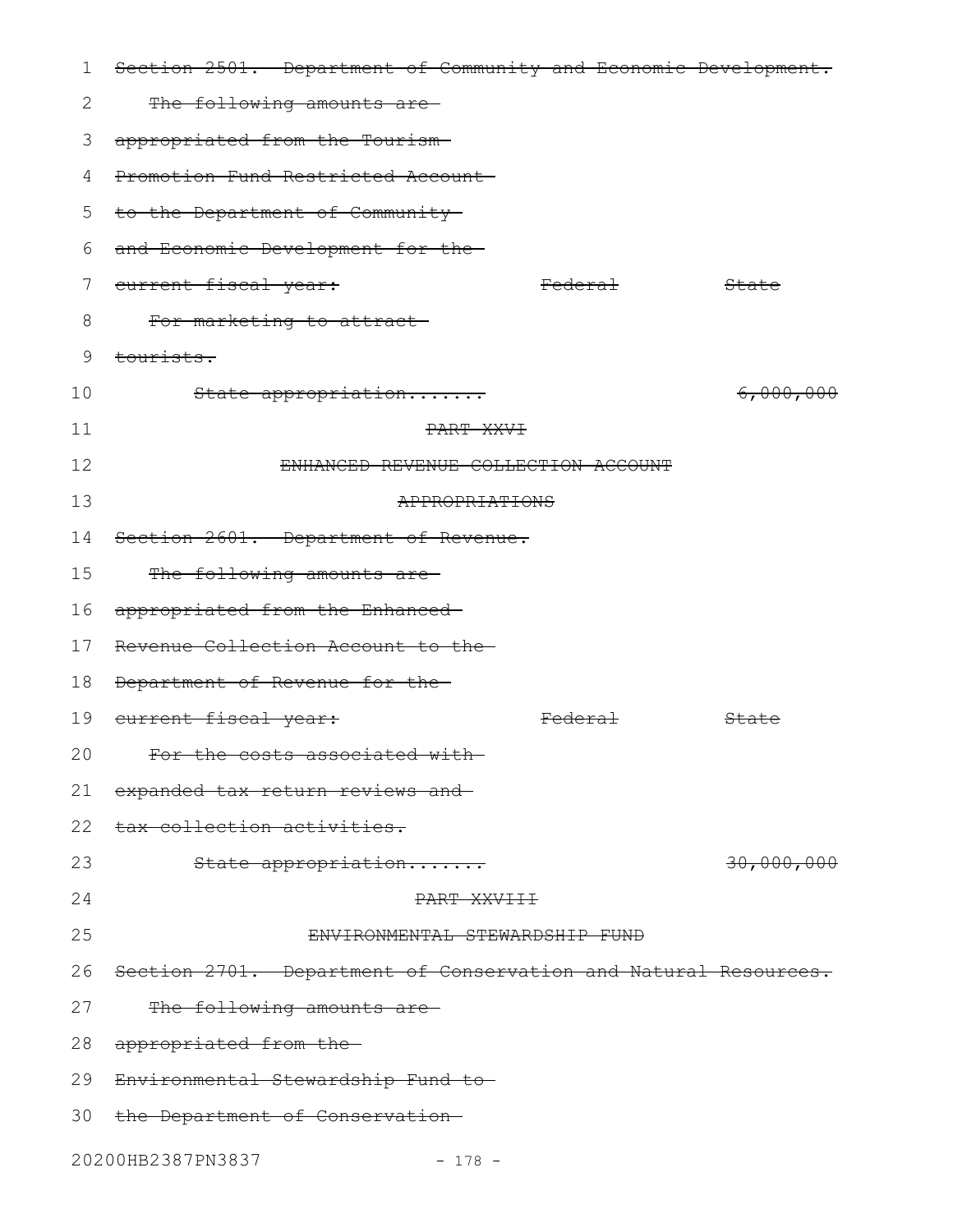~~Section 2501. Department of Community and Economic Development.~~

~~The following amounts are appropriated from the Tourism Promotion Fund Restricted Account to the Department of Community and Economic Development for the current fiscal year:~~

| | ~~Federal~~ | ~~State~~ |
|---|---|---|
| ~~For marketing to attract tourists.~~ | | |
| ~~State appropriation.......~~ | | ~~6,000,000~~ |

~~PART XXVI~~

~~ENHANCED REVENUE COLLECTION ACCOUNT APPROPRIATIONS~~

~~Section 2601. Department of Revenue.~~

~~The following amounts are appropriated from the Enhanced Revenue Collection Account to the Department of Revenue for the current fiscal year:~~

| | ~~Federal~~ | ~~State~~ |
|---|---|---|
| ~~For the costs associated with expanded tax return reviews and tax collection activities.~~ | | |
| ~~State appropriation.......~~ | | ~~30,000,000~~ |

~~PART XXVIII~~

~~ENVIRONMENTAL STEWARDSHIP FUND~~

~~Section 2701. Department of Conservation and Natural Resources.~~

~~The following amounts are appropriated from the Environmental Stewardship Fund to the Department of Conservation~~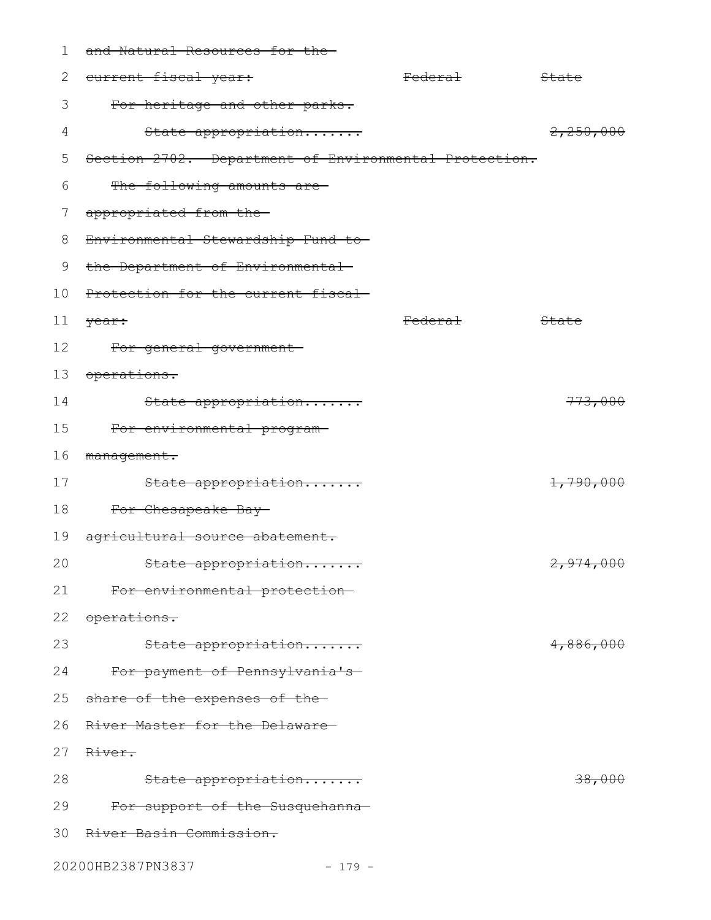~~and Natural Resources for the current fiscal year:~~ ~~Federal~~ ~~State~~

~~For heritage and other parks.~~

~~State appropriation.......~~ ~~2,250,000~~

~~Section 2702. Department of Environmental Protection.~~

~~The following amounts are appropriated from the Environmental Stewardship Fund to the Department of Environmental Protection for the current fiscal year:~~ ~~Federal~~ ~~State~~

~~For general government operations.~~

~~State appropriation.......~~ ~~773,000~~

~~For environmental program management.~~

~~State appropriation.......~~ ~~1,790,000~~

~~For Chesapeake Bay agricultural source abatement.~~

~~State appropriation.......~~ ~~2,974,000~~

~~For environmental protection operations.~~

~~State appropriation.......~~ ~~4,886,000~~

~~For payment of Pennsylvania's share of the expenses of the River Master for the Delaware River.~~

~~State appropriation.......~~ ~~38,000~~

~~For support of the Susquehanna River Basin Commission.~~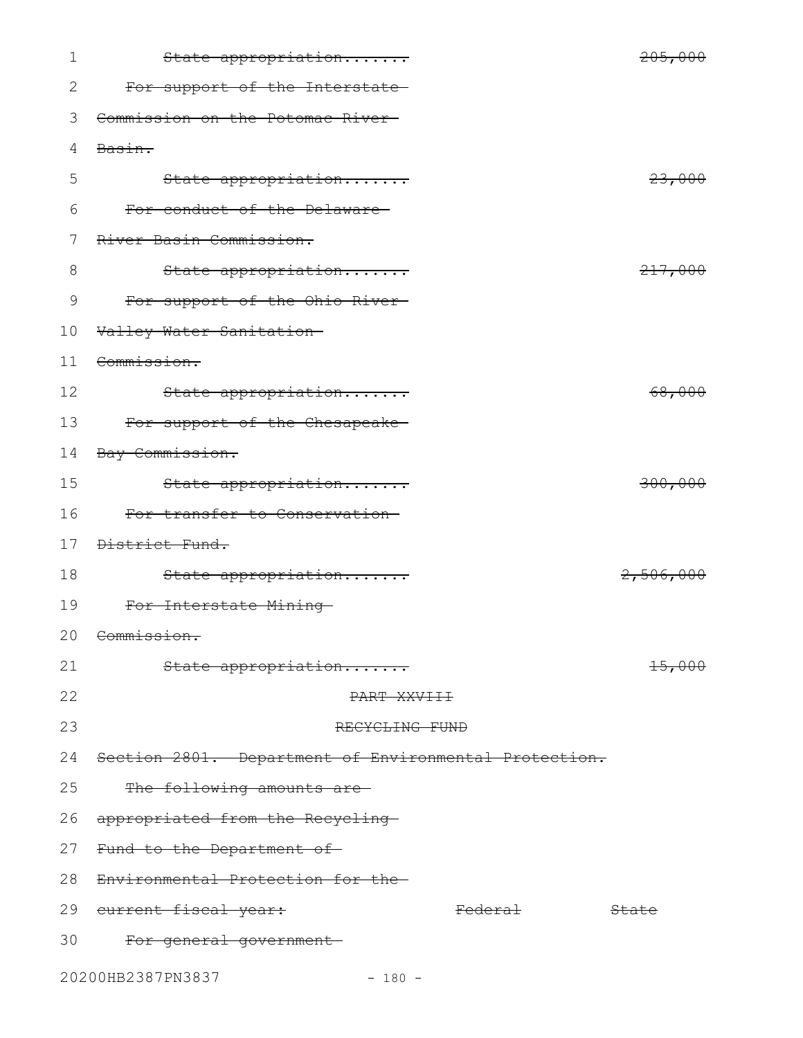~~State appropriation....... 205,000~~

~~For support of the Interstate Commission on the Potomac River Basin.~~

~~State appropriation....... 23,000~~

~~For conduct of the Delaware River Basin Commission.~~

~~State appropriation....... 217,000~~

~~For support of the Ohio River Valley Water Sanitation Commission.~~

~~State appropriation....... 68,000~~

~~For support of the Chesapeake Bay Commission.~~

~~State appropriation....... 300,000~~

~~For transfer to Conservation District Fund.~~

~~State appropriation....... 2,506,000~~

~~For Interstate Mining Commission.~~

~~State appropriation....... 15,000~~

~~PART XXVIII~~

~~RECYCLING FUND~~

~~Section 2801. Department of Environmental Protection.~~

~~The following amounts are appropriated from the Recycling Fund to the Department of Environmental Protection for the current fiscal year: Federal State~~

~~For general government~~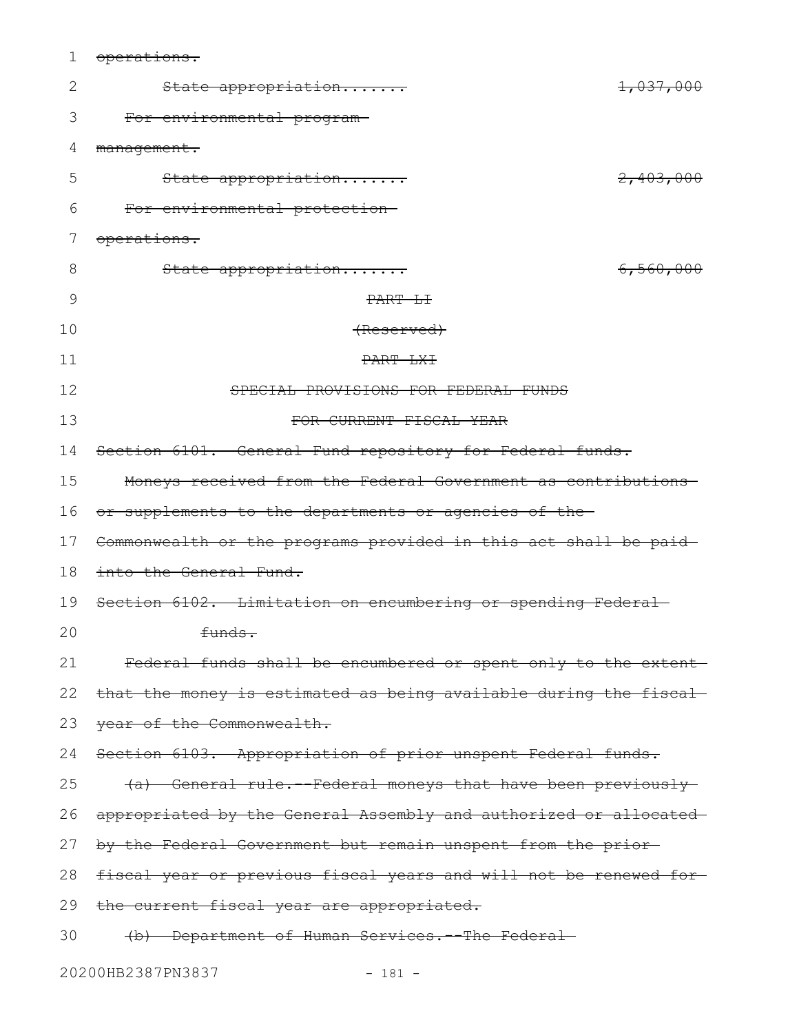~~operations.~~

~~State appropriation....... 1,037,000~~

~~For environmental program management.~~

~~State appropriation....... 2,403,000~~

~~For environmental protection operations.~~

~~State appropriation....... 6,560,000~~

~~PART LI~~

~~(Reserved)~~

~~PART LXI~~

~~SPECIAL PROVISIONS FOR FEDERAL FUNDS FOR CURRENT FISCAL YEAR~~

~~Section 6101. General Fund repository for Federal funds.~~

~~Moneys received from the Federal Government as contributions or supplements to the departments or agencies of the Commonwealth or the programs provided in this act shall be paid into the General Fund.~~

~~Section 6102. Limitation on encumbering or spending Federal funds.~~

~~Federal funds shall be encumbered or spent only to the extent that the money is estimated as being available during the fiscal year of the Commonwealth.~~

~~Section 6103. Appropriation of prior unspent Federal funds.~~

~~(a) General rule.--Federal moneys that have been previously appropriated by the General Assembly and authorized or allocated by the Federal Government but remain unspent from the prior fiscal year or previous fiscal years and will not be renewed for the current fiscal year are appropriated.~~

~~(b) Department of Human Services.--The Federal~~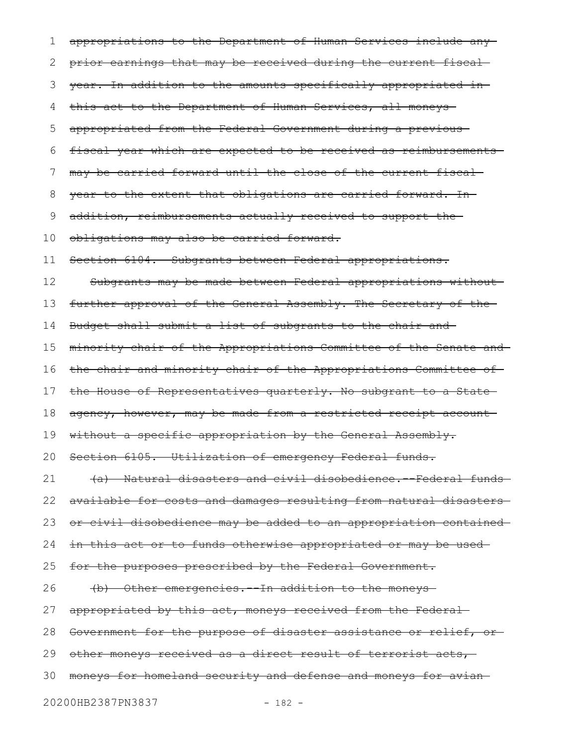appropriations to the Department of Human Services include any prior earnings that may be received during the current fiscal year. In addition to the amounts specifically appropriated in this act to the Department of Human Services, all moneys appropriated from the Federal Government during a previous fiscal year which are expected to be received as reimbursements may be carried forward until the close of the current fiscal year to the extent that obligations are carried forward. In addition, reimbursements actually received to support the obligations may also be carried forward.

Section 6104. Subgrants between Federal appropriations.

Subgrants may be made between Federal appropriations without further approval of the General Assembly. The Secretary of the Budget shall submit a list of subgrants to the chair and minority chair of the Appropriations Committee of the Senate and the chair and minority chair of the Appropriations Committee of the House of Representatives quarterly. No subgrant to a State agency, however, may be made from a restricted receipt account without a specific appropriation by the General Assembly.

Section 6105. Utilization of emergency Federal funds.

(a) Natural disasters and civil disobedience.--Federal funds available for costs and damages resulting from natural disasters or civil disobedience may be added to an appropriation contained in this act or to funds otherwise appropriated or may be used for the purposes prescribed by the Federal Government.

(b) Other emergencies.--In addition to the moneys appropriated by this act, moneys received from the Federal Government for the purpose of disaster assistance or relief, or other moneys received as a direct result of terrorist acts, moneys for homeland security and defense and moneys for avian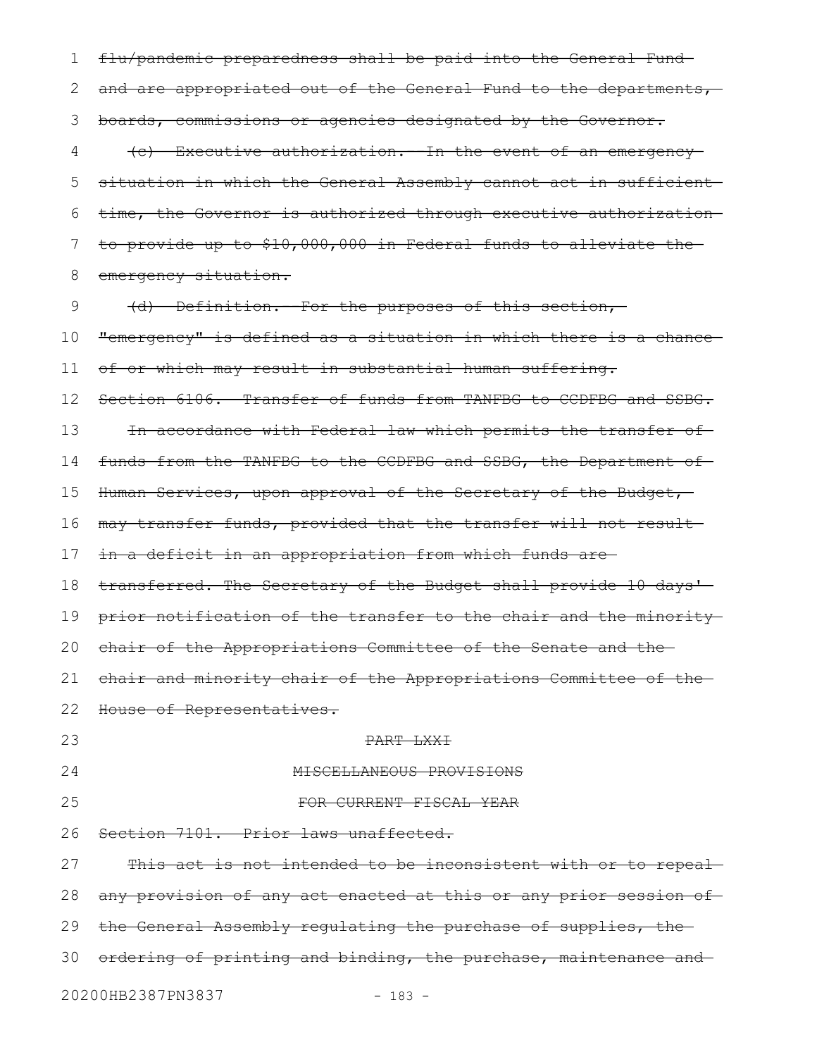~~flu/pandemic preparedness shall be paid into the General Fund and are appropriated out of the General Fund to the departments, boards, commissions or agencies designated by the Governor.~~

~~(c) Executive authorization. In the event of an emergency situation in which the General Assembly cannot act in sufficient time, the Governor is authorized through executive authorization to provide up to $10,000,000 in Federal funds to alleviate the emergency situation.~~

~~(d) Definition. For the purposes of this section, "emergency" is defined as a situation in which there is a chance of or which may result in substantial human suffering.~~

~~Section 6106. Transfer of funds from TANFBG to CCDFBG and SSBG.~~

~~In accordance with Federal law which permits the transfer of funds from the TANFBG to the CCDFBG and SSBG, the Department of Human Services, upon approval of the Secretary of the Budget, may transfer funds, provided that the transfer will not result in a deficit in an appropriation from which funds are transferred. The Secretary of the Budget shall provide 10 days' prior notification of the transfer to the chair and the minority chair of the Appropriations Committee of the Senate and the chair and minority chair of the Appropriations Committee of the House of Representatives.~~

~~PART LXXI~~

~~MISCELLANEOUS PROVISIONS~~

~~FOR CURRENT FISCAL YEAR~~

~~Section 7101. Prior laws unaffected.~~

~~This act is not intended to be inconsistent with or to repeal any provision of any act enacted at this or any prior session of the General Assembly regulating the purchase of supplies, the ordering of printing and binding, the purchase, maintenance and~~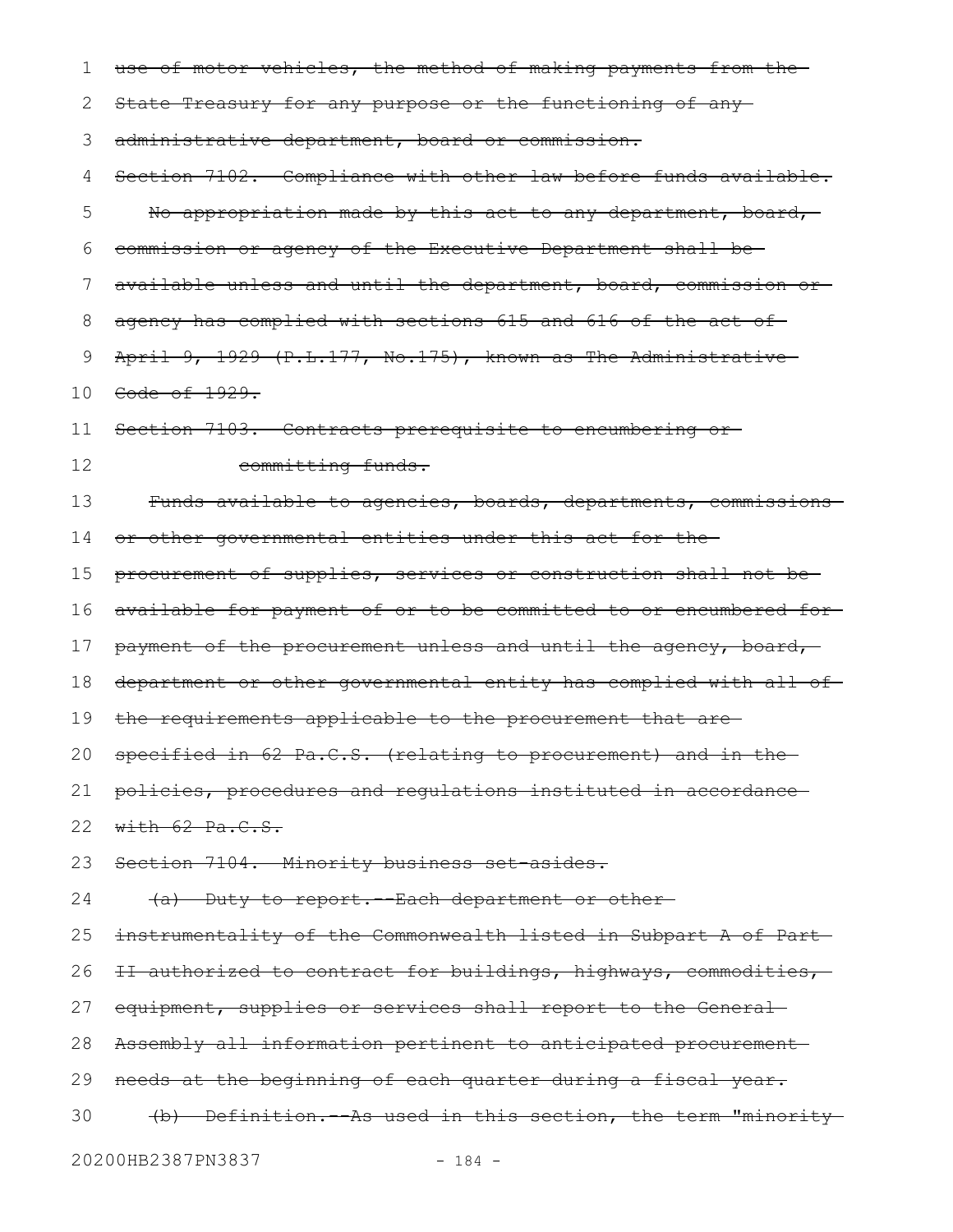~~use of motor vehicles, the method of making payments from the State Treasury for any purpose or the functioning of any administrative department, board or commission.~~

~~Section 7102. Compliance with other law before funds available.~~

~~No appropriation made by this act to any department, board, commission or agency of the Executive Department shall be available unless and until the department, board, commission or agency has complied with sections 615 and 616 of the act of April 9, 1929 (P.L.177, No.175), known as The Administrative Code of 1929.~~

~~Section 7103. Contracts prerequisite to encumbering or committing funds.~~

~~Funds available to agencies, boards, departments, commissions or other governmental entities under this act for the procurement of supplies, services or construction shall not be available for payment of or to be committed to or encumbered for payment of the procurement unless and until the agency, board, department or other governmental entity has complied with all of the requirements applicable to the procurement that are specified in 62 Pa.C.S. (relating to procurement) and in the policies, procedures and regulations instituted in accordance with 62 Pa.C.S.~~

~~Section 7104. Minority business set-asides.~~

~~(a) Duty to report.--Each department or other instrumentality of the Commonwealth listed in Subpart A of Part II authorized to contract for buildings, highways, commodities, equipment, supplies or services shall report to the General Assembly all information pertinent to anticipated procurement needs at the beginning of each quarter during a fiscal year.~~

~~(b) Definition.--As used in this section, the term "minority~~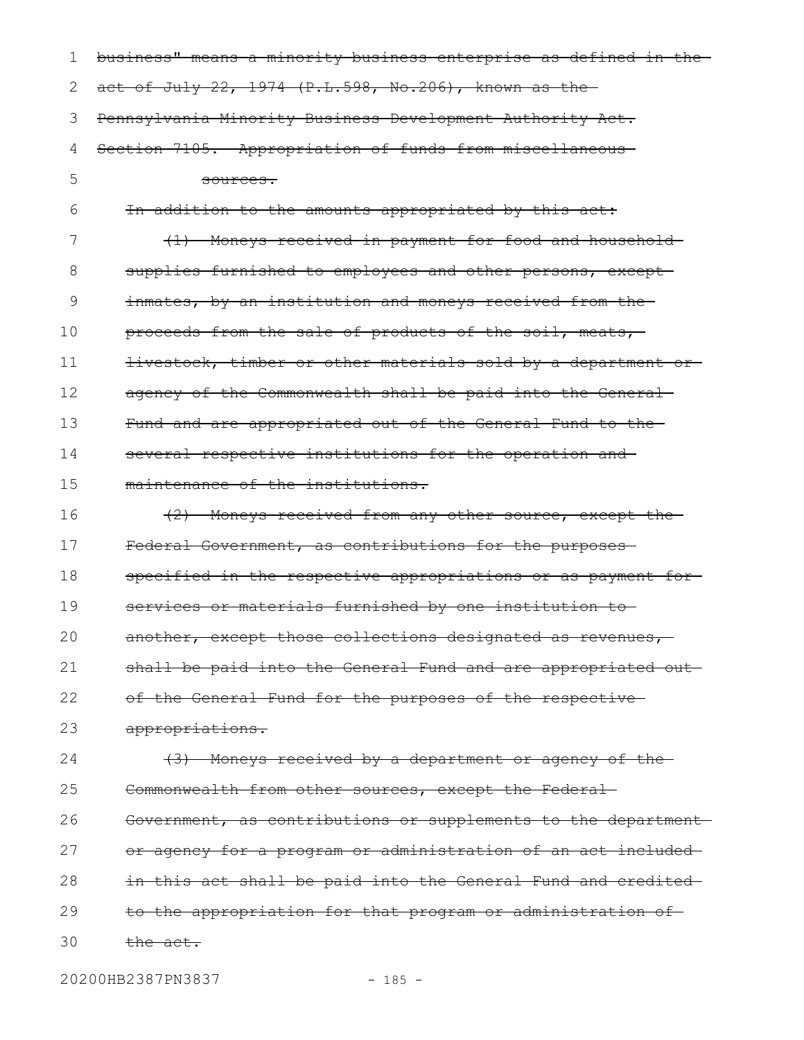~~business" means a minority business enterprise as defined in the act of July 22, 1974 (P.L.598, No.206), known as the Pennsylvania Minority Business Development Authority Act.~~

~~Section 7105. Appropriation of funds from miscellaneous sources.~~

~~In addition to the amounts appropriated by this act:~~

~~(1) Moneys received in payment for food and household supplies furnished to employees and other persons, except inmates, by an institution and moneys received from the proceeds from the sale of products of the soil, meats, livestock, timber or other materials sold by a department or agency of the Commonwealth shall be paid into the General Fund and are appropriated out of the General Fund to the several respective institutions for the operation and maintenance of the institutions.~~

~~(2) Moneys received from any other source, except the Federal Government, as contributions for the purposes specified in the respective appropriations or as payment for services or materials furnished by one institution to another, except those collections designated as revenues, shall be paid into the General Fund and are appropriated out of the General Fund for the purposes of the respective appropriations.~~

~~(3) Moneys received by a department or agency of the Commonwealth from other sources, except the Federal Government, as contributions or supplements to the department or agency for a program or administration of an act included in this act shall be paid into the General Fund and credited to the appropriation for that program or administration of the act.~~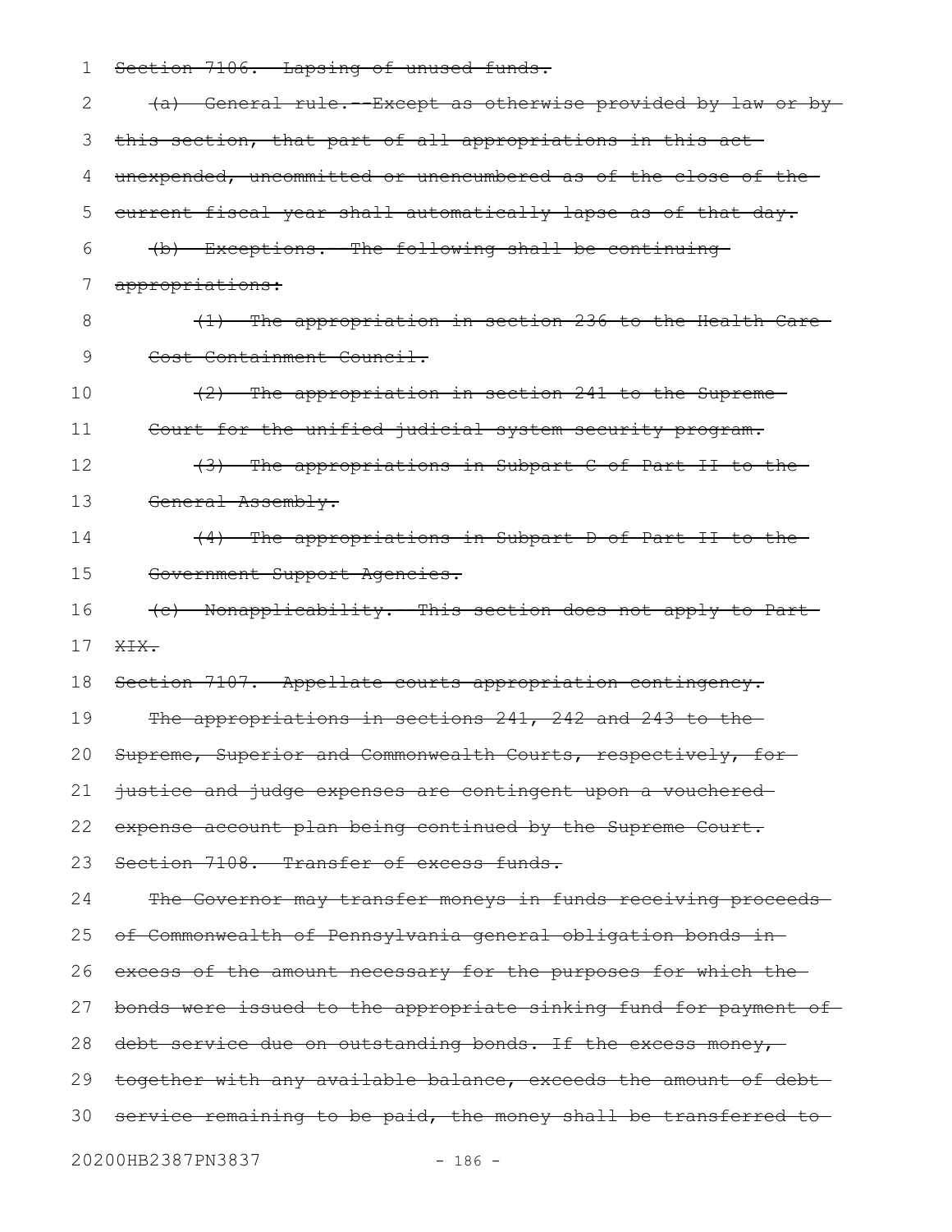~~Section 7106. Lapsing of unused funds.~~

~~(a) General rule.--Except as otherwise provided by law or by this section, that part of all appropriations in this act unexpended, uncommitted or unencumbered as of the close of the current fiscal year shall automatically lapse as of that day.~~

~~(b) Exceptions. The following shall be continuing appropriations:~~

~~(1) The appropriation in section 236 to the Health Care Cost Containment Council.~~

~~(2) The appropriation in section 241 to the Supreme Court for the unified judicial system security program.~~

~~(3) The appropriations in Subpart C of Part II to the General Assembly.~~

~~(4) The appropriations in Subpart D of Part II to the Government Support Agencies.~~

~~(c) Nonapplicability. This section does not apply to Part XIX.~~

~~Section 7107. Appellate courts appropriation contingency.~~

~~The appropriations in sections 241, 242 and 243 to the Supreme, Superior and Commonwealth Courts, respectively, for justice and judge expenses are contingent upon a vouchered expense account plan being continued by the Supreme Court.~~

~~Section 7108. Transfer of excess funds.~~

~~The Governor may transfer moneys in funds receiving proceeds of Commonwealth of Pennsylvania general obligation bonds in excess of the amount necessary for the purposes for which the bonds were issued to the appropriate sinking fund for payment of debt service due on outstanding bonds. If the excess money, together with any available balance, exceeds the amount of debt service remaining to be paid, the money shall be transferred to~~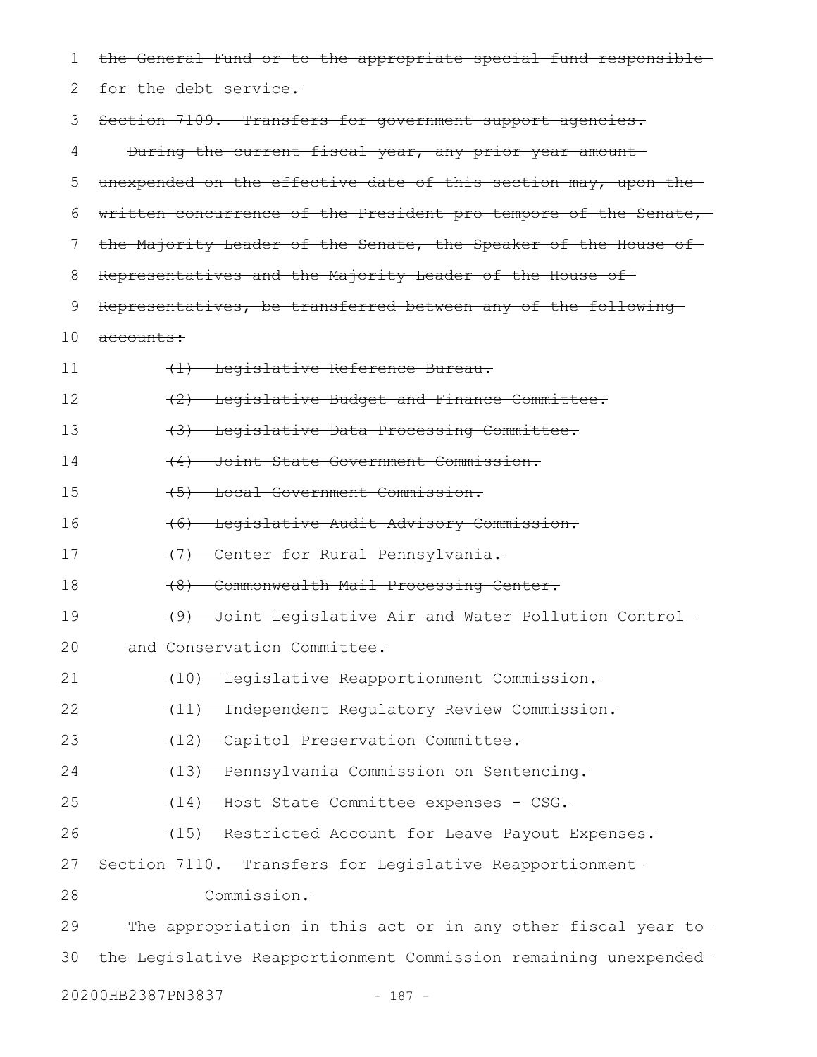~~the General Fund or to the appropriate special fund responsible for the debt service.~~

~~Section 7109. Transfers for government support agencies.~~

~~During the current fiscal year, any prior year amount unexpended on the effective date of this section may, upon the written concurrence of the President pro tempore of the Senate, the Majority Leader of the Senate, the Speaker of the House of Representatives and the Majority Leader of the House of Representatives, be transferred between any of the following accounts:~~

~~(1) Legislative Reference Bureau.~~

~~(2) Legislative Budget and Finance Committee.~~

~~(3) Legislative Data Processing Committee.~~

~~(4) Joint State Government Commission.~~

~~(5) Local Government Commission.~~

~~(6) Legislative Audit Advisory Commission.~~

~~(7) Center for Rural Pennsylvania.~~

~~(8) Commonwealth Mail Processing Center.~~

~~(9) Joint Legislative Air and Water Pollution Control and Conservation Committee.~~

~~(10) Legislative Reapportionment Commission.~~

~~(11) Independent Regulatory Review Commission.~~

~~(12) Capitol Preservation Committee.~~

~~(13) Pennsylvania Commission on Sentencing.~~

~~(14) Host State Committee expenses - CSG.~~

~~(15) Restricted Account for Leave Payout Expenses.~~

~~Section 7110. Transfers for Legislative Reapportionment Commission.~~

~~The appropriation in this act or in any other fiscal year to the Legislative Reapportionment Commission remaining unexpended~~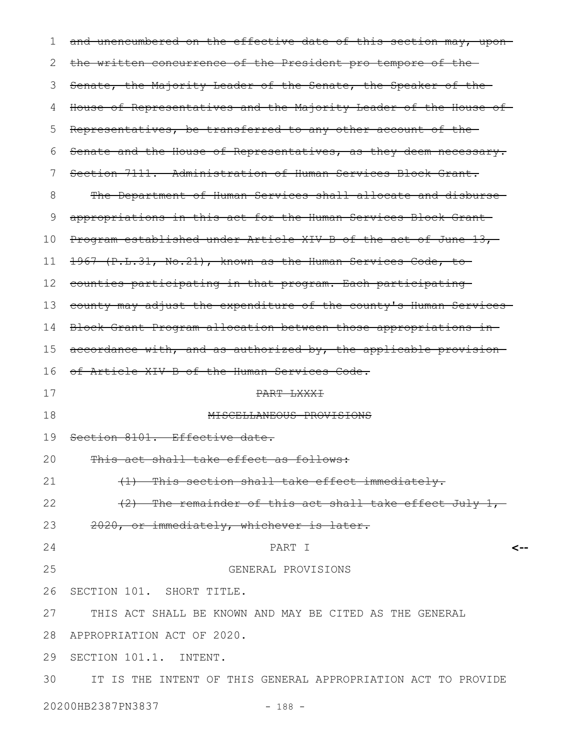~~and unencumbered on the effective date of this section may, upon the written concurrence of the President pro tempore of the Senate, the Majority Leader of the Senate, the Speaker of the House of Representatives and the Majority Leader of the House of Representatives, be transferred to any other account of the Senate and the House of Representatives, as they deem necessary.~~

~~Section 7111. Administration of Human Services Block Grant.~~

~~The Department of Human Services shall allocate and disburse appropriations in this act for the Human Services Block Grant Program established under Article XIV-B of the act of June 13, 1967 (P.L.31, No.21), known as the Human Services Code, to counties participating in that program. Each participating county may adjust the expenditure of the county's Human Services Block Grant Program allocation between those appropriations in accordance with, and as authorized by, the applicable provision of Article XIV-B of the Human Services Code.~~

~~PART LXXXI~~

~~MISCELLANEOUS PROVISIONS~~

~~Section 8101. Effective date.~~

~~This act shall take effect as follows:~~

~~(1) This section shall take effect immediately.~~

~~(2) The remainder of this act shall take effect July 1, 2020, or immediately, whichever is later.~~

PART I

GENERAL PROVISIONS

SECTION 101. SHORT TITLE.

THIS ACT SHALL BE KNOWN AND MAY BE CITED AS THE GENERAL APPROPRIATION ACT OF 2020.

SECTION 101.1. INTENT.

IT IS THE INTENT OF THIS GENERAL APPROPRIATION ACT TO PROVIDE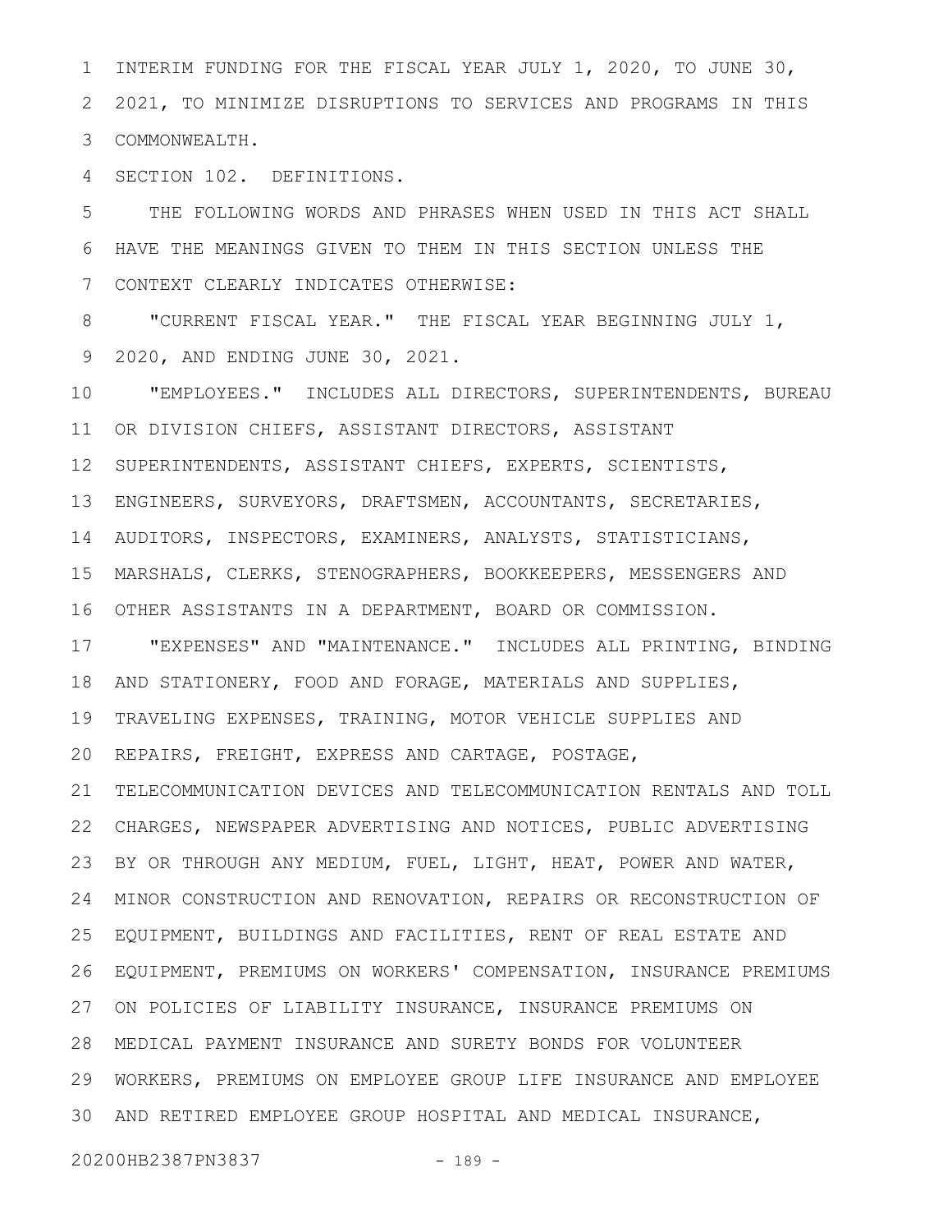INTERIM FUNDING FOR THE FISCAL YEAR JULY 1, 2020, TO JUNE 30, 2021, TO MINIMIZE DISRUPTIONS TO SERVICES AND PROGRAMS IN THIS COMMONWEALTH.

SECTION 102. DEFINITIONS.

THE FOLLOWING WORDS AND PHRASES WHEN USED IN THIS ACT SHALL HAVE THE MEANINGS GIVEN TO THEM IN THIS SECTION UNLESS THE CONTEXT CLEARLY INDICATES OTHERWISE:

"CURRENT FISCAL YEAR." THE FISCAL YEAR BEGINNING JULY 1, 2020, AND ENDING JUNE 30, 2021.

"EMPLOYEES." INCLUDES ALL DIRECTORS, SUPERINTENDENTS, BUREAU OR DIVISION CHIEFS, ASSISTANT DIRECTORS, ASSISTANT SUPERINTENDENTS, ASSISTANT CHIEFS, EXPERTS, SCIENTISTS, ENGINEERS, SURVEYORS, DRAFTSMEN, ACCOUNTANTS, SECRETARIES, AUDITORS, INSPECTORS, EXAMINERS, ANALYSTS, STATISTICIANS, MARSHALS, CLERKS, STENOGRAPHERS, BOOKKEEPERS, MESSENGERS AND OTHER ASSISTANTS IN A DEPARTMENT, BOARD OR COMMISSION.

"EXPENSES" AND "MAINTENANCE." INCLUDES ALL PRINTING, BINDING AND STATIONERY, FOOD AND FORAGE, MATERIALS AND SUPPLIES, TRAVELING EXPENSES, TRAINING, MOTOR VEHICLE SUPPLIES AND REPAIRS, FREIGHT, EXPRESS AND CARTAGE, POSTAGE, TELECOMMUNICATION DEVICES AND TELECOMMUNICATION RENTALS AND TOLL CHARGES, NEWSPAPER ADVERTISING AND NOTICES, PUBLIC ADVERTISING BY OR THROUGH ANY MEDIUM, FUEL, LIGHT, HEAT, POWER AND WATER, MINOR CONSTRUCTION AND RENOVATION, REPAIRS OR RECONSTRUCTION OF EQUIPMENT, BUILDINGS AND FACILITIES, RENT OF REAL ESTATE AND EQUIPMENT, PREMIUMS ON WORKERS' COMPENSATION, INSURANCE PREMIUMS ON POLICIES OF LIABILITY INSURANCE, INSURANCE PREMIUMS ON MEDICAL PAYMENT INSURANCE AND SURETY BONDS FOR VOLUNTEER WORKERS, PREMIUMS ON EMPLOYEE GROUP LIFE INSURANCE AND EMPLOYEE AND RETIRED EMPLOYEE GROUP HOSPITAL AND MEDICAL INSURANCE,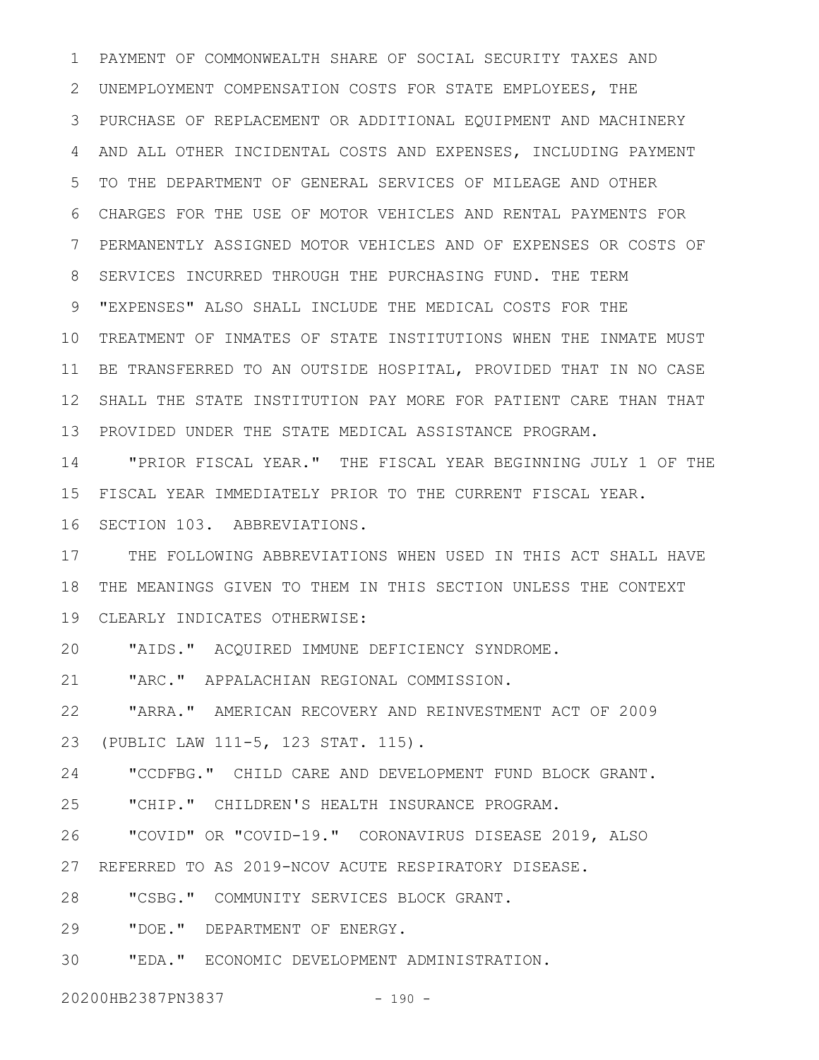PAYMENT OF COMMONWEALTH SHARE OF SOCIAL SECURITY TAXES AND UNEMPLOYMENT COMPENSATION COSTS FOR STATE EMPLOYEES, THE PURCHASE OF REPLACEMENT OR ADDITIONAL EQUIPMENT AND MACHINERY AND ALL OTHER INCIDENTAL COSTS AND EXPENSES, INCLUDING PAYMENT TO THE DEPARTMENT OF GENERAL SERVICES OF MILEAGE AND OTHER CHARGES FOR THE USE OF MOTOR VEHICLES AND RENTAL PAYMENTS FOR PERMANENTLY ASSIGNED MOTOR VEHICLES AND OF EXPENSES OR COSTS OF SERVICES INCURRED THROUGH THE PURCHASING FUND. THE TERM "EXPENSES" ALSO SHALL INCLUDE THE MEDICAL COSTS FOR THE TREATMENT OF INMATES OF STATE INSTITUTIONS WHEN THE INMATE MUST BE TRANSFERRED TO AN OUTSIDE HOSPITAL, PROVIDED THAT IN NO CASE SHALL THE STATE INSTITUTION PAY MORE FOR PATIENT CARE THAN THAT PROVIDED UNDER THE STATE MEDICAL ASSISTANCE PROGRAM.

"PRIOR FISCAL YEAR." THE FISCAL YEAR BEGINNING JULY 1 OF THE FISCAL YEAR IMMEDIATELY PRIOR TO THE CURRENT FISCAL YEAR.

SECTION 103. ABBREVIATIONS.

THE FOLLOWING ABBREVIATIONS WHEN USED IN THIS ACT SHALL HAVE THE MEANINGS GIVEN TO THEM IN THIS SECTION UNLESS THE CONTEXT CLEARLY INDICATES OTHERWISE:

"AIDS." ACQUIRED IMMUNE DEFICIENCY SYNDROME.

"ARC." APPALACHIAN REGIONAL COMMISSION.

"ARRA." AMERICAN RECOVERY AND REINVESTMENT ACT OF 2009 (PUBLIC LAW 111-5, 123 STAT. 115).

"CCDFBG." CHILD CARE AND DEVELOPMENT FUND BLOCK GRANT.

"CHIP." CHILDREN'S HEALTH INSURANCE PROGRAM.

"COVID" OR "COVID-19." CORONAVIRUS DISEASE 2019, ALSO REFERRED TO AS 2019-NCOV ACUTE RESPIRATORY DISEASE.

"CSBG." COMMUNITY SERVICES BLOCK GRANT.

"DOE." DEPARTMENT OF ENERGY.

"EDA." ECONOMIC DEVELOPMENT ADMINISTRATION.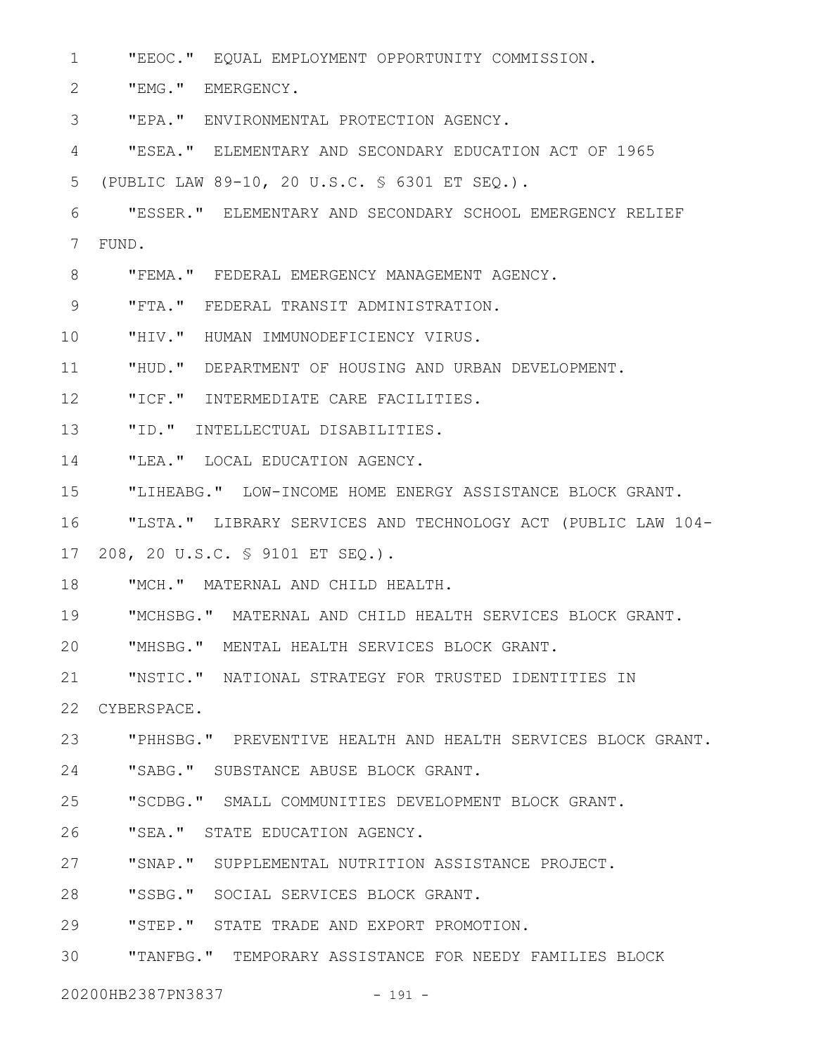"EEOC." EQUAL EMPLOYMENT OPPORTUNITY COMMISSION.

"EMG." EMERGENCY.

"EPA." ENVIRONMENTAL PROTECTION AGENCY.

"ESEA." ELEMENTARY AND SECONDARY EDUCATION ACT OF 1965 (PUBLIC LAW 89-10, 20 U.S.C. § 6301 ET SEQ.).

"ESSER." ELEMENTARY AND SECONDARY SCHOOL EMERGENCY RELIEF FUND.

"FEMA." FEDERAL EMERGENCY MANAGEMENT AGENCY.

"FTA." FEDERAL TRANSIT ADMINISTRATION.

"HIV." HUMAN IMMUNODEFICIENCY VIRUS.

"HUD." DEPARTMENT OF HOUSING AND URBAN DEVELOPMENT.

"ICF." INTERMEDIATE CARE FACILITIES.

"ID." INTELLECTUAL DISABILITIES.

"LEA." LOCAL EDUCATION AGENCY.

"LIHEABG." LOW-INCOME HOME ENERGY ASSISTANCE BLOCK GRANT.

"LSTA." LIBRARY SERVICES AND TECHNOLOGY ACT (PUBLIC LAW 104-208, 20 U.S.C. § 9101 ET SEQ.).

"MCH." MATERNAL AND CHILD HEALTH.

"MCHSBG." MATERNAL AND CHILD HEALTH SERVICES BLOCK GRANT.

"MHSBG." MENTAL HEALTH SERVICES BLOCK GRANT.

"NSTIC." NATIONAL STRATEGY FOR TRUSTED IDENTITIES IN CYBERSPACE.

"PHHSBG." PREVENTIVE HEALTH AND HEALTH SERVICES BLOCK GRANT.

"SABG." SUBSTANCE ABUSE BLOCK GRANT.

"SCDBG." SMALL COMMUNITIES DEVELOPMENT BLOCK GRANT.

"SEA." STATE EDUCATION AGENCY.

"SNAP." SUPPLEMENTAL NUTRITION ASSISTANCE PROJECT.

"SSBG." SOCIAL SERVICES BLOCK GRANT.

"STEP." STATE TRADE AND EXPORT PROMOTION.

"TANFBG." TEMPORARY ASSISTANCE FOR NEEDY FAMILIES BLOCK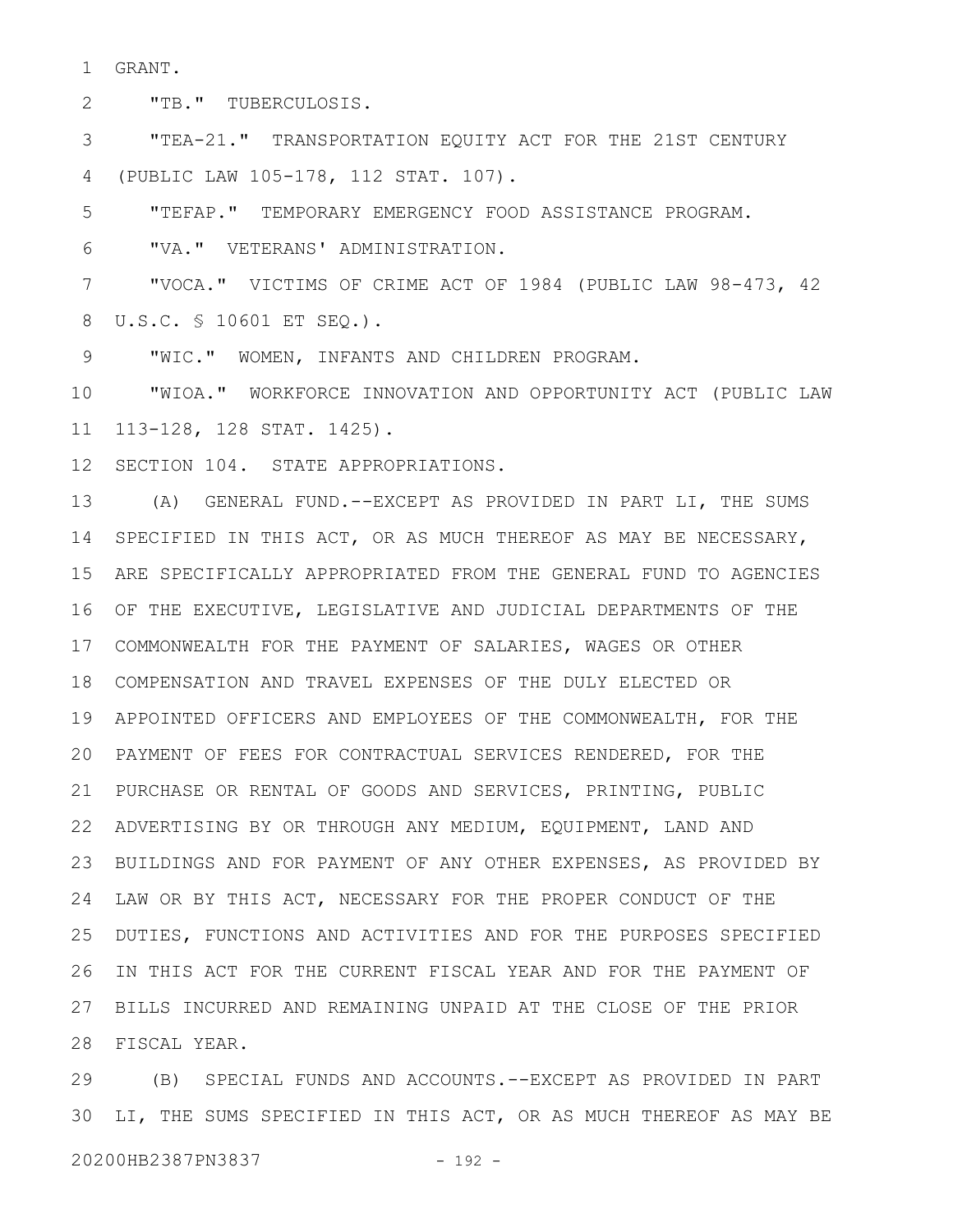GRANT.

"TB." TUBERCULOSIS.

"TEA-21." TRANSPORTATION EQUITY ACT FOR THE 21ST CENTURY (PUBLIC LAW 105-178, 112 STAT. 107).

"TEFAP." TEMPORARY EMERGENCY FOOD ASSISTANCE PROGRAM.

"VA." VETERANS' ADMINISTRATION.

"VOCA." VICTIMS OF CRIME ACT OF 1984 (PUBLIC LAW 98-473, 42 U.S.C. § 10601 ET SEQ.).

"WIC." WOMEN, INFANTS AND CHILDREN PROGRAM.

"WIOA." WORKFORCE INNOVATION AND OPPORTUNITY ACT (PUBLIC LAW 113-128, 128 STAT. 1425).

SECTION 104. STATE APPROPRIATIONS.

(A) GENERAL FUND.--EXCEPT AS PROVIDED IN PART LI, THE SUMS SPECIFIED IN THIS ACT, OR AS MUCH THEREOF AS MAY BE NECESSARY, ARE SPECIFICALLY APPROPRIATED FROM THE GENERAL FUND TO AGENCIES OF THE EXECUTIVE, LEGISLATIVE AND JUDICIAL DEPARTMENTS OF THE COMMONWEALTH FOR THE PAYMENT OF SALARIES, WAGES OR OTHER COMPENSATION AND TRAVEL EXPENSES OF THE DULY ELECTED OR APPOINTED OFFICERS AND EMPLOYEES OF THE COMMONWEALTH, FOR THE PAYMENT OF FEES FOR CONTRACTUAL SERVICES RENDERED, FOR THE PURCHASE OR RENTAL OF GOODS AND SERVICES, PRINTING, PUBLIC ADVERTISING BY OR THROUGH ANY MEDIUM, EQUIPMENT, LAND AND BUILDINGS AND FOR PAYMENT OF ANY OTHER EXPENSES, AS PROVIDED BY LAW OR BY THIS ACT, NECESSARY FOR THE PROPER CONDUCT OF THE DUTIES, FUNCTIONS AND ACTIVITIES AND FOR THE PURPOSES SPECIFIED IN THIS ACT FOR THE CURRENT FISCAL YEAR AND FOR THE PAYMENT OF BILLS INCURRED AND REMAINING UNPAID AT THE CLOSE OF THE PRIOR FISCAL YEAR.

(B) SPECIAL FUNDS AND ACCOUNTS.--EXCEPT AS PROVIDED IN PART LI, THE SUMS SPECIFIED IN THIS ACT, OR AS MUCH THEREOF AS MAY BE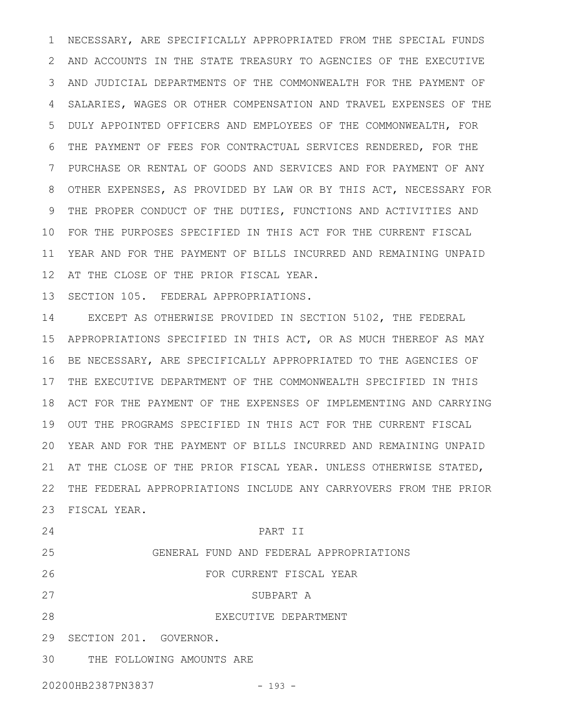NECESSARY, ARE SPECIFICALLY APPROPRIATED FROM THE SPECIAL FUNDS AND ACCOUNTS IN THE STATE TREASURY TO AGENCIES OF THE EXECUTIVE AND JUDICIAL DEPARTMENTS OF THE COMMONWEALTH FOR THE PAYMENT OF SALARIES, WAGES OR OTHER COMPENSATION AND TRAVEL EXPENSES OF THE DULY APPOINTED OFFICERS AND EMPLOYEES OF THE COMMONWEALTH, FOR THE PAYMENT OF FEES FOR CONTRACTUAL SERVICES RENDERED, FOR THE PURCHASE OR RENTAL OF GOODS AND SERVICES AND FOR PAYMENT OF ANY OTHER EXPENSES, AS PROVIDED BY LAW OR BY THIS ACT, NECESSARY FOR THE PROPER CONDUCT OF THE DUTIES, FUNCTIONS AND ACTIVITIES AND FOR THE PURPOSES SPECIFIED IN THIS ACT FOR THE CURRENT FISCAL YEAR AND FOR THE PAYMENT OF BILLS INCURRED AND REMAINING UNPAID AT THE CLOSE OF THE PRIOR FISCAL YEAR.

SECTION 105. FEDERAL APPROPRIATIONS.

EXCEPT AS OTHERWISE PROVIDED IN SECTION 5102, THE FEDERAL APPROPRIATIONS SPECIFIED IN THIS ACT, OR AS MUCH THEREOF AS MAY BE NECESSARY, ARE SPECIFICALLY APPROPRIATED TO THE AGENCIES OF THE EXECUTIVE DEPARTMENT OF THE COMMONWEALTH SPECIFIED IN THIS ACT FOR THE PAYMENT OF THE EXPENSES OF IMPLEMENTING AND CARRYING OUT THE PROGRAMS SPECIFIED IN THIS ACT FOR THE CURRENT FISCAL YEAR AND FOR THE PAYMENT OF BILLS INCURRED AND REMAINING UNPAID AT THE CLOSE OF THE PRIOR FISCAL YEAR. UNLESS OTHERWISE STATED, THE FEDERAL APPROPRIATIONS INCLUDE ANY CARRYOVERS FROM THE PRIOR FISCAL YEAR.

PART II

GENERAL FUND AND FEDERAL APPROPRIATIONS

FOR CURRENT FISCAL YEAR

SUBPART A

EXECUTIVE DEPARTMENT

SECTION 201. GOVERNOR.

THE FOLLOWING AMOUNTS ARE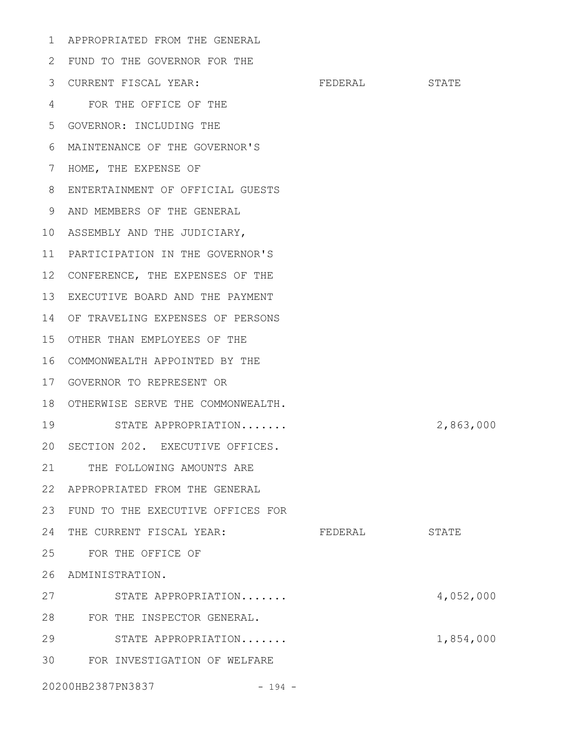APPROPRIATED FROM THE GENERAL FUND TO THE GOVERNOR FOR THE CURRENT FISCAL YEAR:

| | FEDERAL | STATE |
|---|---|---|
| FOR THE OFFICE OF THE GOVERNOR: INCLUDING THE MAINTENANCE OF THE GOVERNOR'S HOME, THE EXPENSE OF ENTERTAINMENT OF OFFICIAL GUESTS AND MEMBERS OF THE GENERAL ASSEMBLY AND THE JUDICIARY, PARTICIPATION IN THE GOVERNOR'S CONFERENCE, THE EXPENSES OF THE EXECUTIVE BOARD AND THE PAYMENT OF TRAVELING EXPENSES OF PERSONS OTHER THAN EMPLOYEES OF THE COMMONWEALTH APPOINTED BY THE GOVERNOR TO REPRESENT OR OTHERWISE SERVE THE COMMONWEALTH. | | |
| STATE APPROPRIATION....... | | 2,863,000 |

SECTION 202. EXECUTIVE OFFICES.

THE FOLLOWING AMOUNTS ARE APPROPRIATED FROM THE GENERAL FUND TO THE EXECUTIVE OFFICES FOR THE CURRENT FISCAL YEAR:

| | FEDERAL | STATE |
|---|---|---|
| FOR THE OFFICE OF ADMINISTRATION. | | |
| STATE APPROPRIATION....... | | 4,052,000 |
| FOR THE INSPECTOR GENERAL. | | |
| STATE APPROPRIATION....... | | 1,854,000 |
| FOR INVESTIGATION OF WELFARE | | |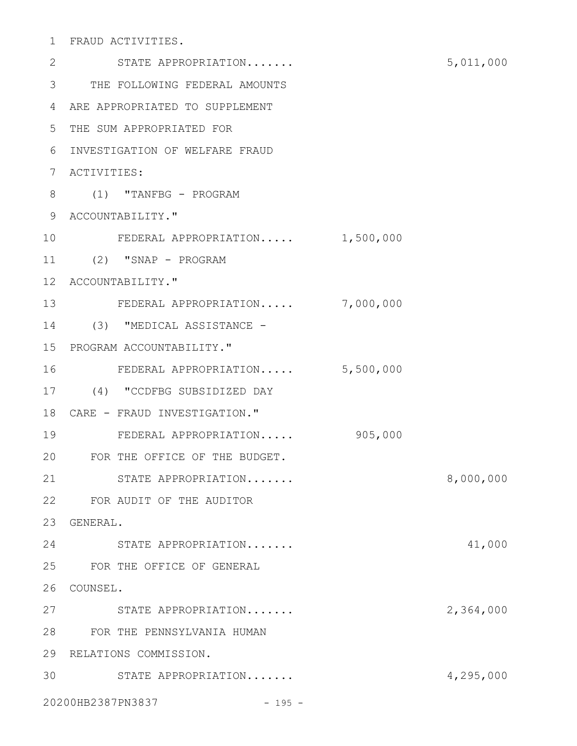FRAUD ACTIVITIES.

STATE APPROPRIATION....... 5,011,000

THE FOLLOWING FEDERAL AMOUNTS ARE APPROPRIATED TO SUPPLEMENT THE SUM APPROPRIATED FOR INVESTIGATION OF WELFARE FRAUD ACTIVITIES:

(1) "TANFBG - PROGRAM ACCOUNTABILITY."

FEDERAL APPROPRIATION..... 1,500,000

(2) "SNAP - PROGRAM ACCOUNTABILITY."

FEDERAL APPROPRIATION..... 7,000,000

(3) "MEDICAL ASSISTANCE - PROGRAM ACCOUNTABILITY."

FEDERAL APPROPRIATION..... 5,500,000

(4) "CCDFBG SUBSIDIZED DAY CARE - FRAUD INVESTIGATION."

FEDERAL APPROPRIATION..... 905,000

FOR THE OFFICE OF THE BUDGET.

STATE APPROPRIATION....... 8,000,000

FOR AUDIT OF THE AUDITOR GENERAL.

STATE APPROPRIATION....... 41,000

FOR THE OFFICE OF GENERAL COUNSEL.

STATE APPROPRIATION....... 2,364,000

FOR THE PENNSYLVANIA HUMAN RELATIONS COMMISSION.

STATE APPROPRIATION....... 4,295,000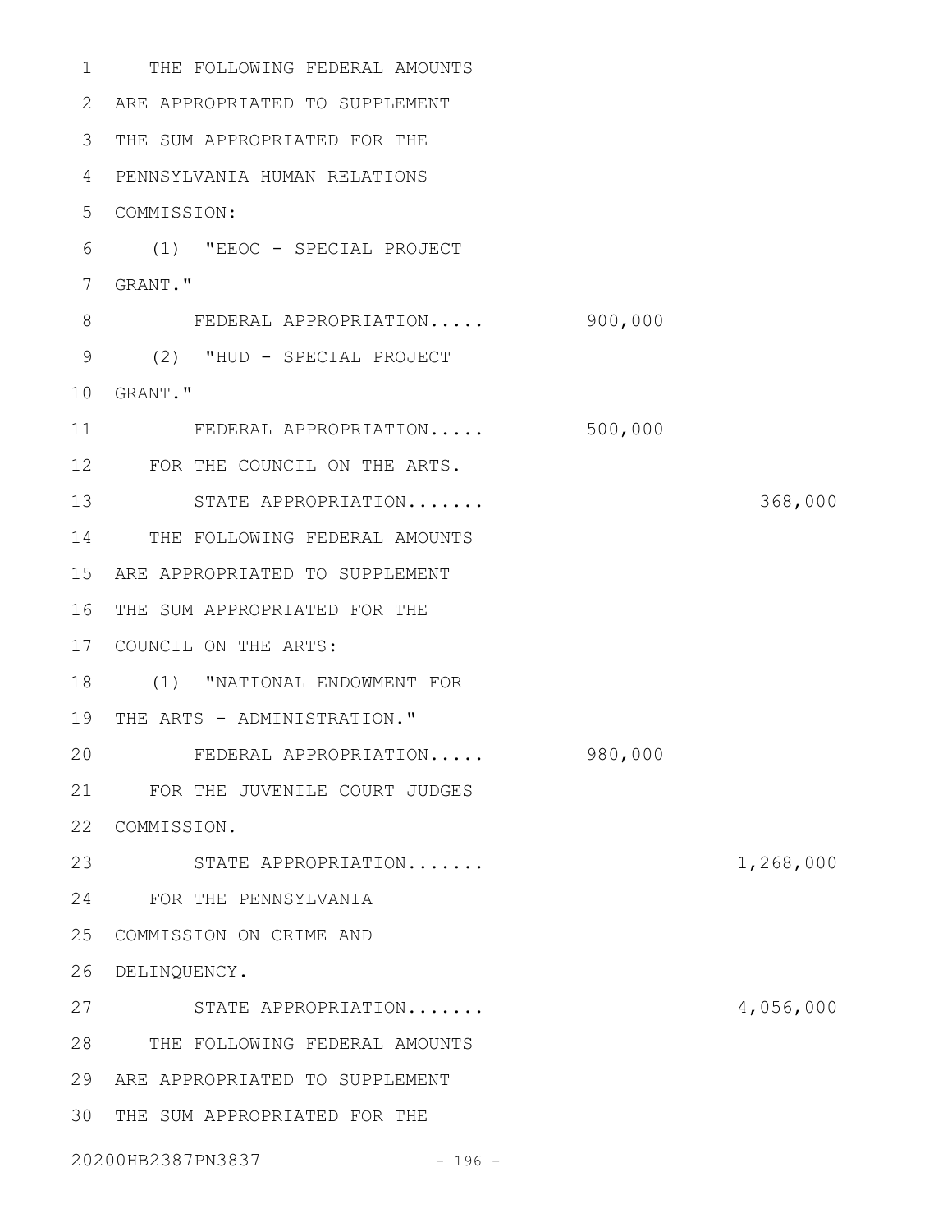THE FOLLOWING FEDERAL AMOUNTS ARE APPROPRIATED TO SUPPLEMENT THE SUM APPROPRIATED FOR THE PENNSYLVANIA HUMAN RELATIONS COMMISSION:

(1) "EEOC - SPECIAL PROJECT GRANT."

| | | |
|---|---|---|
| FEDERAL APPROPRIATION..... | 900,000 | |

(2) "HUD - SPECIAL PROJECT GRANT."

| | | |
|---|---|---|
| FEDERAL APPROPRIATION..... | 500,000 | |

FOR THE COUNCIL ON THE ARTS.

| | | |
|---|---|---|
| STATE APPROPRIATION....... | | 368,000 |

THE FOLLOWING FEDERAL AMOUNTS ARE APPROPRIATED TO SUPPLEMENT THE SUM APPROPRIATED FOR THE COUNCIL ON THE ARTS:

(1) "NATIONAL ENDOWMENT FOR THE ARTS - ADMINISTRATION."

| | | |
|---|---|---|
| FEDERAL APPROPRIATION..... | 980,000 | |

FOR THE JUVENILE COURT JUDGES COMMISSION.

| | | |
|---|---|---|
| STATE APPROPRIATION....... | | 1,268,000 |

FOR THE PENNSYLVANIA COMMISSION ON CRIME AND DELINQUENCY.

| | | |
|---|---|---|
| STATE APPROPRIATION....... | | 4,056,000 |

THE FOLLOWING FEDERAL AMOUNTS ARE APPROPRIATED TO SUPPLEMENT THE SUM APPROPRIATED FOR THE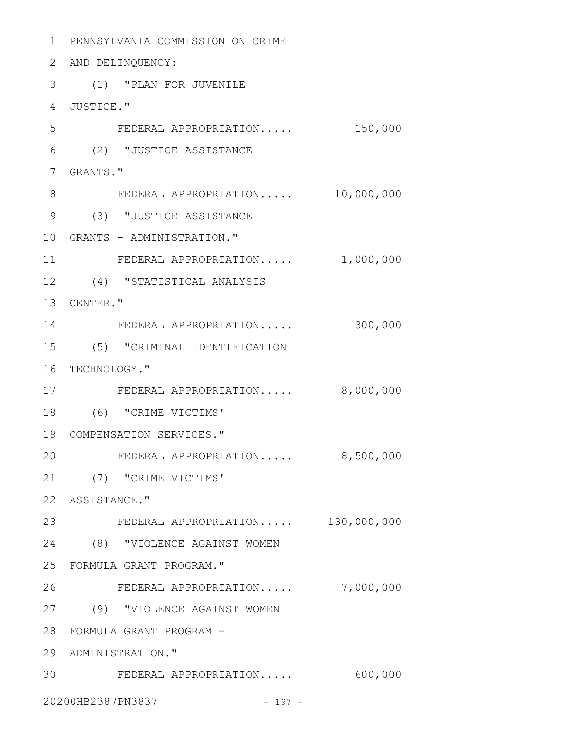PENNSYLVANIA COMMISSION ON CRIME AND DELINQUENCY:

(1) "PLAN FOR JUVENILE JUSTICE."

FEDERAL APPROPRIATION..... 150,000

(2) "JUSTICE ASSISTANCE GRANTS."

FEDERAL APPROPRIATION..... 10,000,000

(3) "JUSTICE ASSISTANCE GRANTS - ADMINISTRATION."

FEDERAL APPROPRIATION..... 1,000,000

(4) "STATISTICAL ANALYSIS CENTER."

FEDERAL APPROPRIATION..... 300,000

(5) "CRIMINAL IDENTIFICATION TECHNOLOGY."

FEDERAL APPROPRIATION..... 8,000,000

(6) "CRIME VICTIMS' COMPENSATION SERVICES."

FEDERAL APPROPRIATION..... 8,500,000

(7) "CRIME VICTIMS' ASSISTANCE."

FEDERAL APPROPRIATION..... 130,000,000

(8) "VIOLENCE AGAINST WOMEN FORMULA GRANT PROGRAM."

FEDERAL APPROPRIATION..... 7,000,000

(9) "VIOLENCE AGAINST WOMEN FORMULA GRANT PROGRAM - ADMINISTRATION."

FEDERAL APPROPRIATION..... 600,000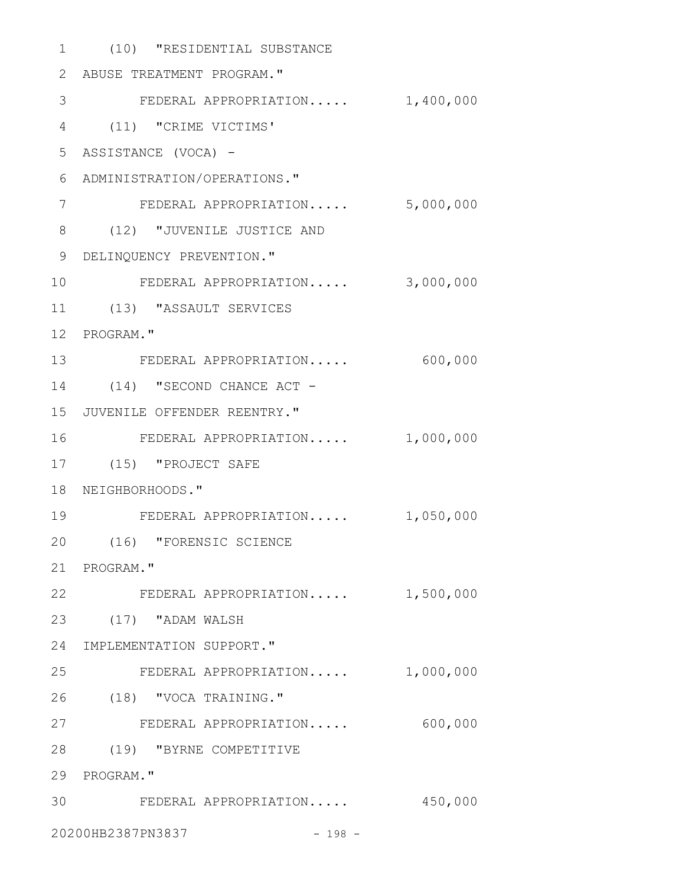(10) "RESIDENTIAL SUBSTANCE ABUSE TREATMENT PROGRAM."

FEDERAL APPROPRIATION..... 1,400,000

(11) "CRIME VICTIMS' ASSISTANCE (VOCA) - ADMINISTRATION/OPERATIONS."

FEDERAL APPROPRIATION..... 5,000,000

(12) "JUVENILE JUSTICE AND DELINQUENCY PREVENTION."

FEDERAL APPROPRIATION..... 3,000,000

(13) "ASSAULT SERVICES PROGRAM."

FEDERAL APPROPRIATION..... 600,000

(14) "SECOND CHANCE ACT - JUVENILE OFFENDER REENTRY."

FEDERAL APPROPRIATION..... 1,000,000

(15) "PROJECT SAFE NEIGHBORHOODS."

FEDERAL APPROPRIATION..... 1,050,000

(16) "FORENSIC SCIENCE PROGRAM."

FEDERAL APPROPRIATION..... 1,500,000

(17) "ADAM WALSH IMPLEMENTATION SUPPORT."

FEDERAL APPROPRIATION..... 1,000,000

(18) "VOCA TRAINING."

FEDERAL APPROPRIATION..... 600,000

(19) "BYRNE COMPETITIVE PROGRAM."

FEDERAL APPROPRIATION..... 450,000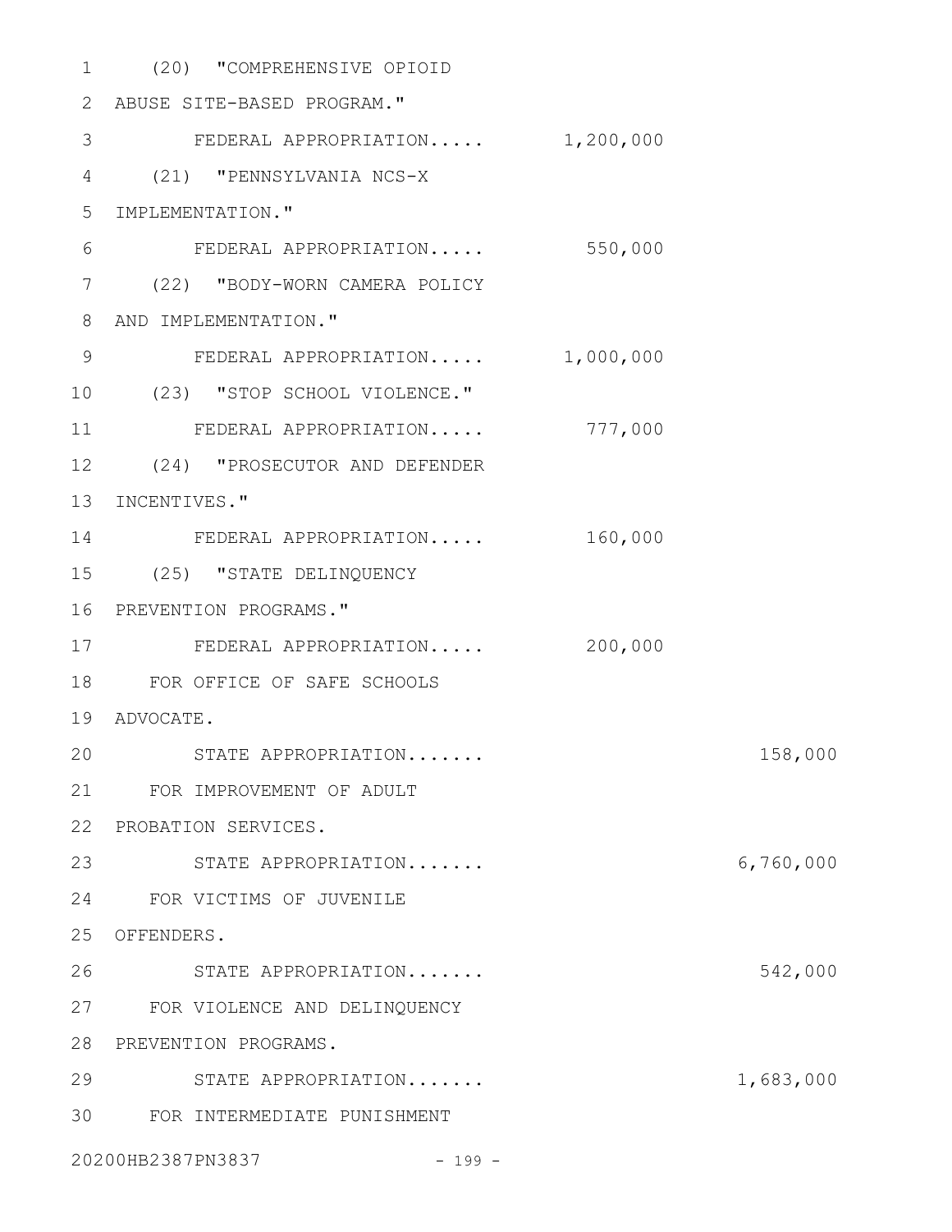(20) "COMPREHENSIVE OPIOID ABUSE SITE-BASED PROGRAM."

FEDERAL APPROPRIATION..... 1,200,000

(21) "PENNSYLVANIA NCS-X IMPLEMENTATION."

FEDERAL APPROPRIATION..... 550,000

(22) "BODY-WORN CAMERA POLICY AND IMPLEMENTATION."

FEDERAL APPROPRIATION..... 1,000,000

(23) "STOP SCHOOL VIOLENCE."

FEDERAL APPROPRIATION..... 777,000

(24) "PROSECUTOR AND DEFENDER INCENTIVES."

FEDERAL APPROPRIATION..... 160,000

(25) "STATE DELINQUENCY PREVENTION PROGRAMS."

FEDERAL APPROPRIATION..... 200,000

FOR OFFICE OF SAFE SCHOOLS ADVOCATE.

STATE APPROPRIATION....... 158,000

FOR IMPROVEMENT OF ADULT PROBATION SERVICES.

STATE APPROPRIATION....... 6,760,000

FOR VICTIMS OF JUVENILE OFFENDERS.

STATE APPROPRIATION....... 542,000

FOR VIOLENCE AND DELINQUENCY PREVENTION PROGRAMS.

STATE APPROPRIATION....... 1,683,000

FOR INTERMEDIATE PUNISHMENT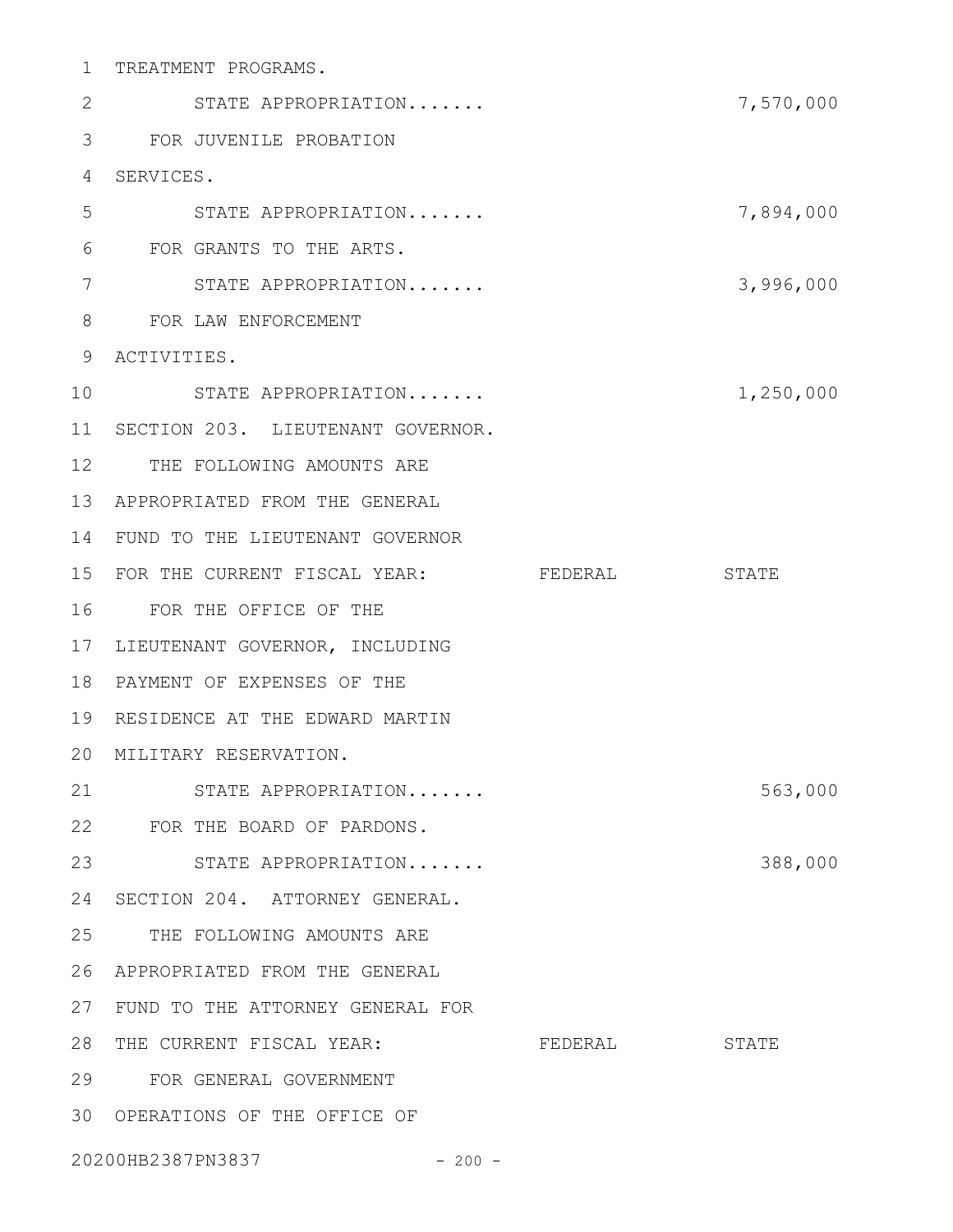TREATMENT PROGRAMS.

STATE APPROPRIATION....... 7,570,000

FOR JUVENILE PROBATION SERVICES.

STATE APPROPRIATION....... 7,894,000

FOR GRANTS TO THE ARTS.

STATE APPROPRIATION....... 3,996,000

FOR LAW ENFORCEMENT ACTIVITIES.

STATE APPROPRIATION....... 1,250,000

SECTION 203. LIEUTENANT GOVERNOR.

THE FOLLOWING AMOUNTS ARE APPROPRIATED FROM THE GENERAL FUND TO THE LIEUTENANT GOVERNOR FOR THE CURRENT FISCAL YEAR:

| | FEDERAL | STATE |
|---|---|---|
| FOR THE OFFICE OF THE LIEUTENANT GOVERNOR, INCLUDING PAYMENT OF EXPENSES OF THE RESIDENCE AT THE EDWARD MARTIN MILITARY RESERVATION. | | |
| STATE APPROPRIATION....... | | 563,000 |
| FOR THE BOARD OF PARDONS. | | |
| STATE APPROPRIATION....... | | 388,000 |

SECTION 204. ATTORNEY GENERAL.

THE FOLLOWING AMOUNTS ARE APPROPRIATED FROM THE GENERAL FUND TO THE ATTORNEY GENERAL FOR THE CURRENT FISCAL YEAR:

| | FEDERAL | STATE |
|---|---|---|
| FOR GENERAL GOVERNMENT OPERATIONS OF THE OFFICE OF | | |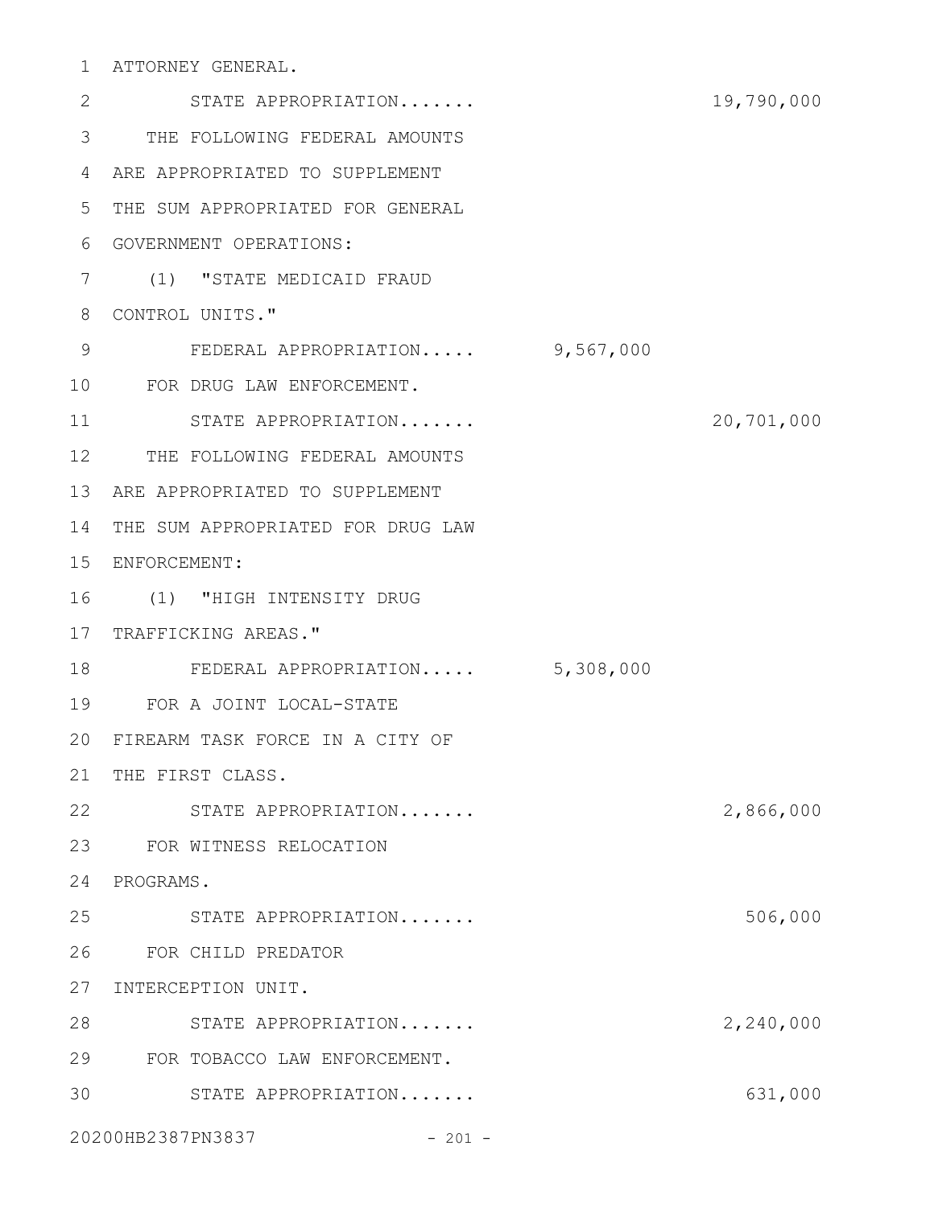ATTORNEY GENERAL.

STATE APPROPRIATION....... 19,790,000

THE FOLLOWING FEDERAL AMOUNTS ARE APPROPRIATED TO SUPPLEMENT THE SUM APPROPRIATED FOR GENERAL GOVERNMENT OPERATIONS:

(1) "STATE MEDICAID FRAUD CONTROL UNITS."

FEDERAL APPROPRIATION..... 9,567,000

FOR DRUG LAW ENFORCEMENT.

STATE APPROPRIATION....... 20,701,000

THE FOLLOWING FEDERAL AMOUNTS ARE APPROPRIATED TO SUPPLEMENT THE SUM APPROPRIATED FOR DRUG LAW ENFORCEMENT:

(1) "HIGH INTENSITY DRUG TRAFFICKING AREAS."

FEDERAL APPROPRIATION..... 5,308,000

FOR A JOINT LOCAL-STATE FIREARM TASK FORCE IN A CITY OF THE FIRST CLASS.

STATE APPROPRIATION....... 2,866,000

FOR WITNESS RELOCATION PROGRAMS.

STATE APPROPRIATION....... 506,000

FOR CHILD PREDATOR INTERCEPTION UNIT.

STATE APPROPRIATION....... 2,240,000

FOR TOBACCO LAW ENFORCEMENT.

STATE APPROPRIATION....... 631,000

20200HB2387PN3837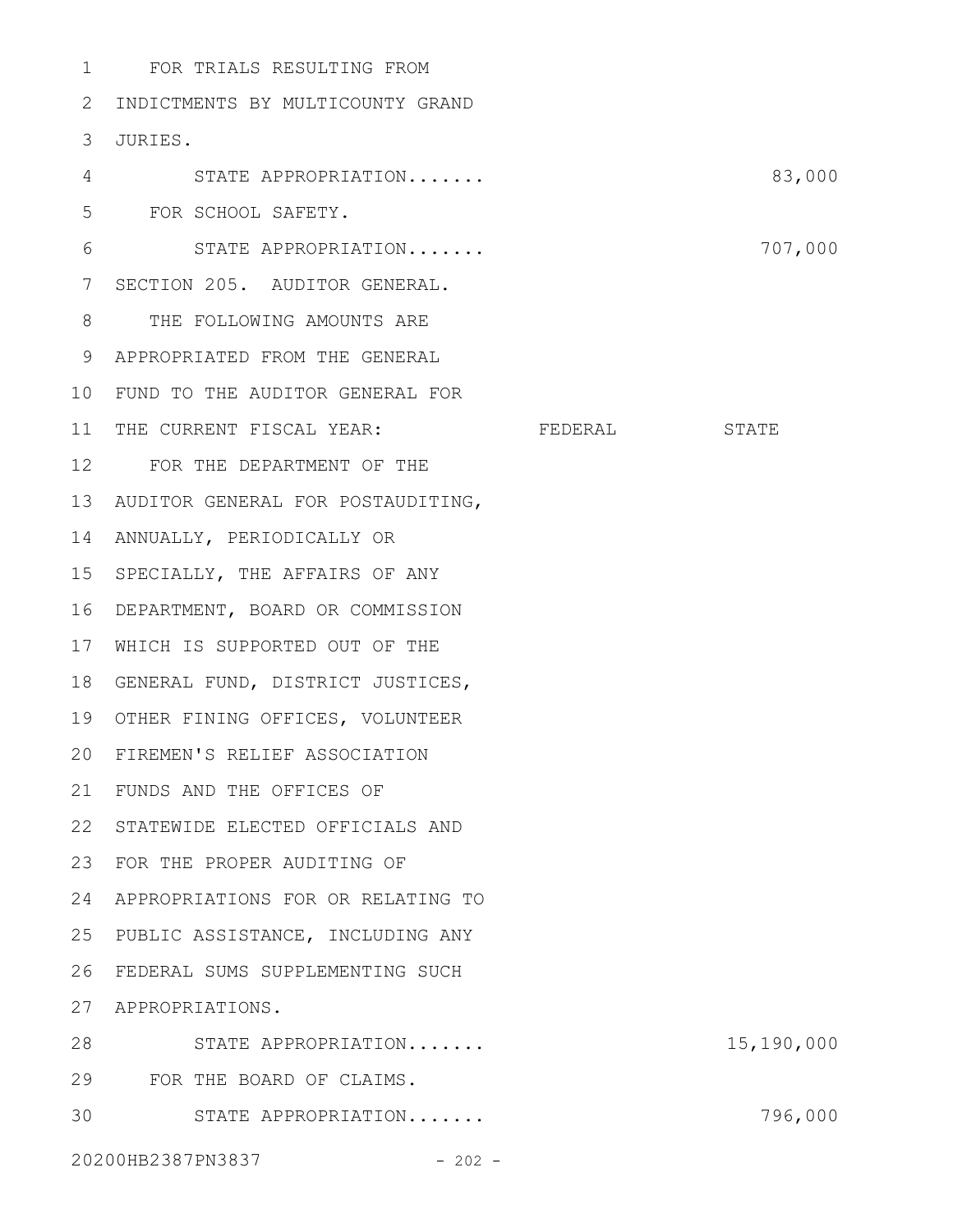FOR TRIALS RESULTING FROM INDICTMENTS BY MULTICOUNTY GRAND JURIES.

| | FEDERAL | STATE |
|---|---|---|
| STATE APPROPRIATION....... | | 83,000 |

FOR SCHOOL SAFETY.

| | FEDERAL | STATE |
|---|---|---|
| STATE APPROPRIATION....... | | 707,000 |

SECTION 205. AUDITOR GENERAL.

THE FOLLOWING AMOUNTS ARE APPROPRIATED FROM THE GENERAL FUND TO THE AUDITOR GENERAL FOR THE CURRENT FISCAL YEAR:

| | FEDERAL | STATE |
|---|---|---|
| FOR THE DEPARTMENT OF THE AUDITOR GENERAL FOR POSTAUDITING, ANNUALLY, PERIODICALLY OR SPECIALLY, THE AFFAIRS OF ANY DEPARTMENT, BOARD OR COMMISSION WHICH IS SUPPORTED OUT OF THE GENERAL FUND, DISTRICT JUSTICES, OTHER FINING OFFICES, VOLUNTEER FIREMEN'S RELIEF ASSOCIATION FUNDS AND THE OFFICES OF STATEWIDE ELECTED OFFICIALS AND FOR THE PROPER AUDITING OF APPROPRIATIONS FOR OR RELATING TO PUBLIC ASSISTANCE, INCLUDING ANY FEDERAL SUMS SUPPLEMENTING SUCH APPROPRIATIONS. | | |
| STATE APPROPRIATION....... | | 15,190,000 |
| FOR THE BOARD OF CLAIMS. | | |
| STATE APPROPRIATION....... | | 796,000 |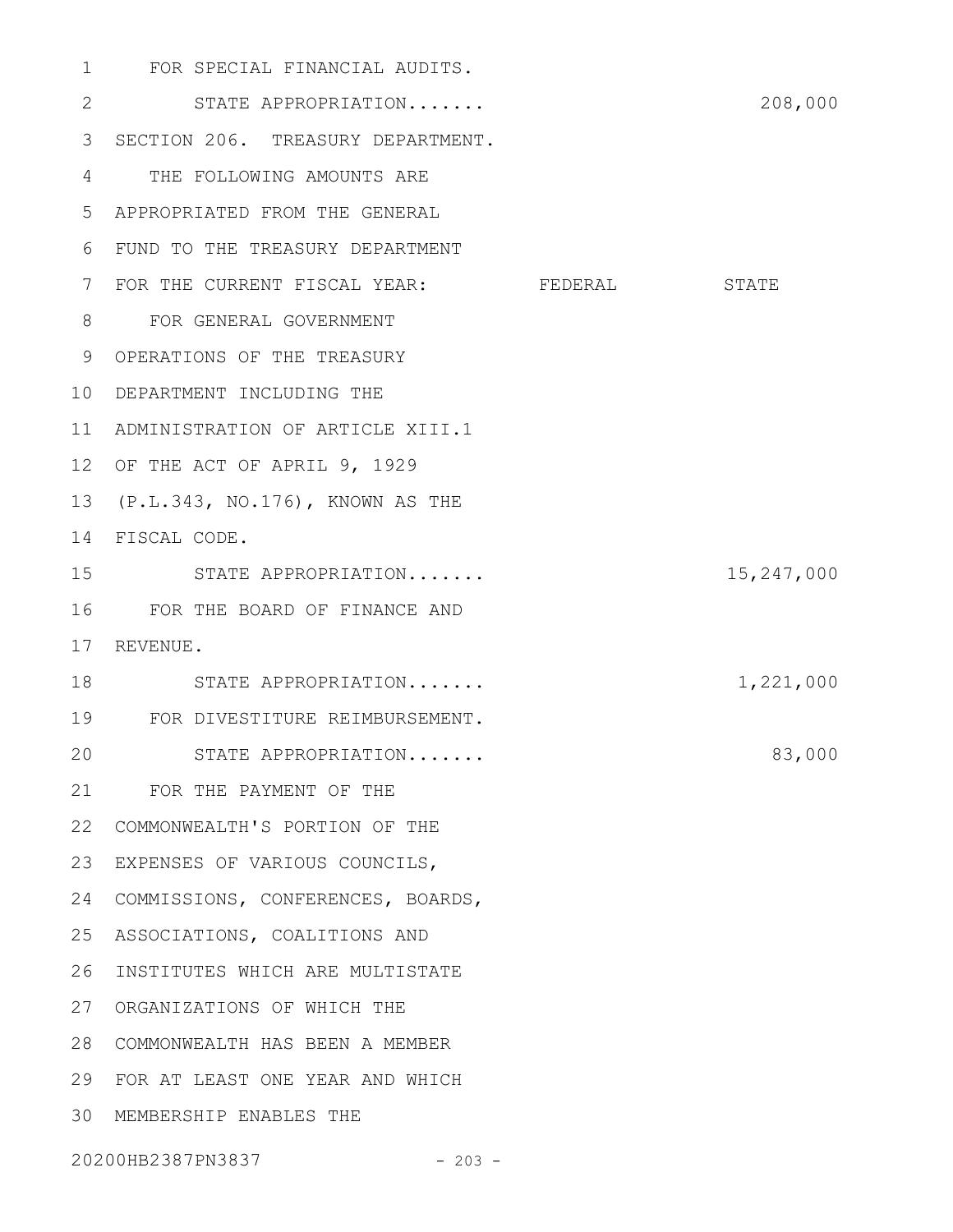FOR SPECIAL FINANCIAL AUDITS.

STATE APPROPRIATION....... 208,000

SECTION 206. TREASURY DEPARTMENT.

THE FOLLOWING AMOUNTS ARE APPROPRIATED FROM THE GENERAL FUND TO THE TREASURY DEPARTMENT FOR THE CURRENT FISCAL YEAR:

| | FEDERAL | STATE |
|---|---|---|
| FOR GENERAL GOVERNMENT OPERATIONS OF THE TREASURY DEPARTMENT INCLUDING THE ADMINISTRATION OF ARTICLE XIII.1 OF THE ACT OF APRIL 9, 1929 (P.L.343, NO.176), KNOWN AS THE FISCAL CODE. | | |
| STATE APPROPRIATION....... | | 15,247,000 |
| FOR THE BOARD OF FINANCE AND REVENUE. | | |
| STATE APPROPRIATION....... | | 1,221,000 |
| FOR DIVESTITURE REIMBURSEMENT. | | |
| STATE APPROPRIATION....... | | 83,000 |
| FOR THE PAYMENT OF THE COMMONWEALTH'S PORTION OF THE EXPENSES OF VARIOUS COUNCILS, COMMISSIONS, CONFERENCES, BOARDS, ASSOCIATIONS, COALITIONS AND INSTITUTES WHICH ARE MULTISTATE ORGANIZATIONS OF WHICH THE COMMONWEALTH HAS BEEN A MEMBER FOR AT LEAST ONE YEAR AND WHICH MEMBERSHIP ENABLES THE | | |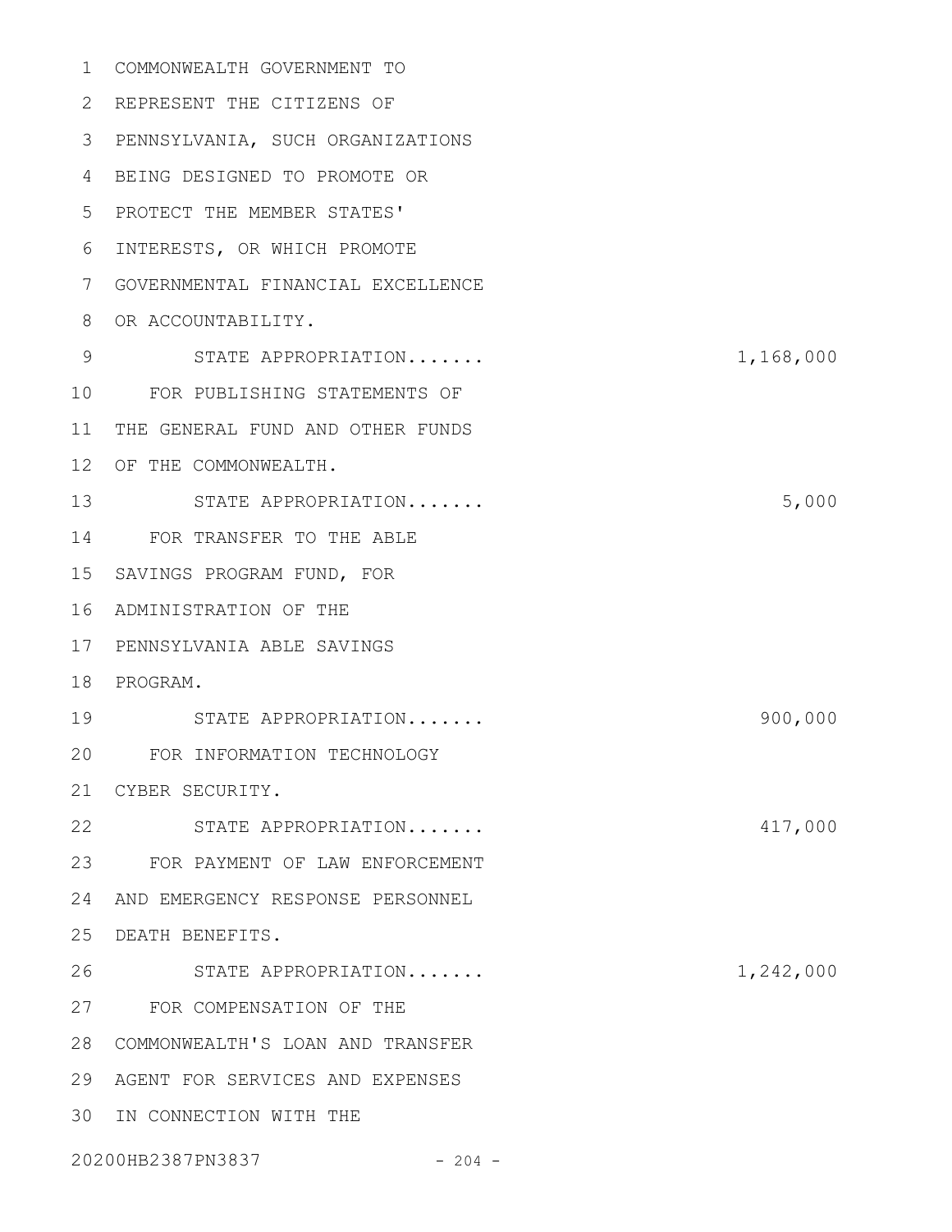COMMONWEALTH GOVERNMENT TO REPRESENT THE CITIZENS OF PENNSYLVANIA, SUCH ORGANIZATIONS BEING DESIGNED TO PROMOTE OR PROTECT THE MEMBER STATES' INTERESTS, OR WHICH PROMOTE GOVERNMENTAL FINANCIAL EXCELLENCE OR ACCOUNTABILITY.

STATE APPROPRIATION....... 1,168,000

FOR PUBLISHING STATEMENTS OF THE GENERAL FUND AND OTHER FUNDS OF THE COMMONWEALTH.

STATE APPROPRIATION....... 5,000

FOR TRANSFER TO THE ABLE SAVINGS PROGRAM FUND, FOR ADMINISTRATION OF THE PENNSYLVANIA ABLE SAVINGS PROGRAM.

STATE APPROPRIATION....... 900,000

FOR INFORMATION TECHNOLOGY CYBER SECURITY.

STATE APPROPRIATION....... 417,000

FOR PAYMENT OF LAW ENFORCEMENT AND EMERGENCY RESPONSE PERSONNEL DEATH BENEFITS.

STATE APPROPRIATION....... 1,242,000

FOR COMPENSATION OF THE COMMONWEALTH'S LOAN AND TRANSFER AGENT FOR SERVICES AND EXPENSES IN CONNECTION WITH THE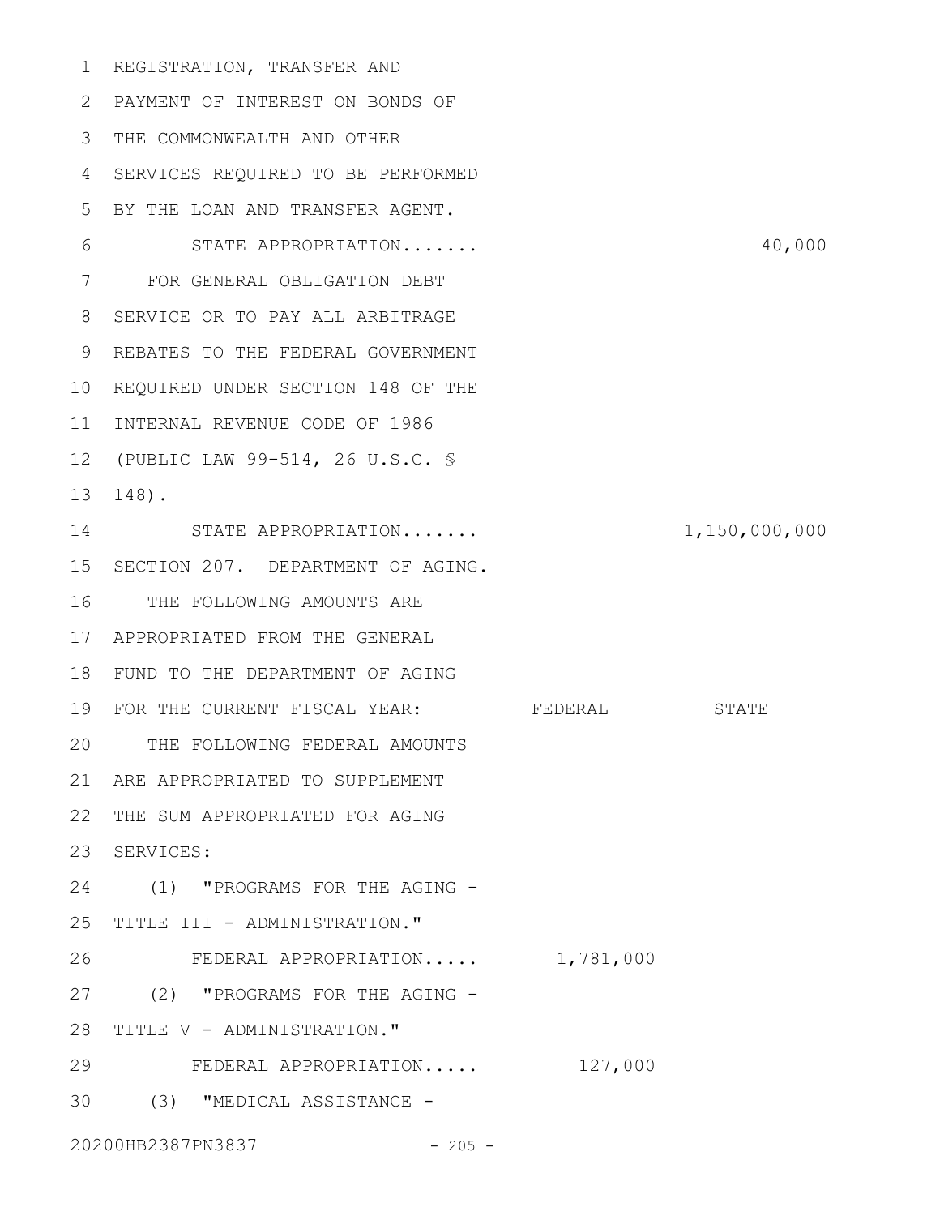REGISTRATION, TRANSFER AND PAYMENT OF INTEREST ON BONDS OF THE COMMONWEALTH AND OTHER SERVICES REQUIRED TO BE PERFORMED BY THE LOAN AND TRANSFER AGENT.

| | FEDERAL | STATE |
|---|---|---|
| STATE APPROPRIATION....... | | 40,000 |

FOR GENERAL OBLIGATION DEBT SERVICE OR TO PAY ALL ARBITRAGE REBATES TO THE FEDERAL GOVERNMENT REQUIRED UNDER SECTION 148 OF THE INTERNAL REVENUE CODE OF 1986 (PUBLIC LAW 99-514, 26 U.S.C. § 148).

| | FEDERAL | STATE |
|---|---|---|
| STATE APPROPRIATION....... | | 1,150,000,000 |

SECTION 207. DEPARTMENT OF AGING.

THE FOLLOWING AMOUNTS ARE APPROPRIATED FROM THE GENERAL FUND TO THE DEPARTMENT OF AGING FOR THE CURRENT FISCAL YEAR:

| | FEDERAL | STATE |
|---|---|---|
| THE FOLLOWING FEDERAL AMOUNTS ARE APPROPRIATED TO SUPPLEMENT THE SUM APPROPRIATED FOR AGING SERVICES: | | |
| (1) "PROGRAMS FOR THE AGING - TITLE III - ADMINISTRATION." | | |
| FEDERAL APPROPRIATION..... | 1,781,000 | |
| (2) "PROGRAMS FOR THE AGING - TITLE V - ADMINISTRATION." | | |
| FEDERAL APPROPRIATION..... | 127,000 | |

(3) "MEDICAL ASSISTANCE -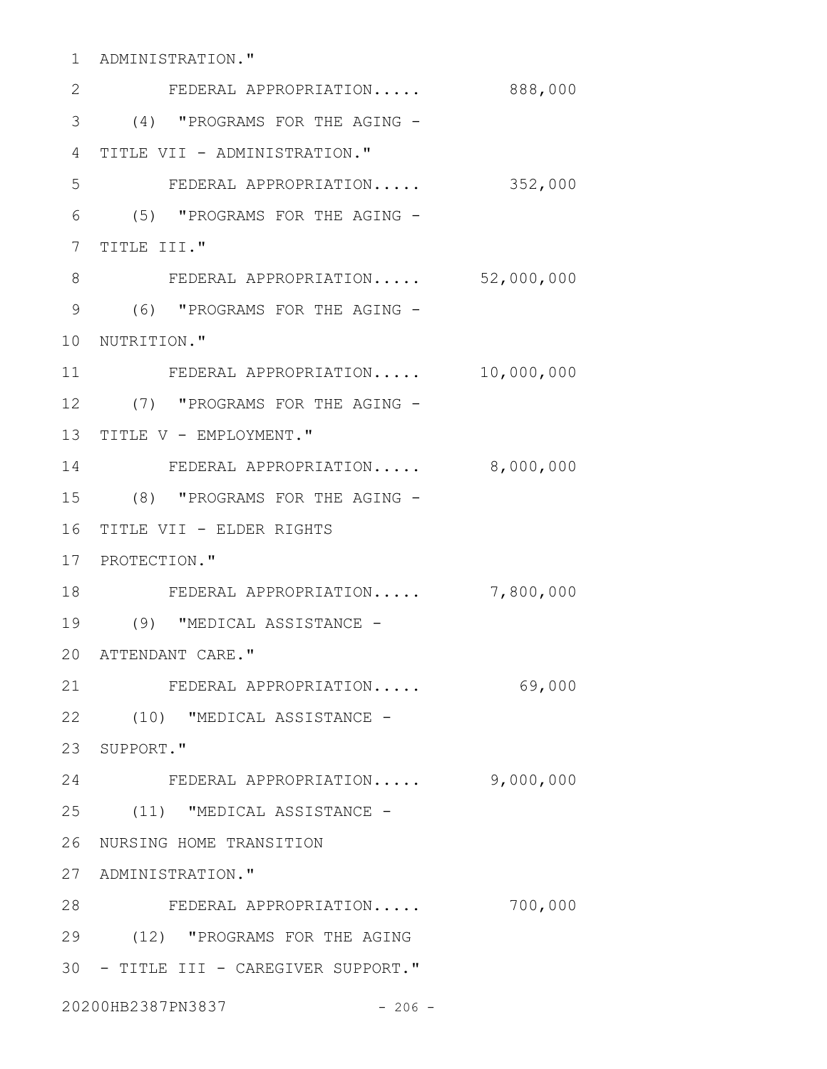ADMINISTRATION."

FEDERAL APPROPRIATION..... 888,000

(4) "PROGRAMS FOR THE AGING - TITLE VII - ADMINISTRATION."

FEDERAL APPROPRIATION..... 352,000

(5) "PROGRAMS FOR THE AGING - TITLE III."

FEDERAL APPROPRIATION..... 52,000,000

(6) "PROGRAMS FOR THE AGING - NUTRITION."

FEDERAL APPROPRIATION..... 10,000,000

(7) "PROGRAMS FOR THE AGING - TITLE V - EMPLOYMENT."

FEDERAL APPROPRIATION..... 8,000,000

(8) "PROGRAMS FOR THE AGING - TITLE VII - ELDER RIGHTS PROTECTION."

FEDERAL APPROPRIATION..... 7,800,000

(9) "MEDICAL ASSISTANCE - ATTENDANT CARE."

FEDERAL APPROPRIATION..... 69,000

(10) "MEDICAL ASSISTANCE - SUPPORT."

FEDERAL APPROPRIATION..... 9,000,000

(11) "MEDICAL ASSISTANCE - NURSING HOME TRANSITION ADMINISTRATION."

FEDERAL APPROPRIATION..... 700,000

(12) "PROGRAMS FOR THE AGING - TITLE III - CAREGIVER SUPPORT."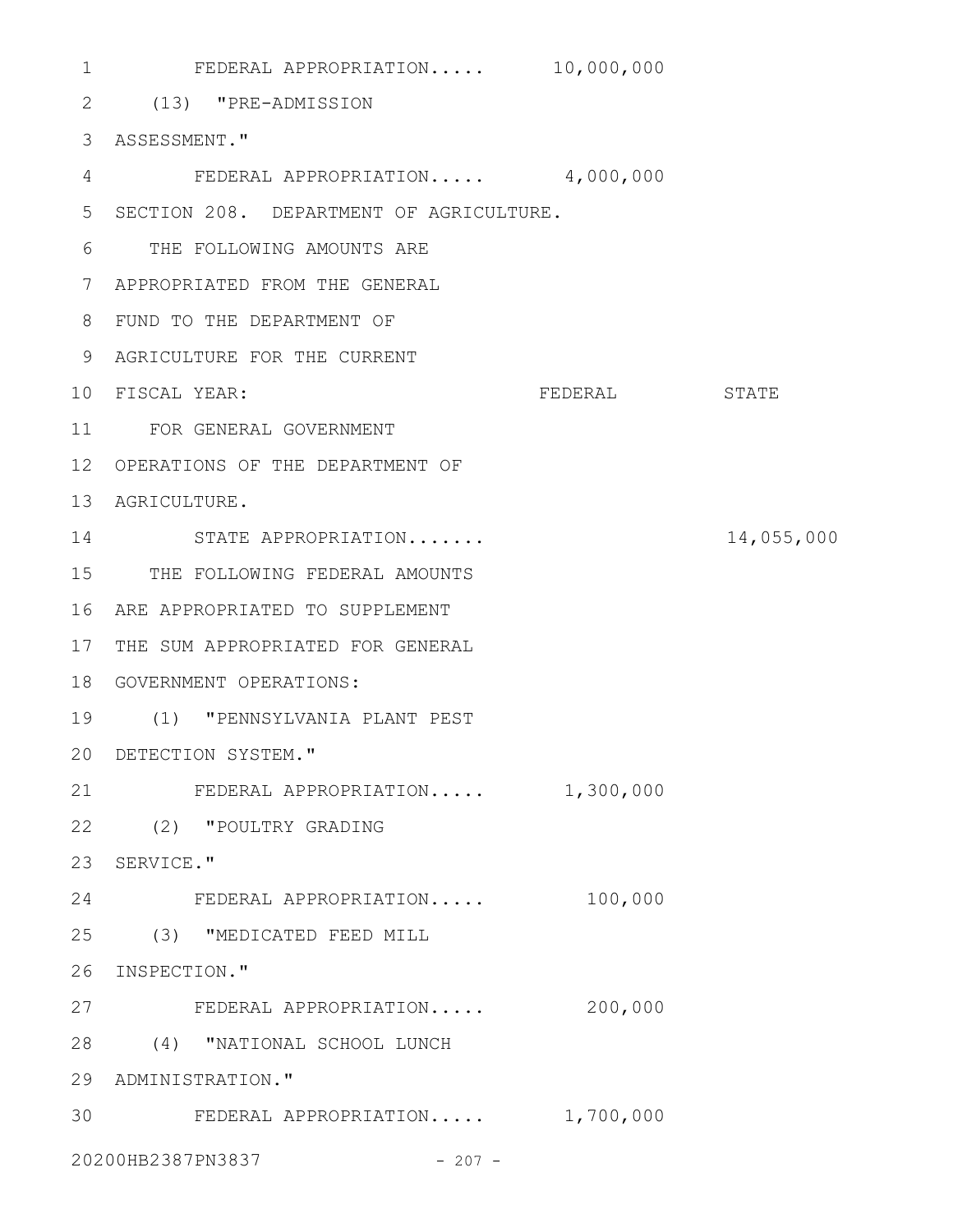FEDERAL APPROPRIATION..... 10,000,000

(13) "PRE-ADMISSION ASSESSMENT."

FEDERAL APPROPRIATION..... 4,000,000

SECTION 208. DEPARTMENT OF AGRICULTURE.

THE FOLLOWING AMOUNTS ARE APPROPRIATED FROM THE GENERAL FUND TO THE DEPARTMENT OF AGRICULTURE FOR THE CURRENT FISCAL YEAR:

| | FEDERAL | STATE |
|---|---|---|
| FOR GENERAL GOVERNMENT OPERATIONS OF THE DEPARTMENT OF AGRICULTURE. | | |
| STATE APPROPRIATION....... | | 14,055,000 |
| THE FOLLOWING FEDERAL AMOUNTS ARE APPROPRIATED TO SUPPLEMENT THE SUM APPROPRIATED FOR GENERAL GOVERNMENT OPERATIONS: | | |
| (1) "PENNSYLVANIA PLANT PEST DETECTION SYSTEM." | | |
| FEDERAL APPROPRIATION..... | 1,300,000 | |
| (2) "POULTRY GRADING SERVICE." | | |
| FEDERAL APPROPRIATION..... | 100,000 | |
| (3) "MEDICATED FEED MILL INSPECTION." | | |
| FEDERAL APPROPRIATION..... | 200,000 | |
| (4) "NATIONAL SCHOOL LUNCH ADMINISTRATION." | | |
| FEDERAL APPROPRIATION..... | 1,700,000 | |

20200HB2387PN3837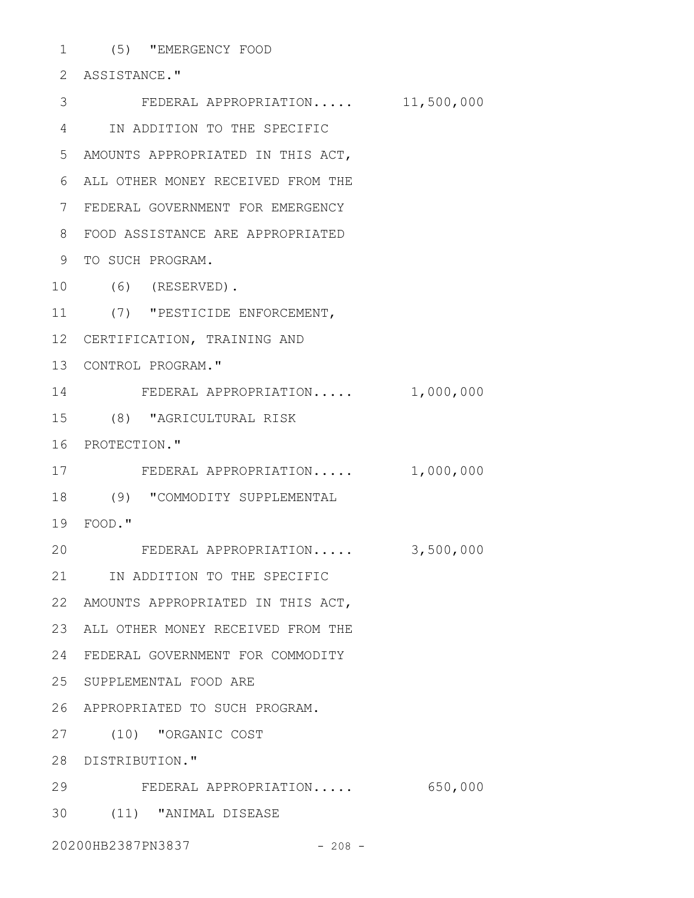(5) "EMERGENCY FOOD ASSISTANCE."

FEDERAL APPROPRIATION..... 11,500,000

IN ADDITION TO THE SPECIFIC AMOUNTS APPROPRIATED IN THIS ACT, ALL OTHER MONEY RECEIVED FROM THE FEDERAL GOVERNMENT FOR EMERGENCY FOOD ASSISTANCE ARE APPROPRIATED TO SUCH PROGRAM.

(6) (RESERVED).

(7) "PESTICIDE ENFORCEMENT, CERTIFICATION, TRAINING AND CONTROL PROGRAM."

FEDERAL APPROPRIATION..... 1,000,000

(8) "AGRICULTURAL RISK PROTECTION."

FEDERAL APPROPRIATION..... 1,000,000

(9) "COMMODITY SUPPLEMENTAL FOOD."

FEDERAL APPROPRIATION..... 3,500,000

IN ADDITION TO THE SPECIFIC AMOUNTS APPROPRIATED IN THIS ACT, ALL OTHER MONEY RECEIVED FROM THE FEDERAL GOVERNMENT FOR COMMODITY SUPPLEMENTAL FOOD ARE APPROPRIATED TO SUCH PROGRAM.

(10) "ORGANIC COST DISTRIBUTION."

FEDERAL APPROPRIATION..... 650,000

(11) "ANIMAL DISEASE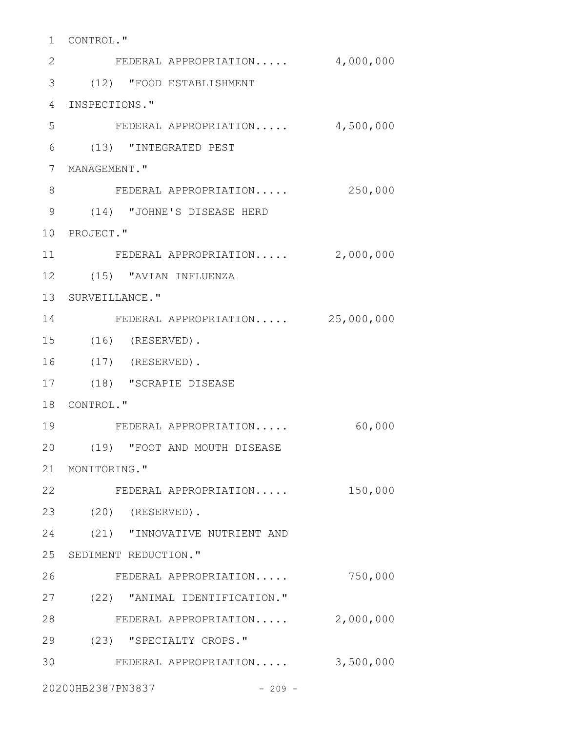CONTROL."

FEDERAL APPROPRIATION..... 4,000,000

(12) "FOOD ESTABLISHMENT INSPECTIONS."

FEDERAL APPROPRIATION..... 4,500,000

(13) "INTEGRATED PEST MANAGEMENT."

FEDERAL APPROPRIATION..... 250,000

(14) "JOHNE'S DISEASE HERD PROJECT."

FEDERAL APPROPRIATION..... 2,000,000

(15) "AVIAN INFLUENZA SURVEILLANCE."

FEDERAL APPROPRIATION..... 25,000,000

(16) (RESERVED).

(17) (RESERVED).

(18) "SCRAPIE DISEASE CONTROL."

FEDERAL APPROPRIATION..... 60,000

(19) "FOOT AND MOUTH DISEASE MONITORING."

FEDERAL APPROPRIATION..... 150,000

(20) (RESERVED).

(21) "INNOVATIVE NUTRIENT AND SEDIMENT REDUCTION."

FEDERAL APPROPRIATION..... 750,000

(22) "ANIMAL IDENTIFICATION."

FEDERAL APPROPRIATION..... 2,000,000

(23) "SPECIALTY CROPS."

FEDERAL APPROPRIATION..... 3,500,000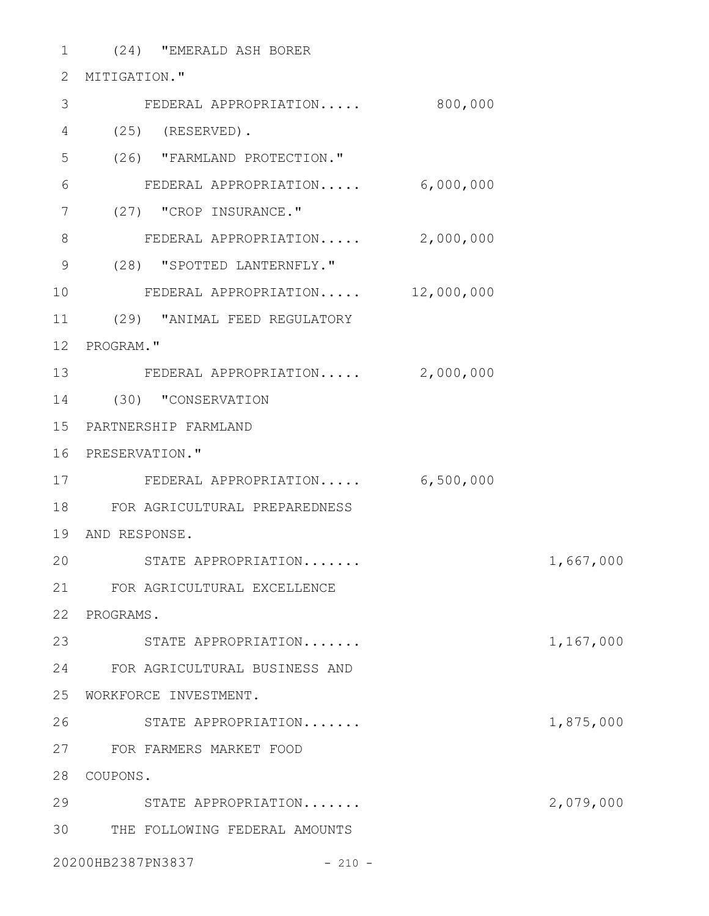(24) "EMERALD ASH BORER MITIGATION."

FEDERAL APPROPRIATION..... 800,000

(25) (RESERVED).

(26) "FARMLAND PROTECTION."

FEDERAL APPROPRIATION..... 6,000,000

(27) "CROP INSURANCE."

FEDERAL APPROPRIATION..... 2,000,000

(28) "SPOTTED LANTERNFLY."

FEDERAL APPROPRIATION..... 12,000,000

(29) "ANIMAL FEED REGULATORY PROGRAM."

FEDERAL APPROPRIATION..... 2,000,000

(30) "CONSERVATION PARTNERSHIP FARMLAND PRESERVATION."

FEDERAL APPROPRIATION..... 6,500,000

FOR AGRICULTURAL PREPAREDNESS AND RESPONSE.

STATE APPROPRIATION....... 1,667,000

FOR AGRICULTURAL EXCELLENCE PROGRAMS.

STATE APPROPRIATION....... 1,167,000

FOR AGRICULTURAL BUSINESS AND WORKFORCE INVESTMENT.

STATE APPROPRIATION....... 1,875,000

FOR FARMERS MARKET FOOD COUPONS.

STATE APPROPRIATION....... 2,079,000

THE FOLLOWING FEDERAL AMOUNTS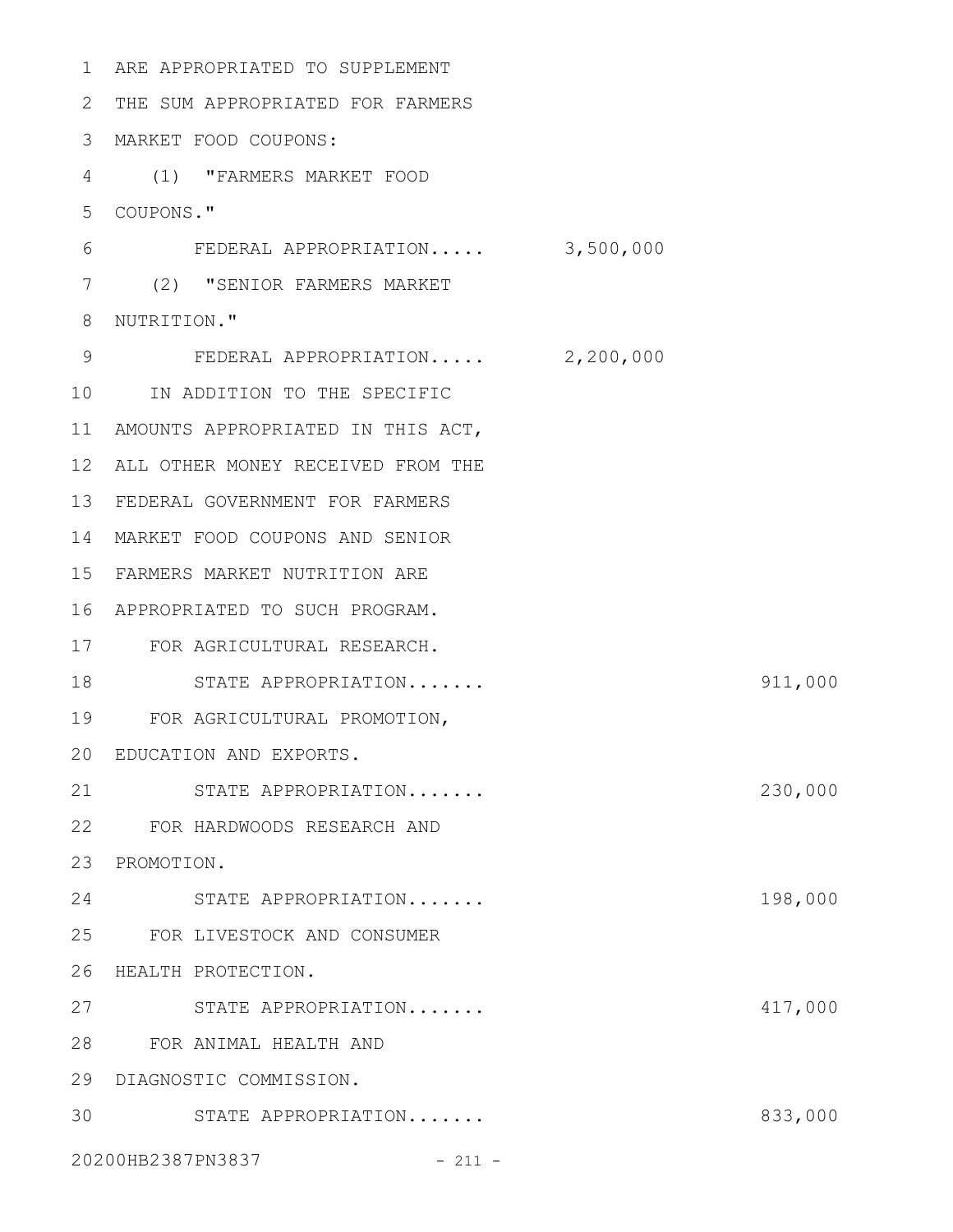ARE APPROPRIATED TO SUPPLEMENT THE SUM APPROPRIATED FOR FARMERS MARKET FOOD COUPONS:

(1) "FARMERS MARKET FOOD COUPONS."

| | | |
|---|---|---|
| FEDERAL APPROPRIATION..... | 3,500,000 | |

(2) "SENIOR FARMERS MARKET NUTRITION."

| | | |
|---|---|---|
| FEDERAL APPROPRIATION..... | 2,200,000 | |

IN ADDITION TO THE SPECIFIC AMOUNTS APPROPRIATED IN THIS ACT, ALL OTHER MONEY RECEIVED FROM THE FEDERAL GOVERNMENT FOR FARMERS MARKET FOOD COUPONS AND SENIOR FARMERS MARKET NUTRITION ARE APPROPRIATED TO SUCH PROGRAM.

FOR AGRICULTURAL RESEARCH.

| | | |
|---|---|---|
| STATE APPROPRIATION....... | | 911,000 |

FOR AGRICULTURAL PROMOTION, EDUCATION AND EXPORTS.

| | | |
|---|---|---|
| STATE APPROPRIATION....... | | 230,000 |

FOR HARDWOODS RESEARCH AND PROMOTION.

| | | |
|---|---|---|
| STATE APPROPRIATION....... | | 198,000 |

FOR LIVESTOCK AND CONSUMER HEALTH PROTECTION.

| | | |
|---|---|---|
| STATE APPROPRIATION....... | | 417,000 |

FOR ANIMAL HEALTH AND DIAGNOSTIC COMMISSION.

| | | |
|---|---|---|
| STATE APPROPRIATION....... | | 833,000 |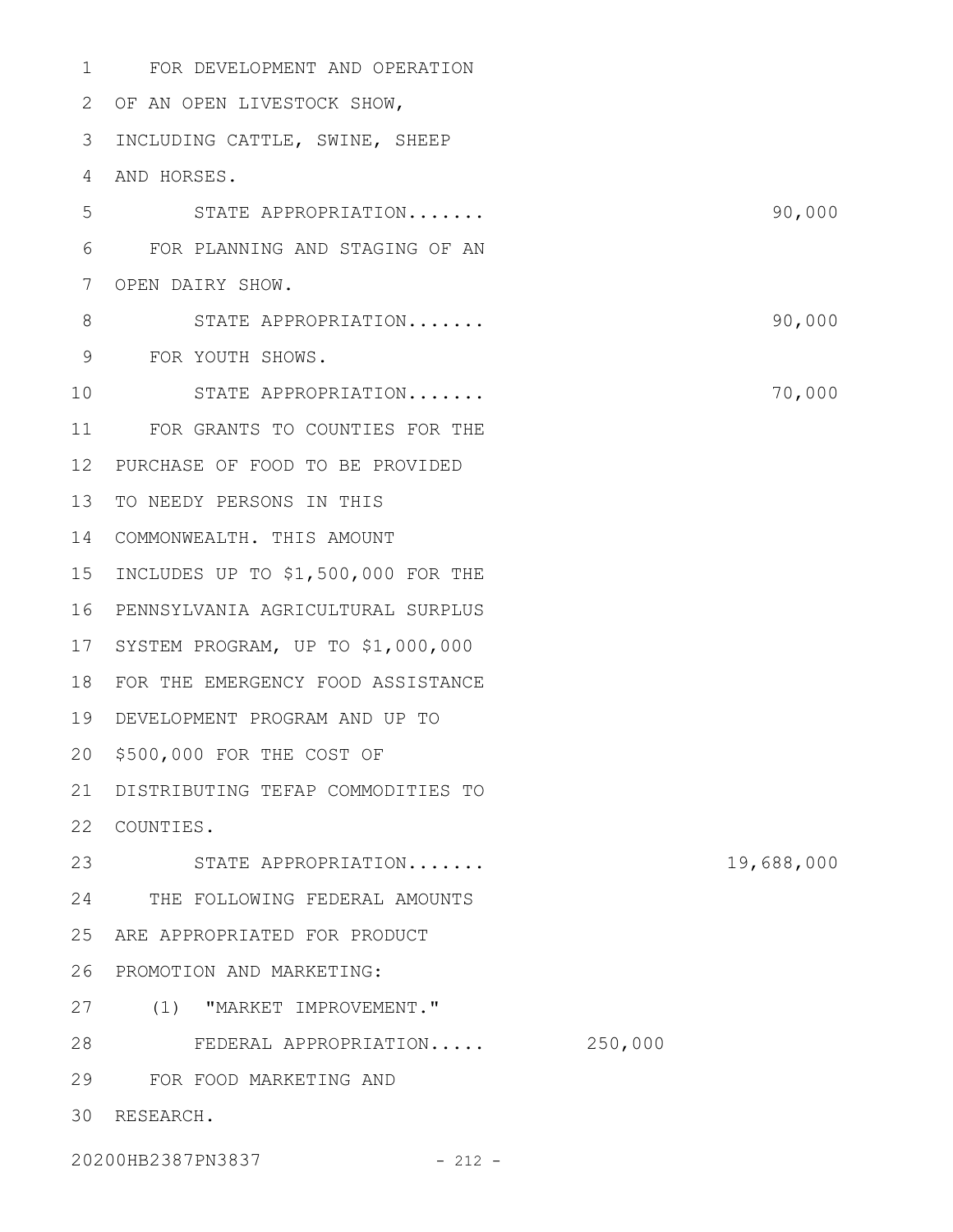FOR DEVELOPMENT AND OPERATION OF AN OPEN LIVESTOCK SHOW, INCLUDING CATTLE, SWINE, SHEEP AND HORSES.

| | | |
|---|---|---|
| STATE APPROPRIATION....... | | 90,000 |

FOR PLANNING AND STAGING OF AN OPEN DAIRY SHOW.

| | | |
|---|---|---|
| STATE APPROPRIATION....... | | 90,000 |

FOR YOUTH SHOWS.

| | | |
|---|---|---|
| STATE APPROPRIATION....... | | 70,000 |

FOR GRANTS TO COUNTIES FOR THE PURCHASE OF FOOD TO BE PROVIDED TO NEEDY PERSONS IN THIS COMMONWEALTH. THIS AMOUNT INCLUDES UP TO $1,500,000 FOR THE PENNSYLVANIA AGRICULTURAL SURPLUS SYSTEM PROGRAM, UP TO $1,000,000 FOR THE EMERGENCY FOOD ASSISTANCE DEVELOPMENT PROGRAM AND UP TO $500,000 FOR THE COST OF DISTRIBUTING TEFAP COMMODITIES TO COUNTIES.

| | | |
|---|---|---|
| STATE APPROPRIATION....... | | 19,688,000 |

THE FOLLOWING FEDERAL AMOUNTS ARE APPROPRIATED FOR PRODUCT PROMOTION AND MARKETING:

(1) "MARKET IMPROVEMENT."

| | | |
|---|---|---|
| FEDERAL APPROPRIATION..... | 250,000 | |

FOR FOOD MARKETING AND RESEARCH.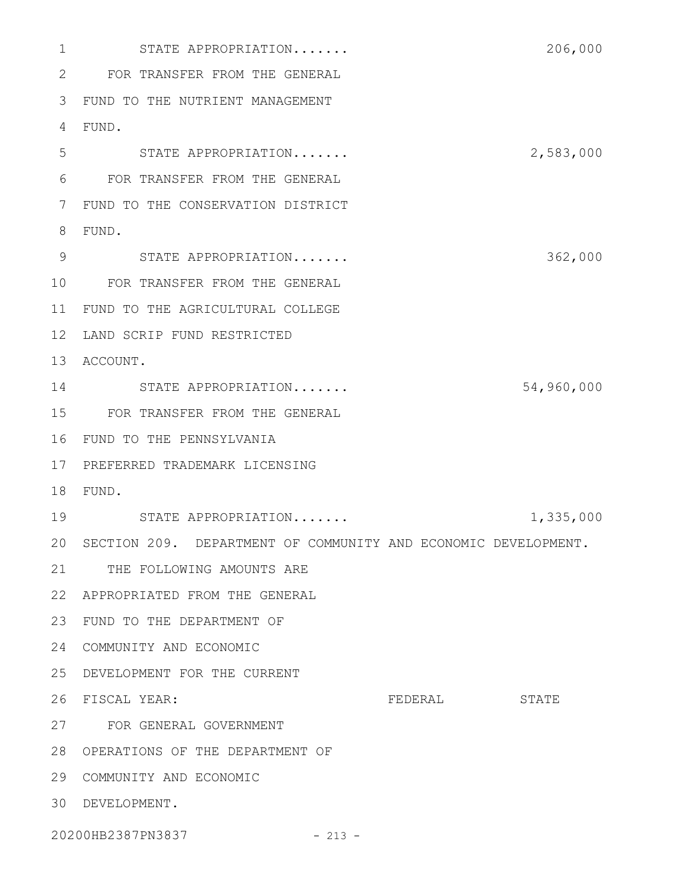STATE APPROPRIATION....... 206,000

FOR TRANSFER FROM THE GENERAL FUND TO THE NUTRIENT MANAGEMENT FUND.

STATE APPROPRIATION....... 2,583,000

FOR TRANSFER FROM THE GENERAL FUND TO THE CONSERVATION DISTRICT FUND.

STATE APPROPRIATION....... 362,000

FOR TRANSFER FROM THE GENERAL FUND TO THE AGRICULTURAL COLLEGE LAND SCRIP FUND RESTRICTED ACCOUNT.

STATE APPROPRIATION....... 54,960,000

FOR TRANSFER FROM THE GENERAL FUND TO THE PENNSYLVANIA PREFERRED TRADEMARK LICENSING FUND.

STATE APPROPRIATION....... 1,335,000

SECTION 209. DEPARTMENT OF COMMUNITY AND ECONOMIC DEVELOPMENT.

THE FOLLOWING AMOUNTS ARE APPROPRIATED FROM THE GENERAL FUND TO THE DEPARTMENT OF COMMUNITY AND ECONOMIC DEVELOPMENT FOR THE CURRENT FISCAL YEAR:

| | FEDERAL | STATE |
|---|---|---|

FOR GENERAL GOVERNMENT OPERATIONS OF THE DEPARTMENT OF COMMUNITY AND ECONOMIC DEVELOPMENT.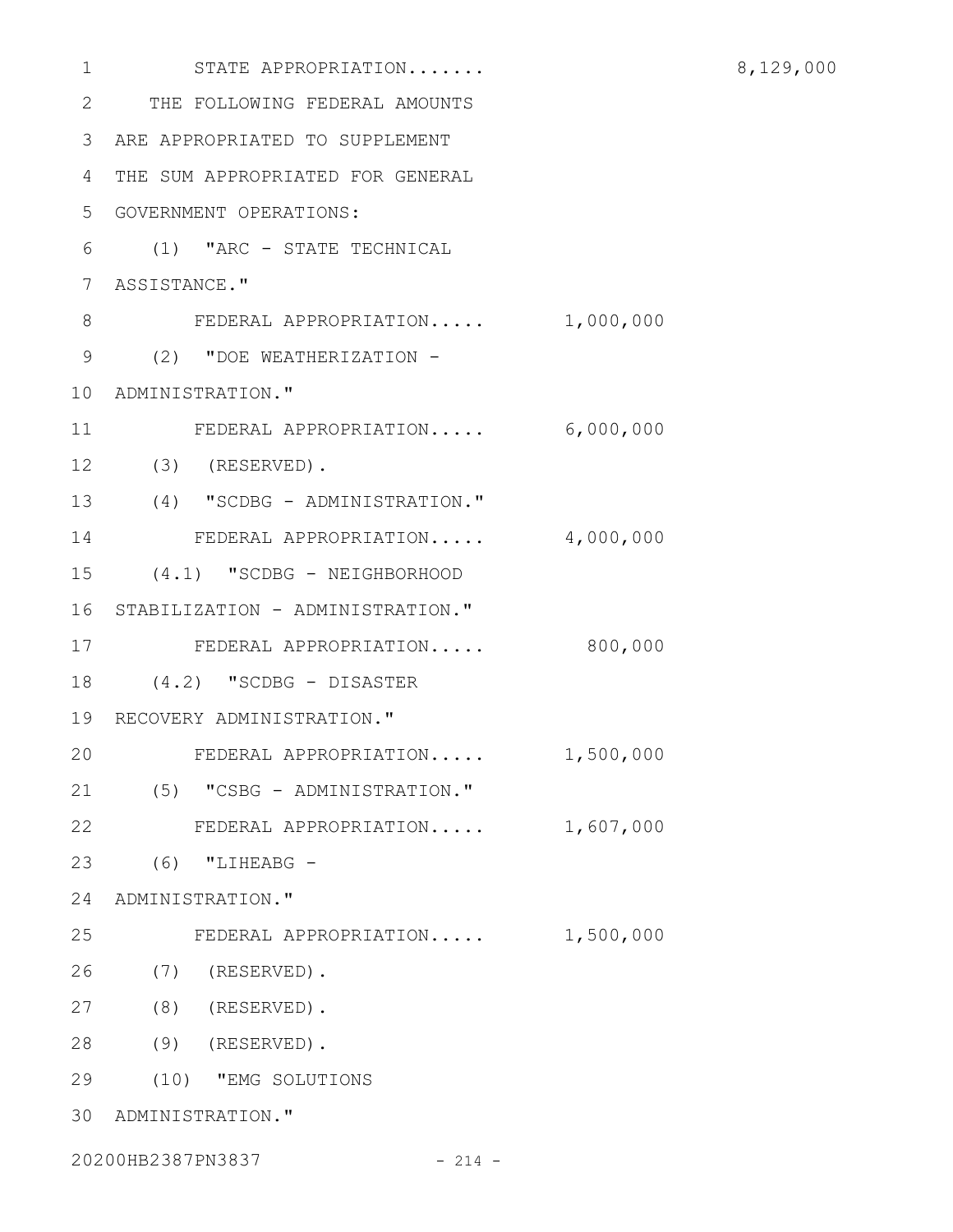STATE APPROPRIATION....... 8,129,000

THE FOLLOWING FEDERAL AMOUNTS ARE APPROPRIATED TO SUPPLEMENT THE SUM APPROPRIATED FOR GENERAL GOVERNMENT OPERATIONS:

(1) "ARC - STATE TECHNICAL ASSISTANCE."

FEDERAL APPROPRIATION..... 1,000,000

(2) "DOE WEATHERIZATION - ADMINISTRATION."

FEDERAL APPROPRIATION..... 6,000,000

(3) (RESERVED).

(4) "SCDBG - ADMINISTRATION."

FEDERAL APPROPRIATION..... 4,000,000

(4.1) "SCDBG - NEIGHBORHOOD STABILIZATION - ADMINISTRATION."

FEDERAL APPROPRIATION..... 800,000

(4.2) "SCDBG - DISASTER RECOVERY ADMINISTRATION."

FEDERAL APPROPRIATION..... 1,500,000

(5) "CSBG - ADMINISTRATION."

FEDERAL APPROPRIATION..... 1,607,000

(6) "LIHEABG - ADMINISTRATION."

FEDERAL APPROPRIATION..... 1,500,000

(7) (RESERVED).

(8) (RESERVED).

(9) (RESERVED).

(10) "EMG SOLUTIONS ADMINISTRATION."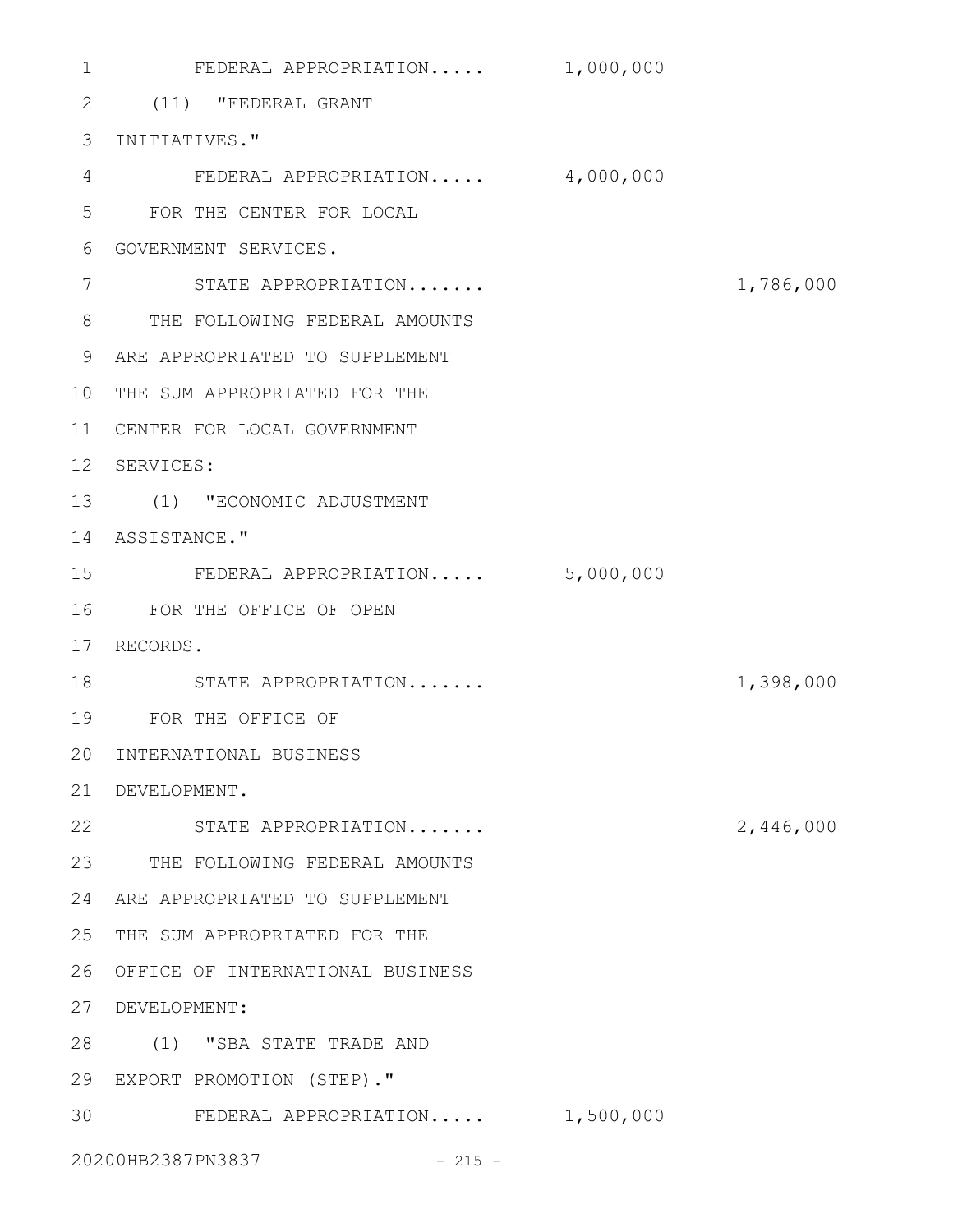FEDERAL APPROPRIATION..... 1,000,000

(11) "FEDERAL GRANT INITIATIVES."

FEDERAL APPROPRIATION..... 4,000,000

FOR THE CENTER FOR LOCAL GOVERNMENT SERVICES.

STATE APPROPRIATION....... 1,786,000

THE FOLLOWING FEDERAL AMOUNTS ARE APPROPRIATED TO SUPPLEMENT THE SUM APPROPRIATED FOR THE CENTER FOR LOCAL GOVERNMENT SERVICES:

(1) "ECONOMIC ADJUSTMENT ASSISTANCE."

FEDERAL APPROPRIATION..... 5,000,000

FOR THE OFFICE OF OPEN RECORDS.

STATE APPROPRIATION....... 1,398,000

FOR THE OFFICE OF INTERNATIONAL BUSINESS DEVELOPMENT.

STATE APPROPRIATION....... 2,446,000

THE FOLLOWING FEDERAL AMOUNTS ARE APPROPRIATED TO SUPPLEMENT THE SUM APPROPRIATED FOR THE OFFICE OF INTERNATIONAL BUSINESS DEVELOPMENT:

(1) "SBA STATE TRADE AND EXPORT PROMOTION (STEP)."

FEDERAL APPROPRIATION..... 1,500,000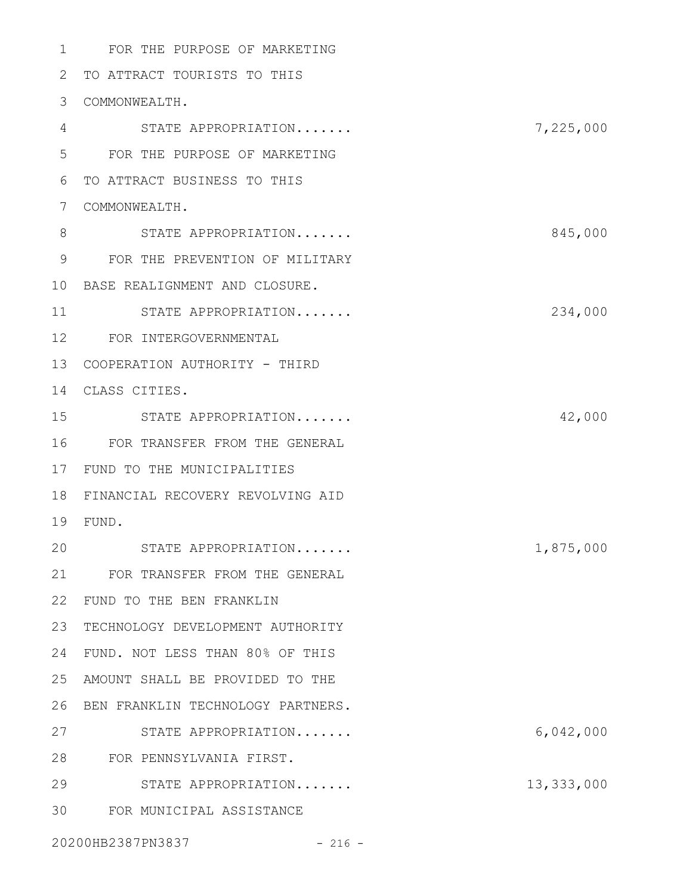FOR THE PURPOSE OF MARKETING TO ATTRACT TOURISTS TO THIS COMMONWEALTH.

STATE APPROPRIATION....... 7,225,000

FOR THE PURPOSE OF MARKETING TO ATTRACT BUSINESS TO THIS COMMONWEALTH.

STATE APPROPRIATION....... 845,000

FOR THE PREVENTION OF MILITARY BASE REALIGNMENT AND CLOSURE.

STATE APPROPRIATION....... 234,000

FOR INTERGOVERNMENTAL COOPERATION AUTHORITY - THIRD CLASS CITIES.

STATE APPROPRIATION....... 42,000

FOR TRANSFER FROM THE GENERAL FUND TO THE MUNICIPALITIES FINANCIAL RECOVERY REVOLVING AID FUND.

STATE APPROPRIATION....... 1,875,000

FOR TRANSFER FROM THE GENERAL FUND TO THE BEN FRANKLIN TECHNOLOGY DEVELOPMENT AUTHORITY FUND. NOT LESS THAN 80% OF THIS AMOUNT SHALL BE PROVIDED TO THE BEN FRANKLIN TECHNOLOGY PARTNERS.

STATE APPROPRIATION....... 6,042,000

FOR PENNSYLVANIA FIRST.

STATE APPROPRIATION....... 13,333,000

FOR MUNICIPAL ASSISTANCE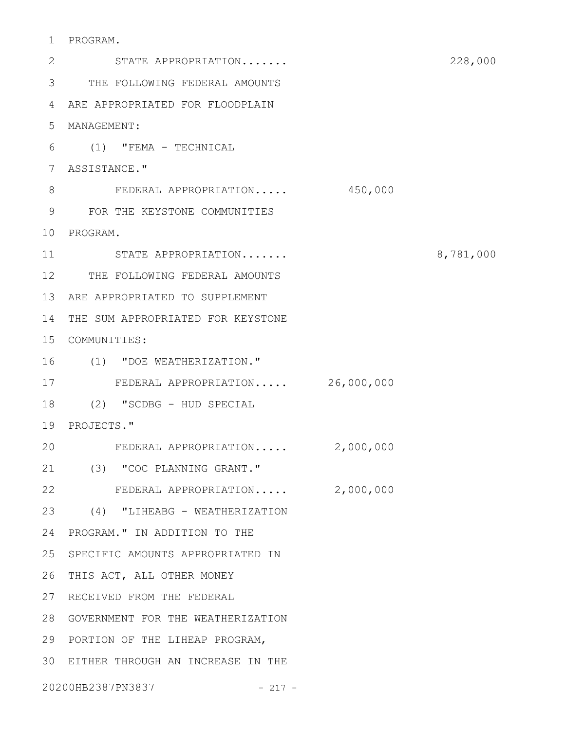PROGRAM.

STATE APPROPRIATION....... 228,000

THE FOLLOWING FEDERAL AMOUNTS ARE APPROPRIATED FOR FLOODPLAIN MANAGEMENT:

(1) "FEMA - TECHNICAL ASSISTANCE."

FEDERAL APPROPRIATION..... 450,000

FOR THE KEYSTONE COMMUNITIES PROGRAM.

STATE APPROPRIATION....... 8,781,000

THE FOLLOWING FEDERAL AMOUNTS ARE APPROPRIATED TO SUPPLEMENT THE SUM APPROPRIATED FOR KEYSTONE COMMUNITIES:

(1) "DOE WEATHERIZATION."

FEDERAL APPROPRIATION..... 26,000,000

(2) "SCDBG - HUD SPECIAL PROJECTS."

FEDERAL APPROPRIATION..... 2,000,000

(3) "COC PLANNING GRANT."

FEDERAL APPROPRIATION..... 2,000,000

(4) "LIHEABG - WEATHERIZATION PROGRAM." IN ADDITION TO THE SPECIFIC AMOUNTS APPROPRIATED IN THIS ACT, ALL OTHER MONEY RECEIVED FROM THE FEDERAL GOVERNMENT FOR THE WEATHERIZATION PORTION OF THE LIHEAP PROGRAM, EITHER THROUGH AN INCREASE IN THE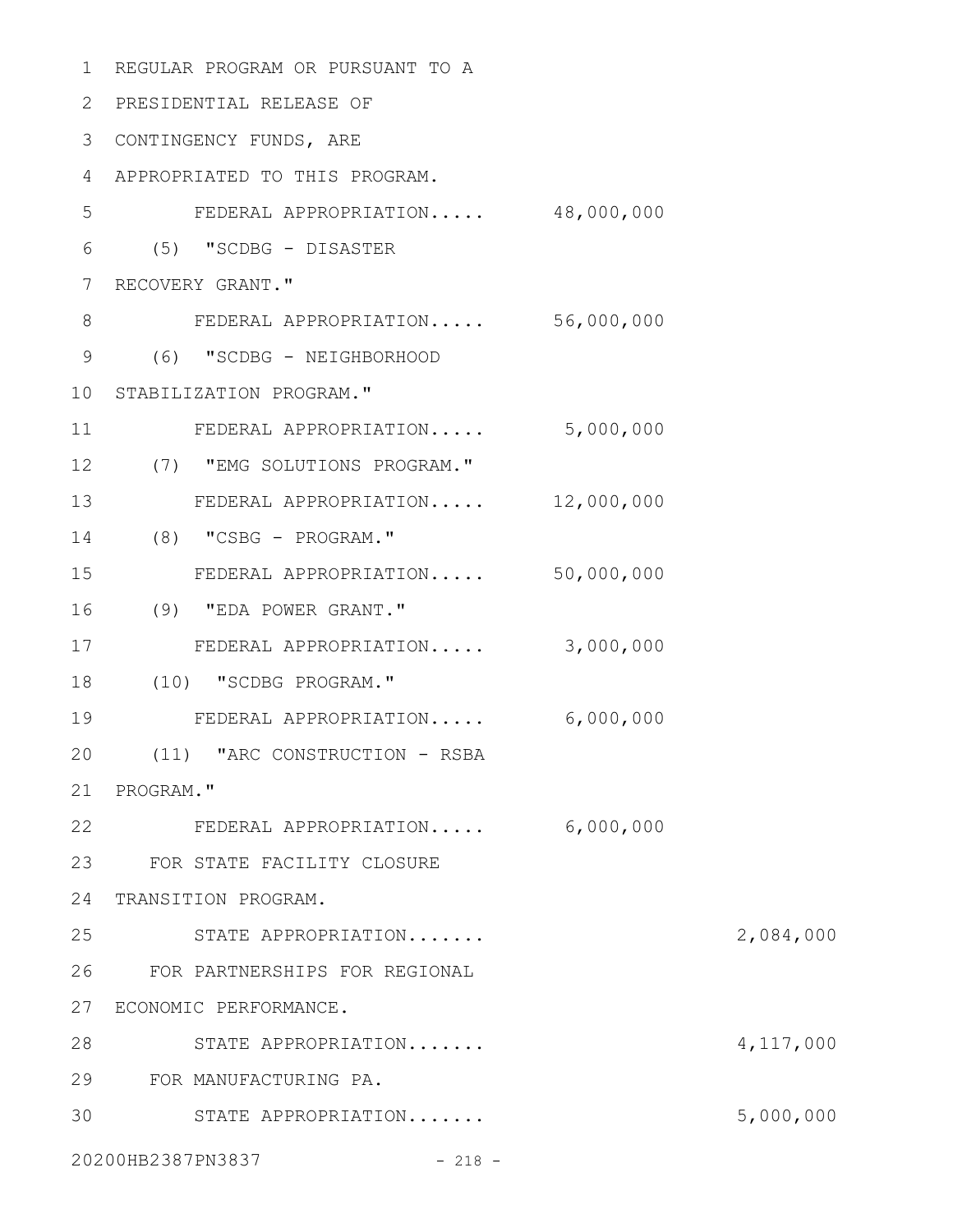REGULAR PROGRAM OR PURSUANT TO A PRESIDENTIAL RELEASE OF CONTINGENCY FUNDS, ARE APPROPRIATED TO THIS PROGRAM.

FEDERAL APPROPRIATION..... 48,000,000

(5) "SCDBG - DISASTER RECOVERY GRANT."

FEDERAL APPROPRIATION..... 56,000,000

(6) "SCDBG - NEIGHBORHOOD STABILIZATION PROGRAM."

FEDERAL APPROPRIATION..... 5,000,000

(7) "EMG SOLUTIONS PROGRAM."

FEDERAL APPROPRIATION..... 12,000,000

(8) "CSBG - PROGRAM."

FEDERAL APPROPRIATION..... 50,000,000

(9) "EDA POWER GRANT."

FEDERAL APPROPRIATION..... 3,000,000

(10) "SCDBG PROGRAM."

FEDERAL APPROPRIATION..... 6,000,000

(11) "ARC CONSTRUCTION - RSBA PROGRAM."

FEDERAL APPROPRIATION..... 6,000,000

FOR STATE FACILITY CLOSURE TRANSITION PROGRAM.

STATE APPROPRIATION....... 2,084,000

FOR PARTNERSHIPS FOR REGIONAL ECONOMIC PERFORMANCE.

STATE APPROPRIATION....... 4,117,000

FOR MANUFACTURING PA.

STATE APPROPRIATION....... 5,000,000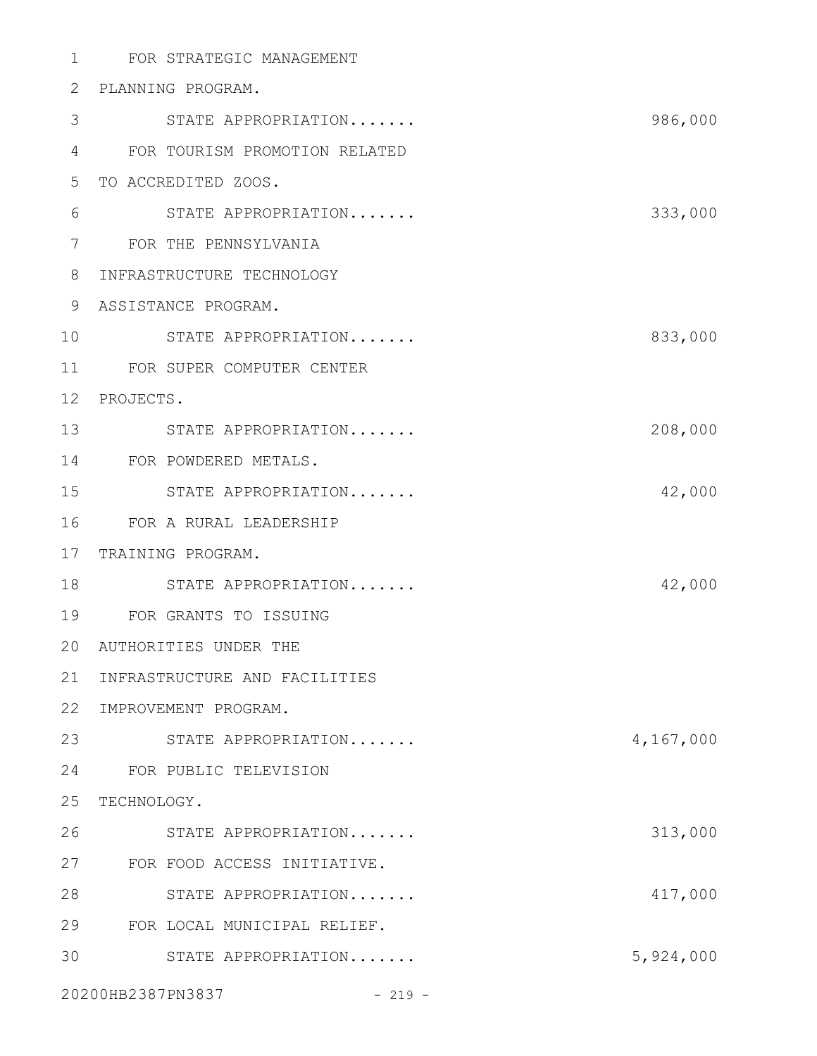FOR STRATEGIC MANAGEMENT PLANNING PROGRAM.

STATE APPROPRIATION....... 986,000

FOR TOURISM PROMOTION RELATED TO ACCREDITED ZOOS.

STATE APPROPRIATION....... 333,000

FOR THE PENNSYLVANIA INFRASTRUCTURE TECHNOLOGY ASSISTANCE PROGRAM.

STATE APPROPRIATION....... 833,000

FOR SUPER COMPUTER CENTER PROJECTS.

STATE APPROPRIATION....... 208,000

FOR POWDERED METALS.

STATE APPROPRIATION....... 42,000

FOR A RURAL LEADERSHIP TRAINING PROGRAM.

STATE APPROPRIATION....... 42,000

FOR GRANTS TO ISSUING AUTHORITIES UNDER THE INFRASTRUCTURE AND FACILITIES IMPROVEMENT PROGRAM.

STATE APPROPRIATION....... 4,167,000

FOR PUBLIC TELEVISION TECHNOLOGY.

STATE APPROPRIATION....... 313,000

FOR FOOD ACCESS INITIATIVE.

STATE APPROPRIATION....... 417,000

FOR LOCAL MUNICIPAL RELIEF.

STATE APPROPRIATION....... 5,924,000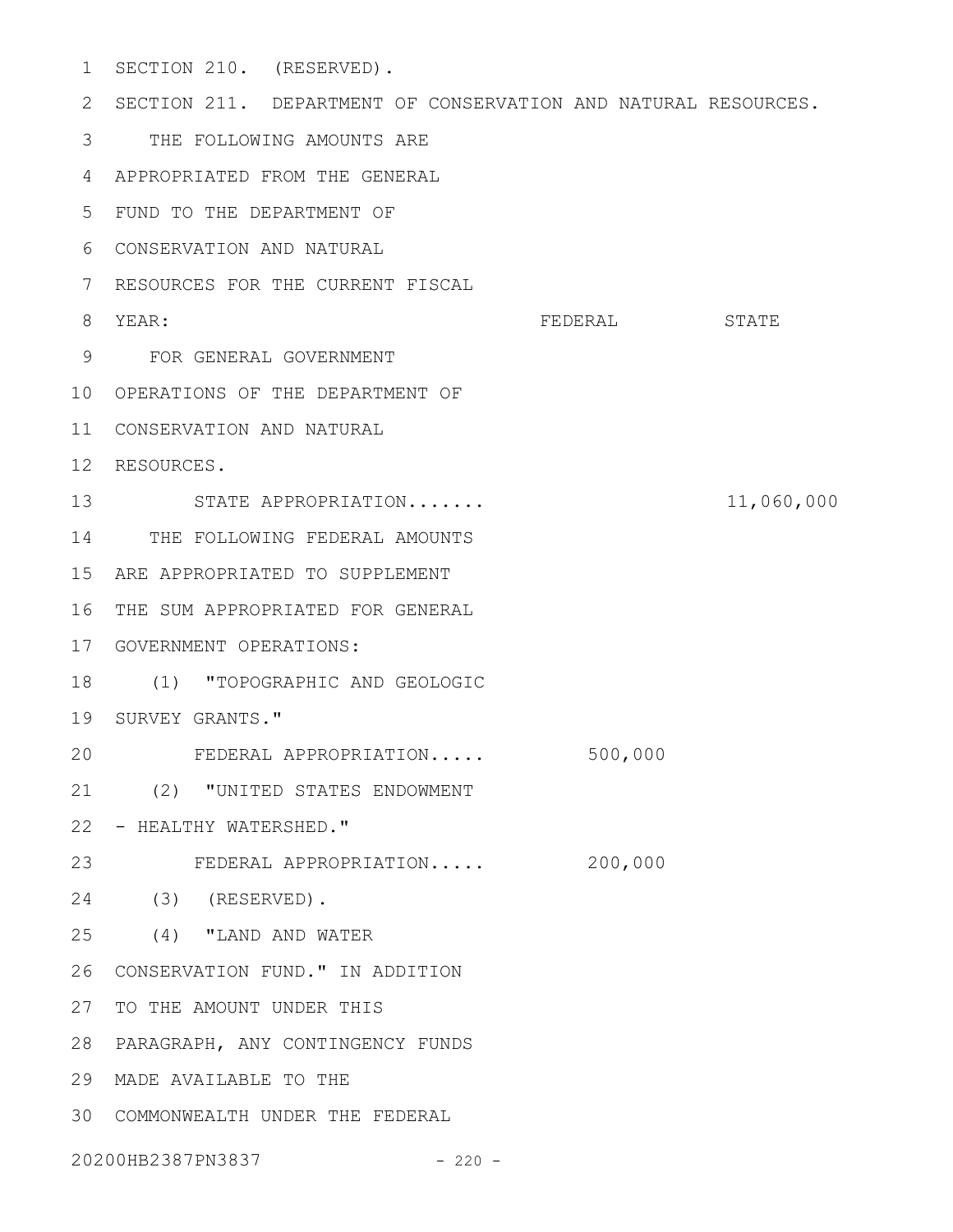SECTION 210. (RESERVED).

SECTION 211. DEPARTMENT OF CONSERVATION AND NATURAL RESOURCES.

| | FEDERAL | STATE |
|---|---|---|
| THE FOLLOWING AMOUNTS ARE APPROPRIATED FROM THE GENERAL FUND TO THE DEPARTMENT OF CONSERVATION AND NATURAL RESOURCES FOR THE CURRENT FISCAL YEAR: | | |
| FOR GENERAL GOVERNMENT OPERATIONS OF THE DEPARTMENT OF CONSERVATION AND NATURAL RESOURCES. | | |
| STATE APPROPRIATION....... | | 11,060,000 |
| THE FOLLOWING FEDERAL AMOUNTS ARE APPROPRIATED TO SUPPLEMENT THE SUM APPROPRIATED FOR GENERAL GOVERNMENT OPERATIONS: | | |
| (1) "TOPOGRAPHIC AND GEOLOGIC SURVEY GRANTS." | | |
| FEDERAL APPROPRIATION..... | 500,000 | |
| (2) "UNITED STATES ENDOWMENT - HEALTHY WATERSHED." | | |
| FEDERAL APPROPRIATION..... | 200,000 | |
| (3) (RESERVED). | | |
| (4) "LAND AND WATER CONSERVATION FUND." IN ADDITION TO THE AMOUNT UNDER THIS PARAGRAPH, ANY CONTINGENCY FUNDS MADE AVAILABLE TO THE COMMONWEALTH UNDER THE FEDERAL | | |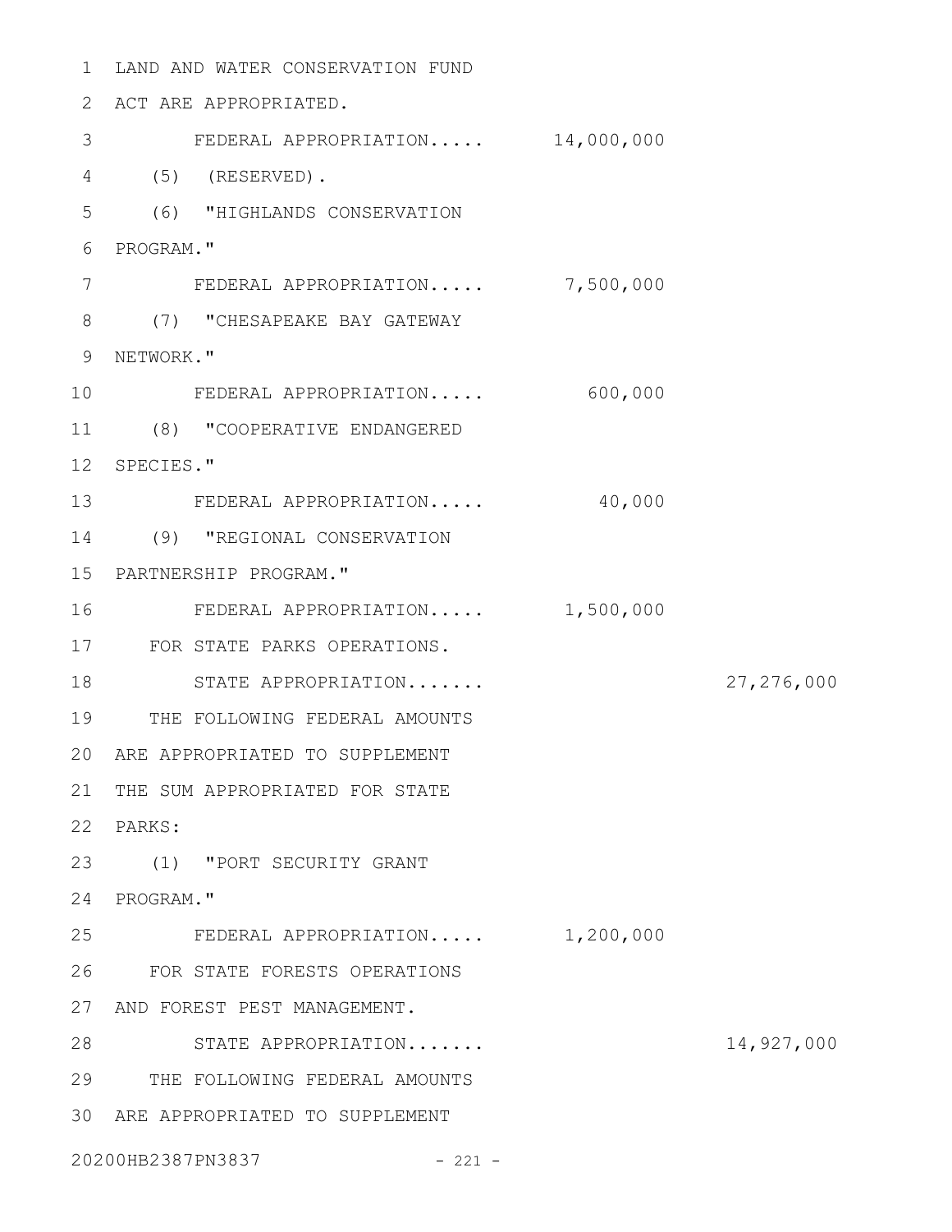LAND AND WATER CONSERVATION FUND ACT ARE APPROPRIATED.

| | | |
|---|---|---|
| FEDERAL APPROPRIATION..... | 14,000,000 | |
| (5) (RESERVED). | | |
| (6) "HIGHLANDS CONSERVATION PROGRAM." | | |
| FEDERAL APPROPRIATION..... | 7,500,000 | |
| (7) "CHESAPEAKE BAY GATEWAY NETWORK." | | |
| FEDERAL APPROPRIATION..... | 600,000 | |
| (8) "COOPERATIVE ENDANGERED SPECIES." | | |
| FEDERAL APPROPRIATION..... | 40,000 | |
| (9) "REGIONAL CONSERVATION PARTNERSHIP PROGRAM." | | |
| FEDERAL APPROPRIATION..... | 1,500,000 | |
| FOR STATE PARKS OPERATIONS. | | |
| STATE APPROPRIATION....... | | 27,276,000 |
| THE FOLLOWING FEDERAL AMOUNTS ARE APPROPRIATED TO SUPPLEMENT THE SUM APPROPRIATED FOR STATE PARKS: | | |
| (1) "PORT SECURITY GRANT PROGRAM." | | |
| FEDERAL APPROPRIATION..... | 1,200,000 | |
| FOR STATE FORESTS OPERATIONS AND FOREST PEST MANAGEMENT. | | |
| STATE APPROPRIATION....... | | 14,927,000 |

THE FOLLOWING FEDERAL AMOUNTS ARE APPROPRIATED TO SUPPLEMENT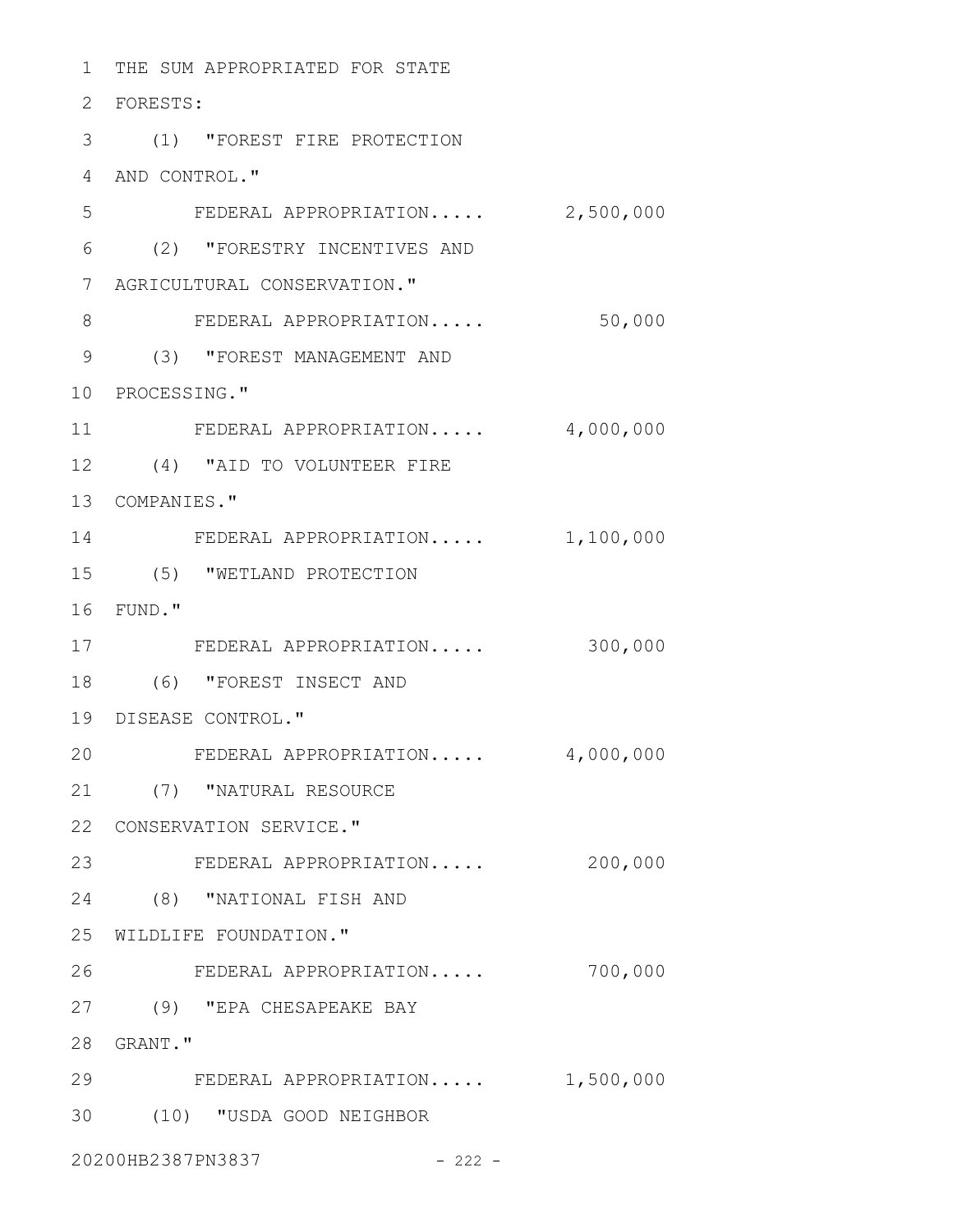THE SUM APPROPRIATED FOR STATE FORESTS:

(1) "FOREST FIRE PROTECTION AND CONTROL."

FEDERAL APPROPRIATION..... 2,500,000

(2) "FORESTRY INCENTIVES AND AGRICULTURAL CONSERVATION."

FEDERAL APPROPRIATION..... 50,000

(3) "FOREST MANAGEMENT AND PROCESSING."

FEDERAL APPROPRIATION..... 4,000,000

(4) "AID TO VOLUNTEER FIRE COMPANIES."

FEDERAL APPROPRIATION..... 1,100,000

(5) "WETLAND PROTECTION FUND."

FEDERAL APPROPRIATION..... 300,000

(6) "FOREST INSECT AND DISEASE CONTROL."

FEDERAL APPROPRIATION..... 4,000,000

(7) "NATURAL RESOURCE CONSERVATION SERVICE."

FEDERAL APPROPRIATION..... 200,000

(8) "NATIONAL FISH AND WILDLIFE FOUNDATION."

FEDERAL APPROPRIATION..... 700,000

(9) "EPA CHESAPEAKE BAY GRANT."

FEDERAL APPROPRIATION..... 1,500,000

(10) "USDA GOOD NEIGHBOR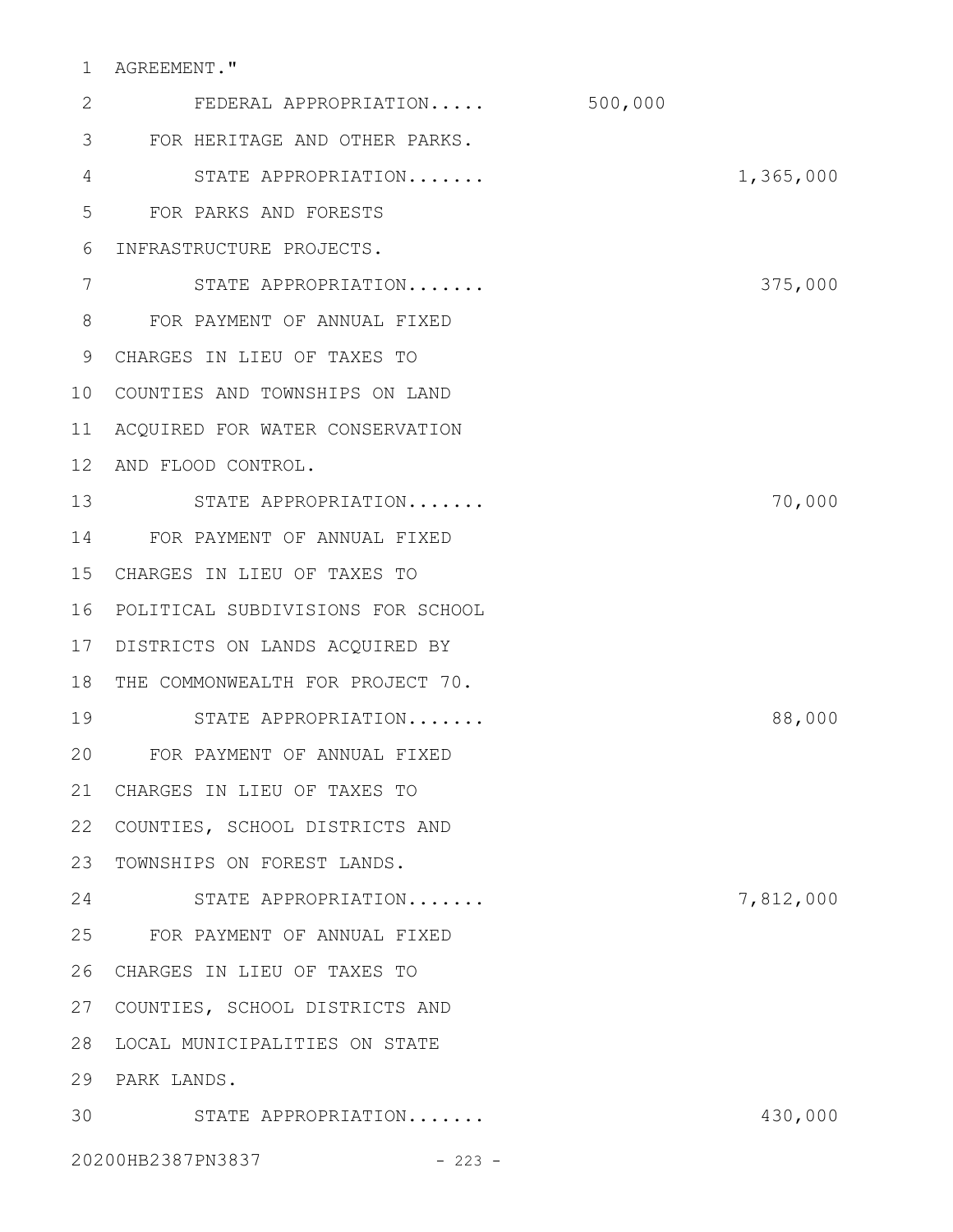AGREEMENT."

FEDERAL APPROPRIATION..... 500,000

FOR HERITAGE AND OTHER PARKS.

STATE APPROPRIATION....... 1,365,000

FOR PARKS AND FORESTS INFRASTRUCTURE PROJECTS.

STATE APPROPRIATION....... 375,000

FOR PAYMENT OF ANNUAL FIXED CHARGES IN LIEU OF TAXES TO COUNTIES AND TOWNSHIPS ON LAND ACQUIRED FOR WATER CONSERVATION AND FLOOD CONTROL.

STATE APPROPRIATION....... 70,000

FOR PAYMENT OF ANNUAL FIXED CHARGES IN LIEU OF TAXES TO POLITICAL SUBDIVISIONS FOR SCHOOL DISTRICTS ON LANDS ACQUIRED BY THE COMMONWEALTH FOR PROJECT 70.

STATE APPROPRIATION....... 88,000

FOR PAYMENT OF ANNUAL FIXED CHARGES IN LIEU OF TAXES TO COUNTIES, SCHOOL DISTRICTS AND TOWNSHIPS ON FOREST LANDS.

STATE APPROPRIATION....... 7,812,000

FOR PAYMENT OF ANNUAL FIXED CHARGES IN LIEU OF TAXES TO COUNTIES, SCHOOL DISTRICTS AND LOCAL MUNICIPALITIES ON STATE PARK LANDS.

STATE APPROPRIATION....... 430,000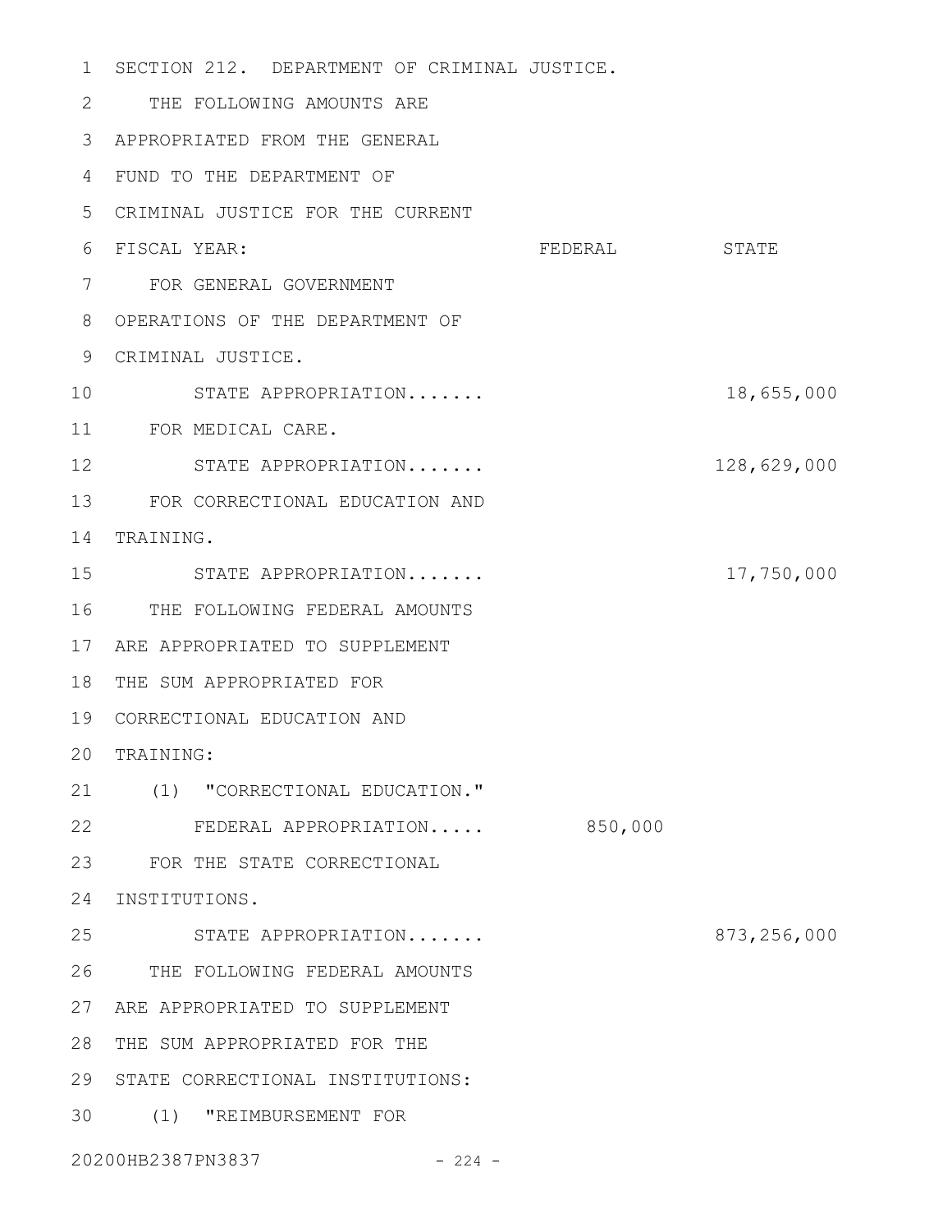SECTION 212. DEPARTMENT OF CRIMINAL JUSTICE.

| THE FOLLOWING AMOUNTS ARE APPROPRIATED FROM THE GENERAL FUND TO THE DEPARTMENT OF CRIMINAL JUSTICE FOR THE CURRENT FISCAL YEAR: | FEDERAL | STATE |
|---|---|---|
| FOR GENERAL GOVERNMENT OPERATIONS OF THE DEPARTMENT OF CRIMINAL JUSTICE. | | |
| STATE APPROPRIATION....... | | 18,655,000 |
| FOR MEDICAL CARE. | | |
| STATE APPROPRIATION....... | | 128,629,000 |
| FOR CORRECTIONAL EDUCATION AND TRAINING. | | |
| STATE APPROPRIATION....... | | 17,750,000 |
| THE FOLLOWING FEDERAL AMOUNTS ARE APPROPRIATED TO SUPPLEMENT THE SUM APPROPRIATED FOR CORRECTIONAL EDUCATION AND TRAINING: | | |
| (1) "CORRECTIONAL EDUCATION." | | |
| FEDERAL APPROPRIATION..... | 850,000 | |
| FOR THE STATE CORRECTIONAL INSTITUTIONS. | | |
| STATE APPROPRIATION....... | | 873,256,000 |
| THE FOLLOWING FEDERAL AMOUNTS ARE APPROPRIATED TO SUPPLEMENT THE SUM APPROPRIATED FOR THE STATE CORRECTIONAL INSTITUTIONS: | | |
| (1) "REIMBURSEMENT FOR | | |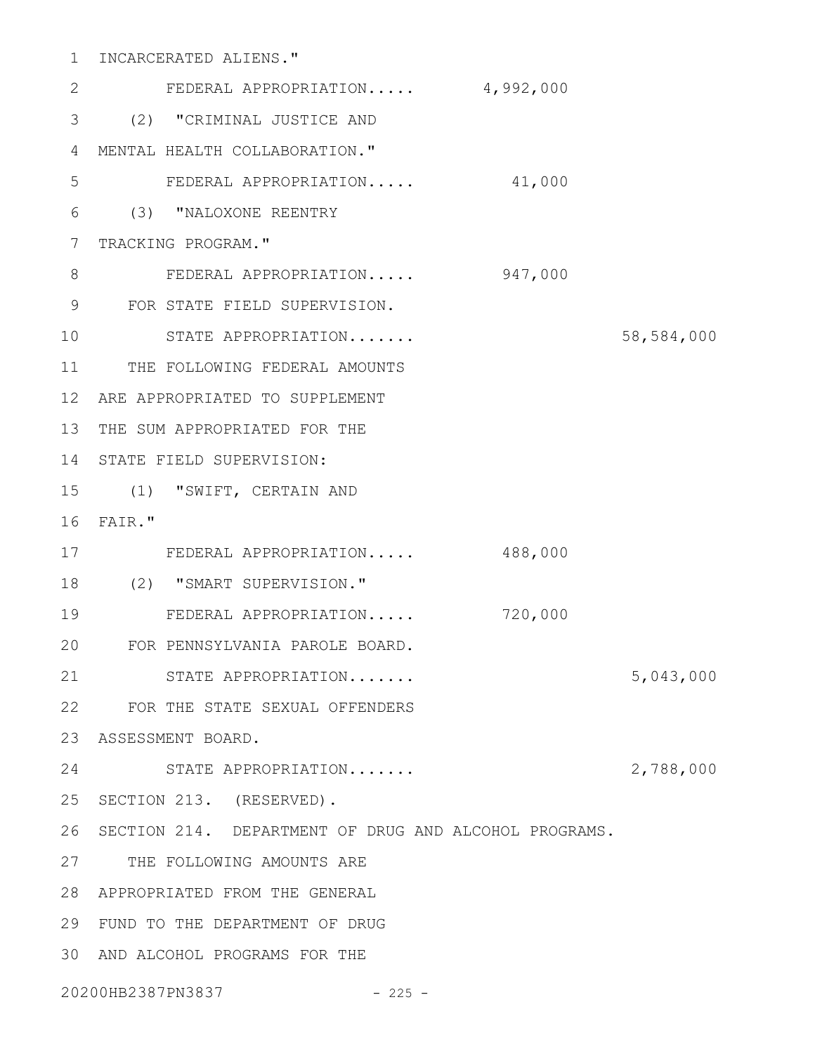INCARCERATED ALIENS."

FEDERAL APPROPRIATION..... 4,992,000

(2) "CRIMINAL JUSTICE AND MENTAL HEALTH COLLABORATION."

FEDERAL APPROPRIATION..... 41,000

(3) "NALOXONE REENTRY TRACKING PROGRAM."

FEDERAL APPROPRIATION..... 947,000

FOR STATE FIELD SUPERVISION.

STATE APPROPRIATION....... 58,584,000

THE FOLLOWING FEDERAL AMOUNTS ARE APPROPRIATED TO SUPPLEMENT THE SUM APPROPRIATED FOR THE STATE FIELD SUPERVISION:

(1) "SWIFT, CERTAIN AND FAIR."

FEDERAL APPROPRIATION..... 488,000

(2) "SMART SUPERVISION."

FEDERAL APPROPRIATION..... 720,000

FOR PENNSYLVANIA PAROLE BOARD.

STATE APPROPRIATION....... 5,043,000

FOR THE STATE SEXUAL OFFENDERS ASSESSMENT BOARD.

STATE APPROPRIATION....... 2,788,000

SECTION 213. (RESERVED).

SECTION 214. DEPARTMENT OF DRUG AND ALCOHOL PROGRAMS.

THE FOLLOWING AMOUNTS ARE APPROPRIATED FROM THE GENERAL FUND TO THE DEPARTMENT OF DRUG AND ALCOHOL PROGRAMS FOR THE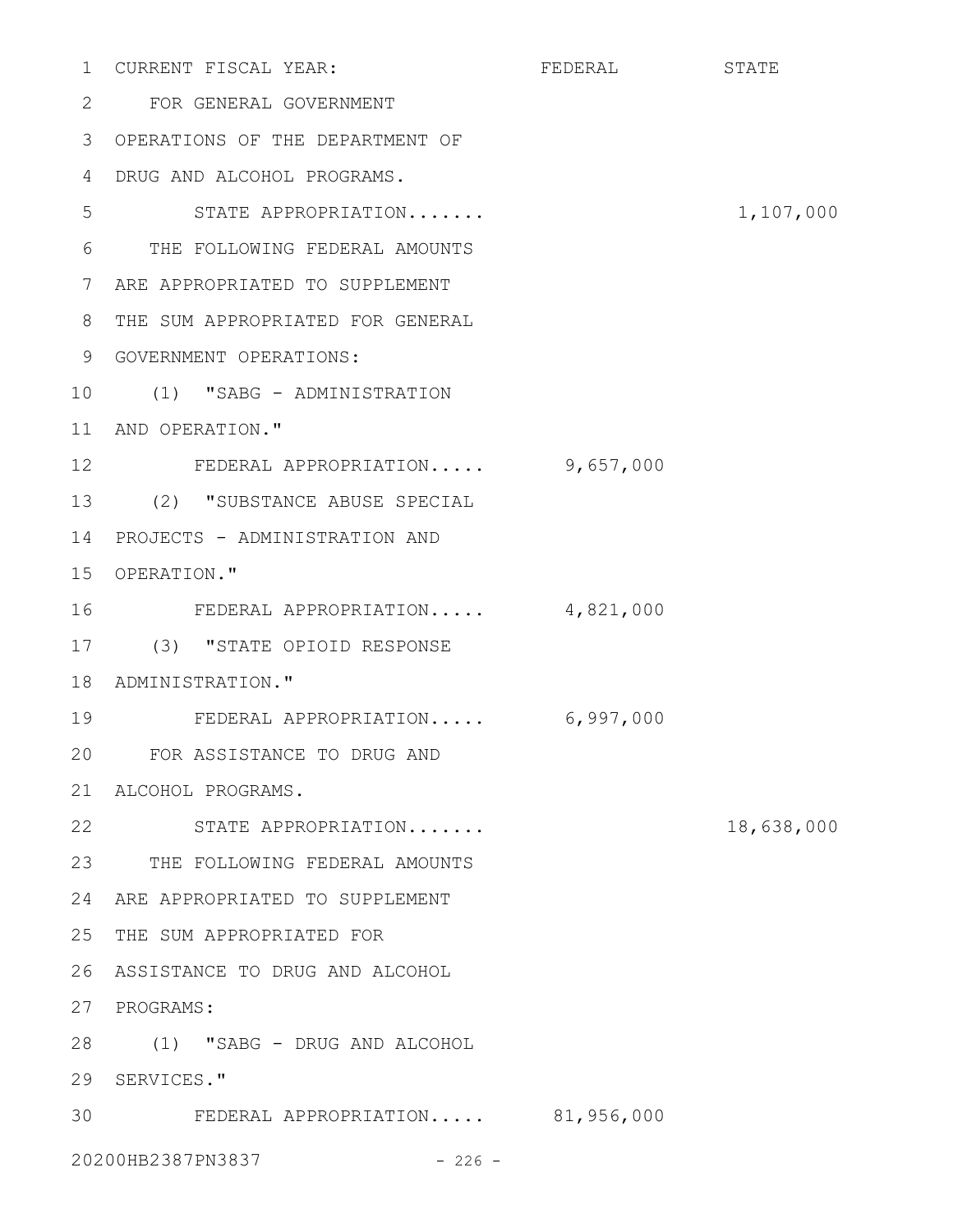| CURRENT FISCAL YEAR: | FEDERAL | STATE |
|---|---|---|
| FOR GENERAL GOVERNMENT OPERATIONS OF THE DEPARTMENT OF DRUG AND ALCOHOL PROGRAMS. | | |
| STATE APPROPRIATION....... | | 1,107,000 |
| THE FOLLOWING FEDERAL AMOUNTS ARE APPROPRIATED TO SUPPLEMENT THE SUM APPROPRIATED FOR GENERAL GOVERNMENT OPERATIONS: | | |
| (1) "SABG - ADMINISTRATION AND OPERATION." | | |
| FEDERAL APPROPRIATION..... | 9,657,000 | |
| (2) "SUBSTANCE ABUSE SPECIAL PROJECTS - ADMINISTRATION AND OPERATION." | | |
| FEDERAL APPROPRIATION..... | 4,821,000 | |
| (3) "STATE OPIOID RESPONSE ADMINISTRATION." | | |
| FEDERAL APPROPRIATION..... | 6,997,000 | |
| FOR ASSISTANCE TO DRUG AND ALCOHOL PROGRAMS. | | |
| STATE APPROPRIATION....... | | 18,638,000 |
| THE FOLLOWING FEDERAL AMOUNTS ARE APPROPRIATED TO SUPPLEMENT THE SUM APPROPRIATED FOR ASSISTANCE TO DRUG AND ALCOHOL PROGRAMS: | | |
| (1) "SABG - DRUG AND ALCOHOL SERVICES." | | |
| FEDERAL APPROPRIATION..... | 81,956,000 | |

20200HB2387PN3837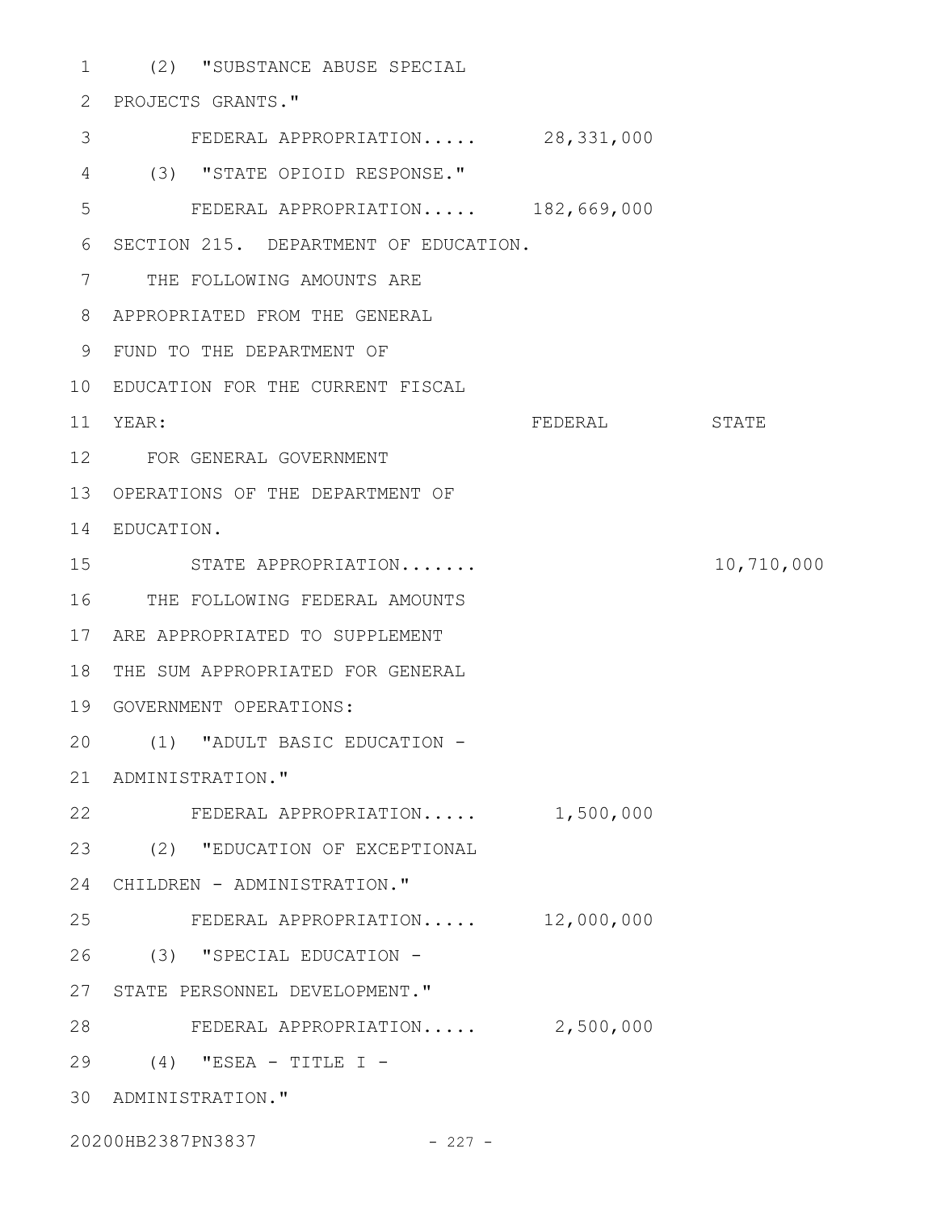(2) "SUBSTANCE ABUSE SPECIAL PROJECTS GRANTS."

| | FEDERAL | STATE |
|---|---|---|
| FEDERAL APPROPRIATION..... | 28,331,000 | |

(3) "STATE OPIOID RESPONSE."

| | FEDERAL | STATE |
|---|---|---|
| FEDERAL APPROPRIATION..... | 182,669,000 | |

SECTION 215. DEPARTMENT OF EDUCATION.

THE FOLLOWING AMOUNTS ARE APPROPRIATED FROM THE GENERAL FUND TO THE DEPARTMENT OF EDUCATION FOR THE CURRENT FISCAL YEAR:

| | FEDERAL | STATE |
|---|---|---|
| FOR GENERAL GOVERNMENT OPERATIONS OF THE DEPARTMENT OF EDUCATION. | | |
| STATE APPROPRIATION....... | | 10,710,000 |

THE FOLLOWING FEDERAL AMOUNTS ARE APPROPRIATED TO SUPPLEMENT THE SUM APPROPRIATED FOR GENERAL GOVERNMENT OPERATIONS:

(1) "ADULT BASIC EDUCATION - ADMINISTRATION."

| | FEDERAL | STATE |
|---|---|---|
| FEDERAL APPROPRIATION..... | 1,500,000 | |

(2) "EDUCATION OF EXCEPTIONAL CHILDREN - ADMINISTRATION."

| | FEDERAL | STATE |
|---|---|---|
| FEDERAL APPROPRIATION..... | 12,000,000 | |

(3) "SPECIAL EDUCATION - STATE PERSONNEL DEVELOPMENT."

| | FEDERAL | STATE |
|---|---|---|
| FEDERAL APPROPRIATION..... | 2,500,000 | |

(4) "ESEA - TITLE I - ADMINISTRATION."

20200HB2387PN3837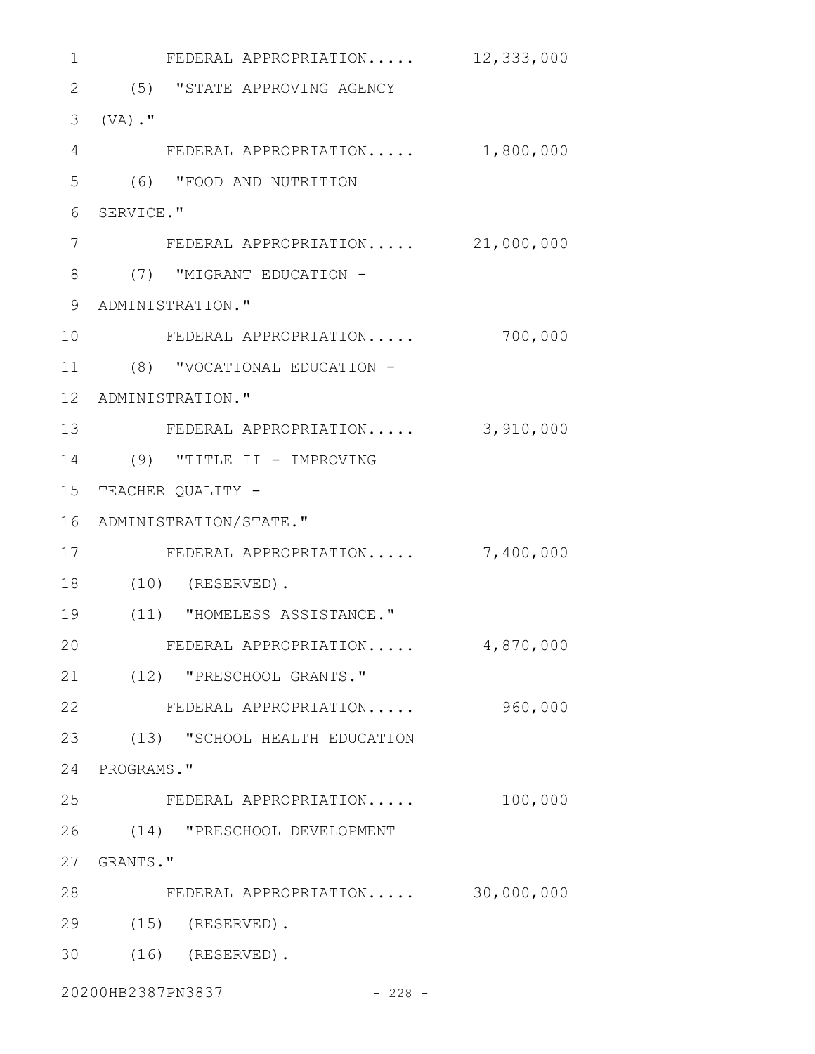FEDERAL APPROPRIATION..... 12,333,000

(5) "STATE APPROVING AGENCY (VA)."

FEDERAL APPROPRIATION..... 1,800,000

(6) "FOOD AND NUTRITION SERVICE."

FEDERAL APPROPRIATION..... 21,000,000

(7) "MIGRANT EDUCATION - ADMINISTRATION."

FEDERAL APPROPRIATION..... 700,000

(8) "VOCATIONAL EDUCATION - ADMINISTRATION."

FEDERAL APPROPRIATION..... 3,910,000

(9) "TITLE II - IMPROVING TEACHER QUALITY - ADMINISTRATION/STATE."

FEDERAL APPROPRIATION..... 7,400,000

(10) (RESERVED).

(11) "HOMELESS ASSISTANCE."

FEDERAL APPROPRIATION..... 4,870,000

(12) "PRESCHOOL GRANTS."

FEDERAL APPROPRIATION..... 960,000

(13) "SCHOOL HEALTH EDUCATION PROGRAMS."

FEDERAL APPROPRIATION..... 100,000

(14) "PRESCHOOL DEVELOPMENT GRANTS."

FEDERAL APPROPRIATION..... 30,000,000

(15) (RESERVED).

(16) (RESERVED).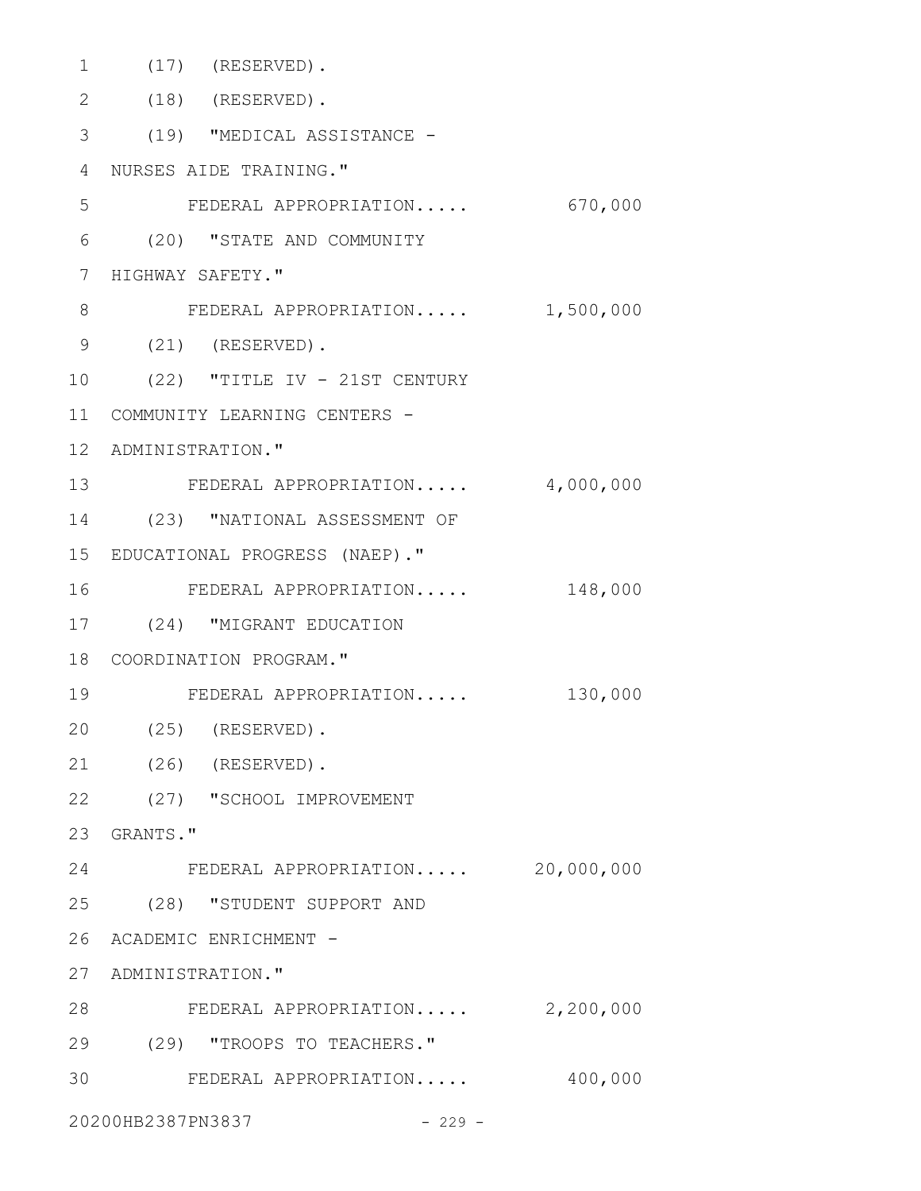(17) (RESERVED).

(18) (RESERVED).

(19) "MEDICAL ASSISTANCE - NURSES AIDE TRAINING."

FEDERAL APPROPRIATION..... 670,000

(20) "STATE AND COMMUNITY HIGHWAY SAFETY."

FEDERAL APPROPRIATION..... 1,500,000

(21) (RESERVED).

(22) "TITLE IV - 21ST CENTURY COMMUNITY LEARNING CENTERS - ADMINISTRATION."

FEDERAL APPROPRIATION..... 4,000,000

(23) "NATIONAL ASSESSMENT OF EDUCATIONAL PROGRESS (NAEP)."

FEDERAL APPROPRIATION..... 148,000

(24) "MIGRANT EDUCATION COORDINATION PROGRAM."

FEDERAL APPROPRIATION..... 130,000

(25) (RESERVED).

(26) (RESERVED).

(27) "SCHOOL IMPROVEMENT GRANTS."

FEDERAL APPROPRIATION..... 20,000,000

(28) "STUDENT SUPPORT AND ACADEMIC ENRICHMENT - ADMINISTRATION."

FEDERAL APPROPRIATION..... 2,200,000

(29) "TROOPS TO TEACHERS."

FEDERAL APPROPRIATION..... 400,000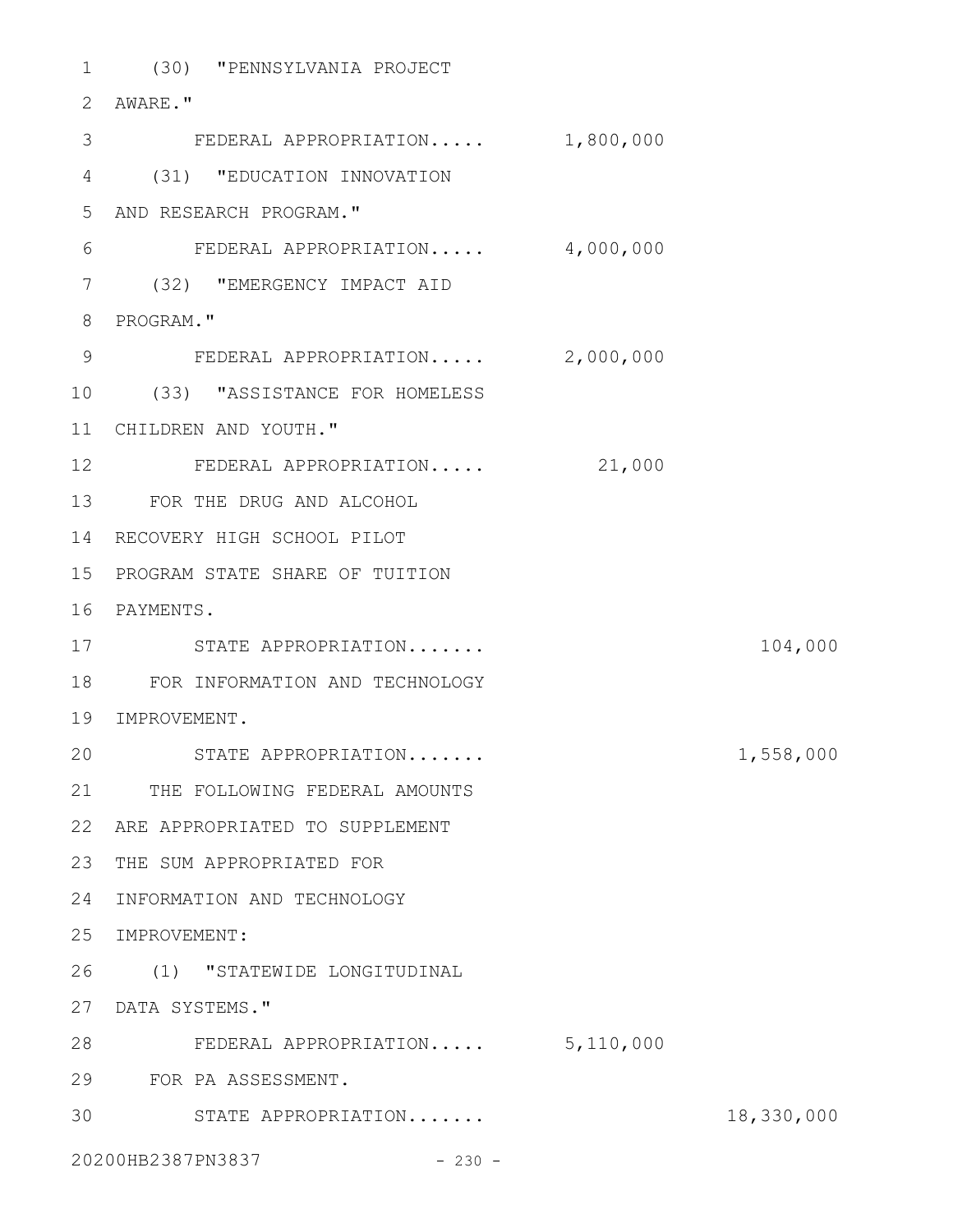(30) "PENNSYLVANIA PROJECT AWARE."

| | Federal | State |
|---|---|---|
| FEDERAL APPROPRIATION..... | 1,800,000 | |

(31) "EDUCATION INNOVATION AND RESEARCH PROGRAM."

| | Federal | State |
|---|---|---|
| FEDERAL APPROPRIATION..... | 4,000,000 | |

(32) "EMERGENCY IMPACT AID PROGRAM."

| | Federal | State |
|---|---|---|
| FEDERAL APPROPRIATION..... | 2,000,000 | |

(33) "ASSISTANCE FOR HOMELESS CHILDREN AND YOUTH."

| | Federal | State |
|---|---|---|
| FEDERAL APPROPRIATION..... | 21,000 | |

FOR THE DRUG AND ALCOHOL RECOVERY HIGH SCHOOL PILOT PROGRAM STATE SHARE OF TUITION PAYMENTS.

| | Federal | State |
|---|---|---|
| STATE APPROPRIATION....... | | 104,000 |

FOR INFORMATION AND TECHNOLOGY IMPROVEMENT.

| | Federal | State |
|---|---|---|
| STATE APPROPRIATION....... | | 1,558,000 |

THE FOLLOWING FEDERAL AMOUNTS ARE APPROPRIATED TO SUPPLEMENT THE SUM APPROPRIATED FOR INFORMATION AND TECHNOLOGY IMPROVEMENT:

(1) "STATEWIDE LONGITUDINAL DATA SYSTEMS."

| | Federal | State |
|---|---|---|
| FEDERAL APPROPRIATION..... | 5,110,000 | |

FOR PA ASSESSMENT.

| | Federal | State |
|---|---|---|
| STATE APPROPRIATION....... | | 18,330,000 |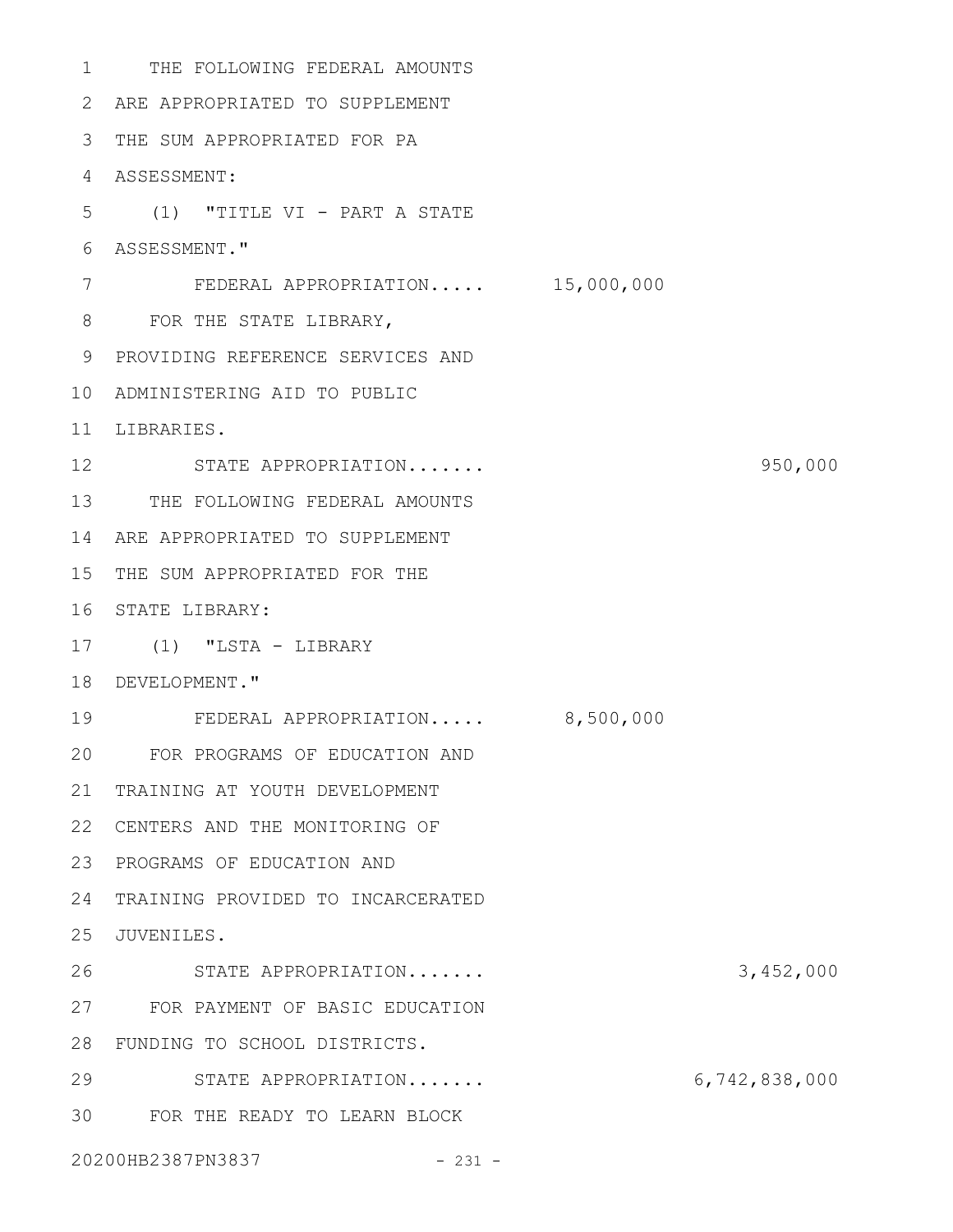THE FOLLOWING FEDERAL AMOUNTS ARE APPROPRIATED TO SUPPLEMENT THE SUM APPROPRIATED FOR PA ASSESSMENT:

(1) "TITLE VI - PART A STATE ASSESSMENT."

| | | |
|---|---|---|
| FEDERAL APPROPRIATION..... | 15,000,000 | |

FOR THE STATE LIBRARY, PROVIDING REFERENCE SERVICES AND ADMINISTERING AID TO PUBLIC LIBRARIES.

| | | |
|---|---|---|
| STATE APPROPRIATION....... | | 950,000 |

THE FOLLOWING FEDERAL AMOUNTS ARE APPROPRIATED TO SUPPLEMENT THE SUM APPROPRIATED FOR THE STATE LIBRARY:

(1) "LSTA - LIBRARY DEVELOPMENT."

| | | |
|---|---|---|
| FEDERAL APPROPRIATION..... | 8,500,000 | |

FOR PROGRAMS OF EDUCATION AND TRAINING AT YOUTH DEVELOPMENT CENTERS AND THE MONITORING OF PROGRAMS OF EDUCATION AND TRAINING PROVIDED TO INCARCERATED JUVENILES.

| | | |
|---|---|---|
| STATE APPROPRIATION....... | | 3,452,000 |

FOR PAYMENT OF BASIC EDUCATION FUNDING TO SCHOOL DISTRICTS.

| | | |
|---|---|---|
| STATE APPROPRIATION....... | | 6,742,838,000 |

FOR THE READY TO LEARN BLOCK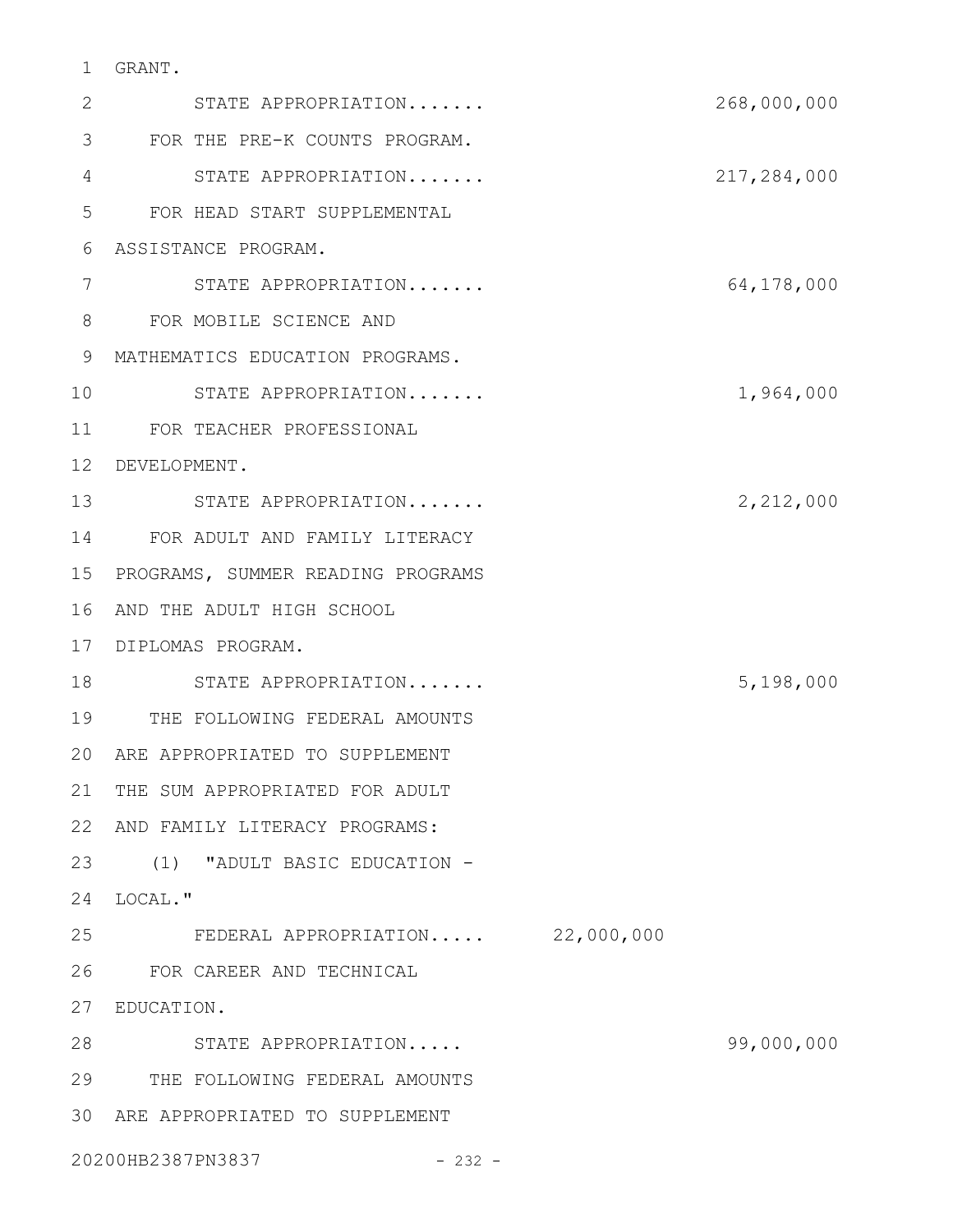GRANT.

STATE APPROPRIATION....... 268,000,000

FOR THE PRE-K COUNTS PROGRAM.

STATE APPROPRIATION....... 217,284,000

FOR HEAD START SUPPLEMENTAL ASSISTANCE PROGRAM.

STATE APPROPRIATION....... 64,178,000

FOR MOBILE SCIENCE AND MATHEMATICS EDUCATION PROGRAMS.

STATE APPROPRIATION....... 1,964,000

FOR TEACHER PROFESSIONAL DEVELOPMENT.

STATE APPROPRIATION....... 2,212,000

FOR ADULT AND FAMILY LITERACY PROGRAMS, SUMMER READING PROGRAMS AND THE ADULT HIGH SCHOOL DIPLOMAS PROGRAM.

STATE APPROPRIATION....... 5,198,000

THE FOLLOWING FEDERAL AMOUNTS ARE APPROPRIATED TO SUPPLEMENT THE SUM APPROPRIATED FOR ADULT AND FAMILY LITERACY PROGRAMS:

(1) "ADULT BASIC EDUCATION - LOCAL."

FEDERAL APPROPRIATION..... 22,000,000

FOR CAREER AND TECHNICAL EDUCATION.

STATE APPROPRIATION..... 99,000,000

THE FOLLOWING FEDERAL AMOUNTS ARE APPROPRIATED TO SUPPLEMENT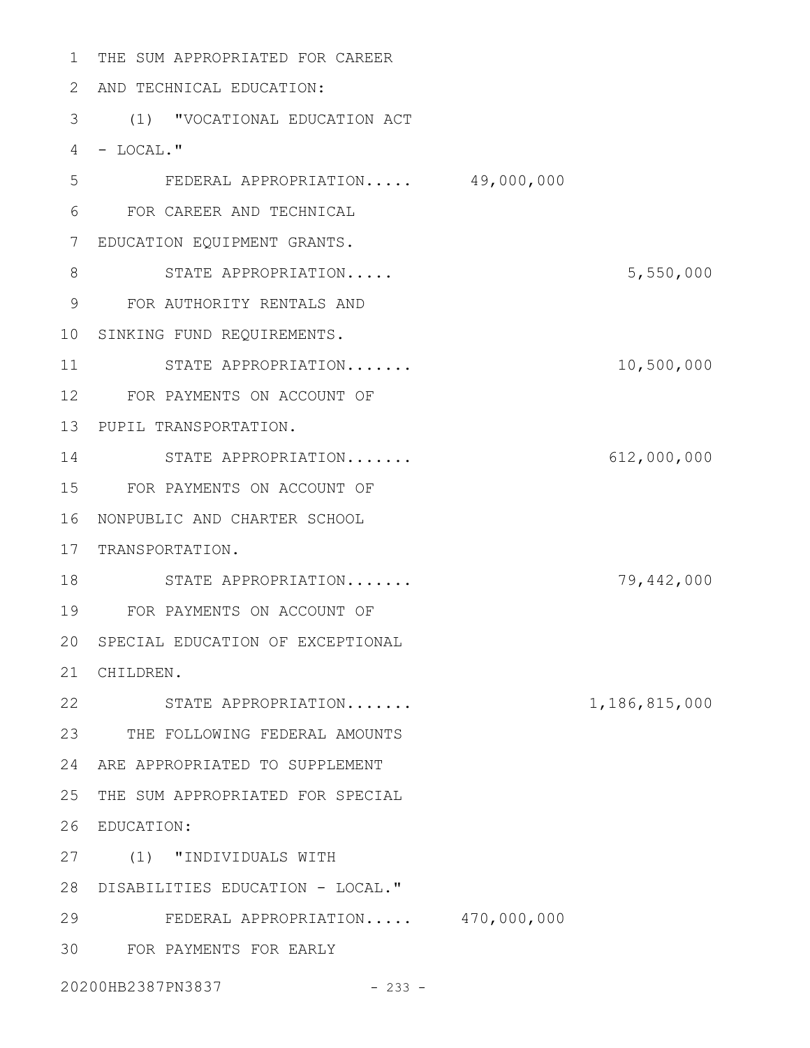THE SUM APPROPRIATED FOR CAREER AND TECHNICAL EDUCATION:

(1) "VOCATIONAL EDUCATION ACT - LOCAL."

| | | |
|---|---|---|
| FEDERAL APPROPRIATION..... | 49,000,000 | |

FOR CAREER AND TECHNICAL EDUCATION EQUIPMENT GRANTS.

| | | |
|---|---|---|
| STATE APPROPRIATION..... | | 5,550,000 |

FOR AUTHORITY RENTALS AND SINKING FUND REQUIREMENTS.

| | | |
|---|---|---|
| STATE APPROPRIATION....... | | 10,500,000 |

FOR PAYMENTS ON ACCOUNT OF PUPIL TRANSPORTATION.

| | | |
|---|---|---|
| STATE APPROPRIATION....... | | 612,000,000 |

FOR PAYMENTS ON ACCOUNT OF NONPUBLIC AND CHARTER SCHOOL TRANSPORTATION.

| | | |
|---|---|---|
| STATE APPROPRIATION....... | | 79,442,000 |

FOR PAYMENTS ON ACCOUNT OF SPECIAL EDUCATION OF EXCEPTIONAL CHILDREN.

| | | |
|---|---|---|
| STATE APPROPRIATION....... | | 1,186,815,000 |

THE FOLLOWING FEDERAL AMOUNTS ARE APPROPRIATED TO SUPPLEMENT THE SUM APPROPRIATED FOR SPECIAL EDUCATION:

(1) "INDIVIDUALS WITH DISABILITIES EDUCATION - LOCAL."

| | | |
|---|---|---|
| FEDERAL APPROPRIATION..... | 470,000,000 | |

FOR PAYMENTS FOR EARLY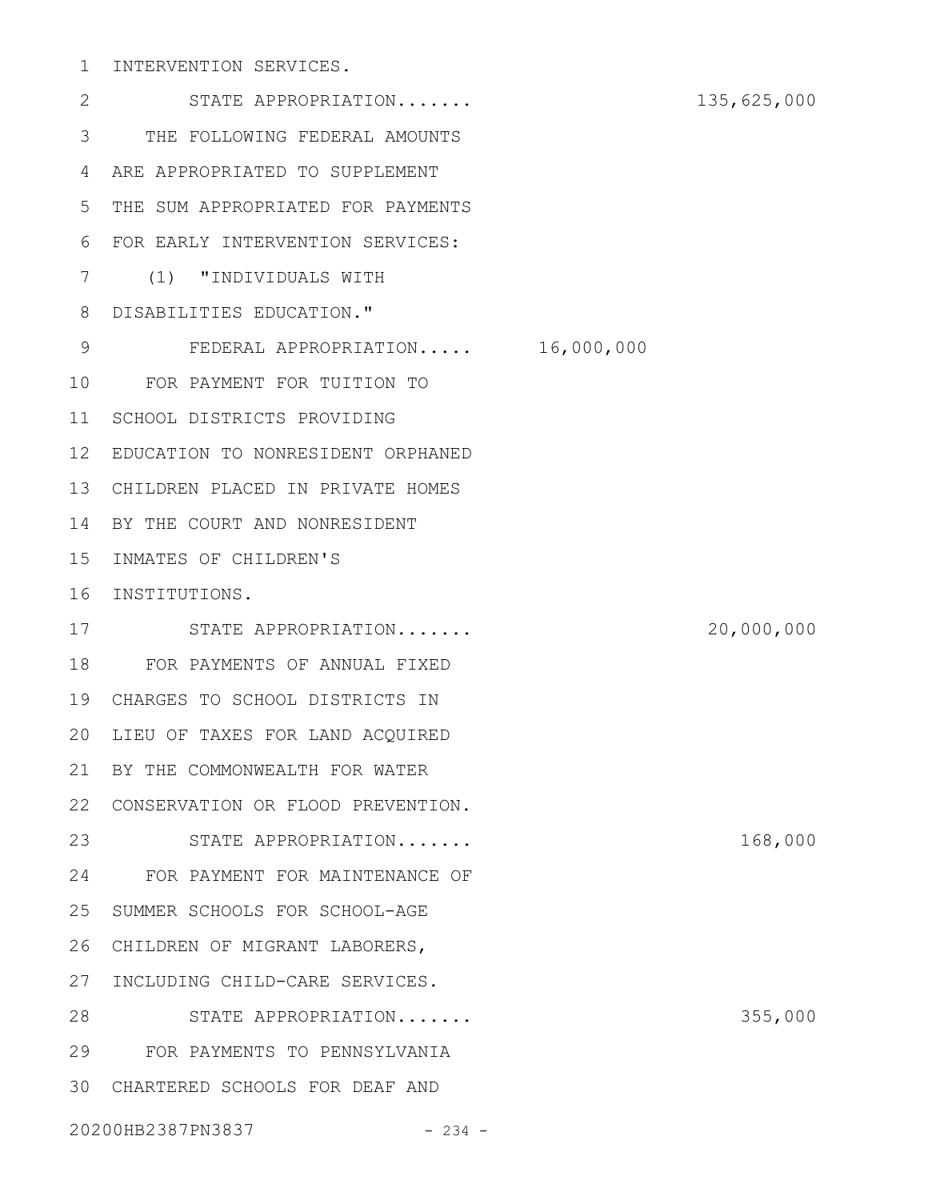INTERVENTION SERVICES.

STATE APPROPRIATION....... 135,625,000

THE FOLLOWING FEDERAL AMOUNTS ARE APPROPRIATED TO SUPPLEMENT THE SUM APPROPRIATED FOR PAYMENTS FOR EARLY INTERVENTION SERVICES:

(1) "INDIVIDUALS WITH DISABILITIES EDUCATION."

FEDERAL APPROPRIATION..... 16,000,000

FOR PAYMENT FOR TUITION TO SCHOOL DISTRICTS PROVIDING EDUCATION TO NONRESIDENT ORPHANED CHILDREN PLACED IN PRIVATE HOMES BY THE COURT AND NONRESIDENT INMATES OF CHILDREN'S INSTITUTIONS.

STATE APPROPRIATION....... 20,000,000

FOR PAYMENTS OF ANNUAL FIXED CHARGES TO SCHOOL DISTRICTS IN LIEU OF TAXES FOR LAND ACQUIRED BY THE COMMONWEALTH FOR WATER CONSERVATION OR FLOOD PREVENTION.

STATE APPROPRIATION....... 168,000

FOR PAYMENT FOR MAINTENANCE OF SUMMER SCHOOLS FOR SCHOOL-AGE CHILDREN OF MIGRANT LABORERS, INCLUDING CHILD-CARE SERVICES.

STATE APPROPRIATION....... 355,000

FOR PAYMENTS TO PENNSYLVANIA CHARTERED SCHOOLS FOR DEAF AND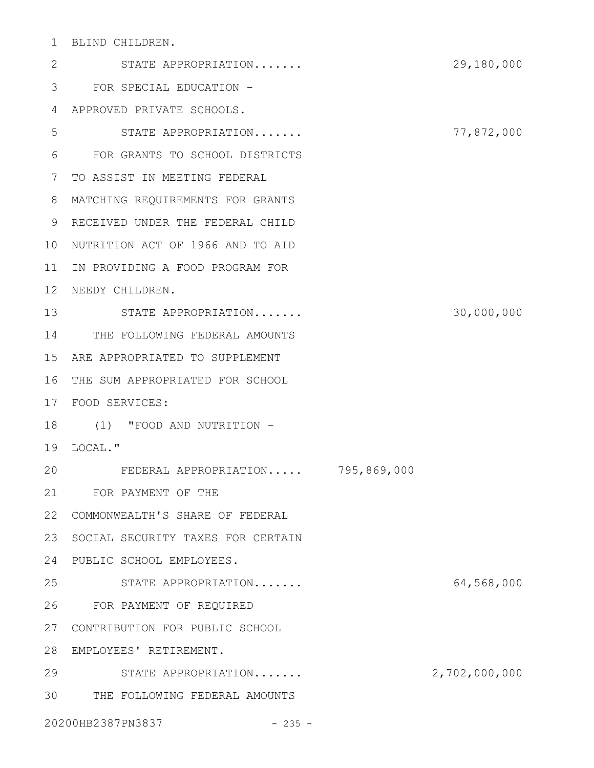BLIND CHILDREN.

STATE APPROPRIATION....... 29,180,000

FOR SPECIAL EDUCATION - APPROVED PRIVATE SCHOOLS.

STATE APPROPRIATION....... 77,872,000

FOR GRANTS TO SCHOOL DISTRICTS TO ASSIST IN MEETING FEDERAL MATCHING REQUIREMENTS FOR GRANTS RECEIVED UNDER THE FEDERAL CHILD NUTRITION ACT OF 1966 AND TO AID IN PROVIDING A FOOD PROGRAM FOR NEEDY CHILDREN.

STATE APPROPRIATION....... 30,000,000

THE FOLLOWING FEDERAL AMOUNTS ARE APPROPRIATED TO SUPPLEMENT THE SUM APPROPRIATED FOR SCHOOL FOOD SERVICES:

(1) "FOOD AND NUTRITION - LOCAL."

FEDERAL APPROPRIATION..... 795,869,000

FOR PAYMENT OF THE COMMONWEALTH'S SHARE OF FEDERAL SOCIAL SECURITY TAXES FOR CERTAIN PUBLIC SCHOOL EMPLOYEES.

STATE APPROPRIATION....... 64,568,000

FOR PAYMENT OF REQUIRED CONTRIBUTION FOR PUBLIC SCHOOL EMPLOYEES' RETIREMENT.

STATE APPROPRIATION....... 2,702,000,000

THE FOLLOWING FEDERAL AMOUNTS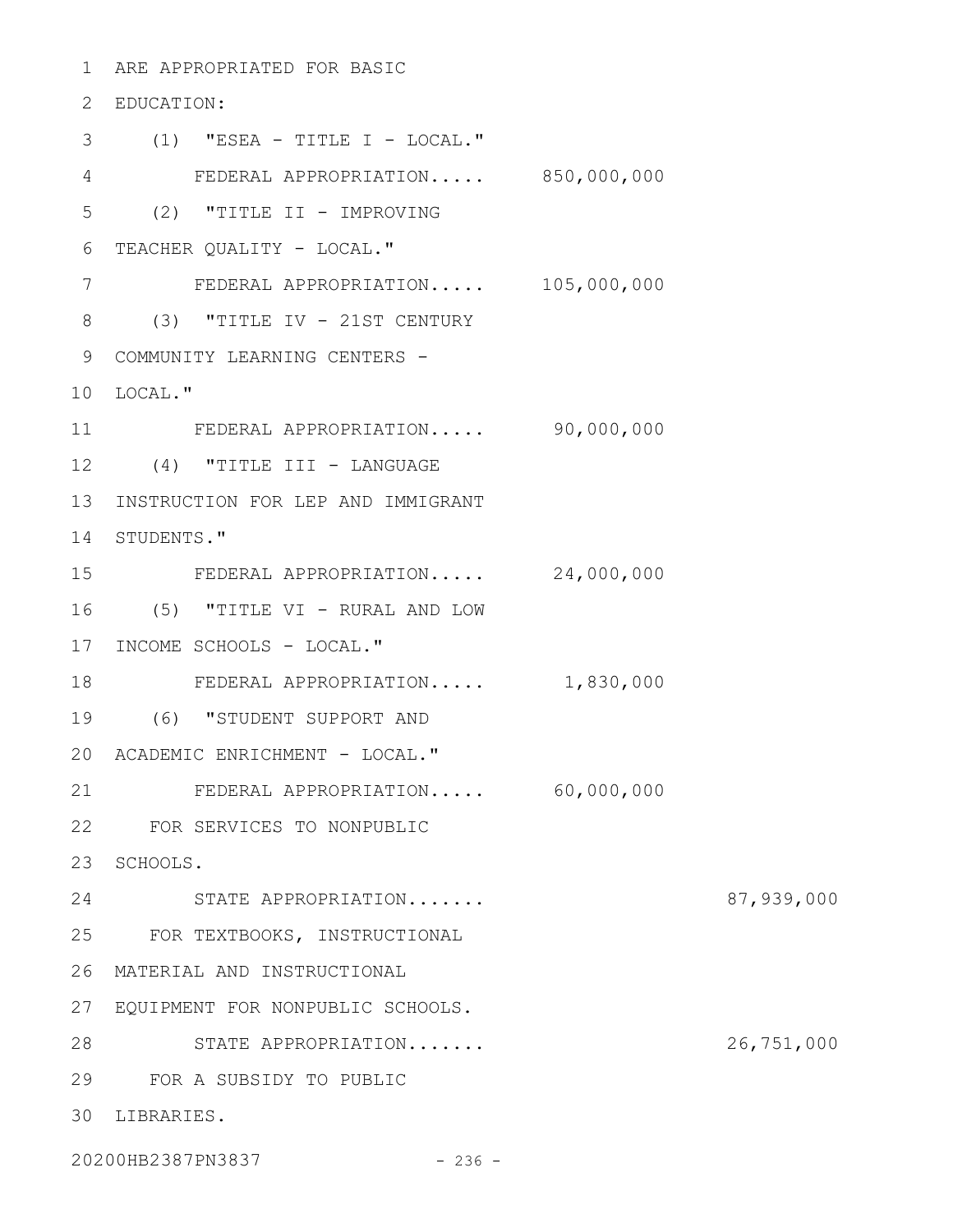ARE APPROPRIATED FOR BASIC EDUCATION:

(1) "ESEA - TITLE I - LOCAL."

| | | |
|---|---|---|
| FEDERAL APPROPRIATION..... | 850,000,000 | |

(2) "TITLE II - IMPROVING TEACHER QUALITY - LOCAL."

| | | |
|---|---|---|
| FEDERAL APPROPRIATION..... | 105,000,000 | |

(3) "TITLE IV - 21ST CENTURY COMMUNITY LEARNING CENTERS - LOCAL."

| | | |
|---|---|---|
| FEDERAL APPROPRIATION..... | 90,000,000 | |

(4) "TITLE III - LANGUAGE INSTRUCTION FOR LEP AND IMMIGRANT STUDENTS."

| | | |
|---|---|---|
| FEDERAL APPROPRIATION..... | 24,000,000 | |

(5) "TITLE VI - RURAL AND LOW INCOME SCHOOLS - LOCAL."

| | | |
|---|---|---|
| FEDERAL APPROPRIATION..... | 1,830,000 | |

(6) "STUDENT SUPPORT AND ACADEMIC ENRICHMENT - LOCAL."

| | | |
|---|---|---|
| FEDERAL APPROPRIATION..... | 60,000,000 | |

FOR SERVICES TO NONPUBLIC SCHOOLS.

| | | |
|---|---|---|
| STATE APPROPRIATION....... | | 87,939,000 |

FOR TEXTBOOKS, INSTRUCTIONAL MATERIAL AND INSTRUCTIONAL EQUIPMENT FOR NONPUBLIC SCHOOLS.

| | | |
|---|---|---|
| STATE APPROPRIATION....... | | 26,751,000 |

FOR A SUBSIDY TO PUBLIC LIBRARIES.

20200HB2387PN3837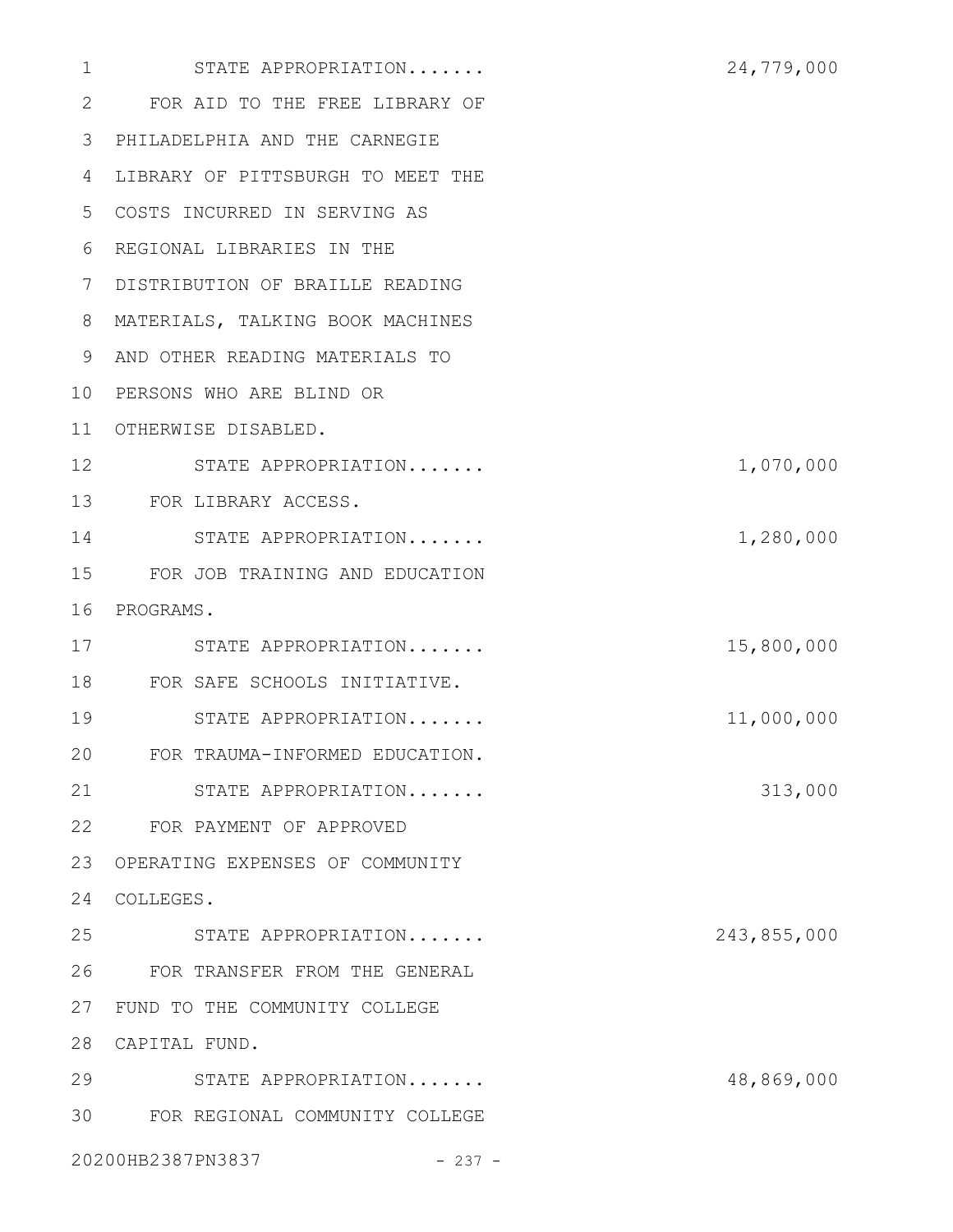STATE APPROPRIATION....... 24,779,000

FOR AID TO THE FREE LIBRARY OF PHILADELPHIA AND THE CARNEGIE LIBRARY OF PITTSBURGH TO MEET THE COSTS INCURRED IN SERVING AS REGIONAL LIBRARIES IN THE DISTRIBUTION OF BRAILLE READING MATERIALS, TALKING BOOK MACHINES AND OTHER READING MATERIALS TO PERSONS WHO ARE BLIND OR OTHERWISE DISABLED.

STATE APPROPRIATION....... 1,070,000

FOR LIBRARY ACCESS.

STATE APPROPRIATION....... 1,280,000

FOR JOB TRAINING AND EDUCATION PROGRAMS.

STATE APPROPRIATION....... 15,800,000

FOR SAFE SCHOOLS INITIATIVE.

STATE APPROPRIATION....... 11,000,000

FOR TRAUMA-INFORMED EDUCATION.

STATE APPROPRIATION....... 313,000

FOR PAYMENT OF APPROVED OPERATING EXPENSES OF COMMUNITY COLLEGES.

STATE APPROPRIATION....... 243,855,000

FOR TRANSFER FROM THE GENERAL FUND TO THE COMMUNITY COLLEGE CAPITAL FUND.

STATE APPROPRIATION....... 48,869,000

FOR REGIONAL COMMUNITY COLLEGE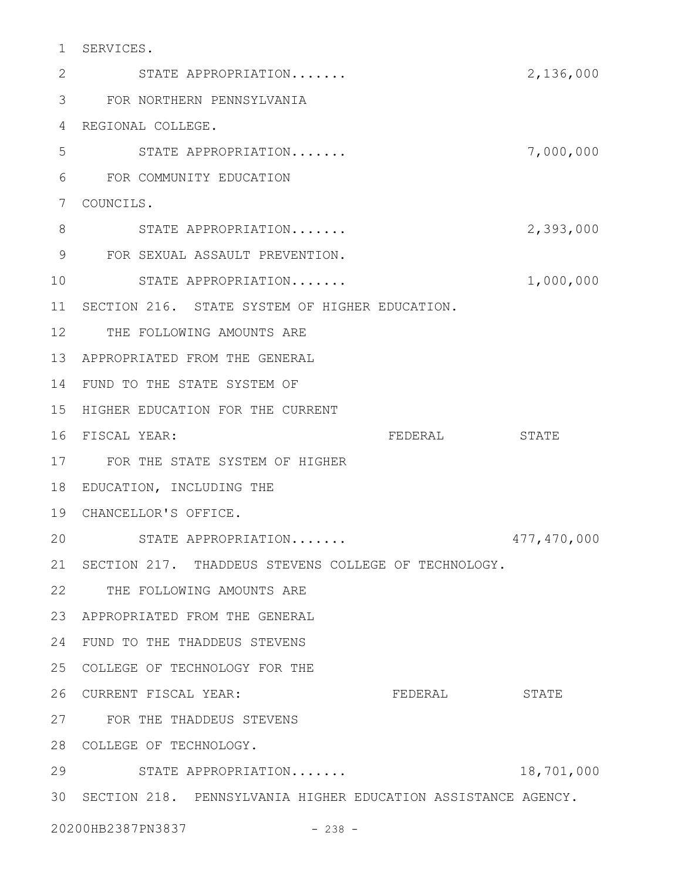SERVICES.

STATE APPROPRIATION....... 2,136,000

FOR NORTHERN PENNSYLVANIA REGIONAL COLLEGE.

STATE APPROPRIATION....... 7,000,000

FOR COMMUNITY EDUCATION COUNCILS.

STATE APPROPRIATION....... 2,393,000

FOR SEXUAL ASSAULT PREVENTION.

STATE APPROPRIATION....... 1,000,000

SECTION 216. STATE SYSTEM OF HIGHER EDUCATION.

| THE FOLLOWING AMOUNTS ARE APPROPRIATED FROM THE GENERAL FUND TO THE STATE SYSTEM OF HIGHER EDUCATION FOR THE CURRENT FISCAL YEAR: | FEDERAL | STATE |
|---|---|---|
| FOR THE STATE SYSTEM OF HIGHER EDUCATION, INCLUDING THE CHANCELLOR'S OFFICE. | | |
| STATE APPROPRIATION....... | | 477,470,000 |

SECTION 217. THADDEUS STEVENS COLLEGE OF TECHNOLOGY.

| THE FOLLOWING AMOUNTS ARE APPROPRIATED FROM THE GENERAL FUND TO THE THADDEUS STEVENS COLLEGE OF TECHNOLOGY FOR THE CURRENT FISCAL YEAR: | FEDERAL | STATE |
|---|---|---|
| FOR THE THADDEUS STEVENS COLLEGE OF TECHNOLOGY. | | |
| STATE APPROPRIATION....... | | 18,701,000 |

SECTION 218. PENNSYLVANIA HIGHER EDUCATION ASSISTANCE AGENCY.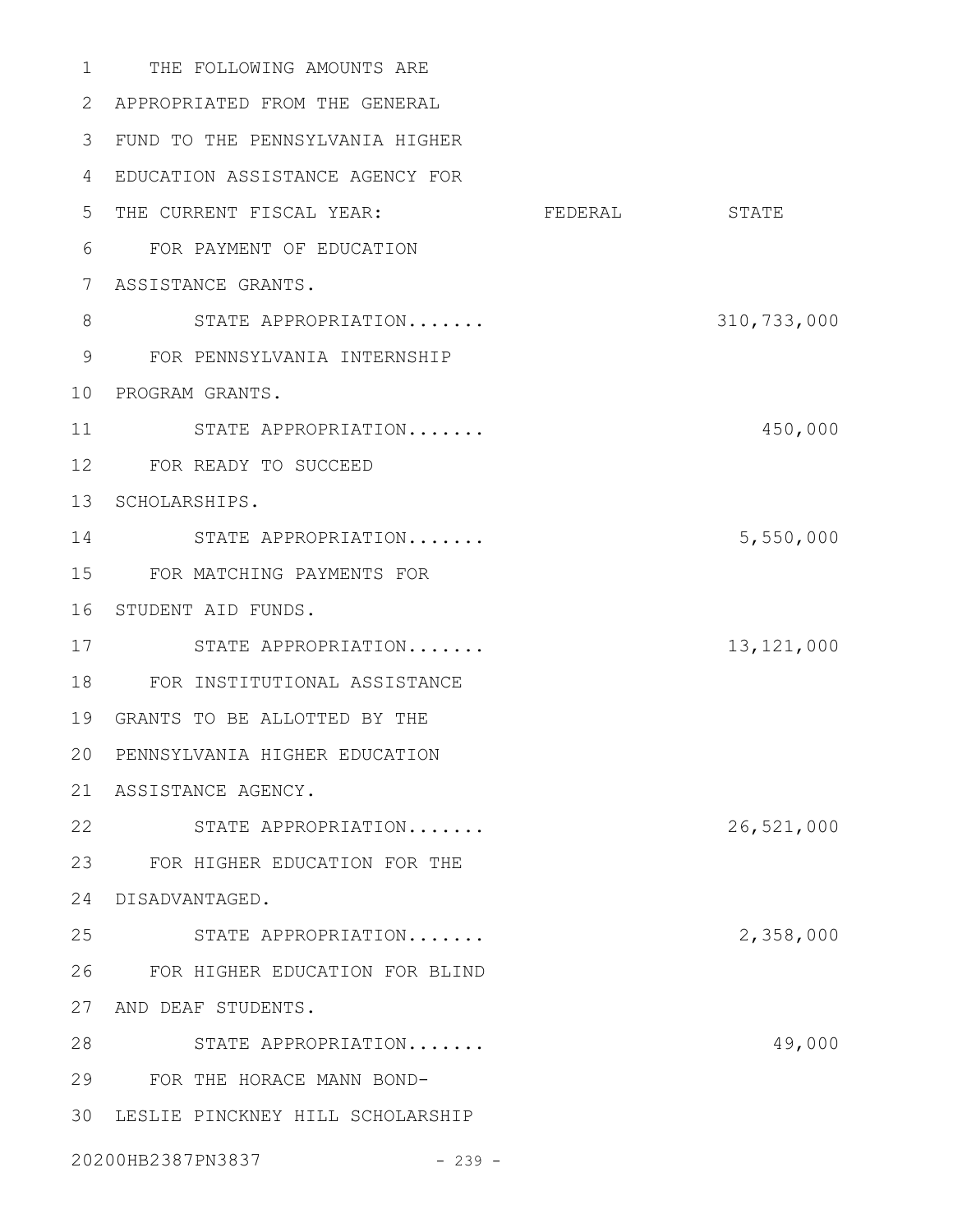THE FOLLOWING AMOUNTS ARE APPROPRIATED FROM THE GENERAL FUND TO THE PENNSYLVANIA HIGHER EDUCATION ASSISTANCE AGENCY FOR THE CURRENT FISCAL YEAR:

| | FEDERAL | STATE |
|---|---|---|
| FOR PAYMENT OF EDUCATION ASSISTANCE GRANTS. | | |
| STATE APPROPRIATION....... | | 310,733,000 |
| FOR PENNSYLVANIA INTERNSHIP PROGRAM GRANTS. | | |
| STATE APPROPRIATION....... | | 450,000 |
| FOR READY TO SUCCEED SCHOLARSHIPS. | | |
| STATE APPROPRIATION....... | | 5,550,000 |
| FOR MATCHING PAYMENTS FOR STUDENT AID FUNDS. | | |
| STATE APPROPRIATION....... | | 13,121,000 |
| FOR INSTITUTIONAL ASSISTANCE GRANTS TO BE ALLOTTED BY THE PENNSYLVANIA HIGHER EDUCATION ASSISTANCE AGENCY. | | |
| STATE APPROPRIATION....... | | 26,521,000 |
| FOR HIGHER EDUCATION FOR THE DISADVANTAGED. | | |
| STATE APPROPRIATION....... | | 2,358,000 |
| FOR HIGHER EDUCATION FOR BLIND AND DEAF STUDENTS. | | |
| STATE APPROPRIATION....... | | 49,000 |
| FOR THE HORACE MANN BOND-LESLIE PINCKNEY HILL SCHOLARSHIP | | |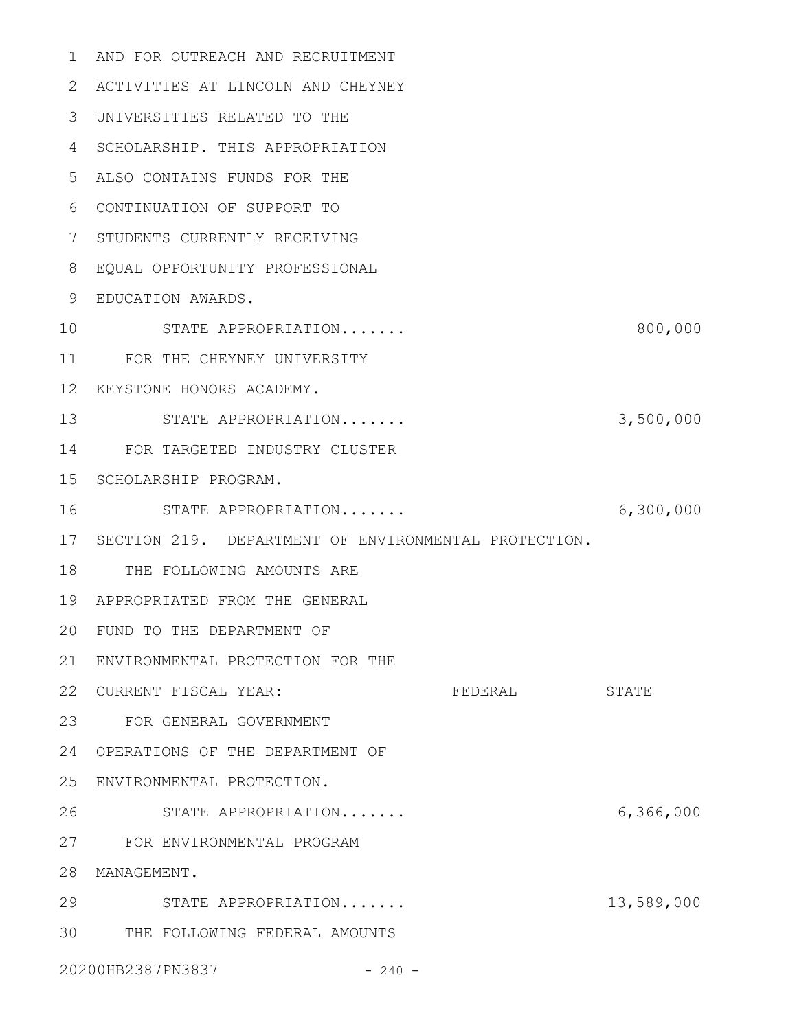AND FOR OUTREACH AND RECRUITMENT ACTIVITIES AT LINCOLN AND CHEYNEY UNIVERSITIES RELATED TO THE SCHOLARSHIP. THIS APPROPRIATION ALSO CONTAINS FUNDS FOR THE CONTINUATION OF SUPPORT TO STUDENTS CURRENTLY RECEIVING EQUAL OPPORTUNITY PROFESSIONAL EDUCATION AWARDS.

| | | |
|---|---|---|
| STATE APPROPRIATION....... | | 800,000 |

FOR THE CHEYNEY UNIVERSITY KEYSTONE HONORS ACADEMY.

| | | |
|---|---|---|
| STATE APPROPRIATION....... | | 3,500,000 |

FOR TARGETED INDUSTRY CLUSTER SCHOLARSHIP PROGRAM.

| | | |
|---|---|---|
| STATE APPROPRIATION....... | | 6,300,000 |

SECTION 219. DEPARTMENT OF ENVIRONMENTAL PROTECTION.

THE FOLLOWING AMOUNTS ARE APPROPRIATED FROM THE GENERAL FUND TO THE DEPARTMENT OF ENVIRONMENTAL PROTECTION FOR THE CURRENT FISCAL YEAR:

| | FEDERAL | STATE |
|---|---|---|

FOR GENERAL GOVERNMENT OPERATIONS OF THE DEPARTMENT OF ENVIRONMENTAL PROTECTION.

| | | |
|---|---|---|
| STATE APPROPRIATION....... | | 6,366,000 |

FOR ENVIRONMENTAL PROGRAM MANAGEMENT.

| | | |
|---|---|---|
| STATE APPROPRIATION....... | | 13,589,000 |

THE FOLLOWING FEDERAL AMOUNTS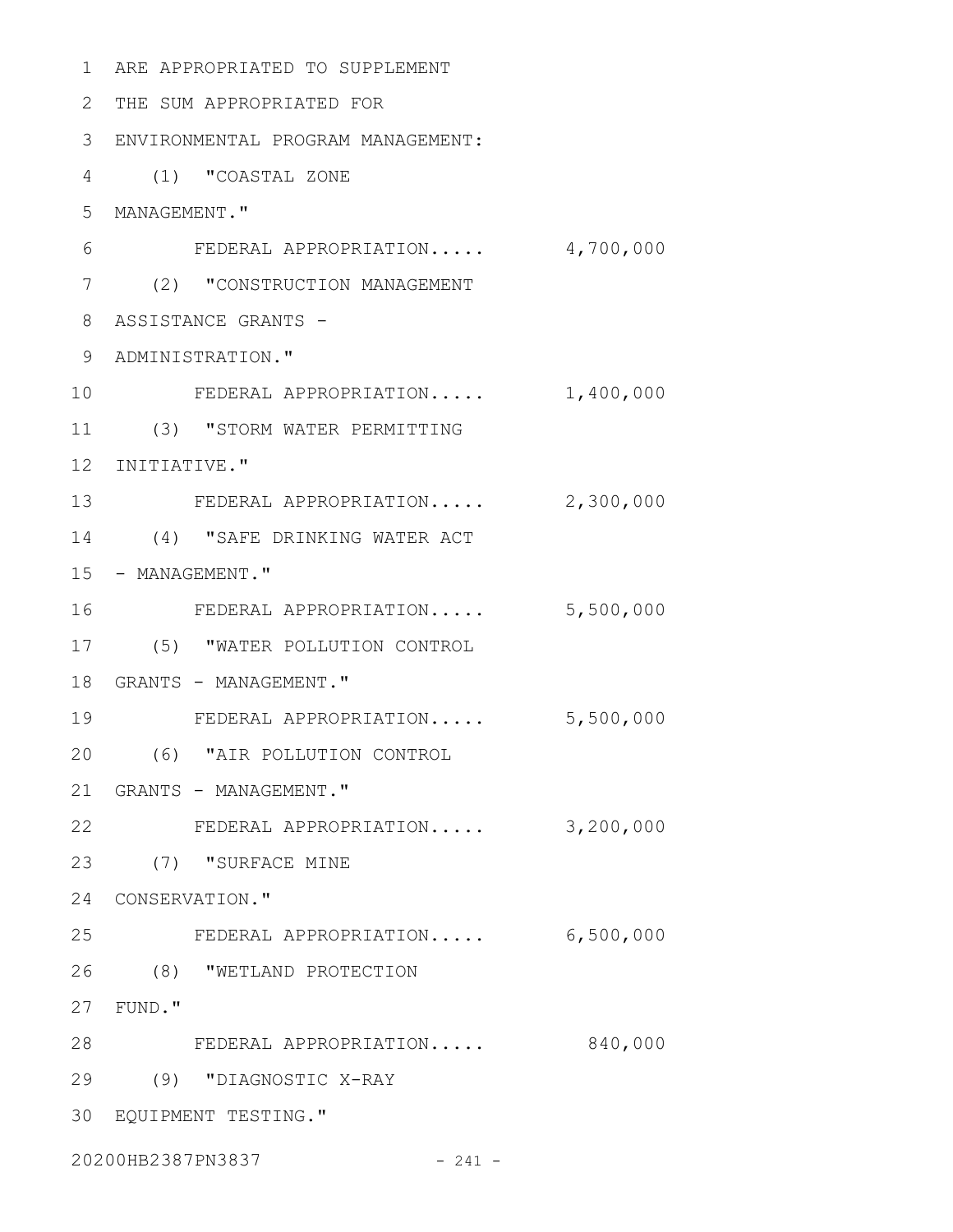ARE APPROPRIATED TO SUPPLEMENT THE SUM APPROPRIATED FOR ENVIRONMENTAL PROGRAM MANAGEMENT:

(1) "COASTAL ZONE MANAGEMENT."

FEDERAL APPROPRIATION..... 4,700,000

(2) "CONSTRUCTION MANAGEMENT ASSISTANCE GRANTS - ADMINISTRATION."

FEDERAL APPROPRIATION..... 1,400,000

(3) "STORM WATER PERMITTING INITIATIVE."

FEDERAL APPROPRIATION..... 2,300,000

(4) "SAFE DRINKING WATER ACT - MANAGEMENT."

FEDERAL APPROPRIATION..... 5,500,000

(5) "WATER POLLUTION CONTROL GRANTS - MANAGEMENT."

FEDERAL APPROPRIATION..... 5,500,000

(6) "AIR POLLUTION CONTROL GRANTS - MANAGEMENT."

FEDERAL APPROPRIATION..... 3,200,000

(7) "SURFACE MINE CONSERVATION."

FEDERAL APPROPRIATION..... 6,500,000

(8) "WETLAND PROTECTION FUND."

FEDERAL APPROPRIATION..... 840,000

(9) "DIAGNOSTIC X-RAY EQUIPMENT TESTING."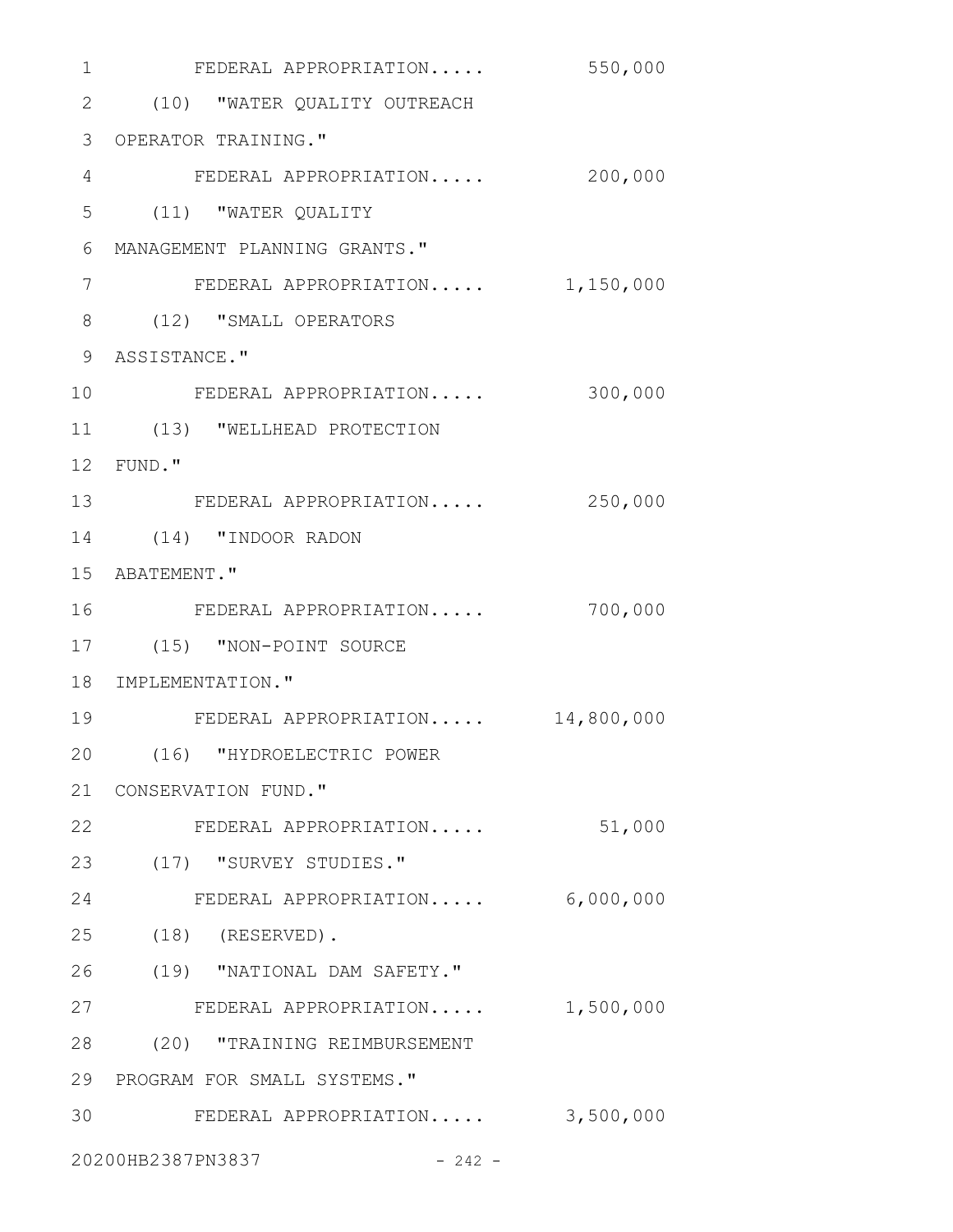FEDERAL APPROPRIATION..... 550,000

(10) "WATER QUALITY OUTREACH OPERATOR TRAINING."

FEDERAL APPROPRIATION..... 200,000

(11) "WATER QUALITY MANAGEMENT PLANNING GRANTS."

FEDERAL APPROPRIATION..... 1,150,000

(12) "SMALL OPERATORS ASSISTANCE."

FEDERAL APPROPRIATION..... 300,000

(13) "WELLHEAD PROTECTION FUND."

FEDERAL APPROPRIATION..... 250,000

(14) "INDOOR RADON ABATEMENT."

FEDERAL APPROPRIATION..... 700,000

(15) "NON-POINT SOURCE IMPLEMENTATION."

FEDERAL APPROPRIATION..... 14,800,000

(16) "HYDROELECTRIC POWER CONSERVATION FUND."

FEDERAL APPROPRIATION..... 51,000

(17) "SURVEY STUDIES."

FEDERAL APPROPRIATION..... 6,000,000

(18) (RESERVED).

(19) "NATIONAL DAM SAFETY."

FEDERAL APPROPRIATION..... 1,500,000

(20) "TRAINING REIMBURSEMENT PROGRAM FOR SMALL SYSTEMS."

FEDERAL APPROPRIATION..... 3,500,000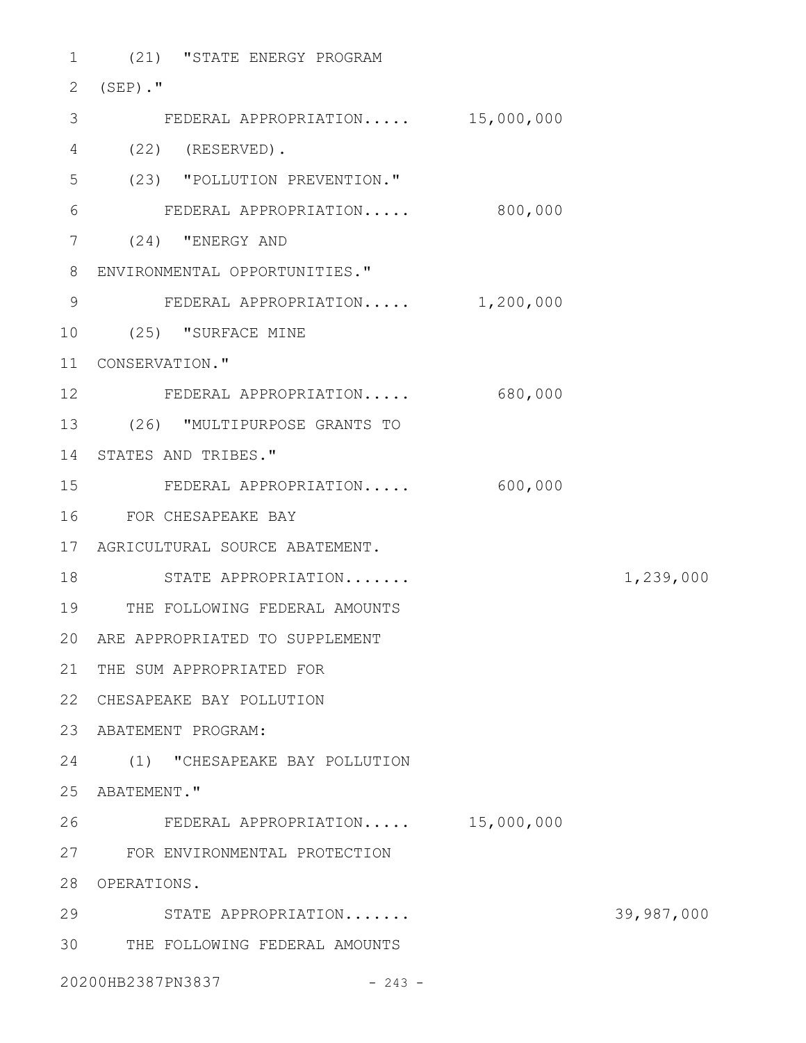(21) "STATE ENERGY PROGRAM (SEP)."

FEDERAL APPROPRIATION..... 15,000,000

(22) (RESERVED).

(23) "POLLUTION PREVENTION."

FEDERAL APPROPRIATION..... 800,000

(24) "ENERGY AND ENVIRONMENTAL OPPORTUNITIES."

FEDERAL APPROPRIATION..... 1,200,000

(25) "SURFACE MINE CONSERVATION."

FEDERAL APPROPRIATION..... 680,000

(26) "MULTIPURPOSE GRANTS TO STATES AND TRIBES."

FEDERAL APPROPRIATION..... 600,000

FOR CHESAPEAKE BAY AGRICULTURAL SOURCE ABATEMENT.

STATE APPROPRIATION....... 1,239,000

THE FOLLOWING FEDERAL AMOUNTS ARE APPROPRIATED TO SUPPLEMENT THE SUM APPROPRIATED FOR CHESAPEAKE BAY POLLUTION ABATEMENT PROGRAM:

(1) "CHESAPEAKE BAY POLLUTION ABATEMENT."

FEDERAL APPROPRIATION..... 15,000,000

FOR ENVIRONMENTAL PROTECTION OPERATIONS.

STATE APPROPRIATION....... 39,987,000

THE FOLLOWING FEDERAL AMOUNTS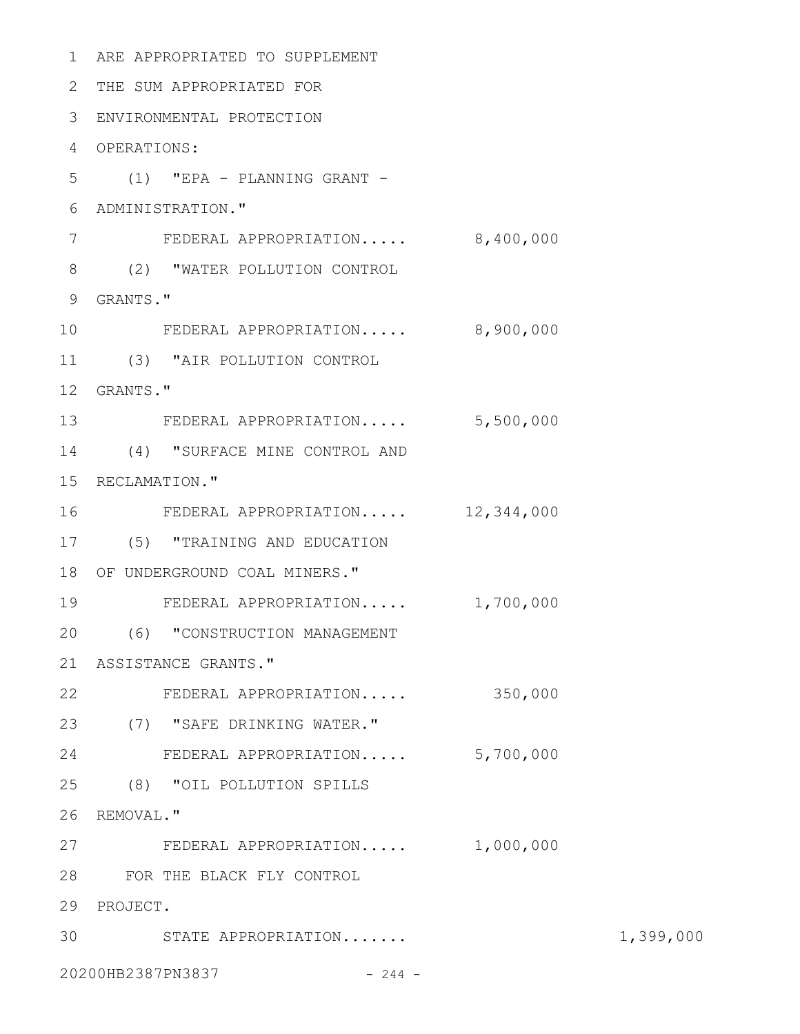ARE APPROPRIATED TO SUPPLEMENT
THE SUM APPROPRIATED FOR
ENVIRONMENTAL PROTECTION
OPERATIONS:

(1) "EPA - PLANNING GRANT -
ADMINISTRATION."
FEDERAL APPROPRIATION..... 8,400,000

(2) "WATER POLLUTION CONTROL
GRANTS."
FEDERAL APPROPRIATION..... 8,900,000

(3) "AIR POLLUTION CONTROL
GRANTS."
FEDERAL APPROPRIATION..... 5,500,000

(4) "SURFACE MINE CONTROL AND
RECLAMATION."
FEDERAL APPROPRIATION..... 12,344,000

(5) "TRAINING AND EDUCATION
OF UNDERGROUND COAL MINERS."
FEDERAL APPROPRIATION..... 1,700,000

(6) "CONSTRUCTION MANAGEMENT
ASSISTANCE GRANTS."
FEDERAL APPROPRIATION..... 350,000

(7) "SAFE DRINKING WATER."
FEDERAL APPROPRIATION..... 5,700,000

(8) "OIL POLLUTION SPILLS
REMOVAL."
FEDERAL APPROPRIATION..... 1,000,000

FOR THE BLACK FLY CONTROL
PROJECT.
STATE APPROPRIATION....... 1,399,000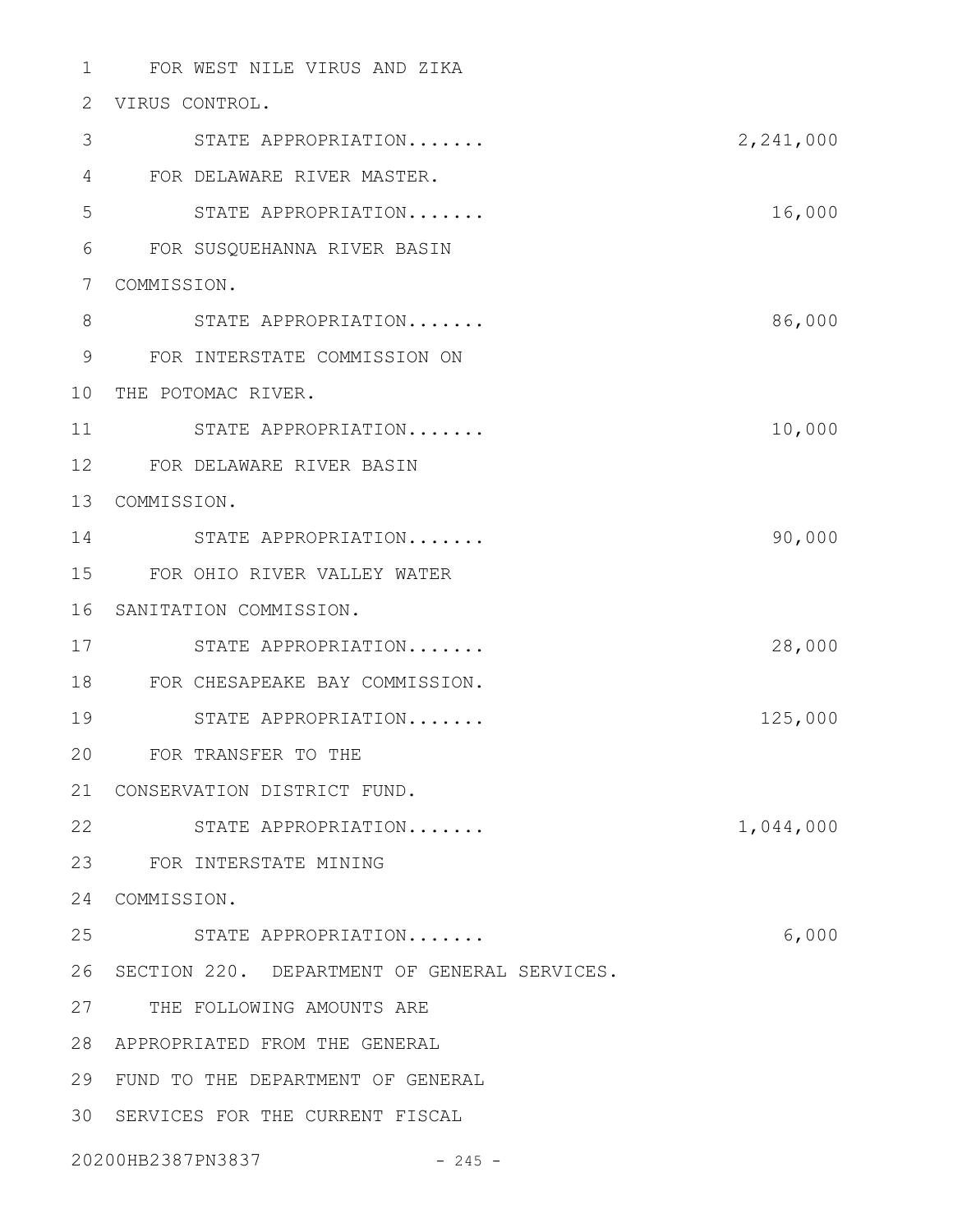FOR WEST NILE VIRUS AND ZIKA VIRUS CONTROL.

STATE APPROPRIATION....... 2,241,000

FOR DELAWARE RIVER MASTER.

STATE APPROPRIATION....... 16,000

FOR SUSQUEHANNA RIVER BASIN COMMISSION.

STATE APPROPRIATION....... 86,000

FOR INTERSTATE COMMISSION ON THE POTOMAC RIVER.

STATE APPROPRIATION....... 10,000

FOR DELAWARE RIVER BASIN COMMISSION.

STATE APPROPRIATION....... 90,000

FOR OHIO RIVER VALLEY WATER SANITATION COMMISSION.

STATE APPROPRIATION....... 28,000

FOR CHESAPEAKE BAY COMMISSION.

STATE APPROPRIATION....... 125,000

FOR TRANSFER TO THE CONSERVATION DISTRICT FUND.

STATE APPROPRIATION....... 1,044,000

FOR INTERSTATE MINING COMMISSION.

STATE APPROPRIATION....... 6,000

SECTION 220. DEPARTMENT OF GENERAL SERVICES.

THE FOLLOWING AMOUNTS ARE APPROPRIATED FROM THE GENERAL FUND TO THE DEPARTMENT OF GENERAL SERVICES FOR THE CURRENT FISCAL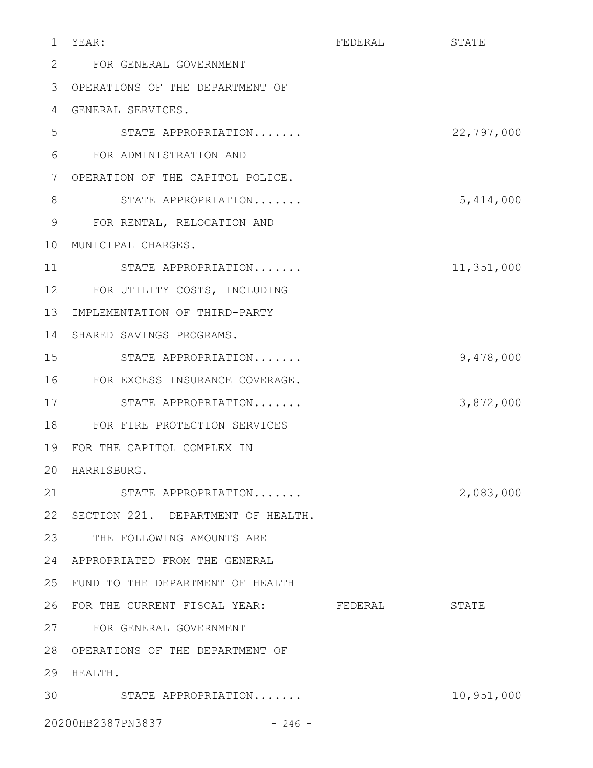| YEAR: | FEDERAL | STATE |
|---|---|---|
| FOR GENERAL GOVERNMENT OPERATIONS OF THE DEPARTMENT OF GENERAL SERVICES. | | |
| STATE APPROPRIATION....... | | 22,797,000 |
| FOR ADMINISTRATION AND OPERATION OF THE CAPITOL POLICE. | | |
| STATE APPROPRIATION....... | | 5,414,000 |
| FOR RENTAL, RELOCATION AND MUNICIPAL CHARGES. | | |
| STATE APPROPRIATION....... | | 11,351,000 |
| FOR UTILITY COSTS, INCLUDING IMPLEMENTATION OF THIRD-PARTY SHARED SAVINGS PROGRAMS. | | |
| STATE APPROPRIATION....... | | 9,478,000 |
| FOR EXCESS INSURANCE COVERAGE. | | |
| STATE APPROPRIATION....... | | 3,872,000 |
| FOR FIRE PROTECTION SERVICES FOR THE CAPITOL COMPLEX IN HARRISBURG. | | |
| STATE APPROPRIATION....... | | 2,083,000 |

SECTION 221. DEPARTMENT OF HEALTH.

| THE FOLLOWING AMOUNTS ARE APPROPRIATED FROM THE GENERAL FUND TO THE DEPARTMENT OF HEALTH FOR THE CURRENT FISCAL YEAR: | FEDERAL | STATE |
|---|---|---|
| FOR GENERAL GOVERNMENT OPERATIONS OF THE DEPARTMENT OF HEALTH. | | |
| STATE APPROPRIATION....... | | 10,951,000 |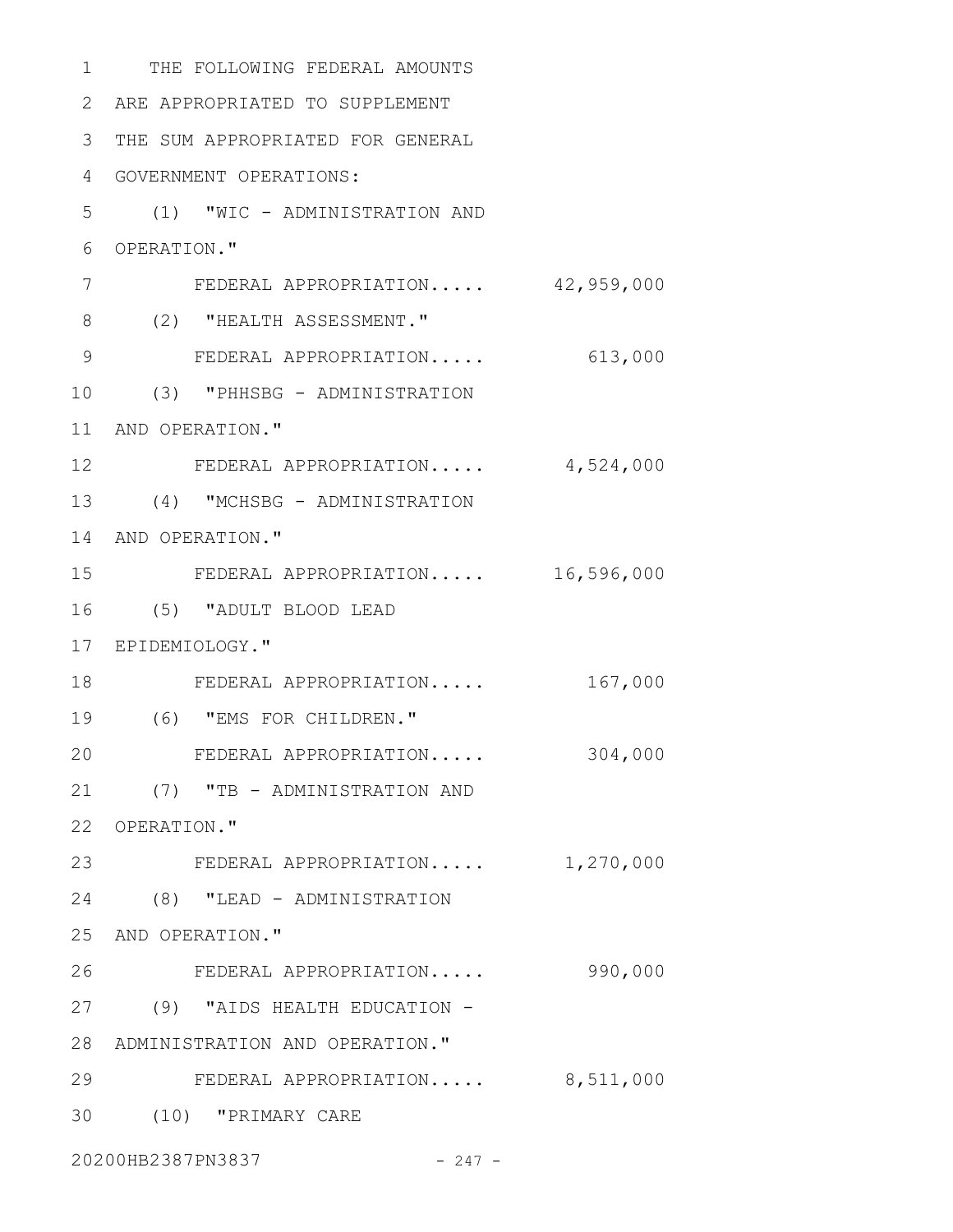THE FOLLOWING FEDERAL AMOUNTS ARE APPROPRIATED TO SUPPLEMENT THE SUM APPROPRIATED FOR GENERAL GOVERNMENT OPERATIONS:

(1) "WIC - ADMINISTRATION AND OPERATION."

FEDERAL APPROPRIATION..... 42,959,000

(2) "HEALTH ASSESSMENT."

FEDERAL APPROPRIATION..... 613,000

(3) "PHHSBG - ADMINISTRATION AND OPERATION."

FEDERAL APPROPRIATION..... 4,524,000

(4) "MCHSBG - ADMINISTRATION AND OPERATION."

FEDERAL APPROPRIATION..... 16,596,000

(5) "ADULT BLOOD LEAD EPIDEMIOLOGY."

FEDERAL APPROPRIATION..... 167,000

(6) "EMS FOR CHILDREN."

FEDERAL APPROPRIATION..... 304,000

(7) "TB - ADMINISTRATION AND OPERATION."

FEDERAL APPROPRIATION..... 1,270,000

(8) "LEAD - ADMINISTRATION AND OPERATION."

FEDERAL APPROPRIATION..... 990,000

(9) "AIDS HEALTH EDUCATION - ADMINISTRATION AND OPERATION."

FEDERAL APPROPRIATION..... 8,511,000

(10) "PRIMARY CARE

20200HB2387PN3837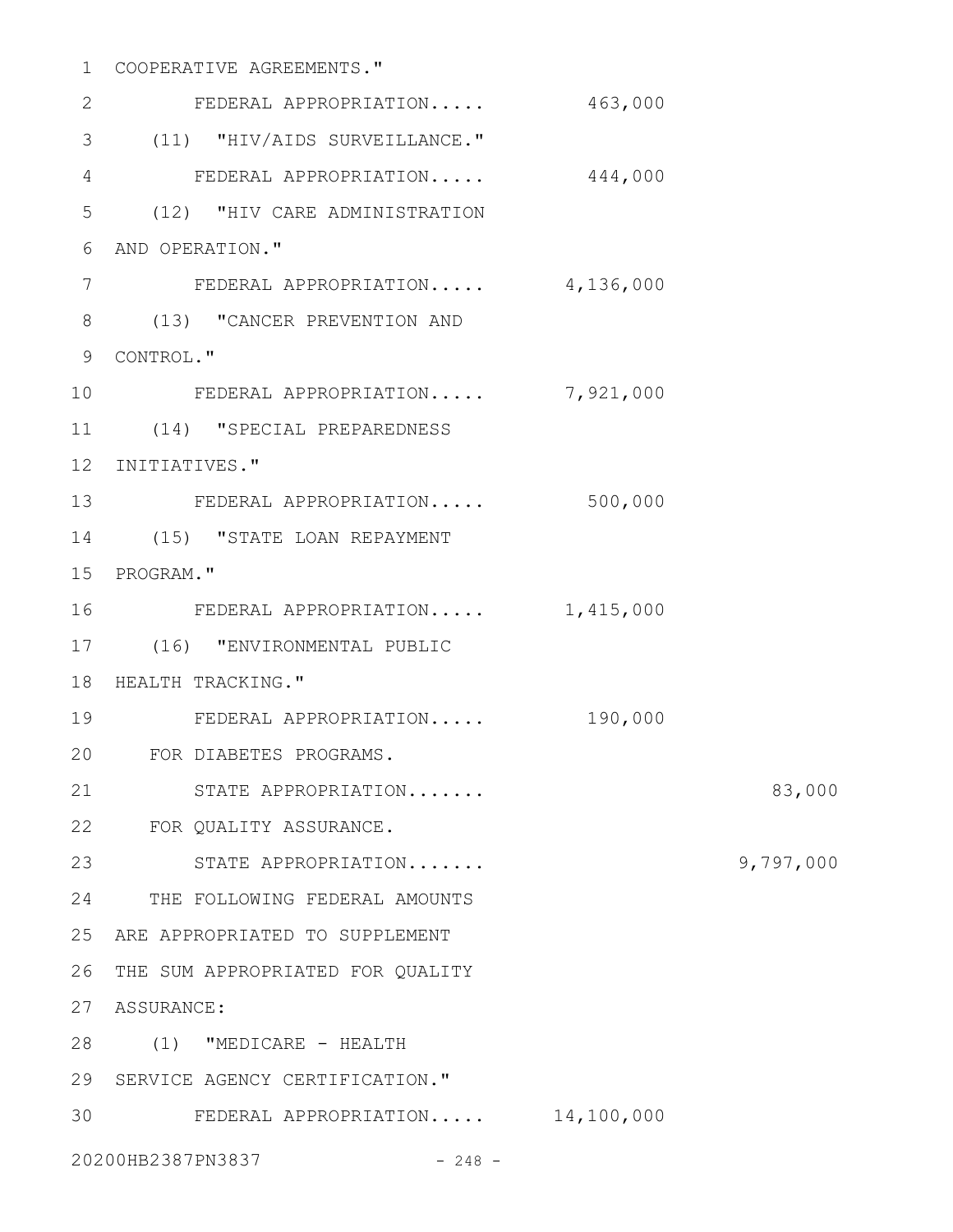COOPERATIVE AGREEMENTS."

FEDERAL APPROPRIATION..... 463,000

(11) "HIV/AIDS SURVEILLANCE."

FEDERAL APPROPRIATION..... 444,000

(12) "HIV CARE ADMINISTRATION AND OPERATION."

FEDERAL APPROPRIATION..... 4,136,000

(13) "CANCER PREVENTION AND CONTROL."

FEDERAL APPROPRIATION..... 7,921,000

(14) "SPECIAL PREPAREDNESS INITIATIVES."

FEDERAL APPROPRIATION..... 500,000

(15) "STATE LOAN REPAYMENT PROGRAM."

FEDERAL APPROPRIATION..... 1,415,000

(16) "ENVIRONMENTAL PUBLIC HEALTH TRACKING."

FEDERAL APPROPRIATION..... 190,000

FOR DIABETES PROGRAMS.

STATE APPROPRIATION....... 83,000

FOR QUALITY ASSURANCE.

STATE APPROPRIATION....... 9,797,000

THE FOLLOWING FEDERAL AMOUNTS ARE APPROPRIATED TO SUPPLEMENT THE SUM APPROPRIATED FOR QUALITY ASSURANCE:

(1) "MEDICARE - HEALTH SERVICE AGENCY CERTIFICATION."

FEDERAL APPROPRIATION..... 14,100,000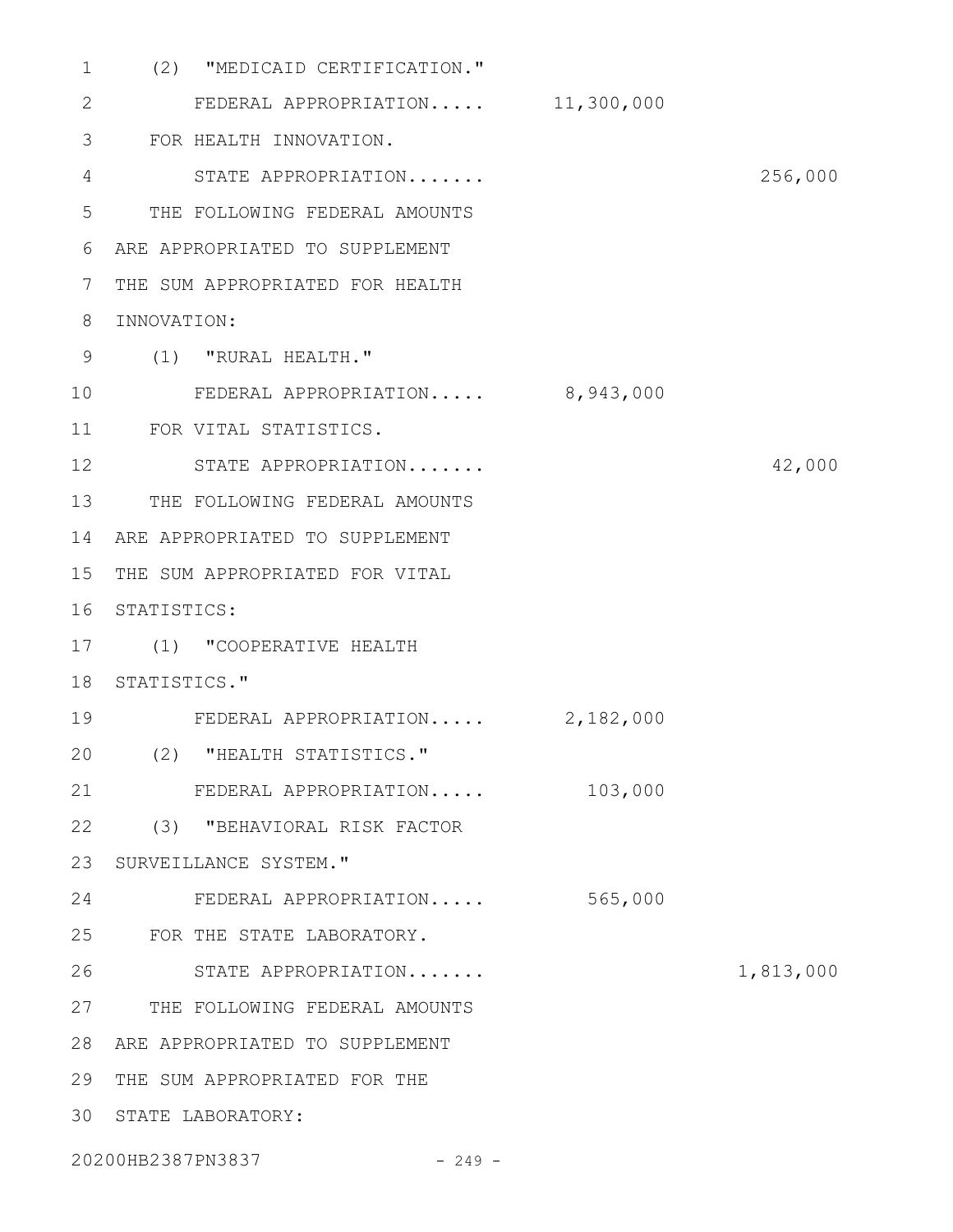(2) "MEDICAID CERTIFICATION."
FEDERAL APPROPRIATION..... 11,300,000

FOR HEALTH INNOVATION.
STATE APPROPRIATION....... 256,000

THE FOLLOWING FEDERAL AMOUNTS ARE APPROPRIATED TO SUPPLEMENT THE SUM APPROPRIATED FOR HEALTH INNOVATION:

(1) "RURAL HEALTH."
FEDERAL APPROPRIATION..... 8,943,000

FOR VITAL STATISTICS.
STATE APPROPRIATION....... 42,000

THE FOLLOWING FEDERAL AMOUNTS ARE APPROPRIATED TO SUPPLEMENT THE SUM APPROPRIATED FOR VITAL STATISTICS:

(1) "COOPERATIVE HEALTH STATISTICS."
FEDERAL APPROPRIATION..... 2,182,000

(2) "HEALTH STATISTICS."
FEDERAL APPROPRIATION..... 103,000

(3) "BEHAVIORAL RISK FACTOR SURVEILLANCE SYSTEM."
FEDERAL APPROPRIATION..... 565,000

FOR THE STATE LABORATORY.
STATE APPROPRIATION....... 1,813,000

THE FOLLOWING FEDERAL AMOUNTS ARE APPROPRIATED TO SUPPLEMENT THE SUM APPROPRIATED FOR THE STATE LABORATORY: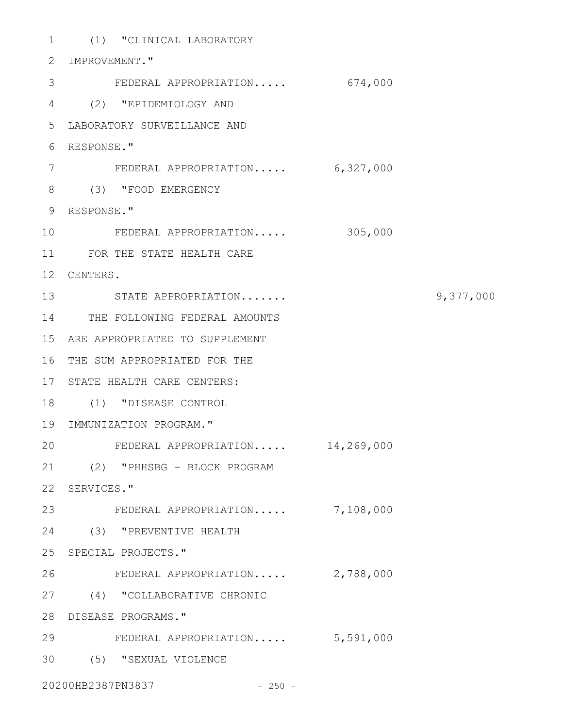(1) "CLINICAL LABORATORY IMPROVEMENT."

FEDERAL APPROPRIATION..... 674,000

(2) "EPIDEMIOLOGY AND LABORATORY SURVEILLANCE AND RESPONSE."

FEDERAL APPROPRIATION..... 6,327,000

(3) "FOOD EMERGENCY RESPONSE."

FEDERAL APPROPRIATION..... 305,000

FOR THE STATE HEALTH CARE CENTERS.

STATE APPROPRIATION....... 9,377,000

THE FOLLOWING FEDERAL AMOUNTS ARE APPROPRIATED TO SUPPLEMENT THE SUM APPROPRIATED FOR THE STATE HEALTH CARE CENTERS:

(1) "DISEASE CONTROL IMMUNIZATION PROGRAM."

FEDERAL APPROPRIATION..... 14,269,000

(2) "PHHSBG - BLOCK PROGRAM SERVICES."

FEDERAL APPROPRIATION..... 7,108,000

(3) "PREVENTIVE HEALTH SPECIAL PROJECTS."

FEDERAL APPROPRIATION..... 2,788,000

(4) "COLLABORATIVE CHRONIC DISEASE PROGRAMS."

FEDERAL APPROPRIATION..... 5,591,000

(5) "SEXUAL VIOLENCE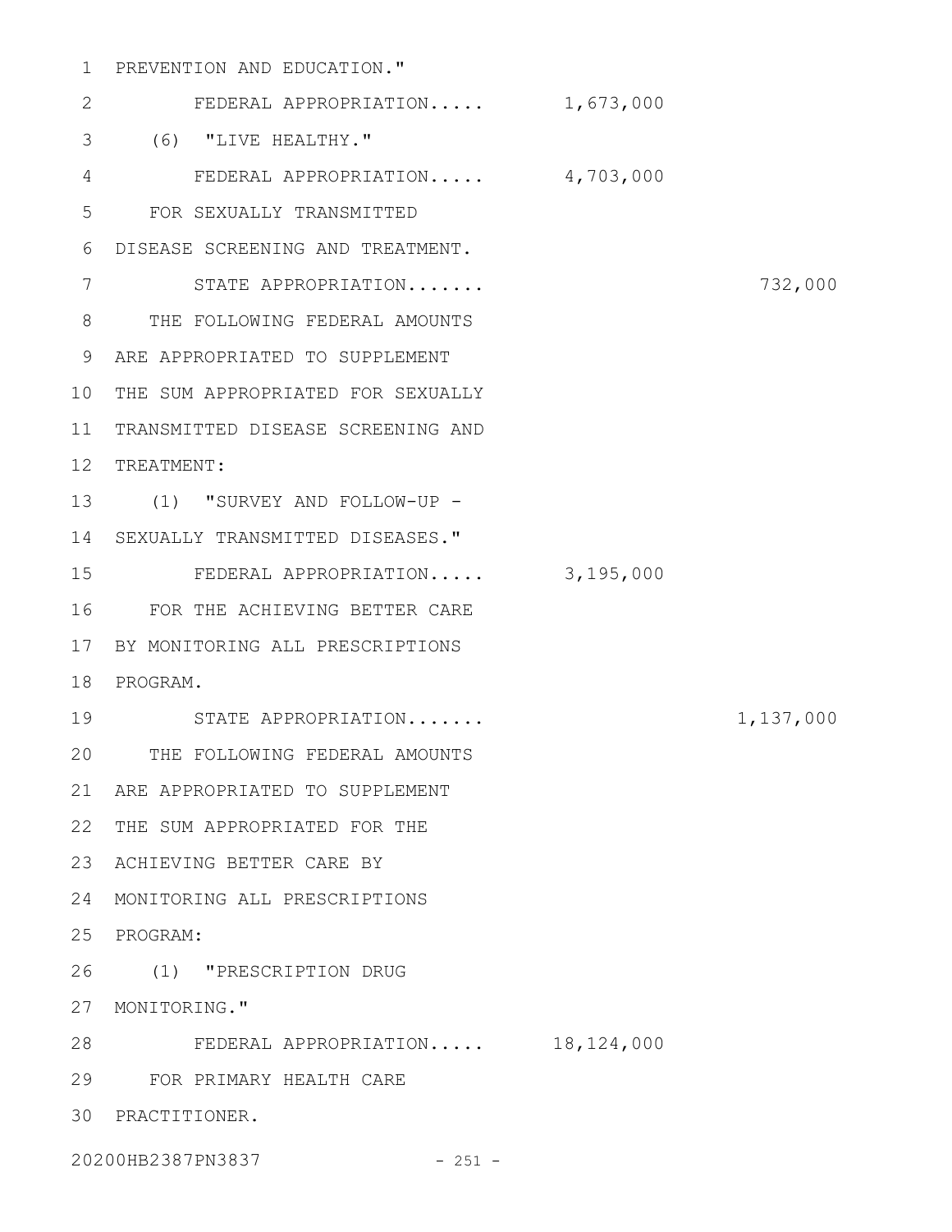PREVENTION AND EDUCATION."

FEDERAL APPROPRIATION..... 1,673,000

(6) "LIVE HEALTHY."

FEDERAL APPROPRIATION..... 4,703,000

FOR SEXUALLY TRANSMITTED DISEASE SCREENING AND TREATMENT.

STATE APPROPRIATION....... 732,000

THE FOLLOWING FEDERAL AMOUNTS ARE APPROPRIATED TO SUPPLEMENT THE SUM APPROPRIATED FOR SEXUALLY TRANSMITTED DISEASE SCREENING AND TREATMENT:

(1) "SURVEY AND FOLLOW-UP - SEXUALLY TRANSMITTED DISEASES."

FEDERAL APPROPRIATION..... 3,195,000

FOR THE ACHIEVING BETTER CARE BY MONITORING ALL PRESCRIPTIONS PROGRAM.

STATE APPROPRIATION....... 1,137,000

THE FOLLOWING FEDERAL AMOUNTS ARE APPROPRIATED TO SUPPLEMENT THE SUM APPROPRIATED FOR THE ACHIEVING BETTER CARE BY MONITORING ALL PRESCRIPTIONS PROGRAM:

(1) "PRESCRIPTION DRUG MONITORING."

FEDERAL APPROPRIATION..... 18,124,000

FOR PRIMARY HEALTH CARE PRACTITIONER.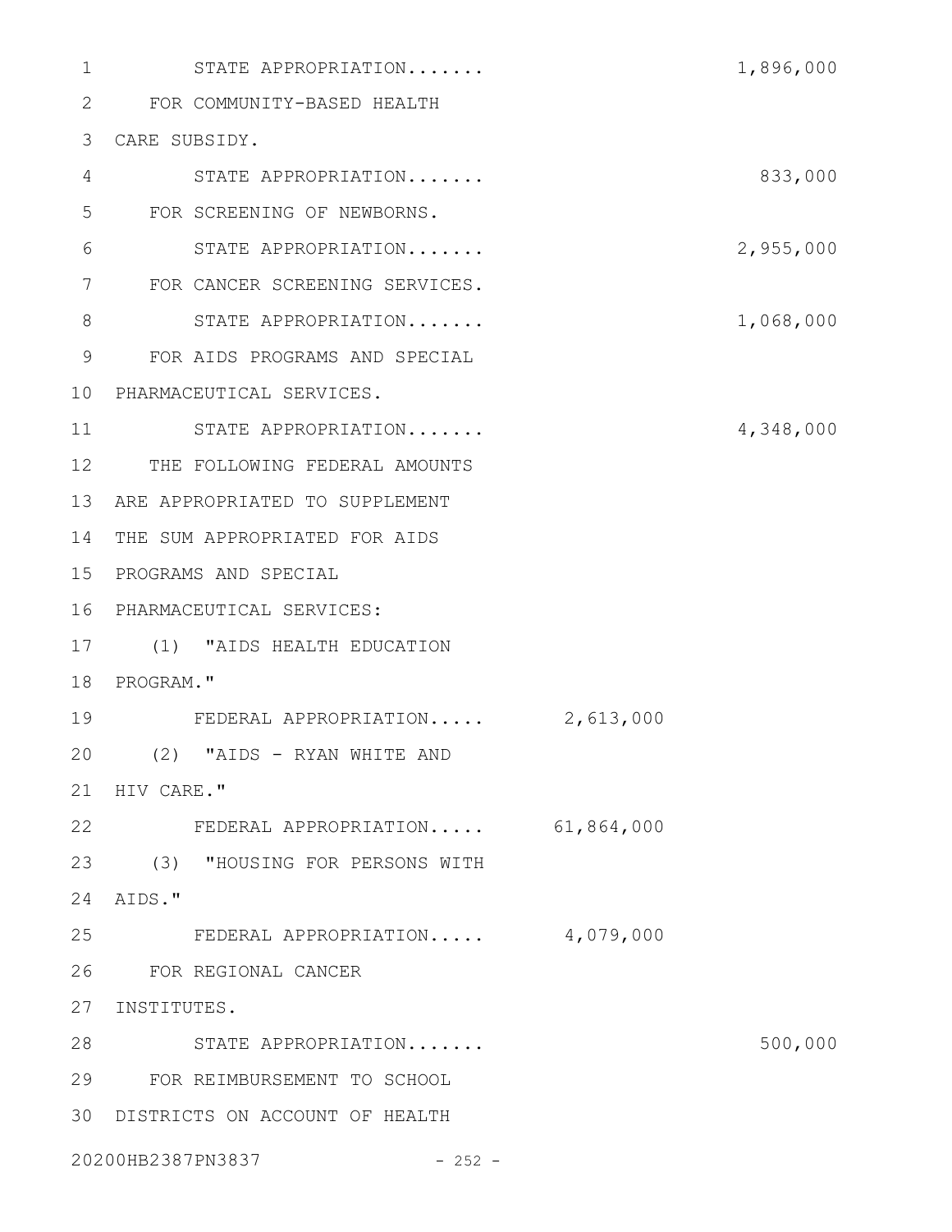STATE APPROPRIATION....... 1,896,000

FOR COMMUNITY-BASED HEALTH CARE SUBSIDY.

STATE APPROPRIATION....... 833,000

FOR SCREENING OF NEWBORNS.

STATE APPROPRIATION....... 2,955,000

FOR CANCER SCREENING SERVICES.

STATE APPROPRIATION....... 1,068,000

FOR AIDS PROGRAMS AND SPECIAL PHARMACEUTICAL SERVICES.

STATE APPROPRIATION....... 4,348,000

THE FOLLOWING FEDERAL AMOUNTS ARE APPROPRIATED TO SUPPLEMENT THE SUM APPROPRIATED FOR AIDS PROGRAMS AND SPECIAL PHARMACEUTICAL SERVICES:

(1) "AIDS HEALTH EDUCATION PROGRAM."

FEDERAL APPROPRIATION..... 2,613,000

(2) "AIDS - RYAN WHITE AND HIV CARE."

FEDERAL APPROPRIATION..... 61,864,000

(3) "HOUSING FOR PERSONS WITH AIDS."

FEDERAL APPROPRIATION..... 4,079,000

FOR REGIONAL CANCER INSTITUTES.

STATE APPROPRIATION....... 500,000

FOR REIMBURSEMENT TO SCHOOL DISTRICTS ON ACCOUNT OF HEALTH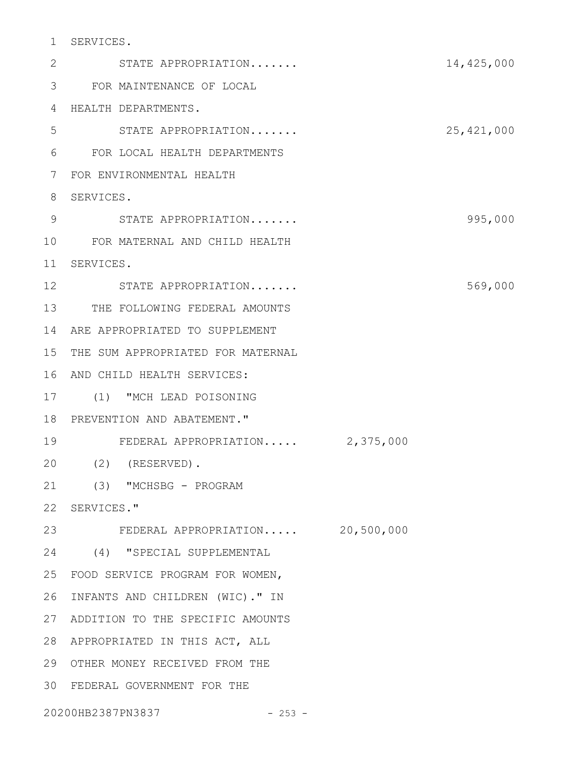SERVICES.

STATE APPROPRIATION....... 14,425,000

FOR MAINTENANCE OF LOCAL HEALTH DEPARTMENTS.

STATE APPROPRIATION....... 25,421,000

FOR LOCAL HEALTH DEPARTMENTS FOR ENVIRONMENTAL HEALTH SERVICES.

STATE APPROPRIATION....... 995,000

FOR MATERNAL AND CHILD HEALTH SERVICES.

STATE APPROPRIATION....... 569,000

THE FOLLOWING FEDERAL AMOUNTS ARE APPROPRIATED TO SUPPLEMENT THE SUM APPROPRIATED FOR MATERNAL AND CHILD HEALTH SERVICES:

(1) "MCH LEAD POISONING PREVENTION AND ABATEMENT."

FEDERAL APPROPRIATION..... 2,375,000

(2) (RESERVED).

(3) "MCHSBG - PROGRAM SERVICES."

FEDERAL APPROPRIATION..... 20,500,000

(4) "SPECIAL SUPPLEMENTAL FOOD SERVICE PROGRAM FOR WOMEN, INFANTS AND CHILDREN (WIC)." IN ADDITION TO THE SPECIFIC AMOUNTS APPROPRIATED IN THIS ACT, ALL OTHER MONEY RECEIVED FROM THE FEDERAL GOVERNMENT FOR THE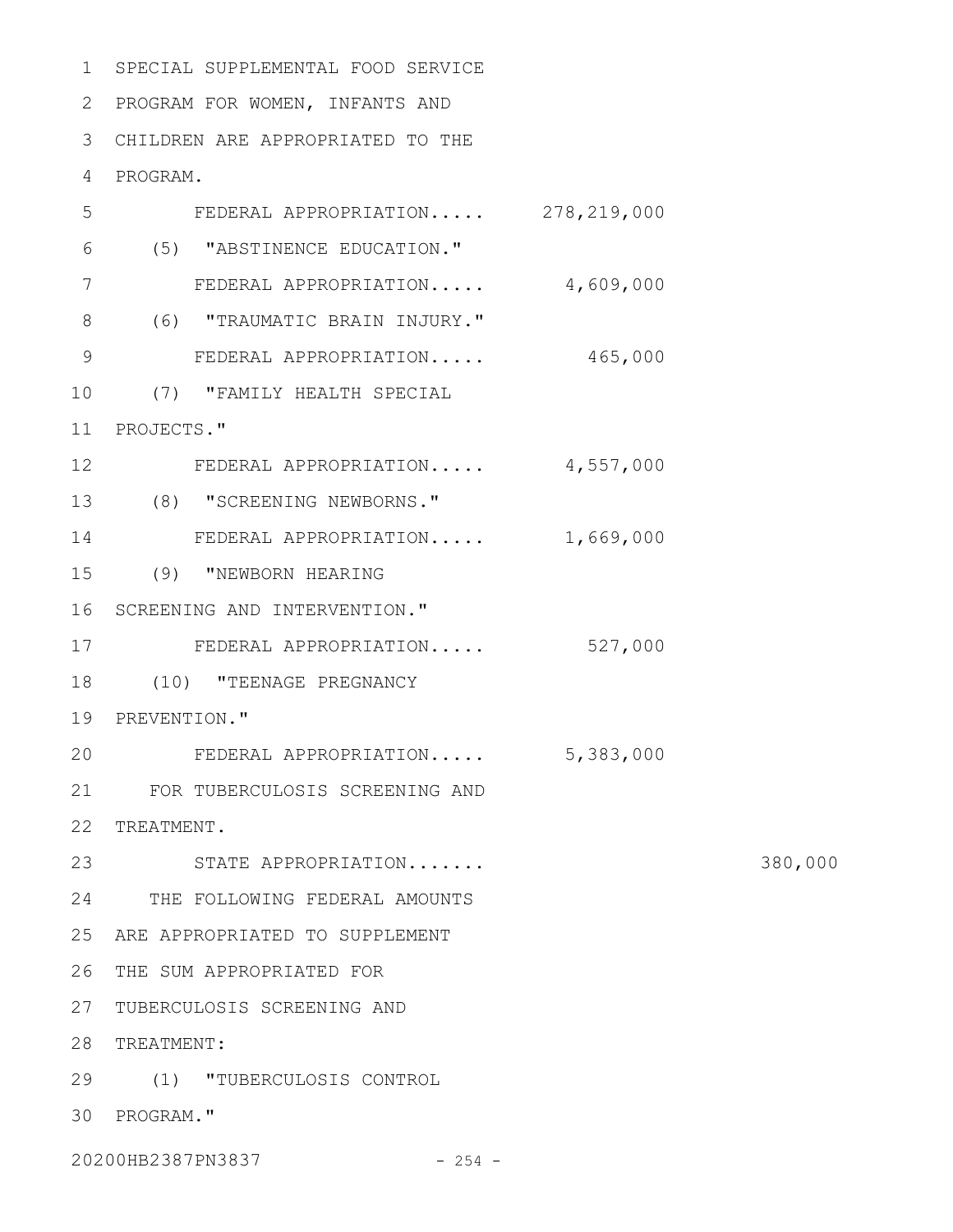SPECIAL SUPPLEMENTAL FOOD SERVICE PROGRAM FOR WOMEN, INFANTS AND CHILDREN ARE APPROPRIATED TO THE PROGRAM.

FEDERAL APPROPRIATION..... 278,219,000

(5) "ABSTINENCE EDUCATION."

FEDERAL APPROPRIATION..... 4,609,000

(6) "TRAUMATIC BRAIN INJURY."

FEDERAL APPROPRIATION..... 465,000

(7) "FAMILY HEALTH SPECIAL PROJECTS."

FEDERAL APPROPRIATION..... 4,557,000

(8) "SCREENING NEWBORNS."

FEDERAL APPROPRIATION..... 1,669,000

(9) "NEWBORN HEARING SCREENING AND INTERVENTION."

FEDERAL APPROPRIATION..... 527,000

(10) "TEENAGE PREGNANCY PREVENTION."

FEDERAL APPROPRIATION..... 5,383,000

FOR TUBERCULOSIS SCREENING AND TREATMENT.

STATE APPROPRIATION....... 380,000

THE FOLLOWING FEDERAL AMOUNTS ARE APPROPRIATED TO SUPPLEMENT THE SUM APPROPRIATED FOR TUBERCULOSIS SCREENING AND TREATMENT:

(1) "TUBERCULOSIS CONTROL PROGRAM."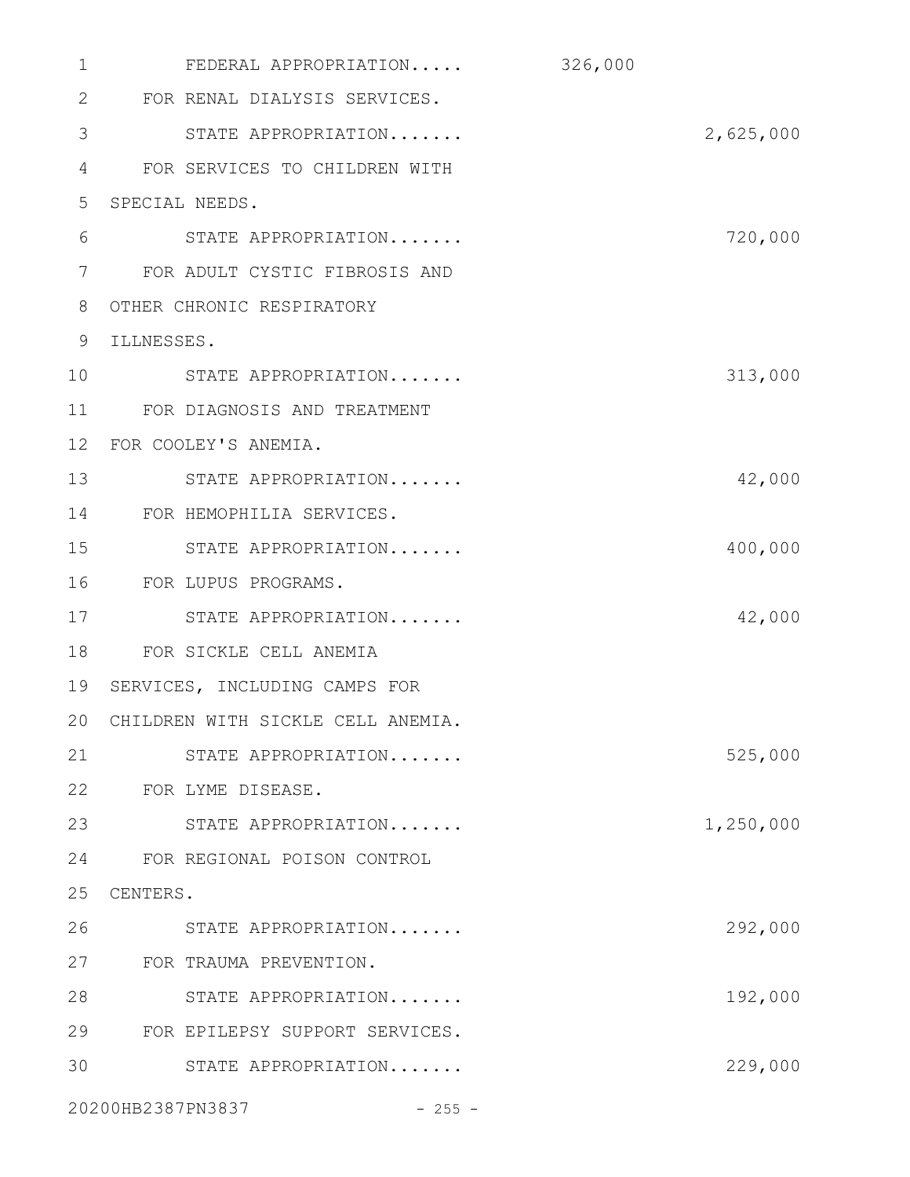FEDERAL APPROPRIATION..... 326,000

FOR RENAL DIALYSIS SERVICES.

STATE APPROPRIATION....... 2,625,000

FOR SERVICES TO CHILDREN WITH SPECIAL NEEDS.

STATE APPROPRIATION....... 720,000

FOR ADULT CYSTIC FIBROSIS AND OTHER CHRONIC RESPIRATORY ILLNESSES.

STATE APPROPRIATION....... 313,000

FOR DIAGNOSIS AND TREATMENT FOR COOLEY'S ANEMIA.

STATE APPROPRIATION....... 42,000

FOR HEMOPHILIA SERVICES.

STATE APPROPRIATION....... 400,000

FOR LUPUS PROGRAMS.

STATE APPROPRIATION....... 42,000

FOR SICKLE CELL ANEMIA SERVICES, INCLUDING CAMPS FOR CHILDREN WITH SICKLE CELL ANEMIA.

STATE APPROPRIATION....... 525,000

FOR LYME DISEASE.

STATE APPROPRIATION....... 1,250,000

FOR REGIONAL POISON CONTROL CENTERS.

STATE APPROPRIATION....... 292,000

FOR TRAUMA PREVENTION.

STATE APPROPRIATION....... 192,000

FOR EPILEPSY SUPPORT SERVICES.

STATE APPROPRIATION....... 229,000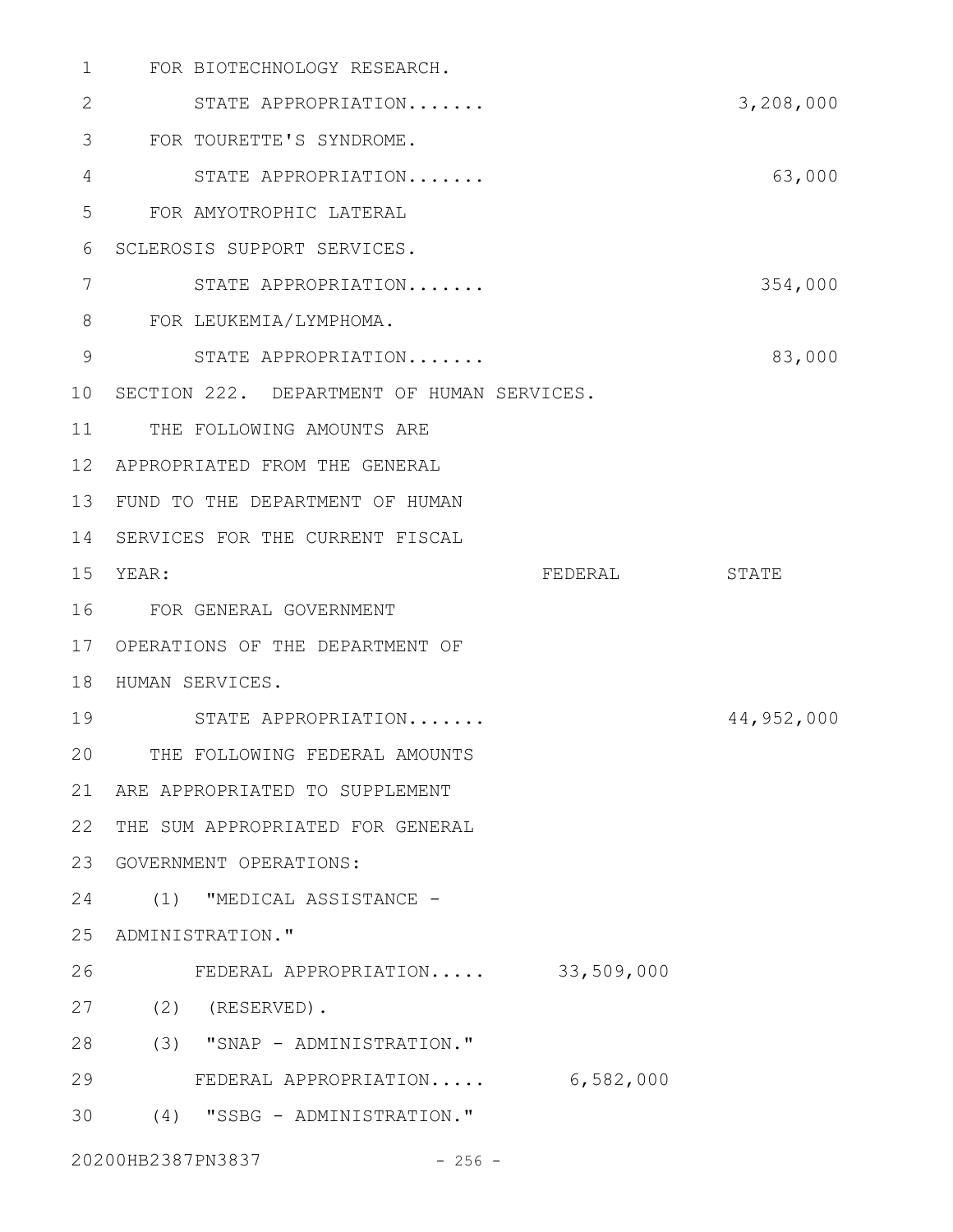FOR BIOTECHNOLOGY RESEARCH.

STATE APPROPRIATION....... 3,208,000

FOR TOURETTE'S SYNDROME.

STATE APPROPRIATION....... 63,000

FOR AMYOTROPHIC LATERAL SCLEROSIS SUPPORT SERVICES.

STATE APPROPRIATION....... 354,000

FOR LEUKEMIA/LYMPHOMA.

STATE APPROPRIATION....... 83,000

SECTION 222. DEPARTMENT OF HUMAN SERVICES.

THE FOLLOWING AMOUNTS ARE APPROPRIATED FROM THE GENERAL FUND TO THE DEPARTMENT OF HUMAN SERVICES FOR THE CURRENT FISCAL YEAR:

| | FEDERAL | STATE |
|---|---|---|
| FOR GENERAL GOVERNMENT OPERATIONS OF THE DEPARTMENT OF HUMAN SERVICES. | | |
| STATE APPROPRIATION....... | | 44,952,000 |
| THE FOLLOWING FEDERAL AMOUNTS ARE APPROPRIATED TO SUPPLEMENT THE SUM APPROPRIATED FOR GENERAL GOVERNMENT OPERATIONS: | | |
| (1) "MEDICAL ASSISTANCE - ADMINISTRATION." | | |
| FEDERAL APPROPRIATION..... | 33,509,000 | |
| (2) (RESERVED). | | |
| (3) "SNAP - ADMINISTRATION." | | |
| FEDERAL APPROPRIATION..... | 6,582,000 | |
| (4) "SSBG - ADMINISTRATION." | | |

20200HB2387PN3837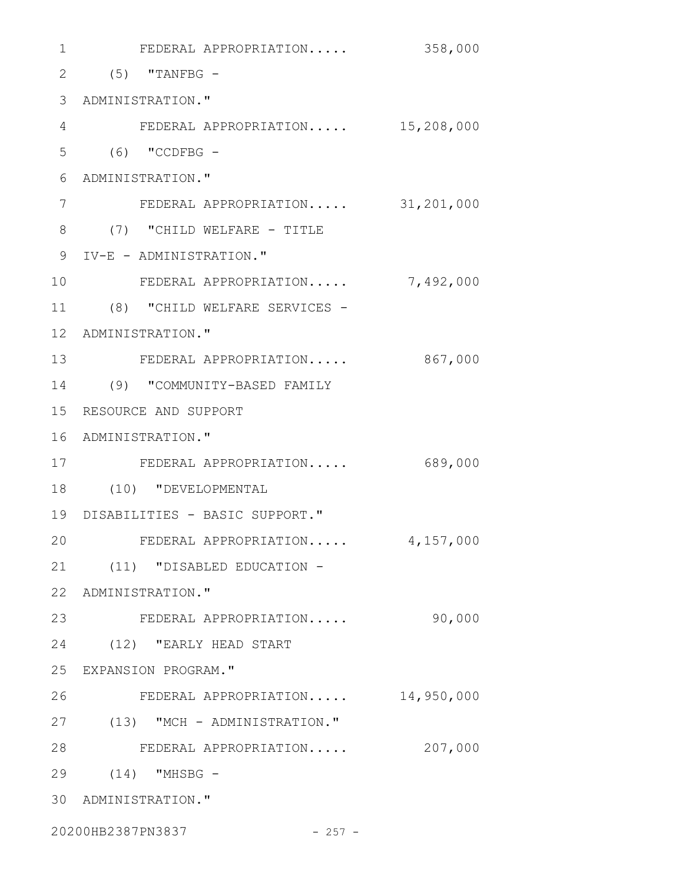FEDERAL APPROPRIATION..... 358,000

(5) "TANFBG - ADMINISTRATION."

FEDERAL APPROPRIATION..... 15,208,000

(6) "CCDFBG - ADMINISTRATION."

FEDERAL APPROPRIATION..... 31,201,000

(7) "CHILD WELFARE - TITLE IV-E - ADMINISTRATION."

FEDERAL APPROPRIATION..... 7,492,000

(8) "CHILD WELFARE SERVICES - ADMINISTRATION."

FEDERAL APPROPRIATION..... 867,000

(9) "COMMUNITY-BASED FAMILY RESOURCE AND SUPPORT ADMINISTRATION."

FEDERAL APPROPRIATION..... 689,000

(10) "DEVELOPMENTAL DISABILITIES - BASIC SUPPORT."

FEDERAL APPROPRIATION..... 4,157,000

(11) "DISABLED EDUCATION - ADMINISTRATION."

FEDERAL APPROPRIATION..... 90,000

(12) "EARLY HEAD START EXPANSION PROGRAM."

FEDERAL APPROPRIATION..... 14,950,000

(13) "MCH - ADMINISTRATION."

FEDERAL APPROPRIATION..... 207,000

(14) "MHSBG - ADMINISTRATION."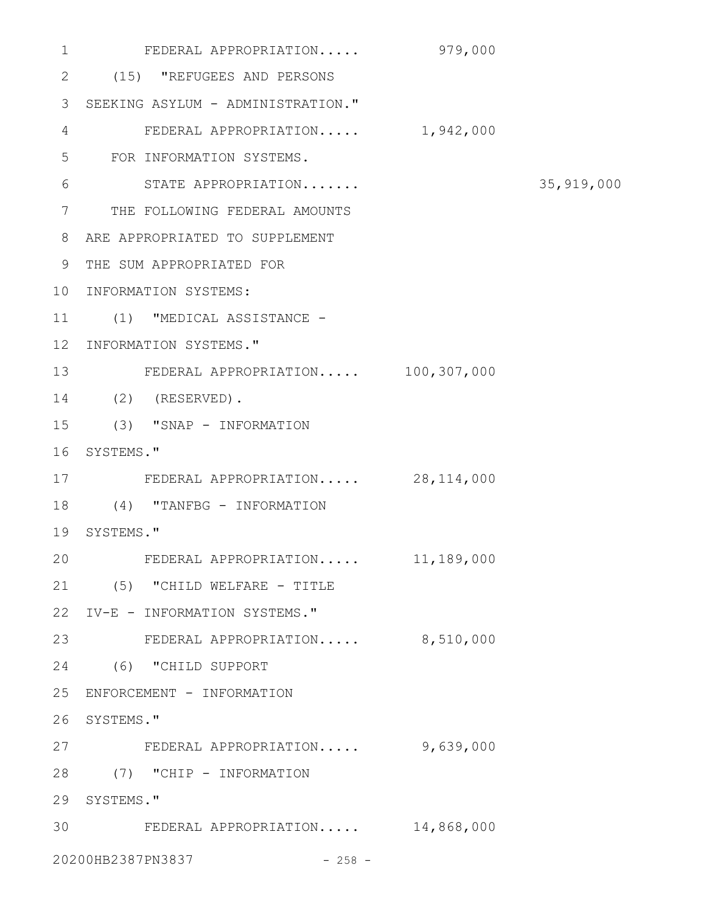FEDERAL APPROPRIATION..... 979,000

(15) "REFUGEES AND PERSONS SEEKING ASYLUM - ADMINISTRATION."

FEDERAL APPROPRIATION..... 1,942,000

FOR INFORMATION SYSTEMS.

STATE APPROPRIATION....... 35,919,000

THE FOLLOWING FEDERAL AMOUNTS ARE APPROPRIATED TO SUPPLEMENT THE SUM APPROPRIATED FOR INFORMATION SYSTEMS:

(1) "MEDICAL ASSISTANCE - INFORMATION SYSTEMS."

FEDERAL APPROPRIATION..... 100,307,000

(2) (RESERVED).

(3) "SNAP - INFORMATION SYSTEMS."

FEDERAL APPROPRIATION..... 28,114,000

(4) "TANFBG - INFORMATION SYSTEMS."

FEDERAL APPROPRIATION..... 11,189,000

(5) "CHILD WELFARE - TITLE IV-E - INFORMATION SYSTEMS."

FEDERAL APPROPRIATION..... 8,510,000

(6) "CHILD SUPPORT ENFORCEMENT - INFORMATION SYSTEMS."

FEDERAL APPROPRIATION..... 9,639,000

(7) "CHIP - INFORMATION SYSTEMS."

FEDERAL APPROPRIATION..... 14,868,000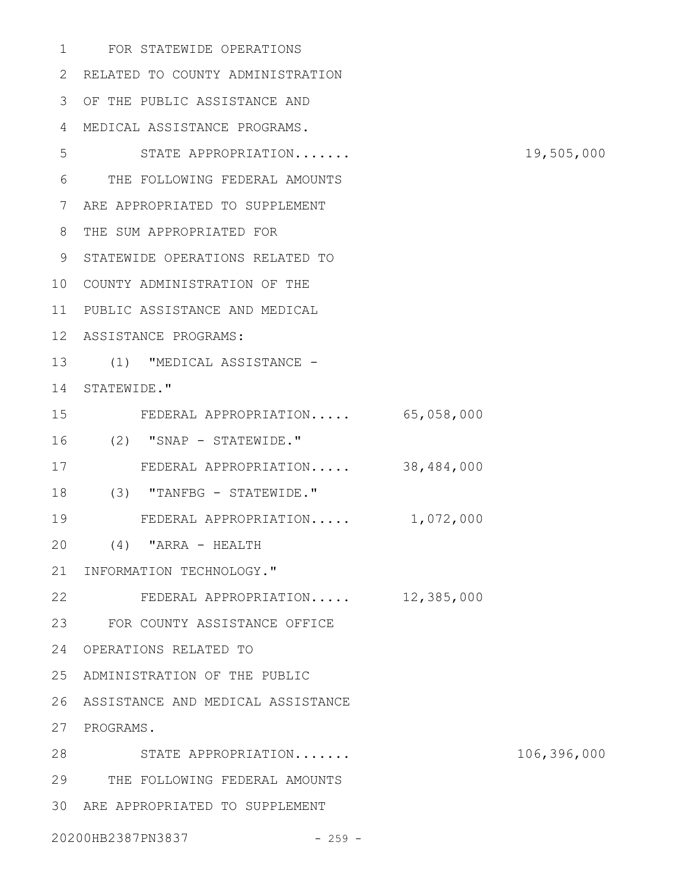FOR STATEWIDE OPERATIONS RELATED TO COUNTY ADMINISTRATION OF THE PUBLIC ASSISTANCE AND MEDICAL ASSISTANCE PROGRAMS.

| | | |
|---|---|---|
| STATE APPROPRIATION....... | | 19,505,000 |

THE FOLLOWING FEDERAL AMOUNTS ARE APPROPRIATED TO SUPPLEMENT THE SUM APPROPRIATED FOR STATEWIDE OPERATIONS RELATED TO COUNTY ADMINISTRATION OF THE PUBLIC ASSISTANCE AND MEDICAL ASSISTANCE PROGRAMS:

(1) "MEDICAL ASSISTANCE - STATEWIDE."

| | | |
|---|---|---|
| FEDERAL APPROPRIATION..... | 65,058,000 | |

(2) "SNAP - STATEWIDE."

| | | |
|---|---|---|
| FEDERAL APPROPRIATION..... | 38,484,000 | |

(3) "TANFBG - STATEWIDE."

| | | |
|---|---|---|
| FEDERAL APPROPRIATION..... | 1,072,000 | |

(4) "ARRA - HEALTH INFORMATION TECHNOLOGY."

| | | |
|---|---|---|
| FEDERAL APPROPRIATION..... | 12,385,000 | |

FOR COUNTY ASSISTANCE OFFICE OPERATIONS RELATED TO ADMINISTRATION OF THE PUBLIC ASSISTANCE AND MEDICAL ASSISTANCE PROGRAMS.

| | | |
|---|---|---|
| STATE APPROPRIATION....... | | 106,396,000 |

THE FOLLOWING FEDERAL AMOUNTS ARE APPROPRIATED TO SUPPLEMENT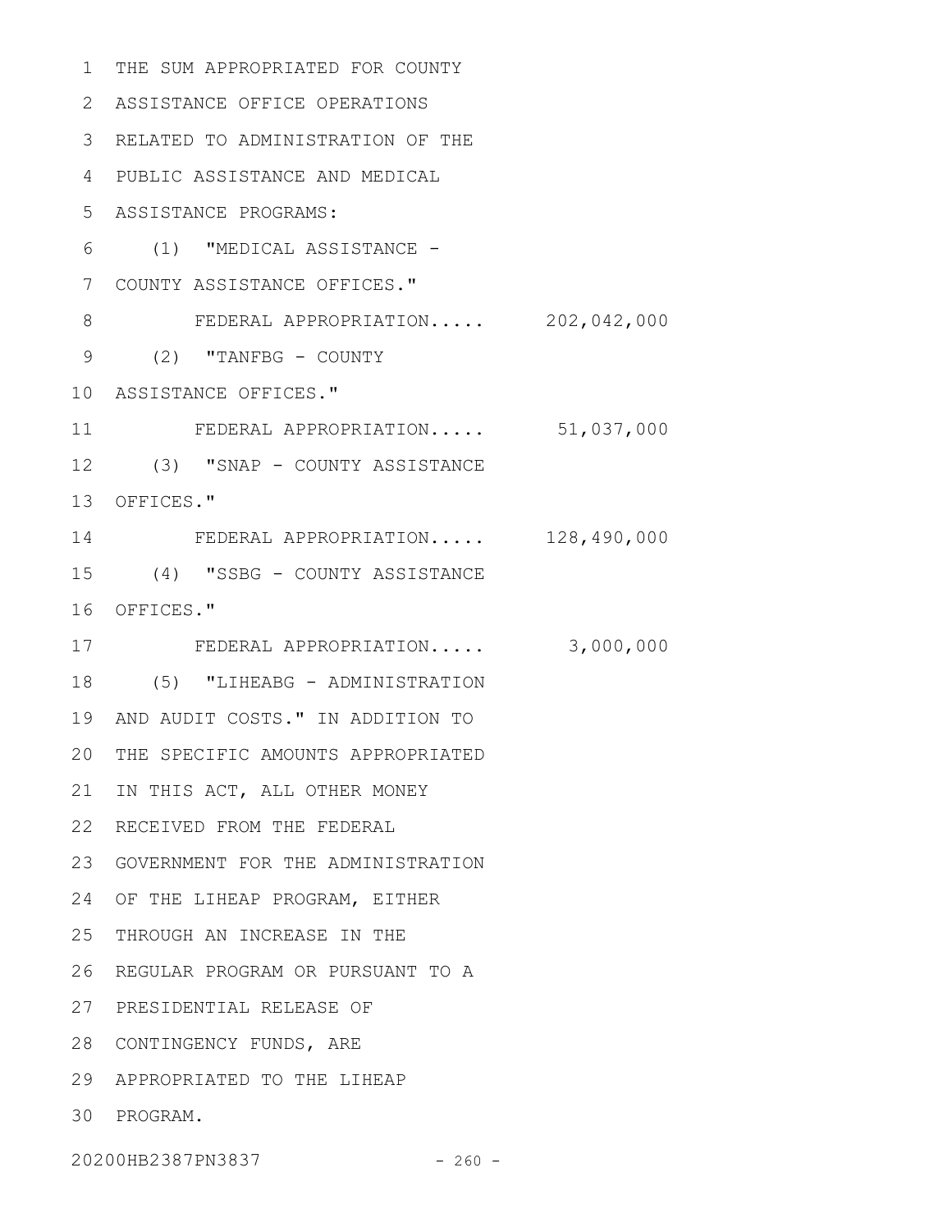THE SUM APPROPRIATED FOR COUNTY ASSISTANCE OFFICE OPERATIONS RELATED TO ADMINISTRATION OF THE PUBLIC ASSISTANCE AND MEDICAL ASSISTANCE PROGRAMS:

(1) "MEDICAL ASSISTANCE - COUNTY ASSISTANCE OFFICES."

FEDERAL APPROPRIATION..... 202,042,000

(2) "TANFBG - COUNTY ASSISTANCE OFFICES."

FEDERAL APPROPRIATION..... 51,037,000

(3) "SNAP - COUNTY ASSISTANCE OFFICES."

FEDERAL APPROPRIATION..... 128,490,000

(4) "SSBG - COUNTY ASSISTANCE OFFICES."

FEDERAL APPROPRIATION..... 3,000,000

(5) "LIHEABG - ADMINISTRATION AND AUDIT COSTS." IN ADDITION TO THE SPECIFIC AMOUNTS APPROPRIATED IN THIS ACT, ALL OTHER MONEY RECEIVED FROM THE FEDERAL GOVERNMENT FOR THE ADMINISTRATION OF THE LIHEAP PROGRAM, EITHER THROUGH AN INCREASE IN THE REGULAR PROGRAM OR PURSUANT TO A PRESIDENTIAL RELEASE OF CONTINGENCY FUNDS, ARE APPROPRIATED TO THE LIHEAP PROGRAM.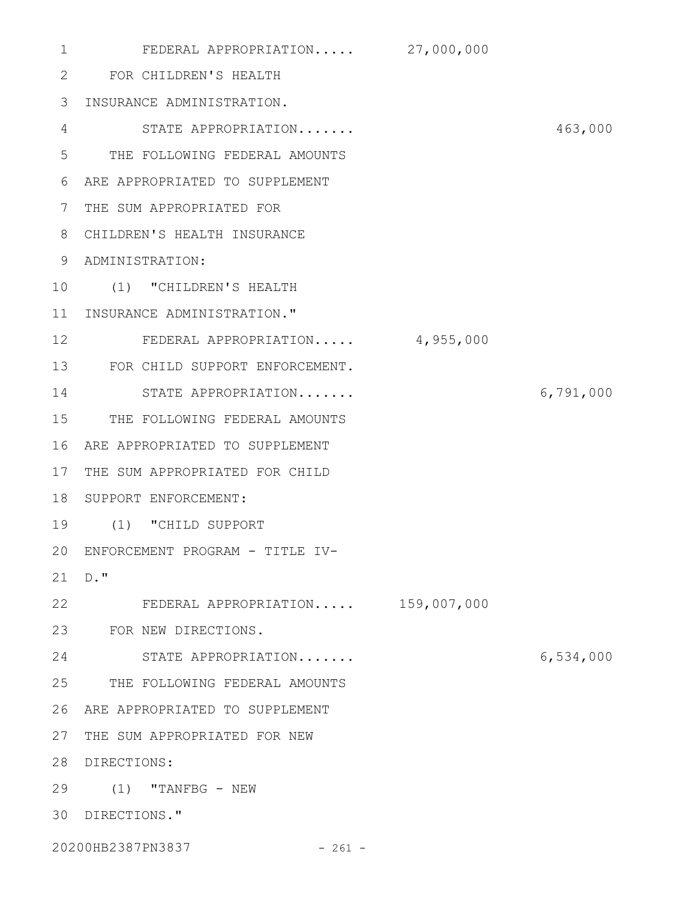FEDERAL APPROPRIATION..... 27,000,000

FOR CHILDREN'S HEALTH INSURANCE ADMINISTRATION.

STATE APPROPRIATION....... 463,000

THE FOLLOWING FEDERAL AMOUNTS ARE APPROPRIATED TO SUPPLEMENT THE SUM APPROPRIATED FOR CHILDREN'S HEALTH INSURANCE ADMINISTRATION:

(1) "CHILDREN'S HEALTH INSURANCE ADMINISTRATION."

FEDERAL APPROPRIATION..... 4,955,000

FOR CHILD SUPPORT ENFORCEMENT.

STATE APPROPRIATION....... 6,791,000

THE FOLLOWING FEDERAL AMOUNTS ARE APPROPRIATED TO SUPPLEMENT THE SUM APPROPRIATED FOR CHILD SUPPORT ENFORCEMENT:

(1) "CHILD SUPPORT ENFORCEMENT PROGRAM - TITLE IV-D."

FEDERAL APPROPRIATION..... 159,007,000

FOR NEW DIRECTIONS.

STATE APPROPRIATION....... 6,534,000

THE FOLLOWING FEDERAL AMOUNTS ARE APPROPRIATED TO SUPPLEMENT THE SUM APPROPRIATED FOR NEW DIRECTIONS:

(1) "TANFBG - NEW DIRECTIONS."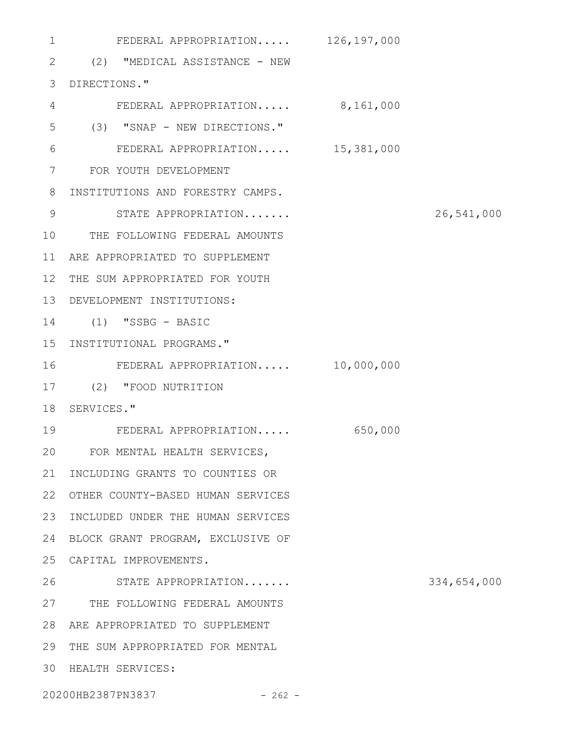FEDERAL APPROPRIATION..... 126,197,000

(2) "MEDICAL ASSISTANCE - NEW DIRECTIONS."

FEDERAL APPROPRIATION..... 8,161,000

(3) "SNAP - NEW DIRECTIONS."

FEDERAL APPROPRIATION..... 15,381,000

FOR YOUTH DEVELOPMENT INSTITUTIONS AND FORESTRY CAMPS.

STATE APPROPRIATION....... 26,541,000

THE FOLLOWING FEDERAL AMOUNTS ARE APPROPRIATED TO SUPPLEMENT THE SUM APPROPRIATED FOR YOUTH DEVELOPMENT INSTITUTIONS:

(1) "SSBG - BASIC INSTITUTIONAL PROGRAMS."

FEDERAL APPROPRIATION..... 10,000,000

(2) "FOOD NUTRITION SERVICES."

FEDERAL APPROPRIATION..... 650,000

FOR MENTAL HEALTH SERVICES, INCLUDING GRANTS TO COUNTIES OR OTHER COUNTY-BASED HUMAN SERVICES INCLUDED UNDER THE HUMAN SERVICES BLOCK GRANT PROGRAM, EXCLUSIVE OF CAPITAL IMPROVEMENTS.

STATE APPROPRIATION....... 334,654,000

THE FOLLOWING FEDERAL AMOUNTS ARE APPROPRIATED TO SUPPLEMENT THE SUM APPROPRIATED FOR MENTAL HEALTH SERVICES: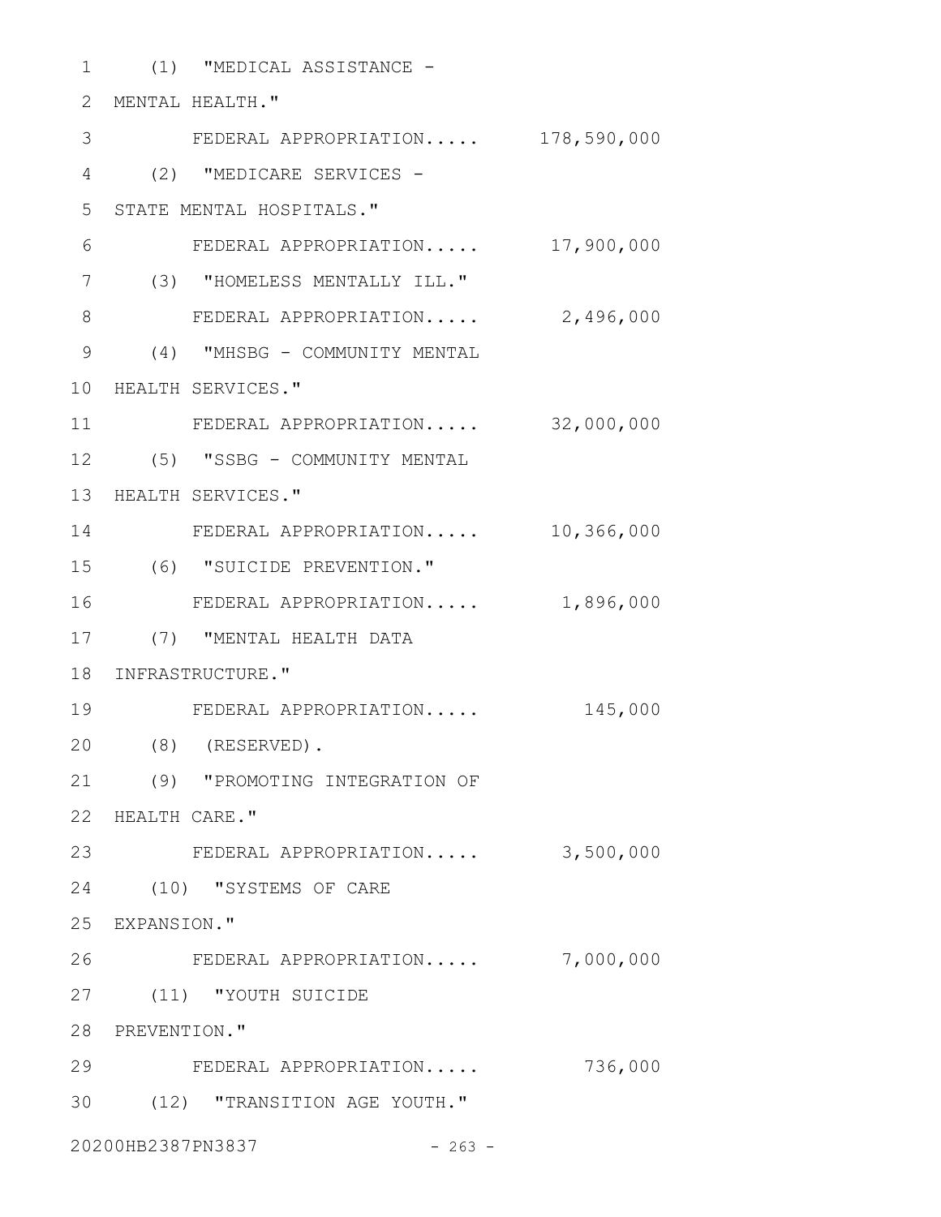(1) "MEDICAL ASSISTANCE - MENTAL HEALTH."

FEDERAL APPROPRIATION..... 178,590,000

(2) "MEDICARE SERVICES - STATE MENTAL HOSPITALS."

FEDERAL APPROPRIATION..... 17,900,000

(3) "HOMELESS MENTALLY ILL."

FEDERAL APPROPRIATION..... 2,496,000

(4) "MHSBG - COMMUNITY MENTAL HEALTH SERVICES."

FEDERAL APPROPRIATION..... 32,000,000

(5) "SSBG - COMMUNITY MENTAL HEALTH SERVICES."

FEDERAL APPROPRIATION..... 10,366,000

(6) "SUICIDE PREVENTION."

FEDERAL APPROPRIATION..... 1,896,000

(7) "MENTAL HEALTH DATA INFRASTRUCTURE."

FEDERAL APPROPRIATION..... 145,000

(8) (RESERVED).

(9) "PROMOTING INTEGRATION OF HEALTH CARE."

FEDERAL APPROPRIATION..... 3,500,000

(10) "SYSTEMS OF CARE EXPANSION."

FEDERAL APPROPRIATION..... 7,000,000

(11) "YOUTH SUICIDE PREVENTION."

FEDERAL APPROPRIATION..... 736,000

(12) "TRANSITION AGE YOUTH."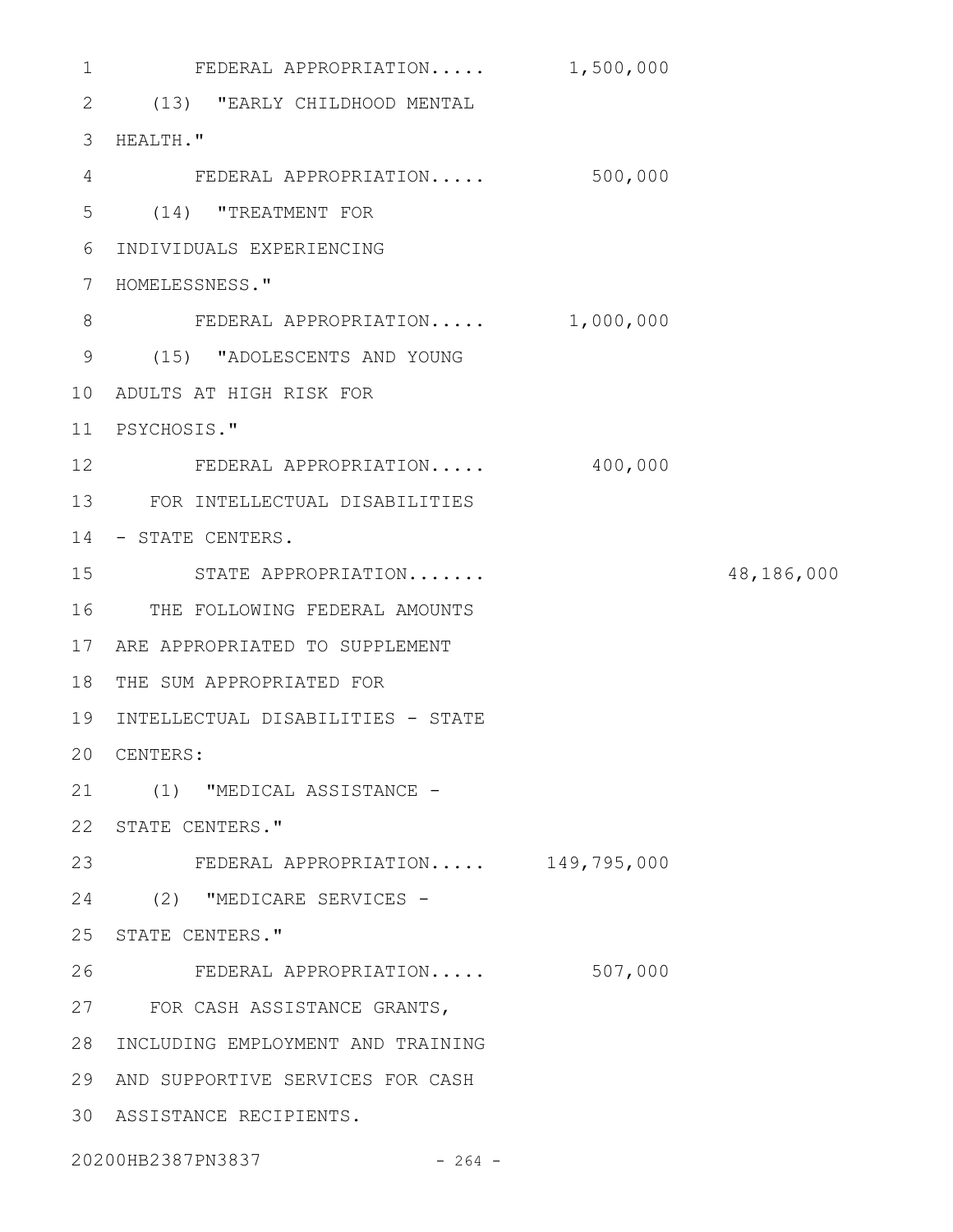FEDERAL APPROPRIATION..... 1,500,000

(13) "EARLY CHILDHOOD MENTAL HEALTH."

FEDERAL APPROPRIATION..... 500,000

(14) "TREATMENT FOR INDIVIDUALS EXPERIENCING HOMELESSNESS."

FEDERAL APPROPRIATION..... 1,000,000

(15) "ADOLESCENTS AND YOUNG ADULTS AT HIGH RISK FOR PSYCHOSIS."

FEDERAL APPROPRIATION..... 400,000

FOR INTELLECTUAL DISABILITIES - STATE CENTERS.

STATE APPROPRIATION....... 48,186,000

THE FOLLOWING FEDERAL AMOUNTS ARE APPROPRIATED TO SUPPLEMENT THE SUM APPROPRIATED FOR INTELLECTUAL DISABILITIES - STATE CENTERS:

(1) "MEDICAL ASSISTANCE - STATE CENTERS."

FEDERAL APPROPRIATION..... 149,795,000

(2) "MEDICARE SERVICES - STATE CENTERS."

FEDERAL APPROPRIATION..... 507,000

FOR CASH ASSISTANCE GRANTS, INCLUDING EMPLOYMENT AND TRAINING AND SUPPORTIVE SERVICES FOR CASH ASSISTANCE RECIPIENTS.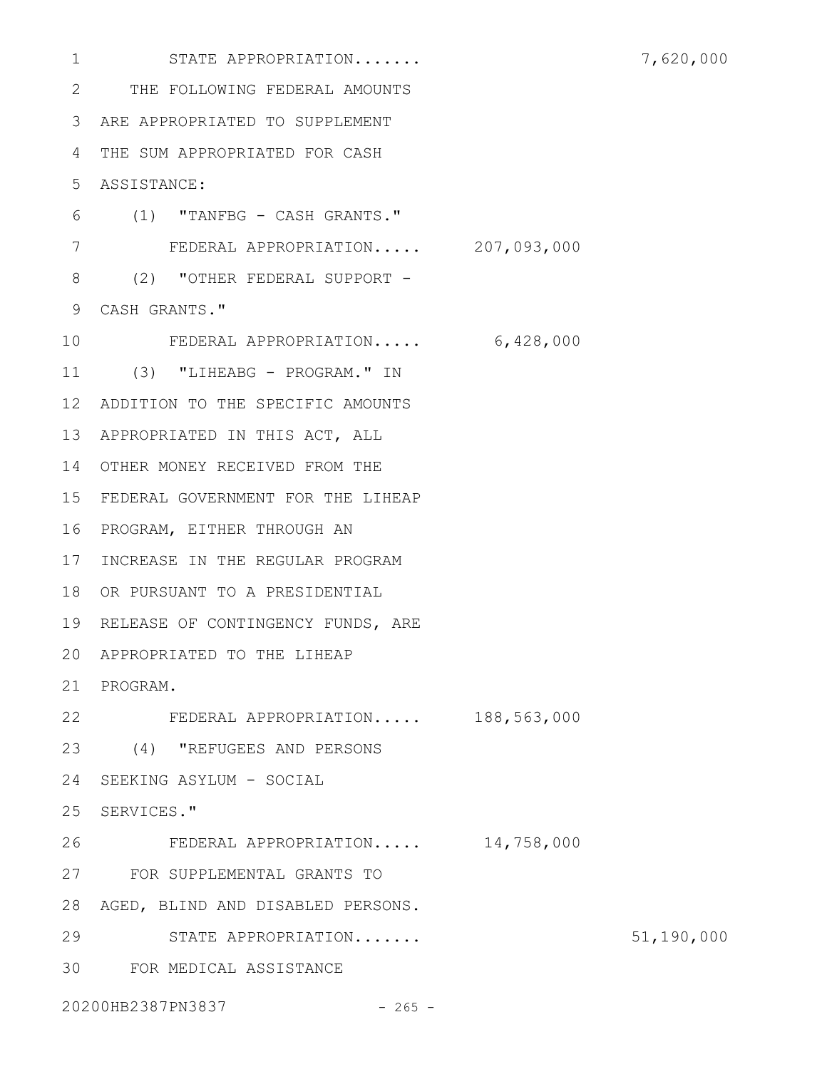STATE APPROPRIATION....... 7,620,000

THE FOLLOWING FEDERAL AMOUNTS ARE APPROPRIATED TO SUPPLEMENT THE SUM APPROPRIATED FOR CASH ASSISTANCE:

(1) "TANFBG - CASH GRANTS."

FEDERAL APPROPRIATION..... 207,093,000

(2) "OTHER FEDERAL SUPPORT - CASH GRANTS."

FEDERAL APPROPRIATION..... 6,428,000

(3) "LIHEABG - PROGRAM." IN ADDITION TO THE SPECIFIC AMOUNTS APPROPRIATED IN THIS ACT, ALL OTHER MONEY RECEIVED FROM THE FEDERAL GOVERNMENT FOR THE LIHEAP PROGRAM, EITHER THROUGH AN INCREASE IN THE REGULAR PROGRAM OR PURSUANT TO A PRESIDENTIAL RELEASE OF CONTINGENCY FUNDS, ARE APPROPRIATED TO THE LIHEAP PROGRAM.

FEDERAL APPROPRIATION..... 188,563,000

(4) "REFUGEES AND PERSONS SEEKING ASYLUM - SOCIAL SERVICES."

FEDERAL APPROPRIATION..... 14,758,000

FOR SUPPLEMENTAL GRANTS TO AGED, BLIND AND DISABLED PERSONS.

STATE APPROPRIATION....... 51,190,000

FOR MEDICAL ASSISTANCE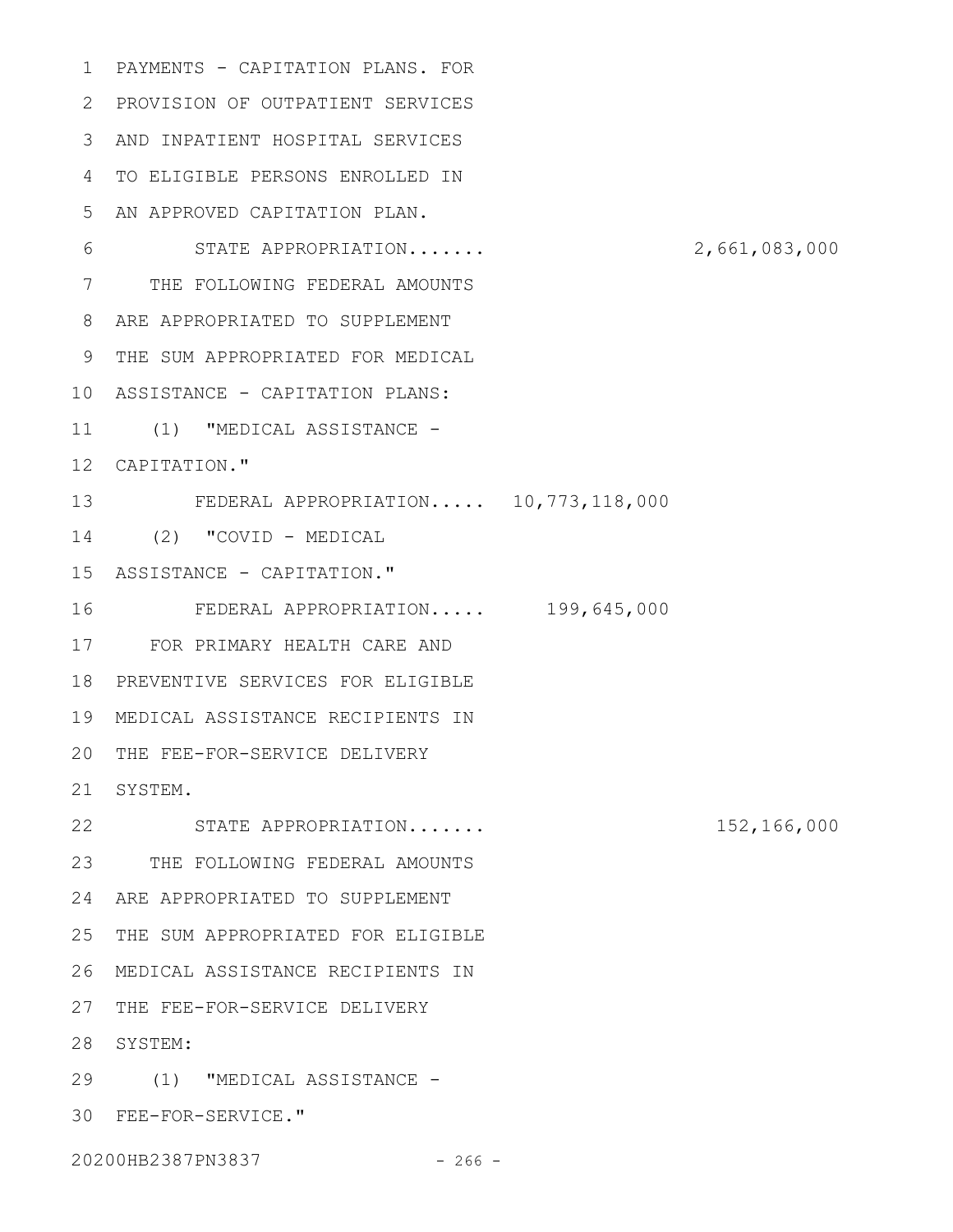PAYMENTS - CAPITATION PLANS. FOR PROVISION OF OUTPATIENT SERVICES AND INPATIENT HOSPITAL SERVICES TO ELIGIBLE PERSONS ENROLLED IN AN APPROVED CAPITATION PLAN.

STATE APPROPRIATION....... 2,661,083,000

THE FOLLOWING FEDERAL AMOUNTS ARE APPROPRIATED TO SUPPLEMENT THE SUM APPROPRIATED FOR MEDICAL ASSISTANCE - CAPITATION PLANS:

(1) "MEDICAL ASSISTANCE - CAPITATION."

FEDERAL APPROPRIATION..... 10,773,118,000

(2) "COVID - MEDICAL ASSISTANCE - CAPITATION."

FEDERAL APPROPRIATION..... 199,645,000

FOR PRIMARY HEALTH CARE AND PREVENTIVE SERVICES FOR ELIGIBLE MEDICAL ASSISTANCE RECIPIENTS IN THE FEE-FOR-SERVICE DELIVERY SYSTEM.

STATE APPROPRIATION....... 152,166,000

THE FOLLOWING FEDERAL AMOUNTS ARE APPROPRIATED TO SUPPLEMENT THE SUM APPROPRIATED FOR ELIGIBLE MEDICAL ASSISTANCE RECIPIENTS IN THE FEE-FOR-SERVICE DELIVERY SYSTEM:

(1) "MEDICAL ASSISTANCE - FEE-FOR-SERVICE."

20200HB2387PN3837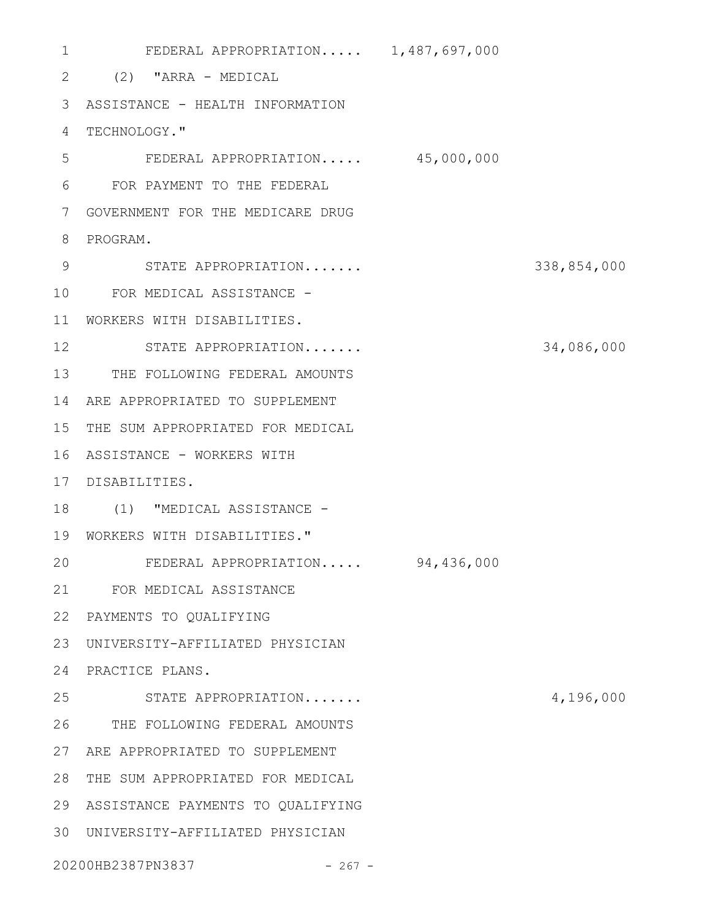FEDERAL APPROPRIATION..... 1,487,697,000

(2) "ARRA - MEDICAL ASSISTANCE - HEALTH INFORMATION TECHNOLOGY."

FEDERAL APPROPRIATION..... 45,000,000

FOR PAYMENT TO THE FEDERAL GOVERNMENT FOR THE MEDICARE DRUG PROGRAM.

STATE APPROPRIATION....... 338,854,000

FOR MEDICAL ASSISTANCE - WORKERS WITH DISABILITIES.

STATE APPROPRIATION....... 34,086,000

THE FOLLOWING FEDERAL AMOUNTS ARE APPROPRIATED TO SUPPLEMENT THE SUM APPROPRIATED FOR MEDICAL ASSISTANCE - WORKERS WITH DISABILITIES.

(1) "MEDICAL ASSISTANCE - WORKERS WITH DISABILITIES."

FEDERAL APPROPRIATION..... 94,436,000

FOR MEDICAL ASSISTANCE PAYMENTS TO QUALIFYING UNIVERSITY-AFFILIATED PHYSICIAN PRACTICE PLANS.

STATE APPROPRIATION....... 4,196,000

THE FOLLOWING FEDERAL AMOUNTS ARE APPROPRIATED TO SUPPLEMENT THE SUM APPROPRIATED FOR MEDICAL ASSISTANCE PAYMENTS TO QUALIFYING UNIVERSITY-AFFILIATED PHYSICIAN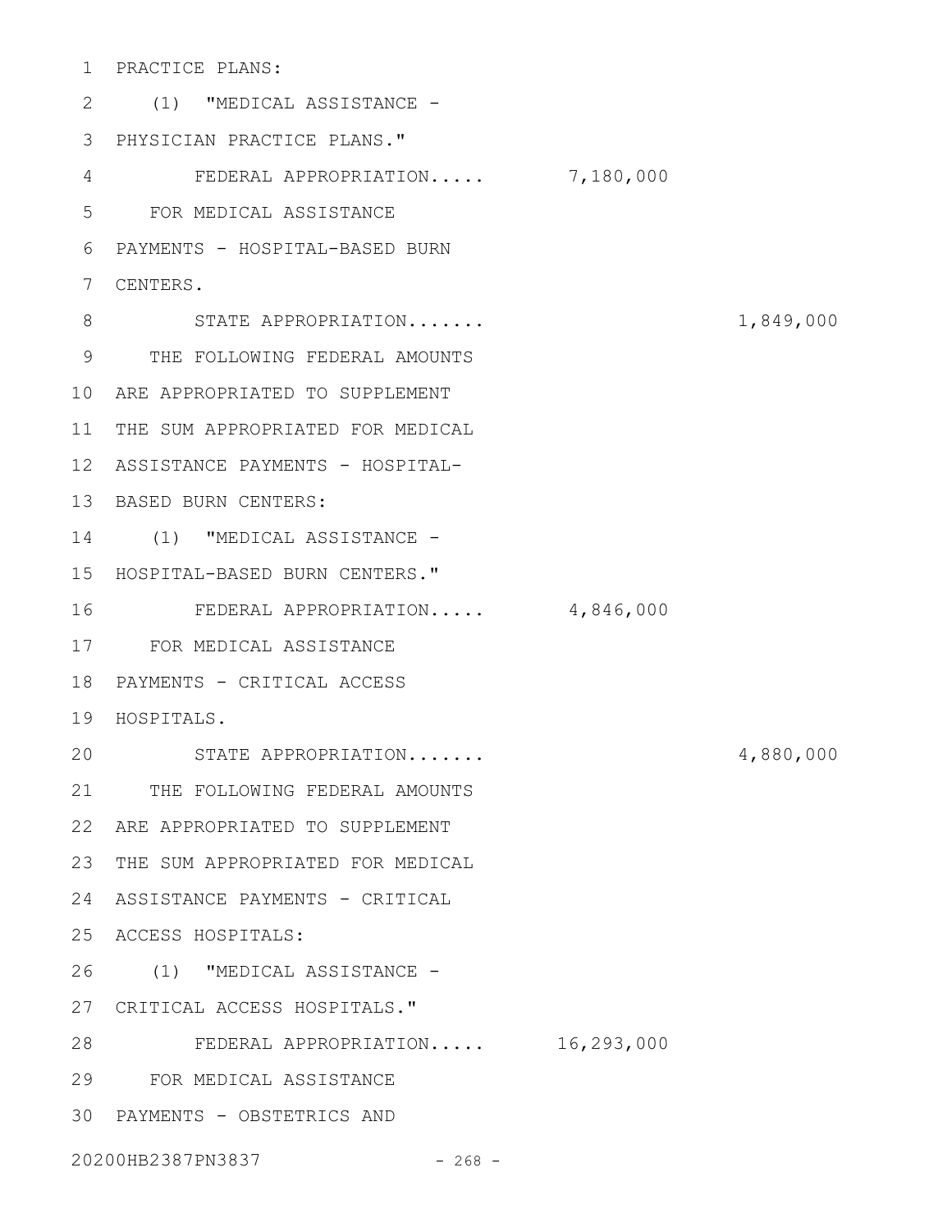PRACTICE PLANS:

(1) "MEDICAL ASSISTANCE - PHYSICIAN PRACTICE PLANS."

FEDERAL APPROPRIATION..... 7,180,000

FOR MEDICAL ASSISTANCE PAYMENTS - HOSPITAL-BASED BURN CENTERS.

STATE APPROPRIATION....... 1,849,000

THE FOLLOWING FEDERAL AMOUNTS ARE APPROPRIATED TO SUPPLEMENT THE SUM APPROPRIATED FOR MEDICAL ASSISTANCE PAYMENTS - HOSPITAL-BASED BURN CENTERS:

(1) "MEDICAL ASSISTANCE - HOSPITAL-BASED BURN CENTERS."

FEDERAL APPROPRIATION..... 4,846,000

FOR MEDICAL ASSISTANCE PAYMENTS - CRITICAL ACCESS HOSPITALS.

STATE APPROPRIATION....... 4,880,000

THE FOLLOWING FEDERAL AMOUNTS ARE APPROPRIATED TO SUPPLEMENT THE SUM APPROPRIATED FOR MEDICAL ASSISTANCE PAYMENTS - CRITICAL ACCESS HOSPITALS:

(1) "MEDICAL ASSISTANCE - CRITICAL ACCESS HOSPITALS."

FEDERAL APPROPRIATION..... 16,293,000

FOR MEDICAL ASSISTANCE PAYMENTS - OBSTETRICS AND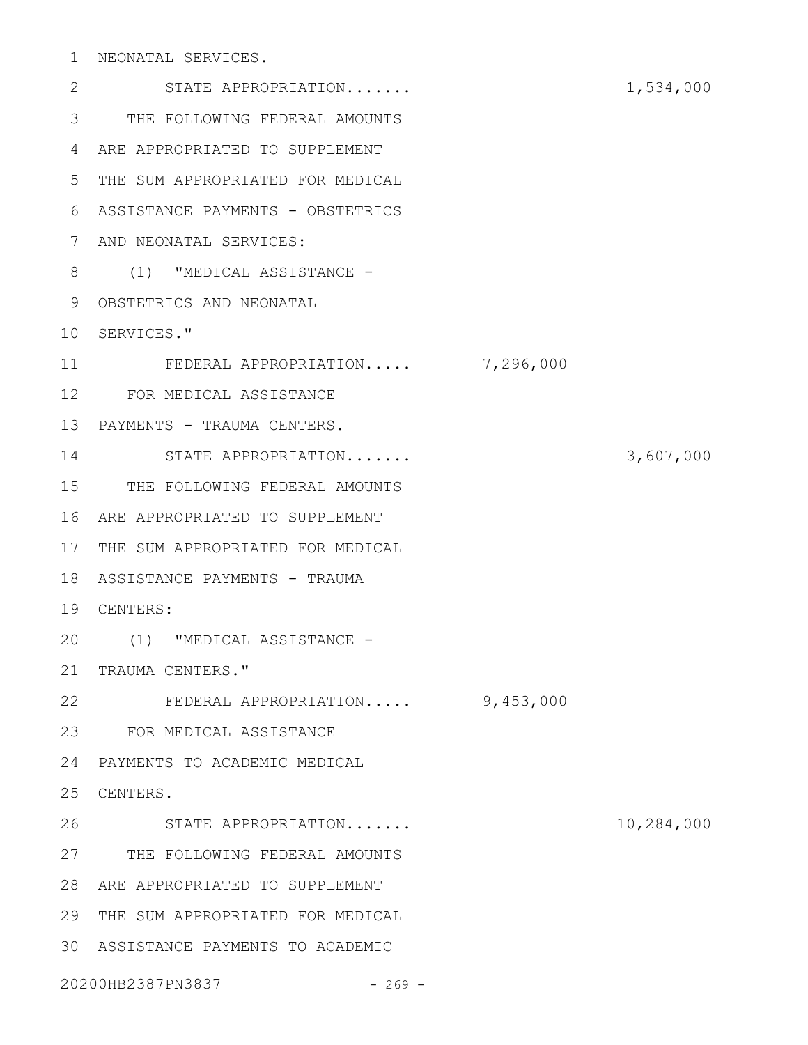NEONATAL SERVICES.

STATE APPROPRIATION....... 1,534,000

THE FOLLOWING FEDERAL AMOUNTS ARE APPROPRIATED TO SUPPLEMENT THE SUM APPROPRIATED FOR MEDICAL ASSISTANCE PAYMENTS - OBSTETRICS AND NEONATAL SERVICES:

(1) "MEDICAL ASSISTANCE - OBSTETRICS AND NEONATAL SERVICES."

FEDERAL APPROPRIATION..... 7,296,000

FOR MEDICAL ASSISTANCE PAYMENTS - TRAUMA CENTERS.

STATE APPROPRIATION....... 3,607,000

THE FOLLOWING FEDERAL AMOUNTS ARE APPROPRIATED TO SUPPLEMENT THE SUM APPROPRIATED FOR MEDICAL ASSISTANCE PAYMENTS - TRAUMA CENTERS:

(1) "MEDICAL ASSISTANCE - TRAUMA CENTERS."

FEDERAL APPROPRIATION..... 9,453,000

FOR MEDICAL ASSISTANCE PAYMENTS TO ACADEMIC MEDICAL CENTERS.

STATE APPROPRIATION....... 10,284,000

THE FOLLOWING FEDERAL AMOUNTS ARE APPROPRIATED TO SUPPLEMENT THE SUM APPROPRIATED FOR MEDICAL ASSISTANCE PAYMENTS TO ACADEMIC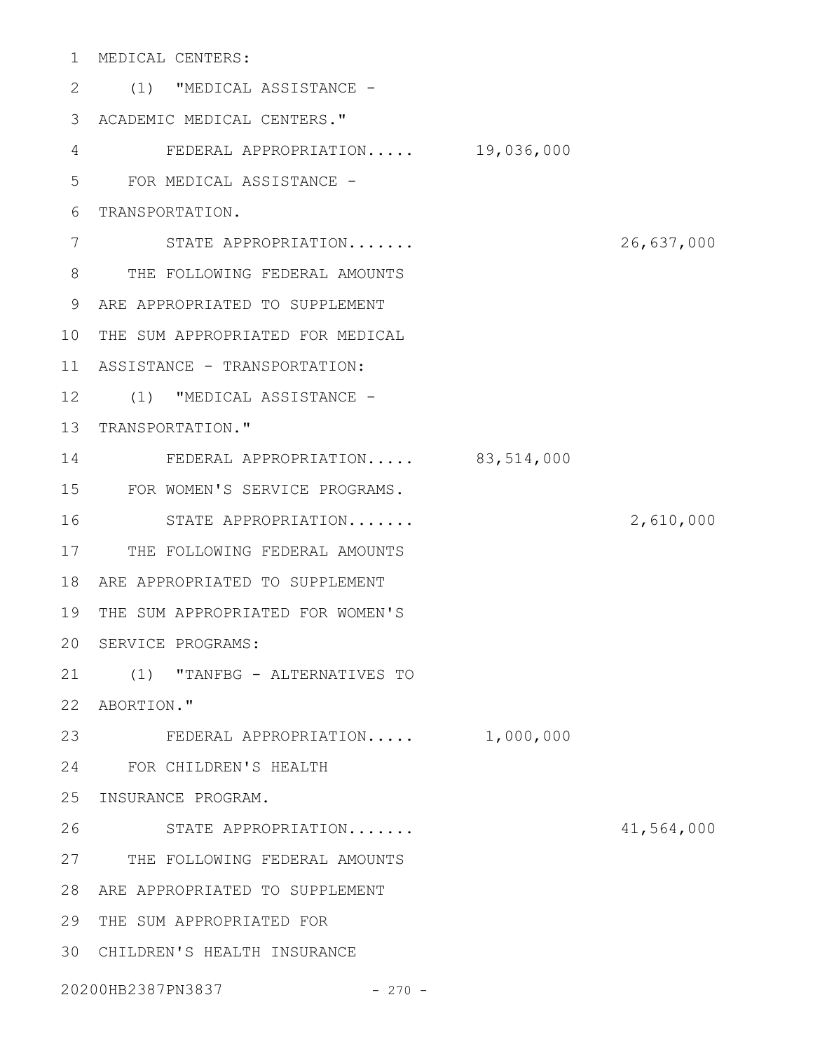MEDICAL CENTERS:

(1) "MEDICAL ASSISTANCE - ACADEMIC MEDICAL CENTERS."

| | | |
|---|---|---|
| FEDERAL APPROPRIATION..... | 19,036,000 | |

FOR MEDICAL ASSISTANCE - TRANSPORTATION.

| | | |
|---|---|---|
| STATE APPROPRIATION....... | | 26,637,000 |

THE FOLLOWING FEDERAL AMOUNTS ARE APPROPRIATED TO SUPPLEMENT THE SUM APPROPRIATED FOR MEDICAL ASSISTANCE - TRANSPORTATION:

(1) "MEDICAL ASSISTANCE - TRANSPORTATION."

| | | |
|---|---|---|
| FEDERAL APPROPRIATION..... | 83,514,000 | |

FOR WOMEN'S SERVICE PROGRAMS.

| | | |
|---|---|---|
| STATE APPROPRIATION....... | | 2,610,000 |

THE FOLLOWING FEDERAL AMOUNTS ARE APPROPRIATED TO SUPPLEMENT THE SUM APPROPRIATED FOR WOMEN'S SERVICE PROGRAMS:

(1) "TANFBG - ALTERNATIVES TO ABORTION."

| | | |
|---|---|---|
| FEDERAL APPROPRIATION..... | 1,000,000 | |

FOR CHILDREN'S HEALTH INSURANCE PROGRAM.

| | | |
|---|---|---|
| STATE APPROPRIATION....... | | 41,564,000 |

THE FOLLOWING FEDERAL AMOUNTS ARE APPROPRIATED TO SUPPLEMENT THE SUM APPROPRIATED FOR CHILDREN'S HEALTH INSURANCE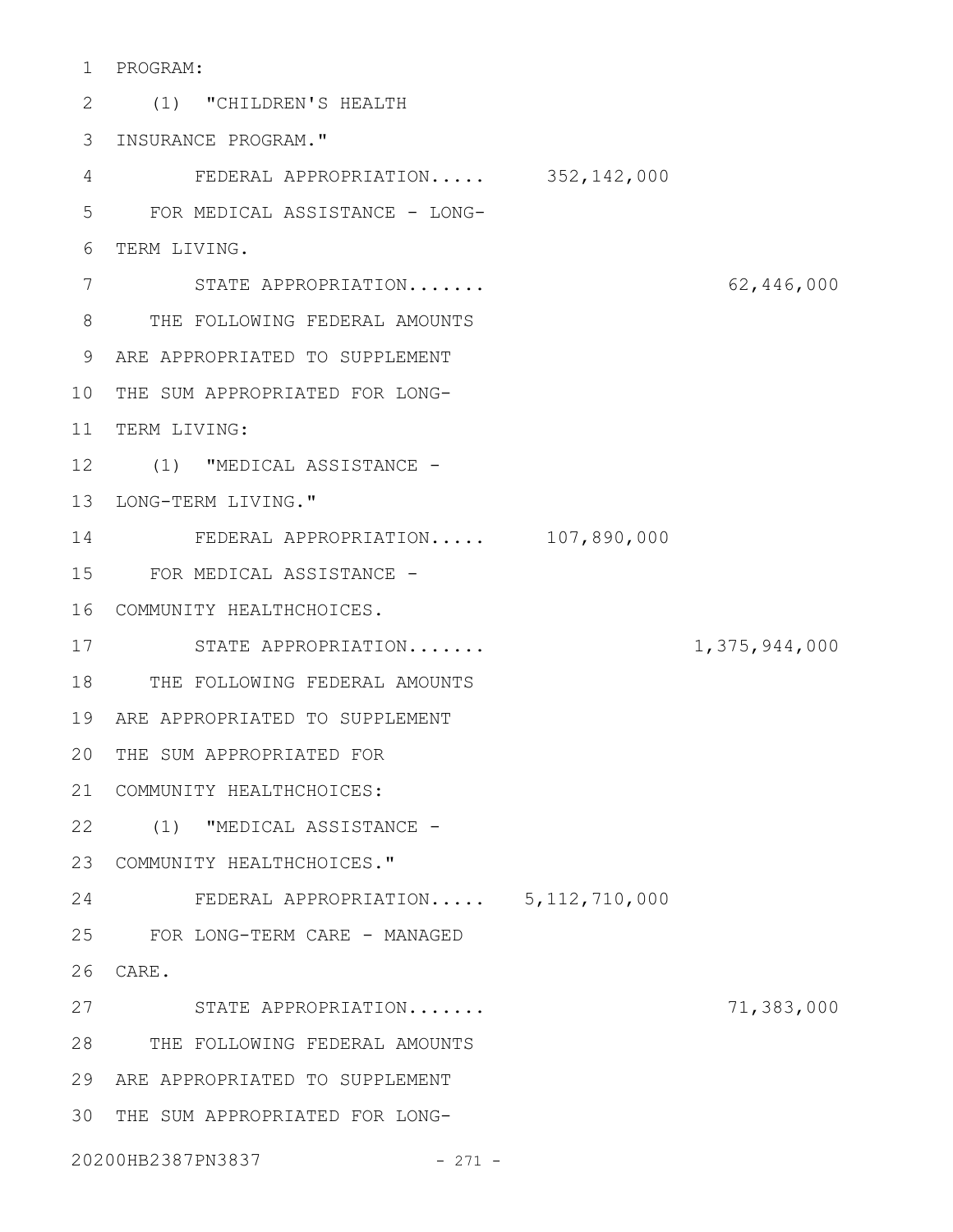PROGRAM:

(1) "CHILDREN'S HEALTH INSURANCE PROGRAM."

FEDERAL APPROPRIATION..... 352,142,000

FOR MEDICAL ASSISTANCE - LONG-TERM LIVING.

STATE APPROPRIATION....... 62,446,000

THE FOLLOWING FEDERAL AMOUNTS ARE APPROPRIATED TO SUPPLEMENT THE SUM APPROPRIATED FOR LONG-TERM LIVING:

(1) "MEDICAL ASSISTANCE - LONG-TERM LIVING."

FEDERAL APPROPRIATION..... 107,890,000

FOR MEDICAL ASSISTANCE - COMMUNITY HEALTHCHOICES.

STATE APPROPRIATION....... 1,375,944,000

THE FOLLOWING FEDERAL AMOUNTS ARE APPROPRIATED TO SUPPLEMENT THE SUM APPROPRIATED FOR COMMUNITY HEALTHCHOICES:

(1) "MEDICAL ASSISTANCE - COMMUNITY HEALTHCHOICES."

FEDERAL APPROPRIATION..... 5,112,710,000

FOR LONG-TERM CARE - MANAGED CARE.

STATE APPROPRIATION....... 71,383,000

THE FOLLOWING FEDERAL AMOUNTS ARE APPROPRIATED TO SUPPLEMENT THE SUM APPROPRIATED FOR LONG-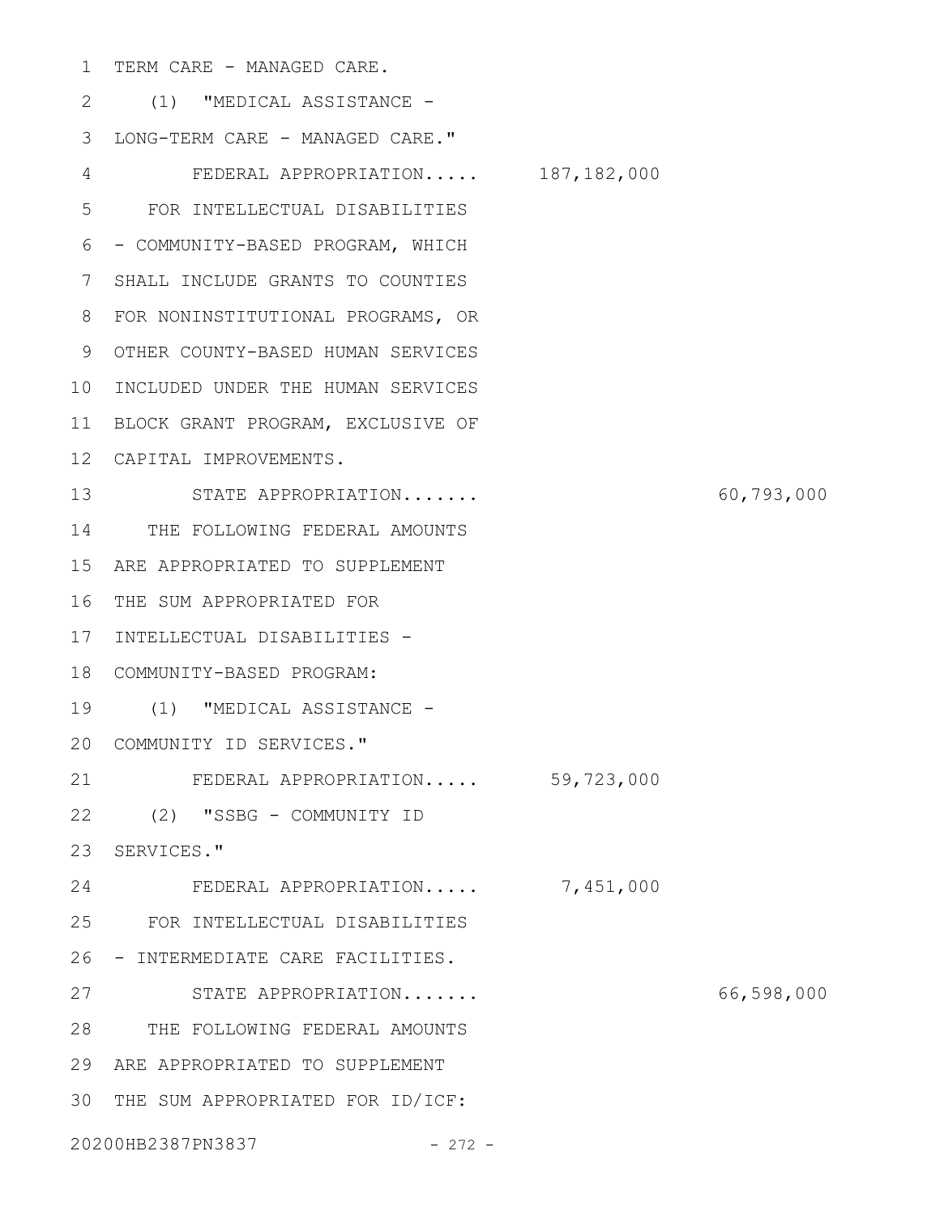TERM CARE - MANAGED CARE.

(1) "MEDICAL ASSISTANCE - LONG-TERM CARE - MANAGED CARE."

| | Federal | State |
|---|---|---|
| FEDERAL APPROPRIATION..... | 187,182,000 | |

FOR INTELLECTUAL DISABILITIES - COMMUNITY-BASED PROGRAM, WHICH SHALL INCLUDE GRANTS TO COUNTIES FOR NONINSTITUTIONAL PROGRAMS, OR OTHER COUNTY-BASED HUMAN SERVICES INCLUDED UNDER THE HUMAN SERVICES BLOCK GRANT PROGRAM, EXCLUSIVE OF CAPITAL IMPROVEMENTS.

| | Federal | State |
|---|---|---|
| STATE APPROPRIATION....... | | 60,793,000 |

THE FOLLOWING FEDERAL AMOUNTS ARE APPROPRIATED TO SUPPLEMENT THE SUM APPROPRIATED FOR INTELLECTUAL DISABILITIES - COMMUNITY-BASED PROGRAM:

(1) "MEDICAL ASSISTANCE - COMMUNITY ID SERVICES."

| | Federal | State |
|---|---|---|
| FEDERAL APPROPRIATION..... | 59,723,000 | |

(2) "SSBG - COMMUNITY ID SERVICES."

| | Federal | State |
|---|---|---|
| FEDERAL APPROPRIATION..... | 7,451,000 | |

FOR INTELLECTUAL DISABILITIES - INTERMEDIATE CARE FACILITIES.

| | Federal | State |
|---|---|---|
| STATE APPROPRIATION....... | | 66,598,000 |

THE FOLLOWING FEDERAL AMOUNTS ARE APPROPRIATED TO SUPPLEMENT THE SUM APPROPRIATED FOR ID/ICF: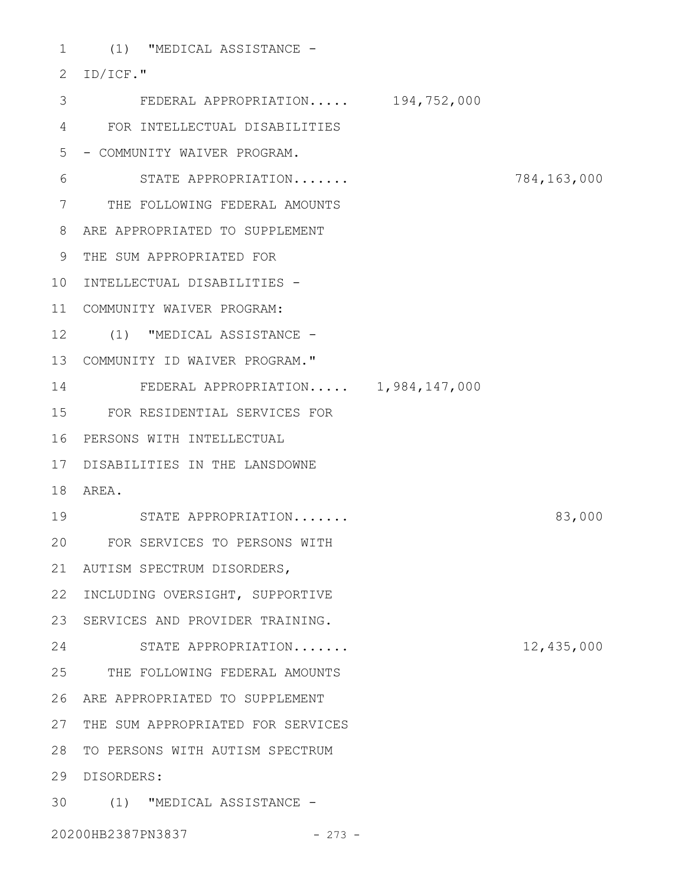(1) "MEDICAL ASSISTANCE - ID/ICF."

FEDERAL APPROPRIATION..... 194,752,000

FOR INTELLECTUAL DISABILITIES - COMMUNITY WAIVER PROGRAM.

STATE APPROPRIATION....... 784,163,000

THE FOLLOWING FEDERAL AMOUNTS ARE APPROPRIATED TO SUPPLEMENT THE SUM APPROPRIATED FOR INTELLECTUAL DISABILITIES - COMMUNITY WAIVER PROGRAM:

(1) "MEDICAL ASSISTANCE - COMMUNITY ID WAIVER PROGRAM."

FEDERAL APPROPRIATION..... 1,984,147,000

FOR RESIDENTIAL SERVICES FOR PERSONS WITH INTELLECTUAL DISABILITIES IN THE LANSDOWNE AREA.

STATE APPROPRIATION....... 83,000

FOR SERVICES TO PERSONS WITH AUTISM SPECTRUM DISORDERS, INCLUDING OVERSIGHT, SUPPORTIVE SERVICES AND PROVIDER TRAINING.

STATE APPROPRIATION....... 12,435,000

THE FOLLOWING FEDERAL AMOUNTS ARE APPROPRIATED TO SUPPLEMENT THE SUM APPROPRIATED FOR SERVICES TO PERSONS WITH AUTISM SPECTRUM DISORDERS:

(1) "MEDICAL ASSISTANCE -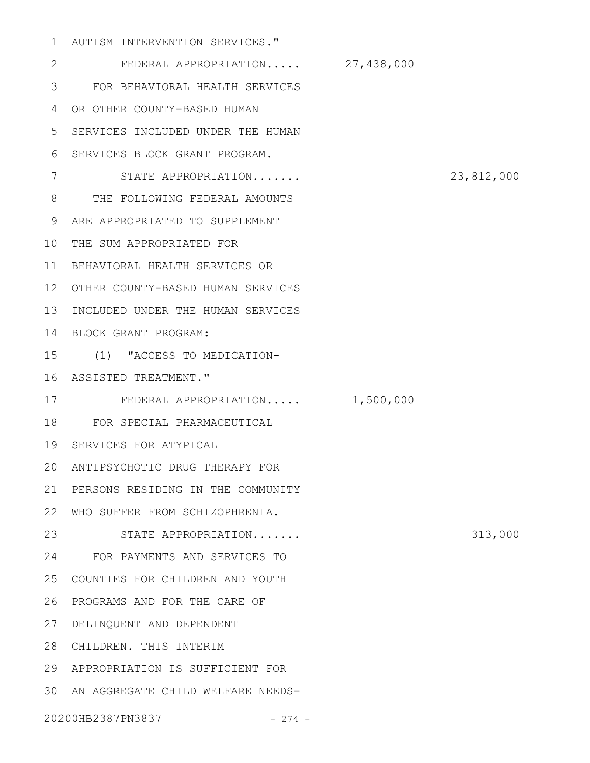AUTISM INTERVENTION SERVICES."

FEDERAL APPROPRIATION..... 27,438,000

FOR BEHAVIORAL HEALTH SERVICES OR OTHER COUNTY-BASED HUMAN SERVICES INCLUDED UNDER THE HUMAN SERVICES BLOCK GRANT PROGRAM.

STATE APPROPRIATION....... 23,812,000

THE FOLLOWING FEDERAL AMOUNTS ARE APPROPRIATED TO SUPPLEMENT THE SUM APPROPRIATED FOR BEHAVIORAL HEALTH SERVICES OR OTHER COUNTY-BASED HUMAN SERVICES INCLUDED UNDER THE HUMAN SERVICES BLOCK GRANT PROGRAM:

(1) "ACCESS TO MEDICATION-ASSISTED TREATMENT."

FEDERAL APPROPRIATION..... 1,500,000

FOR SPECIAL PHARMACEUTICAL SERVICES FOR ATYPICAL ANTIPSYCHOTIC DRUG THERAPY FOR PERSONS RESIDING IN THE COMMUNITY WHO SUFFER FROM SCHIZOPHRENIA.

STATE APPROPRIATION....... 313,000

FOR PAYMENTS AND SERVICES TO COUNTIES FOR CHILDREN AND YOUTH PROGRAMS AND FOR THE CARE OF DELINQUENT AND DEPENDENT CHILDREN. THIS INTERIM APPROPRIATION IS SUFFICIENT FOR AN AGGREGATE CHILD WELFARE NEEDS-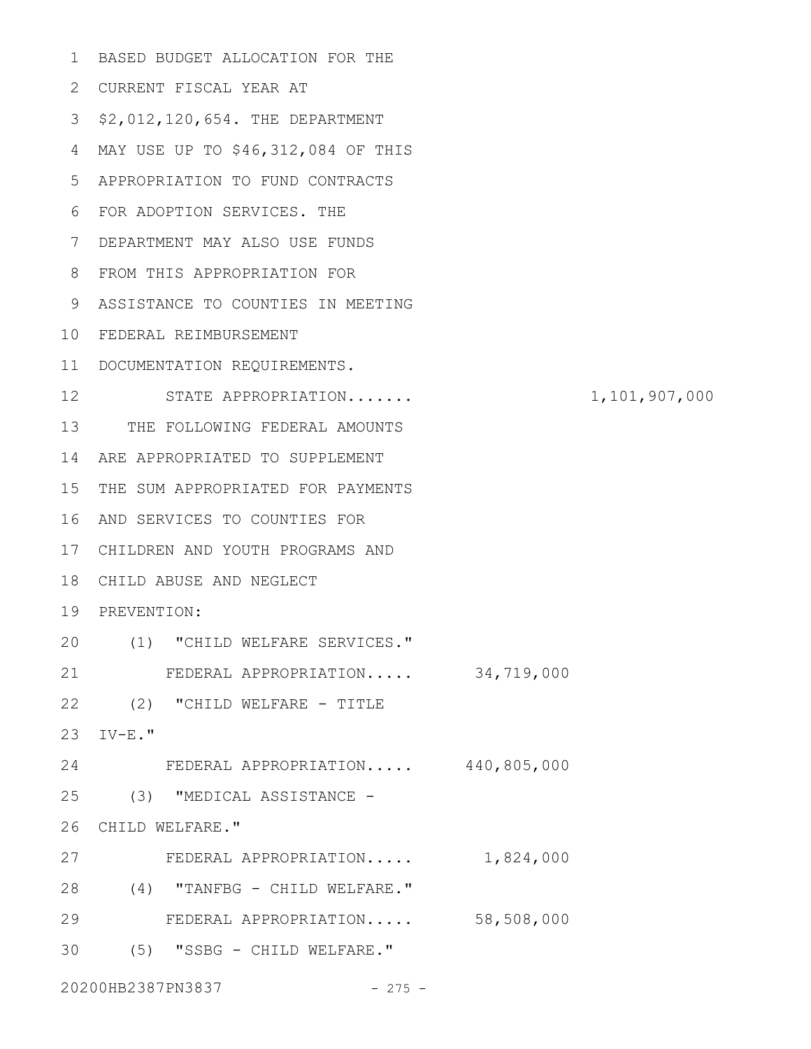BASED BUDGET ALLOCATION FOR THE CURRENT FISCAL YEAR AT $2,012,120,654. THE DEPARTMENT MAY USE UP TO $46,312,084 OF THIS APPROPRIATION TO FUND CONTRACTS FOR ADOPTION SERVICES. THE DEPARTMENT MAY ALSO USE FUNDS FROM THIS APPROPRIATION FOR ASSISTANCE TO COUNTIES IN MEETING FEDERAL REIMBURSEMENT DOCUMENTATION REQUIREMENTS.

| | | |
|---|---|---|
| STATE APPROPRIATION....... | | 1,101,907,000 |

THE FOLLOWING FEDERAL AMOUNTS ARE APPROPRIATED TO SUPPLEMENT THE SUM APPROPRIATED FOR PAYMENTS AND SERVICES TO COUNTIES FOR CHILDREN AND YOUTH PROGRAMS AND CHILD ABUSE AND NEGLECT PREVENTION:

| | | |
|---|---|---|
| (1) "CHILD WELFARE SERVICES." | | |
| FEDERAL APPROPRIATION..... | 34,719,000 | |
| (2) "CHILD WELFARE - TITLE IV-E." | | |
| FEDERAL APPROPRIATION..... | 440,805,000 | |
| (3) "MEDICAL ASSISTANCE - CHILD WELFARE." | | |
| FEDERAL APPROPRIATION..... | 1,824,000 | |
| (4) "TANFBG - CHILD WELFARE." | | |
| FEDERAL APPROPRIATION..... | 58,508,000 | |
| (5) "SSBG - CHILD WELFARE." | | |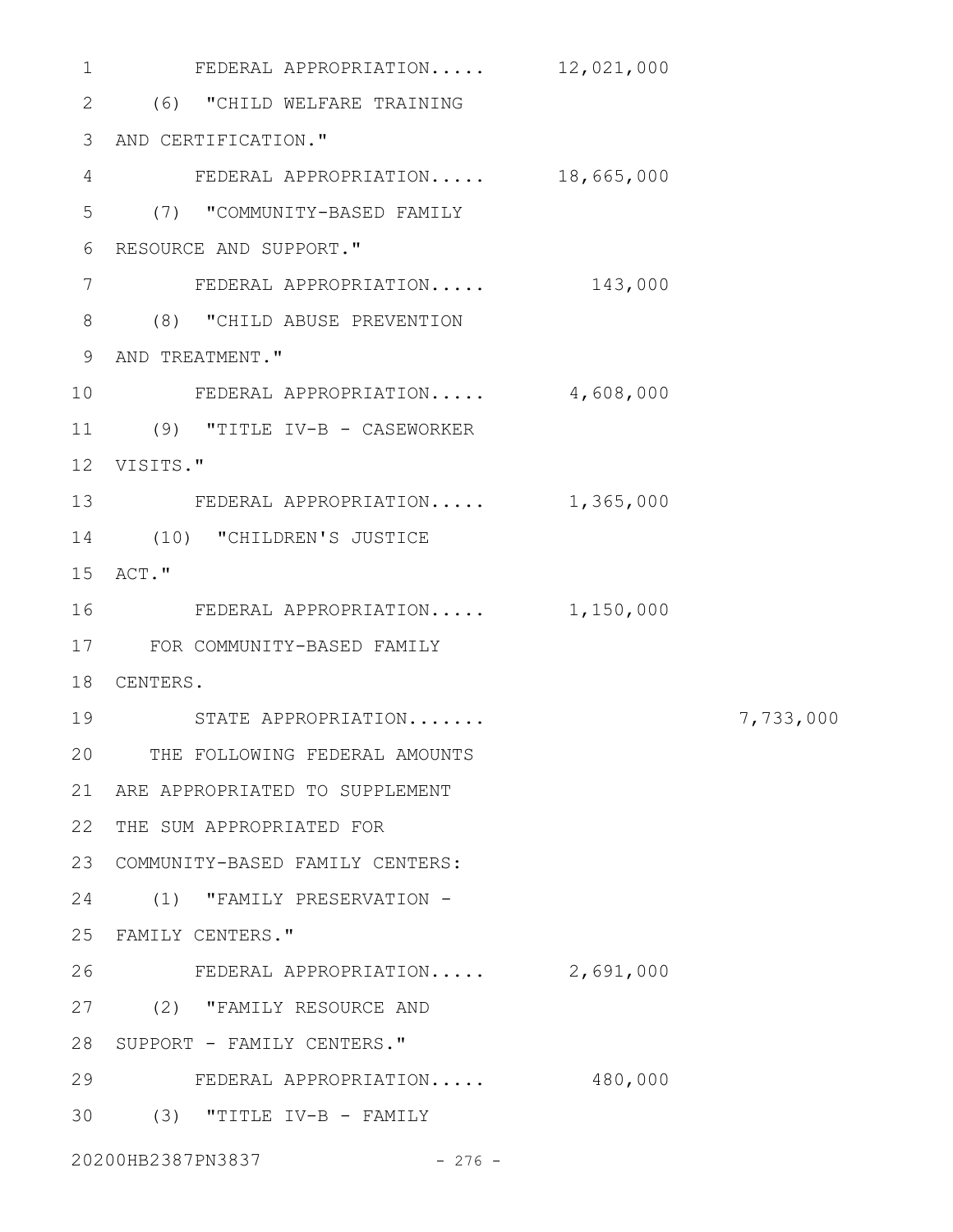FEDERAL APPROPRIATION..... 12,021,000

(6) "CHILD WELFARE TRAINING AND CERTIFICATION."

FEDERAL APPROPRIATION..... 18,665,000

(7) "COMMUNITY-BASED FAMILY RESOURCE AND SUPPORT."

FEDERAL APPROPRIATION..... 143,000

(8) "CHILD ABUSE PREVENTION AND TREATMENT."

FEDERAL APPROPRIATION..... 4,608,000

(9) "TITLE IV-B - CASEWORKER VISITS."

FEDERAL APPROPRIATION..... 1,365,000

(10) "CHILDREN'S JUSTICE ACT."

FEDERAL APPROPRIATION..... 1,150,000

FOR COMMUNITY-BASED FAMILY CENTERS.

STATE APPROPRIATION....... 7,733,000

THE FOLLOWING FEDERAL AMOUNTS ARE APPROPRIATED TO SUPPLEMENT THE SUM APPROPRIATED FOR COMMUNITY-BASED FAMILY CENTERS:

(1) "FAMILY PRESERVATION - FAMILY CENTERS."

FEDERAL APPROPRIATION..... 2,691,000

(2) "FAMILY RESOURCE AND SUPPORT - FAMILY CENTERS."

FEDERAL APPROPRIATION..... 480,000

(3) "TITLE IV-B - FAMILY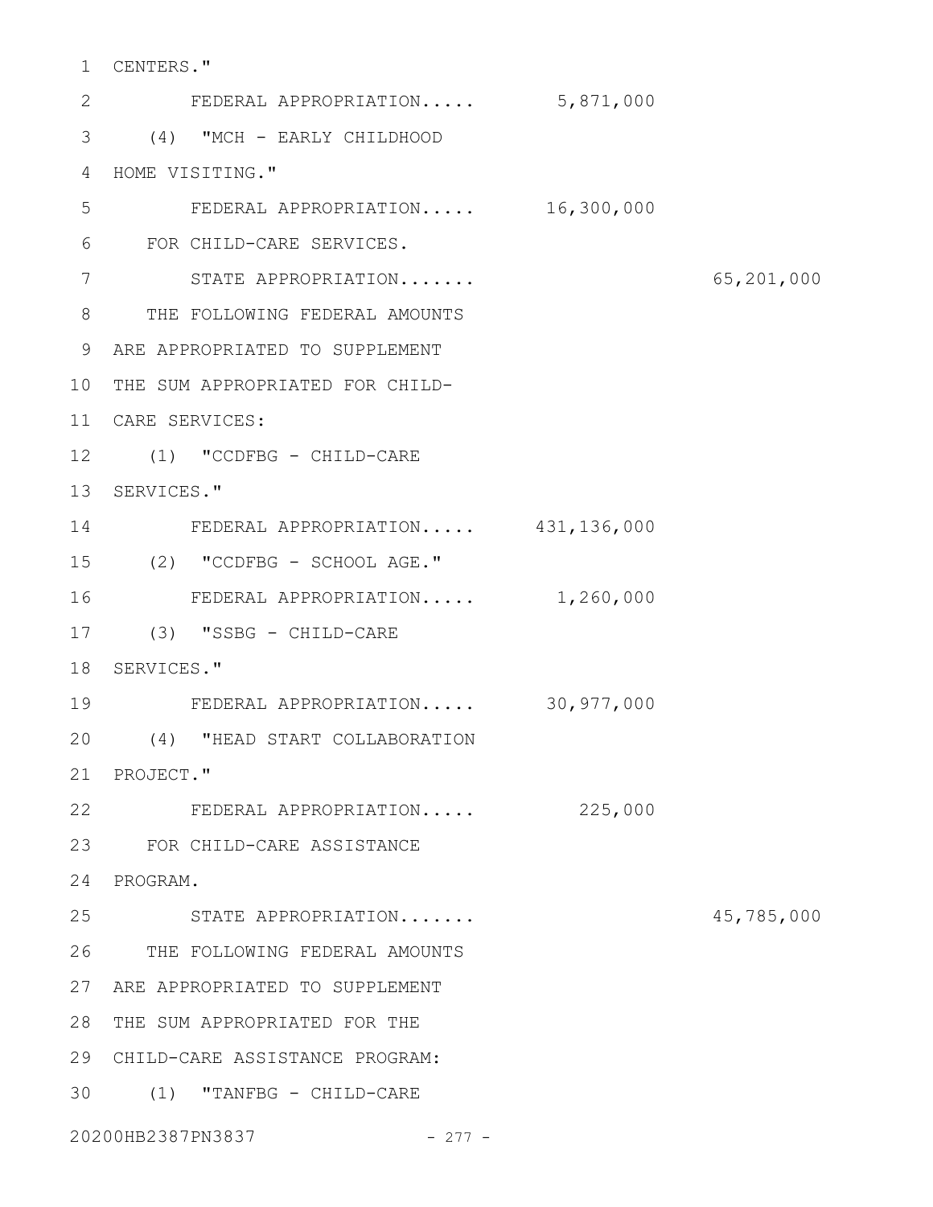CENTERS."

FEDERAL APPROPRIATION..... 5,871,000

(4) "MCH - EARLY CHILDHOOD HOME VISITING."

FEDERAL APPROPRIATION..... 16,300,000

FOR CHILD-CARE SERVICES.

STATE APPROPRIATION....... 65,201,000

THE FOLLOWING FEDERAL AMOUNTS ARE APPROPRIATED TO SUPPLEMENT THE SUM APPROPRIATED FOR CHILD-CARE SERVICES:

(1) "CCDFBG - CHILD-CARE SERVICES."

FEDERAL APPROPRIATION..... 431,136,000

(2) "CCDFBG - SCHOOL AGE."

FEDERAL APPROPRIATION..... 1,260,000

(3) "SSBG - CHILD-CARE SERVICES."

FEDERAL APPROPRIATION..... 30,977,000

(4) "HEAD START COLLABORATION PROJECT."

FEDERAL APPROPRIATION..... 225,000

FOR CHILD-CARE ASSISTANCE PROGRAM.

STATE APPROPRIATION....... 45,785,000

THE FOLLOWING FEDERAL AMOUNTS ARE APPROPRIATED TO SUPPLEMENT THE SUM APPROPRIATED FOR THE CHILD-CARE ASSISTANCE PROGRAM:

(1) "TANFBG - CHILD-CARE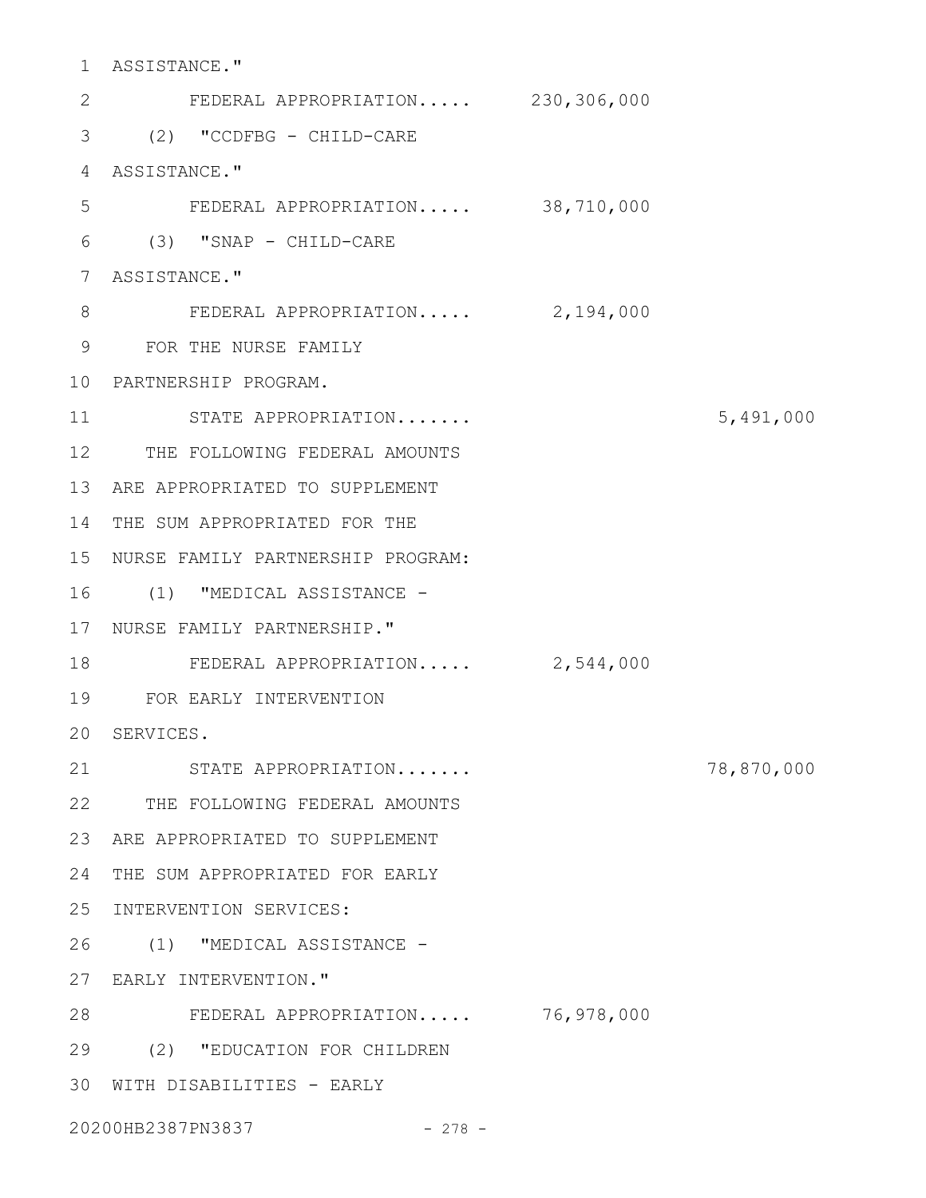ASSISTANCE."

FEDERAL APPROPRIATION..... 230,306,000

(2) "CCDFBG - CHILD-CARE ASSISTANCE."

FEDERAL APPROPRIATION..... 38,710,000

(3) "SNAP - CHILD-CARE ASSISTANCE."

FEDERAL APPROPRIATION..... 2,194,000

FOR THE NURSE FAMILY PARTNERSHIP PROGRAM.

STATE APPROPRIATION....... 5,491,000

THE FOLLOWING FEDERAL AMOUNTS ARE APPROPRIATED TO SUPPLEMENT THE SUM APPROPRIATED FOR THE NURSE FAMILY PARTNERSHIP PROGRAM:

(1) "MEDICAL ASSISTANCE - NURSE FAMILY PARTNERSHIP."

FEDERAL APPROPRIATION..... 2,544,000

FOR EARLY INTERVENTION SERVICES.

STATE APPROPRIATION....... 78,870,000

THE FOLLOWING FEDERAL AMOUNTS ARE APPROPRIATED TO SUPPLEMENT THE SUM APPROPRIATED FOR EARLY INTERVENTION SERVICES:

(1) "MEDICAL ASSISTANCE - EARLY INTERVENTION."

FEDERAL APPROPRIATION..... 76,978,000

(2) "EDUCATION FOR CHILDREN WITH DISABILITIES - EARLY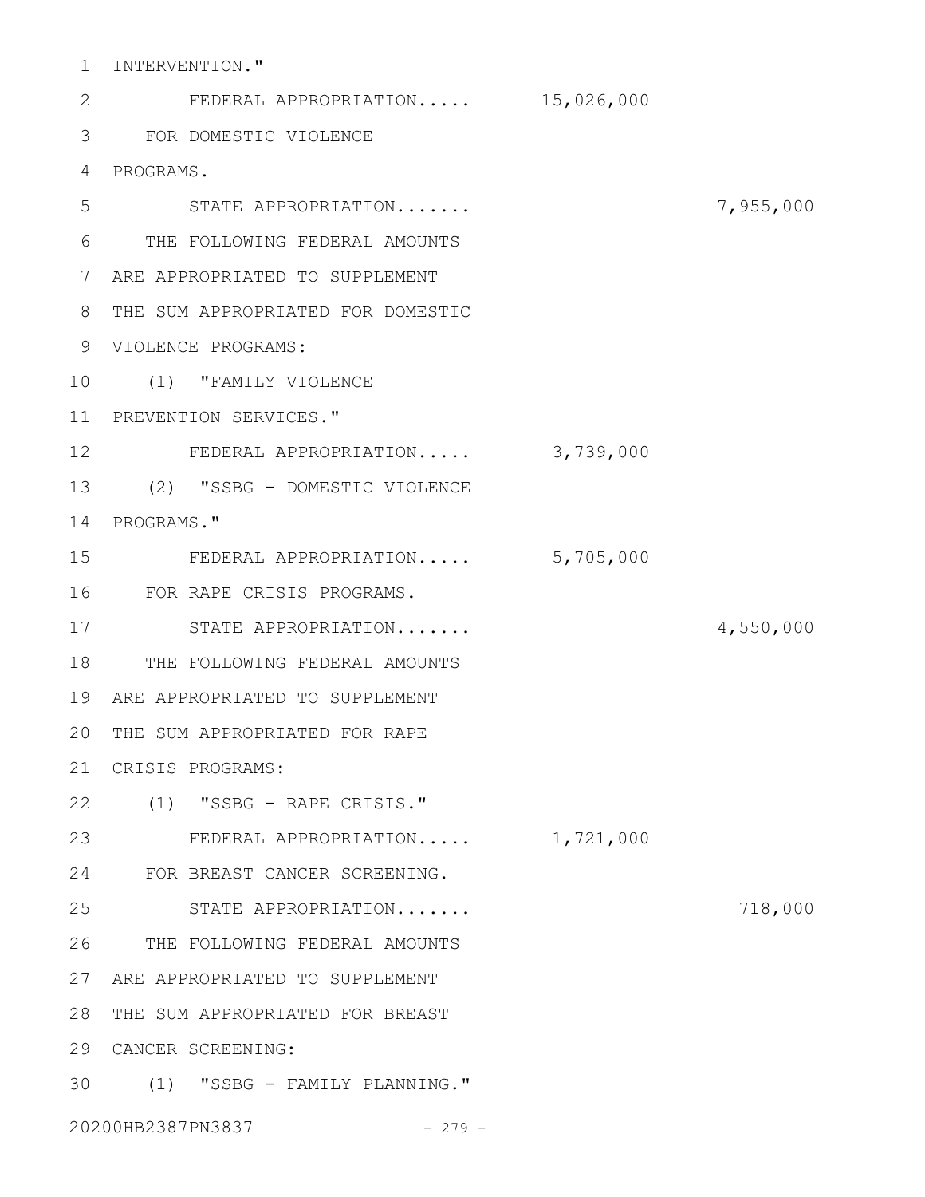INTERVENTION."

FEDERAL APPROPRIATION..... 15,026,000

FOR DOMESTIC VIOLENCE PROGRAMS.

STATE APPROPRIATION....... 7,955,000

THE FOLLOWING FEDERAL AMOUNTS ARE APPROPRIATED TO SUPPLEMENT THE SUM APPROPRIATED FOR DOMESTIC VIOLENCE PROGRAMS:

(1) "FAMILY VIOLENCE PREVENTION SERVICES."

FEDERAL APPROPRIATION..... 3,739,000

(2) "SSBG - DOMESTIC VIOLENCE PROGRAMS."

FEDERAL APPROPRIATION..... 5,705,000

FOR RAPE CRISIS PROGRAMS.

STATE APPROPRIATION....... 4,550,000

THE FOLLOWING FEDERAL AMOUNTS ARE APPROPRIATED TO SUPPLEMENT THE SUM APPROPRIATED FOR RAPE CRISIS PROGRAMS:

(1) "SSBG - RAPE CRISIS."

FEDERAL APPROPRIATION..... 1,721,000

FOR BREAST CANCER SCREENING.

STATE APPROPRIATION....... 718,000

THE FOLLOWING FEDERAL AMOUNTS ARE APPROPRIATED TO SUPPLEMENT THE SUM APPROPRIATED FOR BREAST CANCER SCREENING:

(1) "SSBG - FAMILY PLANNING."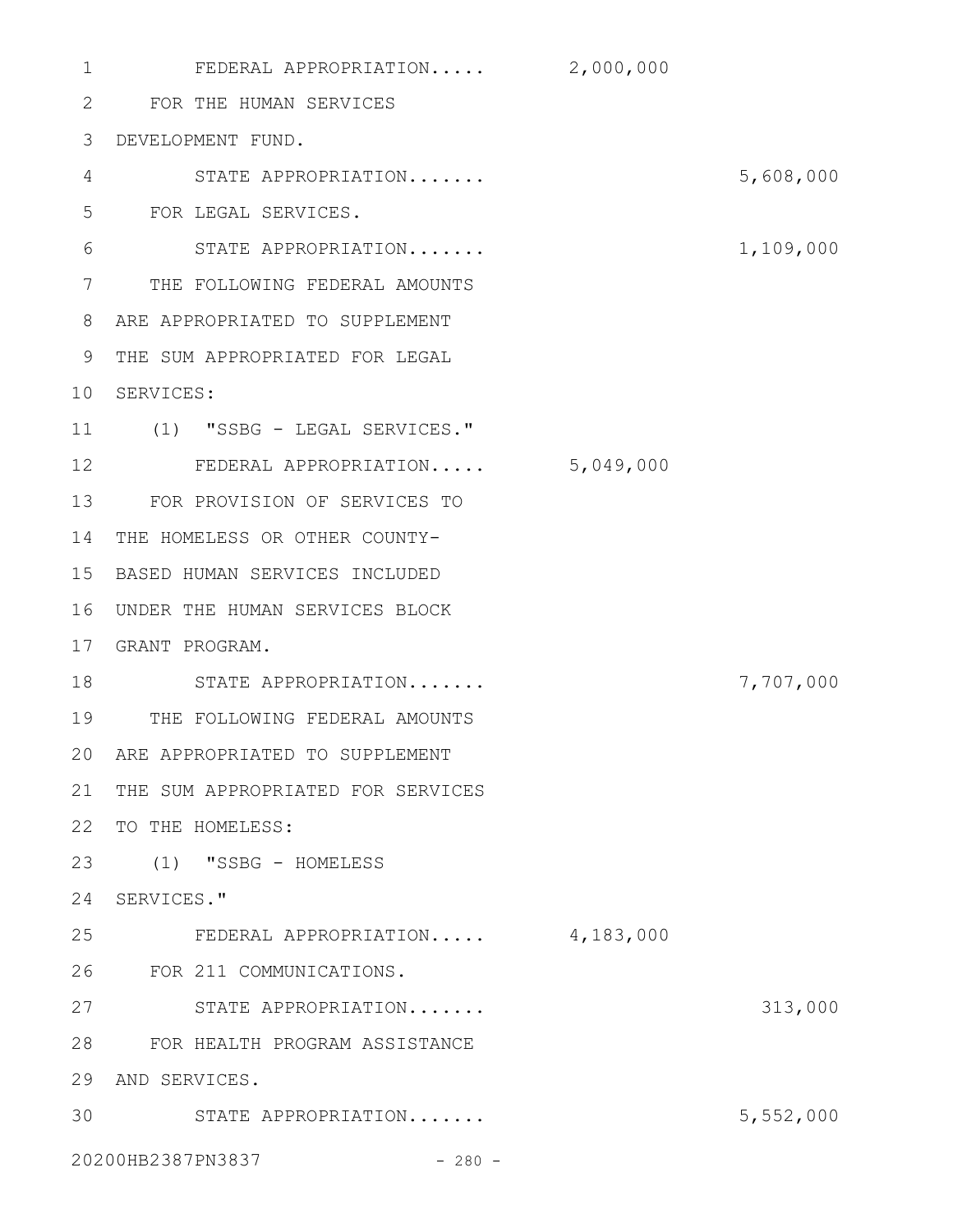| | Federal | State |
|---|---|---|
| FEDERAL APPROPRIATION..... | 2,000,000 | |
| FOR THE HUMAN SERVICES DEVELOPMENT FUND. | | |
| STATE APPROPRIATION....... | | 5,608,000 |
| FOR LEGAL SERVICES. | | |
| STATE APPROPRIATION....... | | 1,109,000 |
| THE FOLLOWING FEDERAL AMOUNTS ARE APPROPRIATED TO SUPPLEMENT THE SUM APPROPRIATED FOR LEGAL SERVICES: | | |
| (1) "SSBG - LEGAL SERVICES." | | |
| FEDERAL APPROPRIATION..... | 5,049,000 | |
| FOR PROVISION OF SERVICES TO THE HOMELESS OR OTHER COUNTY-BASED HUMAN SERVICES INCLUDED UNDER THE HUMAN SERVICES BLOCK GRANT PROGRAM. | | |
| STATE APPROPRIATION....... | | 7,707,000 |
| THE FOLLOWING FEDERAL AMOUNTS ARE APPROPRIATED TO SUPPLEMENT THE SUM APPROPRIATED FOR SERVICES TO THE HOMELESS: | | |
| (1) "SSBG - HOMELESS SERVICES." | | |
| FEDERAL APPROPRIATION..... | 4,183,000 | |
| FOR 211 COMMUNICATIONS. | | |
| STATE APPROPRIATION....... | | 313,000 |
| FOR HEALTH PROGRAM ASSISTANCE AND SERVICES. | | |
| STATE APPROPRIATION....... | | 5,552,000 |

20200HB2387PN3837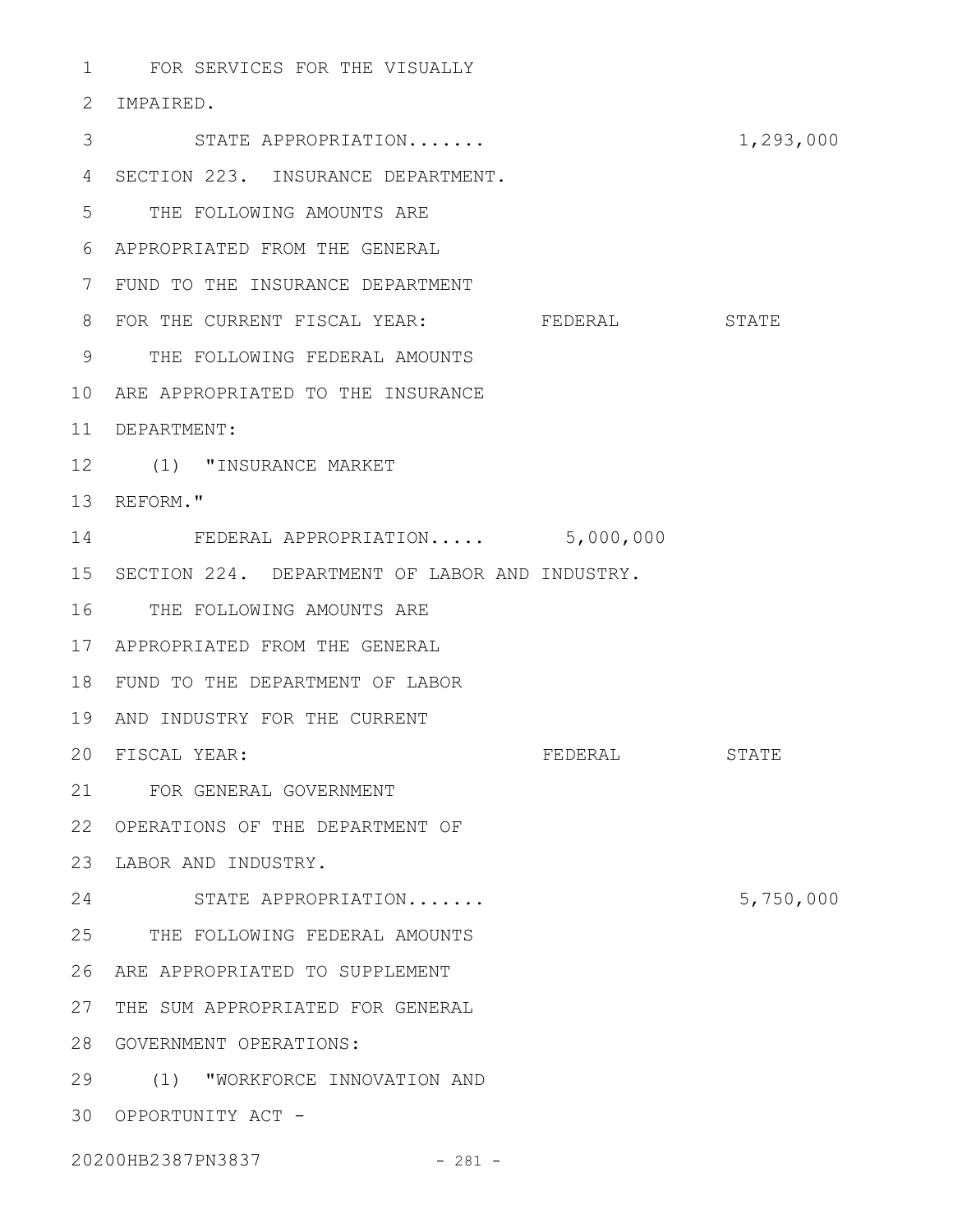FOR SERVICES FOR THE VISUALLY IMPAIRED.

| | FEDERAL | STATE |
|---|---|---|
| STATE APPROPRIATION....... | | 1,293,000 |

SECTION 223. INSURANCE DEPARTMENT.

THE FOLLOWING AMOUNTS ARE APPROPRIATED FROM THE GENERAL FUND TO THE INSURANCE DEPARTMENT FOR THE CURRENT FISCAL YEAR:

| | FEDERAL | STATE |
|---|---|---|
| THE FOLLOWING FEDERAL AMOUNTS ARE APPROPRIATED TO THE INSURANCE DEPARTMENT: | | |
| (1) "INSURANCE MARKET REFORM." | | |
| FEDERAL APPROPRIATION..... | 5,000,000 | |

SECTION 224. DEPARTMENT OF LABOR AND INDUSTRY.

THE FOLLOWING AMOUNTS ARE APPROPRIATED FROM THE GENERAL FUND TO THE DEPARTMENT OF LABOR AND INDUSTRY FOR THE CURRENT FISCAL YEAR:

| | FEDERAL | STATE |
|---|---|---|
| FOR GENERAL GOVERNMENT OPERATIONS OF THE DEPARTMENT OF LABOR AND INDUSTRY. | | |
| STATE APPROPRIATION....... | | 5,750,000 |
| THE FOLLOWING FEDERAL AMOUNTS ARE APPROPRIATED TO SUPPLEMENT THE SUM APPROPRIATED FOR GENERAL GOVERNMENT OPERATIONS: | | |
| (1) "WORKFORCE INNOVATION AND OPPORTUNITY ACT - | | |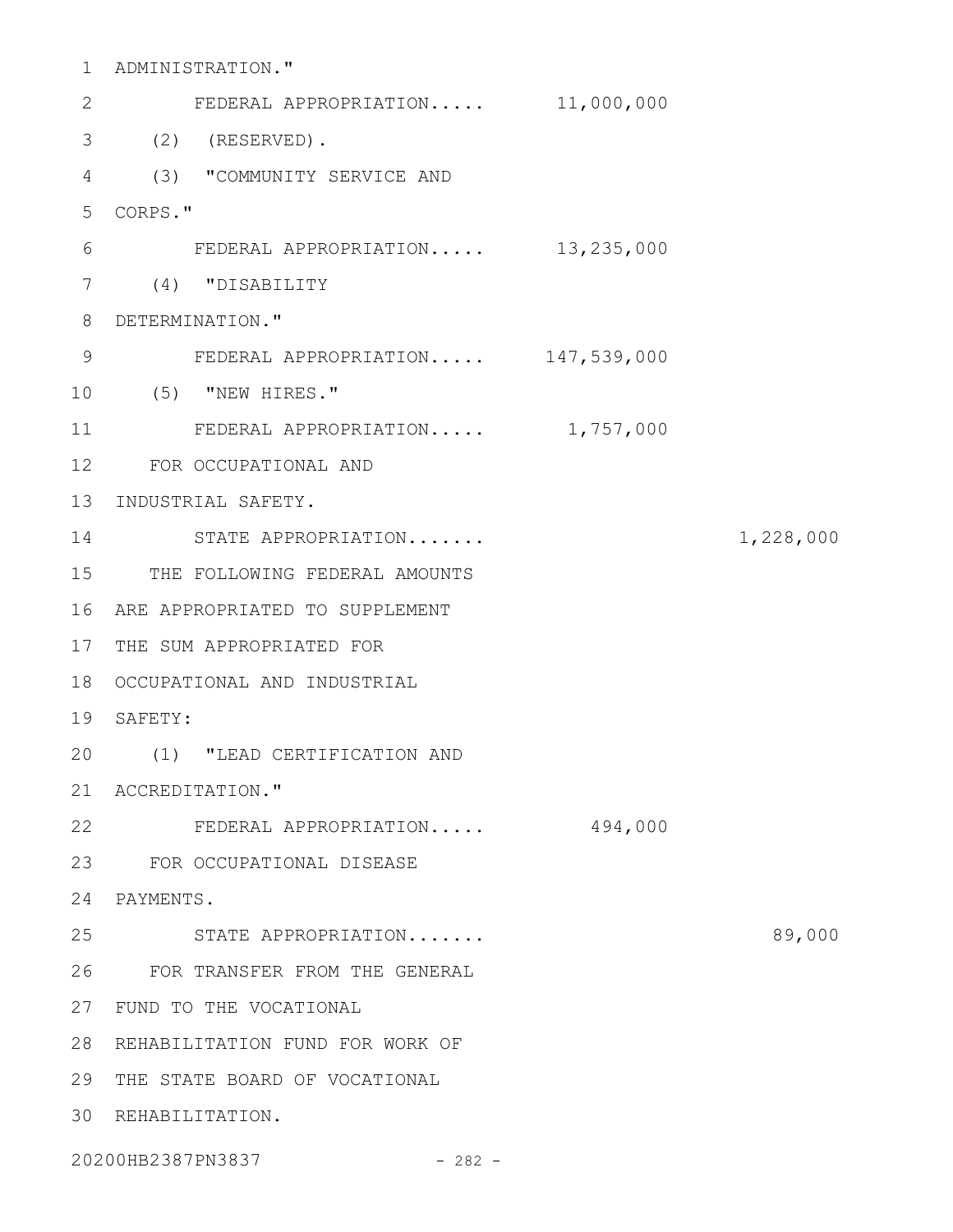ADMINISTRATION."

FEDERAL APPROPRIATION..... 11,000,000

(2) (RESERVED).

(3) "COMMUNITY SERVICE AND CORPS."

FEDERAL APPROPRIATION..... 13,235,000

(4) "DISABILITY DETERMINATION."

FEDERAL APPROPRIATION..... 147,539,000

(5) "NEW HIRES."

FEDERAL APPROPRIATION..... 1,757,000

FOR OCCUPATIONAL AND INDUSTRIAL SAFETY.

STATE APPROPRIATION....... 1,228,000

THE FOLLOWING FEDERAL AMOUNTS ARE APPROPRIATED TO SUPPLEMENT THE SUM APPROPRIATED FOR OCCUPATIONAL AND INDUSTRIAL SAFETY:

(1) "LEAD CERTIFICATION AND ACCREDITATION."

FEDERAL APPROPRIATION..... 494,000

FOR OCCUPATIONAL DISEASE PAYMENTS.

STATE APPROPRIATION....... 89,000

FOR TRANSFER FROM THE GENERAL FUND TO THE VOCATIONAL REHABILITATION FUND FOR WORK OF THE STATE BOARD OF VOCATIONAL REHABILITATION.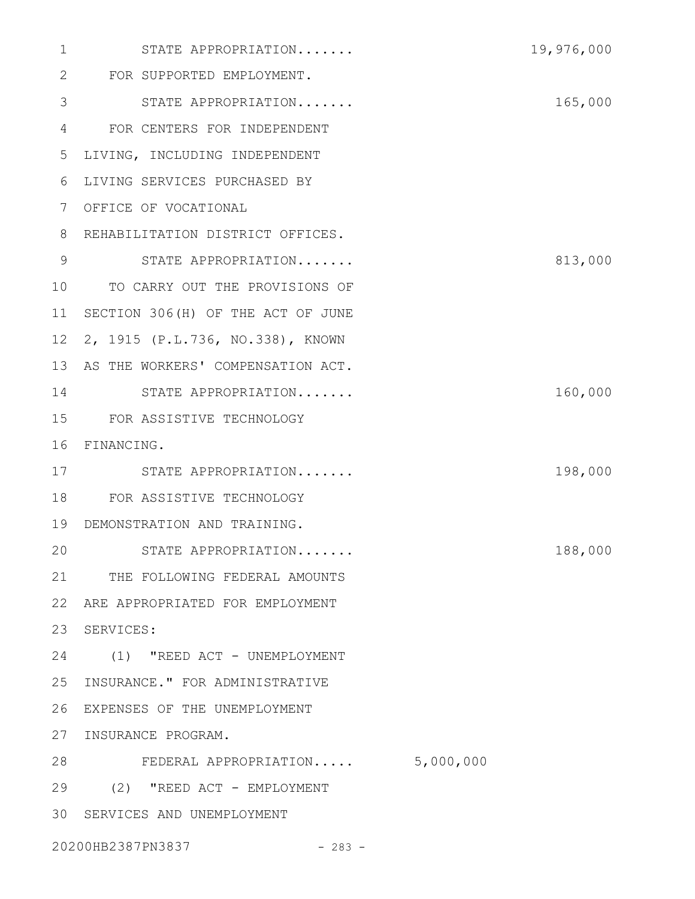STATE APPROPRIATION....... 19,976,000

FOR SUPPORTED EMPLOYMENT.

STATE APPROPRIATION....... 165,000

FOR CENTERS FOR INDEPENDENT LIVING, INCLUDING INDEPENDENT LIVING SERVICES PURCHASED BY OFFICE OF VOCATIONAL REHABILITATION DISTRICT OFFICES.

STATE APPROPRIATION....... 813,000

TO CARRY OUT THE PROVISIONS OF SECTION 306(H) OF THE ACT OF JUNE 2, 1915 (P.L.736, NO.338), KNOWN AS THE WORKERS' COMPENSATION ACT.

STATE APPROPRIATION....... 160,000

FOR ASSISTIVE TECHNOLOGY FINANCING.

STATE APPROPRIATION....... 198,000

FOR ASSISTIVE TECHNOLOGY DEMONSTRATION AND TRAINING.

STATE APPROPRIATION....... 188,000

THE FOLLOWING FEDERAL AMOUNTS ARE APPROPRIATED FOR EMPLOYMENT SERVICES:

(1) "REED ACT - UNEMPLOYMENT INSURANCE." FOR ADMINISTRATIVE EXPENSES OF THE UNEMPLOYMENT INSURANCE PROGRAM.

FEDERAL APPROPRIATION..... 5,000,000

(2) "REED ACT - EMPLOYMENT SERVICES AND UNEMPLOYMENT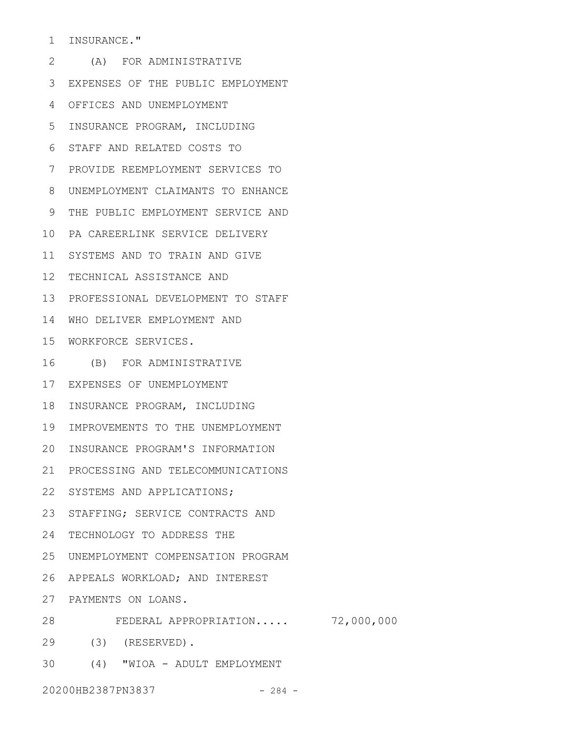INSURANCE."

(A) FOR ADMINISTRATIVE EXPENSES OF THE PUBLIC EMPLOYMENT OFFICES AND UNEMPLOYMENT INSURANCE PROGRAM, INCLUDING STAFF AND RELATED COSTS TO PROVIDE REEMPLOYMENT SERVICES TO UNEMPLOYMENT CLAIMANTS TO ENHANCE THE PUBLIC EMPLOYMENT SERVICE AND PA CAREERLINK SERVICE DELIVERY SYSTEMS AND TO TRAIN AND GIVE TECHNICAL ASSISTANCE AND PROFESSIONAL DEVELOPMENT TO STAFF WHO DELIVER EMPLOYMENT AND WORKFORCE SERVICES.

(B) FOR ADMINISTRATIVE EXPENSES OF UNEMPLOYMENT INSURANCE PROGRAM, INCLUDING IMPROVEMENTS TO THE UNEMPLOYMENT INSURANCE PROGRAM'S INFORMATION PROCESSING AND TELECOMMUNICATIONS SYSTEMS AND APPLICATIONS; STAFFING; SERVICE CONTRACTS AND TECHNOLOGY TO ADDRESS THE UNEMPLOYMENT COMPENSATION PROGRAM APPEALS WORKLOAD; AND INTEREST PAYMENTS ON LOANS.

FEDERAL APPROPRIATION..... 72,000,000

(3) (RESERVED).

(4) "WIOA - ADULT EMPLOYMENT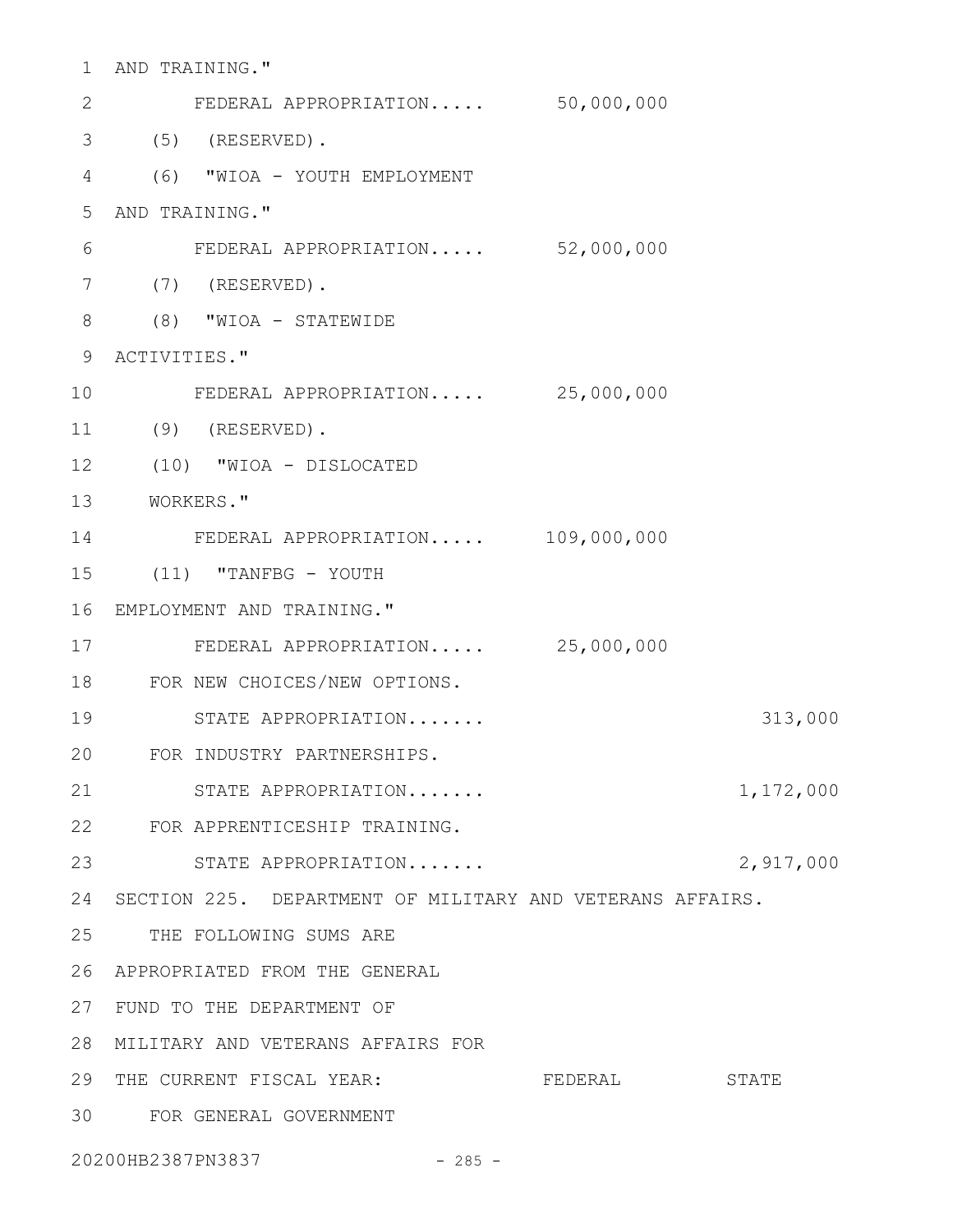AND TRAINING."

FEDERAL APPROPRIATION..... 50,000,000

(5) (RESERVED).

(6) "WIOA - YOUTH EMPLOYMENT AND TRAINING."

FEDERAL APPROPRIATION..... 52,000,000

(7) (RESERVED).

(8) "WIOA - STATEWIDE ACTIVITIES."

FEDERAL APPROPRIATION..... 25,000,000

(9) (RESERVED).

(10) "WIOA - DISLOCATED WORKERS."

FEDERAL APPROPRIATION..... 109,000,000

(11) "TANFBG - YOUTH EMPLOYMENT AND TRAINING."

FEDERAL APPROPRIATION..... 25,000,000

FOR NEW CHOICES/NEW OPTIONS.

STATE APPROPRIATION....... 313,000

FOR INDUSTRY PARTNERSHIPS.

STATE APPROPRIATION....... 1,172,000

FOR APPRENTICESHIP TRAINING.

STATE APPROPRIATION....... 2,917,000

SECTION 225. DEPARTMENT OF MILITARY AND VETERANS AFFAIRS.

THE FOLLOWING SUMS ARE APPROPRIATED FROM THE GENERAL FUND TO THE DEPARTMENT OF MILITARY AND VETERANS AFFAIRS FOR THE CURRENT FISCAL YEAR: FEDERAL STATE

FOR GENERAL GOVERNMENT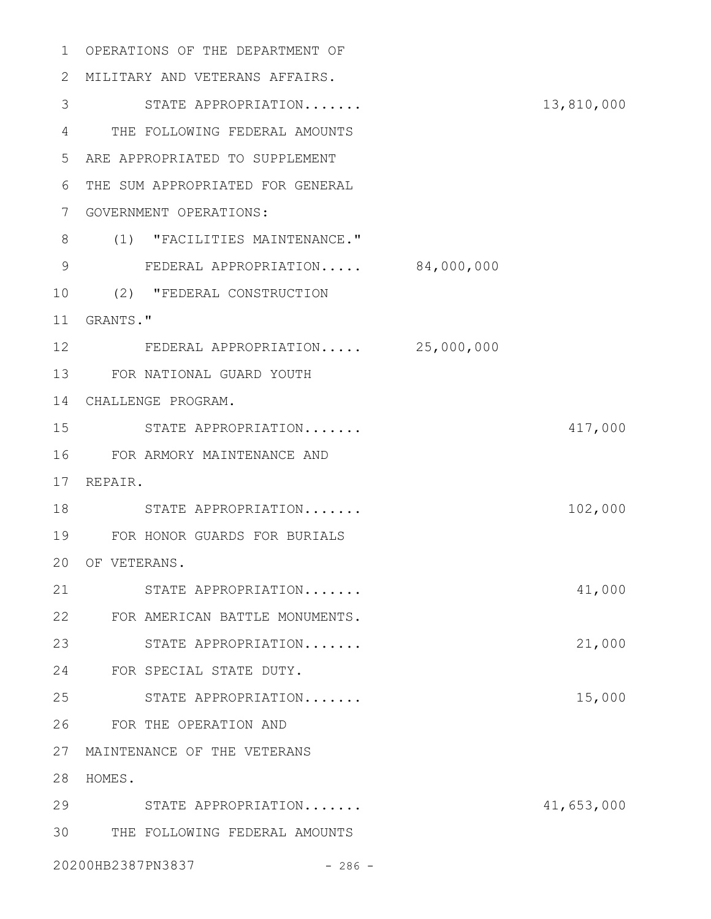OPERATIONS OF THE DEPARTMENT OF MILITARY AND VETERANS AFFAIRS.

| | | |
|---|---|---|
| STATE APPROPRIATION....... | | 13,810,000 |

THE FOLLOWING FEDERAL AMOUNTS ARE APPROPRIATED TO SUPPLEMENT THE SUM APPROPRIATED FOR GENERAL GOVERNMENT OPERATIONS:

(1) "FACILITIES MAINTENANCE."

| | | |
|---|---|---|
| FEDERAL APPROPRIATION..... | 84,000,000 | |

(2) "FEDERAL CONSTRUCTION GRANTS."

| | | |
|---|---|---|
| FEDERAL APPROPRIATION..... | 25,000,000 | |

FOR NATIONAL GUARD YOUTH CHALLENGE PROGRAM.

| | | |
|---|---|---|
| STATE APPROPRIATION....... | | 417,000 |

FOR ARMORY MAINTENANCE AND REPAIR.

| | | |
|---|---|---|
| STATE APPROPRIATION....... | | 102,000 |

FOR HONOR GUARDS FOR BURIALS OF VETERANS.

| | | |
|---|---|---|
| STATE APPROPRIATION....... | | 41,000 |

FOR AMERICAN BATTLE MONUMENTS.

| | | |
|---|---|---|
| STATE APPROPRIATION....... | | 21,000 |

FOR SPECIAL STATE DUTY.

| | | |
|---|---|---|
| STATE APPROPRIATION....... | | 15,000 |

FOR THE OPERATION AND MAINTENANCE OF THE VETERANS HOMES.

| | | |
|---|---|---|
| STATE APPROPRIATION....... | | 41,653,000 |

THE FOLLOWING FEDERAL AMOUNTS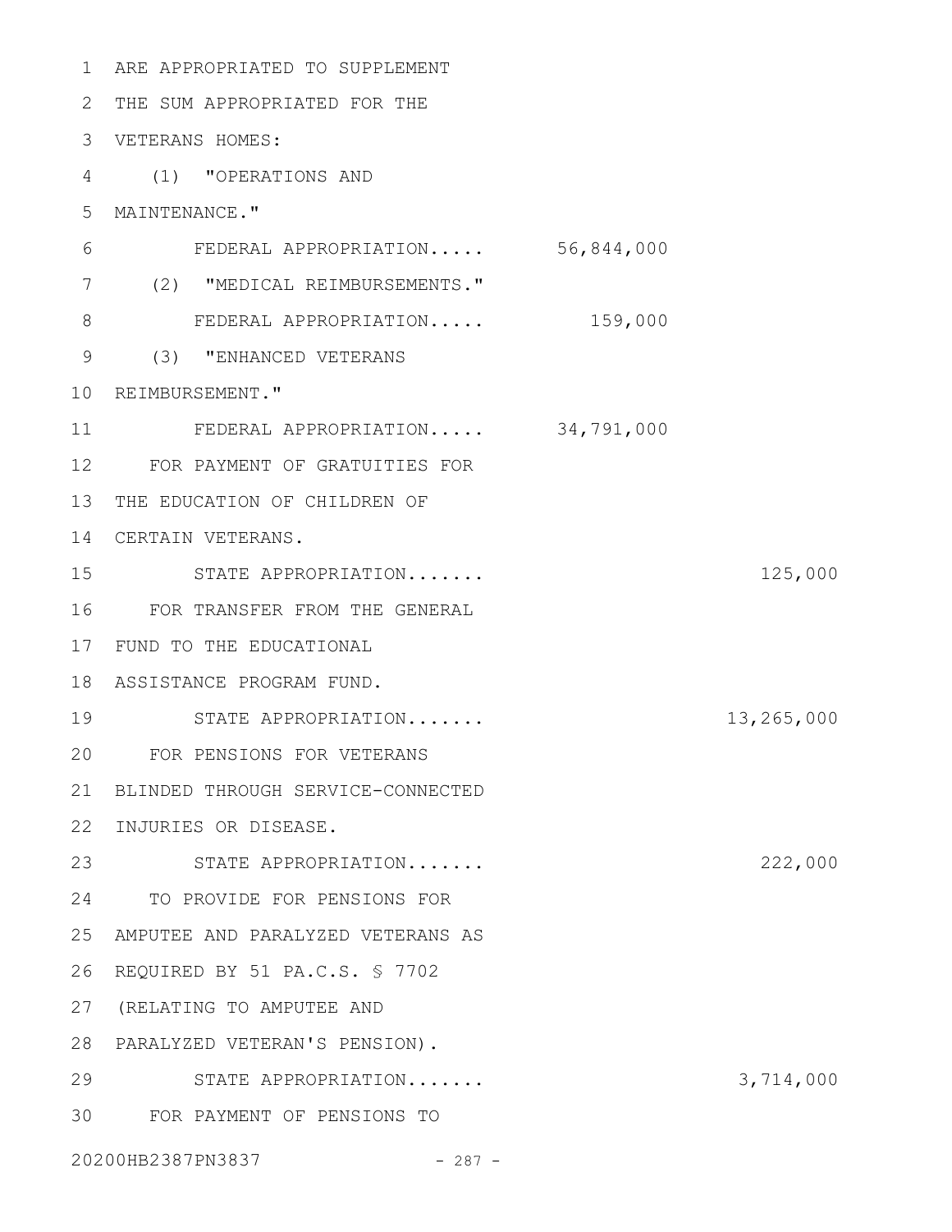ARE APPROPRIATED TO SUPPLEMENT THE SUM APPROPRIATED FOR THE VETERANS HOMES:

(1) "OPERATIONS AND MAINTENANCE."

| | | |
|---|---|---|
| FEDERAL APPROPRIATION..... | 56,844,000 | |

(2) "MEDICAL REIMBURSEMENTS."

| | | |
|---|---|---|
| FEDERAL APPROPRIATION..... | 159,000 | |

(3) "ENHANCED VETERANS REIMBURSEMENT."

| | | |
|---|---|---|
| FEDERAL APPROPRIATION..... | 34,791,000 | |

FOR PAYMENT OF GRATUITIES FOR THE EDUCATION OF CHILDREN OF CERTAIN VETERANS.

| | | |
|---|---|---|
| STATE APPROPRIATION....... | | 125,000 |

FOR TRANSFER FROM THE GENERAL FUND TO THE EDUCATIONAL ASSISTANCE PROGRAM FUND.

| | | |
|---|---|---|
| STATE APPROPRIATION....... | | 13,265,000 |

FOR PENSIONS FOR VETERANS BLINDED THROUGH SERVICE-CONNECTED INJURIES OR DISEASE.

| | | |
|---|---|---|
| STATE APPROPRIATION....... | | 222,000 |

TO PROVIDE FOR PENSIONS FOR AMPUTEE AND PARALYZED VETERANS AS REQUIRED BY 51 PA.C.S. § 7702 (RELATING TO AMPUTEE AND PARALYZED VETERAN'S PENSION).

| | | |
|---|---|---|
| STATE APPROPRIATION....... | | 3,714,000 |

FOR PAYMENT OF PENSIONS TO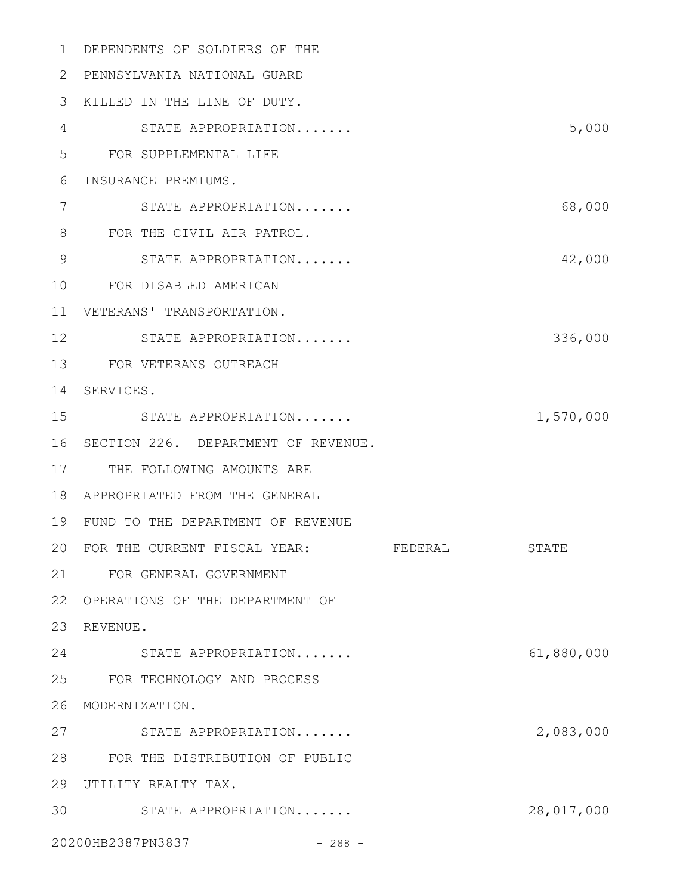DEPENDENTS OF SOLDIERS OF THE PENNSYLVANIA NATIONAL GUARD KILLED IN THE LINE OF DUTY.

| | FEDERAL | STATE |
|---|---|---|
| STATE APPROPRIATION....... | | 5,000 |
| FOR SUPPLEMENTAL LIFE INSURANCE PREMIUMS. | | |
| STATE APPROPRIATION....... | | 68,000 |
| FOR THE CIVIL AIR PATROL. | | |
| STATE APPROPRIATION....... | | 42,000 |
| FOR DISABLED AMERICAN VETERANS' TRANSPORTATION. | | |
| STATE APPROPRIATION....... | | 336,000 |
| FOR VETERANS OUTREACH SERVICES. | | |
| STATE APPROPRIATION....... | | 1,570,000 |

SECTION 226. DEPARTMENT OF REVENUE.

THE FOLLOWING AMOUNTS ARE APPROPRIATED FROM THE GENERAL FUND TO THE DEPARTMENT OF REVENUE FOR THE CURRENT FISCAL YEAR:

| | FEDERAL | STATE |
|---|---|---|
| FOR GENERAL GOVERNMENT OPERATIONS OF THE DEPARTMENT OF REVENUE. | | |
| STATE APPROPRIATION....... | | 61,880,000 |
| FOR TECHNOLOGY AND PROCESS MODERNIZATION. | | |
| STATE APPROPRIATION....... | | 2,083,000 |
| FOR THE DISTRIBUTION OF PUBLIC UTILITY REALTY TAX. | | |
| STATE APPROPRIATION....... | | 28,017,000 |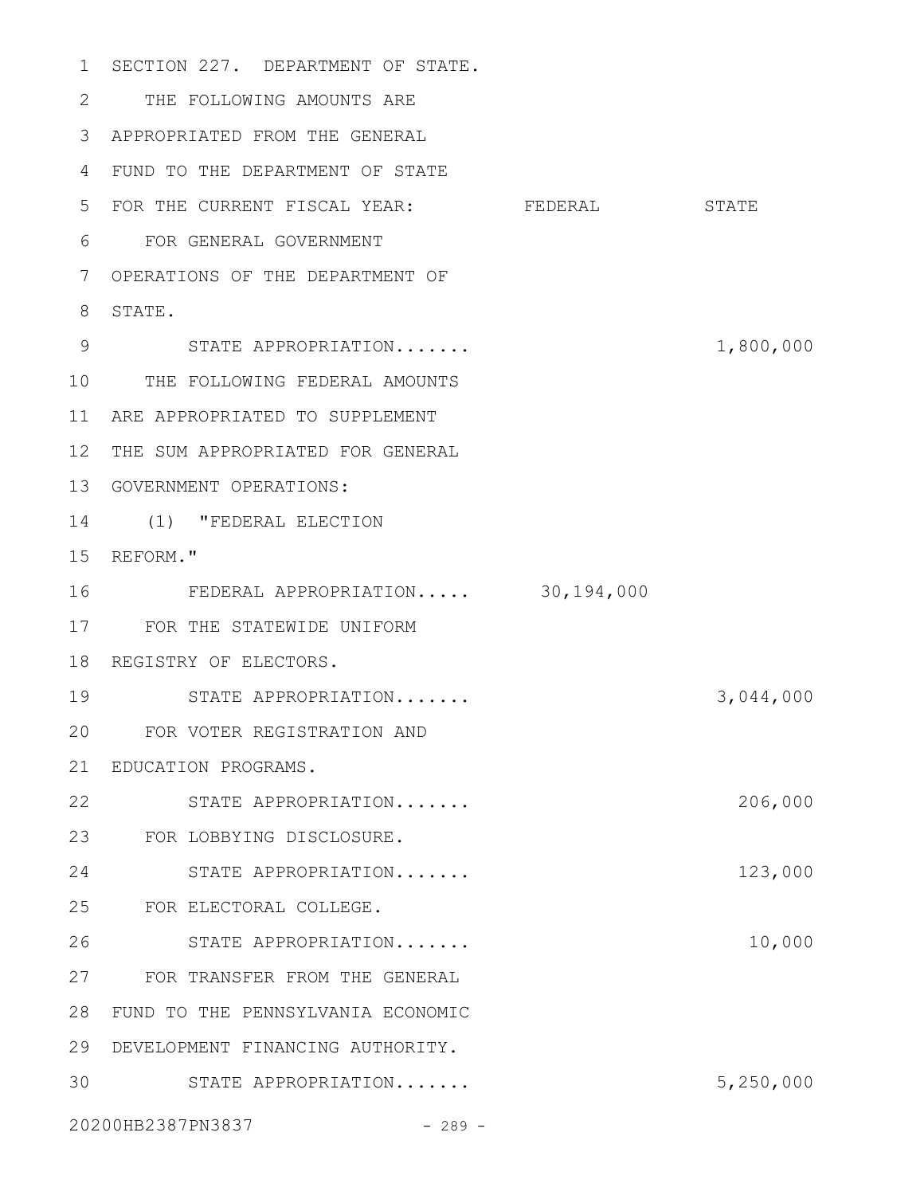SECTION 227. DEPARTMENT OF STATE.

THE FOLLOWING AMOUNTS ARE APPROPRIATED FROM THE GENERAL FUND TO THE DEPARTMENT OF STATE FOR THE CURRENT FISCAL YEAR:

| | FEDERAL | STATE |
|---|---|---|
| FOR GENERAL GOVERNMENT OPERATIONS OF THE DEPARTMENT OF STATE. | | |
| STATE APPROPRIATION....... | | 1,800,000 |
| THE FOLLOWING FEDERAL AMOUNTS ARE APPROPRIATED TO SUPPLEMENT THE SUM APPROPRIATED FOR GENERAL GOVERNMENT OPERATIONS: | | |
| (1) "FEDERAL ELECTION REFORM." | | |
| FEDERAL APPROPRIATION..... | 30,194,000 | |
| FOR THE STATEWIDE UNIFORM REGISTRY OF ELECTORS. | | |
| STATE APPROPRIATION....... | | 3,044,000 |
| FOR VOTER REGISTRATION AND EDUCATION PROGRAMS. | | |
| STATE APPROPRIATION....... | | 206,000 |
| FOR LOBBYING DISCLOSURE. | | |
| STATE APPROPRIATION....... | | 123,000 |
| FOR ELECTORAL COLLEGE. | | |
| STATE APPROPRIATION....... | | 10,000 |
| FOR TRANSFER FROM THE GENERAL FUND TO THE PENNSYLVANIA ECONOMIC DEVELOPMENT FINANCING AUTHORITY. | | |
| STATE APPROPRIATION....... | | 5,250,000 |

20200HB2387PN3837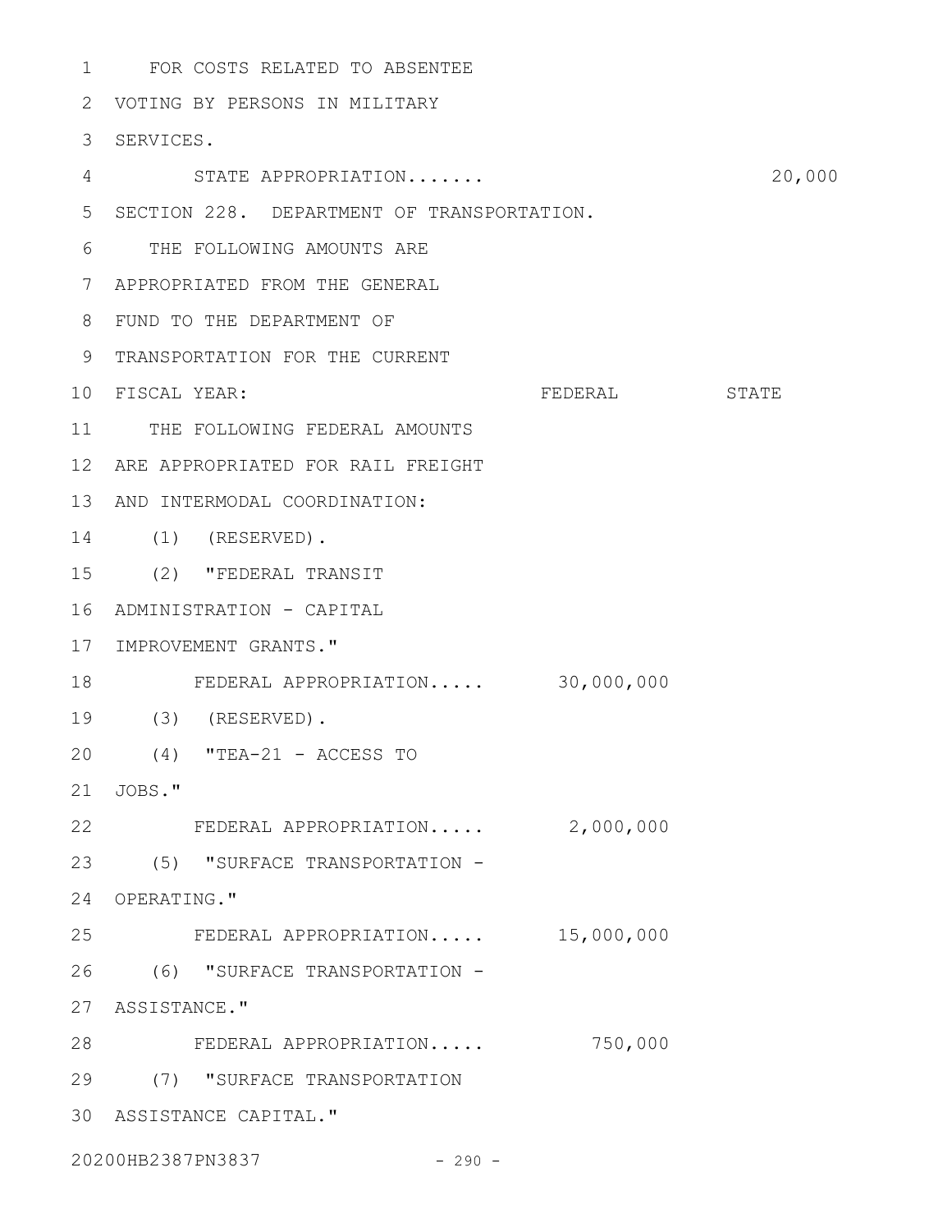FOR COSTS RELATED TO ABSENTEE VOTING BY PERSONS IN MILITARY SERVICES.

| | FEDERAL | STATE |
|---|---|---|
| STATE APPROPRIATION....... | | 20,000 |

SECTION 228. DEPARTMENT OF TRANSPORTATION.

THE FOLLOWING AMOUNTS ARE APPROPRIATED FROM THE GENERAL FUND TO THE DEPARTMENT OF TRANSPORTATION FOR THE CURRENT FISCAL YEAR:

| | FEDERAL | STATE |
|---|---|---|
| THE FOLLOWING FEDERAL AMOUNTS ARE APPROPRIATED FOR RAIL FREIGHT AND INTERMODAL COORDINATION: | | |
| (1) (RESERVED). | | |
| (2) "FEDERAL TRANSIT ADMINISTRATION - CAPITAL IMPROVEMENT GRANTS." | | |
| FEDERAL APPROPRIATION..... | 30,000,000 | |
| (3) (RESERVED). | | |
| (4) "TEA-21 - ACCESS TO JOBS." | | |
| FEDERAL APPROPRIATION..... | 2,000,000 | |
| (5) "SURFACE TRANSPORTATION - OPERATING." | | |
| FEDERAL APPROPRIATION..... | 15,000,000 | |
| (6) "SURFACE TRANSPORTATION - ASSISTANCE." | | |
| FEDERAL APPROPRIATION..... | 750,000 | |
| (7) "SURFACE TRANSPORTATION ASSISTANCE CAPITAL." | | |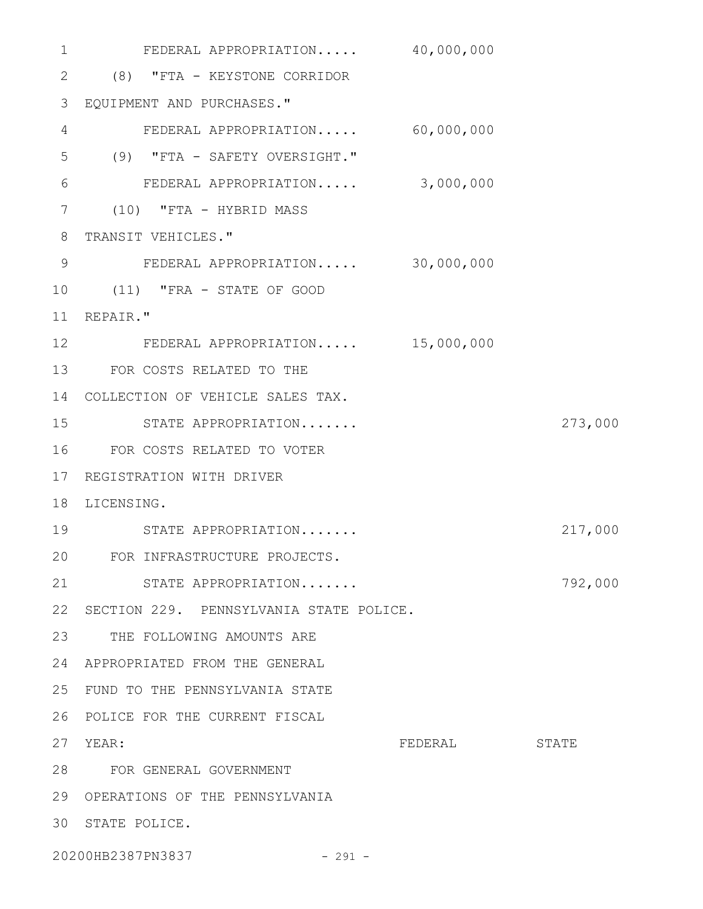FEDERAL APPROPRIATION..... 40,000,000

(8) "FTA - KEYSTONE CORRIDOR EQUIPMENT AND PURCHASES."

FEDERAL APPROPRIATION..... 60,000,000

(9) "FTA - SAFETY OVERSIGHT."

FEDERAL APPROPRIATION..... 3,000,000

(10) "FTA - HYBRID MASS TRANSIT VEHICLES."

FEDERAL APPROPRIATION..... 30,000,000

(11) "FRA - STATE OF GOOD REPAIR."

FEDERAL APPROPRIATION..... 15,000,000

FOR COSTS RELATED TO THE COLLECTION OF VEHICLE SALES TAX.

STATE APPROPRIATION....... 273,000

FOR COSTS RELATED TO VOTER REGISTRATION WITH DRIVER LICENSING.

STATE APPROPRIATION....... 217,000

FOR INFRASTRUCTURE PROJECTS.

STATE APPROPRIATION....... 792,000

SECTION 229. PENNSYLVANIA STATE POLICE.

THE FOLLOWING AMOUNTS ARE APPROPRIATED FROM THE GENERAL FUND TO THE PENNSYLVANIA STATE POLICE FOR THE CURRENT FISCAL YEAR: FEDERAL STATE

FOR GENERAL GOVERNMENT OPERATIONS OF THE PENNSYLVANIA STATE POLICE.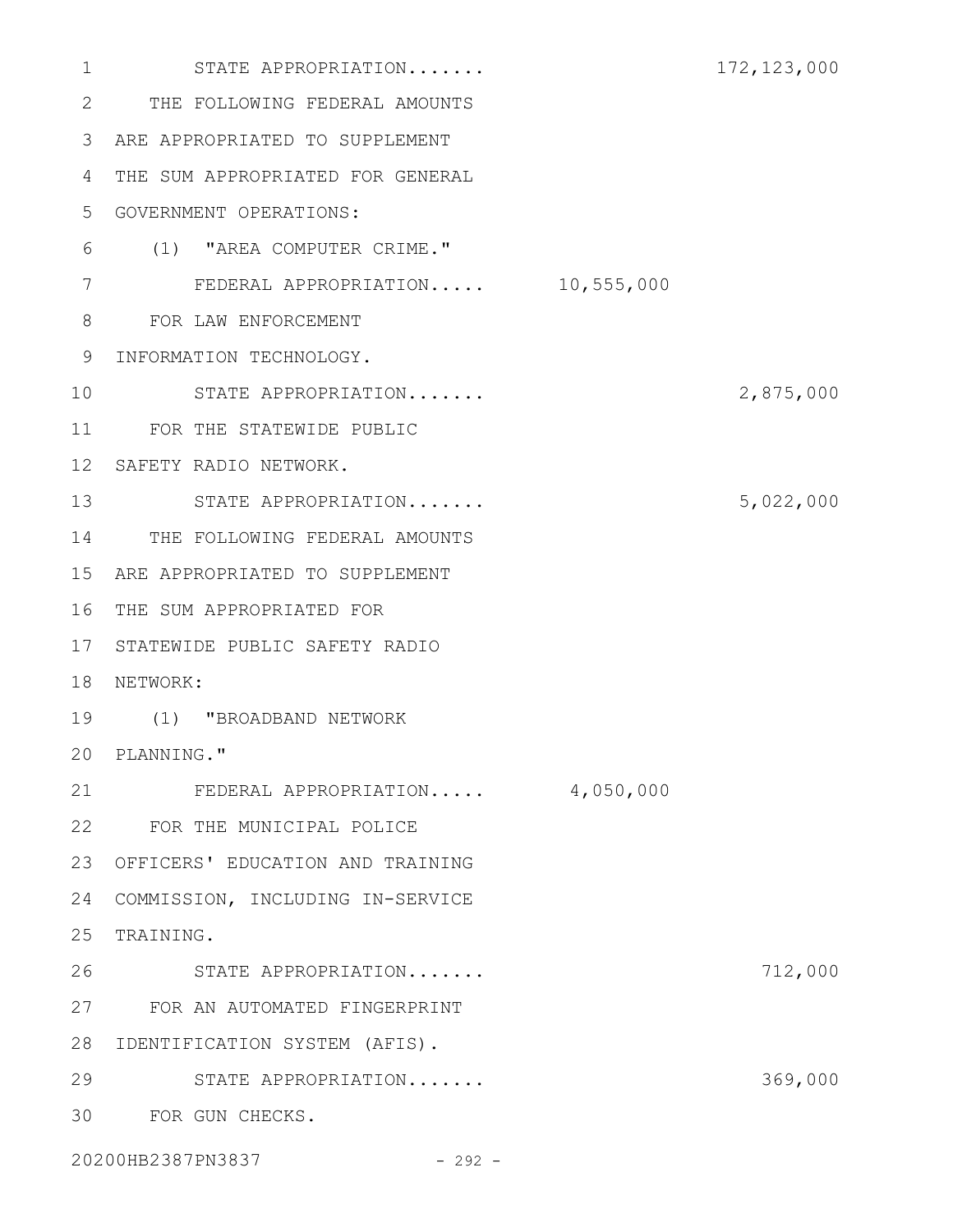STATE APPROPRIATION....... 172,123,000

THE FOLLOWING FEDERAL AMOUNTS ARE APPROPRIATED TO SUPPLEMENT THE SUM APPROPRIATED FOR GENERAL GOVERNMENT OPERATIONS:

(1) "AREA COMPUTER CRIME."

FEDERAL APPROPRIATION..... 10,555,000

FOR LAW ENFORCEMENT INFORMATION TECHNOLOGY.

STATE APPROPRIATION....... 2,875,000

FOR THE STATEWIDE PUBLIC SAFETY RADIO NETWORK.

STATE APPROPRIATION....... 5,022,000

THE FOLLOWING FEDERAL AMOUNTS ARE APPROPRIATED TO SUPPLEMENT THE SUM APPROPRIATED FOR STATEWIDE PUBLIC SAFETY RADIO NETWORK:

(1) "BROADBAND NETWORK PLANNING."

FEDERAL APPROPRIATION..... 4,050,000

FOR THE MUNICIPAL POLICE OFFICERS' EDUCATION AND TRAINING COMMISSION, INCLUDING IN-SERVICE TRAINING.

STATE APPROPRIATION....... 712,000

FOR AN AUTOMATED FINGERPRINT IDENTIFICATION SYSTEM (AFIS).

STATE APPROPRIATION....... 369,000

FOR GUN CHECKS.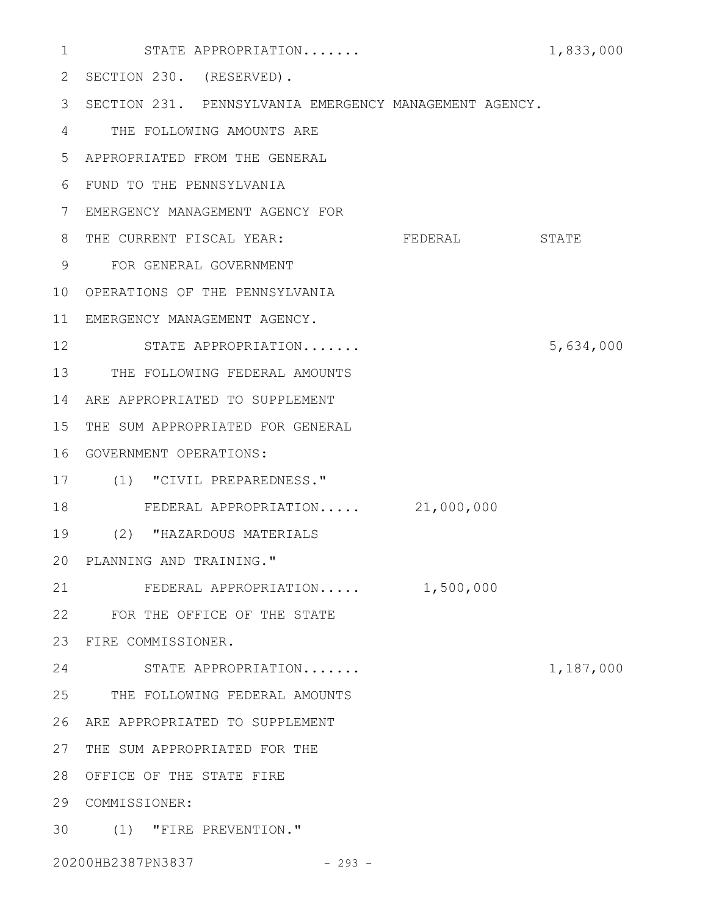STATE APPROPRIATION....... 1,833,000

SECTION 230. (RESERVED).

SECTION 231. PENNSYLVANIA EMERGENCY MANAGEMENT AGENCY.

| | FEDERAL | STATE |
|---|---|---|
| THE FOLLOWING AMOUNTS ARE APPROPRIATED FROM THE GENERAL FUND TO THE PENNSYLVANIA EMERGENCY MANAGEMENT AGENCY FOR THE CURRENT FISCAL YEAR: | | |
| FOR GENERAL GOVERNMENT OPERATIONS OF THE PENNSYLVANIA EMERGENCY MANAGEMENT AGENCY. | | |
| STATE APPROPRIATION....... | | 5,634,000 |
| THE FOLLOWING FEDERAL AMOUNTS ARE APPROPRIATED TO SUPPLEMENT THE SUM APPROPRIATED FOR GENERAL GOVERNMENT OPERATIONS: | | |
| (1) "CIVIL PREPAREDNESS." | | |
| FEDERAL APPROPRIATION..... | 21,000,000 | |
| (2) "HAZARDOUS MATERIALS PLANNING AND TRAINING." | | |
| FEDERAL APPROPRIATION..... | 1,500,000 | |
| FOR THE OFFICE OF THE STATE FIRE COMMISSIONER. | | |
| STATE APPROPRIATION....... | | 1,187,000 |
| THE FOLLOWING FEDERAL AMOUNTS ARE APPROPRIATED TO SUPPLEMENT THE SUM APPROPRIATED FOR THE OFFICE OF THE STATE FIRE COMMISSIONER: | | |
| (1) "FIRE PREVENTION." | | |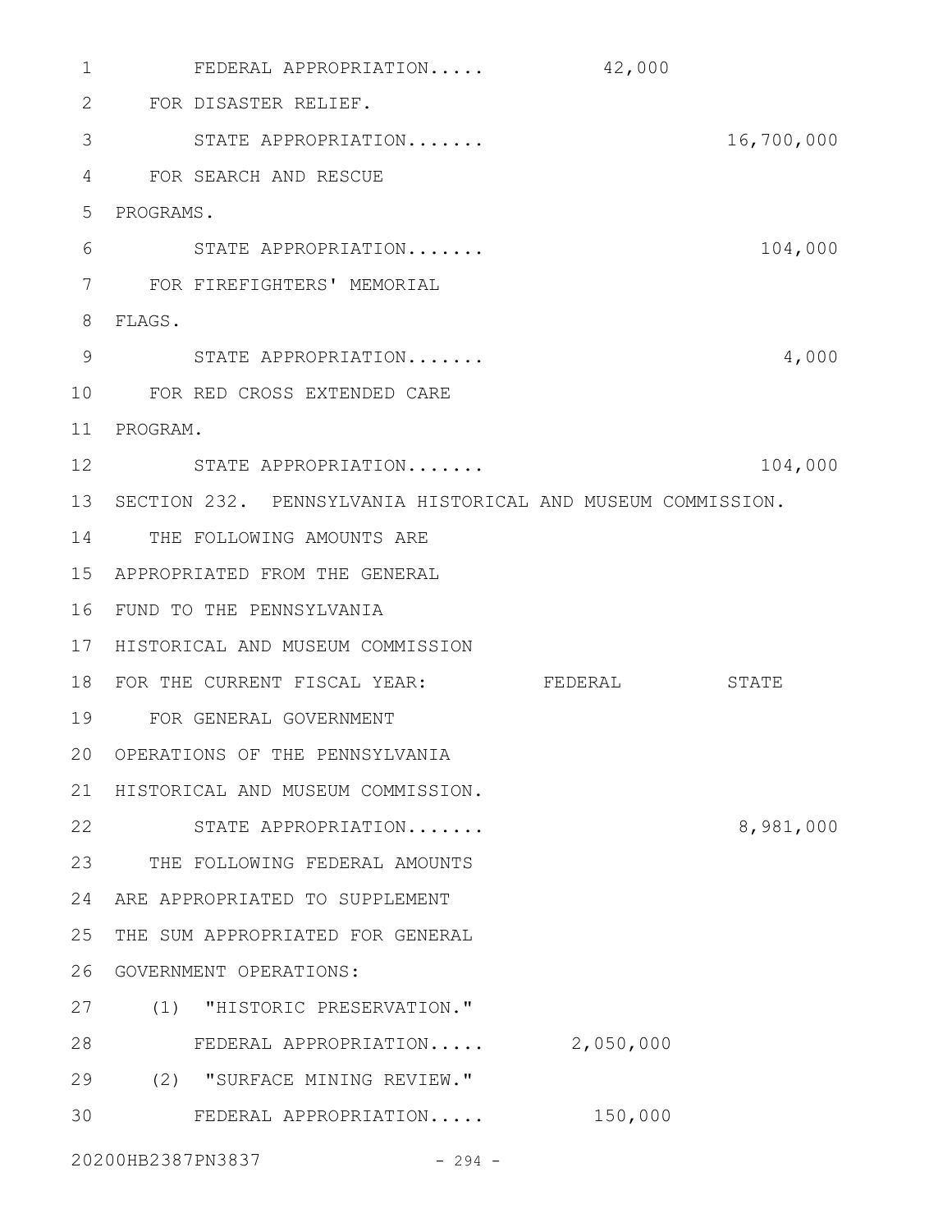FEDERAL APPROPRIATION..... 42,000

FOR DISASTER RELIEF.

STATE APPROPRIATION....... 16,700,000

FOR SEARCH AND RESCUE PROGRAMS.

STATE APPROPRIATION....... 104,000

FOR FIREFIGHTERS' MEMORIAL FLAGS.

STATE APPROPRIATION....... 4,000

FOR RED CROSS EXTENDED CARE PROGRAM.

STATE APPROPRIATION....... 104,000

SECTION 232. PENNSYLVANIA HISTORICAL AND MUSEUM COMMISSION.

THE FOLLOWING AMOUNTS ARE APPROPRIATED FROM THE GENERAL FUND TO THE PENNSYLVANIA HISTORICAL AND MUSEUM COMMISSION FOR THE CURRENT FISCAL YEAR:

| | FEDERAL | STATE |
|---|---|---|
| FOR GENERAL GOVERNMENT OPERATIONS OF THE PENNSYLVANIA HISTORICAL AND MUSEUM COMMISSION. | | |
| STATE APPROPRIATION....... | | 8,981,000 |
| THE FOLLOWING FEDERAL AMOUNTS ARE APPROPRIATED TO SUPPLEMENT THE SUM APPROPRIATED FOR GENERAL GOVERNMENT OPERATIONS: | | |
| (1) "HISTORIC PRESERVATION." | | |
| FEDERAL APPROPRIATION..... | 2,050,000 | |
| (2) "SURFACE MINING REVIEW." | | |
| FEDERAL APPROPRIATION..... | 150,000 | |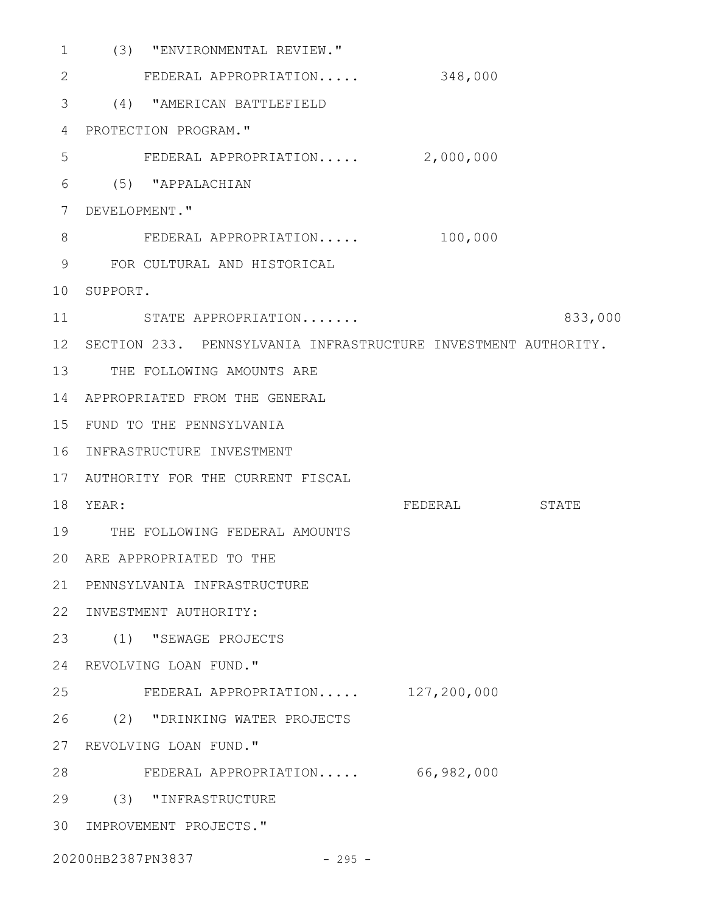(3) "ENVIRONMENTAL REVIEW."

FEDERAL APPROPRIATION..... 348,000

(4) "AMERICAN BATTLEFIELD PROTECTION PROGRAM."

FEDERAL APPROPRIATION..... 2,000,000

(5) "APPALACHIAN DEVELOPMENT."

FEDERAL APPROPRIATION..... 100,000

FOR CULTURAL AND HISTORICAL SUPPORT.

STATE APPROPRIATION....... 833,000

SECTION 233. PENNSYLVANIA INFRASTRUCTURE INVESTMENT AUTHORITY.

THE FOLLOWING AMOUNTS ARE APPROPRIATED FROM THE GENERAL FUND TO THE PENNSYLVANIA INFRASTRUCTURE INVESTMENT AUTHORITY FOR THE CURRENT FISCAL YEAR:

| | FEDERAL | STATE |
|---|---|---|

THE FOLLOWING FEDERAL AMOUNTS ARE APPROPRIATED TO THE PENNSYLVANIA INFRASTRUCTURE INVESTMENT AUTHORITY:

(1) "SEWAGE PROJECTS REVOLVING LOAN FUND."

FEDERAL APPROPRIATION..... 127,200,000

(2) "DRINKING WATER PROJECTS REVOLVING LOAN FUND."

FEDERAL APPROPRIATION..... 66,982,000

(3) "INFRASTRUCTURE IMPROVEMENT PROJECTS."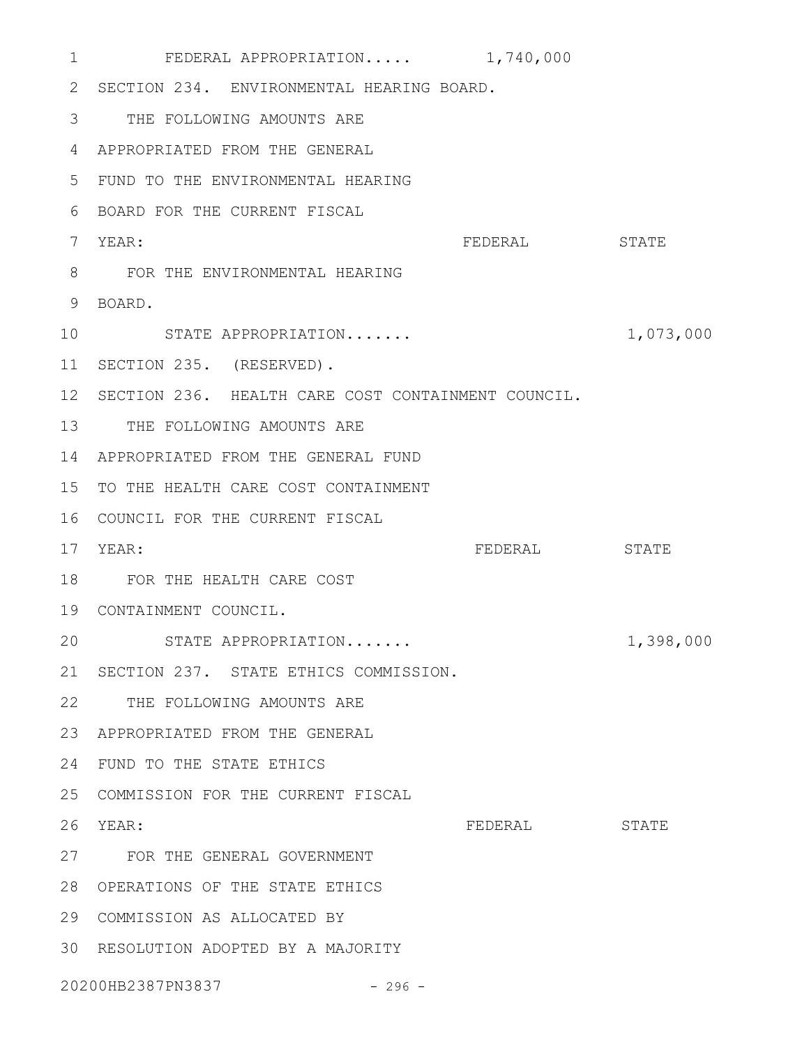FEDERAL APPROPRIATION..... 1,740,000

SECTION 234. ENVIRONMENTAL HEARING BOARD.

THE FOLLOWING AMOUNTS ARE APPROPRIATED FROM THE GENERAL FUND TO THE ENVIRONMENTAL HEARING BOARD FOR THE CURRENT FISCAL YEAR:

| | FEDERAL | STATE |
|---|---|---|
| FOR THE ENVIRONMENTAL HEARING BOARD. | | |
| STATE APPROPRIATION....... | | 1,073,000 |

SECTION 235. (RESERVED).

SECTION 236. HEALTH CARE COST CONTAINMENT COUNCIL.

THE FOLLOWING AMOUNTS ARE APPROPRIATED FROM THE GENERAL FUND TO THE HEALTH CARE COST CONTAINMENT COUNCIL FOR THE CURRENT FISCAL YEAR:

| | FEDERAL | STATE |
|---|---|---|
| FOR THE HEALTH CARE COST CONTAINMENT COUNCIL. | | |
| STATE APPROPRIATION....... | | 1,398,000 |

SECTION 237. STATE ETHICS COMMISSION.

THE FOLLOWING AMOUNTS ARE APPROPRIATED FROM THE GENERAL FUND TO THE STATE ETHICS COMMISSION FOR THE CURRENT FISCAL YEAR:

| | FEDERAL | STATE |
|---|---|---|

FOR THE GENERAL GOVERNMENT OPERATIONS OF THE STATE ETHICS COMMISSION AS ALLOCATED BY RESOLUTION ADOPTED BY A MAJORITY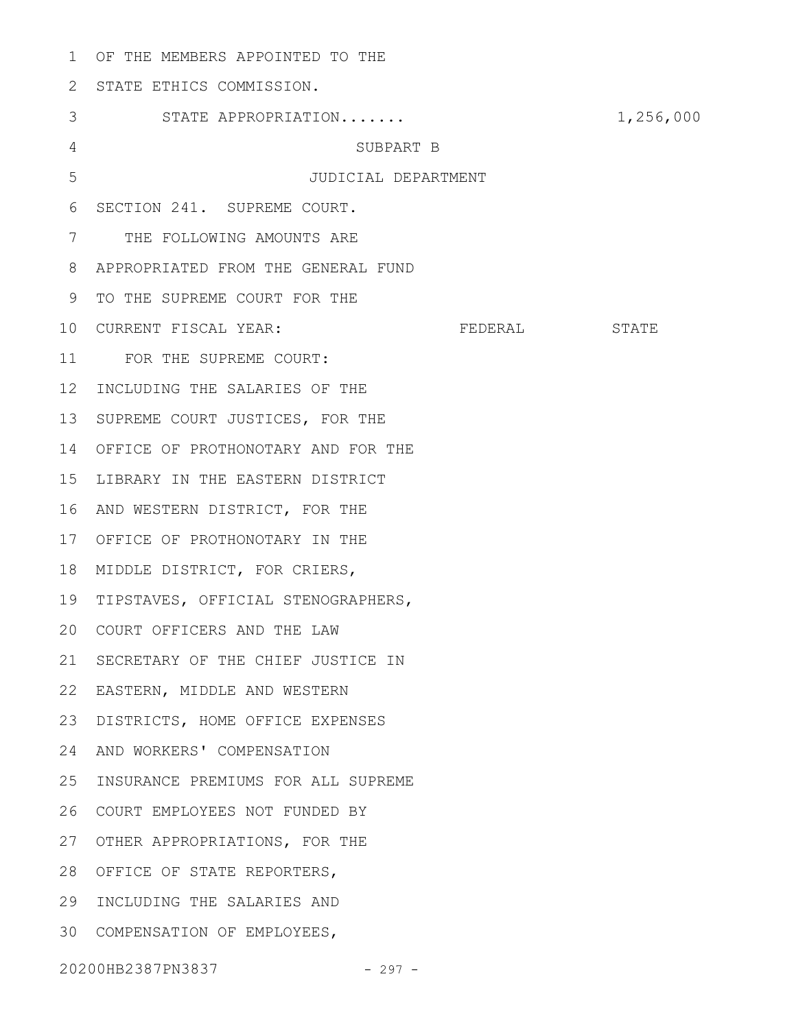OF THE MEMBERS APPOINTED TO THE STATE ETHICS COMMISSION.

STATE APPROPRIATION....... 1,256,000

SUBPART B

JUDICIAL DEPARTMENT

SECTION 241. SUPREME COURT.

THE FOLLOWING AMOUNTS ARE APPROPRIATED FROM THE GENERAL FUND TO THE SUPREME COURT FOR THE CURRENT FISCAL YEAR: FEDERAL STATE

FOR THE SUPREME COURT: INCLUDING THE SALARIES OF THE SUPREME COURT JUSTICES, FOR THE OFFICE OF PROTHONOTARY AND FOR THE LIBRARY IN THE EASTERN DISTRICT AND WESTERN DISTRICT, FOR THE OFFICE OF PROTHONOTARY IN THE MIDDLE DISTRICT, FOR CRIERS, TIPSTAVES, OFFICIAL STENOGRAPHERS, COURT OFFICERS AND THE LAW SECRETARY OF THE CHIEF JUSTICE IN EASTERN, MIDDLE AND WESTERN DISTRICTS, HOME OFFICE EXPENSES AND WORKERS' COMPENSATION INSURANCE PREMIUMS FOR ALL SUPREME COURT EMPLOYEES NOT FUNDED BY OTHER APPROPRIATIONS, FOR THE OFFICE OF STATE REPORTERS, INCLUDING THE SALARIES AND COMPENSATION OF EMPLOYEES,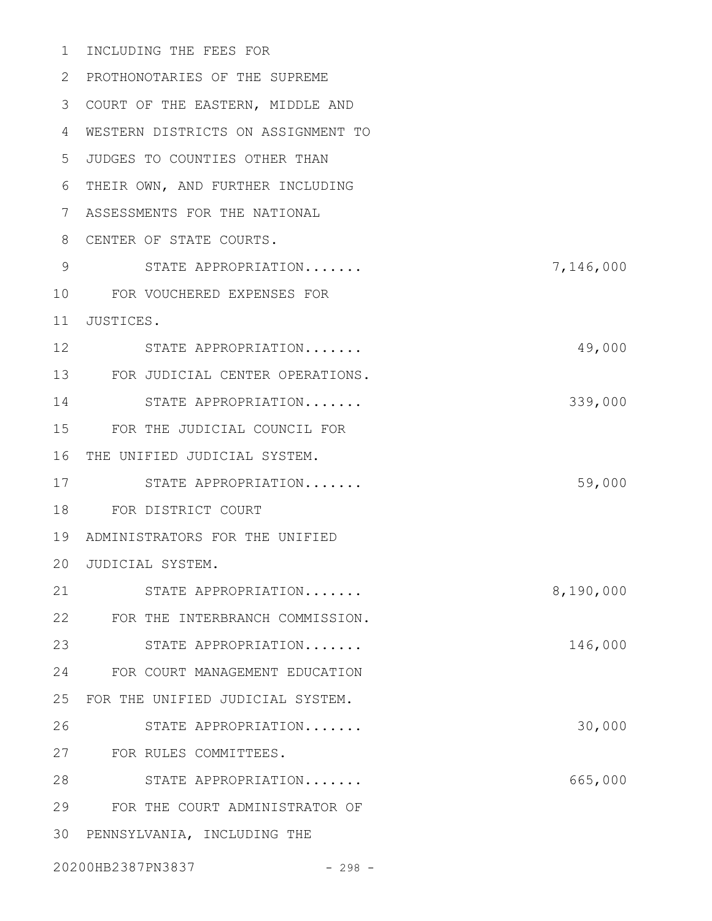INCLUDING THE FEES FOR PROTHONOTARIES OF THE SUPREME COURT OF THE EASTERN, MIDDLE AND WESTERN DISTRICTS ON ASSIGNMENT TO JUDGES TO COUNTIES OTHER THAN THEIR OWN, AND FURTHER INCLUDING ASSESSMENTS FOR THE NATIONAL CENTER OF STATE COURTS.

STATE APPROPRIATION....... 7,146,000

FOR VOUCHERED EXPENSES FOR JUSTICES.

STATE APPROPRIATION....... 49,000

FOR JUDICIAL CENTER OPERATIONS.

STATE APPROPRIATION....... 339,000

FOR THE JUDICIAL COUNCIL FOR THE UNIFIED JUDICIAL SYSTEM.

STATE APPROPRIATION....... 59,000

FOR DISTRICT COURT ADMINISTRATORS FOR THE UNIFIED JUDICIAL SYSTEM.

STATE APPROPRIATION....... 8,190,000

FOR THE INTERBRANCH COMMISSION.

STATE APPROPRIATION....... 146,000

FOR COURT MANAGEMENT EDUCATION FOR THE UNIFIED JUDICIAL SYSTEM.

STATE APPROPRIATION....... 30,000

FOR RULES COMMITTEES.

STATE APPROPRIATION....... 665,000

FOR THE COURT ADMINISTRATOR OF PENNSYLVANIA, INCLUDING THE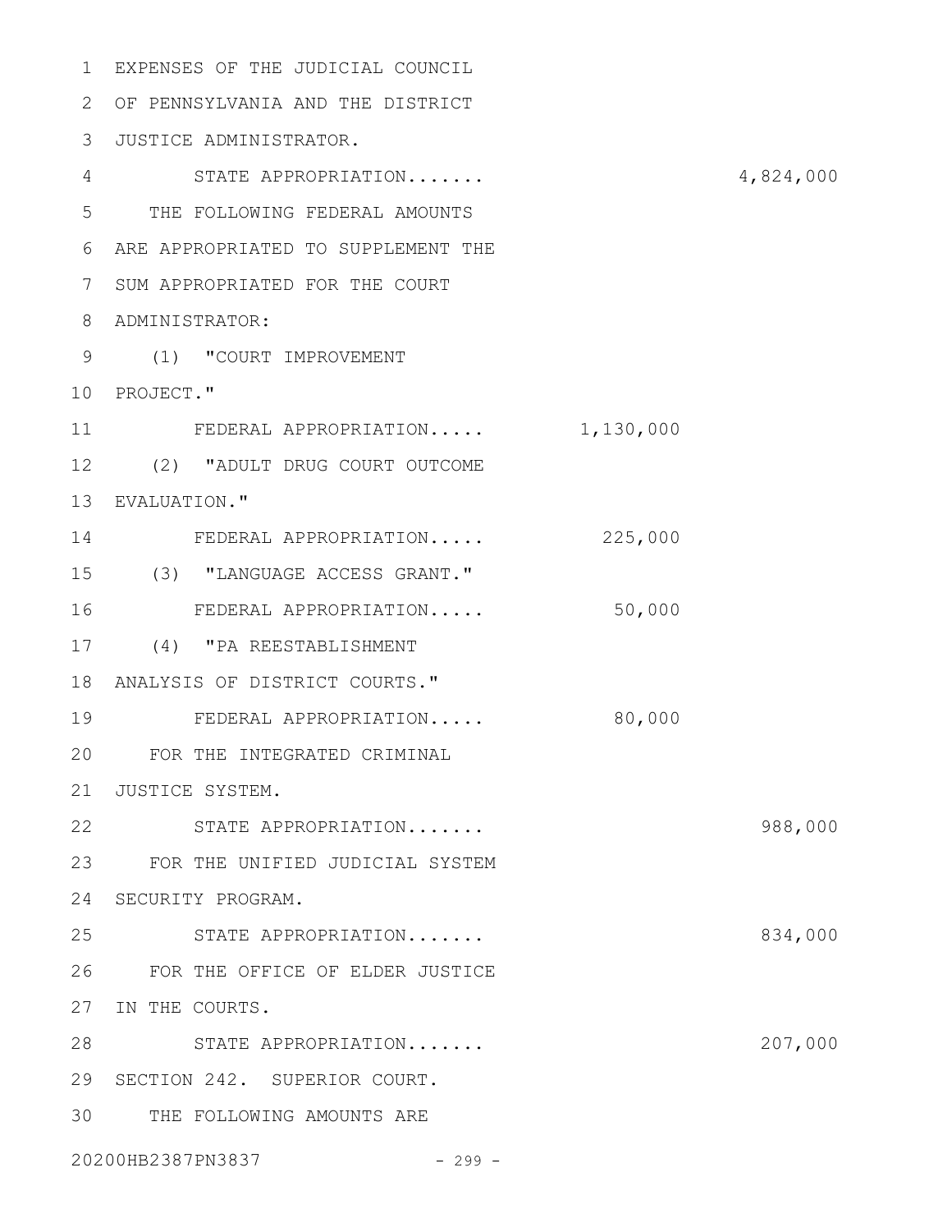EXPENSES OF THE JUDICIAL COUNCIL OF PENNSYLVANIA AND THE DISTRICT JUSTICE ADMINISTRATOR.

| | | |
|---|---|---|
| STATE APPROPRIATION....... | | 4,824,000 |

THE FOLLOWING FEDERAL AMOUNTS ARE APPROPRIATED TO SUPPLEMENT THE SUM APPROPRIATED FOR THE COURT ADMINISTRATOR:

(1) "COURT IMPROVEMENT PROJECT."

| | | |
|---|---|---|
| FEDERAL APPROPRIATION..... | 1,130,000 | |

(2) "ADULT DRUG COURT OUTCOME EVALUATION."

| | | |
|---|---|---|
| FEDERAL APPROPRIATION..... | 225,000 | |

(3) "LANGUAGE ACCESS GRANT."

| | | |
|---|---|---|
| FEDERAL APPROPRIATION..... | 50,000 | |

(4) "PA REESTABLISHMENT ANALYSIS OF DISTRICT COURTS."

| | | |
|---|---|---|
| FEDERAL APPROPRIATION..... | 80,000 | |

FOR THE INTEGRATED CRIMINAL JUSTICE SYSTEM.

| | | |
|---|---|---|
| STATE APPROPRIATION....... | | 988,000 |

FOR THE UNIFIED JUDICIAL SYSTEM SECURITY PROGRAM.

| | | |
|---|---|---|
| STATE APPROPRIATION....... | | 834,000 |

FOR THE OFFICE OF ELDER JUSTICE IN THE COURTS.

| | | |
|---|---|---|
| STATE APPROPRIATION....... | | 207,000 |

SECTION 242. SUPERIOR COURT.

THE FOLLOWING AMOUNTS ARE

20200HB2387PN3837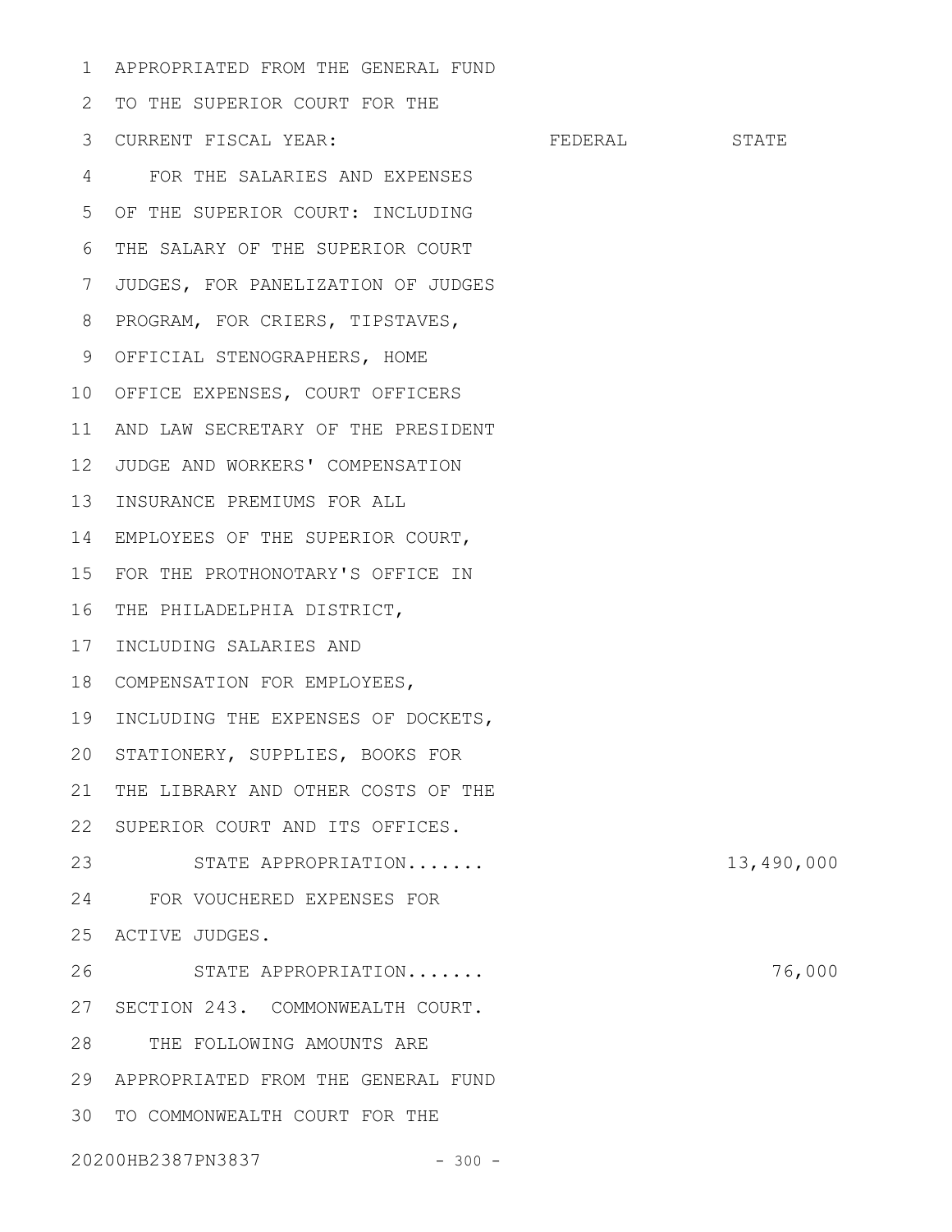APPROPRIATED FROM THE GENERAL FUND TO THE SUPERIOR COURT FOR THE CURRENT FISCAL YEAR:

| | FEDERAL | STATE |
|---|---|---|
| FOR THE SALARIES AND EXPENSES OF THE SUPERIOR COURT: INCLUDING THE SALARY OF THE SUPERIOR COURT JUDGES, FOR PANELIZATION OF JUDGES PROGRAM, FOR CRIERS, TIPSTAVES, OFFICIAL STENOGRAPHERS, HOME OFFICE EXPENSES, COURT OFFICERS AND LAW SECRETARY OF THE PRESIDENT JUDGE AND WORKERS' COMPENSATION INSURANCE PREMIUMS FOR ALL EMPLOYEES OF THE SUPERIOR COURT, FOR THE PROTHONOTARY'S OFFICE IN THE PHILADELPHIA DISTRICT, INCLUDING SALARIES AND COMPENSATION FOR EMPLOYEES, INCLUDING THE EXPENSES OF DOCKETS, STATIONERY, SUPPLIES, BOOKS FOR THE LIBRARY AND OTHER COSTS OF THE SUPERIOR COURT AND ITS OFFICES. | | |
| STATE APPROPRIATION....... | | 13,490,000 |
| FOR VOUCHERED EXPENSES FOR ACTIVE JUDGES. | | |
| STATE APPROPRIATION....... | | 76,000 |

SECTION 243. COMMONWEALTH COURT.

THE FOLLOWING AMOUNTS ARE APPROPRIATED FROM THE GENERAL FUND TO COMMONWEALTH COURT FOR THE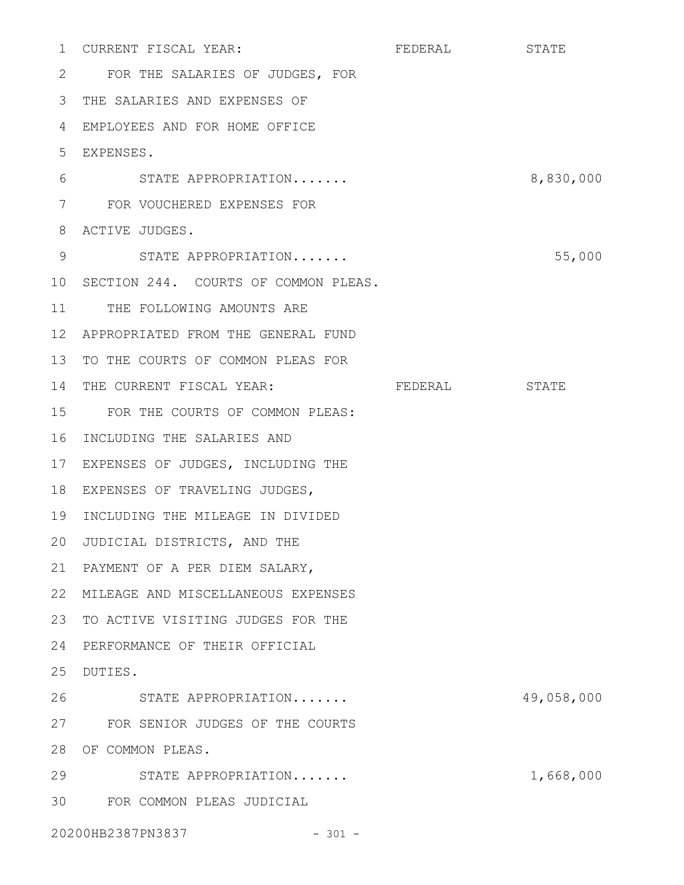CURRENT FISCAL YEAR: FEDERAL STATE

FOR THE SALARIES OF JUDGES, FOR THE SALARIES AND EXPENSES OF EMPLOYEES AND FOR HOME OFFICE EXPENSES.

| | FEDERAL | STATE |
|---|---|---|
| STATE APPROPRIATION....... | | 8,830,000 |

FOR VOUCHERED EXPENSES FOR ACTIVE JUDGES.

| | FEDERAL | STATE |
|---|---|---|
| STATE APPROPRIATION....... | | 55,000 |

SECTION 244. COURTS OF COMMON PLEAS.

THE FOLLOWING AMOUNTS ARE APPROPRIATED FROM THE GENERAL FUND TO THE COURTS OF COMMON PLEAS FOR THE CURRENT FISCAL YEAR: FEDERAL STATE

FOR THE COURTS OF COMMON PLEAS: INCLUDING THE SALARIES AND EXPENSES OF JUDGES, INCLUDING THE EXPENSES OF TRAVELING JUDGES, INCLUDING THE MILEAGE IN DIVIDED JUDICIAL DISTRICTS, AND THE PAYMENT OF A PER DIEM SALARY, MILEAGE AND MISCELLANEOUS EXPENSES TO ACTIVE VISITING JUDGES FOR THE PERFORMANCE OF THEIR OFFICIAL DUTIES.

| | FEDERAL | STATE |
|---|---|---|
| STATE APPROPRIATION....... | | 49,058,000 |

FOR SENIOR JUDGES OF THE COURTS OF COMMON PLEAS.

| | FEDERAL | STATE |
|---|---|---|
| STATE APPROPRIATION....... | | 1,668,000 |

FOR COMMON PLEAS JUDICIAL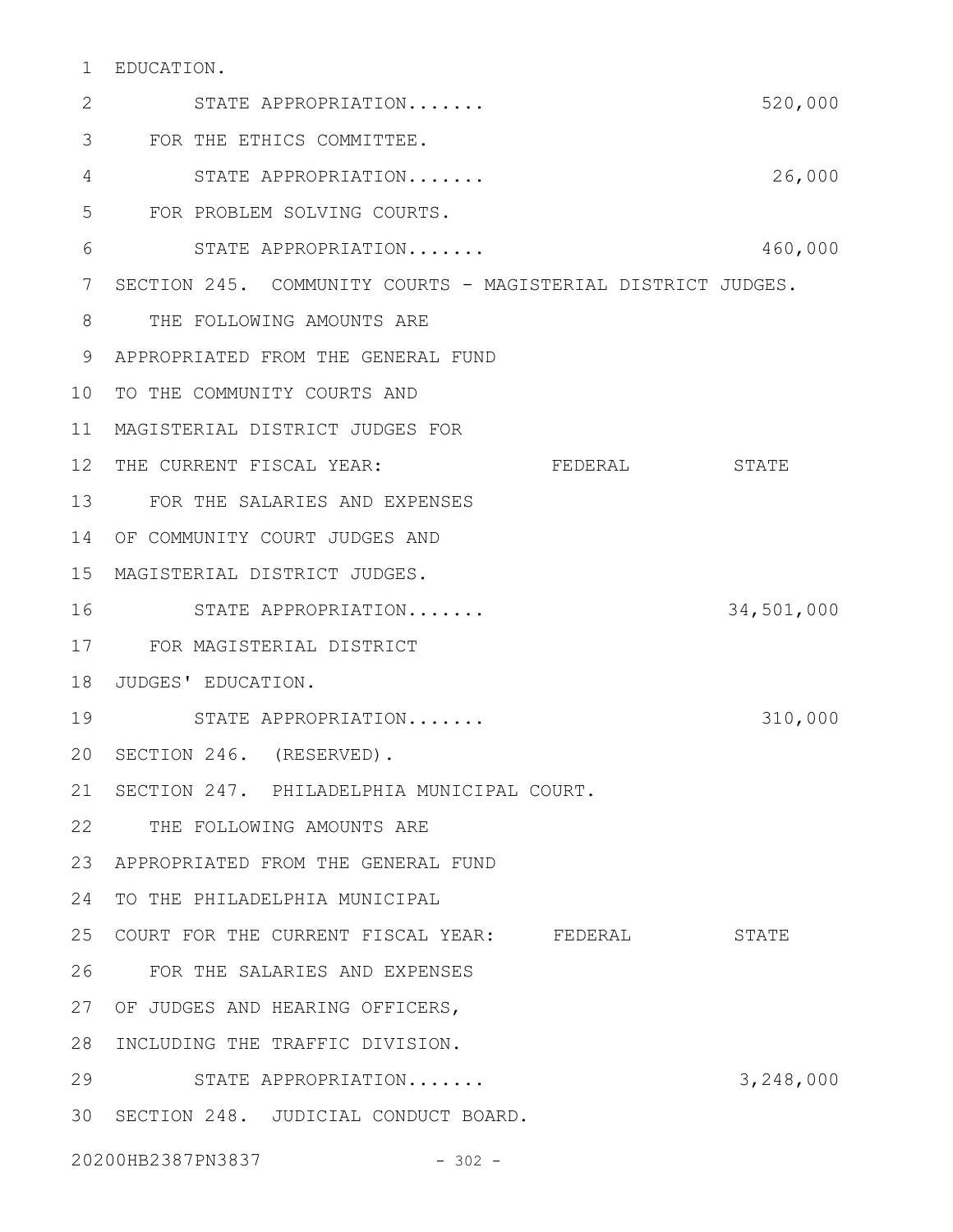EDUCATION.

STATE APPROPRIATION....... 520,000

FOR THE ETHICS COMMITTEE.

STATE APPROPRIATION....... 26,000

FOR PROBLEM SOLVING COURTS.

STATE APPROPRIATION....... 460,000

SECTION 245. COMMUNITY COURTS - MAGISTERIAL DISTRICT JUDGES.

THE FOLLOWING AMOUNTS ARE APPROPRIATED FROM THE GENERAL FUND TO THE COMMUNITY COURTS AND MAGISTERIAL DISTRICT JUDGES FOR THE CURRENT FISCAL YEAR:

| | FEDERAL | STATE |
|---|---|---|
| FOR THE SALARIES AND EXPENSES OF COMMUNITY COURT JUDGES AND MAGISTERIAL DISTRICT JUDGES. | | |
| STATE APPROPRIATION....... | | 34,501,000 |
| FOR MAGISTERIAL DISTRICT JUDGES' EDUCATION. | | |
| STATE APPROPRIATION....... | | 310,000 |

SECTION 246. (RESERVED).

SECTION 247. PHILADELPHIA MUNICIPAL COURT.

THE FOLLOWING AMOUNTS ARE APPROPRIATED FROM THE GENERAL FUND TO THE PHILADELPHIA MUNICIPAL COURT FOR THE CURRENT FISCAL YEAR:

| | FEDERAL | STATE |
|---|---|---|
| FOR THE SALARIES AND EXPENSES OF JUDGES AND HEARING OFFICERS, INCLUDING THE TRAFFIC DIVISION. | | |
| STATE APPROPRIATION....... | | 3,248,000 |

SECTION 248. JUDICIAL CONDUCT BOARD.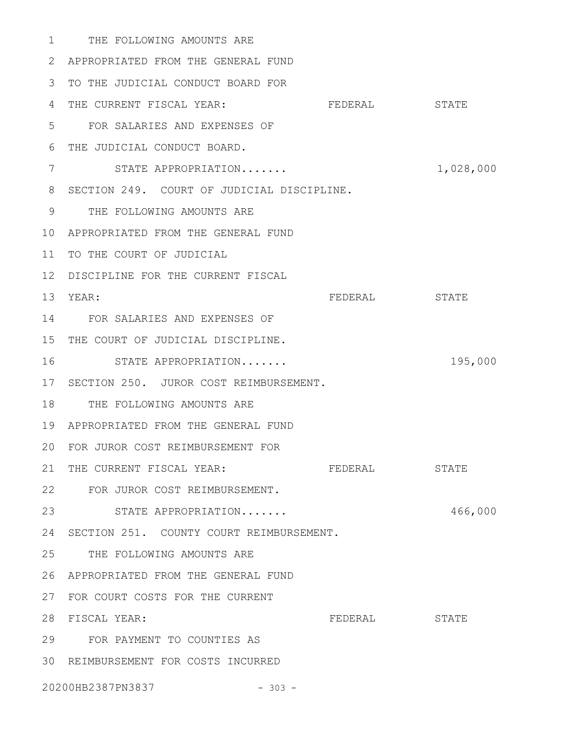THE FOLLOWING AMOUNTS ARE APPROPRIATED FROM THE GENERAL FUND TO THE JUDICIAL CONDUCT BOARD FOR THE CURRENT FISCAL YEAR:

| | FEDERAL | STATE |
|---|---|---|
| FOR SALARIES AND EXPENSES OF THE JUDICIAL CONDUCT BOARD. | | |
| STATE APPROPRIATION....... | | 1,028,000 |

SECTION 249. COURT OF JUDICIAL DISCIPLINE.

THE FOLLOWING AMOUNTS ARE APPROPRIATED FROM THE GENERAL FUND TO THE COURT OF JUDICIAL DISCIPLINE FOR THE CURRENT FISCAL YEAR:

| | FEDERAL | STATE |
|---|---|---|
| FOR SALARIES AND EXPENSES OF THE COURT OF JUDICIAL DISCIPLINE. | | |
| STATE APPROPRIATION....... | | 195,000 |

SECTION 250. JUROR COST REIMBURSEMENT.

THE FOLLOWING AMOUNTS ARE APPROPRIATED FROM THE GENERAL FUND FOR JUROR COST REIMBURSEMENT FOR THE CURRENT FISCAL YEAR:

| | FEDERAL | STATE |
|---|---|---|
| FOR JUROR COST REIMBURSEMENT. | | |
| STATE APPROPRIATION....... | | 466,000 |

SECTION 251. COUNTY COURT REIMBURSEMENT.

THE FOLLOWING AMOUNTS ARE APPROPRIATED FROM THE GENERAL FUND FOR COURT COSTS FOR THE CURRENT FISCAL YEAR:

| | FEDERAL | STATE |
|---|---|---|
| FOR PAYMENT TO COUNTIES AS REIMBURSEMENT FOR COSTS INCURRED | | |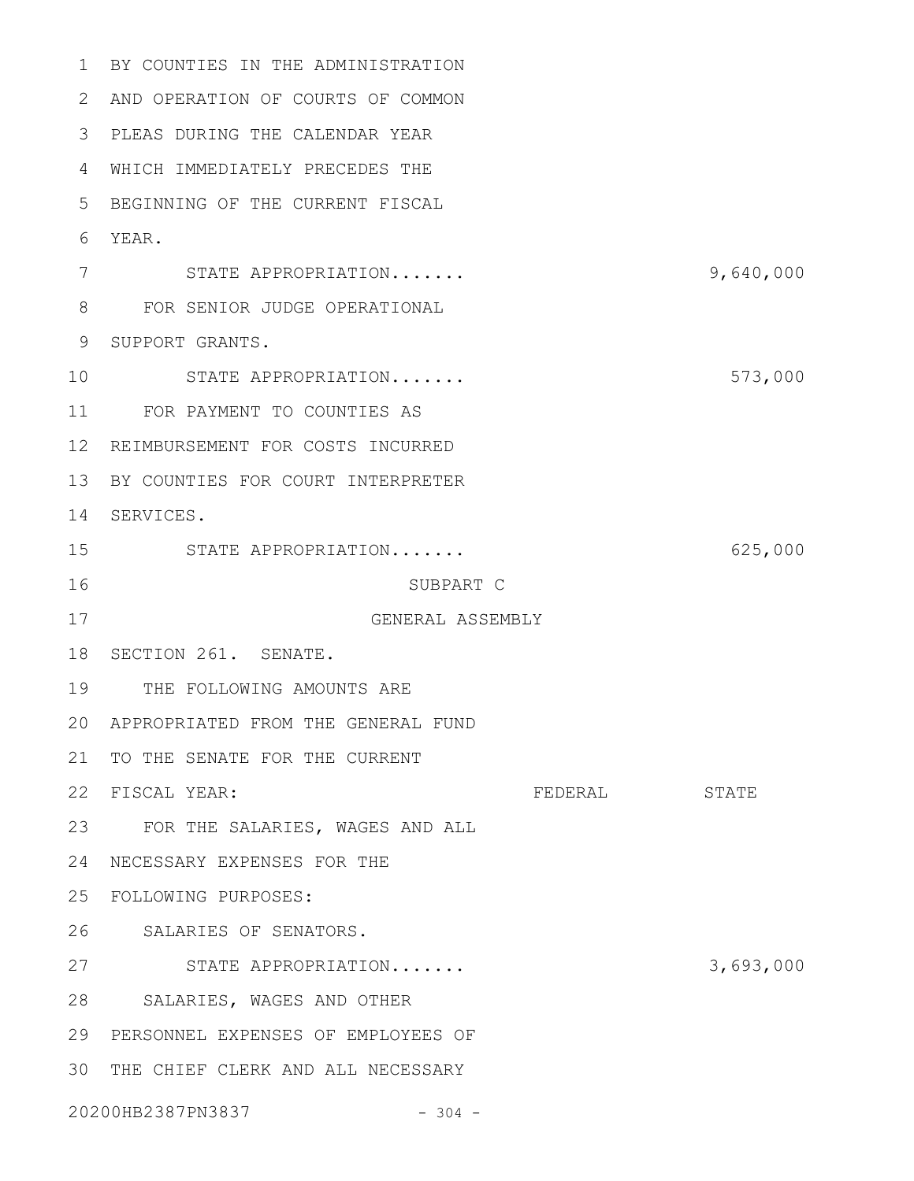BY COUNTIES IN THE ADMINISTRATION AND OPERATION OF COURTS OF COMMON PLEAS DURING THE CALENDAR YEAR WHICH IMMEDIATELY PRECEDES THE BEGINNING OF THE CURRENT FISCAL YEAR.

| | FEDERAL | STATE |
|---|---|---|
| STATE APPROPRIATION....... | | 9,640,000 |

FOR SENIOR JUDGE OPERATIONAL SUPPORT GRANTS.

| | FEDERAL | STATE |
|---|---|---|
| STATE APPROPRIATION....... | | 573,000 |

FOR PAYMENT TO COUNTIES AS REIMBURSEMENT FOR COSTS INCURRED BY COUNTIES FOR COURT INTERPRETER SERVICES.

| | FEDERAL | STATE |
|---|---|---|
| STATE APPROPRIATION....... | | 625,000 |

## SUBPART C
## GENERAL ASSEMBLY

SECTION 261. SENATE.

THE FOLLOWING AMOUNTS ARE APPROPRIATED FROM THE GENERAL FUND TO THE SENATE FOR THE CURRENT FISCAL YEAR:

| | FEDERAL | STATE |
|---|---|---|
| FOR THE SALARIES, WAGES AND ALL NECESSARY EXPENSES FOR THE FOLLOWING PURPOSES: | | |
| SALARIES OF SENATORS. | | |
| STATE APPROPRIATION....... | | 3,693,000 |

SALARIES, WAGES AND OTHER PERSONNEL EXPENSES OF EMPLOYEES OF THE CHIEF CLERK AND ALL NECESSARY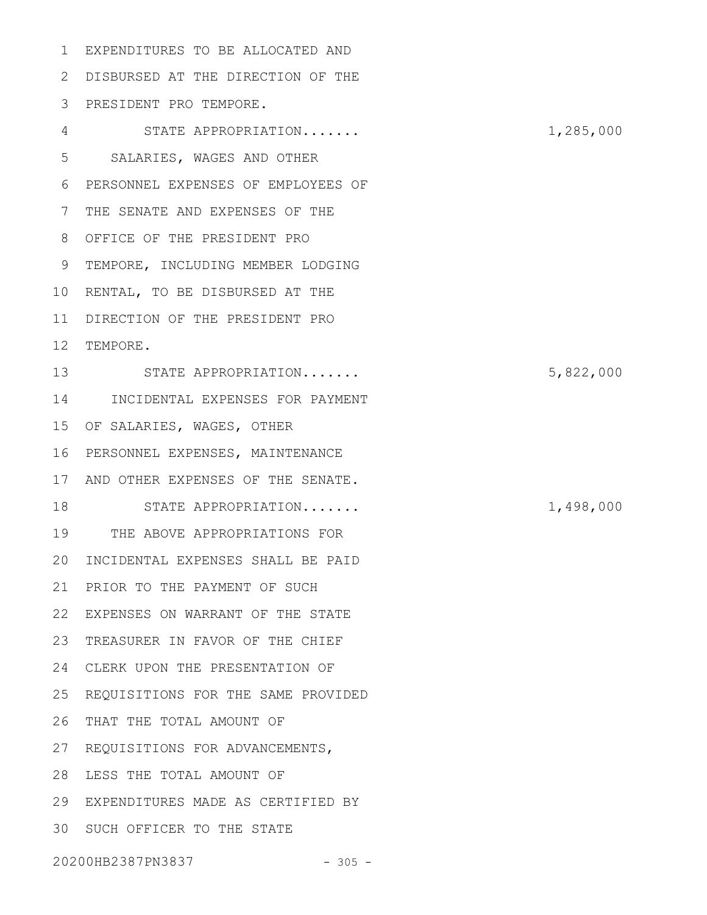EXPENDITURES TO BE ALLOCATED AND DISBURSED AT THE DIRECTION OF THE PRESIDENT PRO TEMPORE.

STATE APPROPRIATION....... 1,285,000

SALARIES, WAGES AND OTHER PERSONNEL EXPENSES OF EMPLOYEES OF THE SENATE AND EXPENSES OF THE OFFICE OF THE PRESIDENT PRO TEMPORE, INCLUDING MEMBER LODGING RENTAL, TO BE DISBURSED AT THE DIRECTION OF THE PRESIDENT PRO TEMPORE.

STATE APPROPRIATION....... 5,822,000

INCIDENTAL EXPENSES FOR PAYMENT OF SALARIES, WAGES, OTHER PERSONNEL EXPENSES, MAINTENANCE AND OTHER EXPENSES OF THE SENATE.

STATE APPROPRIATION....... 1,498,000

THE ABOVE APPROPRIATIONS FOR INCIDENTAL EXPENSES SHALL BE PAID PRIOR TO THE PAYMENT OF SUCH EXPENSES ON WARRANT OF THE STATE TREASURER IN FAVOR OF THE CHIEF CLERK UPON THE PRESENTATION OF REQUISITIONS FOR THE SAME PROVIDED THAT THE TOTAL AMOUNT OF REQUISITIONS FOR ADVANCEMENTS, LESS THE TOTAL AMOUNT OF EXPENDITURES MADE AS CERTIFIED BY SUCH OFFICER TO THE STATE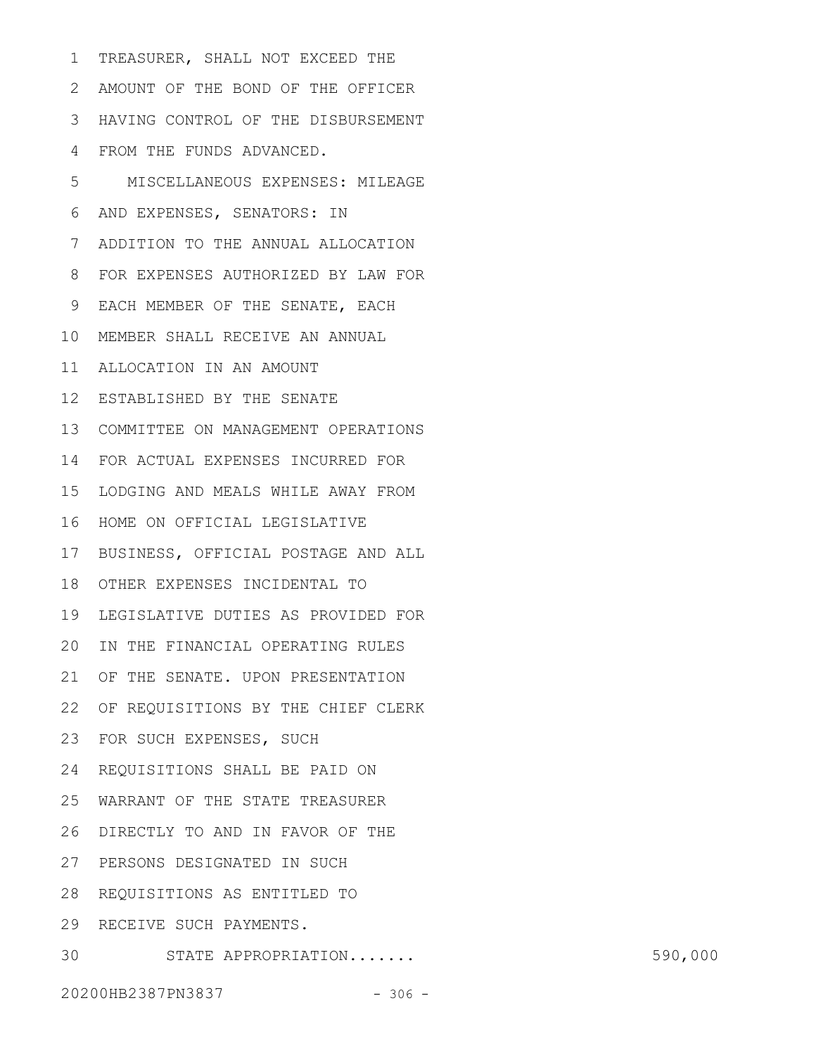TREASURER, SHALL NOT EXCEED THE AMOUNT OF THE BOND OF THE OFFICER HAVING CONTROL OF THE DISBURSEMENT FROM THE FUNDS ADVANCED.

MISCELLANEOUS EXPENSES: MILEAGE AND EXPENSES, SENATORS: IN ADDITION TO THE ANNUAL ALLOCATION FOR EXPENSES AUTHORIZED BY LAW FOR EACH MEMBER OF THE SENATE, EACH MEMBER SHALL RECEIVE AN ANNUAL ALLOCATION IN AN AMOUNT ESTABLISHED BY THE SENATE COMMITTEE ON MANAGEMENT OPERATIONS FOR ACTUAL EXPENSES INCURRED FOR LODGING AND MEALS WHILE AWAY FROM HOME ON OFFICIAL LEGISLATIVE BUSINESS, OFFICIAL POSTAGE AND ALL OTHER EXPENSES INCIDENTAL TO LEGISLATIVE DUTIES AS PROVIDED FOR IN THE FINANCIAL OPERATING RULES OF THE SENATE. UPON PRESENTATION OF REQUISITIONS BY THE CHIEF CLERK FOR SUCH EXPENSES, SUCH REQUISITIONS SHALL BE PAID ON WARRANT OF THE STATE TREASURER DIRECTLY TO AND IN FAVOR OF THE PERSONS DESIGNATED IN SUCH REQUISITIONS AS ENTITLED TO RECEIVE SUCH PAYMENTS.

STATE APPROPRIATION....... 590,000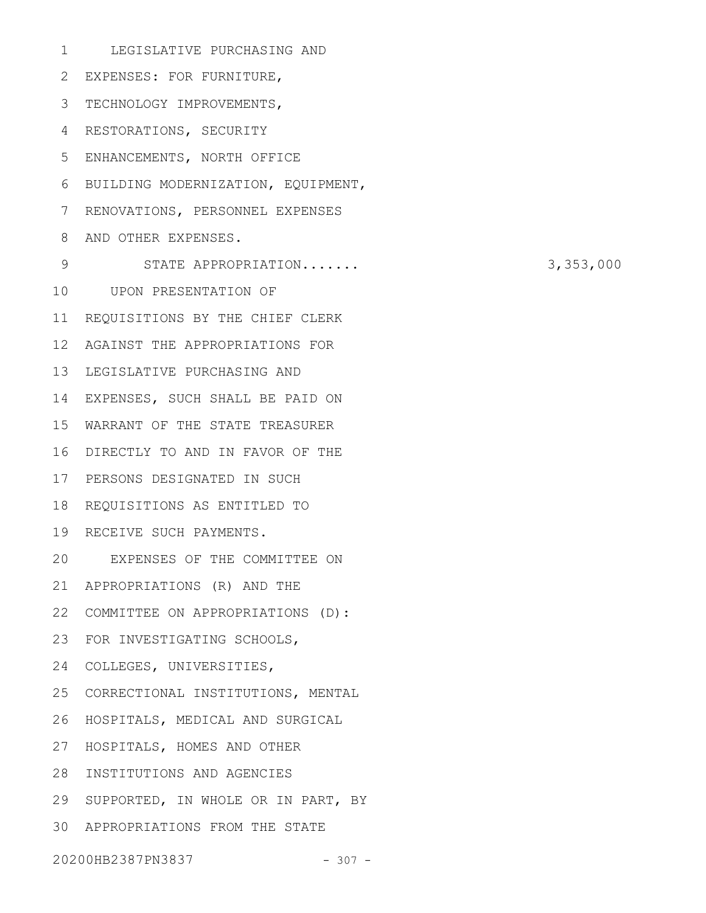LEGISLATIVE PURCHASING AND EXPENSES: FOR FURNITURE, TECHNOLOGY IMPROVEMENTS, RESTORATIONS, SECURITY ENHANCEMENTS, NORTH OFFICE BUILDING MODERNIZATION, EQUIPMENT, RENOVATIONS, PERSONNEL EXPENSES AND OTHER EXPENSES.

STATE APPROPRIATION....... 3,353,000

UPON PRESENTATION OF REQUISITIONS BY THE CHIEF CLERK AGAINST THE APPROPRIATIONS FOR LEGISLATIVE PURCHASING AND EXPENSES, SUCH SHALL BE PAID ON WARRANT OF THE STATE TREASURER DIRECTLY TO AND IN FAVOR OF THE PERSONS DESIGNATED IN SUCH REQUISITIONS AS ENTITLED TO RECEIVE SUCH PAYMENTS.

EXPENSES OF THE COMMITTEE ON APPROPRIATIONS (R) AND THE COMMITTEE ON APPROPRIATIONS (D): FOR INVESTIGATING SCHOOLS, COLLEGES, UNIVERSITIES, CORRECTIONAL INSTITUTIONS, MENTAL HOSPITALS, MEDICAL AND SURGICAL HOSPITALS, HOMES AND OTHER INSTITUTIONS AND AGENCIES SUPPORTED, IN WHOLE OR IN PART, BY APPROPRIATIONS FROM THE STATE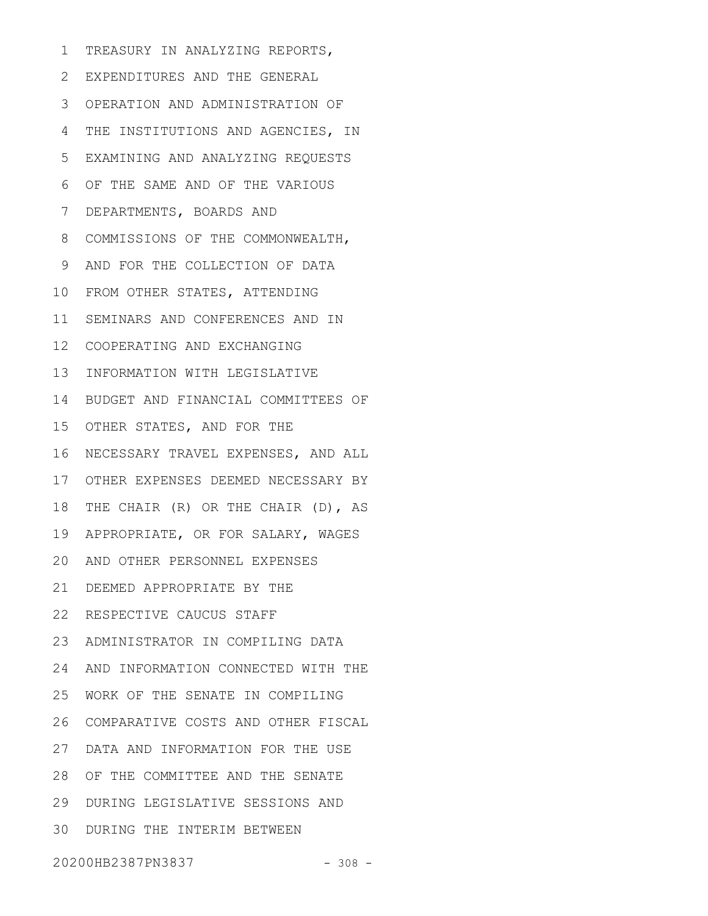TREASURY IN ANALYZING REPORTS, EXPENDITURES AND THE GENERAL OPERATION AND ADMINISTRATION OF THE INSTITUTIONS AND AGENCIES, IN EXAMINING AND ANALYZING REQUESTS OF THE SAME AND OF THE VARIOUS DEPARTMENTS, BOARDS AND COMMISSIONS OF THE COMMONWEALTH, AND FOR THE COLLECTION OF DATA FROM OTHER STATES, ATTENDING SEMINARS AND CONFERENCES AND IN COOPERATING AND EXCHANGING INFORMATION WITH LEGISLATIVE BUDGET AND FINANCIAL COMMITTEES OF OTHER STATES, AND FOR THE NECESSARY TRAVEL EXPENSES, AND ALL OTHER EXPENSES DEEMED NECESSARY BY THE CHAIR (R) OR THE CHAIR (D), AS APPROPRIATE, OR FOR SALARY, WAGES AND OTHER PERSONNEL EXPENSES DEEMED APPROPRIATE BY THE RESPECTIVE CAUCUS STAFF ADMINISTRATOR IN COMPILING DATA AND INFORMATION CONNECTED WITH THE WORK OF THE SENATE IN COMPILING COMPARATIVE COSTS AND OTHER FISCAL DATA AND INFORMATION FOR THE USE OF THE COMMITTEE AND THE SENATE DURING LEGISLATIVE SESSIONS AND DURING THE INTERIM BETWEEN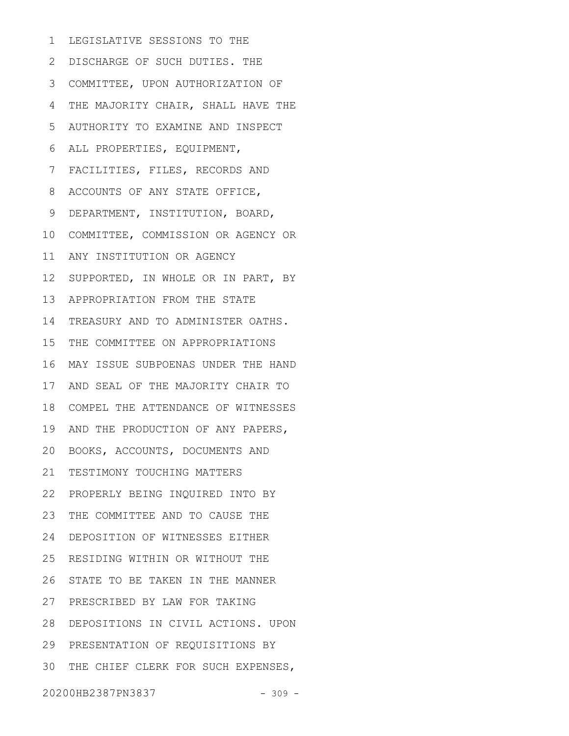LEGISLATIVE SESSIONS TO THE
DISCHARGE OF SUCH DUTIES. THE
COMMITTEE, UPON AUTHORIZATION OF
THE MAJORITY CHAIR, SHALL HAVE THE
AUTHORITY TO EXAMINE AND INSPECT
ALL PROPERTIES, EQUIPMENT,
FACILITIES, FILES, RECORDS AND
ACCOUNTS OF ANY STATE OFFICE,
DEPARTMENT, INSTITUTION, BOARD,
COMMITTEE, COMMISSION OR AGENCY OR
ANY INSTITUTION OR AGENCY
SUPPORTED, IN WHOLE OR IN PART, BY
APPROPRIATION FROM THE STATE
TREASURY AND TO ADMINISTER OATHS.
THE COMMITTEE ON APPROPRIATIONS
MAY ISSUE SUBPOENAS UNDER THE HAND
AND SEAL OF THE MAJORITY CHAIR TO
COMPEL THE ATTENDANCE OF WITNESSES
AND THE PRODUCTION OF ANY PAPERS,
BOOKS, ACCOUNTS, DOCUMENTS AND
TESTIMONY TOUCHING MATTERS
PROPERLY BEING INQUIRED INTO BY
THE COMMITTEE AND TO CAUSE THE
DEPOSITION OF WITNESSES EITHER
RESIDING WITHIN OR WITHOUT THE
STATE TO BE TAKEN IN THE MANNER
PRESCRIBED BY LAW FOR TAKING
DEPOSITIONS IN CIVIL ACTIONS. UPON
PRESENTATION OF REQUISITIONS BY
THE CHIEF CLERK FOR SUCH EXPENSES,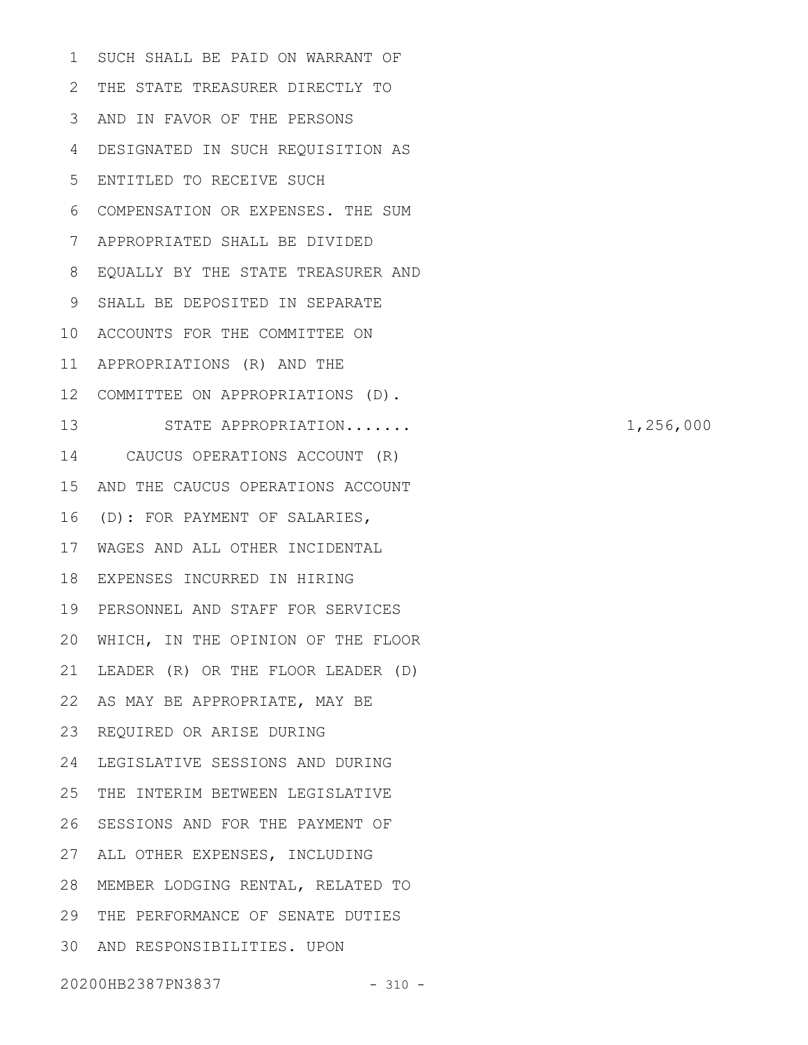SUCH SHALL BE PAID ON WARRANT OF THE STATE TREASURER DIRECTLY TO AND IN FAVOR OF THE PERSONS DESIGNATED IN SUCH REQUISITION AS ENTITLED TO RECEIVE SUCH COMPENSATION OR EXPENSES. THE SUM APPROPRIATED SHALL BE DIVIDED EQUALLY BY THE STATE TREASURER AND SHALL BE DEPOSITED IN SEPARATE ACCOUNTS FOR THE COMMITTEE ON APPROPRIATIONS (R) AND THE COMMITTEE ON APPROPRIATIONS (D).

STATE APPROPRIATION....... 1,256,000

CAUCUS OPERATIONS ACCOUNT (R) AND THE CAUCUS OPERATIONS ACCOUNT (D): FOR PAYMENT OF SALARIES, WAGES AND ALL OTHER INCIDENTAL EXPENSES INCURRED IN HIRING PERSONNEL AND STAFF FOR SERVICES WHICH, IN THE OPINION OF THE FLOOR LEADER (R) OR THE FLOOR LEADER (D) AS MAY BE APPROPRIATE, MAY BE REQUIRED OR ARISE DURING LEGISLATIVE SESSIONS AND DURING THE INTERIM BETWEEN LEGISLATIVE SESSIONS AND FOR THE PAYMENT OF ALL OTHER EXPENSES, INCLUDING MEMBER LODGING RENTAL, RELATED TO THE PERFORMANCE OF SENATE DUTIES AND RESPONSIBILITIES. UPON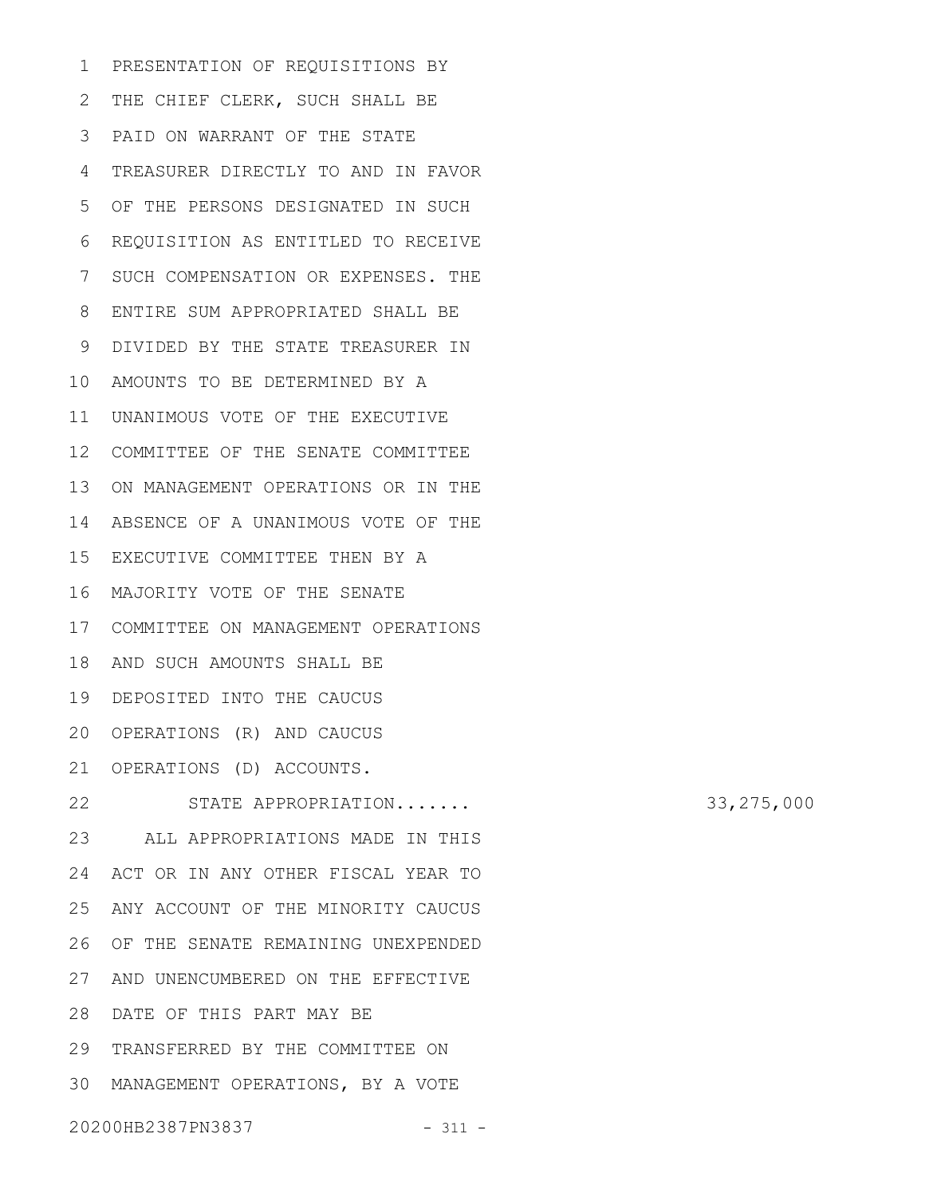PRESENTATION OF REQUISITIONS BY THE CHIEF CLERK, SUCH SHALL BE PAID ON WARRANT OF THE STATE TREASURER DIRECTLY TO AND IN FAVOR OF THE PERSONS DESIGNATED IN SUCH REQUISITION AS ENTITLED TO RECEIVE SUCH COMPENSATION OR EXPENSES. THE ENTIRE SUM APPROPRIATED SHALL BE DIVIDED BY THE STATE TREASURER IN AMOUNTS TO BE DETERMINED BY A UNANIMOUS VOTE OF THE EXECUTIVE COMMITTEE OF THE SENATE COMMITTEE ON MANAGEMENT OPERATIONS OR IN THE ABSENCE OF A UNANIMOUS VOTE OF THE EXECUTIVE COMMITTEE THEN BY A MAJORITY VOTE OF THE SENATE COMMITTEE ON MANAGEMENT OPERATIONS AND SUCH AMOUNTS SHALL BE DEPOSITED INTO THE CAUCUS OPERATIONS (R) AND CAUCUS OPERATIONS (D) ACCOUNTS.

STATE APPROPRIATION....... 33,275,000

ALL APPROPRIATIONS MADE IN THIS ACT OR IN ANY OTHER FISCAL YEAR TO ANY ACCOUNT OF THE MINORITY CAUCUS OF THE SENATE REMAINING UNEXPENDED AND UNENCUMBERED ON THE EFFECTIVE DATE OF THIS PART MAY BE TRANSFERRED BY THE COMMITTEE ON MANAGEMENT OPERATIONS, BY A VOTE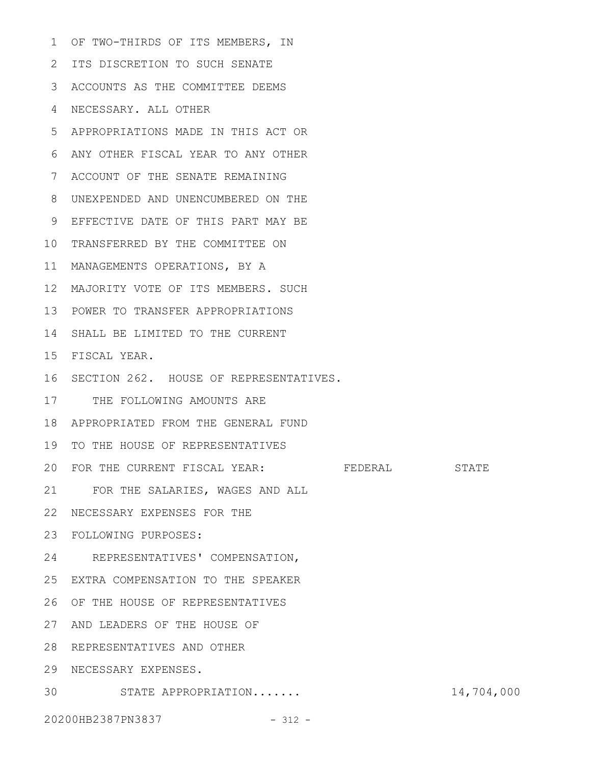OF TWO-THIRDS OF ITS MEMBERS, IN ITS DISCRETION TO SUCH SENATE ACCOUNTS AS THE COMMITTEE DEEMS NECESSARY. ALL OTHER APPROPRIATIONS MADE IN THIS ACT OR ANY OTHER FISCAL YEAR TO ANY OTHER ACCOUNT OF THE SENATE REMAINING UNEXPENDED AND UNENCUMBERED ON THE EFFECTIVE DATE OF THIS PART MAY BE TRANSFERRED BY THE COMMITTEE ON MANAGEMENTS OPERATIONS, BY A MAJORITY VOTE OF ITS MEMBERS. SUCH POWER TO TRANSFER APPROPRIATIONS SHALL BE LIMITED TO THE CURRENT FISCAL YEAR.

SECTION 262. HOUSE OF REPRESENTATIVES.

THE FOLLOWING AMOUNTS ARE APPROPRIATED FROM THE GENERAL FUND TO THE HOUSE OF REPRESENTATIVES FOR THE CURRENT FISCAL YEAR:

| | FEDERAL | STATE |
|---|---|---|
| FOR THE SALARIES, WAGES AND ALL NECESSARY EXPENSES FOR THE FOLLOWING PURPOSES: | | |
| REPRESENTATIVES' COMPENSATION, EXTRA COMPENSATION TO THE SPEAKER OF THE HOUSE OF REPRESENTATIVES AND LEADERS OF THE HOUSE OF REPRESENTATIVES AND OTHER NECESSARY EXPENSES. | | |
| STATE APPROPRIATION....... | | 14,704,000 |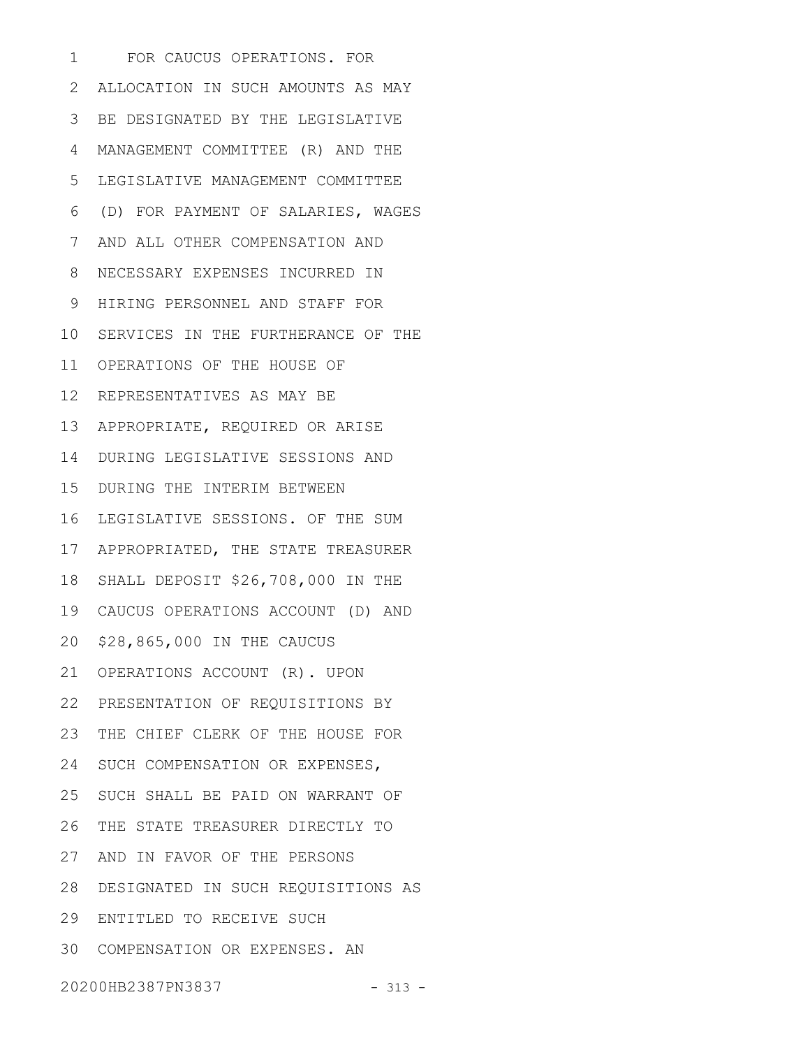FOR CAUCUS OPERATIONS. FOR ALLOCATION IN SUCH AMOUNTS AS MAY BE DESIGNATED BY THE LEGISLATIVE MANAGEMENT COMMITTEE (R) AND THE LEGISLATIVE MANAGEMENT COMMITTEE (D) FOR PAYMENT OF SALARIES, WAGES AND ALL OTHER COMPENSATION AND NECESSARY EXPENSES INCURRED IN HIRING PERSONNEL AND STAFF FOR SERVICES IN THE FURTHERANCE OF THE OPERATIONS OF THE HOUSE OF REPRESENTATIVES AS MAY BE APPROPRIATE, REQUIRED OR ARISE DURING LEGISLATIVE SESSIONS AND DURING THE INTERIM BETWEEN LEGISLATIVE SESSIONS. OF THE SUM APPROPRIATED, THE STATE TREASURER SHALL DEPOSIT $26,708,000 IN THE CAUCUS OPERATIONS ACCOUNT (D) AND $28,865,000 IN THE CAUCUS OPERATIONS ACCOUNT (R). UPON PRESENTATION OF REQUISITIONS BY THE CHIEF CLERK OF THE HOUSE FOR SUCH COMPENSATION OR EXPENSES, SUCH SHALL BE PAID ON WARRANT OF THE STATE TREASURER DIRECTLY TO AND IN FAVOR OF THE PERSONS DESIGNATED IN SUCH REQUISITIONS AS ENTITLED TO RECEIVE SUCH COMPENSATION OR EXPENSES. AN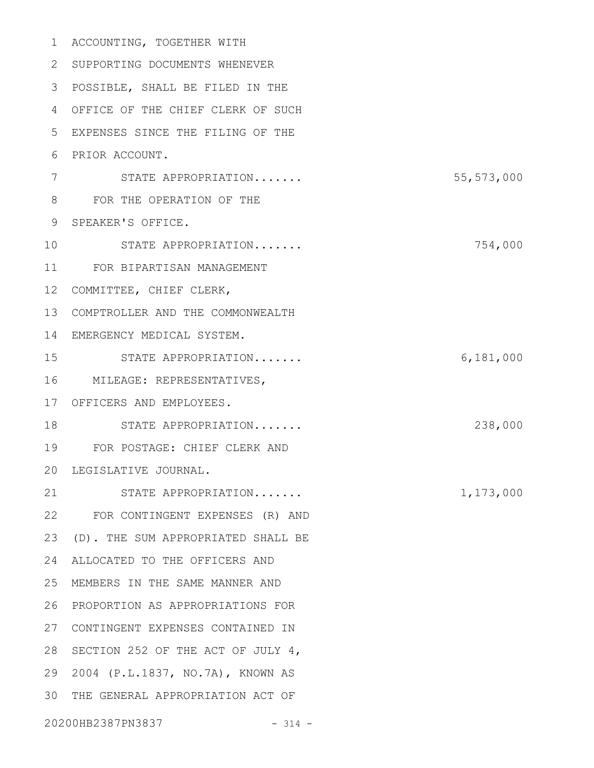ACCOUNTING, TOGETHER WITH SUPPORTING DOCUMENTS WHENEVER POSSIBLE, SHALL BE FILED IN THE OFFICE OF THE CHIEF CLERK OF SUCH EXPENSES SINCE THE FILING OF THE PRIOR ACCOUNT.

STATE APPROPRIATION....... 55,573,000

FOR THE OPERATION OF THE SPEAKER'S OFFICE.

STATE APPROPRIATION....... 754,000

FOR BIPARTISAN MANAGEMENT COMMITTEE, CHIEF CLERK, COMPTROLLER AND THE COMMONWEALTH EMERGENCY MEDICAL SYSTEM.

STATE APPROPRIATION....... 6,181,000

MILEAGE: REPRESENTATIVES, OFFICERS AND EMPLOYEES.

STATE APPROPRIATION....... 238,000

FOR POSTAGE: CHIEF CLERK AND LEGISLATIVE JOURNAL.

STATE APPROPRIATION....... 1,173,000

FOR CONTINGENT EXPENSES (R) AND (D). THE SUM APPROPRIATED SHALL BE ALLOCATED TO THE OFFICERS AND MEMBERS IN THE SAME MANNER AND PROPORTION AS APPROPRIATIONS FOR CONTINGENT EXPENSES CONTAINED IN SECTION 252 OF THE ACT OF JULY 4, 2004 (P.L.1837, NO.7A), KNOWN AS THE GENERAL APPROPRIATION ACT OF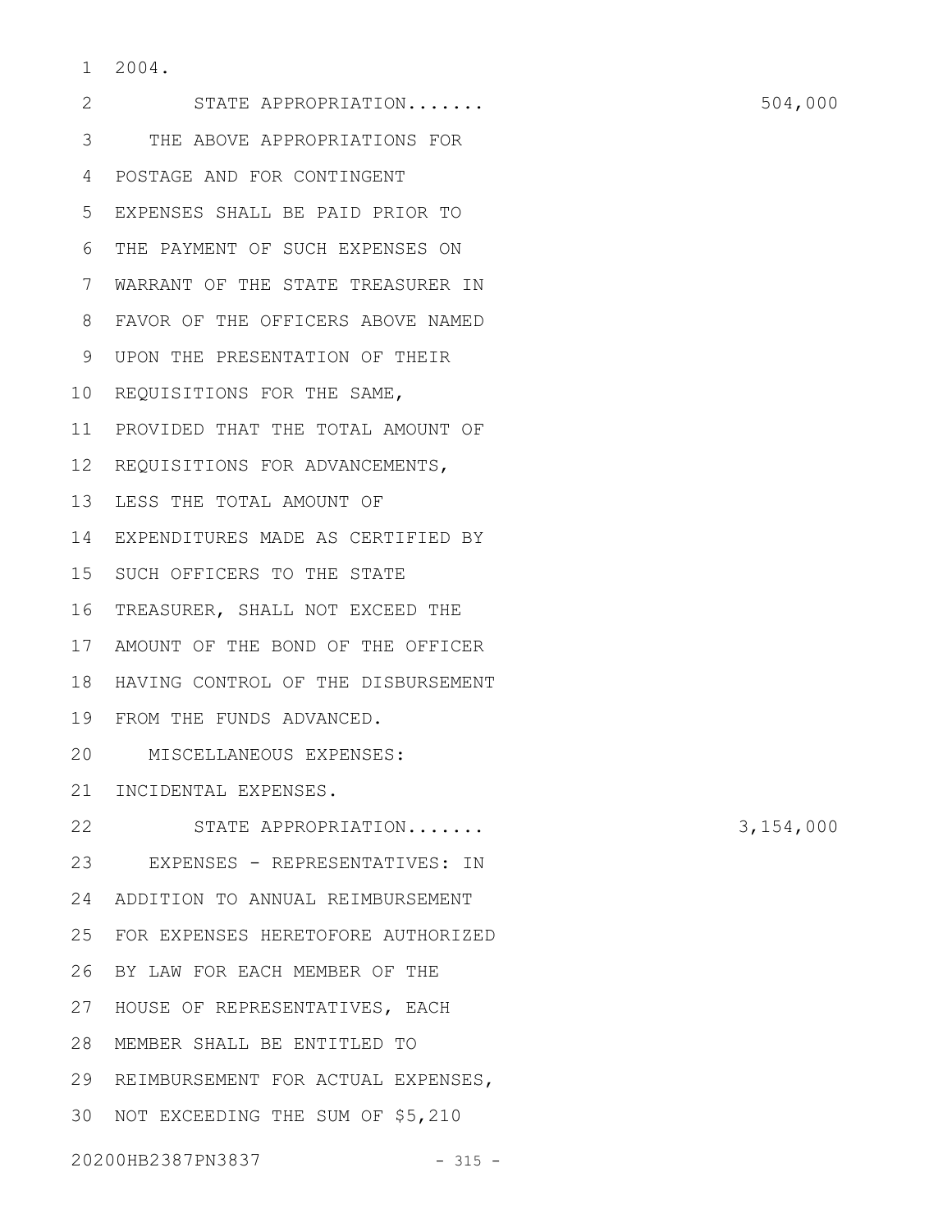2004.

STATE APPROPRIATION....... 504,000

THE ABOVE APPROPRIATIONS FOR POSTAGE AND FOR CONTINGENT EXPENSES SHALL BE PAID PRIOR TO THE PAYMENT OF SUCH EXPENSES ON WARRANT OF THE STATE TREASURER IN FAVOR OF THE OFFICERS ABOVE NAMED UPON THE PRESENTATION OF THEIR REQUISITIONS FOR THE SAME, PROVIDED THAT THE TOTAL AMOUNT OF REQUISITIONS FOR ADVANCEMENTS, LESS THE TOTAL AMOUNT OF EXPENDITURES MADE AS CERTIFIED BY SUCH OFFICERS TO THE STATE TREASURER, SHALL NOT EXCEED THE AMOUNT OF THE BOND OF THE OFFICER HAVING CONTROL OF THE DISBURSEMENT FROM THE FUNDS ADVANCED.

MISCELLANEOUS EXPENSES:

INCIDENTAL EXPENSES.

STATE APPROPRIATION....... 3,154,000

EXPENSES - REPRESENTATIVES: IN ADDITION TO ANNUAL REIMBURSEMENT FOR EXPENSES HERETOFORE AUTHORIZED BY LAW FOR EACH MEMBER OF THE HOUSE OF REPRESENTATIVES, EACH MEMBER SHALL BE ENTITLED TO REIMBURSEMENT FOR ACTUAL EXPENSES, NOT EXCEEDING THE SUM OF $5,210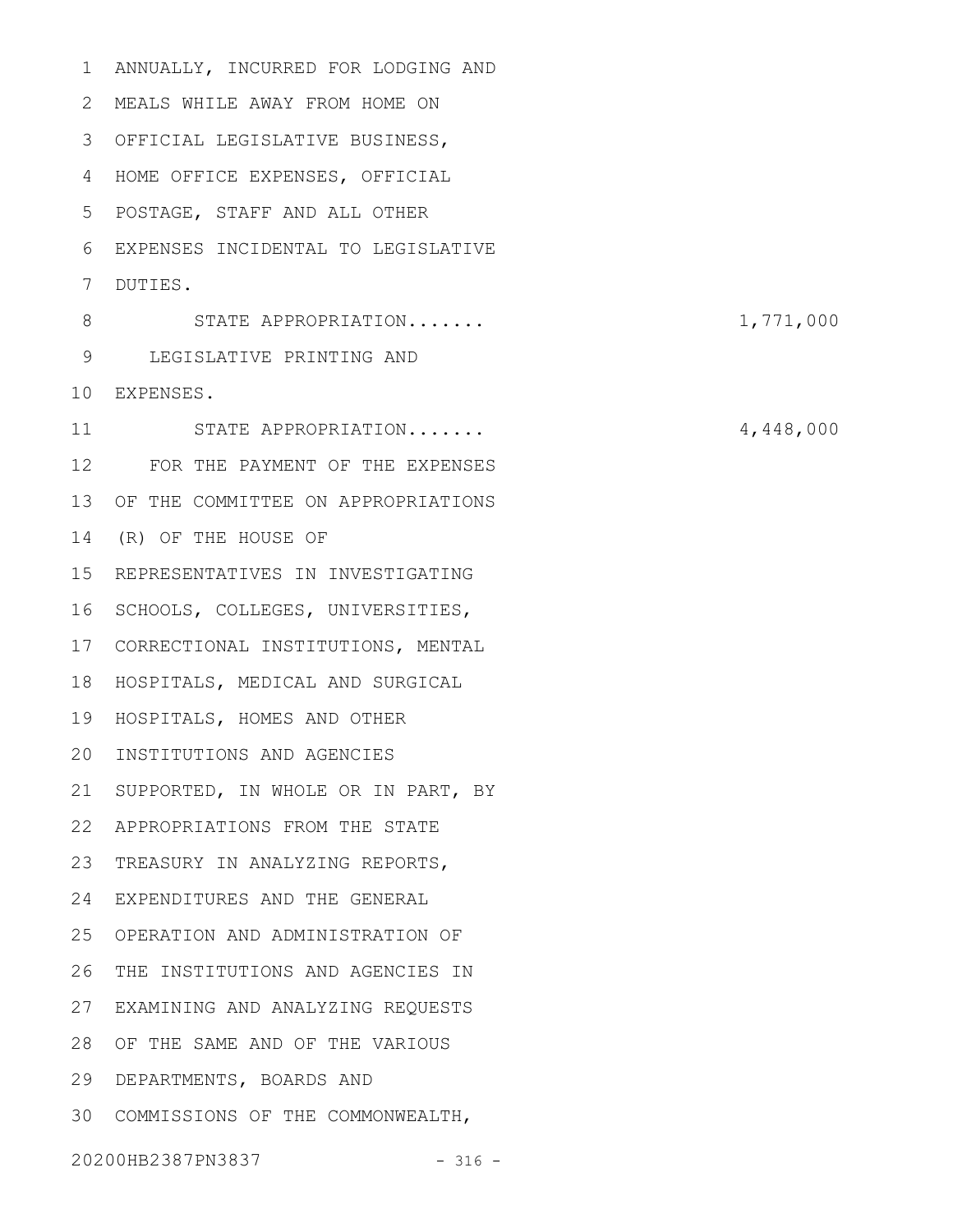ANNUALLY, INCURRED FOR LODGING AND MEALS WHILE AWAY FROM HOME ON OFFICIAL LEGISLATIVE BUSINESS, HOME OFFICE EXPENSES, OFFICIAL POSTAGE, STAFF AND ALL OTHER EXPENSES INCIDENTAL TO LEGISLATIVE DUTIES.

STATE APPROPRIATION....... 1,771,000

LEGISLATIVE PRINTING AND EXPENSES.

STATE APPROPRIATION....... 4,448,000

FOR THE PAYMENT OF THE EXPENSES OF THE COMMITTEE ON APPROPRIATIONS (R) OF THE HOUSE OF REPRESENTATIVES IN INVESTIGATING SCHOOLS, COLLEGES, UNIVERSITIES, CORRECTIONAL INSTITUTIONS, MENTAL HOSPITALS, MEDICAL AND SURGICAL HOSPITALS, HOMES AND OTHER INSTITUTIONS AND AGENCIES SUPPORTED, IN WHOLE OR IN PART, BY APPROPRIATIONS FROM THE STATE TREASURY IN ANALYZING REPORTS, EXPENDITURES AND THE GENERAL OPERATION AND ADMINISTRATION OF THE INSTITUTIONS AND AGENCIES IN EXAMINING AND ANALYZING REQUESTS OF THE SAME AND OF THE VARIOUS DEPARTMENTS, BOARDS AND COMMISSIONS OF THE COMMONWEALTH,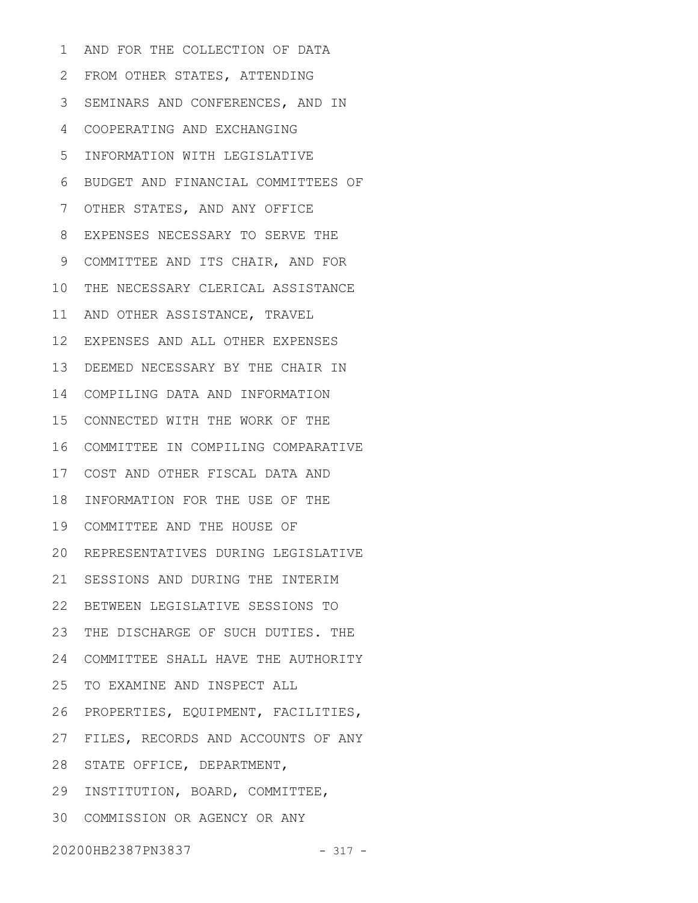AND FOR THE COLLECTION OF DATA FROM OTHER STATES, ATTENDING SEMINARS AND CONFERENCES, AND IN COOPERATING AND EXCHANGING INFORMATION WITH LEGISLATIVE BUDGET AND FINANCIAL COMMITTEES OF OTHER STATES, AND ANY OFFICE EXPENSES NECESSARY TO SERVE THE COMMITTEE AND ITS CHAIR, AND FOR THE NECESSARY CLERICAL ASSISTANCE AND OTHER ASSISTANCE, TRAVEL EXPENSES AND ALL OTHER EXPENSES DEEMED NECESSARY BY THE CHAIR IN COMPILING DATA AND INFORMATION CONNECTED WITH THE WORK OF THE COMMITTEE IN COMPILING COMPARATIVE COST AND OTHER FISCAL DATA AND INFORMATION FOR THE USE OF THE COMMITTEE AND THE HOUSE OF REPRESENTATIVES DURING LEGISLATIVE SESSIONS AND DURING THE INTERIM BETWEEN LEGISLATIVE SESSIONS TO THE DISCHARGE OF SUCH DUTIES. THE COMMITTEE SHALL HAVE THE AUTHORITY TO EXAMINE AND INSPECT ALL PROPERTIES, EQUIPMENT, FACILITIES, FILES, RECORDS AND ACCOUNTS OF ANY STATE OFFICE, DEPARTMENT, INSTITUTION, BOARD, COMMITTEE, COMMISSION OR AGENCY OR ANY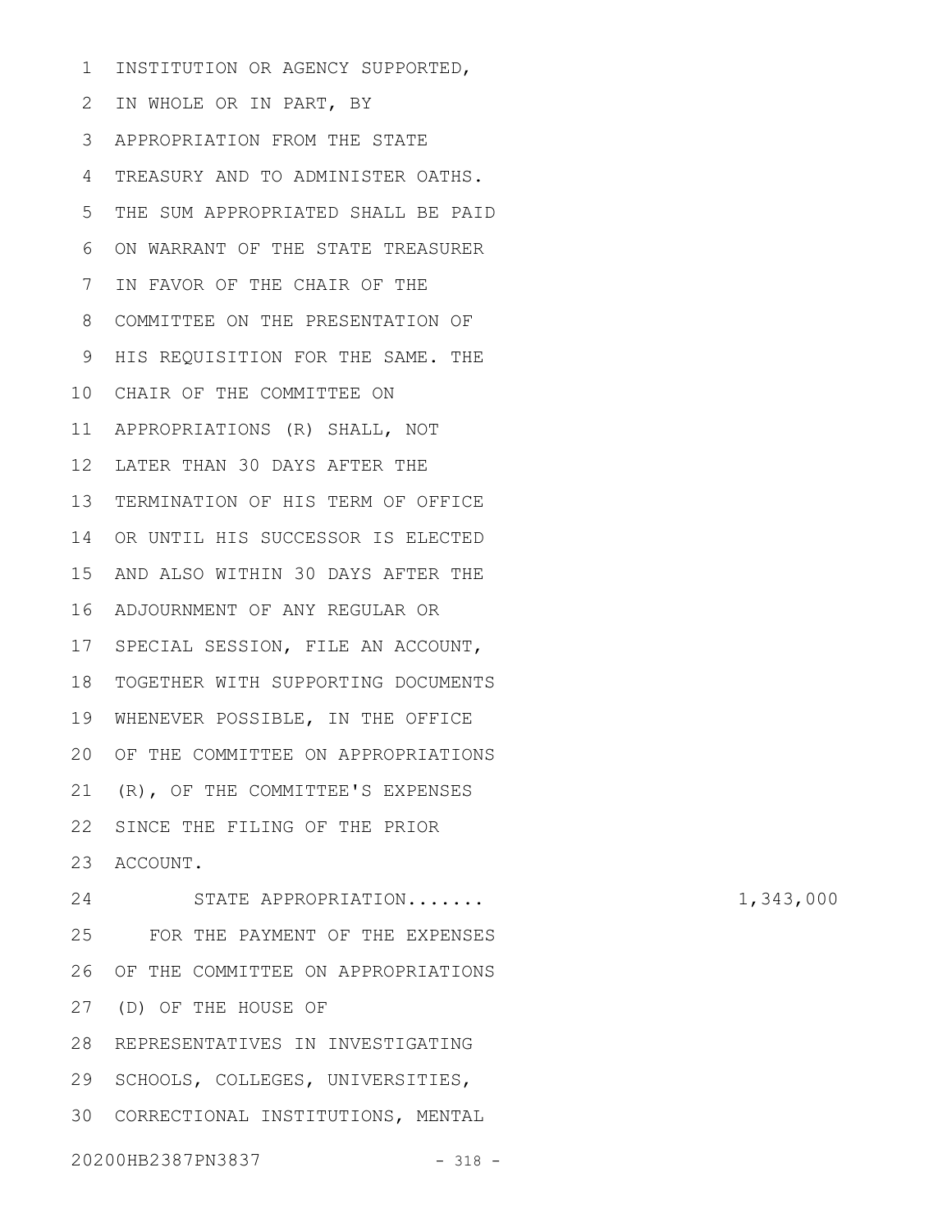INSTITUTION OR AGENCY SUPPORTED, IN WHOLE OR IN PART, BY APPROPRIATION FROM THE STATE TREASURY AND TO ADMINISTER OATHS. THE SUM APPROPRIATED SHALL BE PAID ON WARRANT OF THE STATE TREASURER IN FAVOR OF THE CHAIR OF THE COMMITTEE ON THE PRESENTATION OF HIS REQUISITION FOR THE SAME. THE CHAIR OF THE COMMITTEE ON APPROPRIATIONS (R) SHALL, NOT LATER THAN 30 DAYS AFTER THE TERMINATION OF HIS TERM OF OFFICE OR UNTIL HIS SUCCESSOR IS ELECTED AND ALSO WITHIN 30 DAYS AFTER THE ADJOURNMENT OF ANY REGULAR OR SPECIAL SESSION, FILE AN ACCOUNT, TOGETHER WITH SUPPORTING DOCUMENTS WHENEVER POSSIBLE, IN THE OFFICE OF THE COMMITTEE ON APPROPRIATIONS (R), OF THE COMMITTEE'S EXPENSES SINCE THE FILING OF THE PRIOR ACCOUNT.

STATE APPROPRIATION....... 1,343,000

FOR THE PAYMENT OF THE EXPENSES OF THE COMMITTEE ON APPROPRIATIONS (D) OF THE HOUSE OF REPRESENTATIVES IN INVESTIGATING SCHOOLS, COLLEGES, UNIVERSITIES, CORRECTIONAL INSTITUTIONS, MENTAL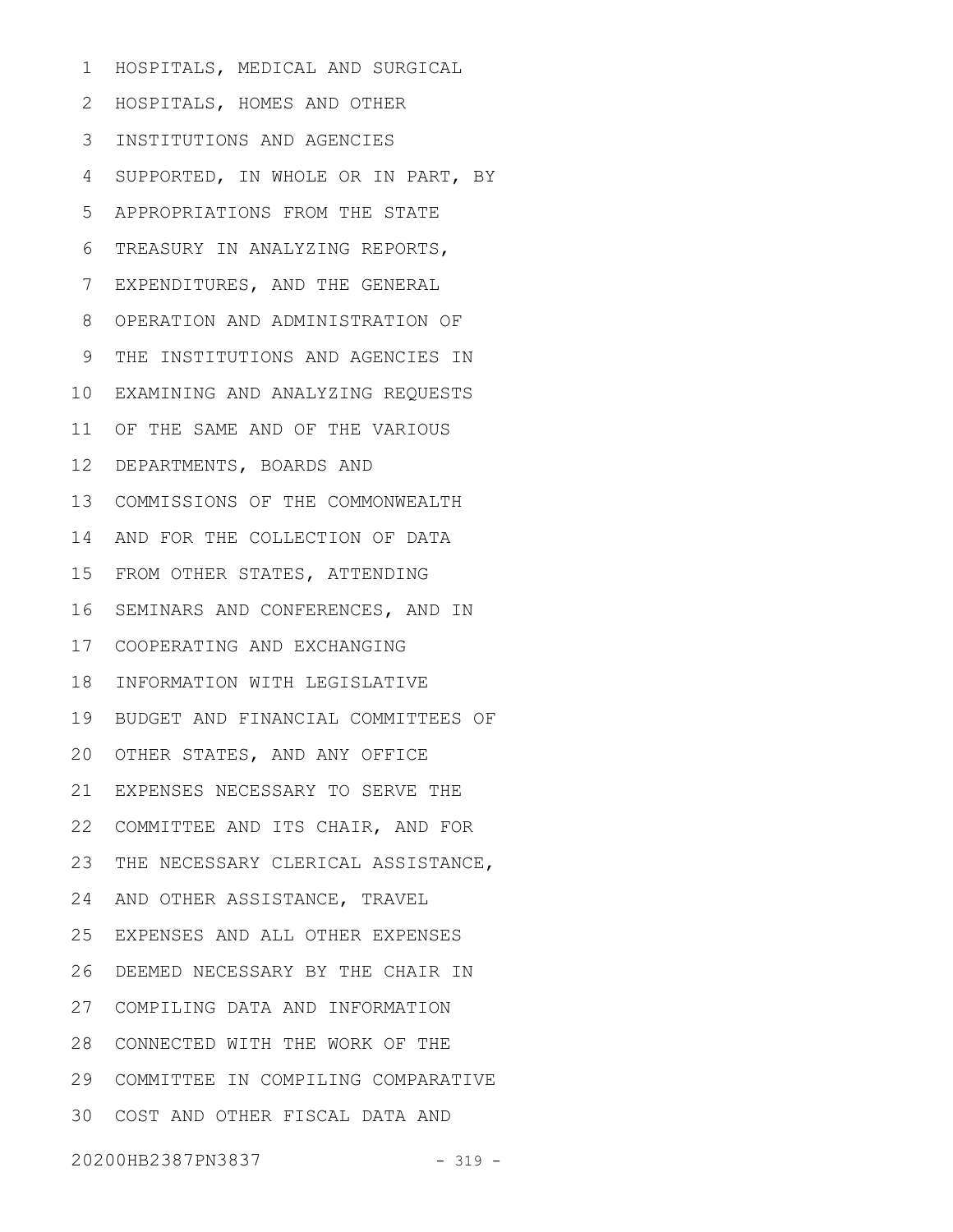HOSPITALS, MEDICAL AND SURGICAL
HOSPITALS, HOMES AND OTHER
INSTITUTIONS AND AGENCIES
SUPPORTED, IN WHOLE OR IN PART, BY
APPROPRIATIONS FROM THE STATE
TREASURY IN ANALYZING REPORTS,
EXPENDITURES, AND THE GENERAL
OPERATION AND ADMINISTRATION OF
THE INSTITUTIONS AND AGENCIES IN
EXAMINING AND ANALYZING REQUESTS
OF THE SAME AND OF THE VARIOUS
DEPARTMENTS, BOARDS AND
COMMISSIONS OF THE COMMONWEALTH
AND FOR THE COLLECTION OF DATA
FROM OTHER STATES, ATTENDING
SEMINARS AND CONFERENCES, AND IN
COOPERATING AND EXCHANGING
INFORMATION WITH LEGISLATIVE
BUDGET AND FINANCIAL COMMITTEES OF
OTHER STATES, AND ANY OFFICE
EXPENSES NECESSARY TO SERVE THE
COMMITTEE AND ITS CHAIR, AND FOR
THE NECESSARY CLERICAL ASSISTANCE,
AND OTHER ASSISTANCE, TRAVEL
EXPENSES AND ALL OTHER EXPENSES
DEEMED NECESSARY BY THE CHAIR IN
COMPILING DATA AND INFORMATION
CONNECTED WITH THE WORK OF THE
COMMITTEE IN COMPILING COMPARATIVE
COST AND OTHER FISCAL DATA AND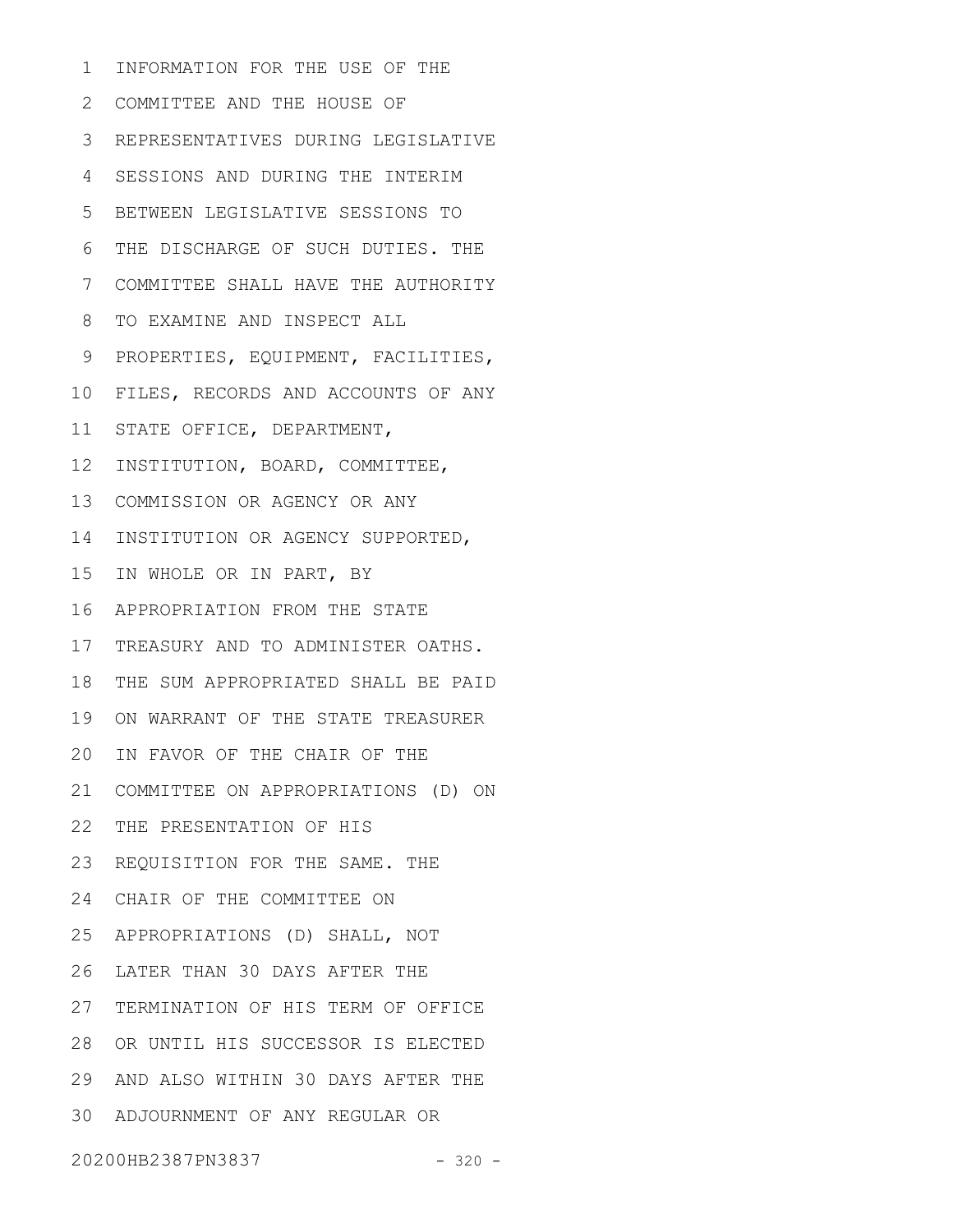INFORMATION FOR THE USE OF THE COMMITTEE AND THE HOUSE OF REPRESENTATIVES DURING LEGISLATIVE SESSIONS AND DURING THE INTERIM BETWEEN LEGISLATIVE SESSIONS TO THE DISCHARGE OF SUCH DUTIES. THE COMMITTEE SHALL HAVE THE AUTHORITY TO EXAMINE AND INSPECT ALL PROPERTIES, EQUIPMENT, FACILITIES, FILES, RECORDS AND ACCOUNTS OF ANY STATE OFFICE, DEPARTMENT, INSTITUTION, BOARD, COMMITTEE, COMMISSION OR AGENCY OR ANY INSTITUTION OR AGENCY SUPPORTED, IN WHOLE OR IN PART, BY APPROPRIATION FROM THE STATE TREASURY AND TO ADMINISTER OATHS. THE SUM APPROPRIATED SHALL BE PAID ON WARRANT OF THE STATE TREASURER IN FAVOR OF THE CHAIR OF THE COMMITTEE ON APPROPRIATIONS (D) ON THE PRESENTATION OF HIS REQUISITION FOR THE SAME. THE CHAIR OF THE COMMITTEE ON APPROPRIATIONS (D) SHALL, NOT LATER THAN 30 DAYS AFTER THE TERMINATION OF HIS TERM OF OFFICE OR UNTIL HIS SUCCESSOR IS ELECTED AND ALSO WITHIN 30 DAYS AFTER THE ADJOURNMENT OF ANY REGULAR OR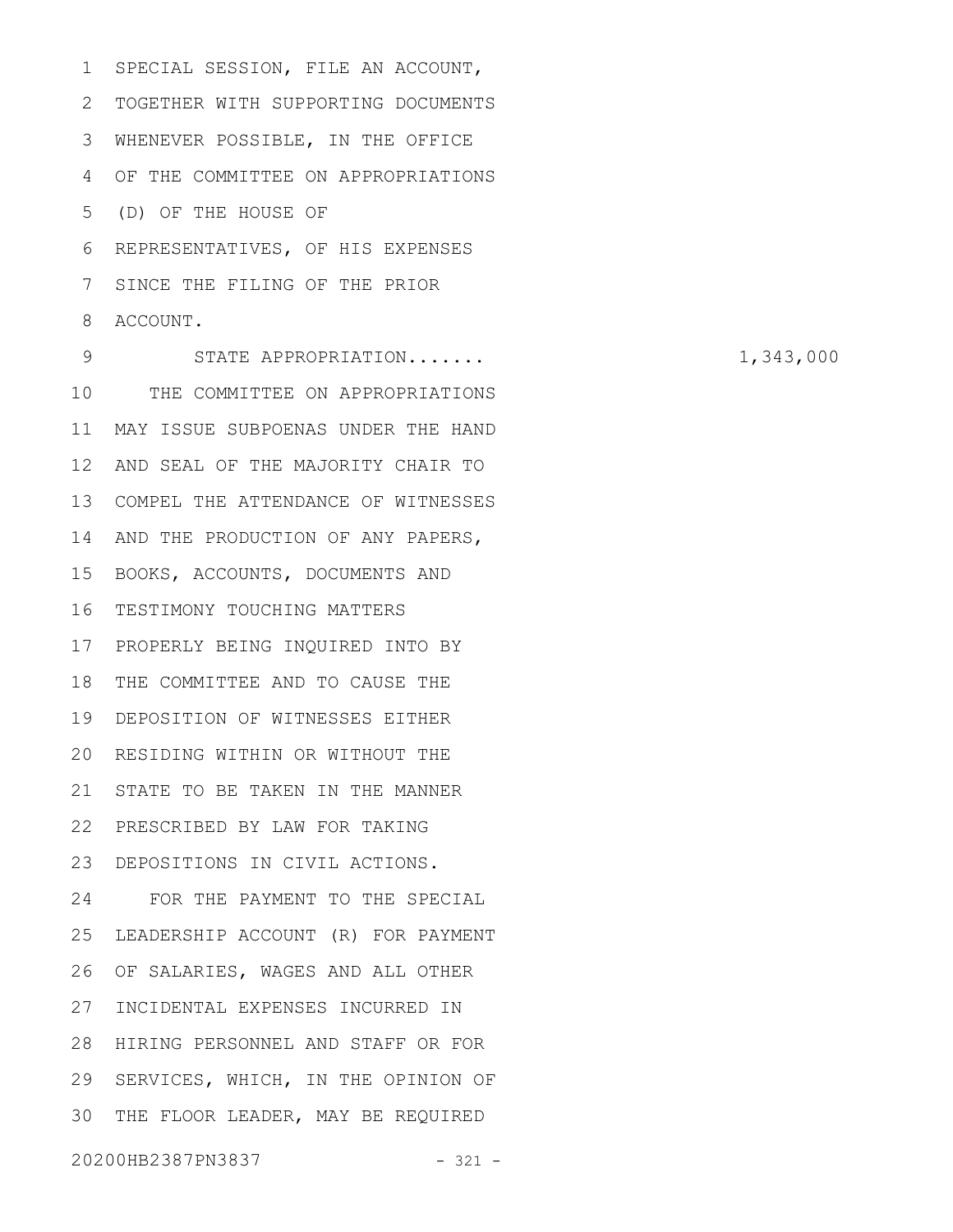SPECIAL SESSION, FILE AN ACCOUNT, TOGETHER WITH SUPPORTING DOCUMENTS WHENEVER POSSIBLE, IN THE OFFICE OF THE COMMITTEE ON APPROPRIATIONS (D) OF THE HOUSE OF REPRESENTATIVES, OF HIS EXPENSES SINCE THE FILING OF THE PRIOR ACCOUNT.

STATE APPROPRIATION....... 1,343,000

THE COMMITTEE ON APPROPRIATIONS MAY ISSUE SUBPOENAS UNDER THE HAND AND SEAL OF THE MAJORITY CHAIR TO COMPEL THE ATTENDANCE OF WITNESSES AND THE PRODUCTION OF ANY PAPERS, BOOKS, ACCOUNTS, DOCUMENTS AND TESTIMONY TOUCHING MATTERS PROPERLY BEING INQUIRED INTO BY THE COMMITTEE AND TO CAUSE THE DEPOSITION OF WITNESSES EITHER RESIDING WITHIN OR WITHOUT THE STATE TO BE TAKEN IN THE MANNER PRESCRIBED BY LAW FOR TAKING DEPOSITIONS IN CIVIL ACTIONS.

FOR THE PAYMENT TO THE SPECIAL LEADERSHIP ACCOUNT (R) FOR PAYMENT OF SALARIES, WAGES AND ALL OTHER INCIDENTAL EXPENSES INCURRED IN HIRING PERSONNEL AND STAFF OR FOR SERVICES, WHICH, IN THE OPINION OF THE FLOOR LEADER, MAY BE REQUIRED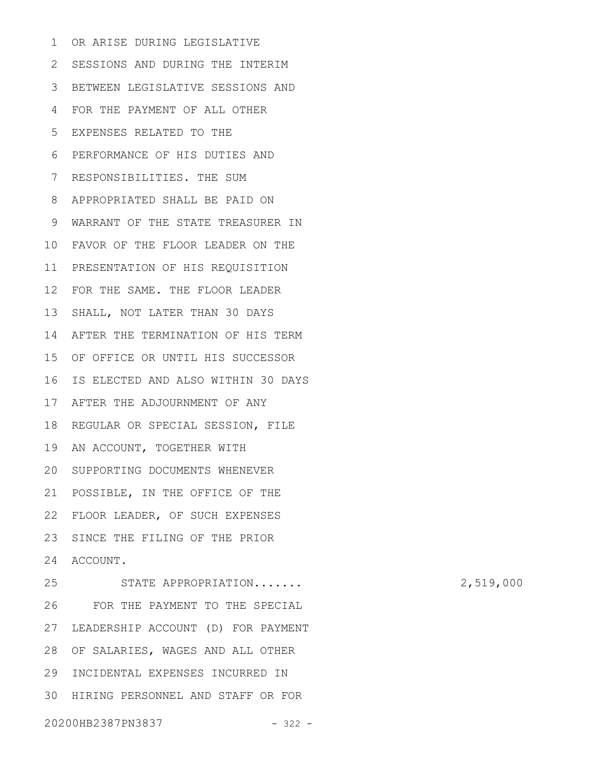OR ARISE DURING LEGISLATIVE SESSIONS AND DURING THE INTERIM BETWEEN LEGISLATIVE SESSIONS AND FOR THE PAYMENT OF ALL OTHER EXPENSES RELATED TO THE PERFORMANCE OF HIS DUTIES AND RESPONSIBILITIES. THE SUM APPROPRIATED SHALL BE PAID ON WARRANT OF THE STATE TREASURER IN FAVOR OF THE FLOOR LEADER ON THE PRESENTATION OF HIS REQUISITION FOR THE SAME. THE FLOOR LEADER SHALL, NOT LATER THAN 30 DAYS AFTER THE TERMINATION OF HIS TERM OF OFFICE OR UNTIL HIS SUCCESSOR IS ELECTED AND ALSO WITHIN 30 DAYS AFTER THE ADJOURNMENT OF ANY REGULAR OR SPECIAL SESSION, FILE AN ACCOUNT, TOGETHER WITH SUPPORTING DOCUMENTS WHENEVER POSSIBLE, IN THE OFFICE OF THE FLOOR LEADER, OF SUCH EXPENSES SINCE THE FILING OF THE PRIOR ACCOUNT.

STATE APPROPRIATION....... 2,519,000

FOR THE PAYMENT TO THE SPECIAL LEADERSHIP ACCOUNT (D) FOR PAYMENT OF SALARIES, WAGES AND ALL OTHER INCIDENTAL EXPENSES INCURRED IN HIRING PERSONNEL AND STAFF OR FOR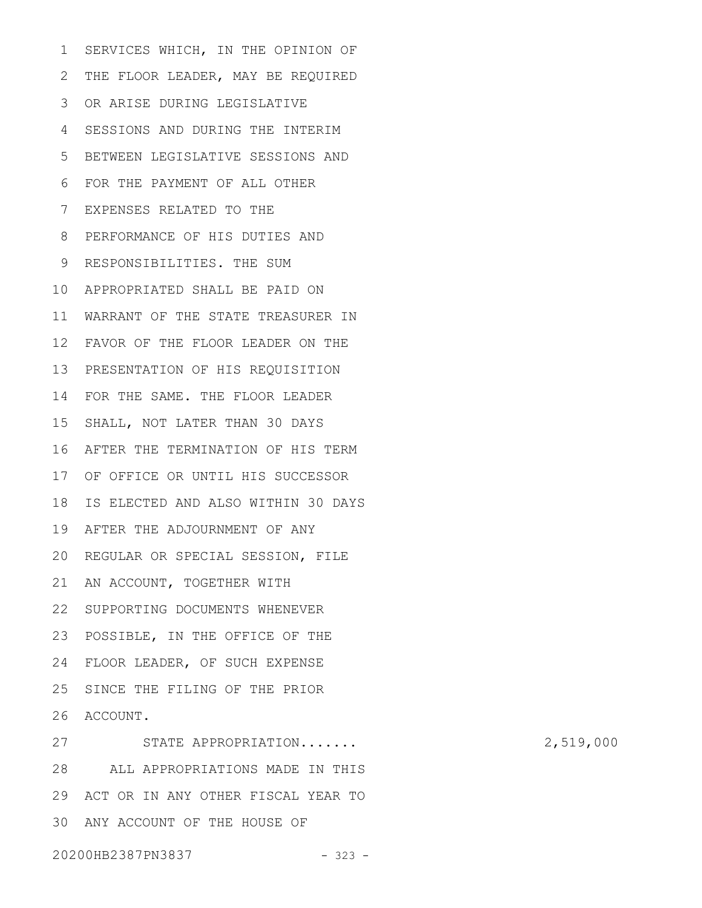SERVICES WHICH, IN THE OPINION OF THE FLOOR LEADER, MAY BE REQUIRED OR ARISE DURING LEGISLATIVE SESSIONS AND DURING THE INTERIM BETWEEN LEGISLATIVE SESSIONS AND FOR THE PAYMENT OF ALL OTHER EXPENSES RELATED TO THE PERFORMANCE OF HIS DUTIES AND RESPONSIBILITIES. THE SUM APPROPRIATED SHALL BE PAID ON WARRANT OF THE STATE TREASURER IN FAVOR OF THE FLOOR LEADER ON THE PRESENTATION OF HIS REQUISITION FOR THE SAME. THE FLOOR LEADER SHALL, NOT LATER THAN 30 DAYS AFTER THE TERMINATION OF HIS TERM OF OFFICE OR UNTIL HIS SUCCESSOR IS ELECTED AND ALSO WITHIN 30 DAYS AFTER THE ADJOURNMENT OF ANY REGULAR OR SPECIAL SESSION, FILE AN ACCOUNT, TOGETHER WITH SUPPORTING DOCUMENTS WHENEVER POSSIBLE, IN THE OFFICE OF THE FLOOR LEADER, OF SUCH EXPENSE SINCE THE FILING OF THE PRIOR ACCOUNT.

STATE APPROPRIATION....... 2,519,000

ALL APPROPRIATIONS MADE IN THIS ACT OR IN ANY OTHER FISCAL YEAR TO ANY ACCOUNT OF THE HOUSE OF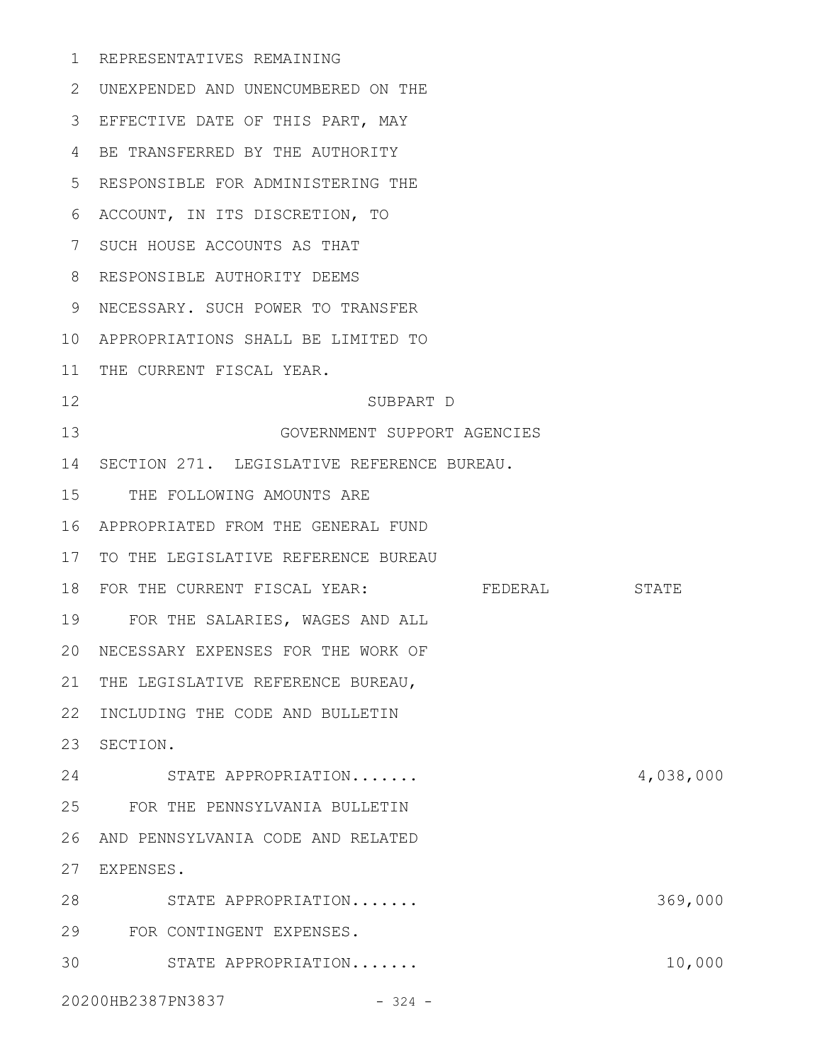REPRESENTATIVES REMAINING UNEXPENDED AND UNENCUMBERED ON THE EFFECTIVE DATE OF THIS PART, MAY BE TRANSFERRED BY THE AUTHORITY RESPONSIBLE FOR ADMINISTERING THE ACCOUNT, IN ITS DISCRETION, TO SUCH HOUSE ACCOUNTS AS THAT RESPONSIBLE AUTHORITY DEEMS NECESSARY. SUCH POWER TO TRANSFER APPROPRIATIONS SHALL BE LIMITED TO THE CURRENT FISCAL YEAR.

SUBPART D

GOVERNMENT SUPPORT AGENCIES

SECTION 271. LEGISLATIVE REFERENCE BUREAU.

| THE FOLLOWING AMOUNTS ARE APPROPRIATED FROM THE GENERAL FUND TO THE LEGISLATIVE REFERENCE BUREAU FOR THE CURRENT FISCAL YEAR: | FEDERAL | STATE |
|---|---|---|
| FOR THE SALARIES, WAGES AND ALL NECESSARY EXPENSES FOR THE WORK OF THE LEGISLATIVE REFERENCE BUREAU, INCLUDING THE CODE AND BULLETIN SECTION. | | |
| STATE APPROPRIATION....... | | 4,038,000 |
| FOR THE PENNSYLVANIA BULLETIN AND PENNSYLVANIA CODE AND RELATED EXPENSES. | | |
| STATE APPROPRIATION....... | | 369,000 |
| FOR CONTINGENT EXPENSES. | | |
| STATE APPROPRIATION....... | | 10,000 |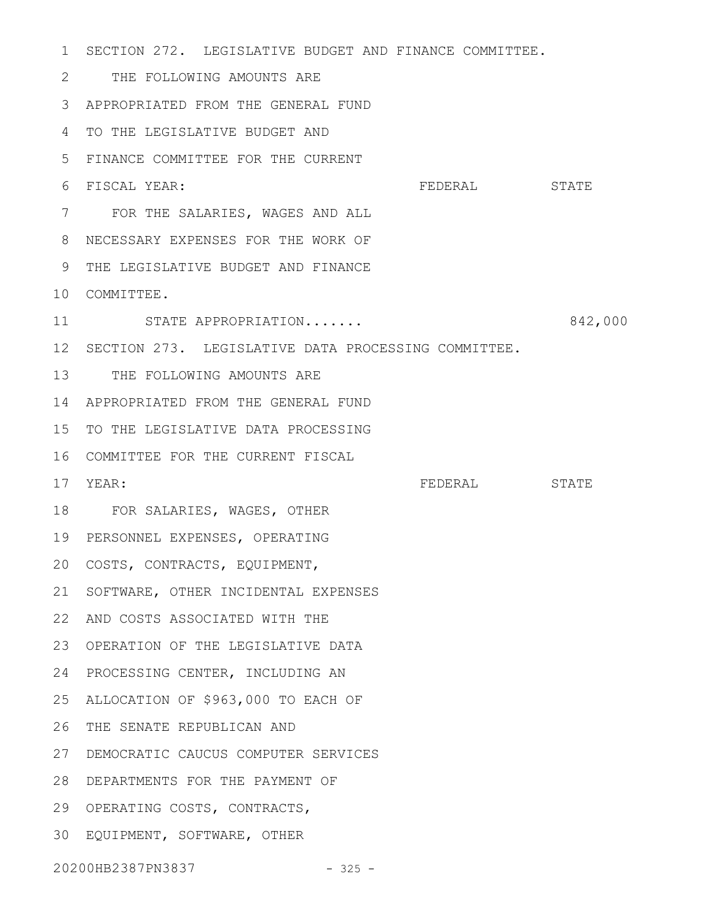SECTION 272. LEGISLATIVE BUDGET AND FINANCE COMMITTEE.

THE FOLLOWING AMOUNTS ARE APPROPRIATED FROM THE GENERAL FUND TO THE LEGISLATIVE BUDGET AND FINANCE COMMITTEE FOR THE CURRENT FISCAL YEAR:

| | FEDERAL | STATE |
|---|---|---|
| FOR THE SALARIES, WAGES AND ALL NECESSARY EXPENSES FOR THE WORK OF THE LEGISLATIVE BUDGET AND FINANCE COMMITTEE. | | |
| STATE APPROPRIATION....... | | 842,000 |

SECTION 273. LEGISLATIVE DATA PROCESSING COMMITTEE.

THE FOLLOWING AMOUNTS ARE APPROPRIATED FROM THE GENERAL FUND TO THE LEGISLATIVE DATA PROCESSING COMMITTEE FOR THE CURRENT FISCAL YEAR:

| | FEDERAL | STATE |
|---|---|---|
| FOR SALARIES, WAGES, OTHER PERSONNEL EXPENSES, OPERATING COSTS, CONTRACTS, EQUIPMENT, SOFTWARE, OTHER INCIDENTAL EXPENSES AND COSTS ASSOCIATED WITH THE OPERATION OF THE LEGISLATIVE DATA PROCESSING CENTER, INCLUDING AN ALLOCATION OF $963,000 TO EACH OF THE SENATE REPUBLICAN AND DEMOCRATIC CAUCUS COMPUTER SERVICES DEPARTMENTS FOR THE PAYMENT OF OPERATING COSTS, CONTRACTS, EQUIPMENT, SOFTWARE, OTHER | | |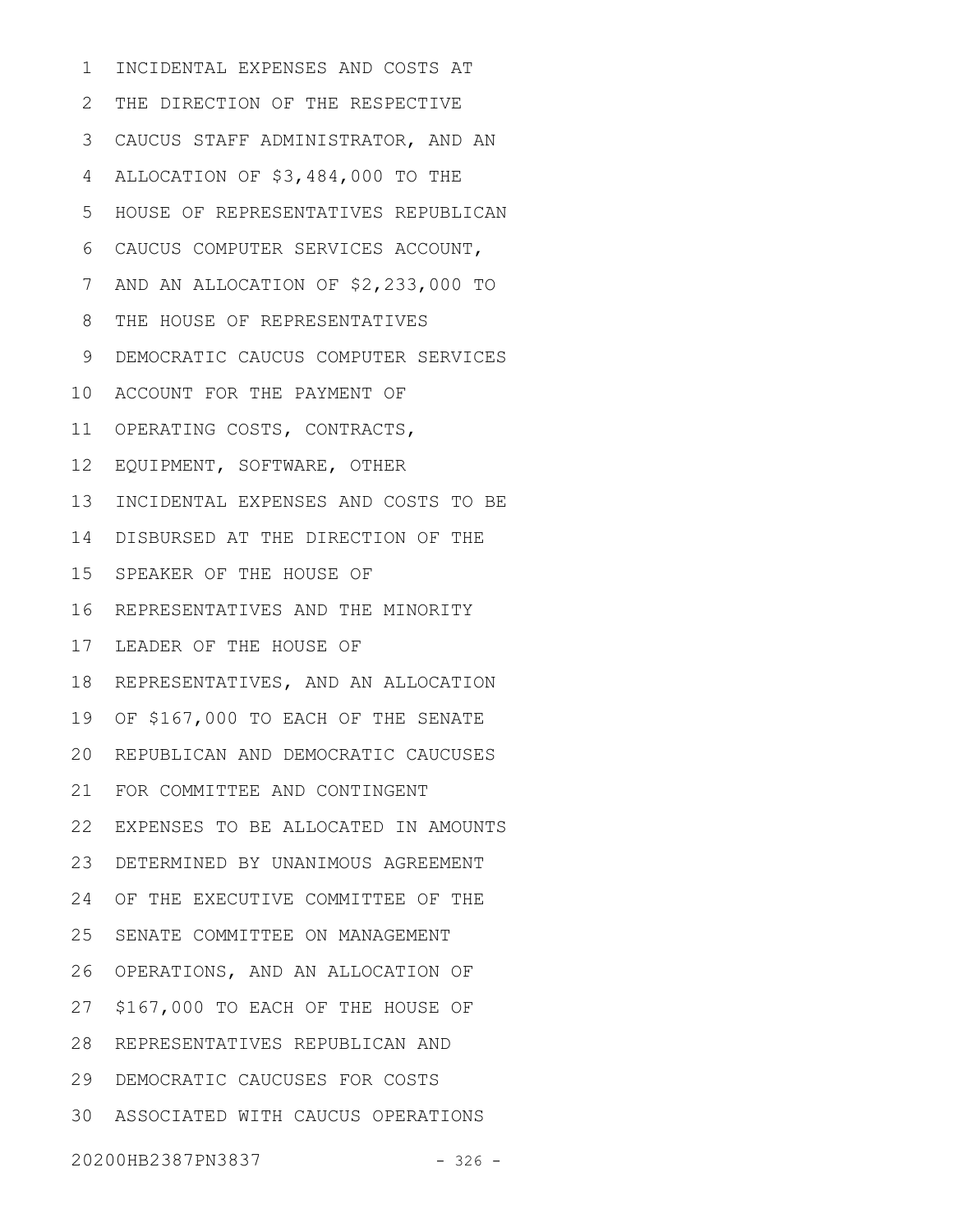INCIDENTAL EXPENSES AND COSTS AT
THE DIRECTION OF THE RESPECTIVE
CAUCUS STAFF ADMINISTRATOR, AND AN
ALLOCATION OF $3,484,000 TO THE
HOUSE OF REPRESENTATIVES REPUBLICAN
CAUCUS COMPUTER SERVICES ACCOUNT,
AND AN ALLOCATION OF $2,233,000 TO
THE HOUSE OF REPRESENTATIVES
DEMOCRATIC CAUCUS COMPUTER SERVICES
ACCOUNT FOR THE PAYMENT OF
OPERATING COSTS, CONTRACTS,
EQUIPMENT, SOFTWARE, OTHER
INCIDENTAL EXPENSES AND COSTS TO BE
DISBURSED AT THE DIRECTION OF THE
SPEAKER OF THE HOUSE OF
REPRESENTATIVES AND THE MINORITY
LEADER OF THE HOUSE OF
REPRESENTATIVES, AND AN ALLOCATION
OF $167,000 TO EACH OF THE SENATE
REPUBLICAN AND DEMOCRATIC CAUCUSES
FOR COMMITTEE AND CONTINGENT
EXPENSES TO BE ALLOCATED IN AMOUNTS
DETERMINED BY UNANIMOUS AGREEMENT
OF THE EXECUTIVE COMMITTEE OF THE
SENATE COMMITTEE ON MANAGEMENT
OPERATIONS, AND AN ALLOCATION OF
$167,000 TO EACH OF THE HOUSE OF
REPRESENTATIVES REPUBLICAN AND
DEMOCRATIC CAUCUSES FOR COSTS
ASSOCIATED WITH CAUCUS OPERATIONS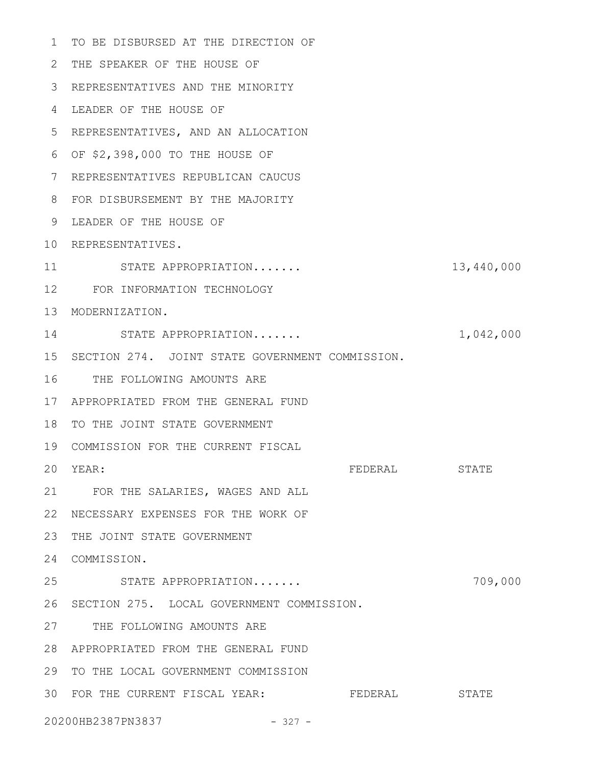TO BE DISBURSED AT THE DIRECTION OF THE SPEAKER OF THE HOUSE OF REPRESENTATIVES AND THE MINORITY LEADER OF THE HOUSE OF REPRESENTATIVES, AND AN ALLOCATION OF $2,398,000 TO THE HOUSE OF REPRESENTATIVES REPUBLICAN CAUCUS FOR DISBURSEMENT BY THE MAJORITY LEADER OF THE HOUSE OF REPRESENTATIVES.

| | FEDERAL | STATE |
|---|---|---|
| STATE APPROPRIATION....... | | 13,440,000 |
| FOR INFORMATION TECHNOLOGY MODERNIZATION. | | |
| STATE APPROPRIATION....... | | 1,042,000 |

SECTION 274. JOINT STATE GOVERNMENT COMMISSION.

THE FOLLOWING AMOUNTS ARE APPROPRIATED FROM THE GENERAL FUND TO THE JOINT STATE GOVERNMENT COMMISSION FOR THE CURRENT FISCAL YEAR:

| | FEDERAL | STATE |
|---|---|---|
| FOR THE SALARIES, WAGES AND ALL NECESSARY EXPENSES FOR THE WORK OF THE JOINT STATE GOVERNMENT COMMISSION. | | |
| STATE APPROPRIATION....... | | 709,000 |

SECTION 275. LOCAL GOVERNMENT COMMISSION.

THE FOLLOWING AMOUNTS ARE APPROPRIATED FROM THE GENERAL FUND TO THE LOCAL GOVERNMENT COMMISSION FOR THE CURRENT FISCAL YEAR:

| | FEDERAL | STATE |
|---|---|---|

20200HB2387PN3837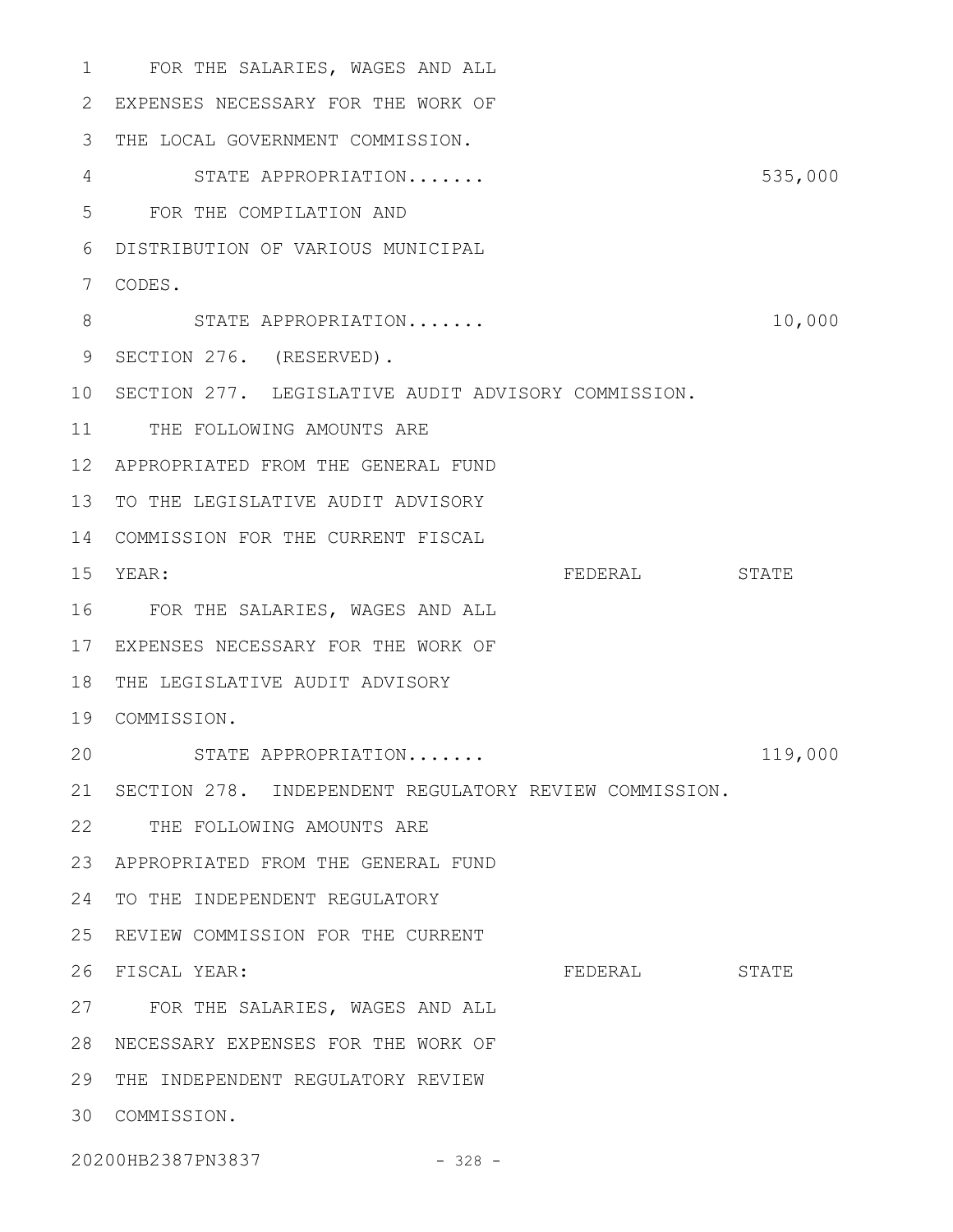FOR THE SALARIES, WAGES AND ALL EXPENSES NECESSARY FOR THE WORK OF THE LOCAL GOVERNMENT COMMISSION.

STATE APPROPRIATION....... 535,000

FOR THE COMPILATION AND DISTRIBUTION OF VARIOUS MUNICIPAL CODES.

STATE APPROPRIATION....... 10,000

SECTION 276. (RESERVED).

SECTION 277. LEGISLATIVE AUDIT ADVISORY COMMISSION.

THE FOLLOWING AMOUNTS ARE APPROPRIATED FROM THE GENERAL FUND TO THE LEGISLATIVE AUDIT ADVISORY COMMISSION FOR THE CURRENT FISCAL YEAR:

| | FEDERAL | STATE |
|---|---|---|
| FOR THE SALARIES, WAGES AND ALL EXPENSES NECESSARY FOR THE WORK OF THE LEGISLATIVE AUDIT ADVISORY COMMISSION. | | |
| STATE APPROPRIATION....... | | 119,000 |

SECTION 278. INDEPENDENT REGULATORY REVIEW COMMISSION.

THE FOLLOWING AMOUNTS ARE APPROPRIATED FROM THE GENERAL FUND TO THE INDEPENDENT REGULATORY REVIEW COMMISSION FOR THE CURRENT FISCAL YEAR:

| | FEDERAL | STATE |
|---|---|---|
| FOR THE SALARIES, WAGES AND ALL NECESSARY EXPENSES FOR THE WORK OF THE INDEPENDENT REGULATORY REVIEW COMMISSION. | | |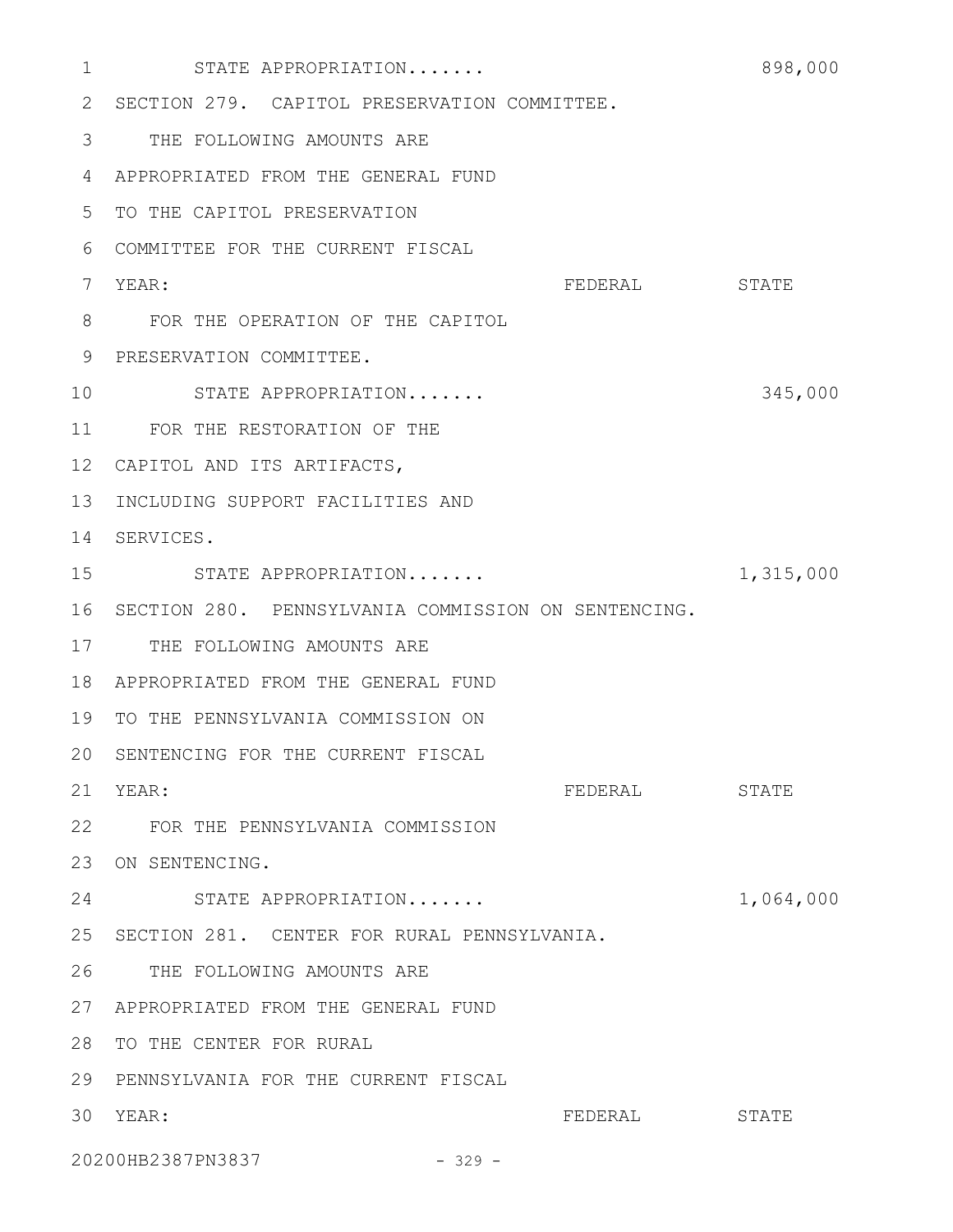STATE APPROPRIATION....... 898,000

SECTION 279. CAPITOL PRESERVATION COMMITTEE.

THE FOLLOWING AMOUNTS ARE APPROPRIATED FROM THE GENERAL FUND TO THE CAPITOL PRESERVATION COMMITTEE FOR THE CURRENT FISCAL YEAR:

| | FEDERAL | STATE |
|---|---|---|
| FOR THE OPERATION OF THE CAPITOL PRESERVATION COMMITTEE. | | |
| STATE APPROPRIATION....... | | 345,000 |
| FOR THE RESTORATION OF THE CAPITOL AND ITS ARTIFACTS, INCLUDING SUPPORT FACILITIES AND SERVICES. | | |
| STATE APPROPRIATION....... | | 1,315,000 |

SECTION 280. PENNSYLVANIA COMMISSION ON SENTENCING.

THE FOLLOWING AMOUNTS ARE APPROPRIATED FROM THE GENERAL FUND TO THE PENNSYLVANIA COMMISSION ON SENTENCING FOR THE CURRENT FISCAL YEAR:

| | FEDERAL | STATE |
|---|---|---|
| FOR THE PENNSYLVANIA COMMISSION ON SENTENCING. | | |
| STATE APPROPRIATION....... | | 1,064,000 |

SECTION 281. CENTER FOR RURAL PENNSYLVANIA.

THE FOLLOWING AMOUNTS ARE APPROPRIATED FROM THE GENERAL FUND TO THE CENTER FOR RURAL PENNSYLVANIA FOR THE CURRENT FISCAL YEAR:

| | FEDERAL | STATE |
|---|---|---|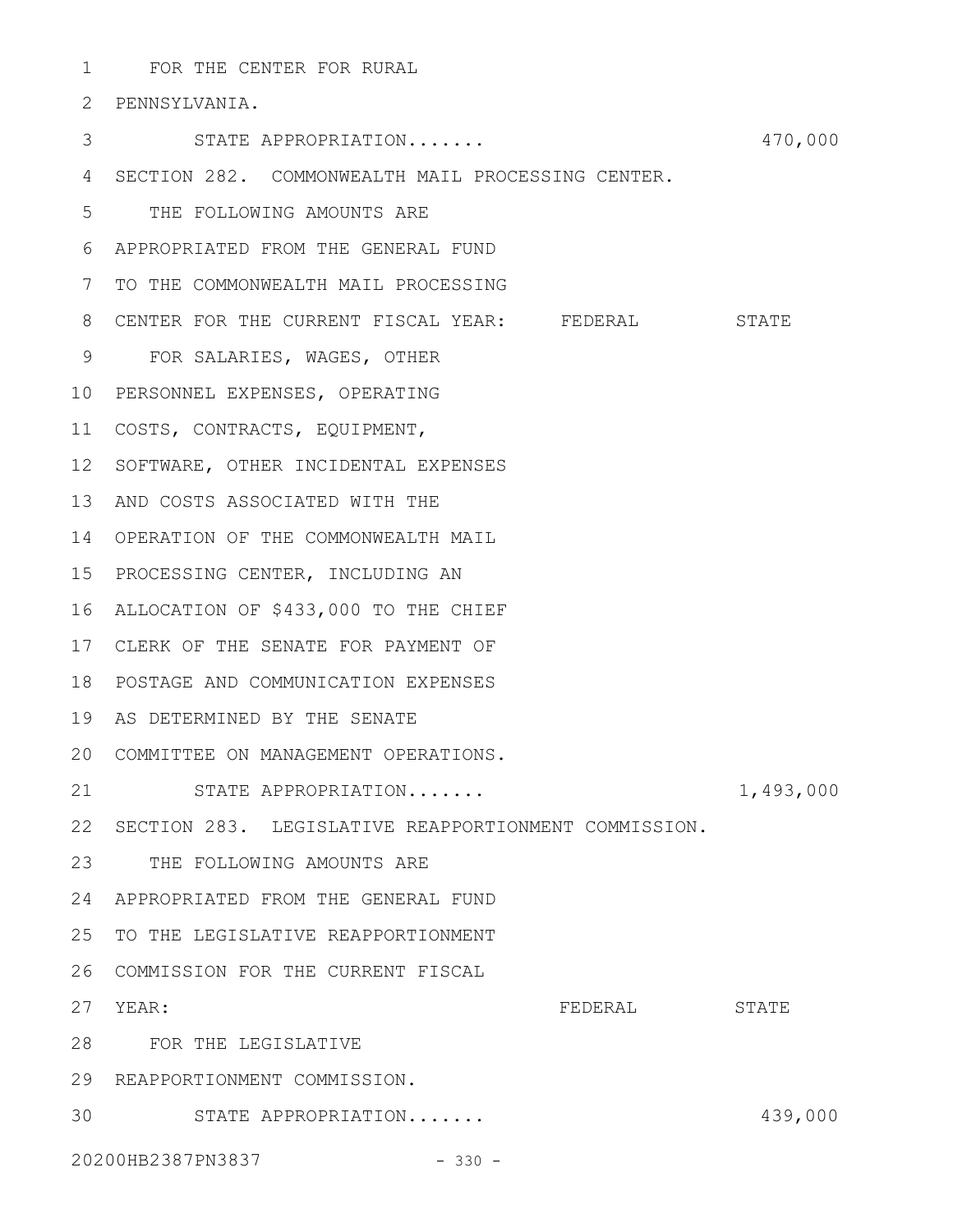FOR THE CENTER FOR RURAL PENNSYLVANIA.

| | FEDERAL | STATE |
|---|---|---|
| STATE APPROPRIATION....... | | 470,000 |

SECTION 282. COMMONWEALTH MAIL PROCESSING CENTER.

| THE FOLLOWING AMOUNTS ARE APPROPRIATED FROM THE GENERAL FUND TO THE COMMONWEALTH MAIL PROCESSING CENTER FOR THE CURRENT FISCAL YEAR: | FEDERAL | STATE |
|---|---|---|
| FOR SALARIES, WAGES, OTHER PERSONNEL EXPENSES, OPERATING COSTS, CONTRACTS, EQUIPMENT, SOFTWARE, OTHER INCIDENTAL EXPENSES AND COSTS ASSOCIATED WITH THE OPERATION OF THE COMMONWEALTH MAIL PROCESSING CENTER, INCLUDING AN ALLOCATION OF $433,000 TO THE CHIEF CLERK OF THE SENATE FOR PAYMENT OF POSTAGE AND COMMUNICATION EXPENSES AS DETERMINED BY THE SENATE COMMITTEE ON MANAGEMENT OPERATIONS. | | |
| STATE APPROPRIATION....... | | 1,493,000 |

SECTION 283. LEGISLATIVE REAPPORTIONMENT COMMISSION.

| THE FOLLOWING AMOUNTS ARE APPROPRIATED FROM THE GENERAL FUND TO THE LEGISLATIVE REAPPORTIONMENT COMMISSION FOR THE CURRENT FISCAL YEAR: | FEDERAL | STATE |
|---|---|---|
| FOR THE LEGISLATIVE REAPPORTIONMENT COMMISSION. | | |
| STATE APPROPRIATION....... | | 439,000 |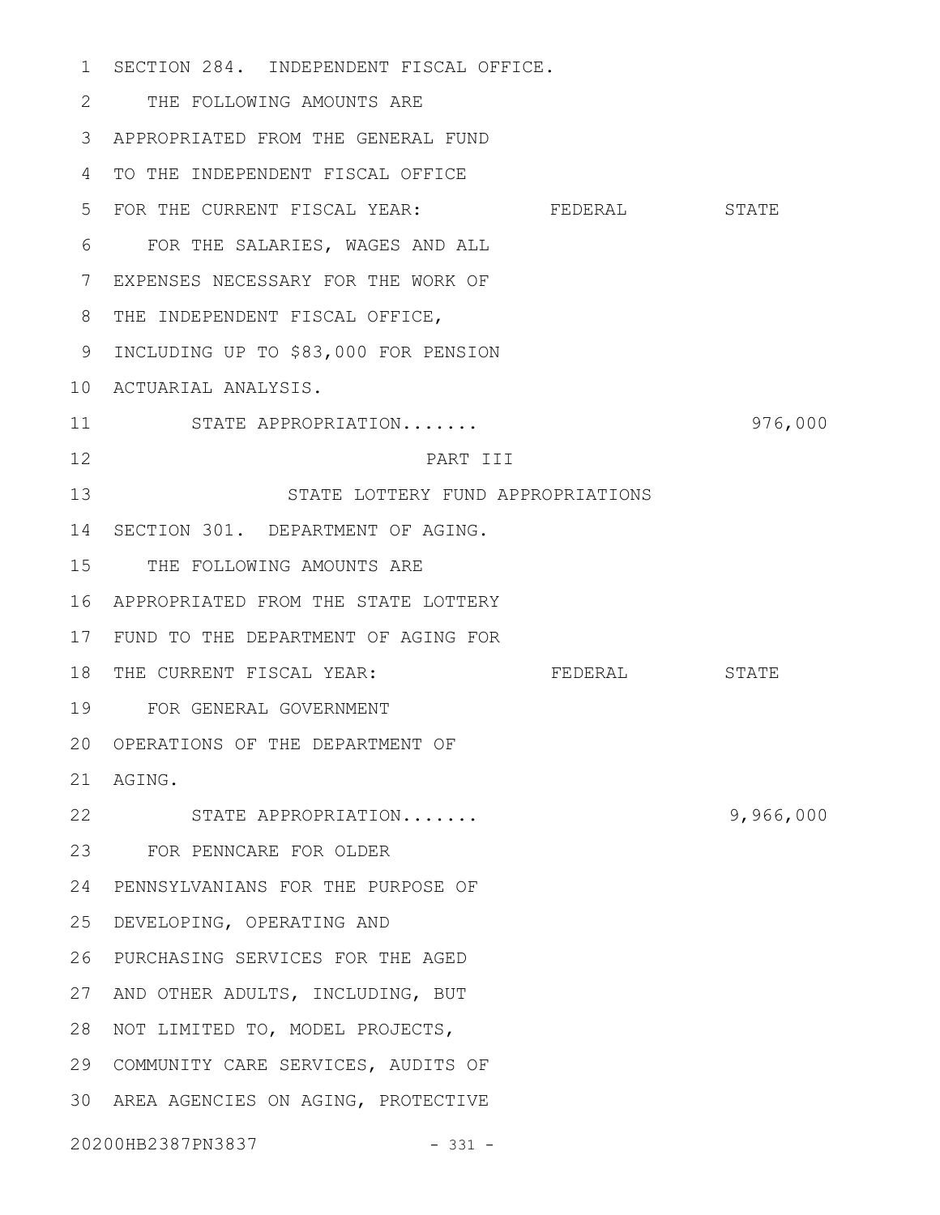SECTION 284. INDEPENDENT FISCAL OFFICE.

THE FOLLOWING AMOUNTS ARE APPROPRIATED FROM THE GENERAL FUND TO THE INDEPENDENT FISCAL OFFICE FOR THE CURRENT FISCAL YEAR:

| | FEDERAL | STATE |
|---|---|---|
| FOR THE SALARIES, WAGES AND ALL EXPENSES NECESSARY FOR THE WORK OF THE INDEPENDENT FISCAL OFFICE, INCLUDING UP TO $83,000 FOR PENSION ACTUARIAL ANALYSIS. | | |
| STATE APPROPRIATION....... | | 976,000 |

PART III

STATE LOTTERY FUND APPROPRIATIONS

SECTION 301. DEPARTMENT OF AGING.

THE FOLLOWING AMOUNTS ARE APPROPRIATED FROM THE STATE LOTTERY FUND TO THE DEPARTMENT OF AGING FOR THE CURRENT FISCAL YEAR:

| | FEDERAL | STATE |
|---|---|---|
| FOR GENERAL GOVERNMENT OPERATIONS OF THE DEPARTMENT OF AGING. | | |
| STATE APPROPRIATION....... | | 9,966,000 |
| FOR PENNCARE FOR OLDER PENNSYLVANIANS FOR THE PURPOSE OF DEVELOPING, OPERATING AND PURCHASING SERVICES FOR THE AGED AND OTHER ADULTS, INCLUDING, BUT NOT LIMITED TO, MODEL PROJECTS, COMMUNITY CARE SERVICES, AUDITS OF AREA AGENCIES ON AGING, PROTECTIVE | | |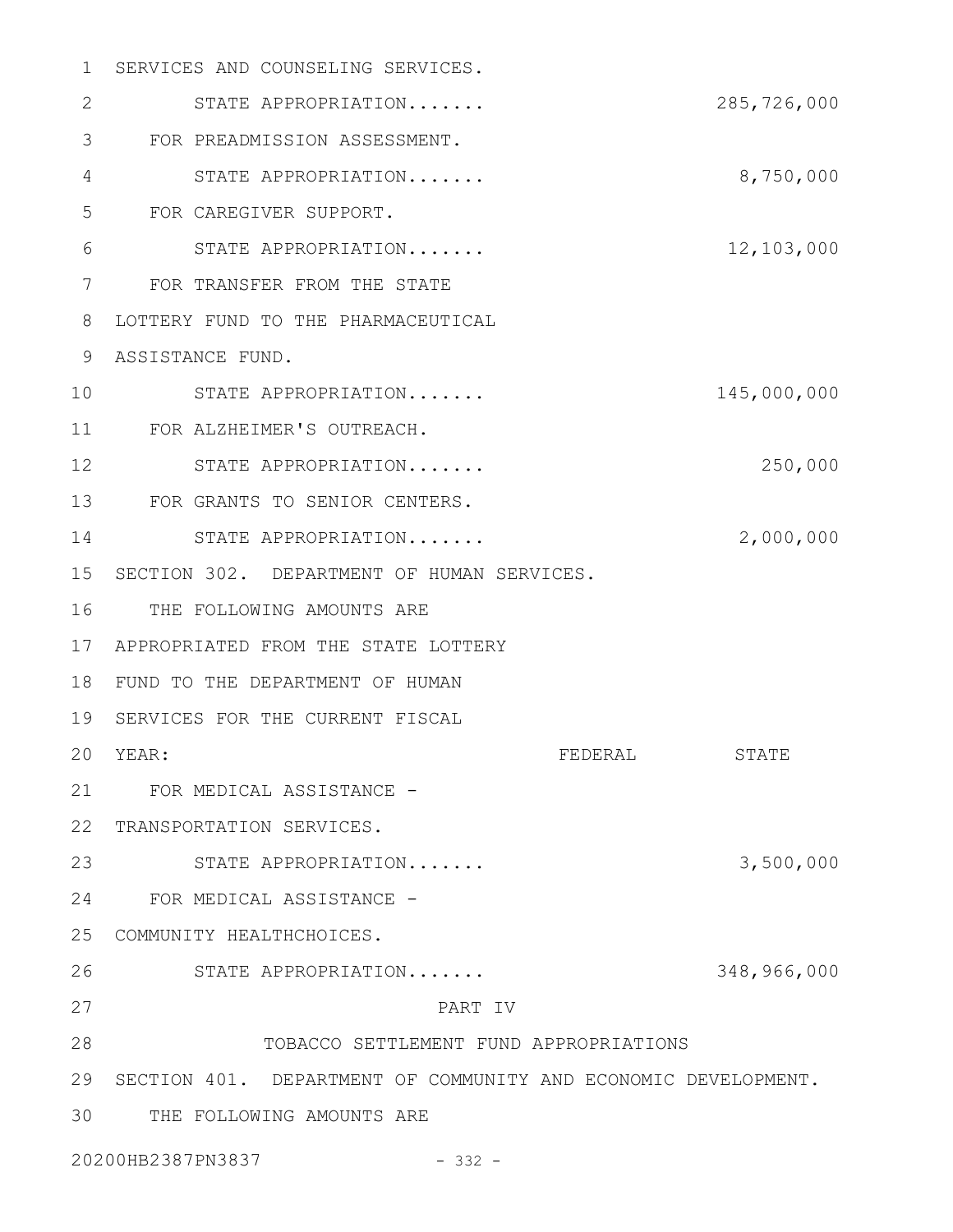SERVICES AND COUNSELING SERVICES.

STATE APPROPRIATION....... 285,726,000

FOR PREADMISSION ASSESSMENT.

STATE APPROPRIATION....... 8,750,000

FOR CAREGIVER SUPPORT.

STATE APPROPRIATION....... 12,103,000

FOR TRANSFER FROM THE STATE LOTTERY FUND TO THE PHARMACEUTICAL ASSISTANCE FUND.

STATE APPROPRIATION....... 145,000,000

FOR ALZHEIMER'S OUTREACH.

STATE APPROPRIATION....... 250,000

FOR GRANTS TO SENIOR CENTERS.

STATE APPROPRIATION....... 2,000,000

SECTION 302. DEPARTMENT OF HUMAN SERVICES.

THE FOLLOWING AMOUNTS ARE APPROPRIATED FROM THE STATE LOTTERY FUND TO THE DEPARTMENT OF HUMAN SERVICES FOR THE CURRENT FISCAL YEAR: FEDERAL STATE

FOR MEDICAL ASSISTANCE - TRANSPORTATION SERVICES.

STATE APPROPRIATION....... 3,500,000

FOR MEDICAL ASSISTANCE - COMMUNITY HEALTHCHOICES.

STATE APPROPRIATION....... 348,966,000

PART IV

TOBACCO SETTLEMENT FUND APPROPRIATIONS

SECTION 401. DEPARTMENT OF COMMUNITY AND ECONOMIC DEVELOPMENT.

THE FOLLOWING AMOUNTS ARE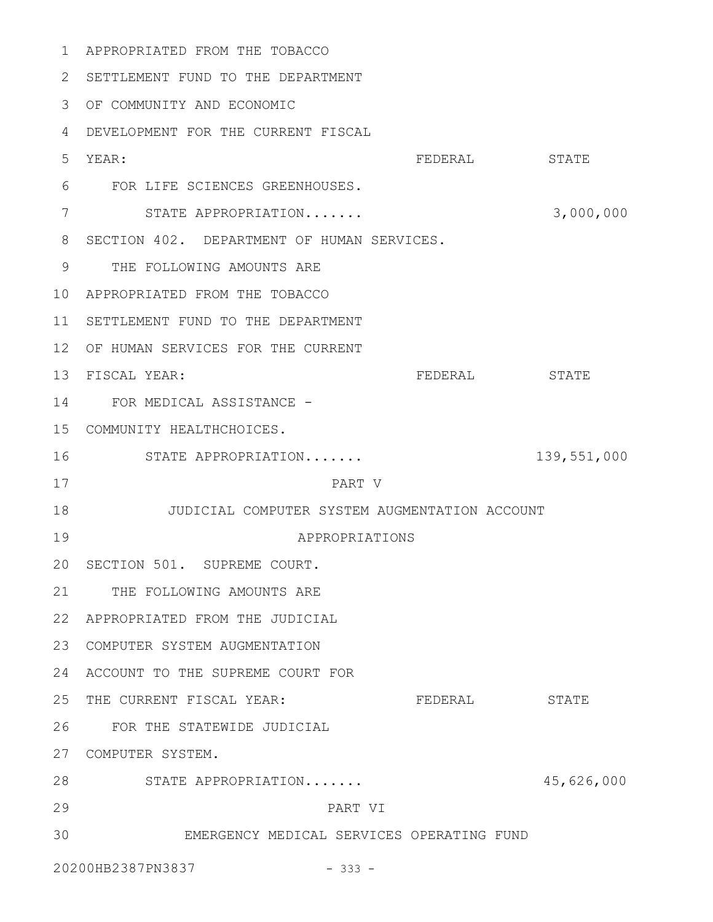APPROPRIATED FROM THE TOBACCO SETTLEMENT FUND TO THE DEPARTMENT OF COMMUNITY AND ECONOMIC DEVELOPMENT FOR THE CURRENT FISCAL YEAR:

| | FEDERAL | STATE |
|---|---|---|
| FOR LIFE SCIENCES GREENHOUSES. | | |
| STATE APPROPRIATION....... | | 3,000,000 |

SECTION 402. DEPARTMENT OF HUMAN SERVICES.

THE FOLLOWING AMOUNTS ARE APPROPRIATED FROM THE TOBACCO SETTLEMENT FUND TO THE DEPARTMENT OF HUMAN SERVICES FOR THE CURRENT FISCAL YEAR:

| | FEDERAL | STATE |
|---|---|---|
| FOR MEDICAL ASSISTANCE - COMMUNITY HEALTHCHOICES. | | |
| STATE APPROPRIATION....... | | 139,551,000 |

## PART V

## JUDICIAL COMPUTER SYSTEM AUGMENTATION ACCOUNT APPROPRIATIONS

SECTION 501. SUPREME COURT.

THE FOLLOWING AMOUNTS ARE APPROPRIATED FROM THE JUDICIAL COMPUTER SYSTEM AUGMENTATION ACCOUNT TO THE SUPREME COURT FOR THE CURRENT FISCAL YEAR:

| | FEDERAL | STATE |
|---|---|---|
| FOR THE STATEWIDE JUDICIAL COMPUTER SYSTEM. | | |
| STATE APPROPRIATION....... | | 45,626,000 |

## PART VI

## EMERGENCY MEDICAL SERVICES OPERATING FUND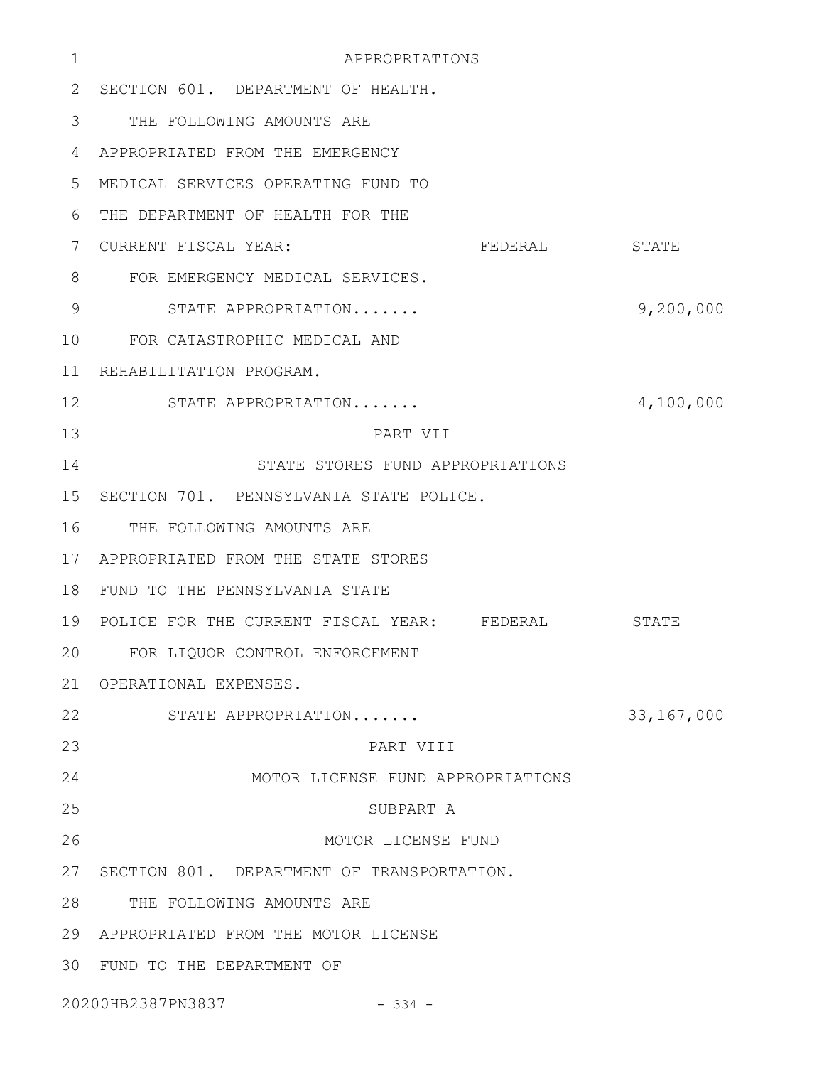APPROPRIATIONS

SECTION 601. DEPARTMENT OF HEALTH.

THE FOLLOWING AMOUNTS ARE APPROPRIATED FROM THE EMERGENCY MEDICAL SERVICES OPERATING FUND TO THE DEPARTMENT OF HEALTH FOR THE CURRENT FISCAL YEAR:

| | FEDERAL | STATE |
|---|---|---|
| FOR EMERGENCY MEDICAL SERVICES. | | |
| STATE APPROPRIATION....... | | 9,200,000 |
| FOR CATASTROPHIC MEDICAL AND REHABILITATION PROGRAM. | | |
| STATE APPROPRIATION....... | | 4,100,000 |

## PART VII

## STATE STORES FUND APPROPRIATIONS

SECTION 701. PENNSYLVANIA STATE POLICE.

THE FOLLOWING AMOUNTS ARE APPROPRIATED FROM THE STATE STORES FUND TO THE PENNSYLVANIA STATE POLICE FOR THE CURRENT FISCAL YEAR:

| | FEDERAL | STATE |
|---|---|---|
| FOR LIQUOR CONTROL ENFORCEMENT OPERATIONAL EXPENSES. | | |
| STATE APPROPRIATION....... | | 33,167,000 |

## PART VIII

## MOTOR LICENSE FUND APPROPRIATIONS

### SUBPART A

### MOTOR LICENSE FUND

SECTION 801. DEPARTMENT OF TRANSPORTATION.

THE FOLLOWING AMOUNTS ARE APPROPRIATED FROM THE MOTOR LICENSE FUND TO THE DEPARTMENT OF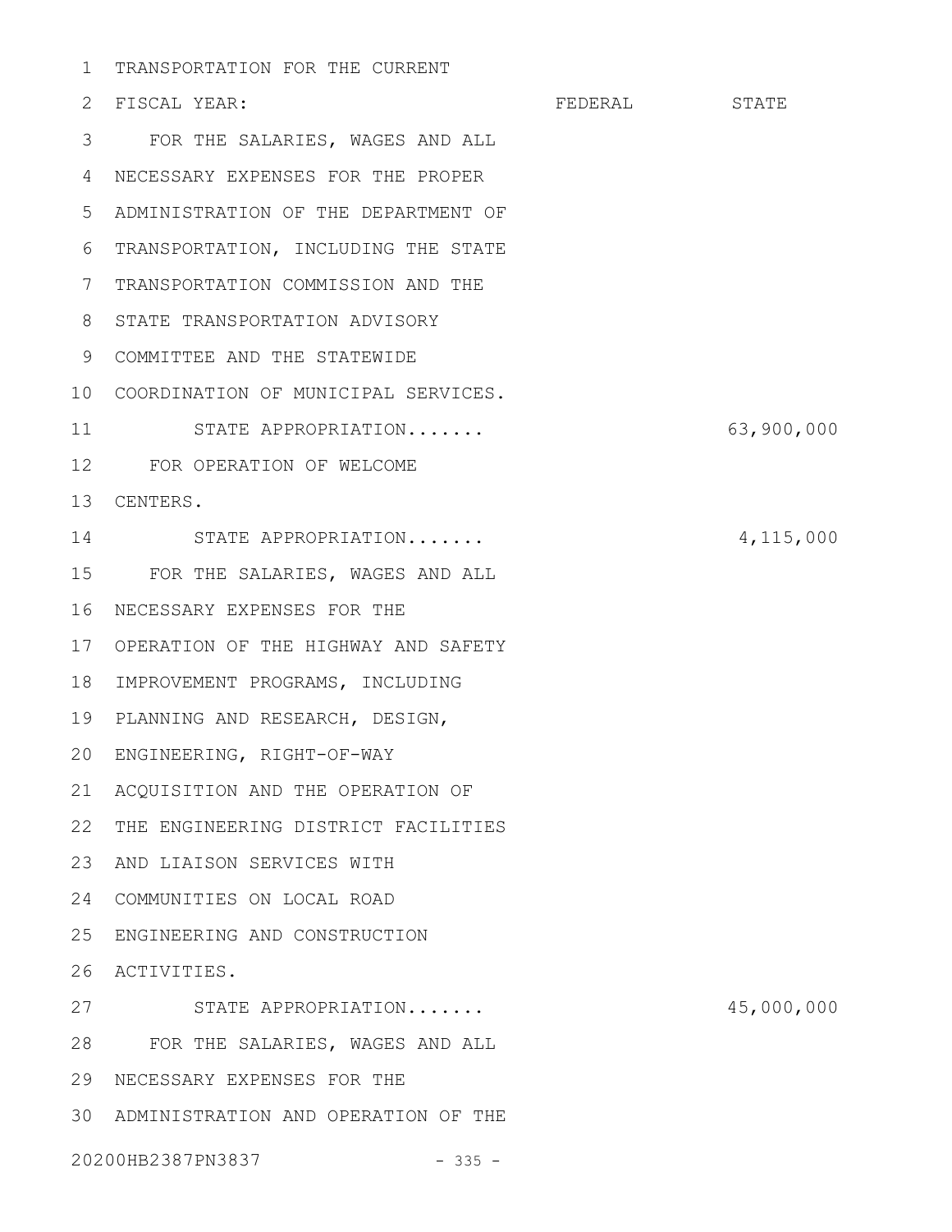TRANSPORTATION FOR THE CURRENT FISCAL YEAR:

| | FEDERAL | STATE |
|---|---|---|
| FOR THE SALARIES, WAGES AND ALL NECESSARY EXPENSES FOR THE PROPER ADMINISTRATION OF THE DEPARTMENT OF TRANSPORTATION, INCLUDING THE STATE TRANSPORTATION COMMISSION AND THE STATE TRANSPORTATION ADVISORY COMMITTEE AND THE STATEWIDE COORDINATION OF MUNICIPAL SERVICES. | | |
| STATE APPROPRIATION....... | | 63,900,000 |
| FOR OPERATION OF WELCOME CENTERS. | | |
| STATE APPROPRIATION....... | | 4,115,000 |
| FOR THE SALARIES, WAGES AND ALL NECESSARY EXPENSES FOR THE OPERATION OF THE HIGHWAY AND SAFETY IMPROVEMENT PROGRAMS, INCLUDING PLANNING AND RESEARCH, DESIGN, ENGINEERING, RIGHT-OF-WAY ACQUISITION AND THE OPERATION OF THE ENGINEERING DISTRICT FACILITIES AND LIAISON SERVICES WITH COMMUNITIES ON LOCAL ROAD ENGINEERING AND CONSTRUCTION ACTIVITIES. | | |
| STATE APPROPRIATION....... | | 45,000,000 |
| FOR THE SALARIES, WAGES AND ALL NECESSARY EXPENSES FOR THE ADMINISTRATION AND OPERATION OF THE | | |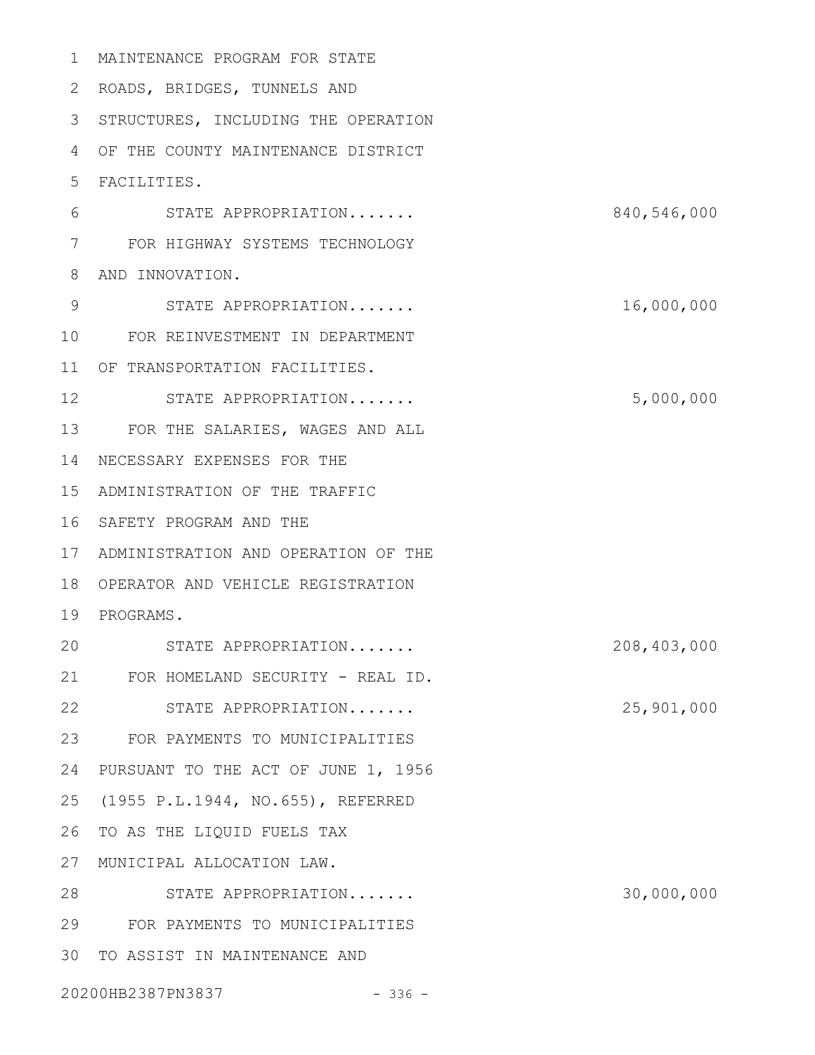MAINTENANCE PROGRAM FOR STATE ROADS, BRIDGES, TUNNELS AND STRUCTURES, INCLUDING THE OPERATION OF THE COUNTY MAINTENANCE DISTRICT FACILITIES.

STATE APPROPRIATION....... 840,546,000

FOR HIGHWAY SYSTEMS TECHNOLOGY AND INNOVATION.

STATE APPROPRIATION....... 16,000,000

FOR REINVESTMENT IN DEPARTMENT OF TRANSPORTATION FACILITIES.

STATE APPROPRIATION....... 5,000,000

FOR THE SALARIES, WAGES AND ALL NECESSARY EXPENSES FOR THE ADMINISTRATION OF THE TRAFFIC SAFETY PROGRAM AND THE ADMINISTRATION AND OPERATION OF THE OPERATOR AND VEHICLE REGISTRATION PROGRAMS.

STATE APPROPRIATION....... 208,403,000

FOR HOMELAND SECURITY - REAL ID.

STATE APPROPRIATION....... 25,901,000

FOR PAYMENTS TO MUNICIPALITIES PURSUANT TO THE ACT OF JUNE 1, 1956 (1955 P.L.1944, NO.655), REFERRED TO AS THE LIQUID FUELS TAX MUNICIPAL ALLOCATION LAW.

STATE APPROPRIATION....... 30,000,000

FOR PAYMENTS TO MUNICIPALITIES TO ASSIST IN MAINTENANCE AND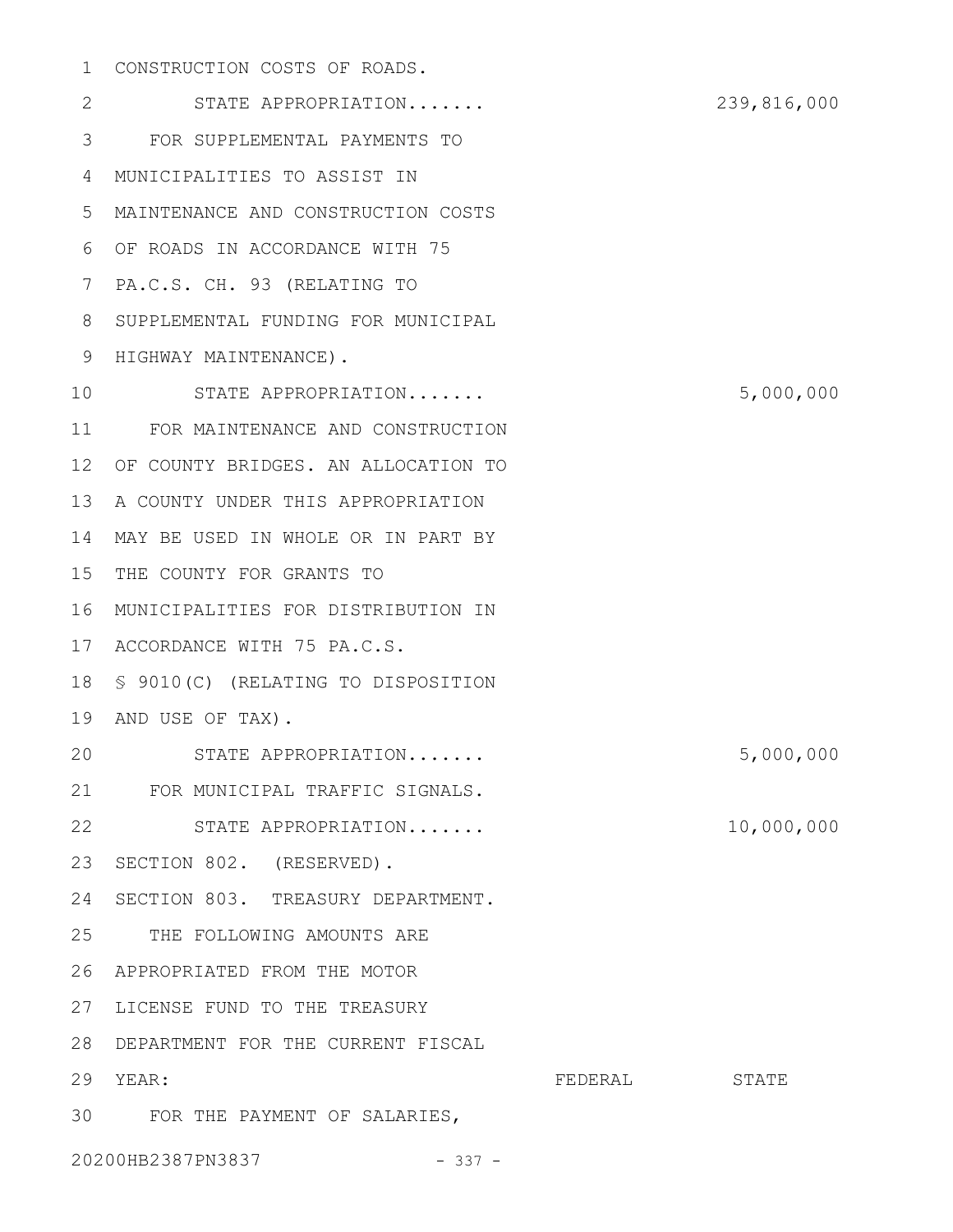CONSTRUCTION COSTS OF ROADS.

STATE APPROPRIATION....... 239,816,000

FOR SUPPLEMENTAL PAYMENTS TO MUNICIPALITIES TO ASSIST IN MAINTENANCE AND CONSTRUCTION COSTS OF ROADS IN ACCORDANCE WITH 75 PA.C.S. CH. 93 (RELATING TO SUPPLEMENTAL FUNDING FOR MUNICIPAL HIGHWAY MAINTENANCE).

STATE APPROPRIATION....... 5,000,000

FOR MAINTENANCE AND CONSTRUCTION OF COUNTY BRIDGES. AN ALLOCATION TO A COUNTY UNDER THIS APPROPRIATION MAY BE USED IN WHOLE OR IN PART BY THE COUNTY FOR GRANTS TO MUNICIPALITIES FOR DISTRIBUTION IN ACCORDANCE WITH 75 PA.C.S. § 9010(C) (RELATING TO DISPOSITION AND USE OF TAX).

STATE APPROPRIATION....... 5,000,000

FOR MUNICIPAL TRAFFIC SIGNALS.

STATE APPROPRIATION....... 10,000,000

SECTION 802. (RESERVED).

SECTION 803. TREASURY DEPARTMENT.

THE FOLLOWING AMOUNTS ARE APPROPRIATED FROM THE MOTOR LICENSE FUND TO THE TREASURY DEPARTMENT FOR THE CURRENT FISCAL YEAR: FEDERAL STATE

FOR THE PAYMENT OF SALARIES,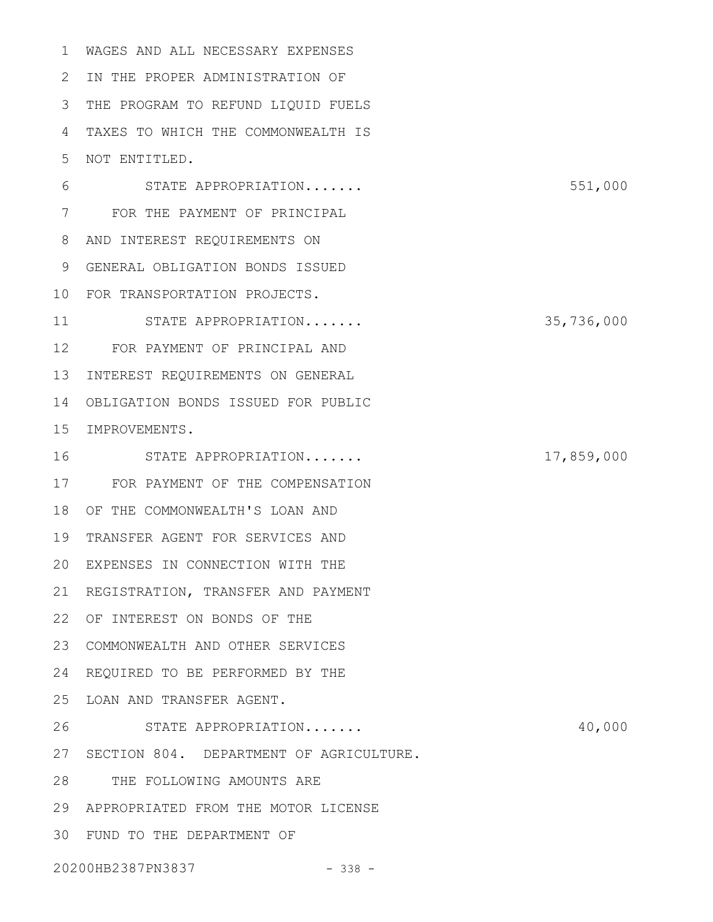WAGES AND ALL NECESSARY EXPENSES IN THE PROPER ADMINISTRATION OF THE PROGRAM TO REFUND LIQUID FUELS TAXES TO WHICH THE COMMONWEALTH IS NOT ENTITLED.

STATE APPROPRIATION....... 551,000

FOR THE PAYMENT OF PRINCIPAL AND INTEREST REQUIREMENTS ON GENERAL OBLIGATION BONDS ISSUED FOR TRANSPORTATION PROJECTS.

STATE APPROPRIATION....... 35,736,000

FOR PAYMENT OF PRINCIPAL AND INTEREST REQUIREMENTS ON GENERAL OBLIGATION BONDS ISSUED FOR PUBLIC IMPROVEMENTS.

STATE APPROPRIATION....... 17,859,000

FOR PAYMENT OF THE COMPENSATION OF THE COMMONWEALTH'S LOAN AND TRANSFER AGENT FOR SERVICES AND EXPENSES IN CONNECTION WITH THE REGISTRATION, TRANSFER AND PAYMENT OF INTEREST ON BONDS OF THE COMMONWEALTH AND OTHER SERVICES REQUIRED TO BE PERFORMED BY THE LOAN AND TRANSFER AGENT.

STATE APPROPRIATION....... 40,000

SECTION 804. DEPARTMENT OF AGRICULTURE.

THE FOLLOWING AMOUNTS ARE APPROPRIATED FROM THE MOTOR LICENSE FUND TO THE DEPARTMENT OF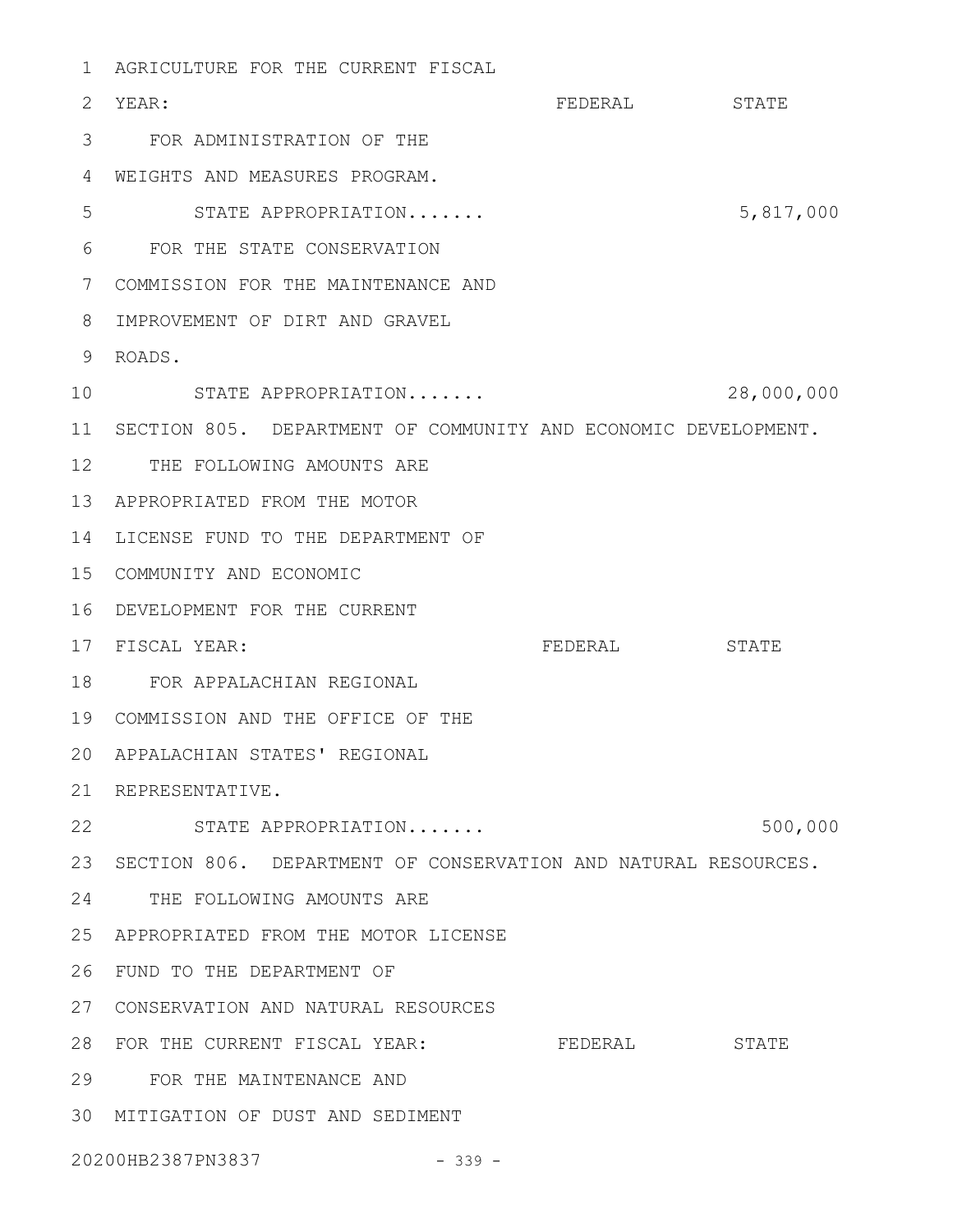AGRICULTURE FOR THE CURRENT FISCAL YEAR:

| | FEDERAL | STATE |
|---|---|---|
| FOR ADMINISTRATION OF THE WEIGHTS AND MEASURES PROGRAM. | | |
| STATE APPROPRIATION....... | | 5,817,000 |
| FOR THE STATE CONSERVATION COMMISSION FOR THE MAINTENANCE AND IMPROVEMENT OF DIRT AND GRAVEL ROADS. | | |
| STATE APPROPRIATION....... | | 28,000,000 |

SECTION 805. DEPARTMENT OF COMMUNITY AND ECONOMIC DEVELOPMENT.

THE FOLLOWING AMOUNTS ARE APPROPRIATED FROM THE MOTOR LICENSE FUND TO THE DEPARTMENT OF COMMUNITY AND ECONOMIC DEVELOPMENT FOR THE CURRENT FISCAL YEAR:

| | FEDERAL | STATE |
|---|---|---|
| FOR APPALACHIAN REGIONAL COMMISSION AND THE OFFICE OF THE APPALACHIAN STATES' REGIONAL REPRESENTATIVE. | | |
| STATE APPROPRIATION....... | | 500,000 |

SECTION 806. DEPARTMENT OF CONSERVATION AND NATURAL RESOURCES.

THE FOLLOWING AMOUNTS ARE APPROPRIATED FROM THE MOTOR LICENSE FUND TO THE DEPARTMENT OF CONSERVATION AND NATURAL RESOURCES FOR THE CURRENT FISCAL YEAR:

| | FEDERAL | STATE |
|---|---|---|
| FOR THE MAINTENANCE AND MITIGATION OF DUST AND SEDIMENT | | |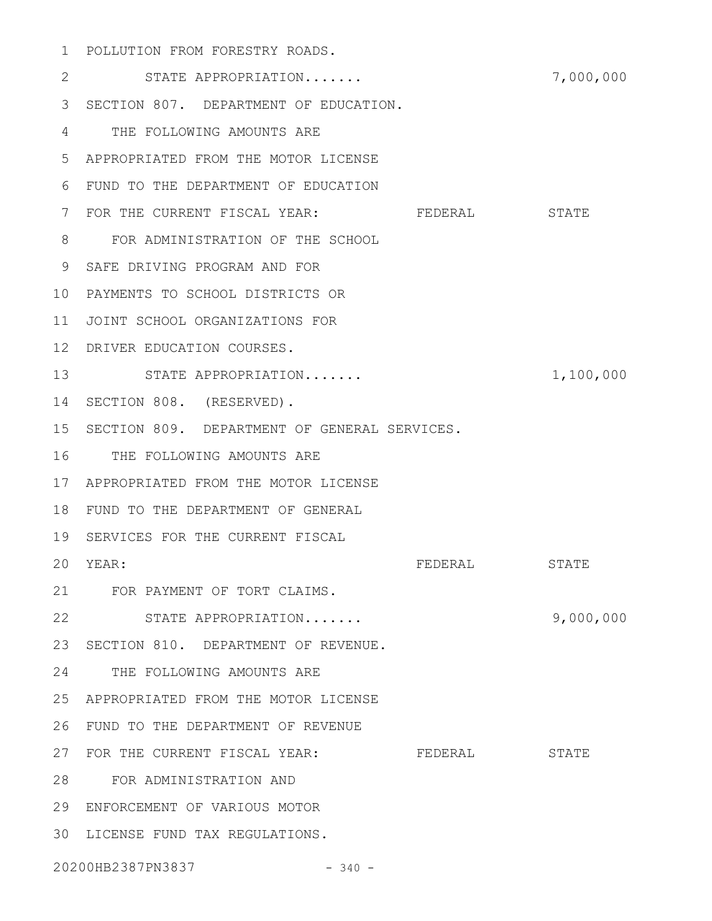POLLUTION FROM FORESTRY ROADS.

| | FEDERAL | STATE |
|---|---|---|
| STATE APPROPRIATION....... | | 7,000,000 |

SECTION 807. DEPARTMENT OF EDUCATION.

| THE FOLLOWING AMOUNTS ARE APPROPRIATED FROM THE MOTOR LICENSE FUND TO THE DEPARTMENT OF EDUCATION FOR THE CURRENT FISCAL YEAR: | FEDERAL | STATE |
|---|---|---|
| FOR ADMINISTRATION OF THE SCHOOL SAFE DRIVING PROGRAM AND FOR PAYMENTS TO SCHOOL DISTRICTS OR JOINT SCHOOL ORGANIZATIONS FOR DRIVER EDUCATION COURSES. | | |
| STATE APPROPRIATION....... | | 1,100,000 |

SECTION 808. (RESERVED).

SECTION 809. DEPARTMENT OF GENERAL SERVICES.

| THE FOLLOWING AMOUNTS ARE APPROPRIATED FROM THE MOTOR LICENSE FUND TO THE DEPARTMENT OF GENERAL SERVICES FOR THE CURRENT FISCAL YEAR: | FEDERAL | STATE |
|---|---|---|
| FOR PAYMENT OF TORT CLAIMS. | | |
| STATE APPROPRIATION....... | | 9,000,000 |

SECTION 810. DEPARTMENT OF REVENUE.

| THE FOLLOWING AMOUNTS ARE APPROPRIATED FROM THE MOTOR LICENSE FUND TO THE DEPARTMENT OF REVENUE FOR THE CURRENT FISCAL YEAR: | FEDERAL | STATE |
|---|---|---|
| FOR ADMINISTRATION AND ENFORCEMENT OF VARIOUS MOTOR LICENSE FUND TAX REGULATIONS. | | |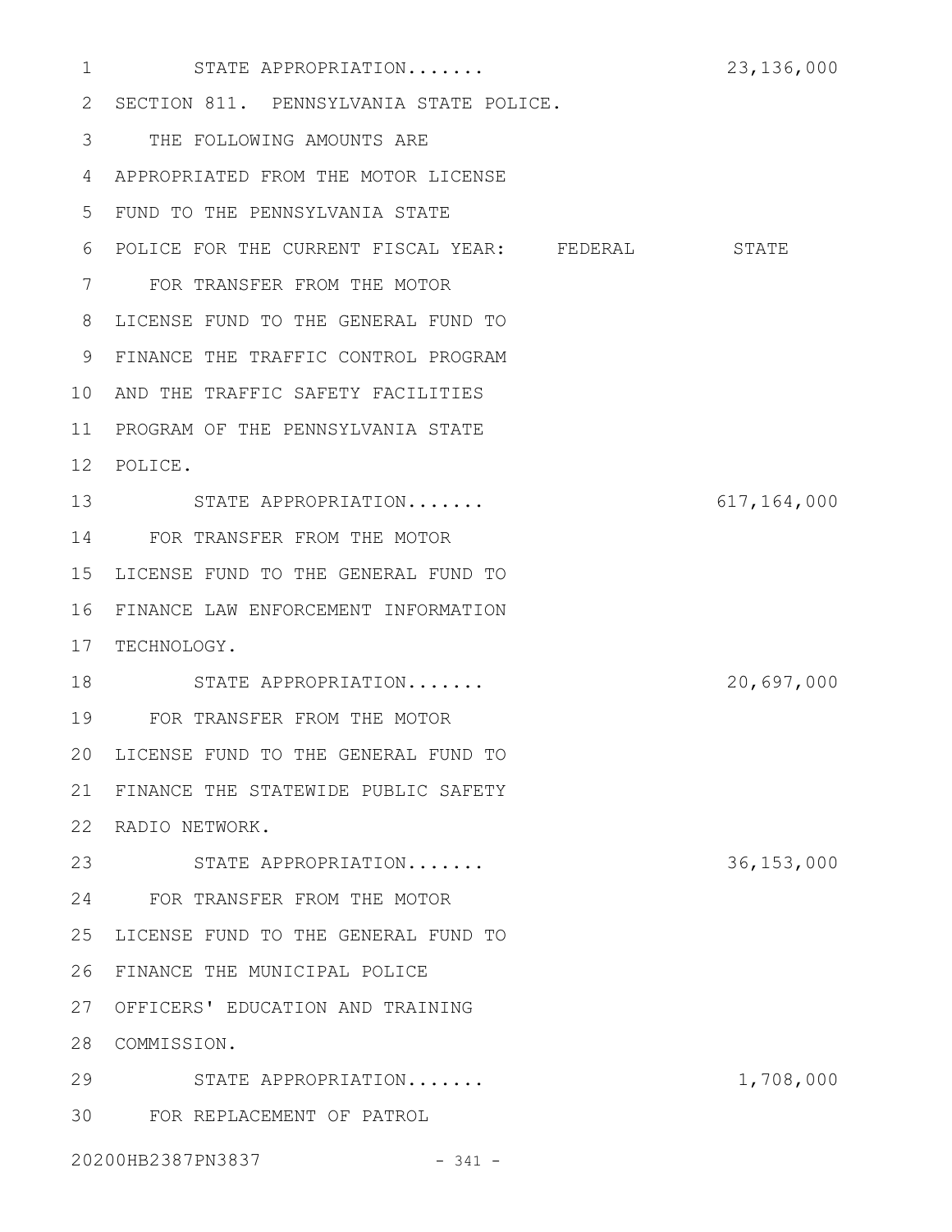STATE APPROPRIATION....... 23,136,000

SECTION 811. PENNSYLVANIA STATE POLICE.

THE FOLLOWING AMOUNTS ARE APPROPRIATED FROM THE MOTOR LICENSE FUND TO THE PENNSYLVANIA STATE POLICE FOR THE CURRENT FISCAL YEAR:

| | FEDERAL | STATE |
|---|---|---|
| FOR TRANSFER FROM THE MOTOR LICENSE FUND TO THE GENERAL FUND TO FINANCE THE TRAFFIC CONTROL PROGRAM AND THE TRAFFIC SAFETY FACILITIES PROGRAM OF THE PENNSYLVANIA STATE POLICE. | | |
| STATE APPROPRIATION....... | | 617,164,000 |
| FOR TRANSFER FROM THE MOTOR LICENSE FUND TO THE GENERAL FUND TO FINANCE LAW ENFORCEMENT INFORMATION TECHNOLOGY. | | |
| STATE APPROPRIATION....... | | 20,697,000 |
| FOR TRANSFER FROM THE MOTOR LICENSE FUND TO THE GENERAL FUND TO FINANCE THE STATEWIDE PUBLIC SAFETY RADIO NETWORK. | | |
| STATE APPROPRIATION....... | | 36,153,000 |
| FOR TRANSFER FROM THE MOTOR LICENSE FUND TO THE GENERAL FUND TO FINANCE THE MUNICIPAL POLICE OFFICERS' EDUCATION AND TRAINING COMMISSION. | | |
| STATE APPROPRIATION....... | | 1,708,000 |
| FOR REPLACEMENT OF PATROL | | |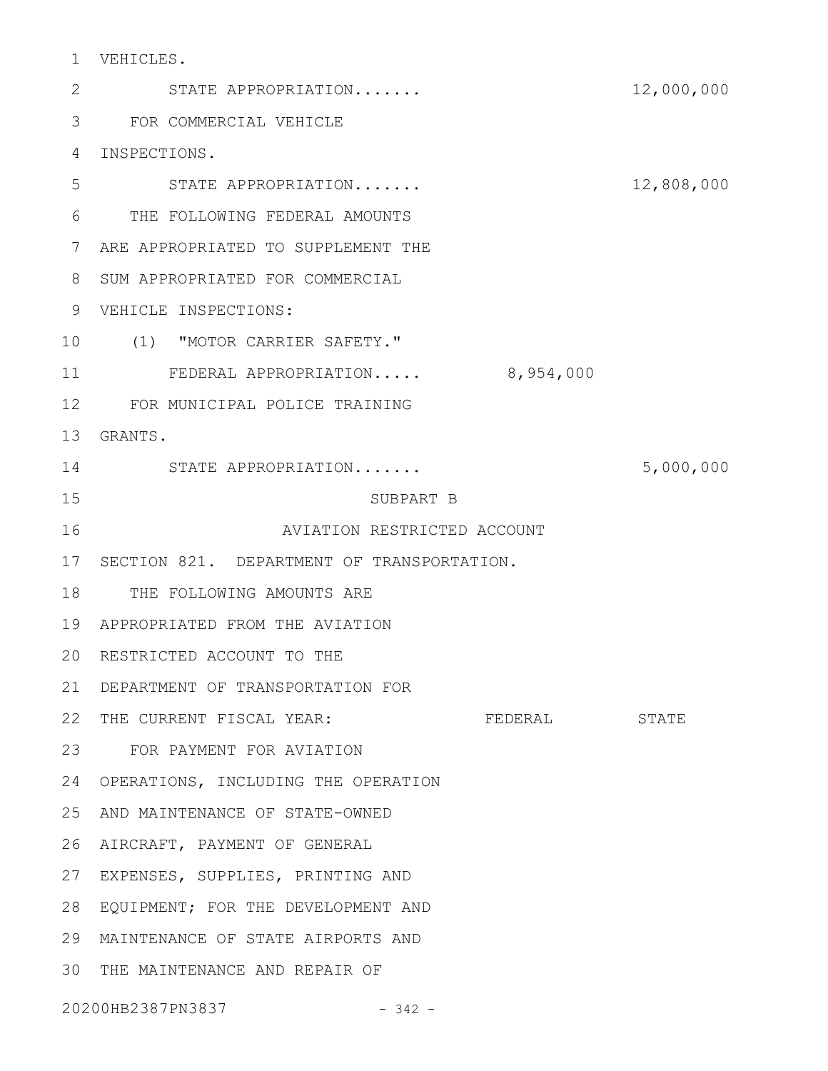VEHICLES.

STATE APPROPRIATION....... 12,000,000

FOR COMMERCIAL VEHICLE INSPECTIONS.

STATE APPROPRIATION....... 12,808,000

THE FOLLOWING FEDERAL AMOUNTS ARE APPROPRIATED TO SUPPLEMENT THE SUM APPROPRIATED FOR COMMERCIAL VEHICLE INSPECTIONS:

(1) "MOTOR CARRIER SAFETY."

FEDERAL APPROPRIATION..... 8,954,000

FOR MUNICIPAL POLICE TRAINING GRANTS.

STATE APPROPRIATION....... 5,000,000

SUBPART B

AVIATION RESTRICTED ACCOUNT

SECTION 821. DEPARTMENT OF TRANSPORTATION.

THE FOLLOWING AMOUNTS ARE APPROPRIATED FROM THE AVIATION RESTRICTED ACCOUNT TO THE DEPARTMENT OF TRANSPORTATION FOR THE CURRENT FISCAL YEAR: FEDERAL STATE

FOR PAYMENT FOR AVIATION OPERATIONS, INCLUDING THE OPERATION AND MAINTENANCE OF STATE-OWNED AIRCRAFT, PAYMENT OF GENERAL EXPENSES, SUPPLIES, PRINTING AND EQUIPMENT; FOR THE DEVELOPMENT AND MAINTENANCE OF STATE AIRPORTS AND THE MAINTENANCE AND REPAIR OF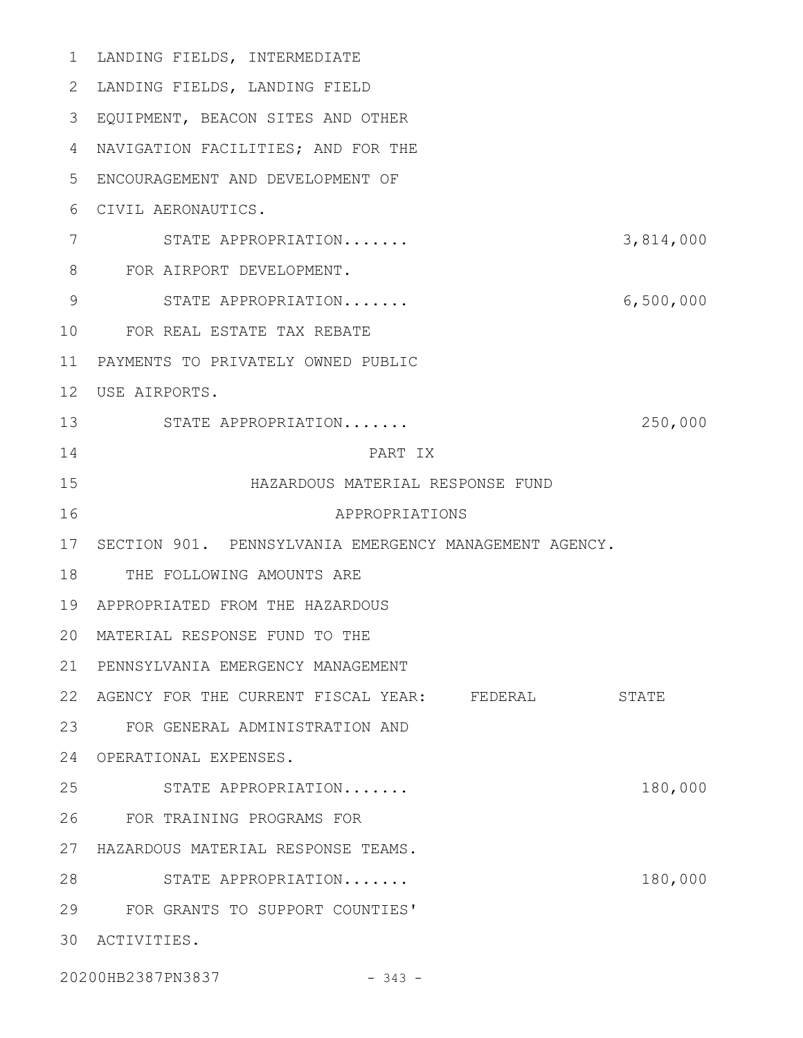LANDING FIELDS, INTERMEDIATE LANDING FIELDS, LANDING FIELD EQUIPMENT, BEACON SITES AND OTHER NAVIGATION FACILITIES; AND FOR THE ENCOURAGEMENT AND DEVELOPMENT OF CIVIL AERONAUTICS.

STATE APPROPRIATION....... 3,814,000

FOR AIRPORT DEVELOPMENT.

STATE APPROPRIATION....... 6,500,000

FOR REAL ESTATE TAX REBATE PAYMENTS TO PRIVATELY OWNED PUBLIC USE AIRPORTS.

STATE APPROPRIATION....... 250,000

# PART IX

## HAZARDOUS MATERIAL RESPONSE FUND APPROPRIATIONS

SECTION 901. PENNSYLVANIA EMERGENCY MANAGEMENT AGENCY.

THE FOLLOWING AMOUNTS ARE APPROPRIATED FROM THE HAZARDOUS MATERIAL RESPONSE FUND TO THE PENNSYLVANIA EMERGENCY MANAGEMENT AGENCY FOR THE CURRENT FISCAL YEAR: FEDERAL STATE

FOR GENERAL ADMINISTRATION AND OPERATIONAL EXPENSES.

STATE APPROPRIATION....... 180,000

FOR TRAINING PROGRAMS FOR HAZARDOUS MATERIAL RESPONSE TEAMS.

STATE APPROPRIATION....... 180,000

FOR GRANTS TO SUPPORT COUNTIES' ACTIVITIES.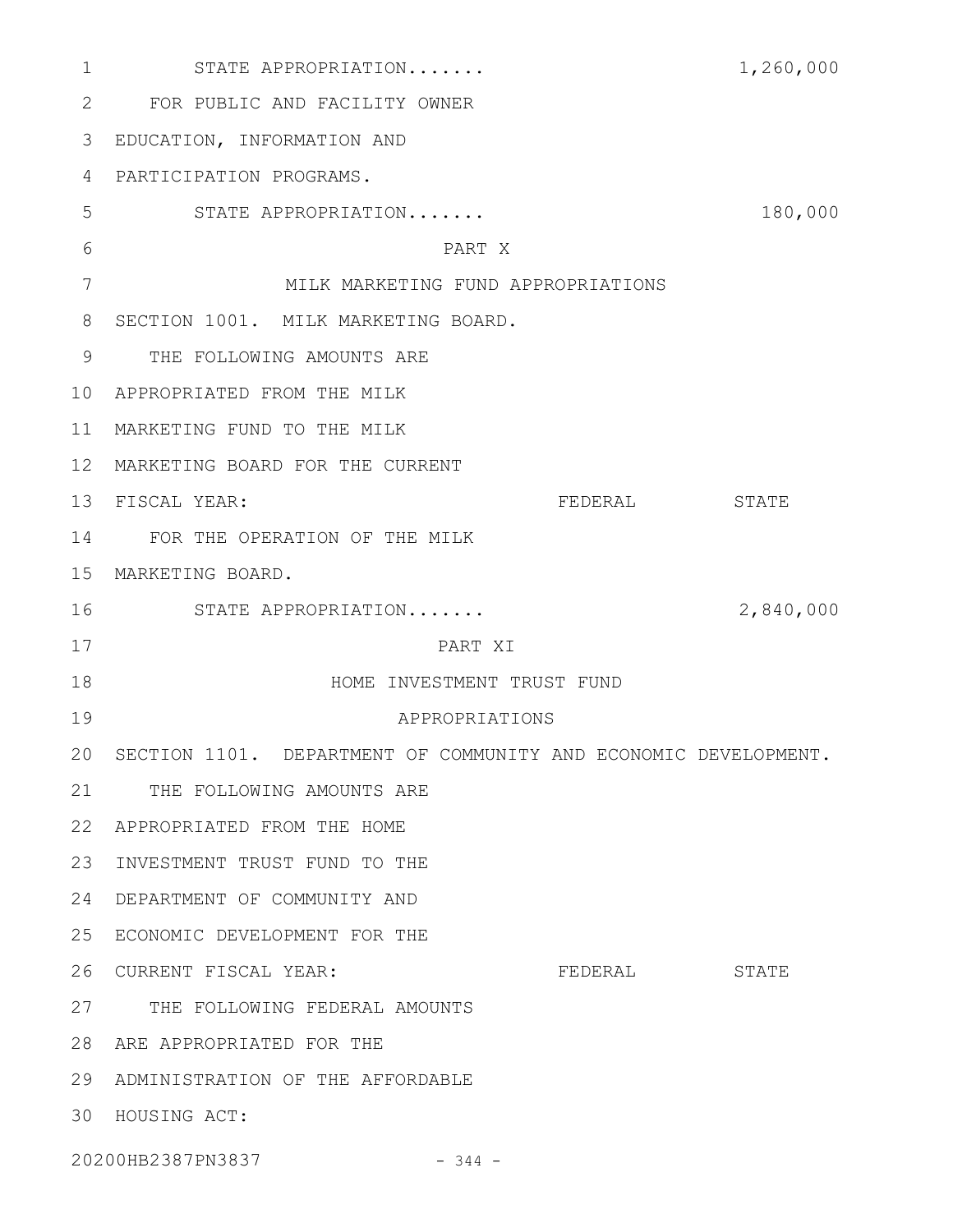STATE APPROPRIATION....... 1,260,000

FOR PUBLIC AND FACILITY OWNER EDUCATION, INFORMATION AND PARTICIPATION PROGRAMS.

STATE APPROPRIATION....... 180,000

PART X

MILK MARKETING FUND APPROPRIATIONS

SECTION 1001. MILK MARKETING BOARD.

| | FEDERAL | STATE |
|---|---|---|
| THE FOLLOWING AMOUNTS ARE APPROPRIATED FROM THE MILK MARKETING FUND TO THE MILK MARKETING BOARD FOR THE CURRENT FISCAL YEAR: | | |
| FOR THE OPERATION OF THE MILK MARKETING BOARD. | | |
| STATE APPROPRIATION....... | | 2,840,000 |

PART XI

HOME INVESTMENT TRUST FUND APPROPRIATIONS

SECTION 1101. DEPARTMENT OF COMMUNITY AND ECONOMIC DEVELOPMENT.

| | FEDERAL | STATE |
|---|---|---|
| THE FOLLOWING AMOUNTS ARE APPROPRIATED FROM THE HOME INVESTMENT TRUST FUND TO THE DEPARTMENT OF COMMUNITY AND ECONOMIC DEVELOPMENT FOR THE CURRENT FISCAL YEAR: | | |

THE FOLLOWING FEDERAL AMOUNTS ARE APPROPRIATED FOR THE ADMINISTRATION OF THE AFFORDABLE HOUSING ACT: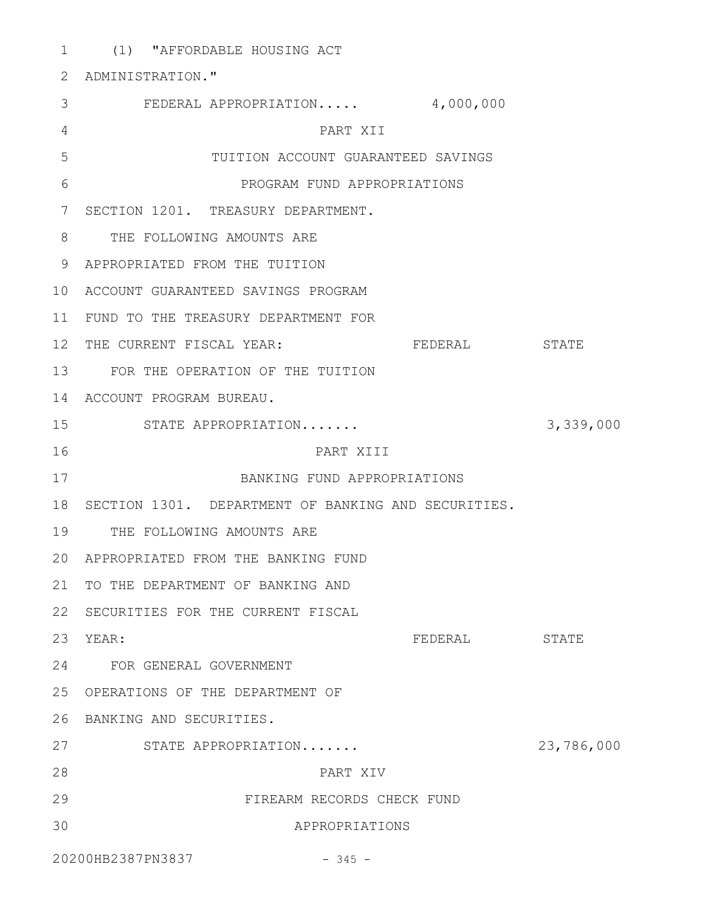(1) "AFFORDABLE HOUSING ACT ADMINISTRATION."

FEDERAL APPROPRIATION..... 4,000,000

PART XII

TUITION ACCOUNT GUARANTEED SAVINGS PROGRAM FUND APPROPRIATIONS

SECTION 1201. TREASURY DEPARTMENT.

THE FOLLOWING AMOUNTS ARE APPROPRIATED FROM THE TUITION ACCOUNT GUARANTEED SAVINGS PROGRAM FUND TO THE TREASURY DEPARTMENT FOR THE CURRENT FISCAL YEAR:

| | FEDERAL | STATE |
|---|---|---|
| FOR THE OPERATION OF THE TUITION ACCOUNT PROGRAM BUREAU. | | |
| STATE APPROPRIATION....... | | 3,339,000 |

PART XIII

BANKING FUND APPROPRIATIONS

SECTION 1301. DEPARTMENT OF BANKING AND SECURITIES.

THE FOLLOWING AMOUNTS ARE APPROPRIATED FROM THE BANKING FUND TO THE DEPARTMENT OF BANKING AND SECURITIES FOR THE CURRENT FISCAL YEAR:

| | FEDERAL | STATE |
|---|---|---|
| FOR GENERAL GOVERNMENT OPERATIONS OF THE DEPARTMENT OF BANKING AND SECURITIES. | | |
| STATE APPROPRIATION....... | | 23,786,000 |

PART XIV

FIREARM RECORDS CHECK FUND APPROPRIATIONS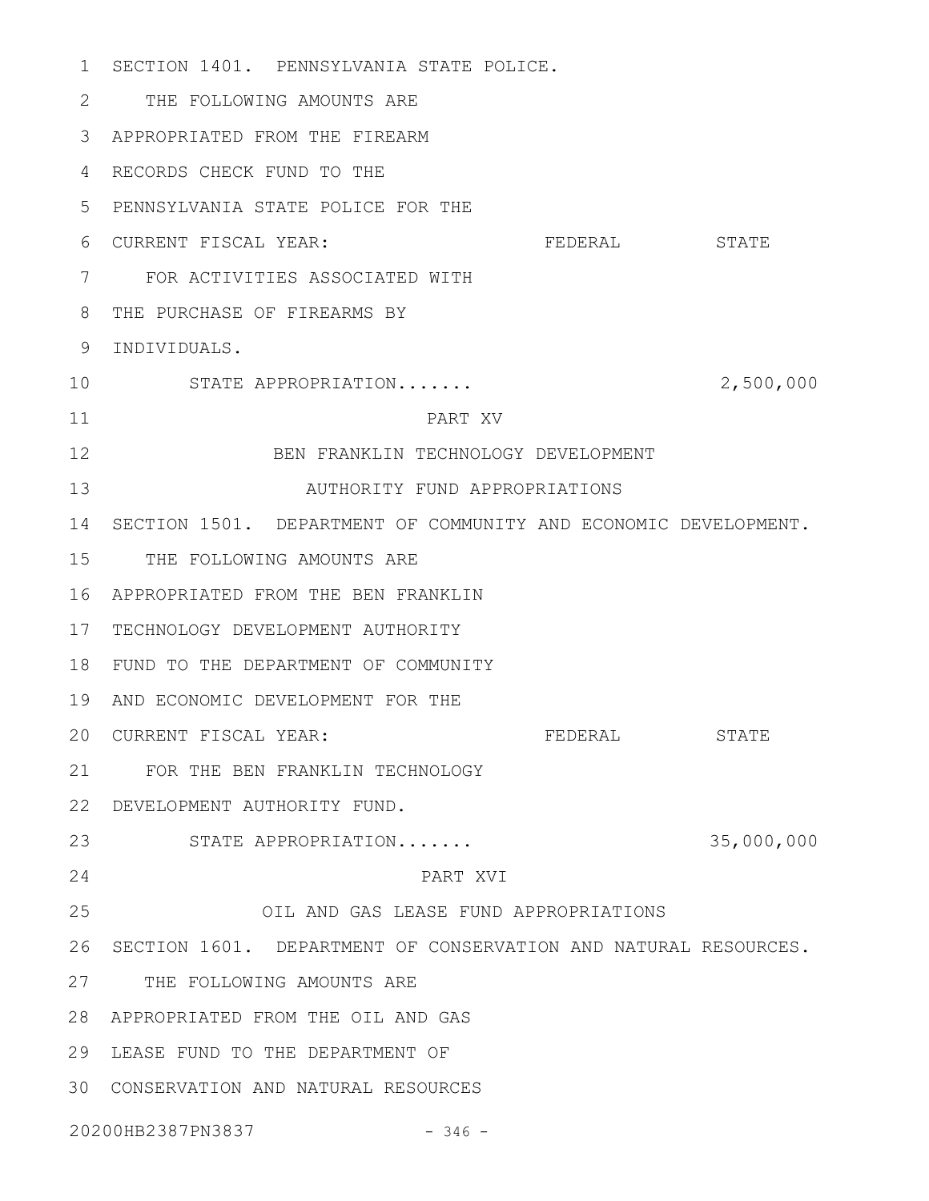SECTION 1401. PENNSYLVANIA STATE POLICE.

THE FOLLOWING AMOUNTS ARE APPROPRIATED FROM THE FIREARM RECORDS CHECK FUND TO THE PENNSYLVANIA STATE POLICE FOR THE CURRENT FISCAL YEAR:

| | FEDERAL | STATE |
|---|---|---|
| FOR ACTIVITIES ASSOCIATED WITH THE PURCHASE OF FIREARMS BY INDIVIDUALS. | | |
| STATE APPROPRIATION....... | | 2,500,000 |

## PART XV
## BEN FRANKLIN TECHNOLOGY DEVELOPMENT AUTHORITY FUND APPROPRIATIONS

SECTION 1501. DEPARTMENT OF COMMUNITY AND ECONOMIC DEVELOPMENT.

THE FOLLOWING AMOUNTS ARE APPROPRIATED FROM THE BEN FRANKLIN TECHNOLOGY DEVELOPMENT AUTHORITY FUND TO THE DEPARTMENT OF COMMUNITY AND ECONOMIC DEVELOPMENT FOR THE CURRENT FISCAL YEAR:

| | FEDERAL | STATE |
|---|---|---|
| FOR THE BEN FRANKLIN TECHNOLOGY DEVELOPMENT AUTHORITY FUND. | | |
| STATE APPROPRIATION....... | | 35,000,000 |

## PART XVI
## OIL AND GAS LEASE FUND APPROPRIATIONS

SECTION 1601. DEPARTMENT OF CONSERVATION AND NATURAL RESOURCES.

THE FOLLOWING AMOUNTS ARE APPROPRIATED FROM THE OIL AND GAS LEASE FUND TO THE DEPARTMENT OF CONSERVATION AND NATURAL RESOURCES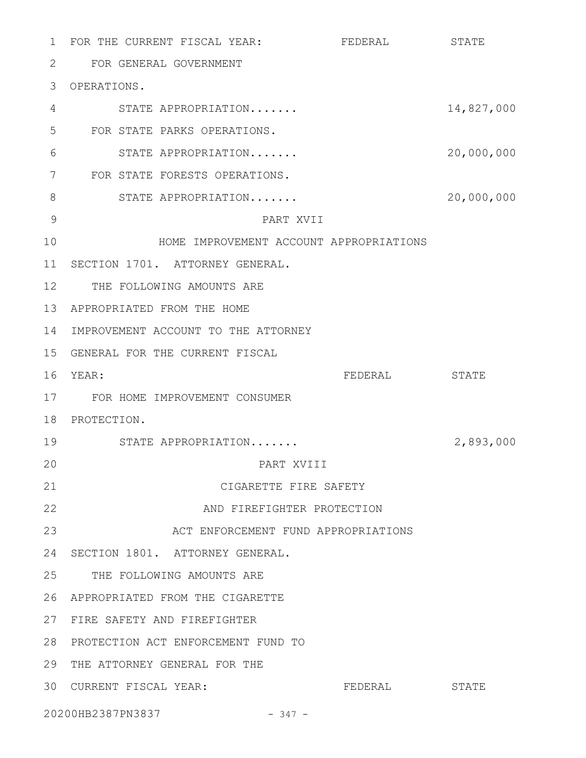| FOR THE CURRENT FISCAL YEAR: | FEDERAL | STATE |
|---|---|---|
| FOR GENERAL GOVERNMENT OPERATIONS. | | |
| STATE APPROPRIATION....... | | 14,827,000 |
| FOR STATE PARKS OPERATIONS. | | |
| STATE APPROPRIATION....... | | 20,000,000 |
| FOR STATE FORESTS OPERATIONS. | | |
| STATE APPROPRIATION....... | | 20,000,000 |

## PART XVII

## HOME IMPROVEMENT ACCOUNT APPROPRIATIONS

SECTION 1701. ATTORNEY GENERAL.

| THE FOLLOWING AMOUNTS ARE APPROPRIATED FROM THE HOME IMPROVEMENT ACCOUNT TO THE ATTORNEY GENERAL FOR THE CURRENT FISCAL YEAR: | FEDERAL | STATE |
|---|---|---|
| FOR HOME IMPROVEMENT CONSUMER PROTECTION. | | |
| STATE APPROPRIATION....... | | 2,893,000 |

## PART XVIII

## CIGARETTE FIRE SAFETY AND FIREFIGHTER PROTECTION ACT ENFORCEMENT FUND APPROPRIATIONS

SECTION 1801. ATTORNEY GENERAL.

| THE FOLLOWING AMOUNTS ARE APPROPRIATED FROM THE CIGARETTE FIRE SAFETY AND FIREFIGHTER PROTECTION ACT ENFORCEMENT FUND TO THE ATTORNEY GENERAL FOR THE CURRENT FISCAL YEAR: | FEDERAL | STATE |
|---|---|---|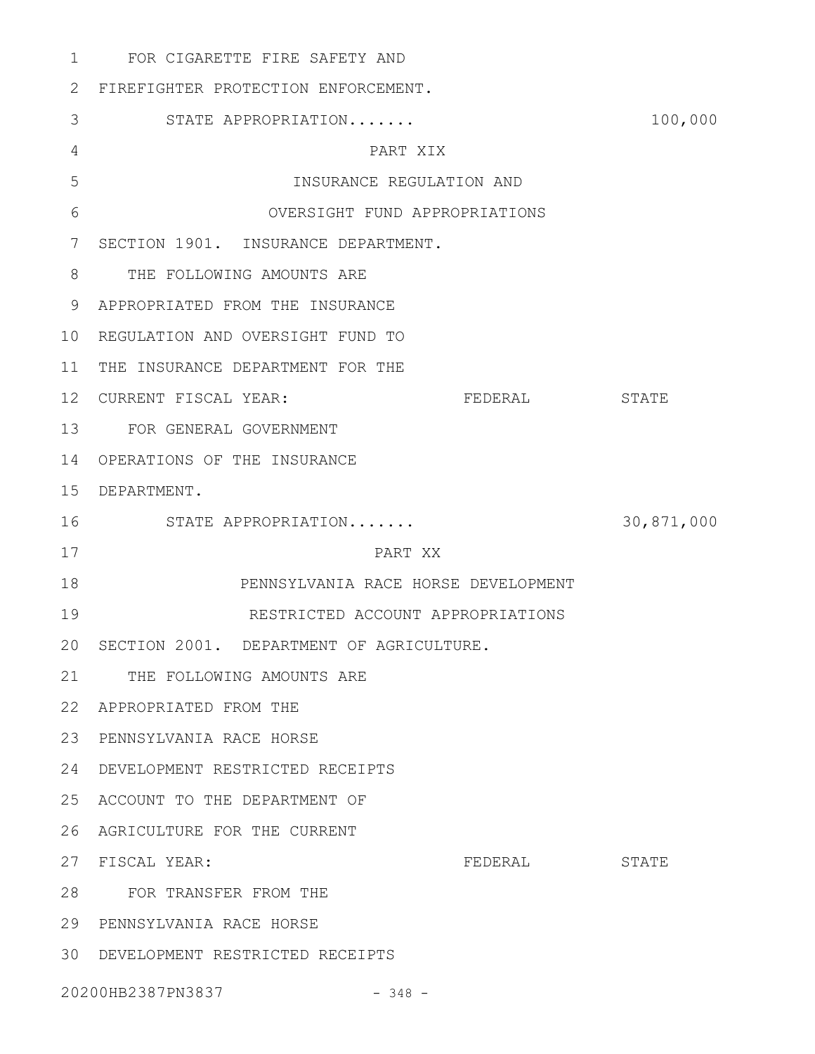FOR CIGARETTE FIRE SAFETY AND FIREFIGHTER PROTECTION ENFORCEMENT.

| | FEDERAL | STATE |
|---|---|---|
| STATE APPROPRIATION....... | | 100,000 |

## PART XIX
## INSURANCE REGULATION AND OVERSIGHT FUND APPROPRIATIONS

SECTION 1901. INSURANCE DEPARTMENT.

THE FOLLOWING AMOUNTS ARE APPROPRIATED FROM THE INSURANCE REGULATION AND OVERSIGHT FUND TO THE INSURANCE DEPARTMENT FOR THE CURRENT FISCAL YEAR:

| | FEDERAL | STATE |
|---|---|---|
| FOR GENERAL GOVERNMENT OPERATIONS OF THE INSURANCE DEPARTMENT. | | |
| STATE APPROPRIATION....... | | 30,871,000 |

## PART XX
## PENNSYLVANIA RACE HORSE DEVELOPMENT RESTRICTED ACCOUNT APPROPRIATIONS

SECTION 2001. DEPARTMENT OF AGRICULTURE.

THE FOLLOWING AMOUNTS ARE APPROPRIATED FROM THE PENNSYLVANIA RACE HORSE DEVELOPMENT RESTRICTED RECEIPTS ACCOUNT TO THE DEPARTMENT OF AGRICULTURE FOR THE CURRENT FISCAL YEAR:

| | FEDERAL | STATE |
|---|---|---|

FOR TRANSFER FROM THE PENNSYLVANIA RACE HORSE DEVELOPMENT RESTRICTED RECEIPTS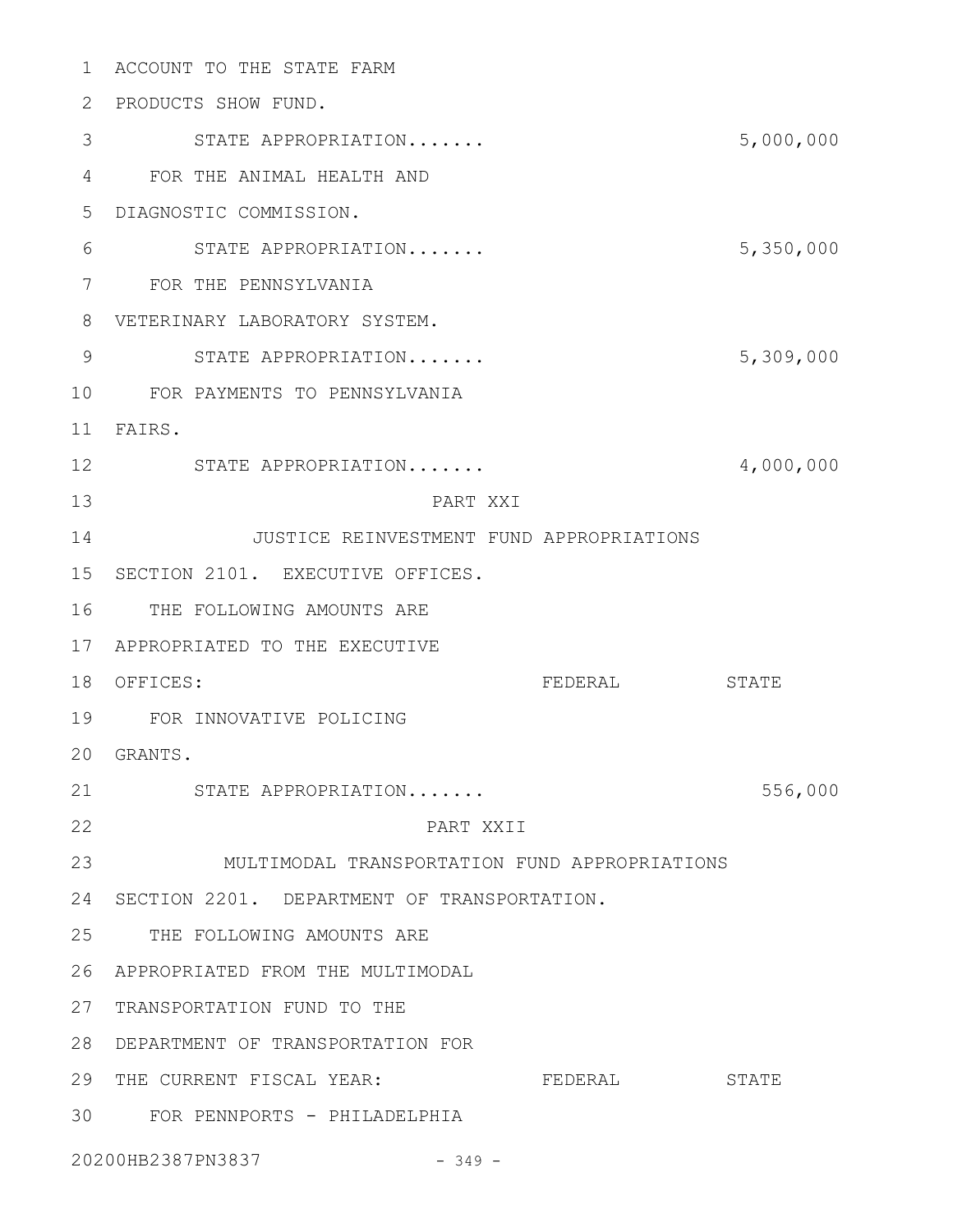ACCOUNT TO THE STATE FARM PRODUCTS SHOW FUND.

STATE APPROPRIATION....... 5,000,000

FOR THE ANIMAL HEALTH AND DIAGNOSTIC COMMISSION.

STATE APPROPRIATION....... 5,350,000

FOR THE PENNSYLVANIA VETERINARY LABORATORY SYSTEM.

STATE APPROPRIATION....... 5,309,000

FOR PAYMENTS TO PENNSYLVANIA FAIRS.

STATE APPROPRIATION....... 4,000,000

## PART XXI

## JUSTICE REINVESTMENT FUND APPROPRIATIONS

SECTION 2101. EXECUTIVE OFFICES.

THE FOLLOWING AMOUNTS ARE APPROPRIATED TO THE EXECUTIVE OFFICES:

| | FEDERAL | STATE |
|---|---|---|
| FOR INNOVATIVE POLICING GRANTS. | | |
| STATE APPROPRIATION....... | | 556,000 |

## PART XXII

## MULTIMODAL TRANSPORTATION FUND APPROPRIATIONS

SECTION 2201. DEPARTMENT OF TRANSPORTATION.

THE FOLLOWING AMOUNTS ARE APPROPRIATED FROM THE MULTIMODAL TRANSPORTATION FUND TO THE DEPARTMENT OF TRANSPORTATION FOR THE CURRENT FISCAL YEAR:

| | FEDERAL | STATE |
|---|---|---|
| FOR PENNPORTS - PHILADELPHIA | | |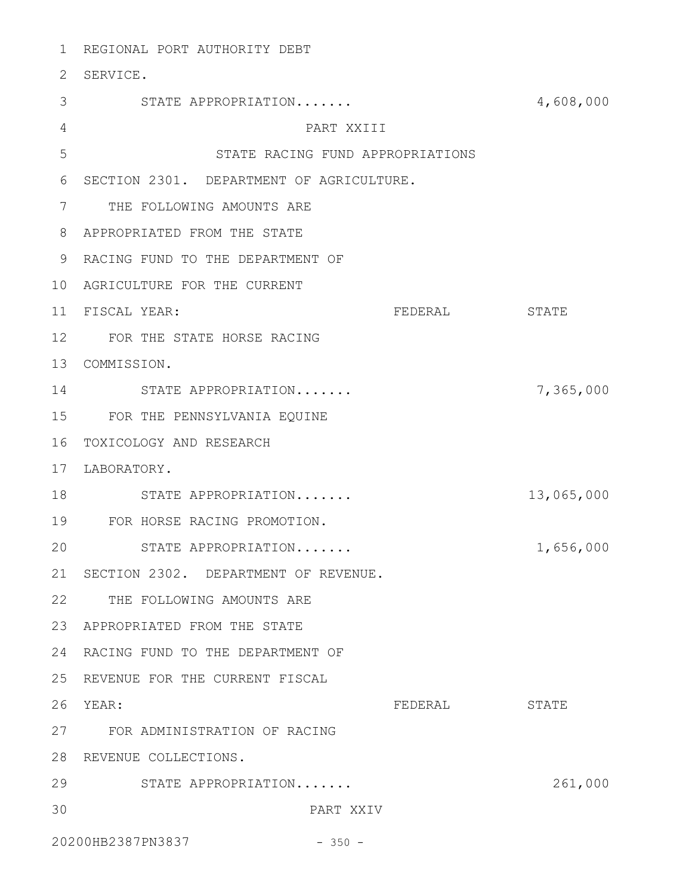REGIONAL PORT AUTHORITY DEBT SERVICE.

| | | |
|---|---|---|
| STATE APPROPRIATION....... | | 4,608,000 |

# PART XXIII

## STATE RACING FUND APPROPRIATIONS

SECTION 2301. DEPARTMENT OF AGRICULTURE.

| THE FOLLOWING AMOUNTS ARE APPROPRIATED FROM THE STATE RACING FUND TO THE DEPARTMENT OF AGRICULTURE FOR THE CURRENT FISCAL YEAR: | FEDERAL | STATE |
|---|---|---|
| FOR THE STATE HORSE RACING COMMISSION. | | |
| STATE APPROPRIATION....... | | 7,365,000 |
| FOR THE PENNSYLVANIA EQUINE TOXICOLOGY AND RESEARCH LABORATORY. | | |
| STATE APPROPRIATION....... | | 13,065,000 |
| FOR HORSE RACING PROMOTION. | | |
| STATE APPROPRIATION....... | | 1,656,000 |

SECTION 2302. DEPARTMENT OF REVENUE.

| THE FOLLOWING AMOUNTS ARE APPROPRIATED FROM THE STATE RACING FUND TO THE DEPARTMENT OF REVENUE FOR THE CURRENT FISCAL YEAR: | FEDERAL | STATE |
|---|---|---|
| FOR ADMINISTRATION OF RACING REVENUE COLLECTIONS. | | |
| STATE APPROPRIATION....... | | 261,000 |

# PART XXIV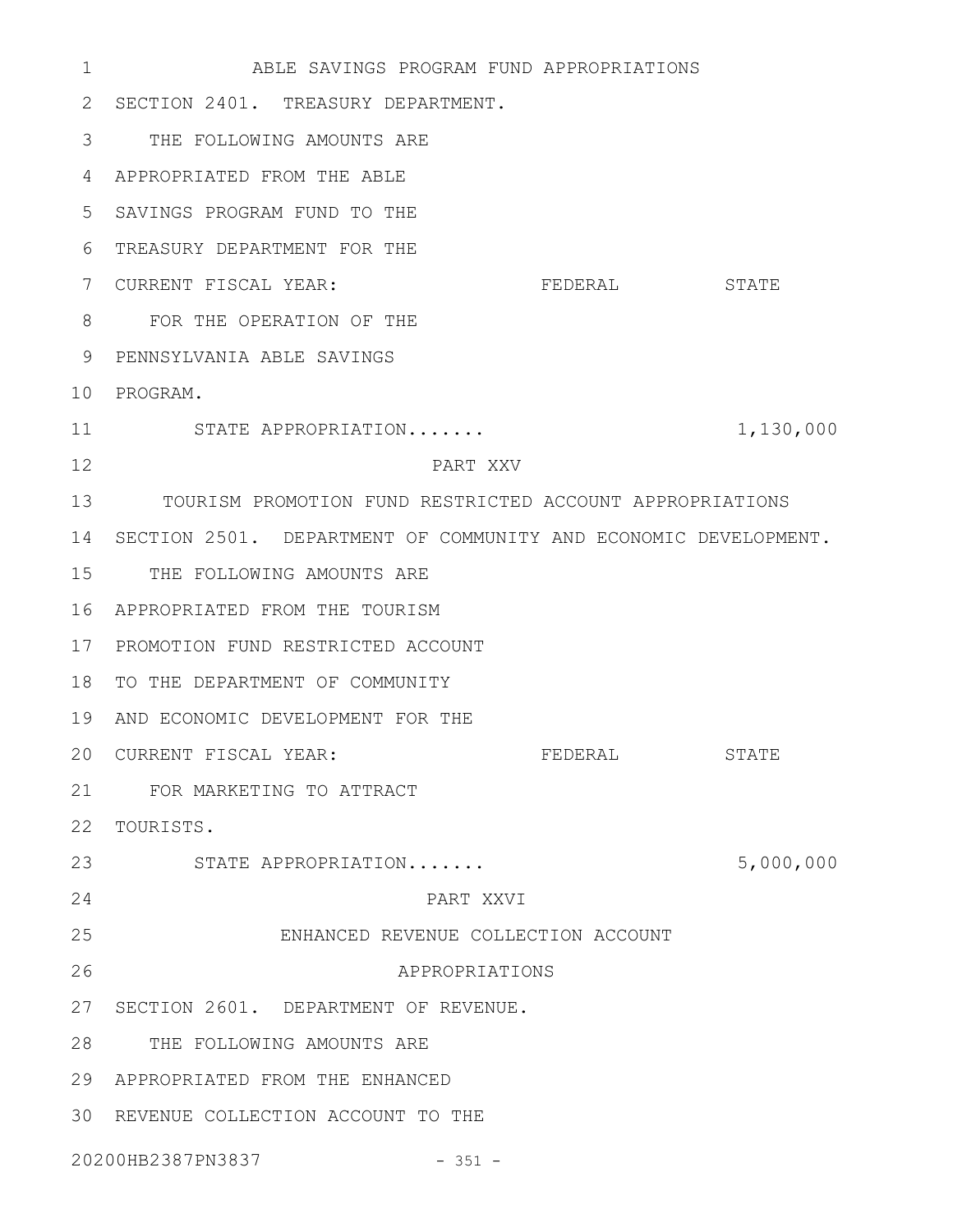ABLE SAVINGS PROGRAM FUND APPROPRIATIONS

SECTION 2401. TREASURY DEPARTMENT.

| | FEDERAL | STATE |
|---|---|---|
| THE FOLLOWING AMOUNTS ARE APPROPRIATED FROM THE ABLE SAVINGS PROGRAM FUND TO THE TREASURY DEPARTMENT FOR THE CURRENT FISCAL YEAR: | | |
| FOR THE OPERATION OF THE PENNSYLVANIA ABLE SAVINGS PROGRAM. | | |
| STATE APPROPRIATION....... | | 1,130,000 |

## PART XXV

## TOURISM PROMOTION FUND RESTRICTED ACCOUNT APPROPRIATIONS

SECTION 2501. DEPARTMENT OF COMMUNITY AND ECONOMIC DEVELOPMENT.

| | FEDERAL | STATE |
|---|---|---|
| THE FOLLOWING AMOUNTS ARE APPROPRIATED FROM THE TOURISM PROMOTION FUND RESTRICTED ACCOUNT TO THE DEPARTMENT OF COMMUNITY AND ECONOMIC DEVELOPMENT FOR THE CURRENT FISCAL YEAR: | | |
| FOR MARKETING TO ATTRACT TOURISTS. | | |
| STATE APPROPRIATION....... | | 5,000,000 |

## PART XXVI

## ENHANCED REVENUE COLLECTION ACCOUNT APPROPRIATIONS

SECTION 2601. DEPARTMENT OF REVENUE.

THE FOLLOWING AMOUNTS ARE APPROPRIATED FROM THE ENHANCED REVENUE COLLECTION ACCOUNT TO THE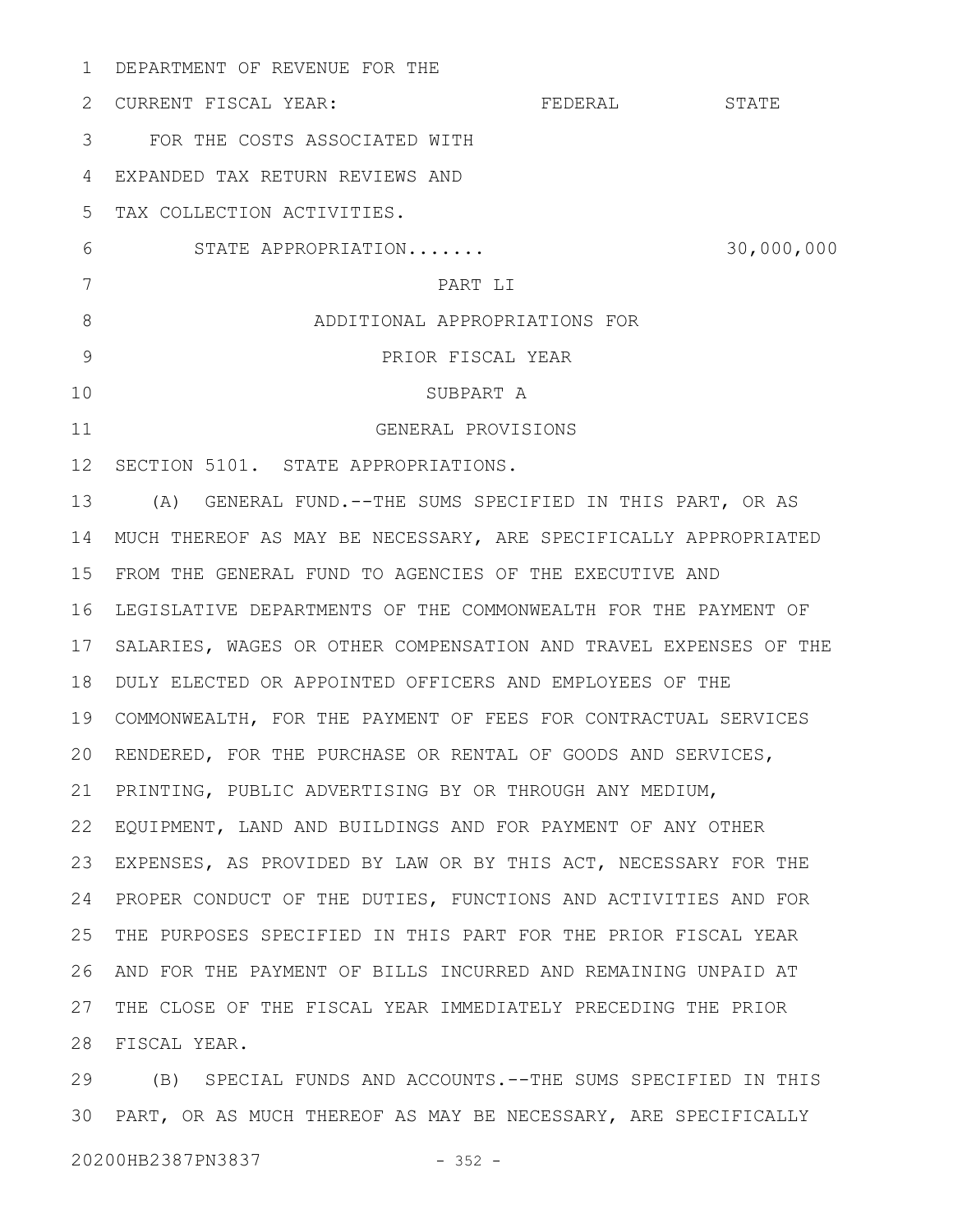DEPARTMENT OF REVENUE FOR THE CURRENT FISCAL YEAR:

| | FEDERAL | STATE |
|---|---|---|
| FOR THE COSTS ASSOCIATED WITH EXPANDED TAX RETURN REVIEWS AND TAX COLLECTION ACTIVITIES. | | |
| STATE APPROPRIATION....... | | 30,000,000 |

# PART LI
# ADDITIONAL APPROPRIATIONS FOR PRIOR FISCAL YEAR

## SUBPART A
## GENERAL PROVISIONS

SECTION 5101. STATE APPROPRIATIONS.

(A) GENERAL FUND.--THE SUMS SPECIFIED IN THIS PART, OR AS MUCH THEREOF AS MAY BE NECESSARY, ARE SPECIFICALLY APPROPRIATED FROM THE GENERAL FUND TO AGENCIES OF THE EXECUTIVE AND LEGISLATIVE DEPARTMENTS OF THE COMMONWEALTH FOR THE PAYMENT OF SALARIES, WAGES OR OTHER COMPENSATION AND TRAVEL EXPENSES OF THE DULY ELECTED OR APPOINTED OFFICERS AND EMPLOYEES OF THE COMMONWEALTH, FOR THE PAYMENT OF FEES FOR CONTRACTUAL SERVICES RENDERED, FOR THE PURCHASE OR RENTAL OF GOODS AND SERVICES, PRINTING, PUBLIC ADVERTISING BY OR THROUGH ANY MEDIUM, EQUIPMENT, LAND AND BUILDINGS AND FOR PAYMENT OF ANY OTHER EXPENSES, AS PROVIDED BY LAW OR BY THIS ACT, NECESSARY FOR THE PROPER CONDUCT OF THE DUTIES, FUNCTIONS AND ACTIVITIES AND FOR THE PURPOSES SPECIFIED IN THIS PART FOR THE PRIOR FISCAL YEAR AND FOR THE PAYMENT OF BILLS INCURRED AND REMAINING UNPAID AT THE CLOSE OF THE FISCAL YEAR IMMEDIATELY PRECEDING THE PRIOR FISCAL YEAR.

(B) SPECIAL FUNDS AND ACCOUNTS.--THE SUMS SPECIFIED IN THIS PART, OR AS MUCH THEREOF AS MAY BE NECESSARY, ARE SPECIFICALLY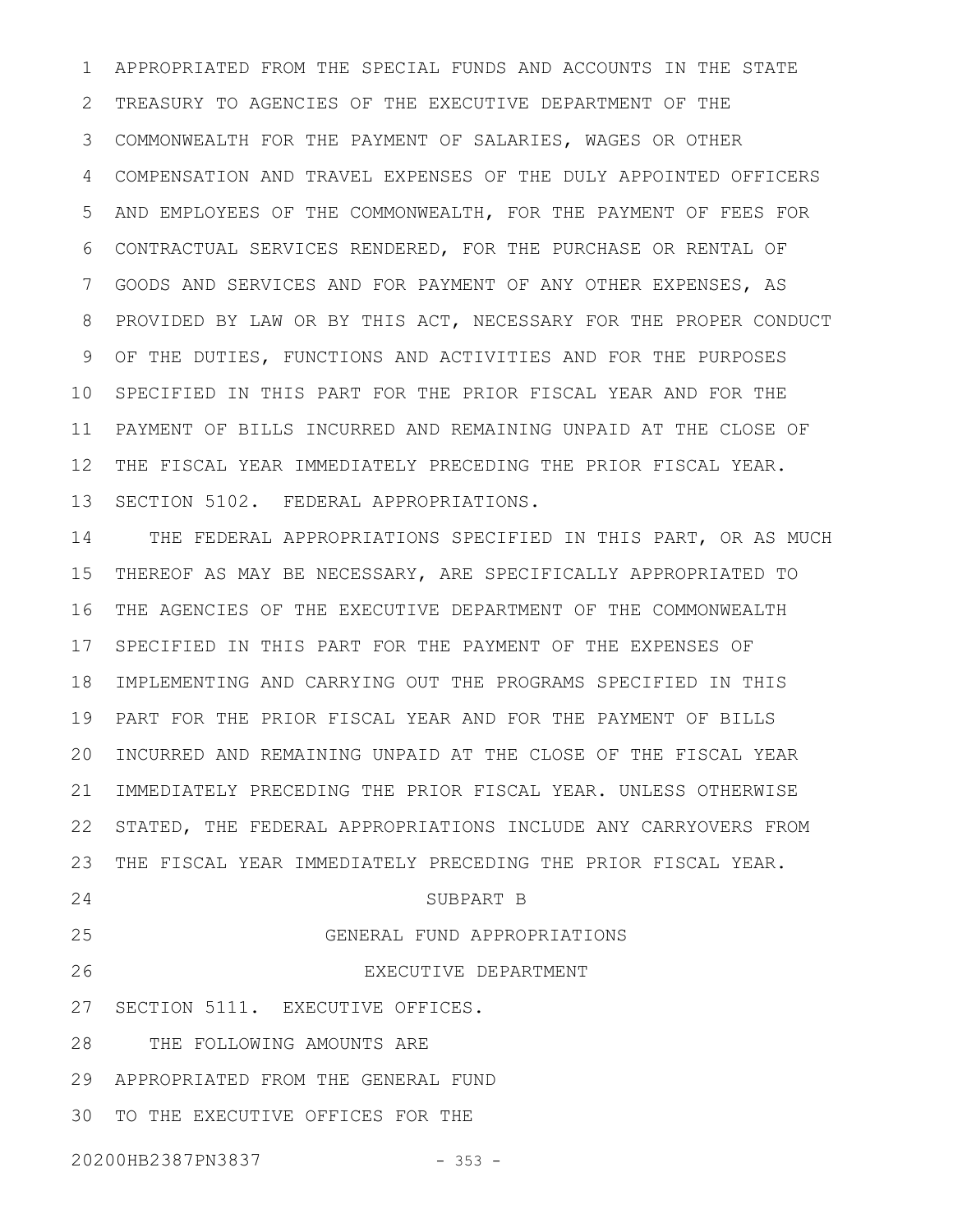APPROPRIATED FROM THE SPECIAL FUNDS AND ACCOUNTS IN THE STATE TREASURY TO AGENCIES OF THE EXECUTIVE DEPARTMENT OF THE COMMONWEALTH FOR THE PAYMENT OF SALARIES, WAGES OR OTHER COMPENSATION AND TRAVEL EXPENSES OF THE DULY APPOINTED OFFICERS AND EMPLOYEES OF THE COMMONWEALTH, FOR THE PAYMENT OF FEES FOR CONTRACTUAL SERVICES RENDERED, FOR THE PURCHASE OR RENTAL OF GOODS AND SERVICES AND FOR PAYMENT OF ANY OTHER EXPENSES, AS PROVIDED BY LAW OR BY THIS ACT, NECESSARY FOR THE PROPER CONDUCT OF THE DUTIES, FUNCTIONS AND ACTIVITIES AND FOR THE PURPOSES SPECIFIED IN THIS PART FOR THE PRIOR FISCAL YEAR AND FOR THE PAYMENT OF BILLS INCURRED AND REMAINING UNPAID AT THE CLOSE OF THE FISCAL YEAR IMMEDIATELY PRECEDING THE PRIOR FISCAL YEAR.

SECTION 5102. FEDERAL APPROPRIATIONS.

THE FEDERAL APPROPRIATIONS SPECIFIED IN THIS PART, OR AS MUCH THEREOF AS MAY BE NECESSARY, ARE SPECIFICALLY APPROPRIATED TO THE AGENCIES OF THE EXECUTIVE DEPARTMENT OF THE COMMONWEALTH SPECIFIED IN THIS PART FOR THE PAYMENT OF THE EXPENSES OF IMPLEMENTING AND CARRYING OUT THE PROGRAMS SPECIFIED IN THIS PART FOR THE PRIOR FISCAL YEAR AND FOR THE PAYMENT OF BILLS INCURRED AND REMAINING UNPAID AT THE CLOSE OF THE FISCAL YEAR IMMEDIATELY PRECEDING THE PRIOR FISCAL YEAR. UNLESS OTHERWISE STATED, THE FEDERAL APPROPRIATIONS INCLUDE ANY CARRYOVERS FROM THE FISCAL YEAR IMMEDIATELY PRECEDING THE PRIOR FISCAL YEAR.

SUBPART B

GENERAL FUND APPROPRIATIONS

EXECUTIVE DEPARTMENT

SECTION 5111. EXECUTIVE OFFICES.

THE FOLLOWING AMOUNTS ARE APPROPRIATED FROM THE GENERAL FUND TO THE EXECUTIVE OFFICES FOR THE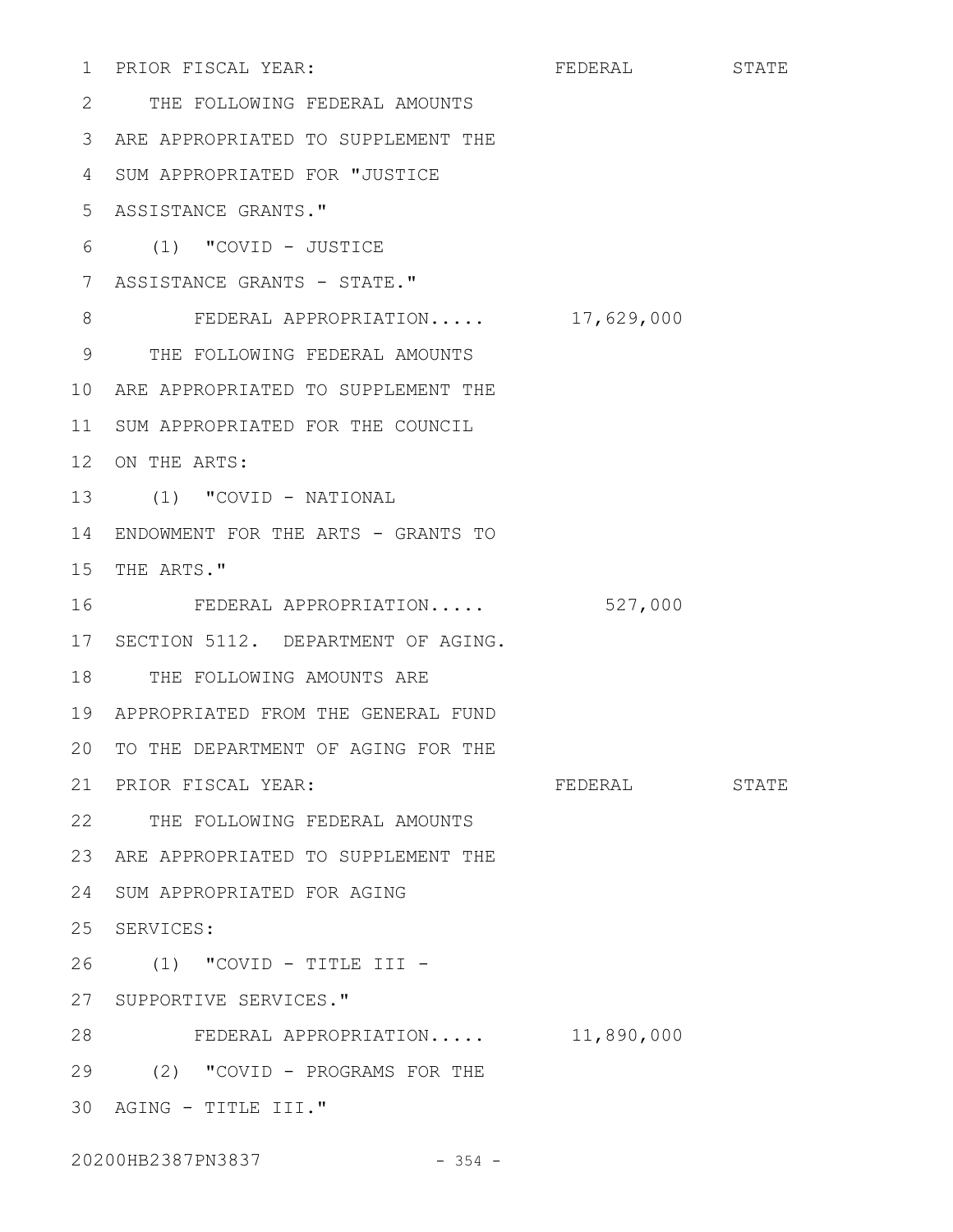PRIOR FISCAL YEAR: FEDERAL STATE

THE FOLLOWING FEDERAL AMOUNTS ARE APPROPRIATED TO SUPPLEMENT THE SUM APPROPRIATED FOR "JUSTICE ASSISTANCE GRANTS."

(1) "COVID - JUSTICE ASSISTANCE GRANTS - STATE."

| | FEDERAL | STATE |
|---|---|---|
| FEDERAL APPROPRIATION..... | 17,629,000 | |

THE FOLLOWING FEDERAL AMOUNTS ARE APPROPRIATED TO SUPPLEMENT THE SUM APPROPRIATED FOR THE COUNCIL ON THE ARTS:

(1) "COVID - NATIONAL ENDOWMENT FOR THE ARTS - GRANTS TO THE ARTS."

| | FEDERAL | STATE |
|---|---|---|
| FEDERAL APPROPRIATION..... | 527,000 | |

SECTION 5112. DEPARTMENT OF AGING.

THE FOLLOWING AMOUNTS ARE APPROPRIATED FROM THE GENERAL FUND TO THE DEPARTMENT OF AGING FOR THE PRIOR FISCAL YEAR: FEDERAL STATE

THE FOLLOWING FEDERAL AMOUNTS ARE APPROPRIATED TO SUPPLEMENT THE SUM APPROPRIATED FOR AGING SERVICES:

(1) "COVID - TITLE III - SUPPORTIVE SERVICES."

| | FEDERAL | STATE |
|---|---|---|
| FEDERAL APPROPRIATION..... | 11,890,000 | |

(2) "COVID - PROGRAMS FOR THE AGING - TITLE III."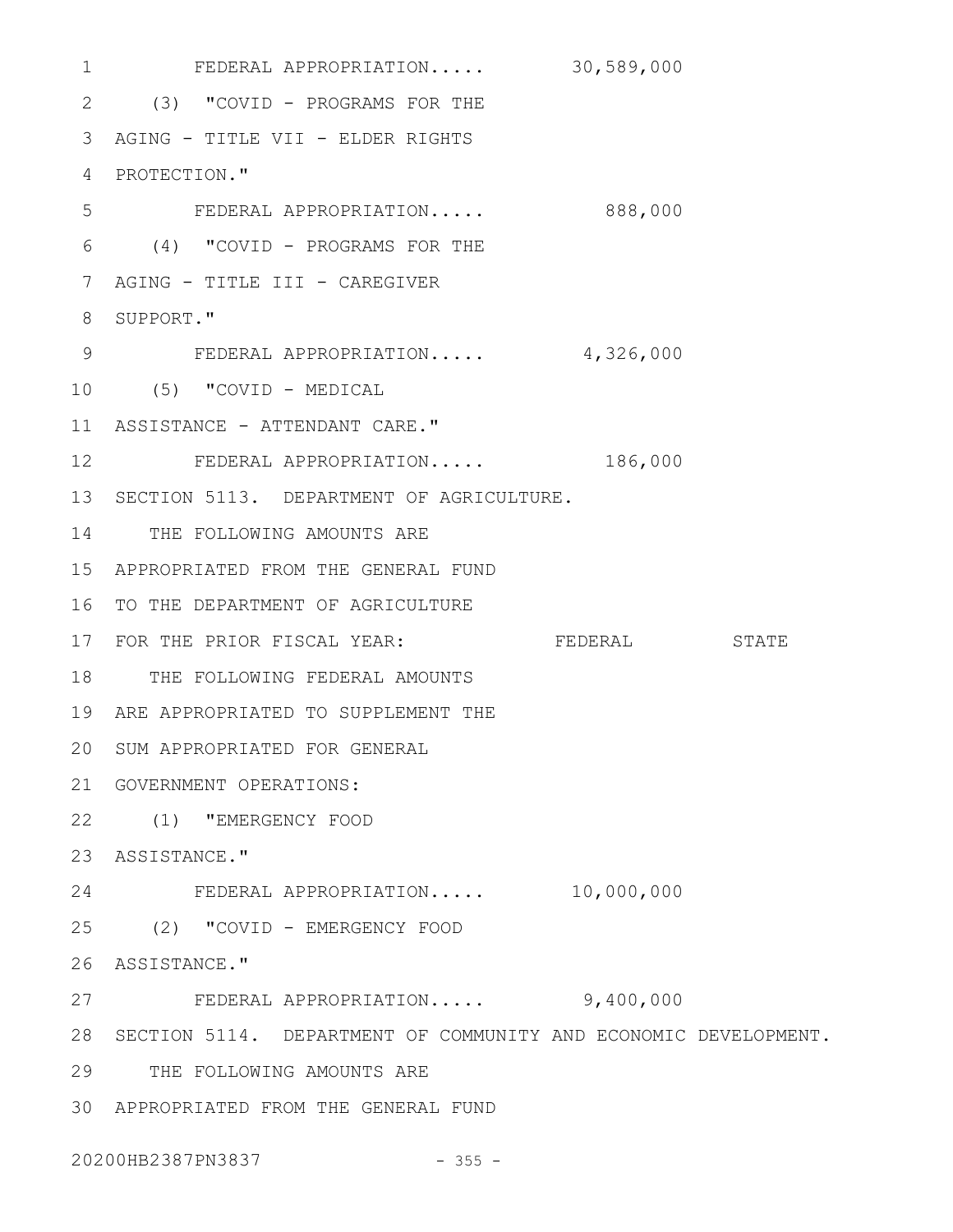FEDERAL APPROPRIATION..... 30,589,000

(3) "COVID - PROGRAMS FOR THE AGING - TITLE VII - ELDER RIGHTS PROTECTION."

FEDERAL APPROPRIATION..... 888,000

(4) "COVID - PROGRAMS FOR THE AGING - TITLE III - CAREGIVER SUPPORT."

FEDERAL APPROPRIATION..... 4,326,000

(5) "COVID - MEDICAL ASSISTANCE - ATTENDANT CARE."

FEDERAL APPROPRIATION..... 186,000

SECTION 5113. DEPARTMENT OF AGRICULTURE.

THE FOLLOWING AMOUNTS ARE APPROPRIATED FROM THE GENERAL FUND TO THE DEPARTMENT OF AGRICULTURE FOR THE PRIOR FISCAL YEAR: FEDERAL STATE

THE FOLLOWING FEDERAL AMOUNTS ARE APPROPRIATED TO SUPPLEMENT THE SUM APPROPRIATED FOR GENERAL GOVERNMENT OPERATIONS:

(1) "EMERGENCY FOOD ASSISTANCE."

FEDERAL APPROPRIATION..... 10,000,000

(2) "COVID - EMERGENCY FOOD ASSISTANCE."

FEDERAL APPROPRIATION..... 9,400,000

SECTION 5114. DEPARTMENT OF COMMUNITY AND ECONOMIC DEVELOPMENT.

THE FOLLOWING AMOUNTS ARE APPROPRIATED FROM THE GENERAL FUND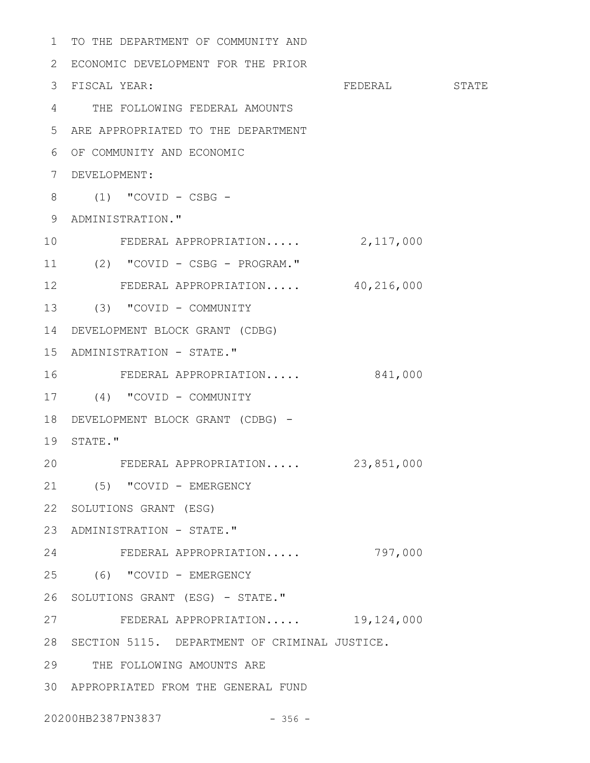TO THE DEPARTMENT OF COMMUNITY AND ECONOMIC DEVELOPMENT FOR THE PRIOR FISCAL YEAR:

| | FEDERAL | STATE |
|---|---|---|
| THE FOLLOWING FEDERAL AMOUNTS ARE APPROPRIATED TO THE DEPARTMENT OF COMMUNITY AND ECONOMIC DEVELOPMENT: | | |
| (1) "COVID - CSBG - ADMINISTRATION." | | |
| FEDERAL APPROPRIATION..... | 2,117,000 | |
| (2) "COVID - CSBG - PROGRAM." | | |
| FEDERAL APPROPRIATION..... | 40,216,000 | |
| (3) "COVID - COMMUNITY DEVELOPMENT BLOCK GRANT (CDBG) ADMINISTRATION - STATE." | | |
| FEDERAL APPROPRIATION..... | 841,000 | |
| (4) "COVID - COMMUNITY DEVELOPMENT BLOCK GRANT (CDBG) - STATE." | | |
| FEDERAL APPROPRIATION..... | 23,851,000 | |
| (5) "COVID - EMERGENCY SOLUTIONS GRANT (ESG) ADMINISTRATION - STATE." | | |
| FEDERAL APPROPRIATION..... | 797,000 | |
| (6) "COVID - EMERGENCY SOLUTIONS GRANT (ESG) - STATE." | | |
| FEDERAL APPROPRIATION..... | 19,124,000 | |

SECTION 5115. DEPARTMENT OF CRIMINAL JUSTICE.

THE FOLLOWING AMOUNTS ARE APPROPRIATED FROM THE GENERAL FUND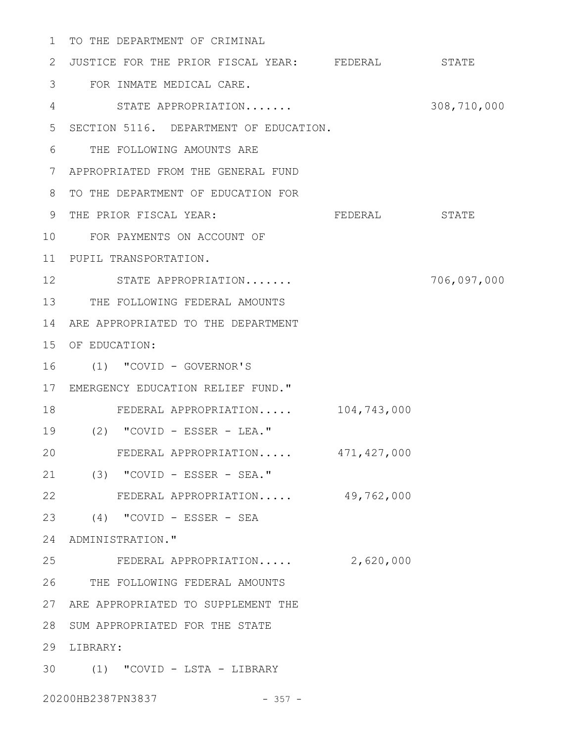TO THE DEPARTMENT OF CRIMINAL JUSTICE FOR THE PRIOR FISCAL YEAR:

| | FEDERAL | STATE |
|---|---|---|
| FOR INMATE MEDICAL CARE. | | |
| STATE APPROPRIATION....... | | 308,710,000 |

SECTION 5116. DEPARTMENT OF EDUCATION.

THE FOLLOWING AMOUNTS ARE APPROPRIATED FROM THE GENERAL FUND TO THE DEPARTMENT OF EDUCATION FOR THE PRIOR FISCAL YEAR:

| | FEDERAL | STATE |
|---|---|---|
| FOR PAYMENTS ON ACCOUNT OF PUPIL TRANSPORTATION. | | |
| STATE APPROPRIATION....... | | 706,097,000 |

THE FOLLOWING FEDERAL AMOUNTS ARE APPROPRIATED TO THE DEPARTMENT OF EDUCATION:

| | FEDERAL | STATE |
|---|---|---|
| (1) "COVID - GOVERNOR'S EMERGENCY EDUCATION RELIEF FUND." | | |
| FEDERAL APPROPRIATION..... | 104,743,000 | |
| (2) "COVID - ESSER - LEA." | | |
| FEDERAL APPROPRIATION..... | 471,427,000 | |
| (3) "COVID - ESSER - SEA." | | |
| FEDERAL APPROPRIATION..... | 49,762,000 | |
| (4) "COVID - ESSER - SEA ADMINISTRATION." | | |
| FEDERAL APPROPRIATION..... | 2,620,000 | |

THE FOLLOWING FEDERAL AMOUNTS ARE APPROPRIATED TO SUPPLEMENT THE SUM APPROPRIATED FOR THE STATE LIBRARY:

(1) "COVID - LSTA - LIBRARY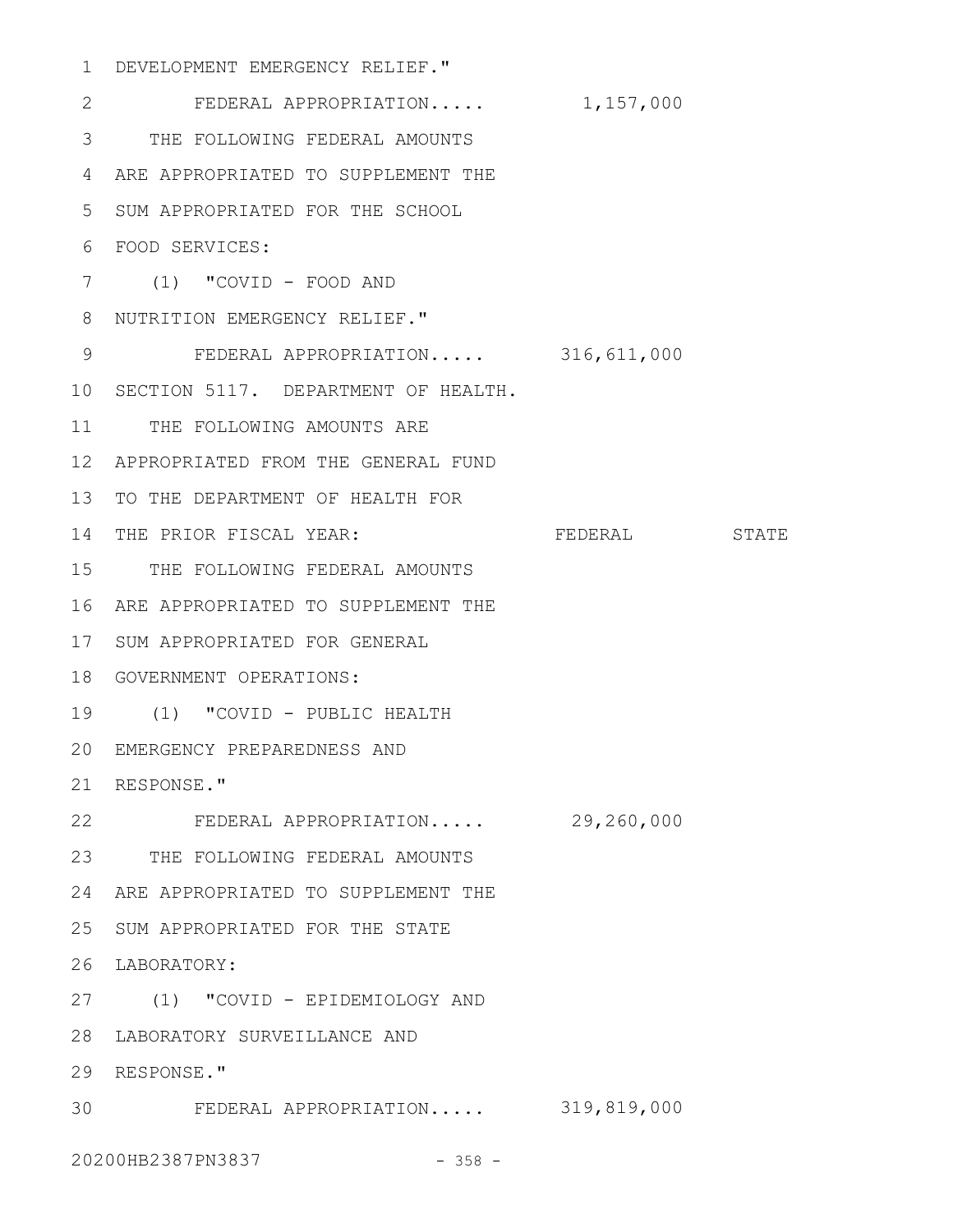DEVELOPMENT EMERGENCY RELIEF."

FEDERAL APPROPRIATION..... 1,157,000

THE FOLLOWING FEDERAL AMOUNTS ARE APPROPRIATED TO SUPPLEMENT THE SUM APPROPRIATED FOR THE SCHOOL FOOD SERVICES:

(1) "COVID - FOOD AND NUTRITION EMERGENCY RELIEF."

FEDERAL APPROPRIATION..... 316,611,000

SECTION 5117. DEPARTMENT OF HEALTH.

THE FOLLOWING AMOUNTS ARE APPROPRIATED FROM THE GENERAL FUND TO THE DEPARTMENT OF HEALTH FOR THE PRIOR FISCAL YEAR: FEDERAL STATE

THE FOLLOWING FEDERAL AMOUNTS ARE APPROPRIATED TO SUPPLEMENT THE SUM APPROPRIATED FOR GENERAL GOVERNMENT OPERATIONS:

(1) "COVID - PUBLIC HEALTH EMERGENCY PREPAREDNESS AND RESPONSE."

FEDERAL APPROPRIATION..... 29,260,000

THE FOLLOWING FEDERAL AMOUNTS ARE APPROPRIATED TO SUPPLEMENT THE SUM APPROPRIATED FOR THE STATE LABORATORY:

(1) "COVID - EPIDEMIOLOGY AND LABORATORY SURVEILLANCE AND RESPONSE."

FEDERAL APPROPRIATION..... 319,819,000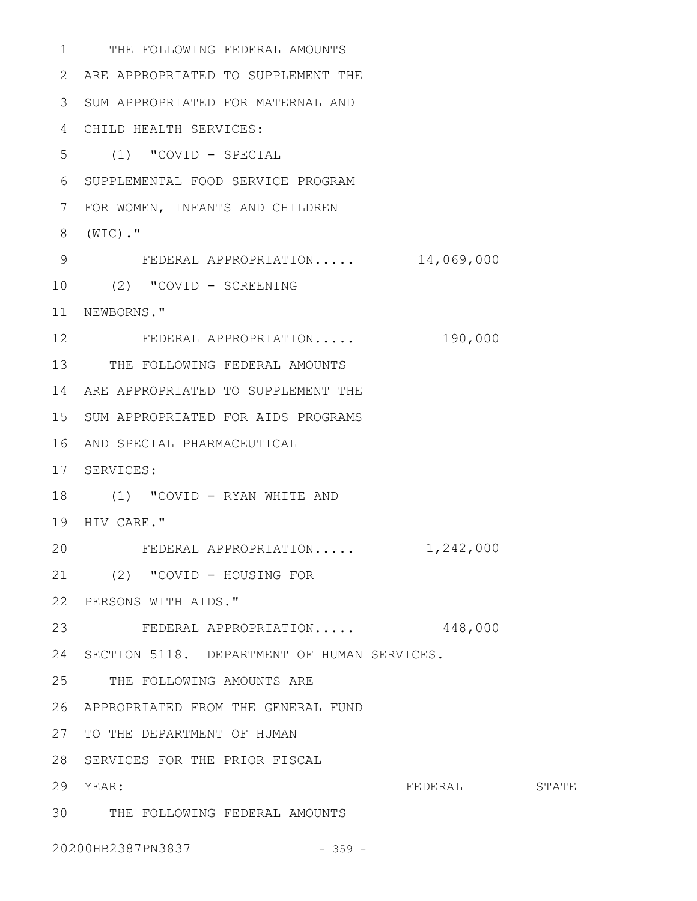THE FOLLOWING FEDERAL AMOUNTS ARE APPROPRIATED TO SUPPLEMENT THE SUM APPROPRIATED FOR MATERNAL AND CHILD HEALTH SERVICES:

(1) "COVID - SPECIAL SUPPLEMENTAL FOOD SERVICE PROGRAM FOR WOMEN, INFANTS AND CHILDREN (WIC)."

FEDERAL APPROPRIATION..... 14,069,000

(2) "COVID - SCREENING NEWBORNS."

FEDERAL APPROPRIATION..... 190,000

THE FOLLOWING FEDERAL AMOUNTS ARE APPROPRIATED TO SUPPLEMENT THE SUM APPROPRIATED FOR AIDS PROGRAMS AND SPECIAL PHARMACEUTICAL SERVICES:

(1) "COVID - RYAN WHITE AND HIV CARE."

FEDERAL APPROPRIATION..... 1,242,000

(2) "COVID - HOUSING FOR PERSONS WITH AIDS."

FEDERAL APPROPRIATION..... 448,000

SECTION 5118. DEPARTMENT OF HUMAN SERVICES.

THE FOLLOWING AMOUNTS ARE APPROPRIATED FROM THE GENERAL FUND TO THE DEPARTMENT OF HUMAN SERVICES FOR THE PRIOR FISCAL YEAR: FEDERAL STATE

THE FOLLOWING FEDERAL AMOUNTS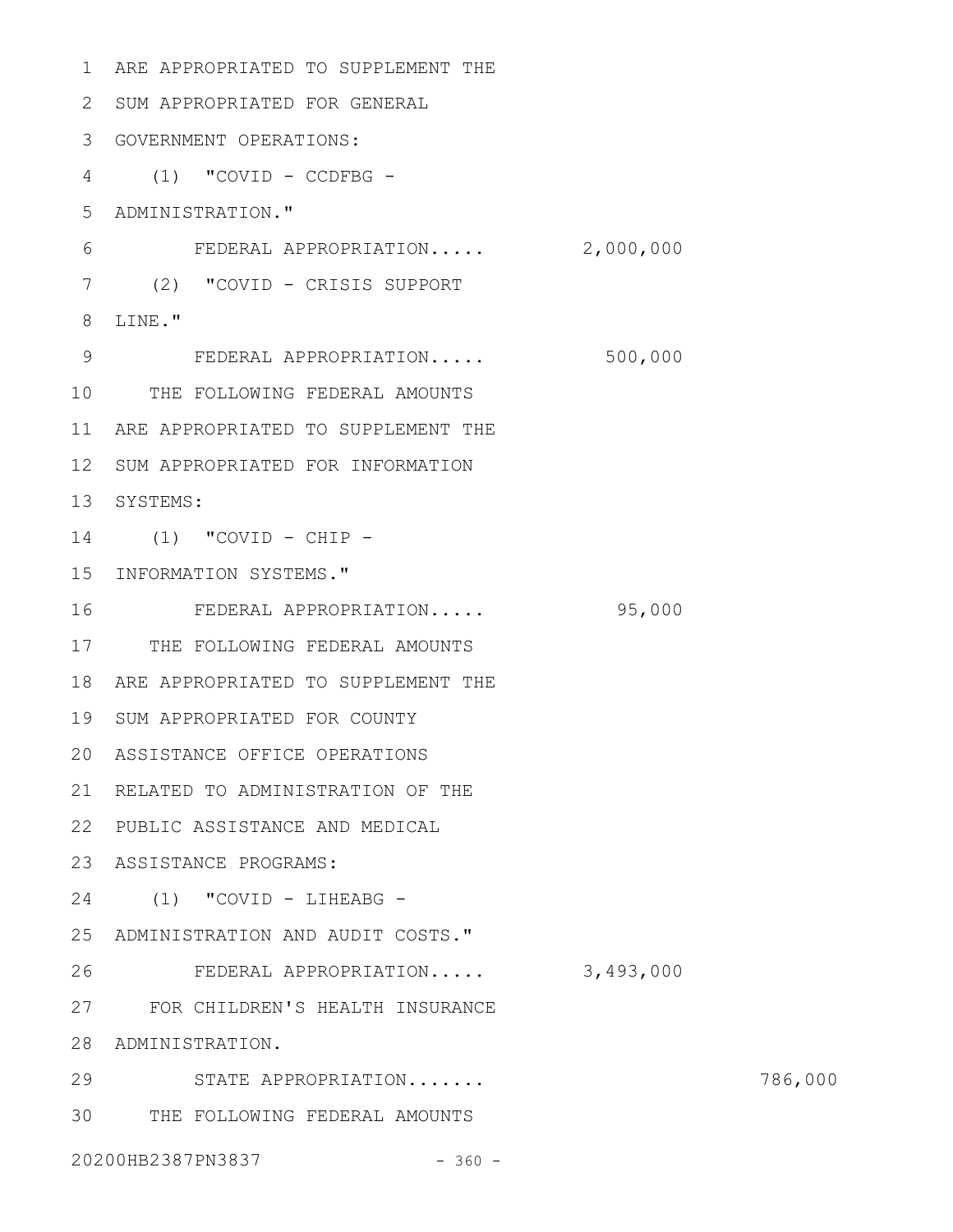ARE APPROPRIATED TO SUPPLEMENT THE SUM APPROPRIATED FOR GENERAL GOVERNMENT OPERATIONS:

(1) "COVID - CCDFBG - ADMINISTRATION."

FEDERAL APPROPRIATION..... 2,000,000

(2) "COVID - CRISIS SUPPORT LINE."

FEDERAL APPROPRIATION..... 500,000

THE FOLLOWING FEDERAL AMOUNTS ARE APPROPRIATED TO SUPPLEMENT THE SUM APPROPRIATED FOR INFORMATION SYSTEMS:

(1) "COVID - CHIP - INFORMATION SYSTEMS."

FEDERAL APPROPRIATION..... 95,000

THE FOLLOWING FEDERAL AMOUNTS ARE APPROPRIATED TO SUPPLEMENT THE SUM APPROPRIATED FOR COUNTY ASSISTANCE OFFICE OPERATIONS RELATED TO ADMINISTRATION OF THE PUBLIC ASSISTANCE AND MEDICAL ASSISTANCE PROGRAMS:

(1) "COVID - LIHEABG - ADMINISTRATION AND AUDIT COSTS."

FEDERAL APPROPRIATION..... 3,493,000

FOR CHILDREN'S HEALTH INSURANCE ADMINISTRATION.

STATE APPROPRIATION....... 786,000

THE FOLLOWING FEDERAL AMOUNTS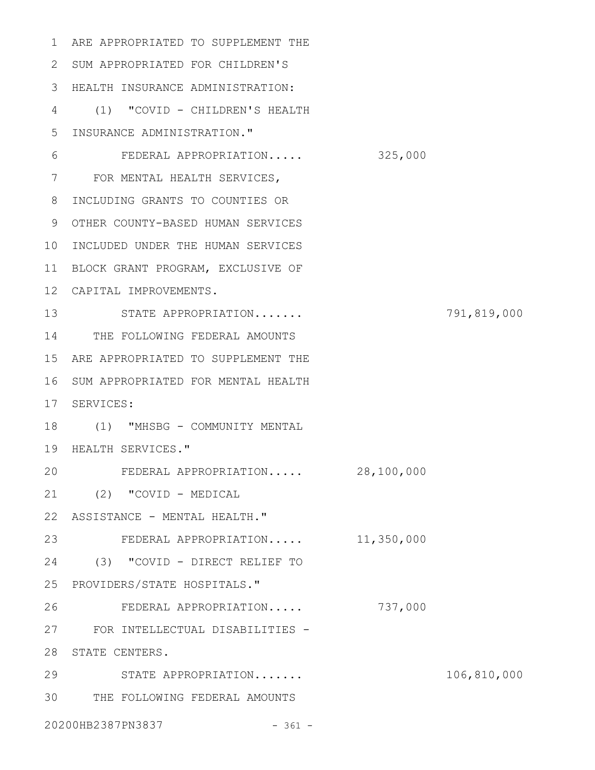ARE APPROPRIATED TO SUPPLEMENT THE SUM APPROPRIATED FOR CHILDREN'S HEALTH INSURANCE ADMINISTRATION:

(1) "COVID - CHILDREN'S HEALTH INSURANCE ADMINISTRATION."

| | | |
|---|---|---|
| FEDERAL APPROPRIATION..... | 325,000 | |

FOR MENTAL HEALTH SERVICES, INCLUDING GRANTS TO COUNTIES OR OTHER COUNTY-BASED HUMAN SERVICES INCLUDED UNDER THE HUMAN SERVICES BLOCK GRANT PROGRAM, EXCLUSIVE OF CAPITAL IMPROVEMENTS.

| | | |
|---|---|---|
| STATE APPROPRIATION....... | | 791,819,000 |

THE FOLLOWING FEDERAL AMOUNTS ARE APPROPRIATED TO SUPPLEMENT THE SUM APPROPRIATED FOR MENTAL HEALTH SERVICES:

(1) "MHSBG - COMMUNITY MENTAL HEALTH SERVICES."

| | | |
|---|---|---|
| FEDERAL APPROPRIATION..... | 28,100,000 | |

(2) "COVID - MEDICAL ASSISTANCE - MENTAL HEALTH."

| | | |
|---|---|---|
| FEDERAL APPROPRIATION..... | 11,350,000 | |

(3) "COVID - DIRECT RELIEF TO PROVIDERS/STATE HOSPITALS."

| | | |
|---|---|---|
| FEDERAL APPROPRIATION..... | 737,000 | |

FOR INTELLECTUAL DISABILITIES - STATE CENTERS.

| | | |
|---|---|---|
| STATE APPROPRIATION....... | | 106,810,000 |

THE FOLLOWING FEDERAL AMOUNTS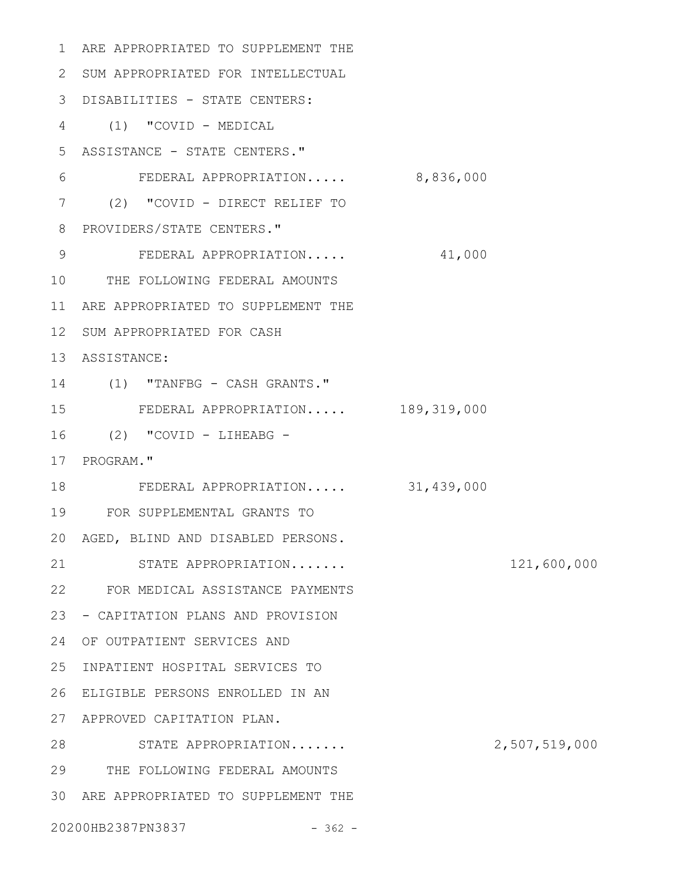ARE APPROPRIATED TO SUPPLEMENT THE SUM APPROPRIATED FOR INTELLECTUAL DISABILITIES - STATE CENTERS:

(1) "COVID - MEDICAL ASSISTANCE - STATE CENTERS."

| | | |
|---|---|---|
| FEDERAL APPROPRIATION..... | 8,836,000 | |

(2) "COVID - DIRECT RELIEF TO PROVIDERS/STATE CENTERS."

| | | |
|---|---|---|
| FEDERAL APPROPRIATION..... | 41,000 | |

THE FOLLOWING FEDERAL AMOUNTS ARE APPROPRIATED TO SUPPLEMENT THE SUM APPROPRIATED FOR CASH ASSISTANCE:

(1) "TANFBG - CASH GRANTS."

| | | |
|---|---|---|
| FEDERAL APPROPRIATION..... | 189,319,000 | |

(2) "COVID - LIHEABG - PROGRAM."

| | | |
|---|---|---|
| FEDERAL APPROPRIATION..... | 31,439,000 | |

FOR SUPPLEMENTAL GRANTS TO AGED, BLIND AND DISABLED PERSONS.

| | | |
|---|---|---|
| STATE APPROPRIATION....... | | 121,600,000 |

FOR MEDICAL ASSISTANCE PAYMENTS - CAPITATION PLANS AND PROVISION OF OUTPATIENT SERVICES AND INPATIENT HOSPITAL SERVICES TO ELIGIBLE PERSONS ENROLLED IN AN APPROVED CAPITATION PLAN.

| | | |
|---|---|---|
| STATE APPROPRIATION....... | | 2,507,519,000 |

THE FOLLOWING FEDERAL AMOUNTS ARE APPROPRIATED TO SUPPLEMENT THE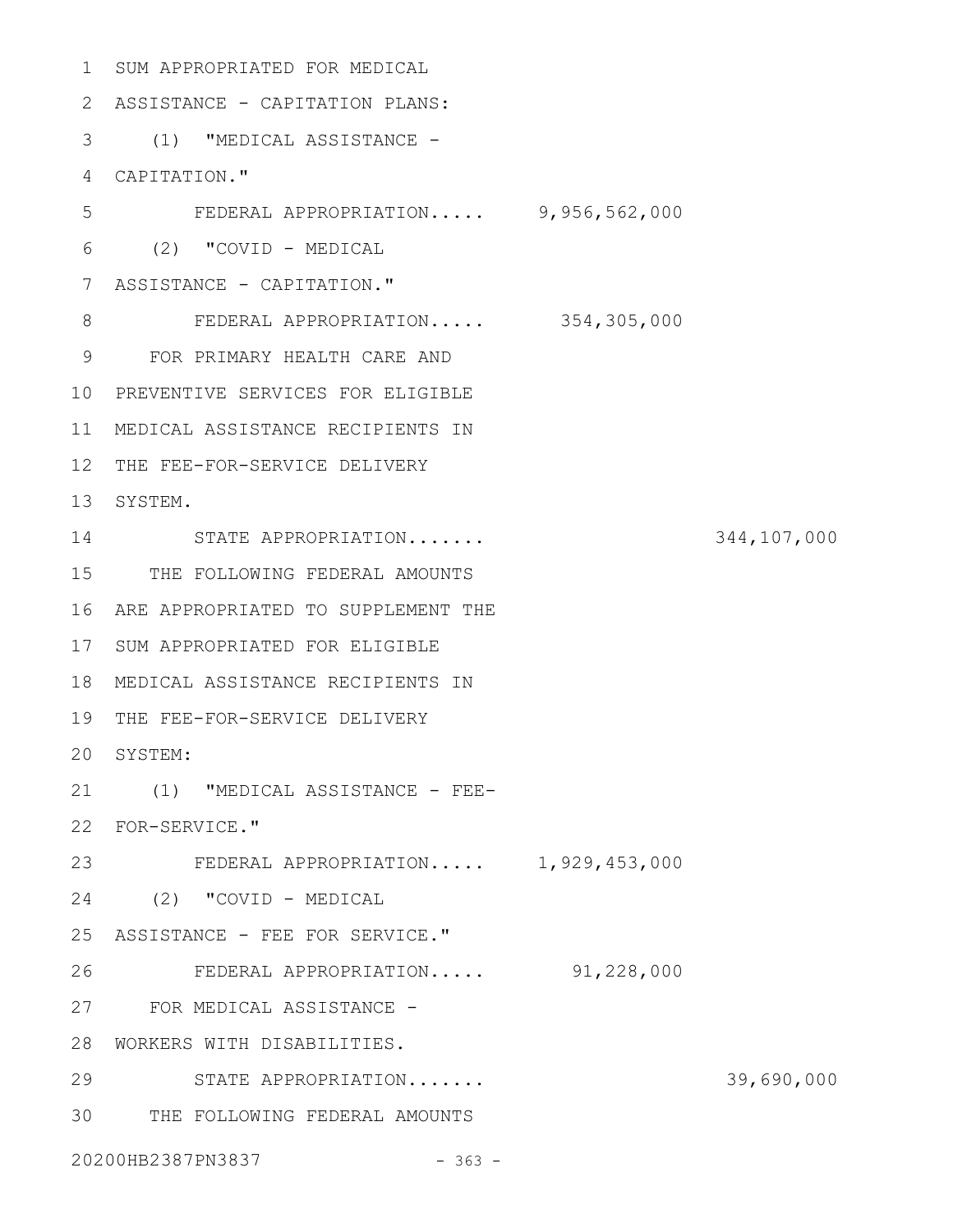SUM APPROPRIATED FOR MEDICAL ASSISTANCE - CAPITATION PLANS:

(1) "MEDICAL ASSISTANCE - CAPITATION."

FEDERAL APPROPRIATION..... 9,956,562,000

(2) "COVID - MEDICAL ASSISTANCE - CAPITATION."

FEDERAL APPROPRIATION..... 354,305,000

FOR PRIMARY HEALTH CARE AND PREVENTIVE SERVICES FOR ELIGIBLE MEDICAL ASSISTANCE RECIPIENTS IN THE FEE-FOR-SERVICE DELIVERY SYSTEM.

STATE APPROPRIATION....... 344,107,000

THE FOLLOWING FEDERAL AMOUNTS ARE APPROPRIATED TO SUPPLEMENT THE SUM APPROPRIATED FOR ELIGIBLE MEDICAL ASSISTANCE RECIPIENTS IN THE FEE-FOR-SERVICE DELIVERY SYSTEM:

(1) "MEDICAL ASSISTANCE - FEE-FOR-SERVICE."

FEDERAL APPROPRIATION..... 1,929,453,000

(2) "COVID - MEDICAL ASSISTANCE - FEE FOR SERVICE."

FEDERAL APPROPRIATION..... 91,228,000

FOR MEDICAL ASSISTANCE - WORKERS WITH DISABILITIES.

STATE APPROPRIATION....... 39,690,000

THE FOLLOWING FEDERAL AMOUNTS

20200HB2387PN3837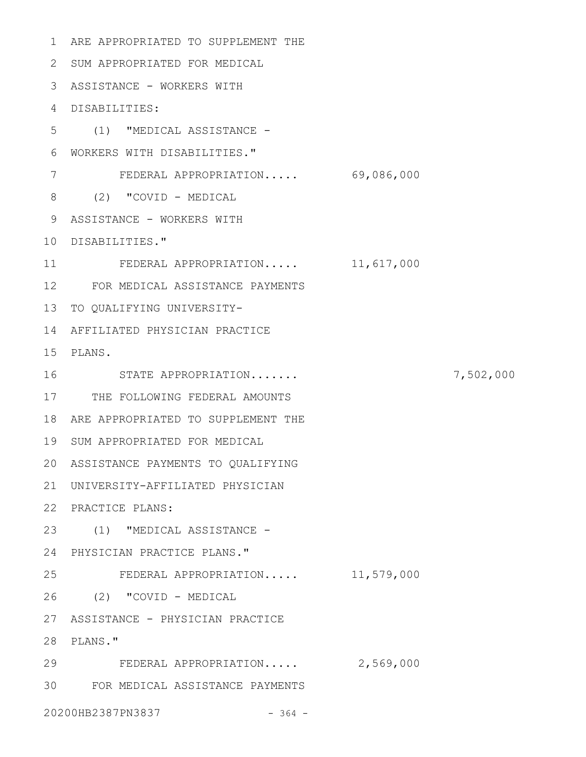ARE APPROPRIATED TO SUPPLEMENT THE SUM APPROPRIATED FOR MEDICAL ASSISTANCE - WORKERS WITH DISABILITIES:

(1) "MEDICAL ASSISTANCE - WORKERS WITH DISABILITIES."

FEDERAL APPROPRIATION..... 69,086,000

(2) "COVID - MEDICAL ASSISTANCE - WORKERS WITH DISABILITIES."

FEDERAL APPROPRIATION..... 11,617,000

FOR MEDICAL ASSISTANCE PAYMENTS TO QUALIFYING UNIVERSITY-AFFILIATED PHYSICIAN PRACTICE PLANS.

STATE APPROPRIATION....... 7,502,000

THE FOLLOWING FEDERAL AMOUNTS ARE APPROPRIATED TO SUPPLEMENT THE SUM APPROPRIATED FOR MEDICAL ASSISTANCE PAYMENTS TO QUALIFYING UNIVERSITY-AFFILIATED PHYSICIAN PRACTICE PLANS:

(1) "MEDICAL ASSISTANCE - PHYSICIAN PRACTICE PLANS."

FEDERAL APPROPRIATION..... 11,579,000

(2) "COVID - MEDICAL ASSISTANCE - PHYSICIAN PRACTICE PLANS."

FEDERAL APPROPRIATION..... 2,569,000

FOR MEDICAL ASSISTANCE PAYMENTS

20200HB2387PN3837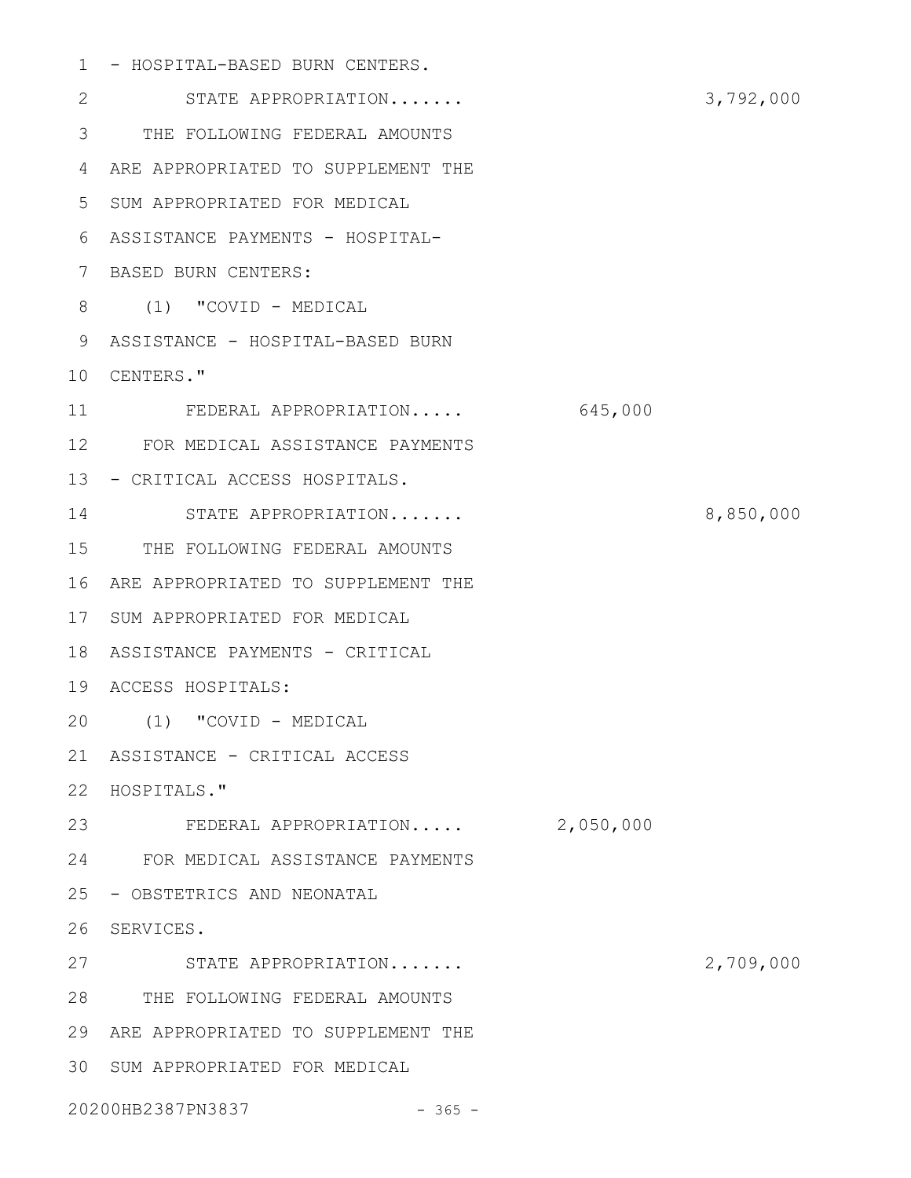- HOSPITAL-BASED BURN CENTERS.

STATE APPROPRIATION....... 3,792,000

THE FOLLOWING FEDERAL AMOUNTS ARE APPROPRIATED TO SUPPLEMENT THE SUM APPROPRIATED FOR MEDICAL ASSISTANCE PAYMENTS - HOSPITAL-BASED BURN CENTERS:

(1) "COVID - MEDICAL ASSISTANCE - HOSPITAL-BASED BURN CENTERS."

FEDERAL APPROPRIATION..... 645,000

FOR MEDICAL ASSISTANCE PAYMENTS - CRITICAL ACCESS HOSPITALS.

STATE APPROPRIATION....... 8,850,000

THE FOLLOWING FEDERAL AMOUNTS ARE APPROPRIATED TO SUPPLEMENT THE SUM APPROPRIATED FOR MEDICAL ASSISTANCE PAYMENTS - CRITICAL ACCESS HOSPITALS:

(1) "COVID - MEDICAL ASSISTANCE - CRITICAL ACCESS HOSPITALS."

FEDERAL APPROPRIATION..... 2,050,000

FOR MEDICAL ASSISTANCE PAYMENTS - OBSTETRICS AND NEONATAL SERVICES.

STATE APPROPRIATION....... 2,709,000

THE FOLLOWING FEDERAL AMOUNTS ARE APPROPRIATED TO SUPPLEMENT THE SUM APPROPRIATED FOR MEDICAL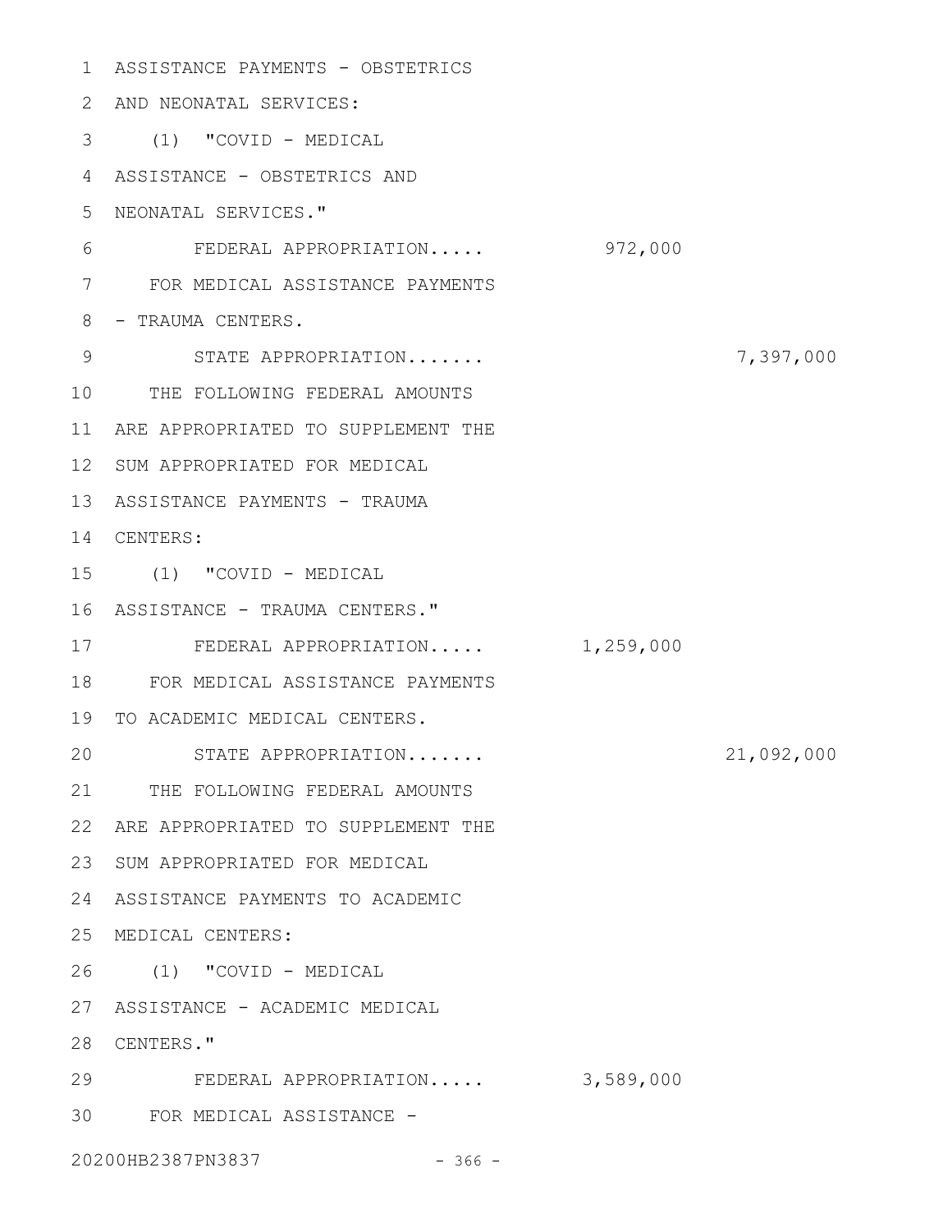ASSISTANCE PAYMENTS - OBSTETRICS AND NEONATAL SERVICES:

(1) "COVID - MEDICAL ASSISTANCE - OBSTETRICS AND NEONATAL SERVICES."

| | | |
|---|---|---|
| FEDERAL APPROPRIATION..... | 972,000 | |

FOR MEDICAL ASSISTANCE PAYMENTS - TRAUMA CENTERS.

| | | |
|---|---|---|
| STATE APPROPRIATION....... | | 7,397,000 |

THE FOLLOWING FEDERAL AMOUNTS ARE APPROPRIATED TO SUPPLEMENT THE SUM APPROPRIATED FOR MEDICAL ASSISTANCE PAYMENTS - TRAUMA CENTERS:

(1) "COVID - MEDICAL ASSISTANCE - TRAUMA CENTERS."

| | | |
|---|---|---|
| FEDERAL APPROPRIATION..... | 1,259,000 | |

FOR MEDICAL ASSISTANCE PAYMENTS TO ACADEMIC MEDICAL CENTERS.

| | | |
|---|---|---|
| STATE APPROPRIATION....... | | 21,092,000 |

THE FOLLOWING FEDERAL AMOUNTS ARE APPROPRIATED TO SUPPLEMENT THE SUM APPROPRIATED FOR MEDICAL ASSISTANCE PAYMENTS TO ACADEMIC MEDICAL CENTERS:

(1) "COVID - MEDICAL ASSISTANCE - ACADEMIC MEDICAL CENTERS."

| | | |
|---|---|---|
| FEDERAL APPROPRIATION..... | 3,589,000 | |

FOR MEDICAL ASSISTANCE -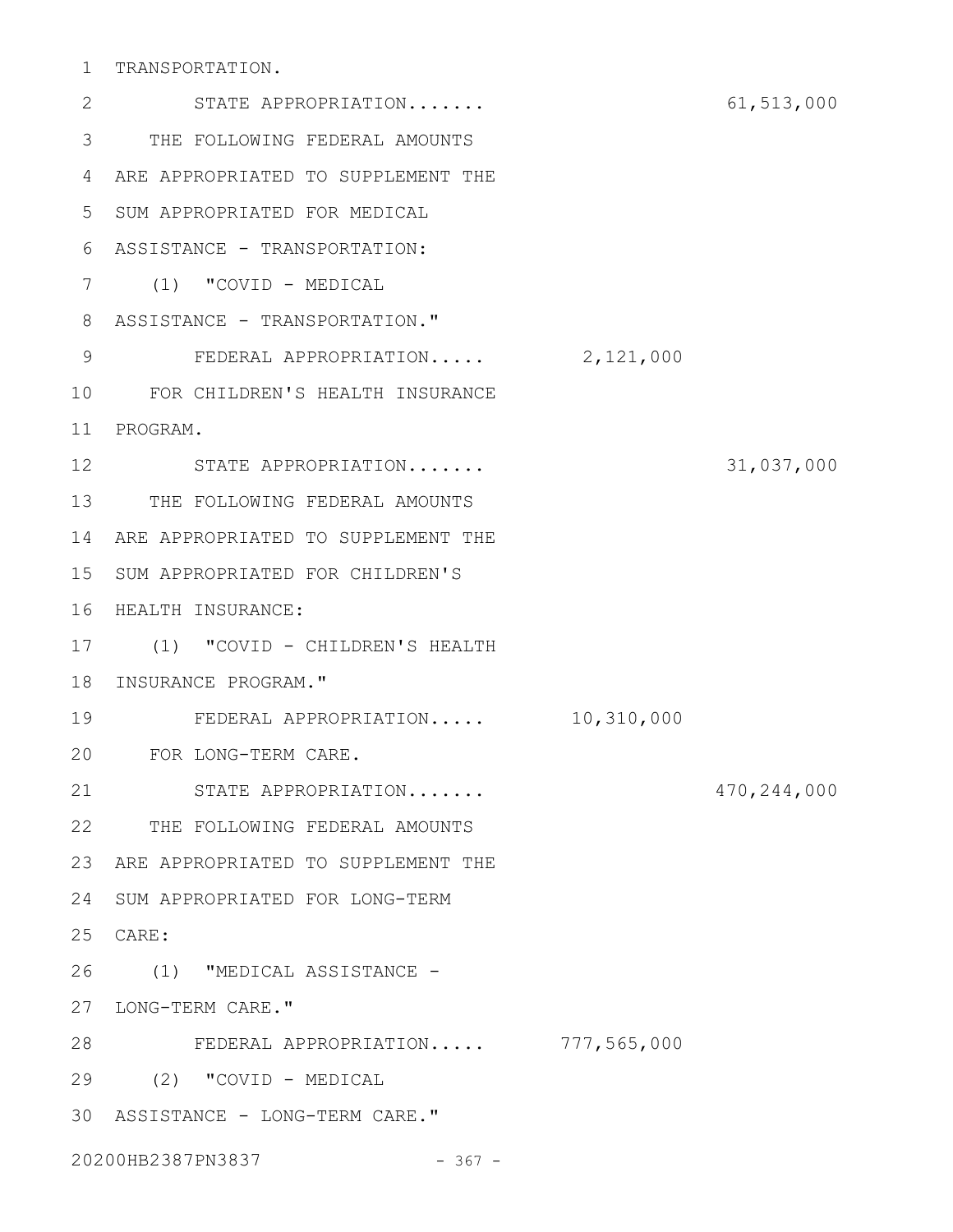TRANSPORTATION.

STATE APPROPRIATION....... 61,513,000

THE FOLLOWING FEDERAL AMOUNTS ARE APPROPRIATED TO SUPPLEMENT THE SUM APPROPRIATED FOR MEDICAL ASSISTANCE - TRANSPORTATION:

(1) "COVID - MEDICAL ASSISTANCE - TRANSPORTATION."

FEDERAL APPROPRIATION..... 2,121,000

FOR CHILDREN'S HEALTH INSURANCE PROGRAM.

STATE APPROPRIATION....... 31,037,000

THE FOLLOWING FEDERAL AMOUNTS ARE APPROPRIATED TO SUPPLEMENT THE SUM APPROPRIATED FOR CHILDREN'S HEALTH INSURANCE:

(1) "COVID - CHILDREN'S HEALTH INSURANCE PROGRAM."

FEDERAL APPROPRIATION..... 10,310,000

FOR LONG-TERM CARE.

STATE APPROPRIATION....... 470,244,000

THE FOLLOWING FEDERAL AMOUNTS ARE APPROPRIATED TO SUPPLEMENT THE SUM APPROPRIATED FOR LONG-TERM CARE:

(1) "MEDICAL ASSISTANCE - LONG-TERM CARE."

FEDERAL APPROPRIATION..... 777,565,000

(2) "COVID - MEDICAL ASSISTANCE - LONG-TERM CARE."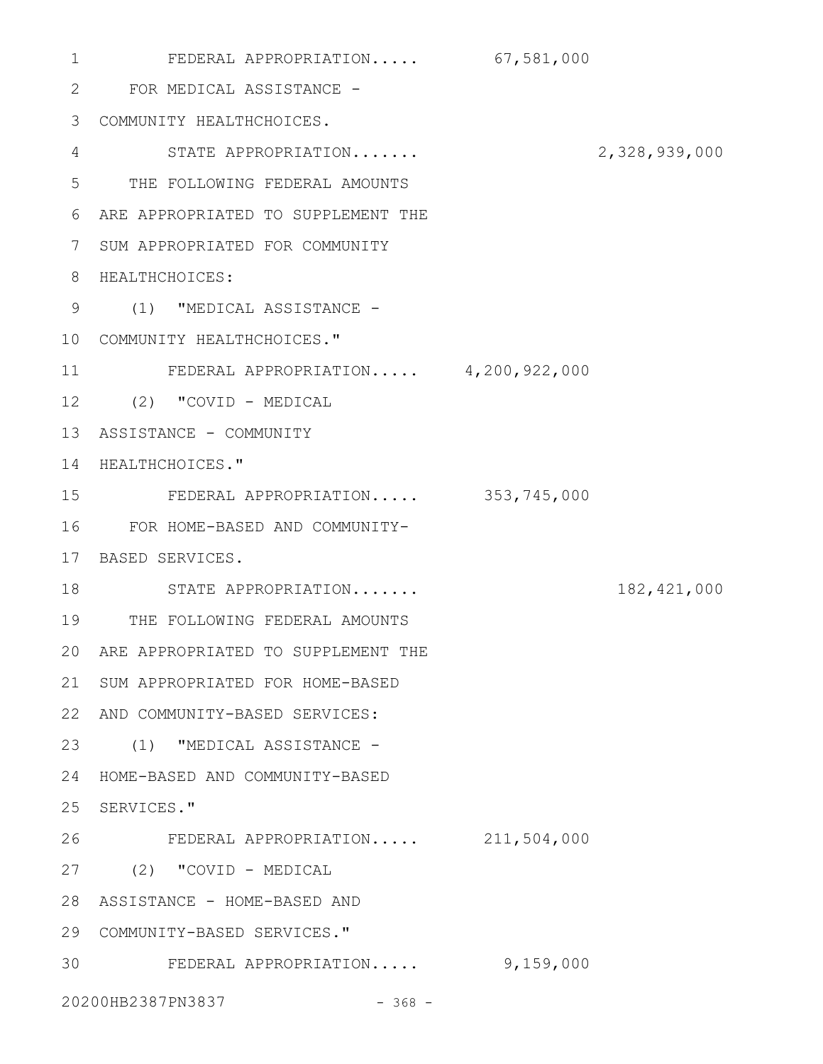FEDERAL APPROPRIATION..... 67,581,000

FOR MEDICAL ASSISTANCE - COMMUNITY HEALTHCHOICES.

STATE APPROPRIATION....... 2,328,939,000

THE FOLLOWING FEDERAL AMOUNTS ARE APPROPRIATED TO SUPPLEMENT THE SUM APPROPRIATED FOR COMMUNITY HEALTHCHOICES:

(1) "MEDICAL ASSISTANCE - COMMUNITY HEALTHCHOICES."

FEDERAL APPROPRIATION..... 4,200,922,000

(2) "COVID - MEDICAL ASSISTANCE - COMMUNITY HEALTHCHOICES."

FEDERAL APPROPRIATION..... 353,745,000

FOR HOME-BASED AND COMMUNITY-BASED SERVICES.

STATE APPROPRIATION....... 182,421,000

THE FOLLOWING FEDERAL AMOUNTS ARE APPROPRIATED TO SUPPLEMENT THE SUM APPROPRIATED FOR HOME-BASED AND COMMUNITY-BASED SERVICES:

(1) "MEDICAL ASSISTANCE - HOME-BASED AND COMMUNITY-BASED SERVICES."

FEDERAL APPROPRIATION..... 211,504,000

(2) "COVID - MEDICAL ASSISTANCE - HOME-BASED AND COMMUNITY-BASED SERVICES."

FEDERAL APPROPRIATION..... 9,159,000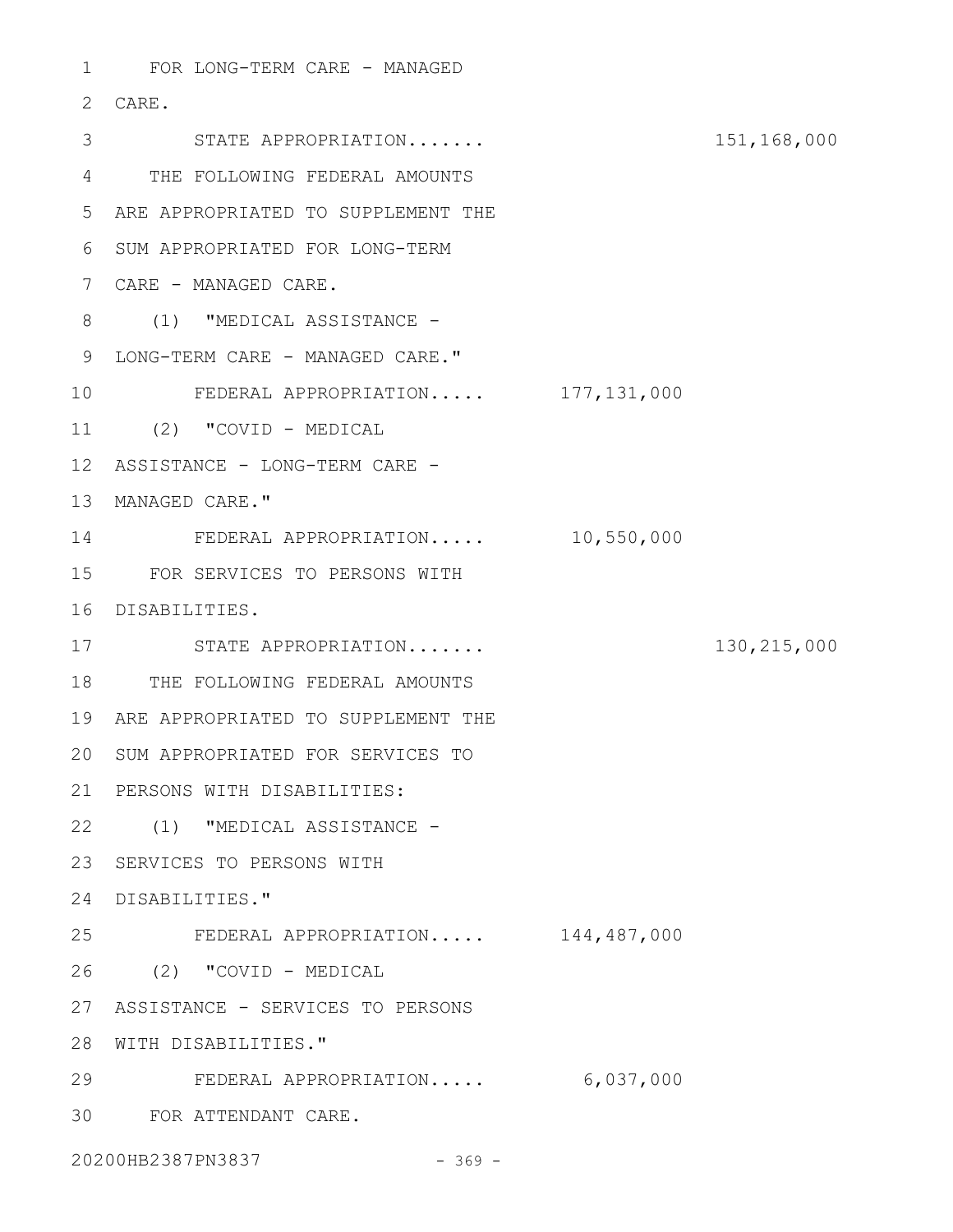FOR LONG-TERM CARE - MANAGED CARE.

STATE APPROPRIATION....... 151,168,000

THE FOLLOWING FEDERAL AMOUNTS ARE APPROPRIATED TO SUPPLEMENT THE SUM APPROPRIATED FOR LONG-TERM CARE - MANAGED CARE.

(1) "MEDICAL ASSISTANCE - LONG-TERM CARE - MANAGED CARE."

FEDERAL APPROPRIATION..... 177,131,000

(2) "COVID - MEDICAL ASSISTANCE - LONG-TERM CARE - MANAGED CARE."

FEDERAL APPROPRIATION..... 10,550,000

FOR SERVICES TO PERSONS WITH DISABILITIES.

STATE APPROPRIATION....... 130,215,000

THE FOLLOWING FEDERAL AMOUNTS ARE APPROPRIATED TO SUPPLEMENT THE SUM APPROPRIATED FOR SERVICES TO PERSONS WITH DISABILITIES:

(1) "MEDICAL ASSISTANCE - SERVICES TO PERSONS WITH DISABILITIES."

FEDERAL APPROPRIATION..... 144,487,000

(2) "COVID - MEDICAL ASSISTANCE - SERVICES TO PERSONS WITH DISABILITIES."

FEDERAL APPROPRIATION..... 6,037,000

FOR ATTENDANT CARE.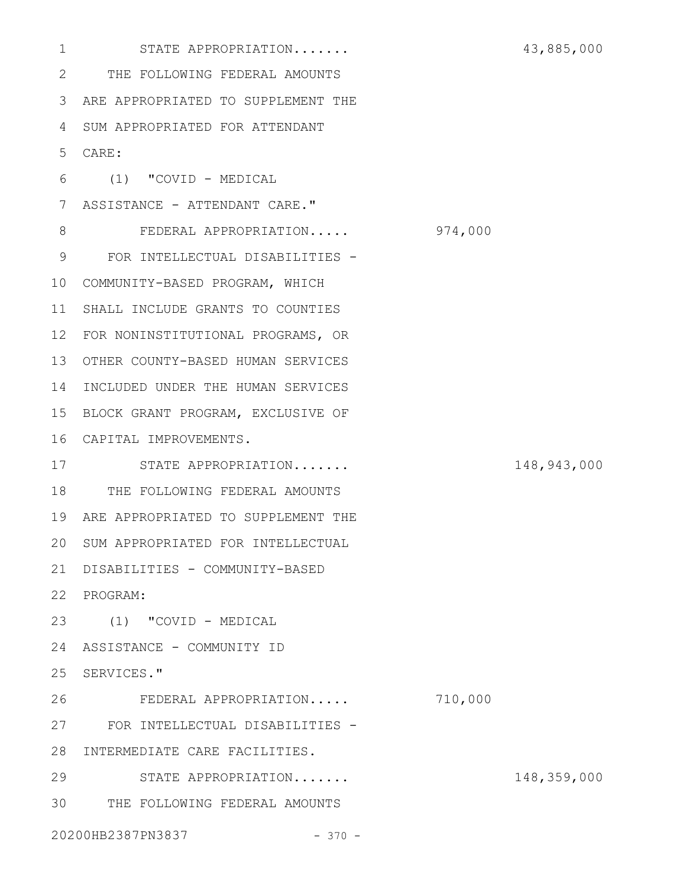STATE APPROPRIATION....... 43,885,000

THE FOLLOWING FEDERAL AMOUNTS ARE APPROPRIATED TO SUPPLEMENT THE SUM APPROPRIATED FOR ATTENDANT CARE:

(1) "COVID - MEDICAL ASSISTANCE - ATTENDANT CARE."

FEDERAL APPROPRIATION..... 974,000

FOR INTELLECTUAL DISABILITIES - COMMUNITY-BASED PROGRAM, WHICH SHALL INCLUDE GRANTS TO COUNTIES FOR NONINSTITUTIONAL PROGRAMS, OR OTHER COUNTY-BASED HUMAN SERVICES INCLUDED UNDER THE HUMAN SERVICES BLOCK GRANT PROGRAM, EXCLUSIVE OF CAPITAL IMPROVEMENTS.

STATE APPROPRIATION....... 148,943,000

THE FOLLOWING FEDERAL AMOUNTS ARE APPROPRIATED TO SUPPLEMENT THE SUM APPROPRIATED FOR INTELLECTUAL DISABILITIES - COMMUNITY-BASED PROGRAM:

(1) "COVID - MEDICAL ASSISTANCE - COMMUNITY ID SERVICES."

FEDERAL APPROPRIATION..... 710,000

FOR INTELLECTUAL DISABILITIES - INTERMEDIATE CARE FACILITIES.

STATE APPROPRIATION....... 148,359,000

THE FOLLOWING FEDERAL AMOUNTS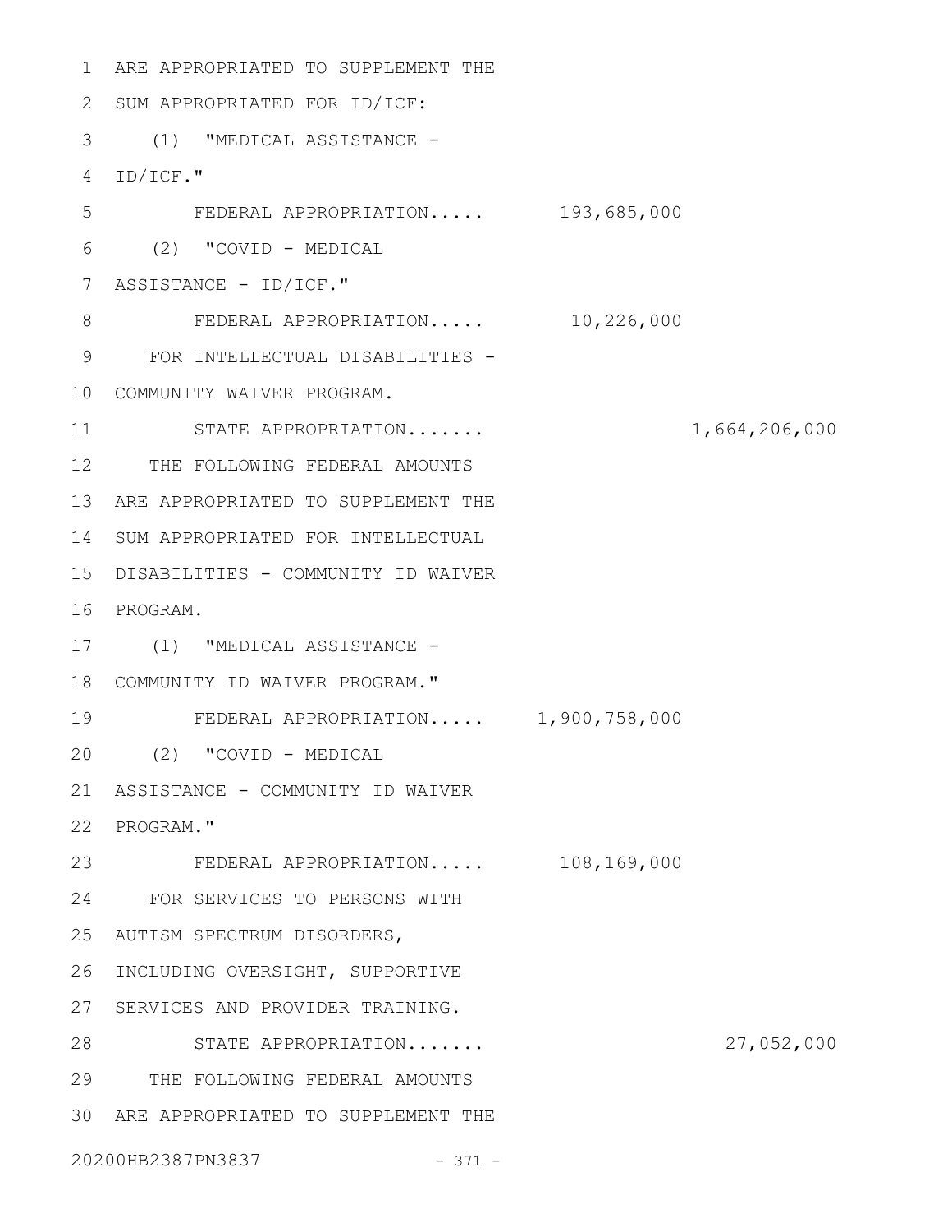ARE APPROPRIATED TO SUPPLEMENT THE SUM APPROPRIATED FOR ID/ICF:

(1) "MEDICAL ASSISTANCE - ID/ICF."

| | | |
|---|---|---|
| FEDERAL APPROPRIATION..... | 193,685,000 | |

(2) "COVID - MEDICAL ASSISTANCE - ID/ICF."

| | | |
|---|---|---|
| FEDERAL APPROPRIATION..... | 10,226,000 | |

FOR INTELLECTUAL DISABILITIES - COMMUNITY WAIVER PROGRAM.

| | | |
|---|---|---|
| STATE APPROPRIATION....... | | 1,664,206,000 |

THE FOLLOWING FEDERAL AMOUNTS ARE APPROPRIATED TO SUPPLEMENT THE SUM APPROPRIATED FOR INTELLECTUAL DISABILITIES - COMMUNITY ID WAIVER PROGRAM.

(1) "MEDICAL ASSISTANCE - COMMUNITY ID WAIVER PROGRAM."

| | | |
|---|---|---|
| FEDERAL APPROPRIATION..... | 1,900,758,000 | |

(2) "COVID - MEDICAL ASSISTANCE - COMMUNITY ID WAIVER PROGRAM."

| | | |
|---|---|---|
| FEDERAL APPROPRIATION..... | 108,169,000 | |

FOR SERVICES TO PERSONS WITH AUTISM SPECTRUM DISORDERS, INCLUDING OVERSIGHT, SUPPORTIVE SERVICES AND PROVIDER TRAINING.

| | | |
|---|---|---|
| STATE APPROPRIATION....... | | 27,052,000 |

THE FOLLOWING FEDERAL AMOUNTS ARE APPROPRIATED TO SUPPLEMENT THE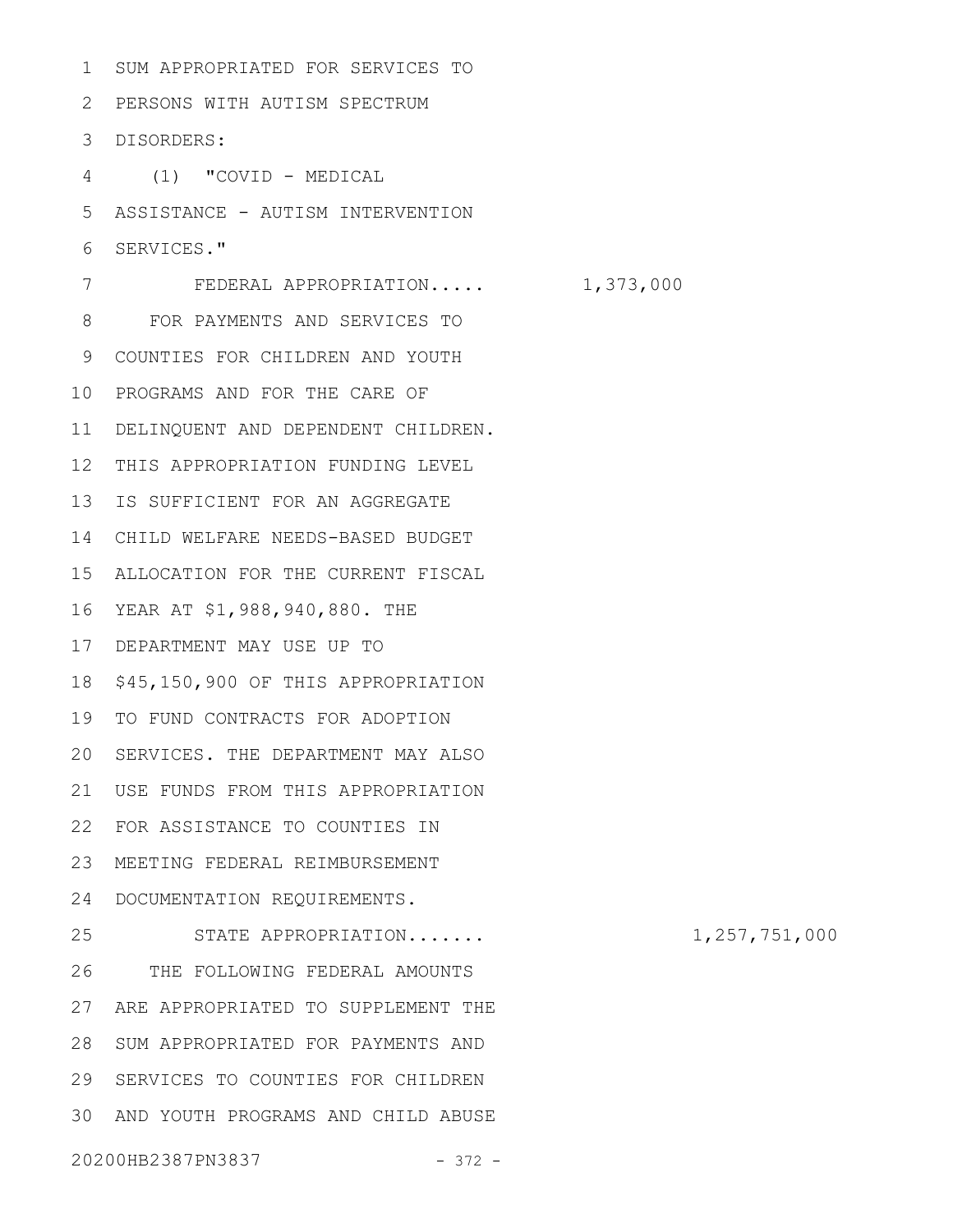SUM APPROPRIATED FOR SERVICES TO PERSONS WITH AUTISM SPECTRUM DISORDERS:

(1) "COVID - MEDICAL ASSISTANCE - AUTISM INTERVENTION SERVICES."

FEDERAL APPROPRIATION..... 1,373,000

FOR PAYMENTS AND SERVICES TO COUNTIES FOR CHILDREN AND YOUTH PROGRAMS AND FOR THE CARE OF DELINQUENT AND DEPENDENT CHILDREN. THIS APPROPRIATION FUNDING LEVEL IS SUFFICIENT FOR AN AGGREGATE CHILD WELFARE NEEDS-BASED BUDGET ALLOCATION FOR THE CURRENT FISCAL YEAR AT $1,988,940,880. THE DEPARTMENT MAY USE UP TO $45,150,900 OF THIS APPROPRIATION TO FUND CONTRACTS FOR ADOPTION SERVICES. THE DEPARTMENT MAY ALSO USE FUNDS FROM THIS APPROPRIATION FOR ASSISTANCE TO COUNTIES IN MEETING FEDERAL REIMBURSEMENT DOCUMENTATION REQUIREMENTS.

STATE APPROPRIATION....... 1,257,751,000

THE FOLLOWING FEDERAL AMOUNTS ARE APPROPRIATED TO SUPPLEMENT THE SUM APPROPRIATED FOR PAYMENTS AND SERVICES TO COUNTIES FOR CHILDREN AND YOUTH PROGRAMS AND CHILD ABUSE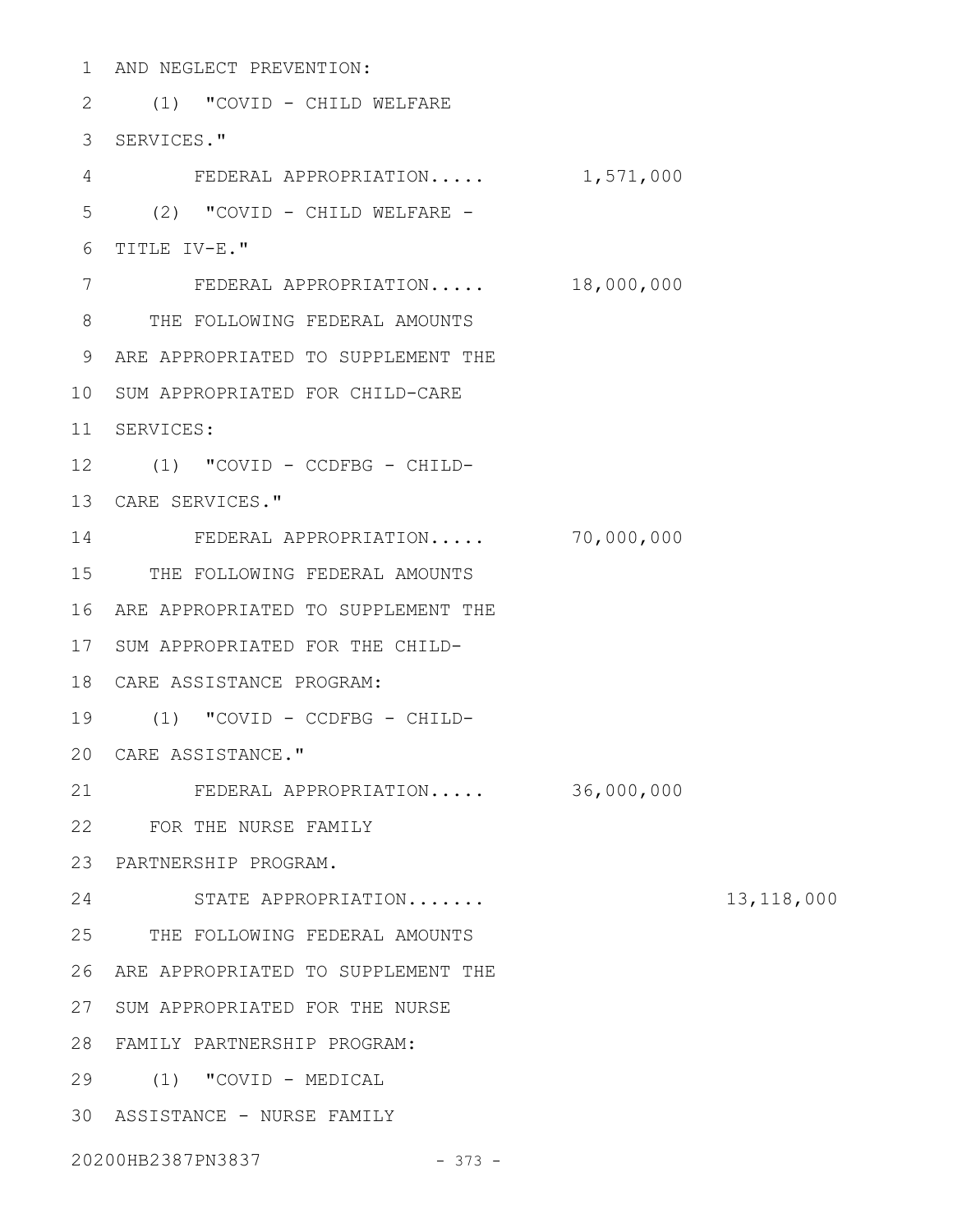AND NEGLECT PREVENTION:

(1) "COVID - CHILD WELFARE SERVICES."

FEDERAL APPROPRIATION..... 1,571,000

(2) "COVID - CHILD WELFARE - TITLE IV-E."

FEDERAL APPROPRIATION..... 18,000,000

THE FOLLOWING FEDERAL AMOUNTS ARE APPROPRIATED TO SUPPLEMENT THE SUM APPROPRIATED FOR CHILD-CARE SERVICES:

(1) "COVID - CCDFBG - CHILD-CARE SERVICES."

FEDERAL APPROPRIATION..... 70,000,000

THE FOLLOWING FEDERAL AMOUNTS ARE APPROPRIATED TO SUPPLEMENT THE SUM APPROPRIATED FOR THE CHILD-CARE ASSISTANCE PROGRAM:

(1) "COVID - CCDFBG - CHILD-CARE ASSISTANCE."

FEDERAL APPROPRIATION..... 36,000,000

FOR THE NURSE FAMILY PARTNERSHIP PROGRAM.

STATE APPROPRIATION....... 13,118,000

THE FOLLOWING FEDERAL AMOUNTS ARE APPROPRIATED TO SUPPLEMENT THE SUM APPROPRIATED FOR THE NURSE FAMILY PARTNERSHIP PROGRAM:

(1) "COVID - MEDICAL ASSISTANCE - NURSE FAMILY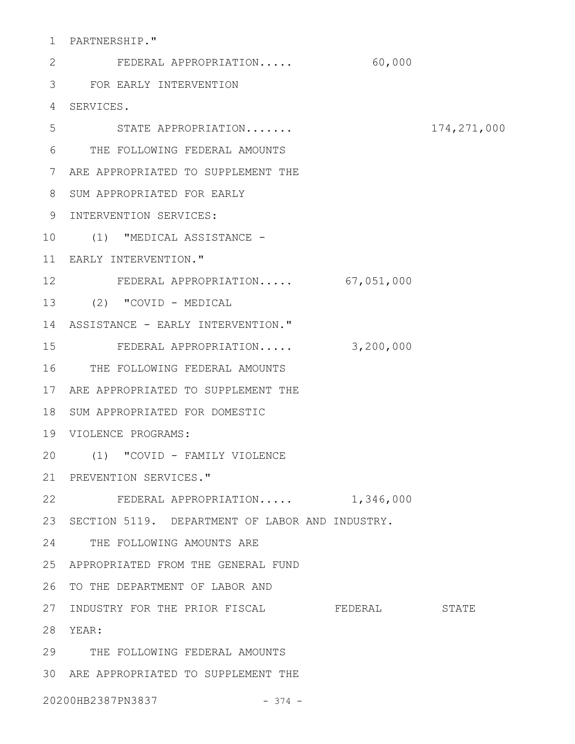PARTNERSHIP."

FEDERAL APPROPRIATION..... 60,000

FOR EARLY INTERVENTION SERVICES.

STATE APPROPRIATION....... 174,271,000

THE FOLLOWING FEDERAL AMOUNTS ARE APPROPRIATED TO SUPPLEMENT THE SUM APPROPRIATED FOR EARLY INTERVENTION SERVICES:

(1) "MEDICAL ASSISTANCE - EARLY INTERVENTION."

FEDERAL APPROPRIATION..... 67,051,000

(2) "COVID - MEDICAL ASSISTANCE - EARLY INTERVENTION."

FEDERAL APPROPRIATION..... 3,200,000

THE FOLLOWING FEDERAL AMOUNTS ARE APPROPRIATED TO SUPPLEMENT THE SUM APPROPRIATED FOR DOMESTIC VIOLENCE PROGRAMS:

(1) "COVID - FAMILY VIOLENCE PREVENTION SERVICES."

FEDERAL APPROPRIATION..... 1,346,000

SECTION 5119. DEPARTMENT OF LABOR AND INDUSTRY.

THE FOLLOWING AMOUNTS ARE APPROPRIATED FROM THE GENERAL FUND TO THE DEPARTMENT OF LABOR AND INDUSTRY FOR THE PRIOR FISCAL YEAR: FEDERAL STATE

THE FOLLOWING FEDERAL AMOUNTS ARE APPROPRIATED TO SUPPLEMENT THE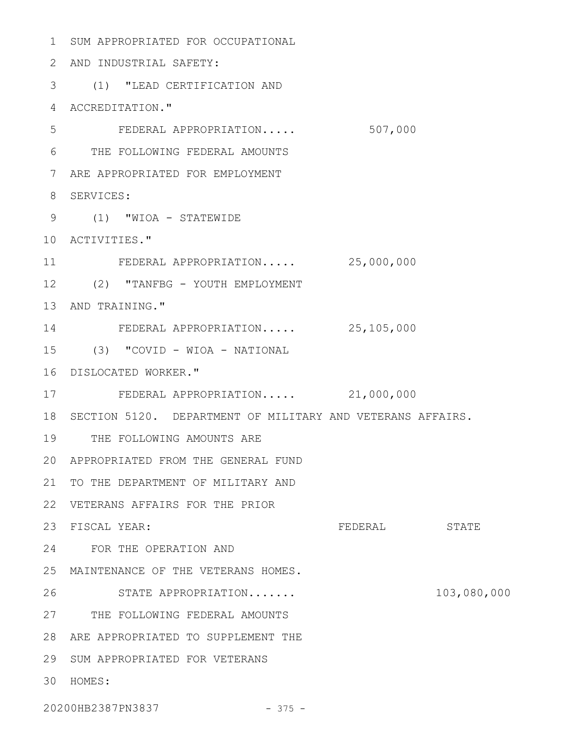SUM APPROPRIATED FOR OCCUPATIONAL AND INDUSTRIAL SAFETY:

(1) "LEAD CERTIFICATION AND ACCREDITATION."

FEDERAL APPROPRIATION..... 507,000

THE FOLLOWING FEDERAL AMOUNTS ARE APPROPRIATED FOR EMPLOYMENT SERVICES:

(1) "WIOA - STATEWIDE ACTIVITIES."

FEDERAL APPROPRIATION..... 25,000,000

(2) "TANFBG - YOUTH EMPLOYMENT AND TRAINING."

FEDERAL APPROPRIATION..... 25,105,000

(3) "COVID - WIOA - NATIONAL DISLOCATED WORKER."

FEDERAL APPROPRIATION..... 21,000,000

SECTION 5120. DEPARTMENT OF MILITARY AND VETERANS AFFAIRS.

THE FOLLOWING AMOUNTS ARE APPROPRIATED FROM THE GENERAL FUND TO THE DEPARTMENT OF MILITARY AND VETERANS AFFAIRS FOR THE PRIOR FISCAL YEAR:

| | FEDERAL | STATE |
|---|---|---|
| FOR THE OPERATION AND MAINTENANCE OF THE VETERANS HOMES. | | |
| STATE APPROPRIATION....... | | 103,080,000 |

THE FOLLOWING FEDERAL AMOUNTS ARE APPROPRIATED TO SUPPLEMENT THE SUM APPROPRIATED FOR VETERANS HOMES: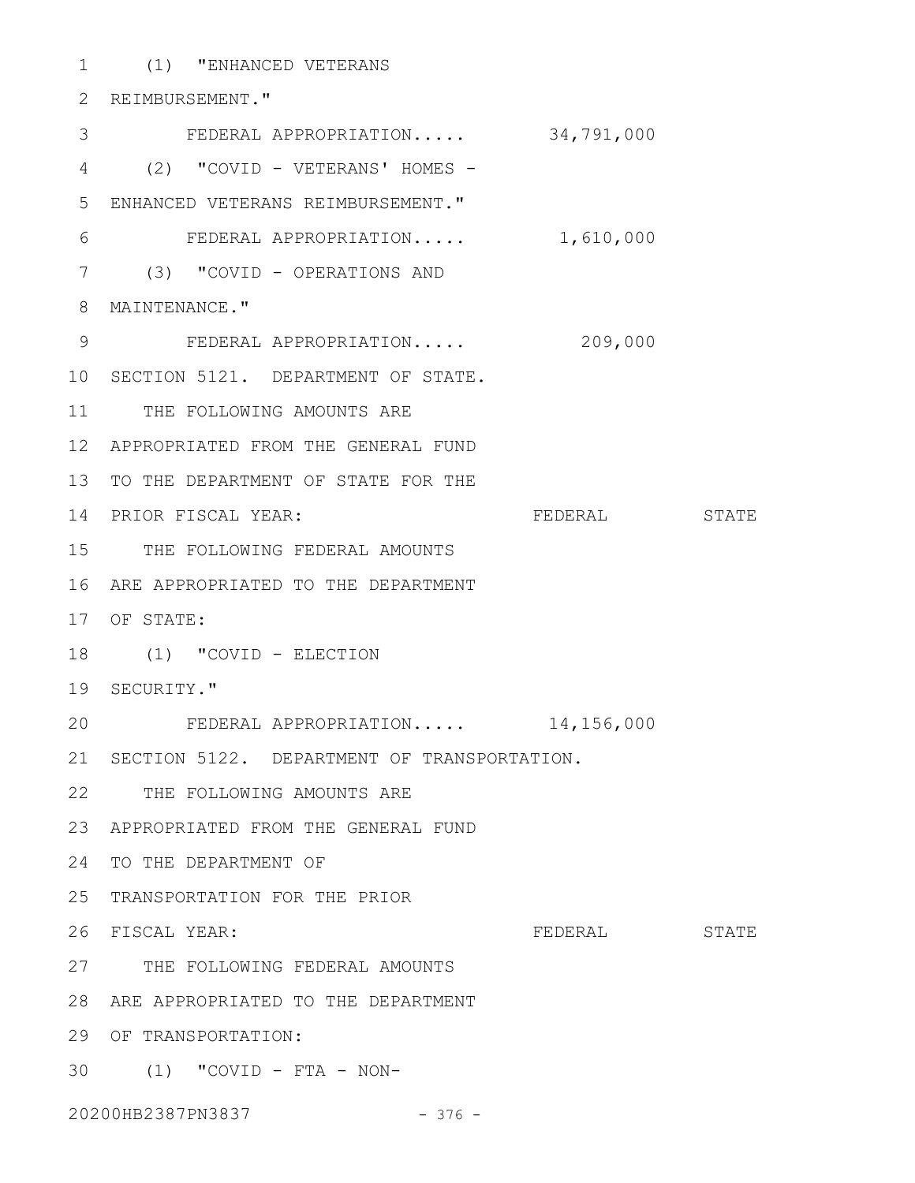(1) "ENHANCED VETERANS REIMBURSEMENT."

FEDERAL APPROPRIATION..... 34,791,000

(2) "COVID - VETERANS' HOMES - ENHANCED VETERANS REIMBURSEMENT."

FEDERAL APPROPRIATION..... 1,610,000

(3) "COVID - OPERATIONS AND MAINTENANCE."

FEDERAL APPROPRIATION..... 209,000

SECTION 5121. DEPARTMENT OF STATE.

THE FOLLOWING AMOUNTS ARE APPROPRIATED FROM THE GENERAL FUND TO THE DEPARTMENT OF STATE FOR THE PRIOR FISCAL YEAR: FEDERAL STATE

THE FOLLOWING FEDERAL AMOUNTS ARE APPROPRIATED TO THE DEPARTMENT OF STATE:

(1) "COVID - ELECTION SECURITY."

FEDERAL APPROPRIATION..... 14,156,000

SECTION 5122. DEPARTMENT OF TRANSPORTATION.

THE FOLLOWING AMOUNTS ARE APPROPRIATED FROM THE GENERAL FUND TO THE DEPARTMENT OF TRANSPORTATION FOR THE PRIOR FISCAL YEAR: FEDERAL STATE

THE FOLLOWING FEDERAL AMOUNTS ARE APPROPRIATED TO THE DEPARTMENT OF TRANSPORTATION:

(1) "COVID - FTA - NON-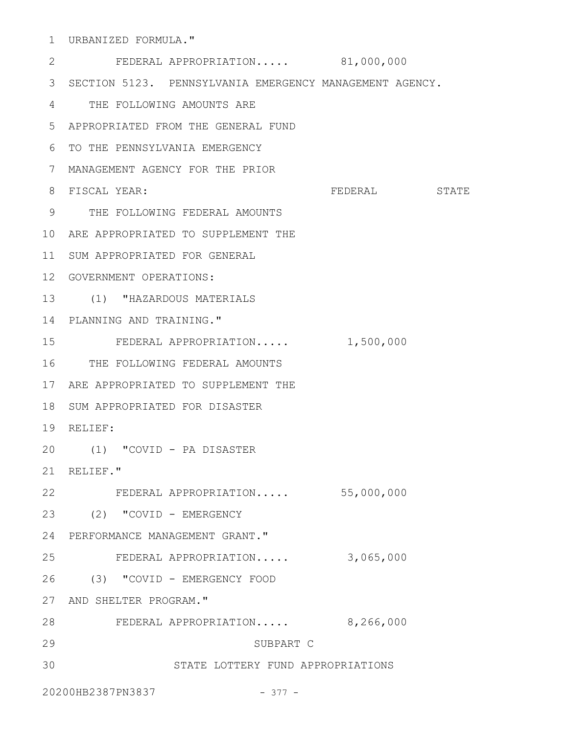URBANIZED FORMULA."

FEDERAL APPROPRIATION..... 81,000,000

SECTION 5123. PENNSYLVANIA EMERGENCY MANAGEMENT AGENCY.

THE FOLLOWING AMOUNTS ARE APPROPRIATED FROM THE GENERAL FUND TO THE PENNSYLVANIA EMERGENCY MANAGEMENT AGENCY FOR THE PRIOR FISCAL YEAR:

| | FEDERAL | STATE |
|---|---|---|

THE FOLLOWING FEDERAL AMOUNTS ARE APPROPRIATED TO SUPPLEMENT THE SUM APPROPRIATED FOR GENERAL GOVERNMENT OPERATIONS:

(1) "HAZARDOUS MATERIALS PLANNING AND TRAINING."

FEDERAL APPROPRIATION..... 1,500,000

THE FOLLOWING FEDERAL AMOUNTS ARE APPROPRIATED TO SUPPLEMENT THE SUM APPROPRIATED FOR DISASTER RELIEF:

(1) "COVID - PA DISASTER RELIEF."

FEDERAL APPROPRIATION..... 55,000,000

(2) "COVID - EMERGENCY PERFORMANCE MANAGEMENT GRANT."

FEDERAL APPROPRIATION..... 3,065,000

(3) "COVID - EMERGENCY FOOD AND SHELTER PROGRAM."

FEDERAL APPROPRIATION..... 8,266,000

## SUBPART C
## STATE LOTTERY FUND APPROPRIATIONS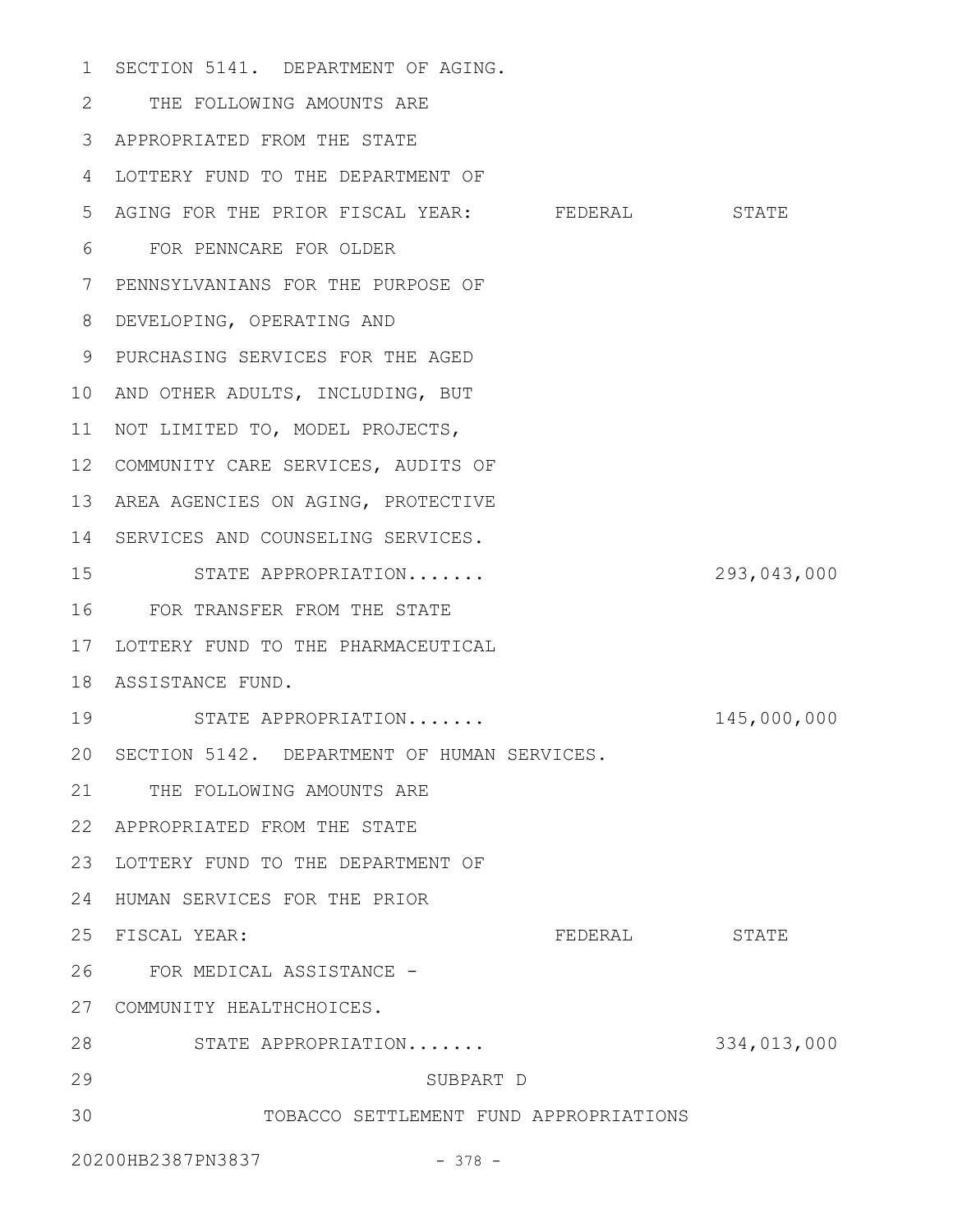SECTION 5141. DEPARTMENT OF AGING.

THE FOLLOWING AMOUNTS ARE APPROPRIATED FROM THE STATE LOTTERY FUND TO THE DEPARTMENT OF AGING FOR THE PRIOR FISCAL YEAR:

| | FEDERAL | STATE |
|---|---|---|
| FOR PENNCARE FOR OLDER PENNSYLVANIANS FOR THE PURPOSE OF DEVELOPING, OPERATING AND PURCHASING SERVICES FOR THE AGED AND OTHER ADULTS, INCLUDING, BUT NOT LIMITED TO, MODEL PROJECTS, COMMUNITY CARE SERVICES, AUDITS OF AREA AGENCIES ON AGING, PROTECTIVE SERVICES AND COUNSELING SERVICES. | | |
| STATE APPROPRIATION....... | | 293,043,000 |
| FOR TRANSFER FROM THE STATE LOTTERY FUND TO THE PHARMACEUTICAL ASSISTANCE FUND. | | |
| STATE APPROPRIATION....... | | 145,000,000 |

SECTION 5142. DEPARTMENT OF HUMAN SERVICES.

THE FOLLOWING AMOUNTS ARE APPROPRIATED FROM THE STATE LOTTERY FUND TO THE DEPARTMENT OF HUMAN SERVICES FOR THE PRIOR FISCAL YEAR:

| | FEDERAL | STATE |
|---|---|---|
| FOR MEDICAL ASSISTANCE - COMMUNITY HEALTHCHOICES. | | |
| STATE APPROPRIATION....... | | 334,013,000 |

## SUBPART D

## TOBACCO SETTLEMENT FUND APPROPRIATIONS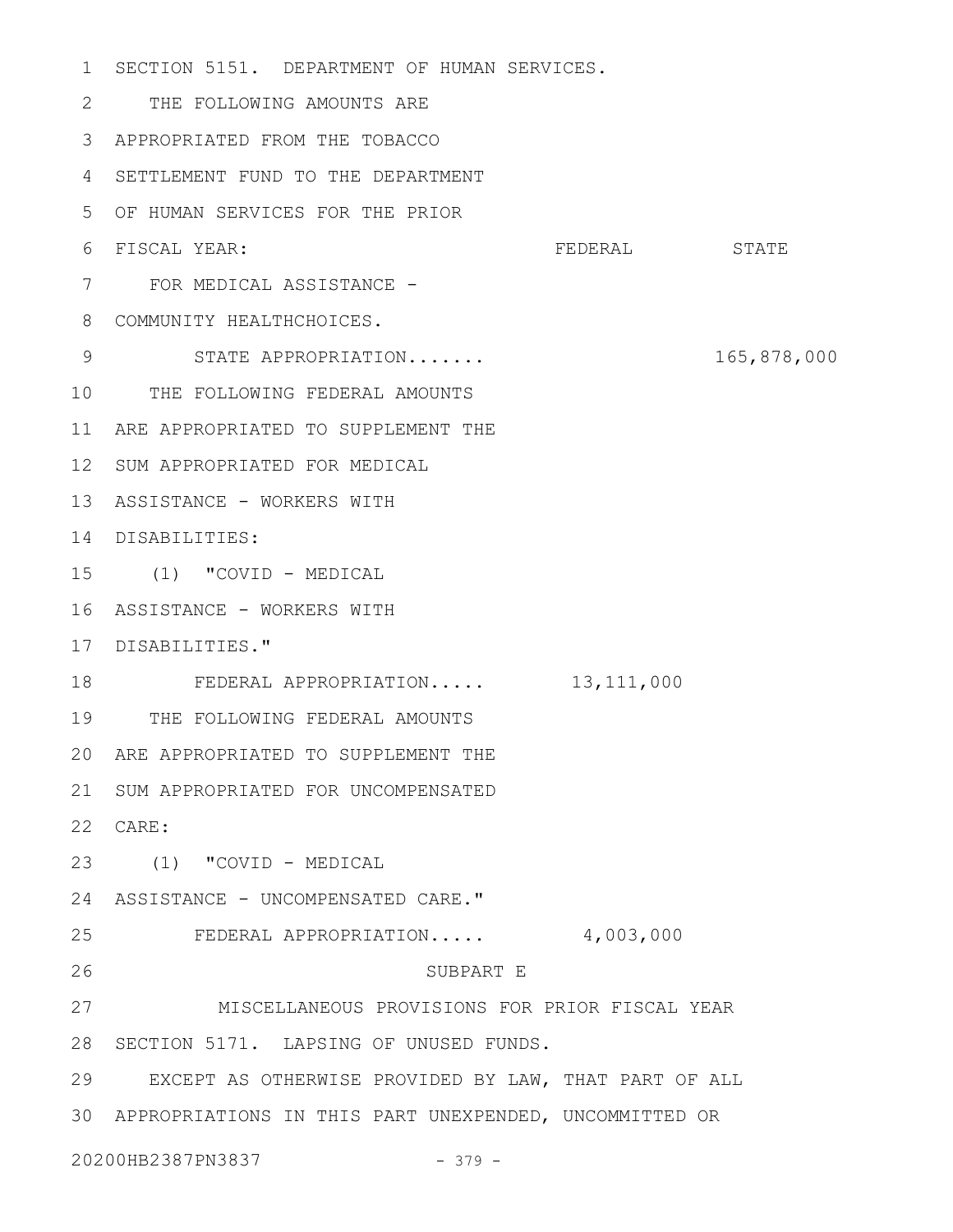SECTION 5151. DEPARTMENT OF HUMAN SERVICES.

THE FOLLOWING AMOUNTS ARE APPROPRIATED FROM THE TOBACCO SETTLEMENT FUND TO THE DEPARTMENT OF HUMAN SERVICES FOR THE PRIOR FISCAL YEAR:

| | FEDERAL | STATE |
|---|---|---|
| FOR MEDICAL ASSISTANCE - COMMUNITY HEALTHCHOICES. | | |
| STATE APPROPRIATION....... | | 165,878,000 |
| THE FOLLOWING FEDERAL AMOUNTS ARE APPROPRIATED TO SUPPLEMENT THE SUM APPROPRIATED FOR MEDICAL ASSISTANCE - WORKERS WITH DISABILITIES: | | |
| (1) "COVID - MEDICAL ASSISTANCE - WORKERS WITH DISABILITIES." | | |
| FEDERAL APPROPRIATION..... | 13,111,000 | |
| THE FOLLOWING FEDERAL AMOUNTS ARE APPROPRIATED TO SUPPLEMENT THE SUM APPROPRIATED FOR UNCOMPENSATED CARE: | | |
| (1) "COVID - MEDICAL ASSISTANCE - UNCOMPENSATED CARE." | | |
| FEDERAL APPROPRIATION..... | 4,003,000 | |

SUBPART E

MISCELLANEOUS PROVISIONS FOR PRIOR FISCAL YEAR

SECTION 5171. LAPSING OF UNUSED FUNDS.

EXCEPT AS OTHERWISE PROVIDED BY LAW, THAT PART OF ALL APPROPRIATIONS IN THIS PART UNEXPENDED, UNCOMMITTED OR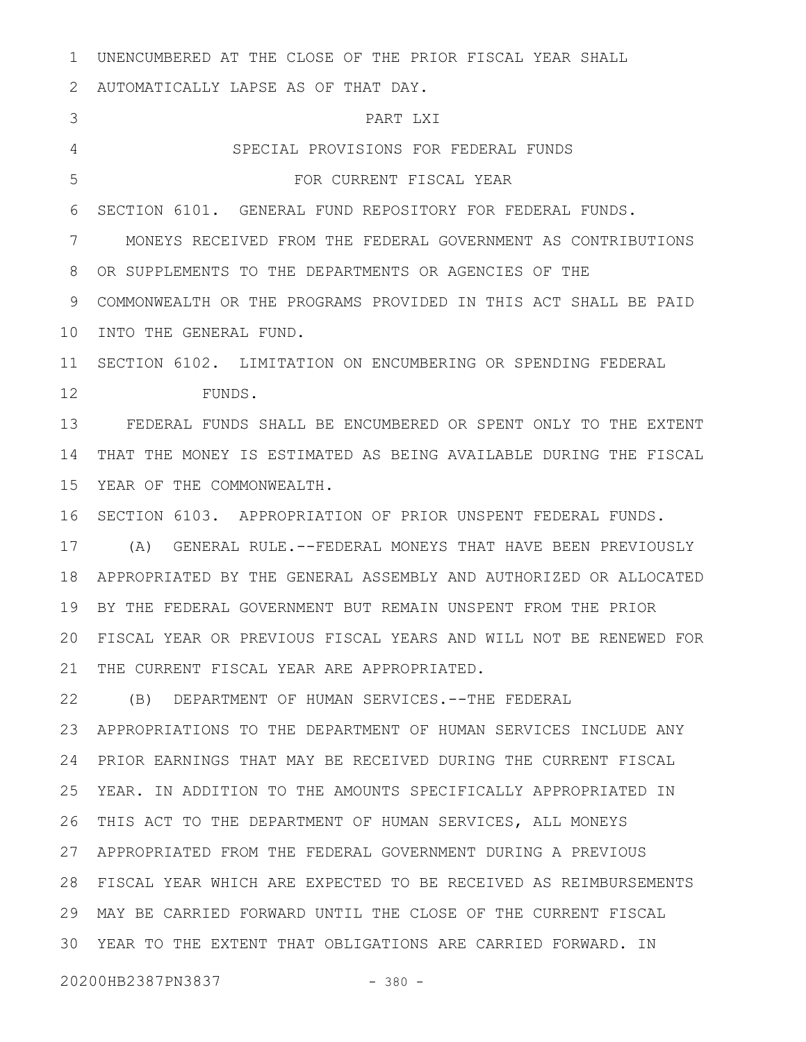UNENCUMBERED AT THE CLOSE OF THE PRIOR FISCAL YEAR SHALL AUTOMATICALLY LAPSE AS OF THAT DAY.

PART LXI

SPECIAL PROVISIONS FOR FEDERAL FUNDS

FOR CURRENT FISCAL YEAR

SECTION 6101. GENERAL FUND REPOSITORY FOR FEDERAL FUNDS.

MONEYS RECEIVED FROM THE FEDERAL GOVERNMENT AS CONTRIBUTIONS OR SUPPLEMENTS TO THE DEPARTMENTS OR AGENCIES OF THE COMMONWEALTH OR THE PROGRAMS PROVIDED IN THIS ACT SHALL BE PAID INTO THE GENERAL FUND.

SECTION 6102. LIMITATION ON ENCUMBERING OR SPENDING FEDERAL FUNDS.

FEDERAL FUNDS SHALL BE ENCUMBERED OR SPENT ONLY TO THE EXTENT THAT THE MONEY IS ESTIMATED AS BEING AVAILABLE DURING THE FISCAL YEAR OF THE COMMONWEALTH.

SECTION 6103. APPROPRIATION OF PRIOR UNSPENT FEDERAL FUNDS.

(A) GENERAL RULE.--FEDERAL MONEYS THAT HAVE BEEN PREVIOUSLY APPROPRIATED BY THE GENERAL ASSEMBLY AND AUTHORIZED OR ALLOCATED BY THE FEDERAL GOVERNMENT BUT REMAIN UNSPENT FROM THE PRIOR FISCAL YEAR OR PREVIOUS FISCAL YEARS AND WILL NOT BE RENEWED FOR THE CURRENT FISCAL YEAR ARE APPROPRIATED.

(B) DEPARTMENT OF HUMAN SERVICES.--THE FEDERAL APPROPRIATIONS TO THE DEPARTMENT OF HUMAN SERVICES INCLUDE ANY PRIOR EARNINGS THAT MAY BE RECEIVED DURING THE CURRENT FISCAL YEAR. IN ADDITION TO THE AMOUNTS SPECIFICALLY APPROPRIATED IN THIS ACT TO THE DEPARTMENT OF HUMAN SERVICES, ALL MONEYS APPROPRIATED FROM THE FEDERAL GOVERNMENT DURING A PREVIOUS FISCAL YEAR WHICH ARE EXPECTED TO BE RECEIVED AS REIMBURSEMENTS MAY BE CARRIED FORWARD UNTIL THE CLOSE OF THE CURRENT FISCAL YEAR TO THE EXTENT THAT OBLIGATIONS ARE CARRIED FORWARD. IN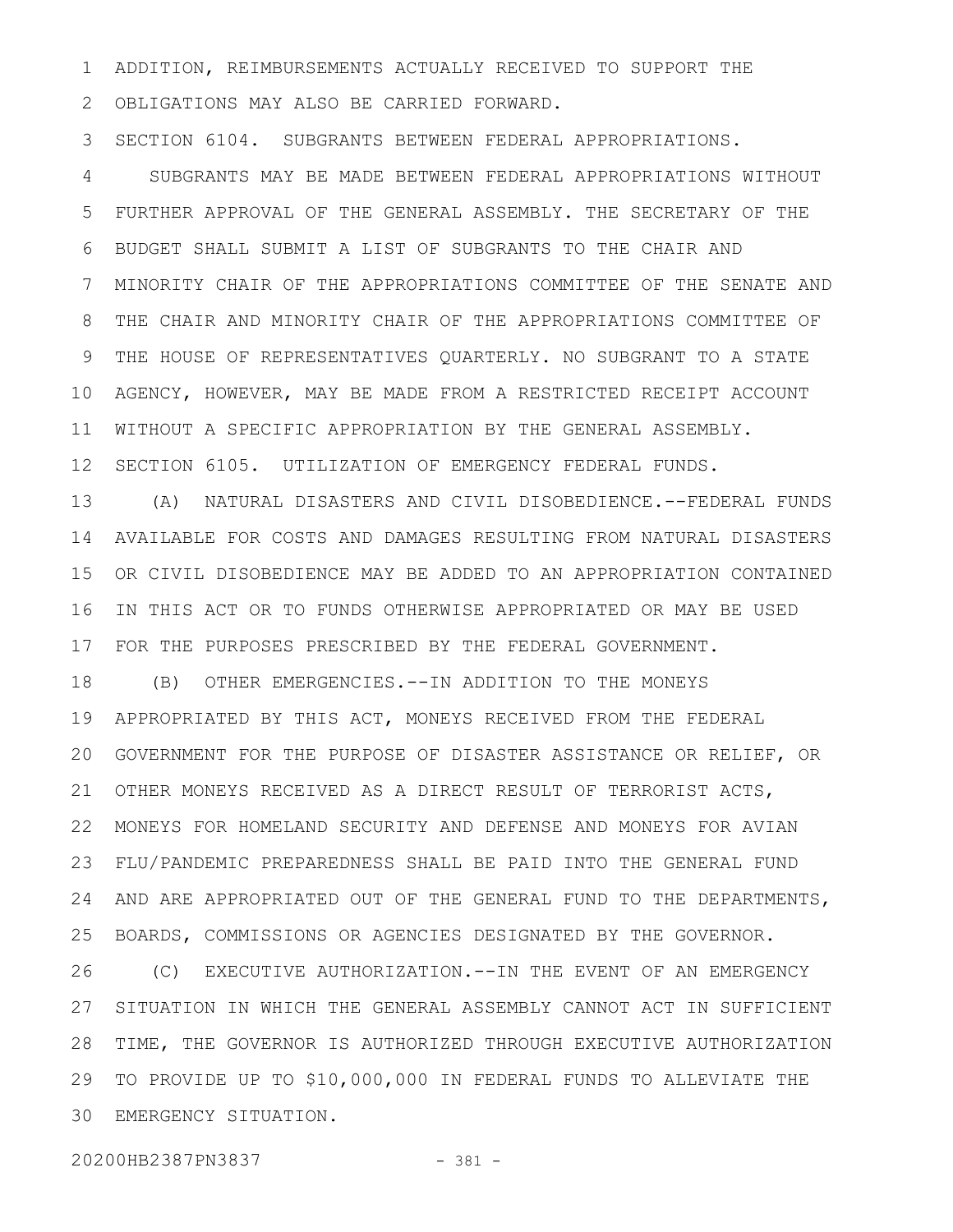ADDITION, REIMBURSEMENTS ACTUALLY RECEIVED TO SUPPORT THE OBLIGATIONS MAY ALSO BE CARRIED FORWARD.

SECTION 6104. SUBGRANTS BETWEEN FEDERAL APPROPRIATIONS.

SUBGRANTS MAY BE MADE BETWEEN FEDERAL APPROPRIATIONS WITHOUT FURTHER APPROVAL OF THE GENERAL ASSEMBLY. THE SECRETARY OF THE BUDGET SHALL SUBMIT A LIST OF SUBGRANTS TO THE CHAIR AND MINORITY CHAIR OF THE APPROPRIATIONS COMMITTEE OF THE SENATE AND THE CHAIR AND MINORITY CHAIR OF THE APPROPRIATIONS COMMITTEE OF THE HOUSE OF REPRESENTATIVES QUARTERLY. NO SUBGRANT TO A STATE AGENCY, HOWEVER, MAY BE MADE FROM A RESTRICTED RECEIPT ACCOUNT WITHOUT A SPECIFIC APPROPRIATION BY THE GENERAL ASSEMBLY.

SECTION 6105. UTILIZATION OF EMERGENCY FEDERAL FUNDS.

(A) NATURAL DISASTERS AND CIVIL DISOBEDIENCE.--FEDERAL FUNDS AVAILABLE FOR COSTS AND DAMAGES RESULTING FROM NATURAL DISASTERS OR CIVIL DISOBEDIENCE MAY BE ADDED TO AN APPROPRIATION CONTAINED IN THIS ACT OR TO FUNDS OTHERWISE APPROPRIATED OR MAY BE USED FOR THE PURPOSES PRESCRIBED BY THE FEDERAL GOVERNMENT.

(B) OTHER EMERGENCIES.--IN ADDITION TO THE MONEYS APPROPRIATED BY THIS ACT, MONEYS RECEIVED FROM THE FEDERAL GOVERNMENT FOR THE PURPOSE OF DISASTER ASSISTANCE OR RELIEF, OR OTHER MONEYS RECEIVED AS A DIRECT RESULT OF TERRORIST ACTS, MONEYS FOR HOMELAND SECURITY AND DEFENSE AND MONEYS FOR AVIAN FLU/PANDEMIC PREPAREDNESS SHALL BE PAID INTO THE GENERAL FUND AND ARE APPROPRIATED OUT OF THE GENERAL FUND TO THE DEPARTMENTS, BOARDS, COMMISSIONS OR AGENCIES DESIGNATED BY THE GOVERNOR.

(C) EXECUTIVE AUTHORIZATION.--IN THE EVENT OF AN EMERGENCY SITUATION IN WHICH THE GENERAL ASSEMBLY CANNOT ACT IN SUFFICIENT TIME, THE GOVERNOR IS AUTHORIZED THROUGH EXECUTIVE AUTHORIZATION TO PROVIDE UP TO $10,000,000 IN FEDERAL FUNDS TO ALLEVIATE THE EMERGENCY SITUATION.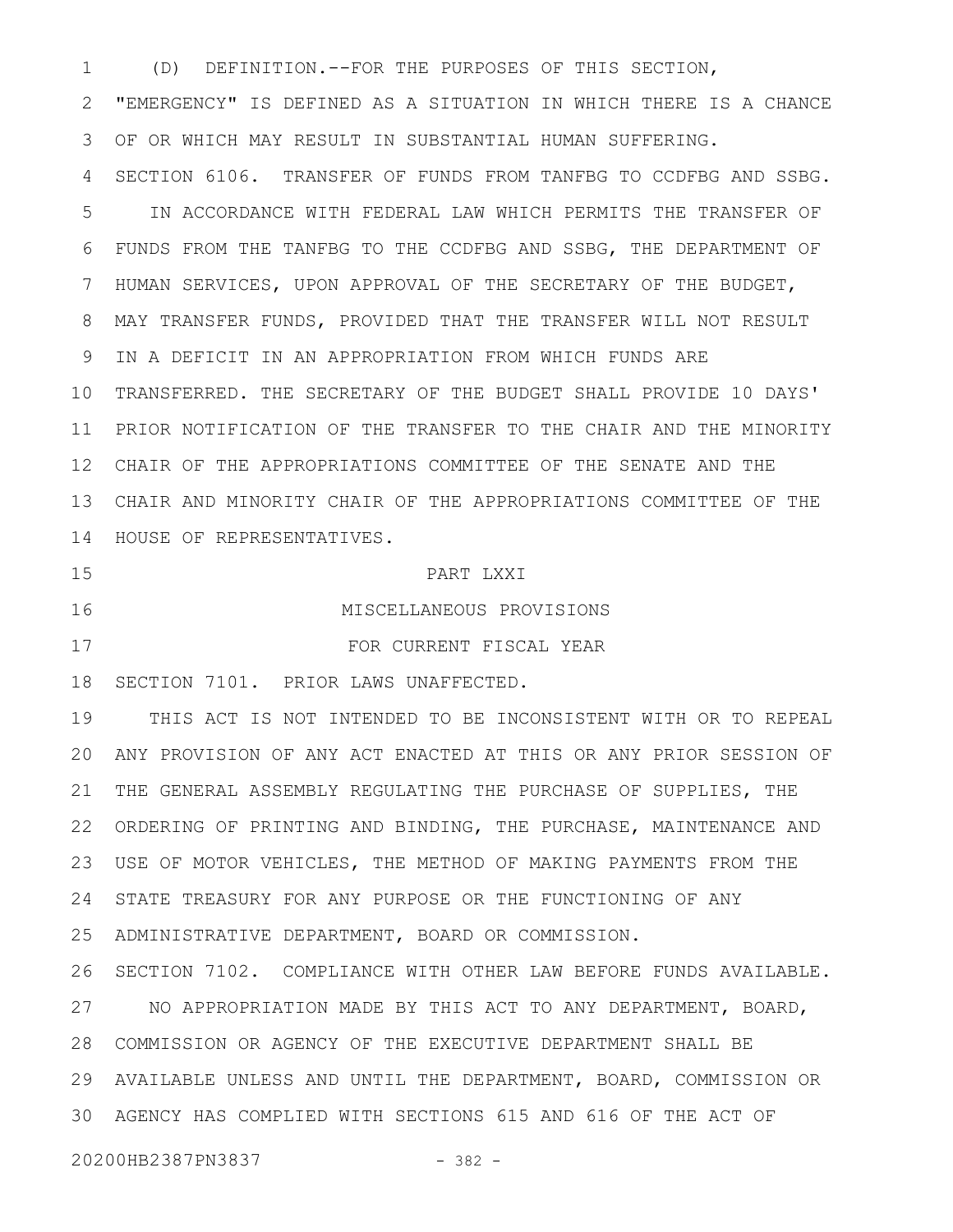(D) DEFINITION.--FOR THE PURPOSES OF THIS SECTION, "EMERGENCY" IS DEFINED AS A SITUATION IN WHICH THERE IS A CHANCE OF OR WHICH MAY RESULT IN SUBSTANTIAL HUMAN SUFFERING.

SECTION 6106. TRANSFER OF FUNDS FROM TANFBG TO CCDFBG AND SSBG.

IN ACCORDANCE WITH FEDERAL LAW WHICH PERMITS THE TRANSFER OF FUNDS FROM THE TANFBG TO THE CCDFBG AND SSBG, THE DEPARTMENT OF HUMAN SERVICES, UPON APPROVAL OF THE SECRETARY OF THE BUDGET, MAY TRANSFER FUNDS, PROVIDED THAT THE TRANSFER WILL NOT RESULT IN A DEFICIT IN AN APPROPRIATION FROM WHICH FUNDS ARE TRANSFERRED. THE SECRETARY OF THE BUDGET SHALL PROVIDE 10 DAYS' PRIOR NOTIFICATION OF THE TRANSFER TO THE CHAIR AND THE MINORITY CHAIR OF THE APPROPRIATIONS COMMITTEE OF THE SENATE AND THE CHAIR AND MINORITY CHAIR OF THE APPROPRIATIONS COMMITTEE OF THE HOUSE OF REPRESENTATIVES.

## PART LXXI
## MISCELLANEOUS PROVISIONS
## FOR CURRENT FISCAL YEAR

SECTION 7101. PRIOR LAWS UNAFFECTED.

THIS ACT IS NOT INTENDED TO BE INCONSISTENT WITH OR TO REPEAL ANY PROVISION OF ANY ACT ENACTED AT THIS OR ANY PRIOR SESSION OF THE GENERAL ASSEMBLY REGULATING THE PURCHASE OF SUPPLIES, THE ORDERING OF PRINTING AND BINDING, THE PURCHASE, MAINTENANCE AND USE OF MOTOR VEHICLES, THE METHOD OF MAKING PAYMENTS FROM THE STATE TREASURY FOR ANY PURPOSE OR THE FUNCTIONING OF ANY ADMINISTRATIVE DEPARTMENT, BOARD OR COMMISSION.

SECTION 7102. COMPLIANCE WITH OTHER LAW BEFORE FUNDS AVAILABLE.

NO APPROPRIATION MADE BY THIS ACT TO ANY DEPARTMENT, BOARD, COMMISSION OR AGENCY OF THE EXECUTIVE DEPARTMENT SHALL BE AVAILABLE UNLESS AND UNTIL THE DEPARTMENT, BOARD, COMMISSION OR AGENCY HAS COMPLIED WITH SECTIONS 615 AND 616 OF THE ACT OF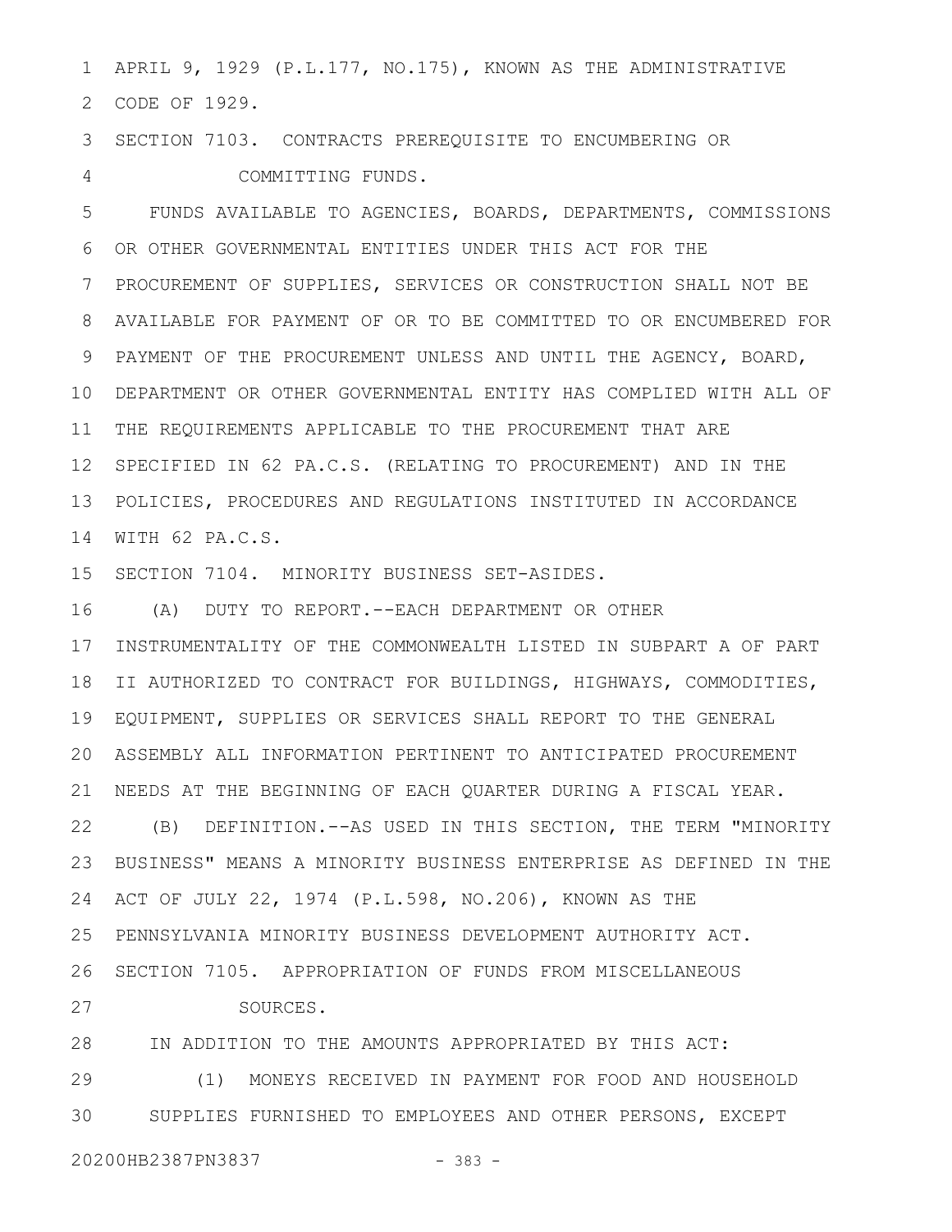APRIL 9, 1929 (P.L.177, NO.175), KNOWN AS THE ADMINISTRATIVE CODE OF 1929.

SECTION 7103. CONTRACTS PREREQUISITE TO ENCUMBERING OR COMMITTING FUNDS.

FUNDS AVAILABLE TO AGENCIES, BOARDS, DEPARTMENTS, COMMISSIONS OR OTHER GOVERNMENTAL ENTITIES UNDER THIS ACT FOR THE PROCUREMENT OF SUPPLIES, SERVICES OR CONSTRUCTION SHALL NOT BE AVAILABLE FOR PAYMENT OF OR TO BE COMMITTED TO OR ENCUMBERED FOR PAYMENT OF THE PROCUREMENT UNLESS AND UNTIL THE AGENCY, BOARD, DEPARTMENT OR OTHER GOVERNMENTAL ENTITY HAS COMPLIED WITH ALL OF THE REQUIREMENTS APPLICABLE TO THE PROCUREMENT THAT ARE SPECIFIED IN 62 PA.C.S. (RELATING TO PROCUREMENT) AND IN THE POLICIES, PROCEDURES AND REGULATIONS INSTITUTED IN ACCORDANCE WITH 62 PA.C.S.

SECTION 7104. MINORITY BUSINESS SET-ASIDES.

(A) DUTY TO REPORT.--EACH DEPARTMENT OR OTHER INSTRUMENTALITY OF THE COMMONWEALTH LISTED IN SUBPART A OF PART II AUTHORIZED TO CONTRACT FOR BUILDINGS, HIGHWAYS, COMMODITIES, EQUIPMENT, SUPPLIES OR SERVICES SHALL REPORT TO THE GENERAL ASSEMBLY ALL INFORMATION PERTINENT TO ANTICIPATED PROCUREMENT NEEDS AT THE BEGINNING OF EACH QUARTER DURING A FISCAL YEAR.

(B) DEFINITION.--AS USED IN THIS SECTION, THE TERM "MINORITY BUSINESS" MEANS A MINORITY BUSINESS ENTERPRISE AS DEFINED IN THE ACT OF JULY 22, 1974 (P.L.598, NO.206), KNOWN AS THE PENNSYLVANIA MINORITY BUSINESS DEVELOPMENT AUTHORITY ACT.

SECTION 7105. APPROPRIATION OF FUNDS FROM MISCELLANEOUS SOURCES.

IN ADDITION TO THE AMOUNTS APPROPRIATED BY THIS ACT:

(1) MONEYS RECEIVED IN PAYMENT FOR FOOD AND HOUSEHOLD SUPPLIES FURNISHED TO EMPLOYEES AND OTHER PERSONS, EXCEPT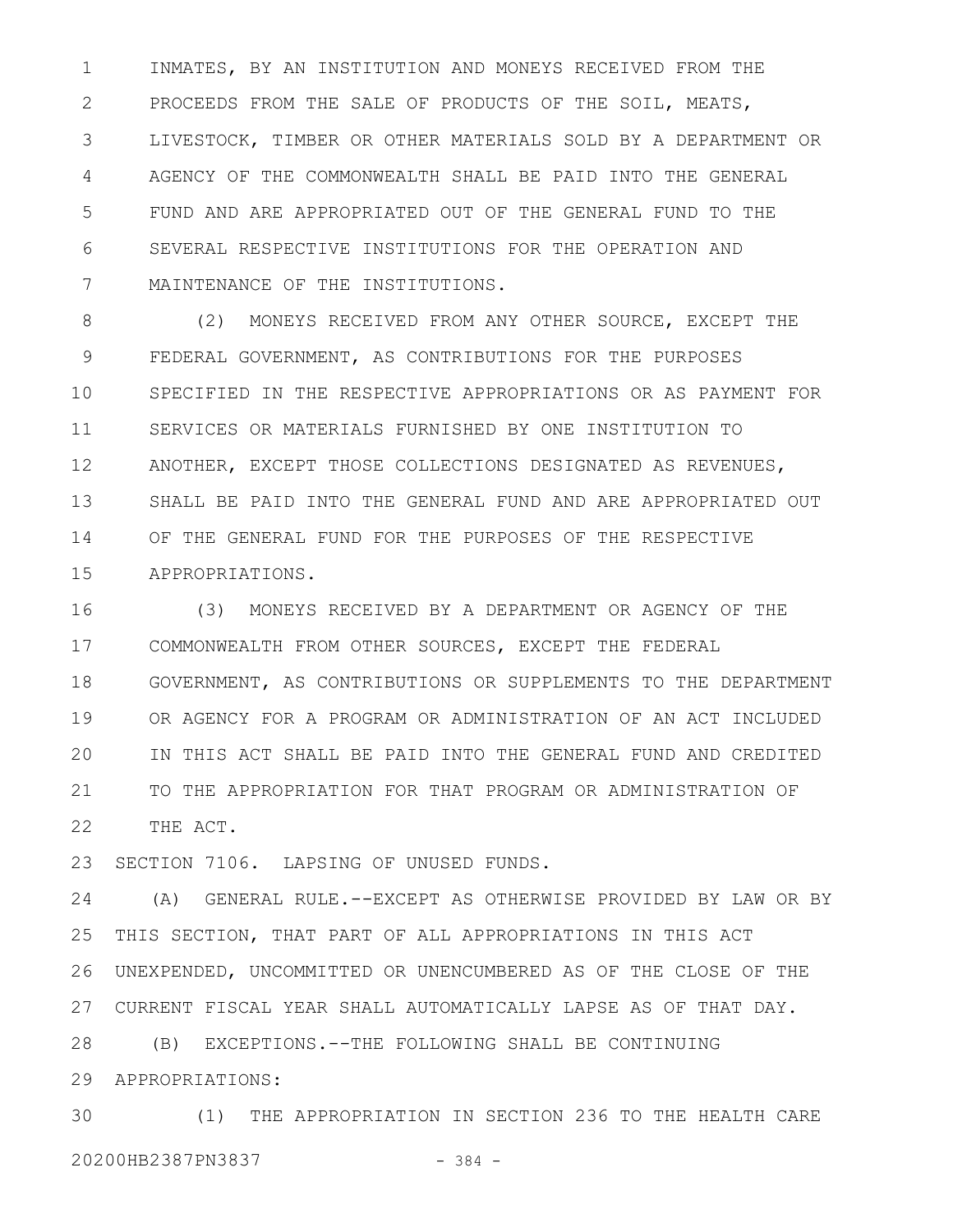INMATES, BY AN INSTITUTION AND MONEYS RECEIVED FROM THE PROCEEDS FROM THE SALE OF PRODUCTS OF THE SOIL, MEATS, LIVESTOCK, TIMBER OR OTHER MATERIALS SOLD BY A DEPARTMENT OR AGENCY OF THE COMMONWEALTH SHALL BE PAID INTO THE GENERAL FUND AND ARE APPROPRIATED OUT OF THE GENERAL FUND TO THE SEVERAL RESPECTIVE INSTITUTIONS FOR THE OPERATION AND MAINTENANCE OF THE INSTITUTIONS.

(2) MONEYS RECEIVED FROM ANY OTHER SOURCE, EXCEPT THE FEDERAL GOVERNMENT, AS CONTRIBUTIONS FOR THE PURPOSES SPECIFIED IN THE RESPECTIVE APPROPRIATIONS OR AS PAYMENT FOR SERVICES OR MATERIALS FURNISHED BY ONE INSTITUTION TO ANOTHER, EXCEPT THOSE COLLECTIONS DESIGNATED AS REVENUES, SHALL BE PAID INTO THE GENERAL FUND AND ARE APPROPRIATED OUT OF THE GENERAL FUND FOR THE PURPOSES OF THE RESPECTIVE APPROPRIATIONS.

(3) MONEYS RECEIVED BY A DEPARTMENT OR AGENCY OF THE COMMONWEALTH FROM OTHER SOURCES, EXCEPT THE FEDERAL GOVERNMENT, AS CONTRIBUTIONS OR SUPPLEMENTS TO THE DEPARTMENT OR AGENCY FOR A PROGRAM OR ADMINISTRATION OF AN ACT INCLUDED IN THIS ACT SHALL BE PAID INTO THE GENERAL FUND AND CREDITED TO THE APPROPRIATION FOR THAT PROGRAM OR ADMINISTRATION OF THE ACT.

SECTION 7106. LAPSING OF UNUSED FUNDS.

(A) GENERAL RULE.--EXCEPT AS OTHERWISE PROVIDED BY LAW OR BY THIS SECTION, THAT PART OF ALL APPROPRIATIONS IN THIS ACT UNEXPENDED, UNCOMMITTED OR UNENCUMBERED AS OF THE CLOSE OF THE CURRENT FISCAL YEAR SHALL AUTOMATICALLY LAPSE AS OF THAT DAY.

(B) EXCEPTIONS.--THE FOLLOWING SHALL BE CONTINUING APPROPRIATIONS:

(1) THE APPROPRIATION IN SECTION 236 TO THE HEALTH CARE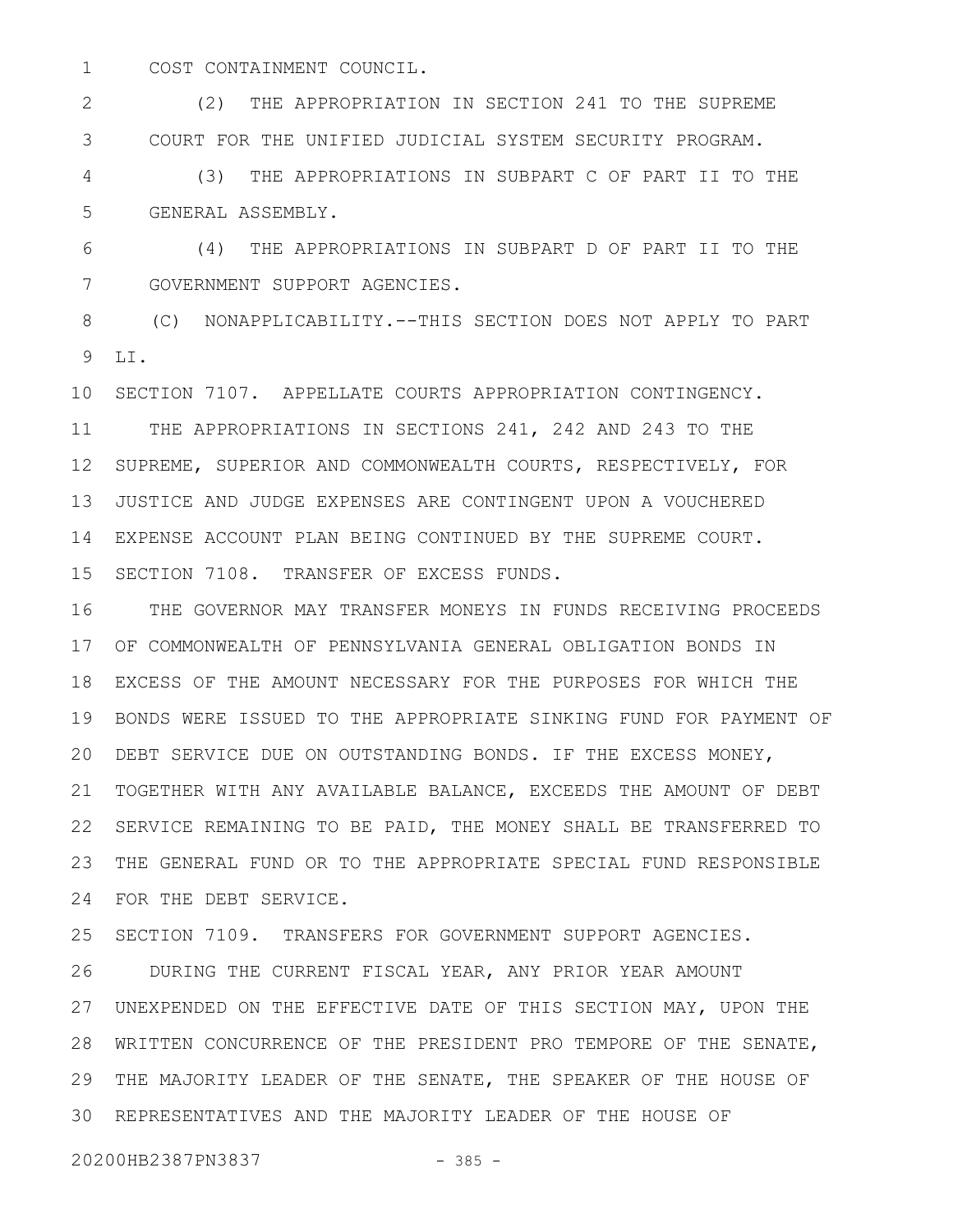COST CONTAINMENT COUNCIL.

(2) THE APPROPRIATION IN SECTION 241 TO THE SUPREME COURT FOR THE UNIFIED JUDICIAL SYSTEM SECURITY PROGRAM.

(3) THE APPROPRIATIONS IN SUBPART C OF PART II TO THE GENERAL ASSEMBLY.

(4) THE APPROPRIATIONS IN SUBPART D OF PART II TO THE GOVERNMENT SUPPORT AGENCIES.

(C) NONAPPLICABILITY.--THIS SECTION DOES NOT APPLY TO PART LI.

SECTION 7107. APPELLATE COURTS APPROPRIATION CONTINGENCY.

THE APPROPRIATIONS IN SECTIONS 241, 242 AND 243 TO THE SUPREME, SUPERIOR AND COMMONWEALTH COURTS, RESPECTIVELY, FOR JUSTICE AND JUDGE EXPENSES ARE CONTINGENT UPON A VOUCHERED EXPENSE ACCOUNT PLAN BEING CONTINUED BY THE SUPREME COURT.

SECTION 7108. TRANSFER OF EXCESS FUNDS.

THE GOVERNOR MAY TRANSFER MONEYS IN FUNDS RECEIVING PROCEEDS OF COMMONWEALTH OF PENNSYLVANIA GENERAL OBLIGATION BONDS IN EXCESS OF THE AMOUNT NECESSARY FOR THE PURPOSES FOR WHICH THE BONDS WERE ISSUED TO THE APPROPRIATE SINKING FUND FOR PAYMENT OF DEBT SERVICE DUE ON OUTSTANDING BONDS. IF THE EXCESS MONEY, TOGETHER WITH ANY AVAILABLE BALANCE, EXCEEDS THE AMOUNT OF DEBT SERVICE REMAINING TO BE PAID, THE MONEY SHALL BE TRANSFERRED TO THE GENERAL FUND OR TO THE APPROPRIATE SPECIAL FUND RESPONSIBLE FOR THE DEBT SERVICE.

SECTION 7109. TRANSFERS FOR GOVERNMENT SUPPORT AGENCIES.

DURING THE CURRENT FISCAL YEAR, ANY PRIOR YEAR AMOUNT UNEXPENDED ON THE EFFECTIVE DATE OF THIS SECTION MAY, UPON THE WRITTEN CONCURRENCE OF THE PRESIDENT PRO TEMPORE OF THE SENATE, THE MAJORITY LEADER OF THE SENATE, THE SPEAKER OF THE HOUSE OF REPRESENTATIVES AND THE MAJORITY LEADER OF THE HOUSE OF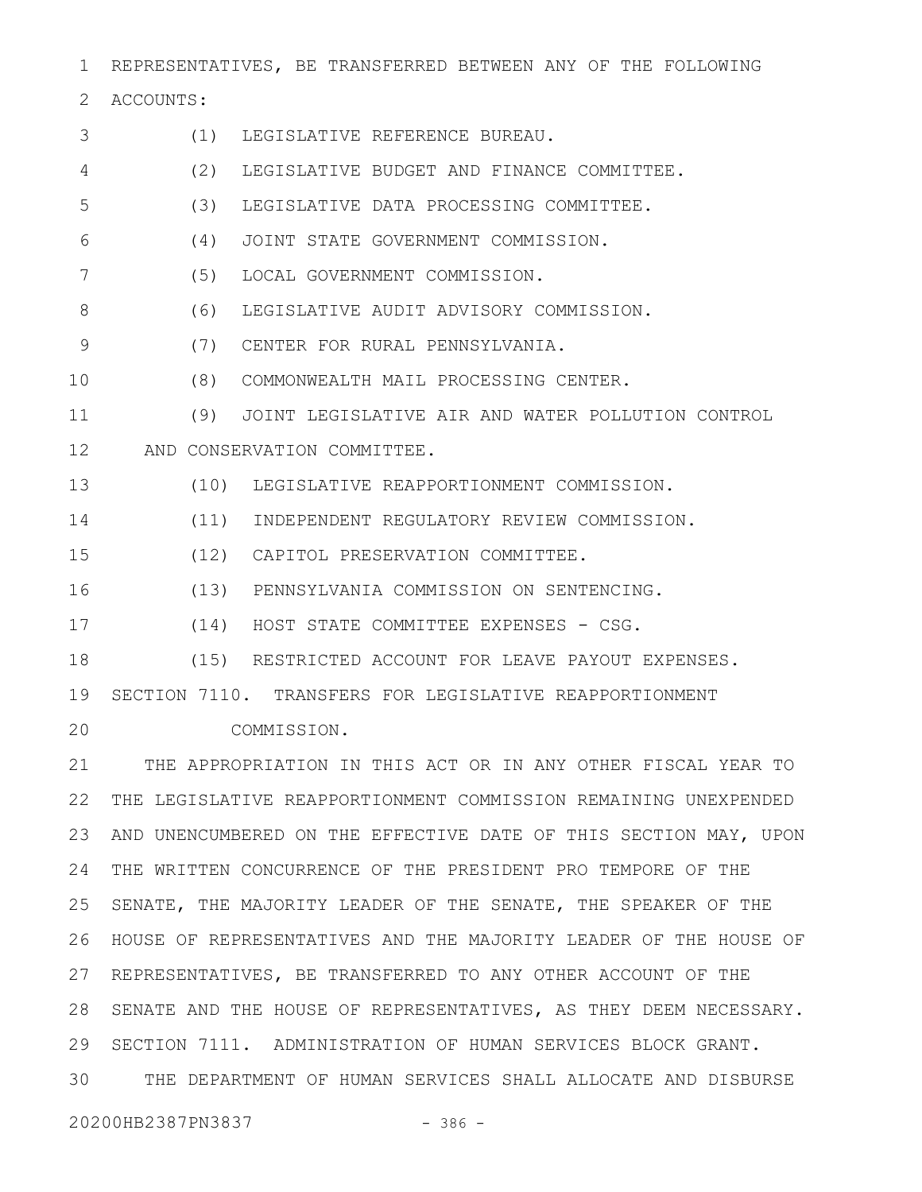REPRESENTATIVES, BE TRANSFERRED BETWEEN ANY OF THE FOLLOWING ACCOUNTS:

(1) LEGISLATIVE REFERENCE BUREAU.

(2) LEGISLATIVE BUDGET AND FINANCE COMMITTEE.

(3) LEGISLATIVE DATA PROCESSING COMMITTEE.

(4) JOINT STATE GOVERNMENT COMMISSION.

(5) LOCAL GOVERNMENT COMMISSION.

(6) LEGISLATIVE AUDIT ADVISORY COMMISSION.

(7) CENTER FOR RURAL PENNSYLVANIA.

(8) COMMONWEALTH MAIL PROCESSING CENTER.

(9) JOINT LEGISLATIVE AIR AND WATER POLLUTION CONTROL AND CONSERVATION COMMITTEE.

(10) LEGISLATIVE REAPPORTIONMENT COMMISSION.

(11) INDEPENDENT REGULATORY REVIEW COMMISSION.

(12) CAPITOL PRESERVATION COMMITTEE.

(13) PENNSYLVANIA COMMISSION ON SENTENCING.

(14) HOST STATE COMMITTEE EXPENSES - CSG.

(15) RESTRICTED ACCOUNT FOR LEAVE PAYOUT EXPENSES.

SECTION 7110. TRANSFERS FOR LEGISLATIVE REAPPORTIONMENT COMMISSION.

THE APPROPRIATION IN THIS ACT OR IN ANY OTHER FISCAL YEAR TO THE LEGISLATIVE REAPPORTIONMENT COMMISSION REMAINING UNEXPENDED AND UNENCUMBERED ON THE EFFECTIVE DATE OF THIS SECTION MAY, UPON THE WRITTEN CONCURRENCE OF THE PRESIDENT PRO TEMPORE OF THE SENATE, THE MAJORITY LEADER OF THE SENATE, THE SPEAKER OF THE HOUSE OF REPRESENTATIVES AND THE MAJORITY LEADER OF THE HOUSE OF REPRESENTATIVES, BE TRANSFERRED TO ANY OTHER ACCOUNT OF THE SENATE AND THE HOUSE OF REPRESENTATIVES, AS THEY DEEM NECESSARY.

SECTION 7111. ADMINISTRATION OF HUMAN SERVICES BLOCK GRANT.

THE DEPARTMENT OF HUMAN SERVICES SHALL ALLOCATE AND DISBURSE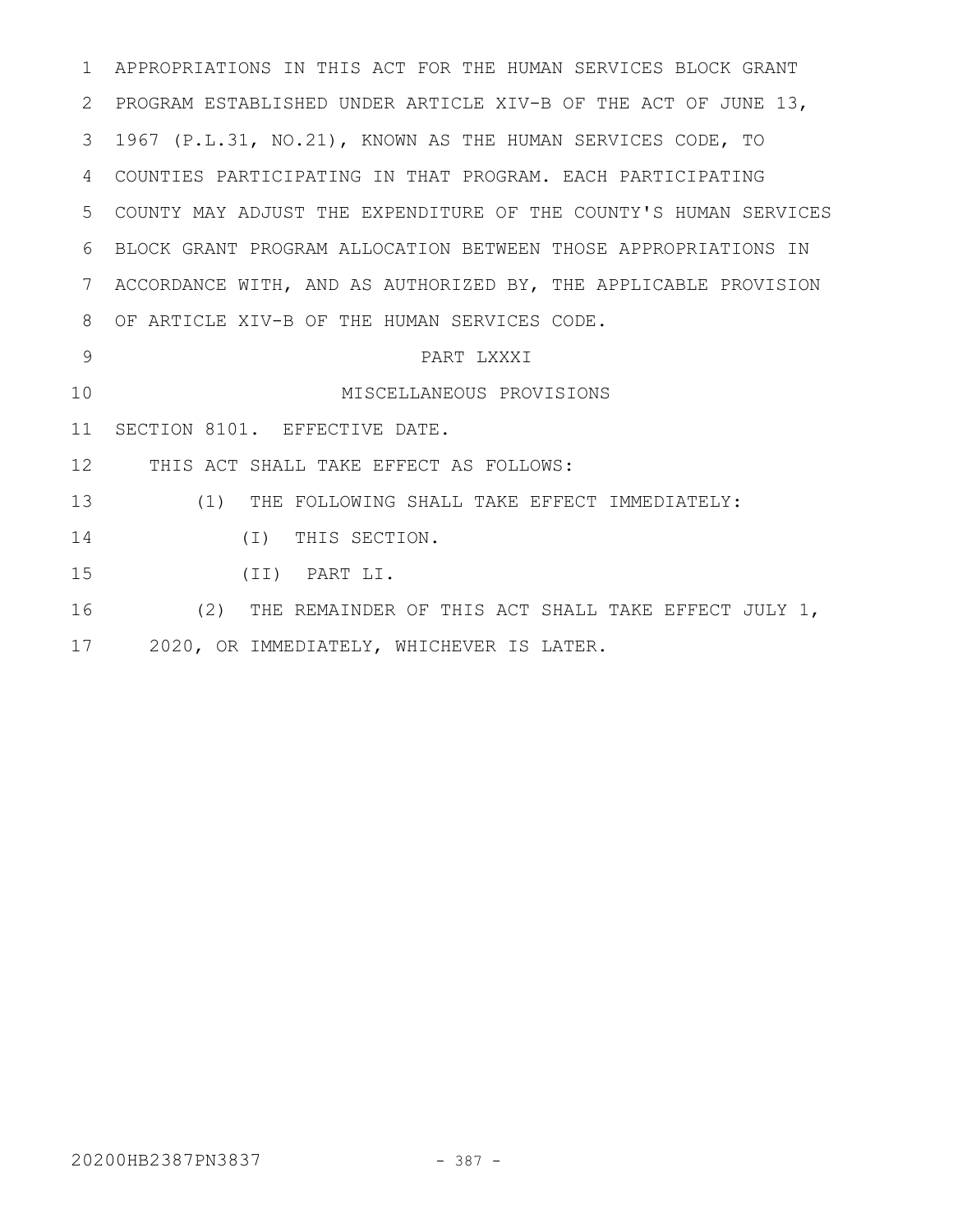APPROPRIATIONS IN THIS ACT FOR THE HUMAN SERVICES BLOCK GRANT PROGRAM ESTABLISHED UNDER ARTICLE XIV-B OF THE ACT OF JUNE 13, 1967 (P.L.31, NO.21), KNOWN AS THE HUMAN SERVICES CODE, TO COUNTIES PARTICIPATING IN THAT PROGRAM. EACH PARTICIPATING COUNTY MAY ADJUST THE EXPENDITURE OF THE COUNTY'S HUMAN SERVICES BLOCK GRANT PROGRAM ALLOCATION BETWEEN THOSE APPROPRIATIONS IN ACCORDANCE WITH, AND AS AUTHORIZED BY, THE APPLICABLE PROVISION OF ARTICLE XIV-B OF THE HUMAN SERVICES CODE.

## PART LXXXI

## MISCELLANEOUS PROVISIONS

SECTION 8101. EFFECTIVE DATE.

THIS ACT SHALL TAKE EFFECT AS FOLLOWS:

(1) THE FOLLOWING SHALL TAKE EFFECT IMMEDIATELY:

(I) THIS SECTION.

(II) PART LI.

(2) THE REMAINDER OF THIS ACT SHALL TAKE EFFECT JULY 1, 2020, OR IMMEDIATELY, WHICHEVER IS LATER.